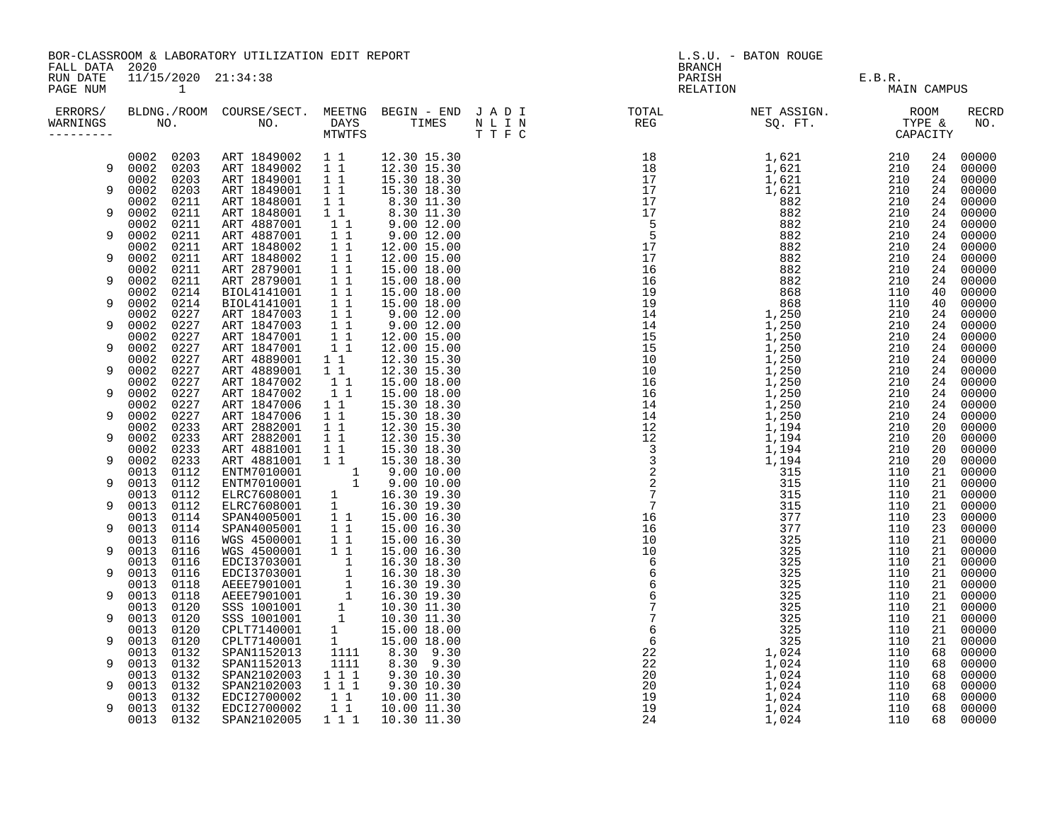BOR-CLASSROOM & LABORATORY UTILIZATION EDIT REPORT
FALL DATA 2020
RUN DATE 11/15/2020 21:34:38

L.S.U. - BATON ROUGE
BRANCH
PARISH E.B.R.
RELATION MAIN CAMPUS

| ERRORS/ WARNINGS | BLDG. NO. | ROOM NO. | COURSE/SECT. NO. | MEETNG DAYS MTWTFS | BEGIN - END TIMES | J A D I N L I N T T F C | TOTAL REG | NET ASSIGN. SQ. FT. | ROOM TYPE & | CAPACITY | RECRD NO. |
|---|---|---|---|---|---|---|---|---|---|---|---|
| | 0002 | 0203 | ART 1849002 | 1 1 | 12.30 15.30 | | 18 | 1,621 | 210 | 24 | 00000 |
| 9 | 0002 | 0203 | ART 1849002 | 1 1 | 12.30 15.30 | | 18 | 1,621 | 210 | 24 | 00000 |
| | 0002 | 0203 | ART 1849001 | 1 1 | 15.30 18.30 | | 17 | 1,621 | 210 | 24 | 00000 |
| 9 | 0002 | 0203 | ART 1849001 | 1 1 | 15.30 18.30 | | 17 | 1,621 | 210 | 24 | 00000 |
| | 0002 | 0211 | ART 1848001 | 1 1 | 8.30 11.30 | | 17 | 882 | 210 | 24 | 00000 |
| 9 | 0002 | 0211 | ART 1848001 | 1 1 | 8.30 11.30 | | 17 | 882 | 210 | 24 | 00000 |
| | 0002 | 0211 | ART 4887001 | 1 1 | 9.00 12.00 | | 5 | 882 | 210 | 24 | 00000 |
| 9 | 0002 | 0211 | ART 4887001 | 1 1 | 9.00 12.00 | | 5 | 882 | 210 | 24 | 00000 |
| | 0002 | 0211 | ART 1848002 | 1 1 | 12.00 15.00 | | 17 | 882 | 210 | 24 | 00000 |
| 9 | 0002 | 0211 | ART 1848002 | 1 1 | 12.00 15.00 | | 17 | 882 | 210 | 24 | 00000 |
| | 0002 | 0211 | ART 2879001 | 1 1 | 15.00 18.00 | | 16 | 882 | 210 | 24 | 00000 |
| 9 | 0002 | 0211 | ART 2879001 | 1 1 | 15.00 18.00 | | 16 | 882 | 210 | 24 | 00000 |
| | 0002 | 0214 | BIOL4141001 | 1 1 | 15.00 18.00 | | 19 | 868 | 110 | 40 | 00000 |
| 9 | 0002 | 0214 | BIOL4141001 | 1 1 | 15.00 18.00 | | 19 | 868 | 110 | 40 | 00000 |
| | 0002 | 0227 | ART 1847003 | 1 1 | 9.00 12.00 | | 14 | 1,250 | 210 | 24 | 00000 |
| 9 | 0002 | 0227 | ART 1847003 | 1 1 | 9.00 12.00 | | 14 | 1,250 | 210 | 24 | 00000 |
| | 0002 | 0227 | ART 1847001 | 1 1 | 12.00 15.00 | | 15 | 1,250 | 210 | 24 | 00000 |
| 9 | 0002 | 0227 | ART 1847001 | 1 1 | 12.00 15.00 | | 15 | 1,250 | 210 | 24 | 00000 |
| | 0002 | 0227 | ART 4889001 | 1 1 | 12.30 15.30 | | 10 | 1,250 | 210 | 24 | 00000 |
| 9 | 0002 | 0227 | ART 4889001 | 1 1 | 12.30 15.30 | | 10 | 1,250 | 210 | 24 | 00000 |
| | 0002 | 0227 | ART 1847002 | 1 1 | 15.00 18.00 | | 16 | 1,250 | 210 | 24 | 00000 |
| 9 | 0002 | 0227 | ART 1847002 | 1 1 | 15.00 18.00 | | 16 | 1,250 | 210 | 24 | 00000 |
| | 0002 | 0227 | ART 1847006 | 1 1 | 15.30 18.30 | | 14 | 1,250 | 210 | 24 | 00000 |
| 9 | 0002 | 0227 | ART 1847006 | 1 1 | 15.30 18.30 | | 14 | 1,250 | 210 | 24 | 00000 |
| | 0002 | 0233 | ART 2882001 | 1 1 | 12.30 15.30 | | 12 | 1,194 | 210 | 20 | 00000 |
| 9 | 0002 | 0233 | ART 2882001 | 1 1 | 12.30 15.30 | | 12 | 1,194 | 210 | 20 | 00000 |
| | 0002 | 0233 | ART 4881001 | 1 1 | 15.30 18.30 | | 3 | 1,194 | 210 | 20 | 00000 |
| 9 | 0002 | 0233 | ART 4881001 | 1 1 | 15.30 18.30 | | 3 | 1,194 | 210 | 20 | 00000 |
| | 0013 | 0112 | ENTM7010001 | 1 | 9.00 10.00 | | 2 | 315 | 110 | 21 | 00000 |
| 9 | 0013 | 0112 | ENTM7010001 | 1 | 9.00 10.00 | | 2 | 315 | 110 | 21 | 00000 |
| | 0013 | 0112 | ELRC7608001 | 1 | 16.30 19.30 | | 7 | 315 | 110 | 21 | 00000 |
| 9 | 0013 | 0112 | ELRC7608001 | 1 | 16.30 19.30 | | 7 | 315 | 110 | 21 | 00000 |
| | 0013 | 0114 | SPAN4005001 | 1 1 | 15.00 16.30 | | 16 | 377 | 110 | 23 | 00000 |
| 9 | 0013 | 0114 | SPAN4005001 | 1 1 | 15.00 16.30 | | 16 | 377 | 110 | 23 | 00000 |
| | 0013 | 0116 | WGS 4500001 | 1 1 | 15.00 16.30 | | 10 | 325 | 110 | 21 | 00000 |
| 9 | 0013 | 0116 | WGS 4500001 | 1 1 | 15.00 16.30 | | 10 | 325 | 110 | 21 | 00000 |
| | 0013 | 0116 | EDCI3703001 | 1 | 16.30 18.30 | | 6 | 325 | 110 | 21 | 00000 |
| 9 | 0013 | 0116 | EDCI3703001 | 1 | 16.30 18.30 | | 6 | 325 | 110 | 21 | 00000 |
| | 0013 | 0118 | AEEE7901001 | 1 | 16.30 19.30 | | 6 | 325 | 110 | 21 | 00000 |
| 9 | 0013 | 0118 | AEEE7901001 | 1 | 16.30 19.30 | | 6 | 325 | 110 | 21 | 00000 |
| | 0013 | 0120 | SSS 1001001 | 1 | 10.30 11.30 | | 7 | 325 | 110 | 21 | 00000 |
| 9 | 0013 | 0120 | SSS 1001001 | 1 | 10.30 11.30 | | 7 | 325 | 110 | 21 | 00000 |
| | 0013 | 0120 | CPLT7140001 | 1 | 15.00 18.00 | | 6 | 325 | 110 | 21 | 00000 |
| 9 | 0013 | 0120 | CPLT7140001 | 1 | 15.00 18.00 | | 6 | 325 | 110 | 21 | 00000 |
| | 0013 | 0132 | SPAN1152013 | 1111 | 8.30 9.30 | | 22 | 1,024 | 110 | 68 | 00000 |
| 9 | 0013 | 0132 | SPAN1152013 | 1111 | 8.30 9.30 | | 22 | 1,024 | 110 | 68 | 00000 |
| | 0013 | 0132 | SPAN2102003 | 1 1 1 | 9.30 10.30 | | 20 | 1,024 | 110 | 68 | 00000 |
| 9 | 0013 | 0132 | SPAN2102003 | 1 1 1 | 9.30 10.30 | | 20 | 1,024 | 110 | 68 | 00000 |
| | 0013 | 0132 | EDCI2700002 | 1 1 | 10.00 11.30 | | 19 | 1,024 | 110 | 68 | 00000 |
| 9 | 0013 | 0132 | EDCI2700002 | 1 1 | 10.00 11.30 | | 19 | 1,024 | 110 | 68 | 00000 |
| | 0013 | 0132 | SPAN2102005 | 1 1 1 | 10.30 11.30 | | 24 | 1,024 | 110 | 68 | 00000 |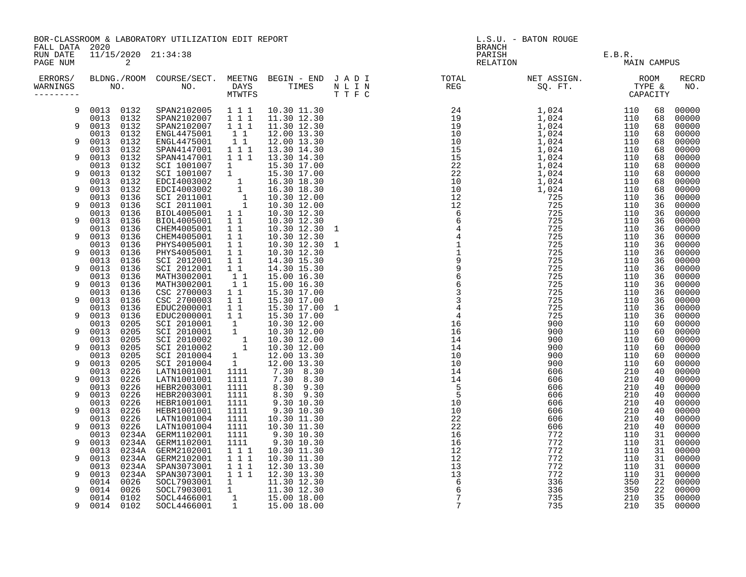BOR-CLASSROOM & LABORATORY UTILIZATION EDIT REPORT
FALL DATA 2020
RUN DATE 11/15/2020 21:34:38

L.S.U. - BATON ROUGE
BRANCH
PARISH E.B.R.
RELATION MAIN CAMPUS

| ERRORS/ WARNINGS | BLDNG. NO. | ROOM NO. | COURSE/SECT. NO. | MEETNG DAYS MTWTFS | BEGIN TIME | END TIME | J A D I N L I N T T F C | TOTAL REG | NET ASSIGN. SQ. FT. | ROOM TYPE | CAPACITY | RECRD NO. |
|---|---|---|---|---|---|---|---|---|---|---|---|---|
| 9 | 0013 | 0132 | SPAN2102005 | 1 1 1 | 10.30 | 11.30 | | 24 | 1,024 | 110 | 68 | 00000 |
| | 0013 | 0132 | SPAN2102007 | 1 1 1 | 11.30 | 12.30 | | 19 | 1,024 | 110 | 68 | 00000 |
| 9 | 0013 | 0132 | SPAN2102007 | 1 1 1 | 11.30 | 12.30 | | 19 | 1,024 | 110 | 68 | 00000 |
| | 0013 | 0132 | ENGL4475001 | 1 1 | 12.00 | 13.30 | | 10 | 1,024 | 110 | 68 | 00000 |
| 9 | 0013 | 0132 | ENGL4475001 | 1 1 | 12.00 | 13.30 | | 10 | 1,024 | 110 | 68 | 00000 |
| | 0013 | 0132 | SPAN4147001 | 1 1 1 | 13.30 | 14.30 | | 15 | 1,024 | 110 | 68 | 00000 |
| 9 | 0013 | 0132 | SPAN4147001 | 1 1 1 | 13.30 | 14.30 | | 15 | 1,024 | 110 | 68 | 00000 |
| | 0013 | 0132 | SCI 1001007 | 1 | 15.30 | 17.00 | | 22 | 1,024 | 110 | 68 | 00000 |
| 9 | 0013 | 0132 | SCI 1001007 | 1 | 15.30 | 17.00 | | 22 | 1,024 | 110 | 68 | 00000 |
| | 0013 | 0132 | EDCI4003002 | 1 | 16.30 | 18.30 | | 10 | 1,024 | 110 | 68 | 00000 |
| 9 | 0013 | 0132 | EDCI4003002 | 1 | 16.30 | 18.30 | | 10 | 1,024 | 110 | 68 | 00000 |
| | 0013 | 0136 | SCI 2011001 | 1 | 10.30 | 12.00 | | 12 | 725 | 110 | 36 | 00000 |
| 9 | 0013 | 0136 | SCI 2011001 | 1 | 10.30 | 12.00 | | 12 | 725 | 110 | 36 | 00000 |
| | 0013 | 0136 | BIOL4005001 | 1 1 | 10.30 | 12.30 | | 6 | 725 | 110 | 36 | 00000 |
| 9 | 0013 | 0136 | BIOL4005001 | 1 1 | 10.30 | 12.30 | | 6 | 725 | 110 | 36 | 00000 |
| | 0013 | 0136 | CHEM4005001 | 1 1 | 10.30 | 12.30 | 1 | 4 | 725 | 110 | 36 | 00000 |
| 9 | 0013 | 0136 | CHEM4005001 | 1 1 | 10.30 | 12.30 | | 4 | 725 | 110 | 36 | 00000 |
| | 0013 | 0136 | PHYS4005001 | 1 1 | 10.30 | 12.30 | 1 | 1 | 725 | 110 | 36 | 00000 |
| 9 | 0013 | 0136 | PHYS4005001 | 1 1 | 10.30 | 12.30 | | 1 | 725 | 110 | 36 | 00000 |
| | 0013 | 0136 | SCI 2012001 | 1 1 | 14.30 | 15.30 | | 9 | 725 | 110 | 36 | 00000 |
| 9 | 0013 | 0136 | SCI 2012001 | 1 1 | 14.30 | 15.30 | | 9 | 725 | 110 | 36 | 00000 |
| | 0013 | 0136 | MATH3002001 | 1 1 | 15.00 | 16.30 | | 6 | 725 | 110 | 36 | 00000 |
| 9 | 0013 | 0136 | MATH3002001 | 1 1 | 15.00 | 16.30 | | 6 | 725 | 110 | 36 | 00000 |
| | 0013 | 0136 | CSC 2700003 | 1 1 | 15.30 | 17.00 | | 3 | 725 | 110 | 36 | 00000 |
| 9 | 0013 | 0136 | CSC 2700003 | 1 1 | 15.30 | 17.00 | | 3 | 725 | 110 | 36 | 00000 |
| | 0013 | 0136 | EDUC2000001 | 1 1 | 15.30 | 17.00 | 1 | 4 | 725 | 110 | 36 | 00000 |
| 9 | 0013 | 0136 | EDUC2000001 | 1 1 | 15.30 | 17.00 | | 4 | 725 | 110 | 36 | 00000 |
| | 0013 | 0205 | SCI 2010001 | 1 | 10.30 | 12.00 | | 16 | 900 | 110 | 60 | 00000 |
| 9 | 0013 | 0205 | SCI 2010001 | 1 | 10.30 | 12.00 | | 16 | 900 | 110 | 60 | 00000 |
| | 0013 | 0205 | SCI 2010002 | 1 | 10.30 | 12.00 | | 14 | 900 | 110 | 60 | 00000 |
| 9 | 0013 | 0205 | SCI 2010002 | 1 | 10.30 | 12.00 | | 14 | 900 | 110 | 60 | 00000 |
| | 0013 | 0205 | SCI 2010004 | 1 | 12.00 | 13.30 | | 10 | 900 | 110 | 60 | 00000 |
| 9 | 0013 | 0205 | SCI 2010004 | 1 | 12.00 | 13.30 | | 10 | 900 | 110 | 60 | 00000 |
| | 0013 | 0226 | LATN1001001 | 1111 | 7.30 | 8.30 | | 14 | 606 | 210 | 40 | 00000 |
| 9 | 0013 | 0226 | LATN1001001 | 1111 | 7.30 | 8.30 | | 14 | 606 | 210 | 40 | 00000 |
| | 0013 | 0226 | HEBR2003001 | 1111 | 8.30 | 9.30 | | 5 | 606 | 210 | 40 | 00000 |
| 9 | 0013 | 0226 | HEBR2003001 | 1111 | 8.30 | 9.30 | | 5 | 606 | 210 | 40 | 00000 |
| | 0013 | 0226 | HEBR1001001 | 1111 | 9.30 | 10.30 | | 10 | 606 | 210 | 40 | 00000 |
| 9 | 0013 | 0226 | HEBR1001001 | 1111 | 9.30 | 10.30 | | 10 | 606 | 210 | 40 | 00000 |
| | 0013 | 0226 | LATN1001004 | 1111 | 10.30 | 11.30 | | 22 | 606 | 210 | 40 | 00000 |
| 9 | 0013 | 0226 | LATN1001004 | 1111 | 10.30 | 11.30 | | 22 | 606 | 210 | 40 | 00000 |
| | 0013 | 0234A | GERM1102001 | 1111 | 9.30 | 10.30 | | 16 | 772 | 110 | 31 | 00000 |
| 9 | 0013 | 0234A | GERM1102001 | 1111 | 9.30 | 10.30 | | 16 | 772 | 110 | 31 | 00000 |
| | 0013 | 0234A | GERM2102001 | 1 1 1 | 10.30 | 11.30 | | 12 | 772 | 110 | 31 | 00000 |
| 9 | 0013 | 0234A | GERM2102001 | 1 1 1 | 10.30 | 11.30 | | 12 | 772 | 110 | 31 | 00000 |
| | 0013 | 0234A | SPAN3073001 | 1 1 1 | 12.30 | 13.30 | | 13 | 772 | 110 | 31 | 00000 |
| 9 | 0013 | 0234A | SPAN3073001 | 1 1 1 | 12.30 | 13.30 | | 13 | 772 | 110 | 31 | 00000 |
| | 0014 | 0026 | SOCL7903001 | 1 | 11.30 | 12.30 | | 6 | 336 | 350 | 22 | 00000 |
| 9 | 0014 | 0026 | SOCL7903001 | 1 | 11.30 | 12.30 | | 6 | 336 | 350 | 22 | 00000 |
| | 0014 | 0102 | SOCL4466001 | 1 | 15.00 | 18.00 | | 7 | 735 | 210 | 35 | 00000 |
| 9 | 0014 | 0102 | SOCL4466001 | 1 | 15.00 | 18.00 | | 7 | 735 | 210 | 35 | 00000 |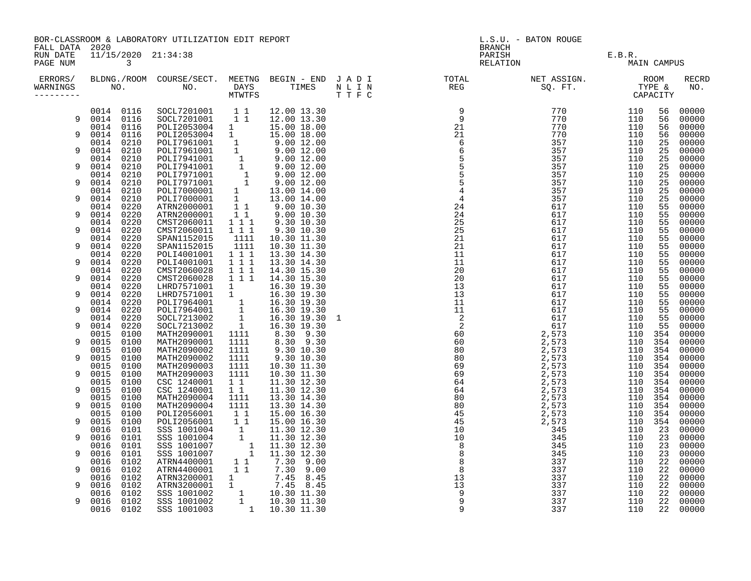```
 ERRORS/   BLDG./ROOM  COURSE/SECT.  MEETNG  BEGIN - END  J A D I   TOTAL  NET ASSIGN.  ROOM      RECRD
WARNINGS      NO.          NO.        DAYS      TIMES     N L I N    REG      SQ. FT.   TYPE &     NO.
---------                            MTWTFS               T T F C                        CAPACITY

           0014  0116  SOCL7201001   1 1     12.00 13.30              9        770      110   56  00000
        9  0014  0116  SOCL7201001   1 1     12.00 13.30              9        770      110   56  00000
           0014  0116  POLI2053004  1        15.00 18.00             21        770      110   56  00000
        9  0014  0116  POLI2053004  1        15.00 18.00             21        770      110   56  00000
           0014  0210  POLI7961001   1        9.00 12.00              6        357      110   25  00000
        9  0014  0210  POLI7961001   1        9.00 12.00              6        357      110   25  00000
           0014  0210  POLI7941001    1       9.00 12.00              5        357      110   25  00000
        9  0014  0210  POLI7941001    1       9.00 12.00              5        357      110   25  00000
           0014  0210  POLI7971001     1      9.00 12.00              5        357      110   25  00000
        9  0014  0210  POLI7971001     1      9.00 12.00              5        357      110   25  00000
           0014  0210  POLI7000001  1        13.00 14.00              4        357      110   25  00000
        9  0014  0210  POLI7000001  1        13.00 14.00              4        357      110   25  00000
           0014  0220  ATRN2000001   1 1      9.00 10.30             24        617      110   55  00000
        9  0014  0220  ATRN2000001   1 1      9.00 10.30             24        617      110   55  00000
           0014  0220  CMST2060011  1 1 1     9.30 10.30             25        617      110   55  00000
        9  0014  0220  CMST2060011  1 1 1     9.30 10.30             25        617      110   55  00000
           0014  0220  SPAN1152015   1111    10.30 11.30             21        617      110   55  00000
        9  0014  0220  SPAN1152015   1111    10.30 11.30             21        617      110   55  00000
           0014  0220  POLI4001001  1 1 1    13.30 14.30             11        617      110   55  00000
        9  0014  0220  POLI4001001  1 1 1    13.30 14.30             11        617      110   55  00000
           0014  0220  CMST2060028  1 1 1    14.30 15.30             20        617      110   55  00000
        9  0014  0220  CMST2060028  1 1 1    14.30 15.30             20        617      110   55  00000
           0014  0220  LHRD7571001  1        16.30 19.30             13        617      110   55  00000
        9  0014  0220  LHRD7571001  1        16.30 19.30             13        617      110   55  00000
           0014  0220  POLI7964001    1      16.30 19.30             11        617      110   55  00000
        9  0014  0220  POLI7964001    1      16.30 19.30             11        617      110   55  00000
           0014  0220  SOCL7213002    1      16.30 19.30  1           2        617      110   55  00000
        9  0014  0220  SOCL7213002    1      16.30 19.30              2        617      110   55  00000
           0015  0100  MATH2090001  1111      8.30  9.30             60      2,573      110  354  00000
        9  0015  0100  MATH2090001  1111      8.30  9.30             60      2,573      110  354  00000
           0015  0100  MATH2090002  1111      9.30 10.30             80      2,573      110  354  00000
        9  0015  0100  MATH2090002  1111      9.30 10.30             80      2,573      110  354  00000
           0015  0100  MATH2090003  1111     10.30 11.30             69      2,573      110  354  00000
        9  0015  0100  MATH2090003  1111     10.30 11.30             69      2,573      110  354  00000
           0015  0100  CSC 1240001  1 1      11.30 12.30             64      2,573      110  354  00000
        9  0015  0100  CSC 1240001  1 1      11.30 12.30             64      2,573      110  354  00000
           0015  0100  MATH2090004  1111     13.30 14.30             80      2,573      110  354  00000
        9  0015  0100  MATH2090004  1111     13.30 14.30             80      2,573      110  354  00000
           0015  0100  POLI2056001   1 1     15.00 16.30             45      2,573      110  354  00000
        9  0015  0100  POLI2056001   1 1     15.00 16.30             45      2,573      110  354  00000
           0016  0101  SSS 1001004    1      11.30 12.30             10        345      110   23  00000
        9  0016  0101  SSS 1001004    1      11.30 12.30             10        345      110   23  00000
           0016  0101  SSS 1001007      1    11.30 12.30              8        345      110   23  00000
        9  0016  0101  SSS 1001007      1    11.30 12.30              8        345      110   23  00000
           0016  0102  ATRN4400001   1 1      7.30  9.00              8        337      110   22  00000
        9  0016  0102  ATRN4400001   1 1      7.30  9.00              8        337      110   22  00000
           0016  0102  ATRN3200001  1         7.45  8.45             13        337      110   22  00000
        9  0016  0102  ATRN3200001  1         7.45  8.45             13        337      110   22  00000
           0016  0102  SSS 1001002    1      10.30 11.30              9        337      110   22  00000
        9  0016  0102  SSS 1001002    1      10.30 11.30              9        337      110   22  00000
           0016  0102  SSS 1001003      1    10.30 11.30              9        337      110   22  00000
```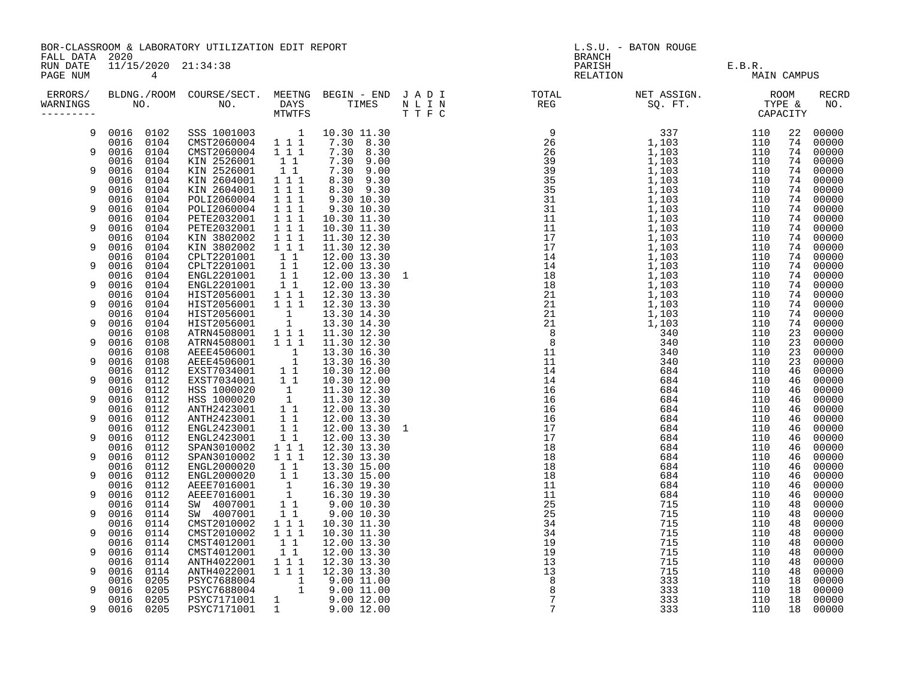BOR-CLASSROOM & LABORATORY UTILIZATION EDIT REPORT
FALL DATA 2020
RUN DATE 11/15/2020 21:34:38

L.S.U. - BATON ROUGE
BRANCH
PARISH E.B.R.
RELATION MAIN CAMPUS

| ERRORS/ WARNINGS | BLDNG./ROOM NO. | | COURSE/SECT. NO. | MEETNG DAYS MTWTFS | BEGIN - END TIMES | | J A D I N L I N T T F C | TOTAL REG | NET ASSIGN. SQ. FT. | ROOM TYPE & CAPACITY | | RECRD NO. |
|---|---|---|---|---|---|---|---|---|---|---|---|---|
| 9 | 0016 | 0102 | SSS 1001003 | 1 | 10.30 | 11.30 | | 9 | 337 | 110 | 22 | 00000 |
| | 0016 | 0104 | CMST2060004 | 1 1 1 | 7.30 | 8.30 | | 26 | 1,103 | 110 | 74 | 00000 |
| 9 | 0016 | 0104 | CMST2060004 | 1 1 1 | 7.30 | 8.30 | | 26 | 1,103 | 110 | 74 | 00000 |
| | 0016 | 0104 | KIN 2526001 | 1 1 | 7.30 | 9.00 | | 39 | 1,103 | 110 | 74 | 00000 |
| 9 | 0016 | 0104 | KIN 2526001 | 1 1 | 7.30 | 9.00 | | 39 | 1,103 | 110 | 74 | 00000 |
| | 0016 | 0104 | KIN 2604001 | 1 1 1 | 8.30 | 9.30 | | 35 | 1,103 | 110 | 74 | 00000 |
| 9 | 0016 | 0104 | KIN 2604001 | 1 1 1 | 8.30 | 9.30 | | 35 | 1,103 | 110 | 74 | 00000 |
| | 0016 | 0104 | POLI2060004 | 1 1 1 | 9.30 | 10.30 | | 31 | 1,103 | 110 | 74 | 00000 |
| 9 | 0016 | 0104 | POLI2060004 | 1 1 1 | 9.30 | 10.30 | | 31 | 1,103 | 110 | 74 | 00000 |
| | 0016 | 0104 | PETE2032001 | 1 1 1 | 10.30 | 11.30 | | 11 | 1,103 | 110 | 74 | 00000 |
| 9 | 0016 | 0104 | PETE2032001 | 1 1 1 | 10.30 | 11.30 | | 11 | 1,103 | 110 | 74 | 00000 |
| | 0016 | 0104 | KIN 3802002 | 1 1 1 | 11.30 | 12.30 | | 17 | 1,103 | 110 | 74 | 00000 |
| 9 | 0016 | 0104 | KIN 3802002 | 1 1 1 | 11.30 | 12.30 | | 17 | 1,103 | 110 | 74 | 00000 |
| | 0016 | 0104 | CPLT2201001 | 1 1 | 12.00 | 13.30 | | 14 | 1,103 | 110 | 74 | 00000 |
| 9 | 0016 | 0104 | CPLT2201001 | 1 1 | 12.00 | 13.30 | | 14 | 1,103 | 110 | 74 | 00000 |
| | 0016 | 0104 | ENGL2201001 | 1 1 | 12.00 | 13.30 | 1 | 18 | 1,103 | 110 | 74 | 00000 |
| 9 | 0016 | 0104 | ENGL2201001 | 1 1 | 12.00 | 13.30 | | 18 | 1,103 | 110 | 74 | 00000 |
| | 0016 | 0104 | HIST2056001 | 1 1 1 | 12.30 | 13.30 | | 21 | 1,103 | 110 | 74 | 00000 |
| 9 | 0016 | 0104 | HIST2056001 | 1 1 1 | 12.30 | 13.30 | | 21 | 1,103 | 110 | 74 | 00000 |
| | 0016 | 0104 | HIST2056001 | 1 | 13.30 | 14.30 | | 21 | 1,103 | 110 | 74 | 00000 |
| 9 | 0016 | 0104 | HIST2056001 | 1 | 13.30 | 14.30 | | 21 | 1,103 | 110 | 74 | 00000 |
| | 0016 | 0108 | ATRN4508001 | 1 1 1 | 11.30 | 12.30 | | 8 | 340 | 110 | 23 | 00000 |
| 9 | 0016 | 0108 | ATRN4508001 | 1 1 1 | 11.30 | 12.30 | | 8 | 340 | 110 | 23 | 00000 |
| | 0016 | 0108 | AEEE4506001 | 1 | 13.30 | 16.30 | | 11 | 340 | 110 | 23 | 00000 |
| 9 | 0016 | 0108 | AEEE4506001 | 1 | 13.30 | 16.30 | | 11 | 340 | 110 | 23 | 00000 |
| | 0016 | 0112 | EXST7034001 | 1 1 | 10.30 | 12.00 | | 14 | 684 | 110 | 46 | 00000 |
| 9 | 0016 | 0112 | EXST7034001 | 1 1 | 10.30 | 12.00 | | 14 | 684 | 110 | 46 | 00000 |
| | 0016 | 0112 | HSS 1000020 | 1 | 11.30 | 12.30 | | 16 | 684 | 110 | 46 | 00000 |
| 9 | 0016 | 0112 | HSS 1000020 | 1 | 11.30 | 12.30 | | 16 | 684 | 110 | 46 | 00000 |
| | 0016 | 0112 | ANTH2423001 | 1 1 | 12.00 | 13.30 | | 16 | 684 | 110 | 46 | 00000 |
| 9 | 0016 | 0112 | ANTH2423001 | 1 1 | 12.00 | 13.30 | | 16 | 684 | 110 | 46 | 00000 |
| | 0016 | 0112 | ENGL2423001 | 1 1 | 12.00 | 13.30 | 1 | 17 | 684 | 110 | 46 | 00000 |
| 9 | 0016 | 0112 | ENGL2423001 | 1 1 | 12.00 | 13.30 | | 17 | 684 | 110 | 46 | 00000 |
| | 0016 | 0112 | SPAN3010002 | 1 1 1 | 12.30 | 13.30 | | 18 | 684 | 110 | 46 | 00000 |
| 9 | 0016 | 0112 | SPAN3010002 | 1 1 1 | 12.30 | 13.30 | | 18 | 684 | 110 | 46 | 00000 |
| | 0016 | 0112 | ENGL2000020 | 1 1 | 13.30 | 15.00 | | 18 | 684 | 110 | 46 | 00000 |
| 9 | 0016 | 0112 | ENGL2000020 | 1 1 | 13.30 | 15.00 | | 18 | 684 | 110 | 46 | 00000 |
| | 0016 | 0112 | AEEE7016001 | 1 | 16.30 | 19.30 | | 11 | 684 | 110 | 46 | 00000 |
| 9 | 0016 | 0112 | AEEE7016001 | 1 | 16.30 | 19.30 | | 11 | 684 | 110 | 46 | 00000 |
| | 0016 | 0114 | SW 4007001 | 1 1 | 9.00 | 10.30 | | 25 | 715 | 110 | 48 | 00000 |
| 9 | 0016 | 0114 | SW 4007001 | 1 1 | 9.00 | 10.30 | | 25 | 715 | 110 | 48 | 00000 |
| | 0016 | 0114 | CMST2010002 | 1 1 1 | 10.30 | 11.30 | | 34 | 715 | 110 | 48 | 00000 |
| 9 | 0016 | 0114 | CMST2010002 | 1 1 1 | 10.30 | 11.30 | | 34 | 715 | 110 | 48 | 00000 |
| | 0016 | 0114 | CMST4012001 | 1 1 | 12.00 | 13.30 | | 19 | 715 | 110 | 48 | 00000 |
| 9 | 0016 | 0114 | CMST4012001 | 1 1 | 12.00 | 13.30 | | 19 | 715 | 110 | 48 | 00000 |
| | 0016 | 0114 | ANTH4022001 | 1 1 1 | 12.30 | 13.30 | | 13 | 715 | 110 | 48 | 00000 |
| 9 | 0016 | 0114 | ANTH4022001 | 1 1 1 | 12.30 | 13.30 | | 13 | 715 | 110 | 48 | 00000 |
| | 0016 | 0205 | PSYC7688004 | 1 | 9.00 | 11.00 | | 8 | 333 | 110 | 18 | 00000 |
| 9 | 0016 | 0205 | PSYC7688004 | 1 | 9.00 | 11.00 | | 8 | 333 | 110 | 18 | 00000 |
| | 0016 | 0205 | PSYC7171001 | 1 | 9.00 | 12.00 | | 7 | 333 | 110 | 18 | 00000 |
| 9 | 0016 | 0205 | PSYC7171001 | 1 | 9.00 | 12.00 | | 7 | 333 | 110 | 18 | 00000 |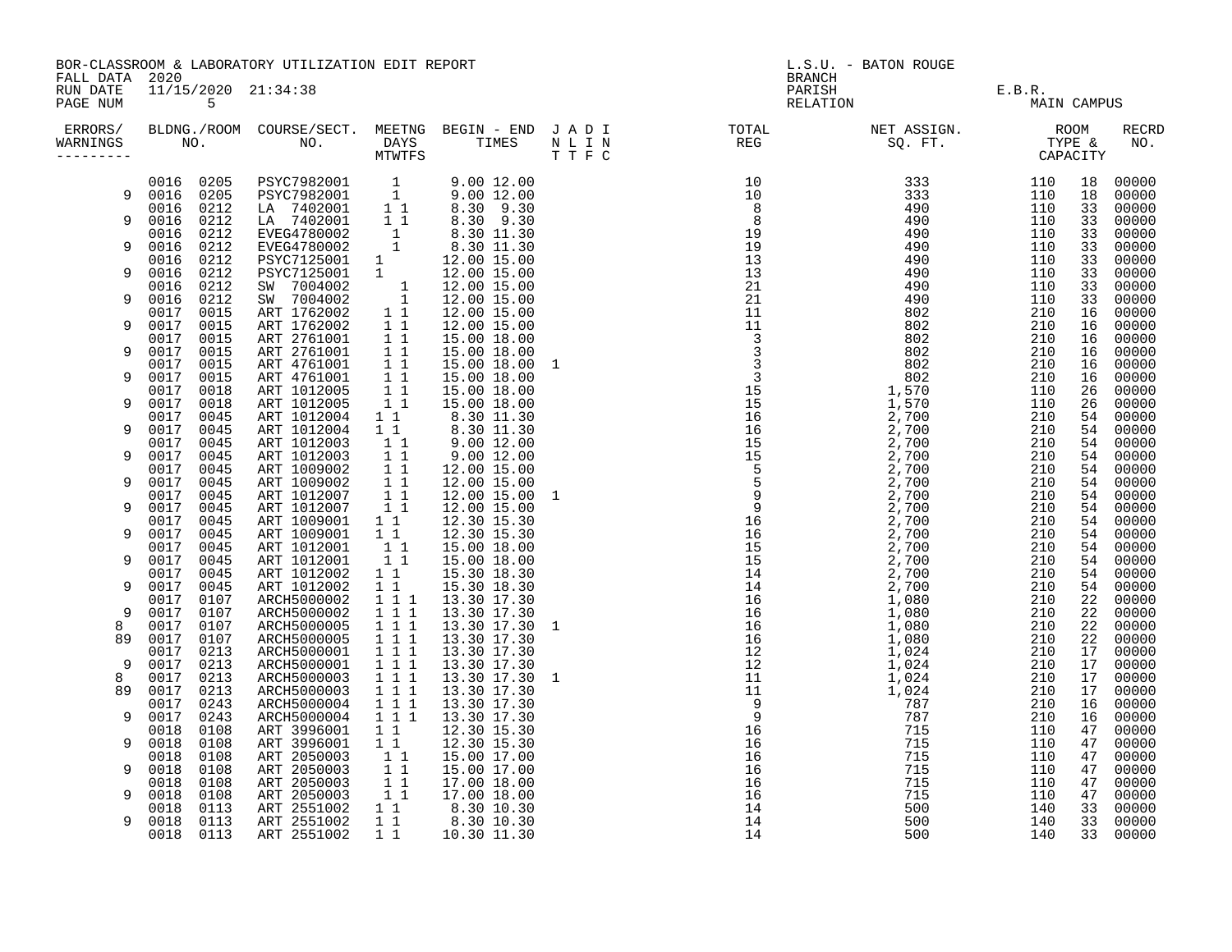BOR-CLASSROOM & LABORATORY UTILIZATION EDIT REPORT
FALL DATA 2020
RUN DATE 11/15/2020 21:34:38
PAGE NUM 5

L.S.U. - BATON ROUGE
BRANCH
PARISH E.B.R.
RELATION MAIN CAMPUS

| ERRORS/ WARNINGS | BLDNG./ROOM NO. | | COURSE/SECT. NO. | MEETNG DAYS MTWTFS | BEGIN - END TIMES | J A D I N L I N T T F C | TOTAL REG | NET ASSIGN. SQ. FT. | ROOM TYPE & CAPACITY | | RECRD NO. |
|---|---|---|---|---|---|---|---|---|---|---|---|
| | 0016 | 0205 | PSYC7982001 | 1 | 9.00 12.00 | | 10 | 333 | 110 | 18 | 00000 |
| 9 | 0016 | 0205 | PSYC7982001 | 1 | 9.00 12.00 | | 10 | 333 | 110 | 18 | 00000 |
| | 0016 | 0212 | LA 7402001 | 1 1 | 8.30 9.30 | | 8 | 490 | 110 | 33 | 00000 |
| 9 | 0016 | 0212 | LA 7402001 | 1 1 | 8.30 9.30 | | 8 | 490 | 110 | 33 | 00000 |
| | 0016 | 0212 | EVEG4780002 | 1 | 8.30 11.30 | | 19 | 490 | 110 | 33 | 00000 |
| 9 | 0016 | 0212 | EVEG4780002 | 1 | 8.30 11.30 | | 19 | 490 | 110 | 33 | 00000 |
| | 0016 | 0212 | PSYC7125001 | 1 | 12.00 15.00 | | 13 | 490 | 110 | 33 | 00000 |
| 9 | 0016 | 0212 | PSYC7125001 | 1 | 12.00 15.00 | | 13 | 490 | 110 | 33 | 00000 |
| | 0016 | 0212 | SW 7004002 | 1 | 12.00 15.00 | | 21 | 490 | 110 | 33 | 00000 |
| 9 | 0016 | 0212 | SW 7004002 | 1 | 12.00 15.00 | | 21 | 490 | 110 | 33 | 00000 |
| | 0017 | 0015 | ART 1762002 | 1 1 | 12.00 15.00 | | 11 | 802 | 210 | 16 | 00000 |
| 9 | 0017 | 0015 | ART 1762002 | 1 1 | 12.00 15.00 | | 11 | 802 | 210 | 16 | 00000 |
| | 0017 | 0015 | ART 2761001 | 1 1 | 15.00 18.00 | | 3 | 802 | 210 | 16 | 00000 |
| 9 | 0017 | 0015 | ART 2761001 | 1 1 | 15.00 18.00 | | 3 | 802 | 210 | 16 | 00000 |
| | 0017 | 0015 | ART 4761001 | 1 1 | 15.00 18.00 | 1 | 3 | 802 | 210 | 16 | 00000 |
| 9 | 0017 | 0015 | ART 4761001 | 1 1 | 15.00 18.00 | | 3 | 802 | 210 | 16 | 00000 |
| | 0017 | 0018 | ART 1012005 | 1 1 | 15.00 18.00 | | 15 | 1,570 | 110 | 26 | 00000 |
| 9 | 0017 | 0018 | ART 1012005 | 1 1 | 15.00 18.00 | | 15 | 1,570 | 110 | 26 | 00000 |
| | 0017 | 0045 | ART 1012004 | 1 1 | 8.30 11.30 | | 16 | 2,700 | 210 | 54 | 00000 |
| 9 | 0017 | 0045 | ART 1012004 | 1 1 | 8.30 11.30 | | 16 | 2,700 | 210 | 54 | 00000 |
| | 0017 | 0045 | ART 1012003 | 1 1 | 9.00 12.00 | | 15 | 2,700 | 210 | 54 | 00000 |
| 9 | 0017 | 0045 | ART 1012003 | 1 1 | 9.00 12.00 | | 15 | 2,700 | 210 | 54 | 00000 |
| | 0017 | 0045 | ART 1009002 | 1 1 | 12.00 15.00 | | 5 | 2,700 | 210 | 54 | 00000 |
| 9 | 0017 | 0045 | ART 1009002 | 1 1 | 12.00 15.00 | | 5 | 2,700 | 210 | 54 | 00000 |
| | 0017 | 0045 | ART 1012007 | 1 1 | 12.00 15.00 | 1 | 9 | 2,700 | 210 | 54 | 00000 |
| 9 | 0017 | 0045 | ART 1012007 | 1 1 | 12.00 15.00 | | 9 | 2,700 | 210 | 54 | 00000 |
| | 0017 | 0045 | ART 1009001 | 1 1 | 12.30 15.30 | | 16 | 2,700 | 210 | 54 | 00000 |
| 9 | 0017 | 0045 | ART 1009001 | 1 1 | 12.30 15.30 | | 16 | 2,700 | 210 | 54 | 00000 |
| | 0017 | 0045 | ART 1012001 | 1 1 | 15.00 18.00 | | 15 | 2,700 | 210 | 54 | 00000 |
| 9 | 0017 | 0045 | ART 1012001 | 1 1 | 15.00 18.00 | | 15 | 2,700 | 210 | 54 | 00000 |
| | 0017 | 0045 | ART 1012002 | 1 1 | 15.30 18.30 | | 14 | 2,700 | 210 | 54 | 00000 |
| 9 | 0017 | 0045 | ART 1012002 | 1 1 | 15.30 18.30 | | 14 | 2,700 | 210 | 54 | 00000 |
| | 0017 | 0107 | ARCH5000002 | 1 1 1 | 13.30 17.30 | | 16 | 1,080 | 210 | 22 | 00000 |
| 9 | 0017 | 0107 | ARCH5000002 | 1 1 1 | 13.30 17.30 | | 16 | 1,080 | 210 | 22 | 00000 |
| 8 | 0017 | 0107 | ARCH5000005 | 1 1 1 | 13.30 17.30 | 1 | 16 | 1,080 | 210 | 22 | 00000 |
| 89 | 0017 | 0107 | ARCH5000005 | 1 1 1 | 13.30 17.30 | | 16 | 1,080 | 210 | 22 | 00000 |
| | 0017 | 0213 | ARCH5000001 | 1 1 1 | 13.30 17.30 | | 12 | 1,024 | 210 | 17 | 00000 |
| 9 | 0017 | 0213 | ARCH5000001 | 1 1 1 | 13.30 17.30 | | 12 | 1,024 | 210 | 17 | 00000 |
| 8 | 0017 | 0213 | ARCH5000003 | 1 1 1 | 13.30 17.30 | 1 | 11 | 1,024 | 210 | 17 | 00000 |
| 89 | 0017 | 0213 | ARCH5000003 | 1 1 1 | 13.30 17.30 | | 11 | 1,024 | 210 | 17 | 00000 |
| | 0017 | 0243 | ARCH5000004 | 1 1 1 | 13.30 17.30 | | 9 | 787 | 210 | 16 | 00000 |
| 9 | 0017 | 0243 | ARCH5000004 | 1 1 1 | 13.30 17.30 | | 9 | 787 | 210 | 16 | 00000 |
| | 0018 | 0108 | ART 3996001 | 1 1 | 12.30 15.30 | | 16 | 715 | 110 | 47 | 00000 |
| 9 | 0018 | 0108 | ART 3996001 | 1 1 | 12.30 15.30 | | 16 | 715 | 110 | 47 | 00000 |
| | 0018 | 0108 | ART 2050003 | 1 1 | 15.00 17.00 | | 16 | 715 | 110 | 47 | 00000 |
| 9 | 0018 | 0108 | ART 2050003 | 1 1 | 15.00 17.00 | | 16 | 715 | 110 | 47 | 00000 |
| | 0018 | 0108 | ART 2050003 | 1 1 | 17.00 18.00 | | 16 | 715 | 110 | 47 | 00000 |
| 9 | 0018 | 0108 | ART 2050003 | 1 1 | 17.00 18.00 | | 16 | 715 | 110 | 47 | 00000 |
| | 0018 | 0113 | ART 2551002 | 1 1 | 8.30 10.30 | | 14 | 500 | 140 | 33 | 00000 |
| 9 | 0018 | 0113 | ART 2551002 | 1 1 | 8.30 10.30 | | 14 | 500 | 140 | 33 | 00000 |
| | 0018 | 0113 | ART 2551002 | 1 1 | 10.30 11.30 | | 14 | 500 | 140 | 33 | 00000 |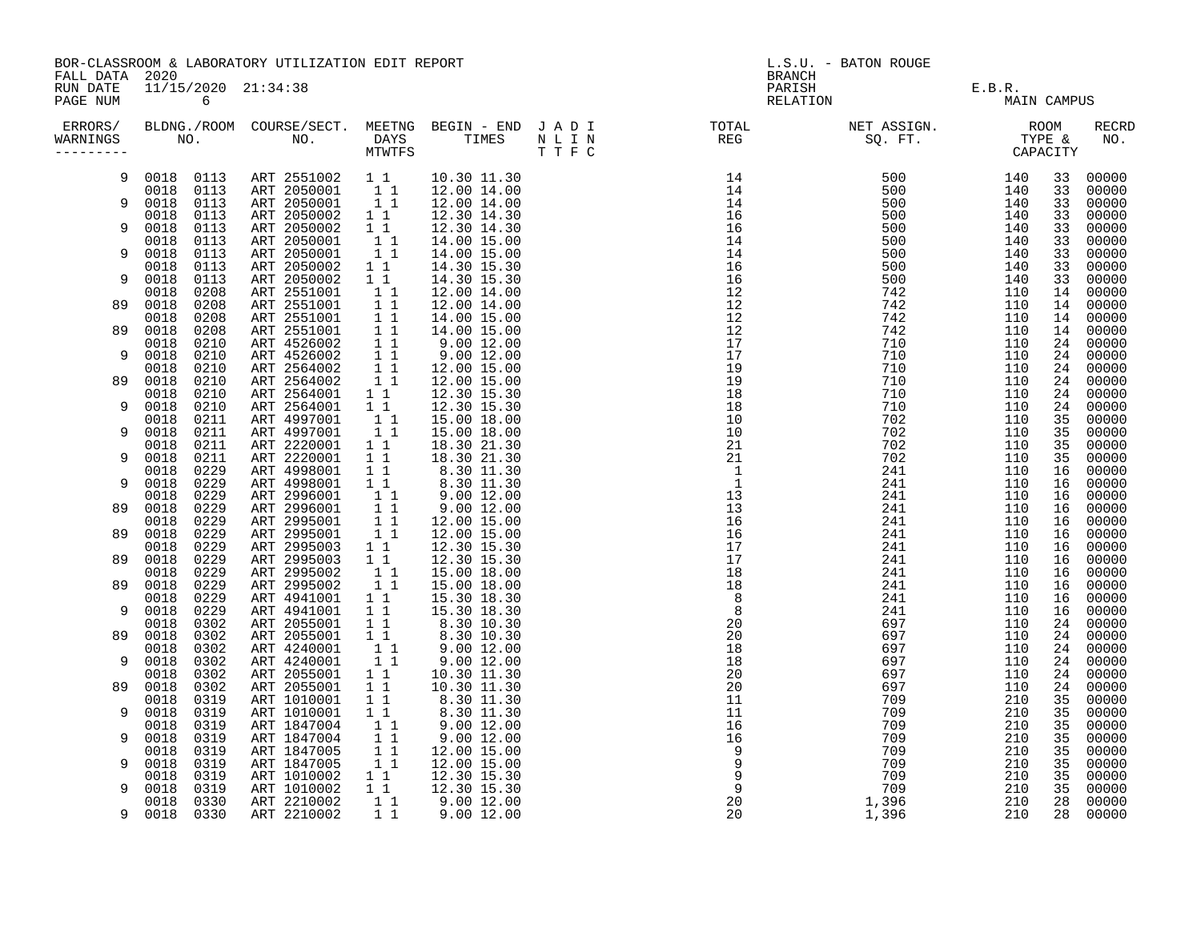BOR-CLASSROOM & LABORATORY UTILIZATION EDIT REPORT
FALL DATA 2020
RUN DATE 11/15/2020 21:34:38

L.S.U. - BATON ROUGE
BRANCH
PARISH E.B.R.
RELATION MAIN CAMPUS

| ERRORS/ WARNINGS | BLDNG./ROOM NO. | | COURSE/SECT. NO. | MEETNG DAYS MTWTFS | BEGIN - END TIMES | | J A D I N L I N T T F C | TOTAL REG | NET ASSIGN. SQ. FT. | ROOM TYPE & CAPACITY | | RECRD NO. |
|---|---|---|---|---|---|---|---|---|---|---|---|---|
| 9 | 0018 | 0113 | ART 2551002 | 1 1 | 10.30 | 11.30 | | 14 | 500 | 140 | 33 | 00000 |
| | 0018 | 0113 | ART 2050001 | 1 1 | 12.00 | 14.00 | | 14 | 500 | 140 | 33 | 00000 |
| 9 | 0018 | 0113 | ART 2050001 | 1 1 | 12.00 | 14.00 | | 14 | 500 | 140 | 33 | 00000 |
| | 0018 | 0113 | ART 2050002 | 1 1 | 12.30 | 14.30 | | 16 | 500 | 140 | 33 | 00000 |
| 9 | 0018 | 0113 | ART 2050002 | 1 1 | 12.30 | 14.30 | | 16 | 500 | 140 | 33 | 00000 |
| | 0018 | 0113 | ART 2050001 | 1 1 | 14.00 | 15.00 | | 14 | 500 | 140 | 33 | 00000 |
| 9 | 0018 | 0113 | ART 2050001 | 1 1 | 14.00 | 15.00 | | 14 | 500 | 140 | 33 | 00000 |
| | 0018 | 0113 | ART 2050002 | 1 1 | 14.30 | 15.30 | | 16 | 500 | 140 | 33 | 00000 |
| 9 | 0018 | 0113 | ART 2050002 | 1 1 | 14.30 | 15.30 | | 16 | 500 | 140 | 33 | 00000 |
| | 0018 | 0208 | ART 2551001 | 1 1 | 12.00 | 14.00 | | 12 | 742 | 110 | 14 | 00000 |
| 89 | 0018 | 0208 | ART 2551001 | 1 1 | 12.00 | 14.00 | | 12 | 742 | 110 | 14 | 00000 |
| | 0018 | 0208 | ART 2551001 | 1 1 | 14.00 | 15.00 | | 12 | 742 | 110 | 14 | 00000 |
| 89 | 0018 | 0208 | ART 2551001 | 1 1 | 14.00 | 15.00 | | 12 | 742 | 110 | 14 | 00000 |
| | 0018 | 0210 | ART 4526002 | 1 1 | 9.00 | 12.00 | | 17 | 710 | 110 | 24 | 00000 |
| 9 | 0018 | 0210 | ART 4526002 | 1 1 | 9.00 | 12.00 | | 17 | 710 | 110 | 24 | 00000 |
| | 0018 | 0210 | ART 2564002 | 1 1 | 12.00 | 15.00 | | 19 | 710 | 110 | 24 | 00000 |
| 89 | 0018 | 0210 | ART 2564002 | 1 1 | 12.00 | 15.00 | | 19 | 710 | 110 | 24 | 00000 |
| | 0018 | 0210 | ART 2564001 | 1 1 | 12.30 | 15.30 | | 18 | 710 | 110 | 24 | 00000 |
| 9 | 0018 | 0210 | ART 2564001 | 1 1 | 12.30 | 15.30 | | 18 | 710 | 110 | 24 | 00000 |
| | 0018 | 0211 | ART 4997001 | 1 1 | 15.00 | 18.00 | | 10 | 702 | 110 | 35 | 00000 |
| 9 | 0018 | 0211 | ART 4997001 | 1 1 | 15.00 | 18.00 | | 10 | 702 | 110 | 35 | 00000 |
| | 0018 | 0211 | ART 2220001 | 1 1 | 18.30 | 21.30 | | 21 | 702 | 110 | 35 | 00000 |
| 9 | 0018 | 0211 | ART 2220001 | 1 1 | 18.30 | 21.30 | | 21 | 702 | 110 | 35 | 00000 |
| | 0018 | 0229 | ART 4998001 | 1 1 | 8.30 | 11.30 | | 1 | 241 | 110 | 16 | 00000 |
| 9 | 0018 | 0229 | ART 4998001 | 1 1 | 8.30 | 11.30 | | 1 | 241 | 110 | 16 | 00000 |
| | 0018 | 0229 | ART 2996001 | 1 1 | 9.00 | 12.00 | | 13 | 241 | 110 | 16 | 00000 |
| 89 | 0018 | 0229 | ART 2996001 | 1 1 | 9.00 | 12.00 | | 13 | 241 | 110 | 16 | 00000 |
| | 0018 | 0229 | ART 2995001 | 1 1 | 12.00 | 15.00 | | 16 | 241 | 110 | 16 | 00000 |
| 89 | 0018 | 0229 | ART 2995001 | 1 1 | 12.00 | 15.00 | | 16 | 241 | 110 | 16 | 00000 |
| | 0018 | 0229 | ART 2995003 | 1 1 | 12.30 | 15.30 | | 17 | 241 | 110 | 16 | 00000 |
| 89 | 0018 | 0229 | ART 2995003 | 1 1 | 12.30 | 15.30 | | 17 | 241 | 110 | 16 | 00000 |
| | 0018 | 0229 | ART 2995002 | 1 1 | 15.00 | 18.00 | | 18 | 241 | 110 | 16 | 00000 |
| 89 | 0018 | 0229 | ART 2995002 | 1 1 | 15.00 | 18.00 | | 18 | 241 | 110 | 16 | 00000 |
| | 0018 | 0229 | ART 4941001 | 1 1 | 15.30 | 18.30 | | 8 | 241 | 110 | 16 | 00000 |
| 9 | 0018 | 0229 | ART 4941001 | 1 1 | 15.30 | 18.30 | | 8 | 241 | 110 | 16 | 00000 |
| | 0018 | 0302 | ART 2055001 | 1 1 | 8.30 | 10.30 | | 20 | 697 | 110 | 24 | 00000 |
| 89 | 0018 | 0302 | ART 2055001 | 1 1 | 8.30 | 10.30 | | 20 | 697 | 110 | 24 | 00000 |
| | 0018 | 0302 | ART 4240001 | 1 1 | 9.00 | 12.00 | | 18 | 697 | 110 | 24 | 00000 |
| 9 | 0018 | 0302 | ART 4240001 | 1 1 | 9.00 | 12.00 | | 18 | 697 | 110 | 24 | 00000 |
| | 0018 | 0302 | ART 2055001 | 1 1 | 10.30 | 11.30 | | 20 | 697 | 110 | 24 | 00000 |
| 89 | 0018 | 0302 | ART 2055001 | 1 1 | 10.30 | 11.30 | | 20 | 697 | 110 | 24 | 00000 |
| | 0018 | 0319 | ART 1010001 | 1 1 | 8.30 | 11.30 | | 11 | 709 | 210 | 35 | 00000 |
| 9 | 0018 | 0319 | ART 1010001 | 1 1 | 8.30 | 11.30 | | 11 | 709 | 210 | 35 | 00000 |
| | 0018 | 0319 | ART 1847004 | 1 1 | 9.00 | 12.00 | | 16 | 709 | 210 | 35 | 00000 |
| 9 | 0018 | 0319 | ART 1847004 | 1 1 | 9.00 | 12.00 | | 16 | 709 | 210 | 35 | 00000 |
| | 0018 | 0319 | ART 1847005 | 1 1 | 12.00 | 15.00 | | 9 | 709 | 210 | 35 | 00000 |
| 9 | 0018 | 0319 | ART 1847005 | 1 1 | 12.00 | 15.00 | | 9 | 709 | 210 | 35 | 00000 |
| | 0018 | 0319 | ART 1010002 | 1 1 | 12.30 | 15.30 | | 9 | 709 | 210 | 35 | 00000 |
| 9 | 0018 | 0319 | ART 1010002 | 1 1 | 12.30 | 15.30 | | 9 | 709 | 210 | 35 | 00000 |
| | 0018 | 0330 | ART 2210002 | 1 1 | 9.00 | 12.00 | | 20 | 1,396 | 210 | 28 | 00000 |
| 9 | 0018 | 0330 | ART 2210002 | 1 1 | 9.00 | 12.00 | | 20 | 1,396 | 210 | 28 | 00000 |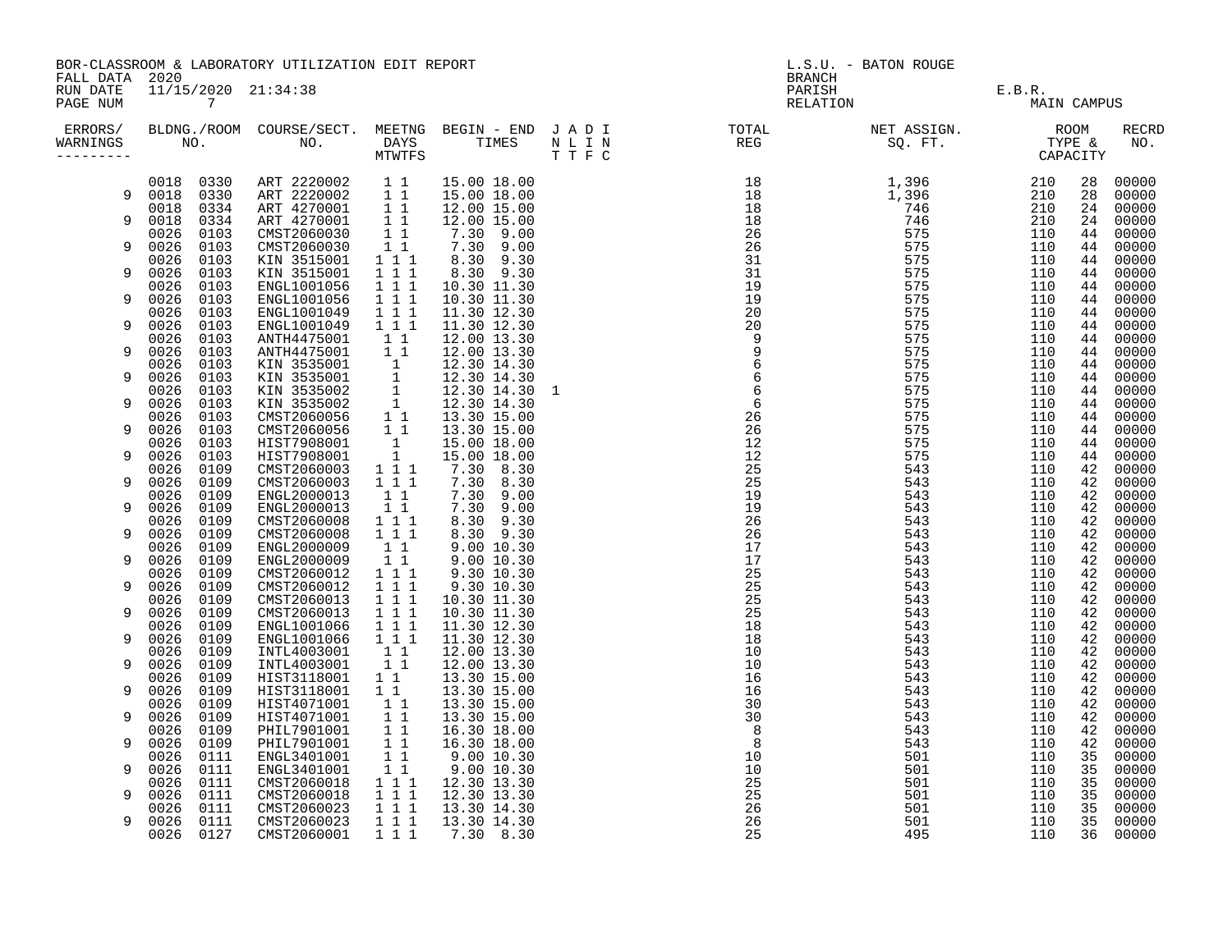BOR-CLASSROOM & LABORATORY UTILIZATION EDIT REPORT
FALL DATA 2020
RUN DATE 11/15/2020 21:34:38

L.S.U. - BATON ROUGE
BRANCH
PARISH E.B.R.
RELATION MAIN CAMPUS

| ERRORS/ WARNINGS | BLDNG./ROOM NO. | | COURSE/SECT. NO. | MEETNG DAYS MTWTFS | BEGIN - END TIMES | J A D I N L I N T T F C | TOTAL REG | NET ASSIGN. SQ. FT. | ROOM TYPE & CAPACITY | | RECRD NO. |
|---|---|---|---|---|---|---|---|---|---|---|---|
| | 0018 | 0330 | ART 2220002 | 1 1 | 15.00 18.00 | | 18 | 1,396 | 210 | 28 | 00000 |
| 9 | 0018 | 0330 | ART 2220002 | 1 1 | 15.00 18.00 | | 18 | 1,396 | 210 | 28 | 00000 |
| | 0018 | 0334 | ART 4270001 | 1 1 | 12.00 15.00 | | 18 | 746 | 210 | 24 | 00000 |
| 9 | 0018 | 0334 | ART 4270001 | 1 1 | 12.00 15.00 | | 18 | 746 | 210 | 24 | 00000 |
| | 0026 | 0103 | CMST2060030 | 1 1 | 7.30 9.00 | | 26 | 575 | 110 | 44 | 00000 |
| 9 | 0026 | 0103 | CMST2060030 | 1 1 | 7.30 9.00 | | 26 | 575 | 110 | 44 | 00000 |
| | 0026 | 0103 | KIN 3515001 | 1 1 1 | 8.30 9.30 | | 31 | 575 | 110 | 44 | 00000 |
| 9 | 0026 | 0103 | KIN 3515001 | 1 1 1 | 8.30 9.30 | | 31 | 575 | 110 | 44 | 00000 |
| | 0026 | 0103 | ENGL1001056 | 1 1 1 | 10.30 11.30 | | 19 | 575 | 110 | 44 | 00000 |
| 9 | 0026 | 0103 | ENGL1001056 | 1 1 1 | 10.30 11.30 | | 19 | 575 | 110 | 44 | 00000 |
| | 0026 | 0103 | ENGL1001049 | 1 1 1 | 11.30 12.30 | | 20 | 575 | 110 | 44 | 00000 |
| 9 | 0026 | 0103 | ENGL1001049 | 1 1 1 | 11.30 12.30 | | 20 | 575 | 110 | 44 | 00000 |
| | 0026 | 0103 | ANTH4475001 | 1 1 | 12.00 13.30 | | 9 | 575 | 110 | 44 | 00000 |
| 9 | 0026 | 0103 | ANTH4475001 | 1 1 | 12.00 13.30 | | 9 | 575 | 110 | 44 | 00000 |
| | 0026 | 0103 | KIN 3535001 | 1 | 12.30 14.30 | | 6 | 575 | 110 | 44 | 00000 |
| 9 | 0026 | 0103 | KIN 3535001 | 1 | 12.30 14.30 | | 6 | 575 | 110 | 44 | 00000 |
| | 0026 | 0103 | KIN 3535002 | 1 | 12.30 14.30 | 1 | 6 | 575 | 110 | 44 | 00000 |
| 9 | 0026 | 0103 | KIN 3535002 | 1 | 12.30 14.30 | | 6 | 575 | 110 | 44 | 00000 |
| | 0026 | 0103 | CMST2060056 | 1 1 | 13.30 15.00 | | 26 | 575 | 110 | 44 | 00000 |
| 9 | 0026 | 0103 | CMST2060056 | 1 1 | 13.30 15.00 | | 26 | 575 | 110 | 44 | 00000 |
| | 0026 | 0103 | HIST7908001 | 1 | 15.00 18.00 | | 12 | 575 | 110 | 44 | 00000 |
| 9 | 0026 | 0103 | HIST7908001 | 1 | 15.00 18.00 | | 12 | 575 | 110 | 44 | 00000 |
| | 0026 | 0109 | CMST2060003 | 1 1 1 | 7.30 8.30 | | 25 | 543 | 110 | 42 | 00000 |
| 9 | 0026 | 0109 | CMST2060003 | 1 1 1 | 7.30 8.30 | | 25 | 543 | 110 | 42 | 00000 |
| | 0026 | 0109 | ENGL2000013 | 1 1 | 7.30 9.00 | | 19 | 543 | 110 | 42 | 00000 |
| 9 | 0026 | 0109 | ENGL2000013 | 1 1 | 7.30 9.00 | | 19 | 543 | 110 | 42 | 00000 |
| | 0026 | 0109 | CMST2060008 | 1 1 1 | 8.30 9.30 | | 26 | 543 | 110 | 42 | 00000 |
| 9 | 0026 | 0109 | CMST2060008 | 1 1 1 | 8.30 9.30 | | 26 | 543 | 110 | 42 | 00000 |
| | 0026 | 0109 | ENGL2000009 | 1 1 | 9.00 10.30 | | 17 | 543 | 110 | 42 | 00000 |
| 9 | 0026 | 0109 | ENGL2000009 | 1 1 | 9.00 10.30 | | 17 | 543 | 110 | 42 | 00000 |
| | 0026 | 0109 | CMST2060012 | 1 1 1 | 9.30 10.30 | | 25 | 543 | 110 | 42 | 00000 |
| 9 | 0026 | 0109 | CMST2060012 | 1 1 1 | 9.30 10.30 | | 25 | 543 | 110 | 42 | 00000 |
| | 0026 | 0109 | CMST2060013 | 1 1 1 | 10.30 11.30 | | 25 | 543 | 110 | 42 | 00000 |
| 9 | 0026 | 0109 | CMST2060013 | 1 1 1 | 10.30 11.30 | | 25 | 543 | 110 | 42 | 00000 |
| | 0026 | 0109 | ENGL1001066 | 1 1 1 | 11.30 12.30 | | 18 | 543 | 110 | 42 | 00000 |
| 9 | 0026 | 0109 | ENGL1001066 | 1 1 1 | 11.30 12.30 | | 18 | 543 | 110 | 42 | 00000 |
| | 0026 | 0109 | INTL4003001 | 1 1 | 12.00 13.30 | | 10 | 543 | 110 | 42 | 00000 |
| 9 | 0026 | 0109 | INTL4003001 | 1 1 | 12.00 13.30 | | 10 | 543 | 110 | 42 | 00000 |
| | 0026 | 0109 | HIST3118001 | 1 1 | 13.30 15.00 | | 16 | 543 | 110 | 42 | 00000 |
| 9 | 0026 | 0109 | HIST3118001 | 1 1 | 13.30 15.00 | | 16 | 543 | 110 | 42 | 00000 |
| | 0026 | 0109 | HIST4071001 | 1 1 | 13.30 15.00 | | 30 | 543 | 110 | 42 | 00000 |
| 9 | 0026 | 0109 | HIST4071001 | 1 1 | 13.30 15.00 | | 30 | 543 | 110 | 42 | 00000 |
| | 0026 | 0109 | PHIL7901001 | 1 1 | 16.30 18.00 | | 8 | 543 | 110 | 42 | 00000 |
| 9 | 0026 | 0109 | PHIL7901001 | 1 1 | 16.30 18.00 | | 8 | 543 | 110 | 42 | 00000 |
| | 0026 | 0111 | ENGL3401001 | 1 1 | 9.00 10.30 | | 10 | 501 | 110 | 35 | 00000 |
| 9 | 0026 | 0111 | ENGL3401001 | 1 1 | 9.00 10.30 | | 10 | 501 | 110 | 35 | 00000 |
| | 0026 | 0111 | CMST2060018 | 1 1 1 | 12.30 13.30 | | 25 | 501 | 110 | 35 | 00000 |
| 9 | 0026 | 0111 | CMST2060018 | 1 1 1 | 12.30 13.30 | | 25 | 501 | 110 | 35 | 00000 |
| | 0026 | 0111 | CMST2060023 | 1 1 1 | 13.30 14.30 | | 26 | 501 | 110 | 35 | 00000 |
| 9 | 0026 | 0111 | CMST2060023 | 1 1 1 | 13.30 14.30 | | 26 | 501 | 110 | 35 | 00000 |
| | 0026 | 0127 | CMST2060001 | 1 1 1 | 7.30 8.30 | | 25 | 495 | 110 | 36 | 00000 |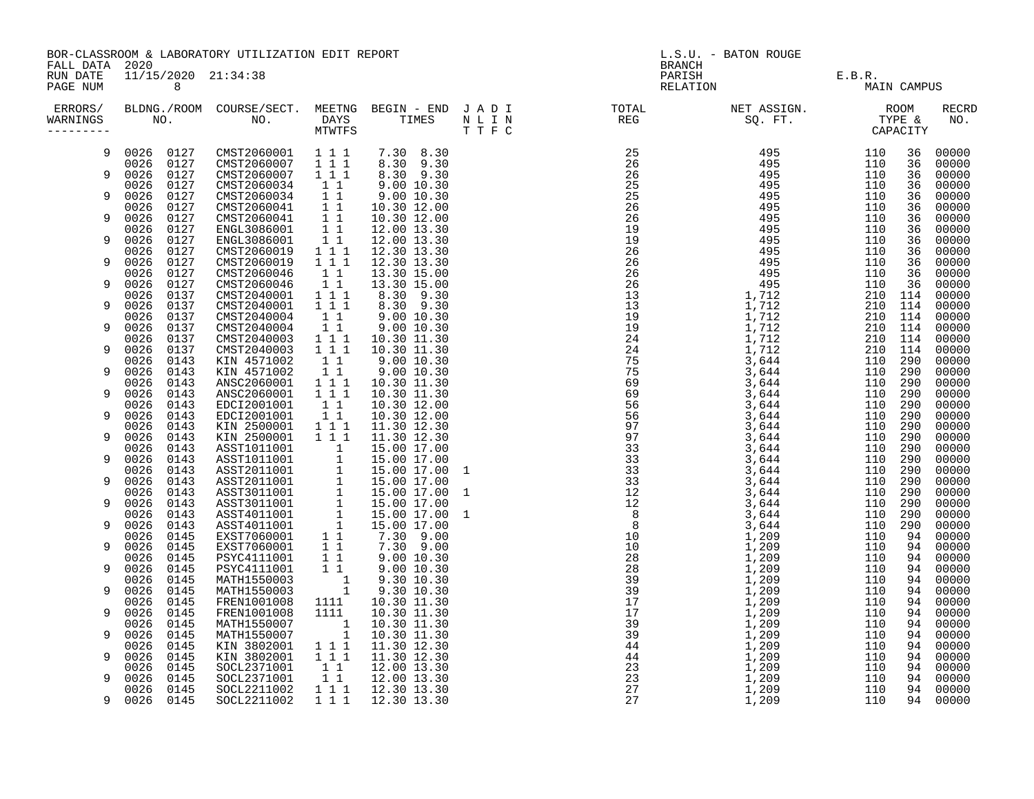BOR-CLASSROOM & LABORATORY UTILIZATION EDIT REPORT
FALL DATA 2020
RUN DATE 11/15/2020 21:34:38
PAGE NUM 8

L.S.U. - BATON ROUGE
BRANCH
PARISH E.B.R.
RELATION MAIN CAMPUS

| ERRORS/ WARNINGS | BLDNG./ROOM NO. | | COURSE/SECT. NO. | MEETNG DAYS MTWTFS | BEGIN - END TIMES | | J A D I N L I N T T F C | TOTAL REG | NET ASSIGN. SQ. FT. | ROOM TYPE & CAPACITY | | RECRD NO. |
|---|---|---|---|---|---|---|---|---|---|---|---|---|
| 9 | 0026 | 0127 | CMST2060001 | 1 1 1 | 7.30 | 8.30 | | 25 | 495 | 110 | 36 | 00000 |
| | 0026 | 0127 | CMST2060007 | 1 1 1 | 8.30 | 9.30 | | 26 | 495 | 110 | 36 | 00000 |
| 9 | 0026 | 0127 | CMST2060007 | 1 1 1 | 8.30 | 9.30 | | 26 | 495 | 110 | 36 | 00000 |
| | 0026 | 0127 | CMST2060034 | 1 1 | 9.00 | 10.30 | | 25 | 495 | 110 | 36 | 00000 |
| 9 | 0026 | 0127 | CMST2060034 | 1 1 | 9.00 | 10.30 | | 25 | 495 | 110 | 36 | 00000 |
| | 0026 | 0127 | CMST2060041 | 1 1 | 10.30 | 12.00 | | 26 | 495 | 110 | 36 | 00000 |
| 9 | 0026 | 0127 | CMST2060041 | 1 1 | 10.30 | 12.00 | | 26 | 495 | 110 | 36 | 00000 |
| | 0026 | 0127 | ENGL3086001 | 1 1 | 12.00 | 13.30 | | 19 | 495 | 110 | 36 | 00000 |
| 9 | 0026 | 0127 | ENGL3086001 | 1 1 | 12.00 | 13.30 | | 19 | 495 | 110 | 36 | 00000 |
| | 0026 | 0127 | CMST2060019 | 1 1 1 | 12.30 | 13.30 | | 26 | 495 | 110 | 36 | 00000 |
| 9 | 0026 | 0127 | CMST2060019 | 1 1 1 | 12.30 | 13.30 | | 26 | 495 | 110 | 36 | 00000 |
| | 0026 | 0127 | CMST2060046 | 1 1 | 13.30 | 15.00 | | 26 | 495 | 110 | 36 | 00000 |
| 9 | 0026 | 0127 | CMST2060046 | 1 1 | 13.30 | 15.00 | | 26 | 495 | 110 | 36 | 00000 |
| | 0026 | 0137 | CMST2040001 | 1 1 1 | 8.30 | 9.30 | | 13 | 1,712 | 210 | 114 | 00000 |
| 9 | 0026 | 0137 | CMST2040001 | 1 1 1 | 8.30 | 9.30 | | 13 | 1,712 | 210 | 114 | 00000 |
| | 0026 | 0137 | CMST2040004 | 1 1 | 9.00 | 10.30 | | 19 | 1,712 | 210 | 114 | 00000 |
| 9 | 0026 | 0137 | CMST2040004 | 1 1 | 9.00 | 10.30 | | 19 | 1,712 | 210 | 114 | 00000 |
| | 0026 | 0137 | CMST2040003 | 1 1 1 | 10.30 | 11.30 | | 24 | 1,712 | 210 | 114 | 00000 |
| 9 | 0026 | 0137 | CMST2040003 | 1 1 1 | 10.30 | 11.30 | | 24 | 1,712 | 210 | 114 | 00000 |
| | 0026 | 0143 | KIN 4571002 | 1 1 | 9.00 | 10.30 | | 75 | 3,644 | 110 | 290 | 00000 |
| 9 | 0026 | 0143 | KIN 4571002 | 1 1 | 9.00 | 10.30 | | 75 | 3,644 | 110 | 290 | 00000 |
| | 0026 | 0143 | ANSC2060001 | 1 1 1 | 10.30 | 11.30 | | 69 | 3,644 | 110 | 290 | 00000 |
| 9 | 0026 | 0143 | ANSC2060001 | 1 1 1 | 10.30 | 11.30 | | 69 | 3,644 | 110 | 290 | 00000 |
| | 0026 | 0143 | EDCI2001001 | 1 1 | 10.30 | 12.00 | | 56 | 3,644 | 110 | 290 | 00000 |
| 9 | 0026 | 0143 | EDCI2001001 | 1 1 | 10.30 | 12.00 | | 56 | 3,644 | 110 | 290 | 00000 |
| | 0026 | 0143 | KIN 2500001 | 1 1 1 | 11.30 | 12.30 | | 97 | 3,644 | 110 | 290 | 00000 |
| 9 | 0026 | 0143 | KIN 2500001 | 1 1 1 | 11.30 | 12.30 | | 97 | 3,644 | 110 | 290 | 00000 |
| | 0026 | 0143 | ASST1011001 | 1 | 15.00 | 17.00 | | 33 | 3,644 | 110 | 290 | 00000 |
| 9 | 0026 | 0143 | ASST1011001 | 1 | 15.00 | 17.00 | | 33 | 3,644 | 110 | 290 | 00000 |
| | 0026 | 0143 | ASST2011001 | 1 | 15.00 | 17.00 | 1 | 33 | 3,644 | 110 | 290 | 00000 |
| 9 | 0026 | 0143 | ASST2011001 | 1 | 15.00 | 17.00 | | 33 | 3,644 | 110 | 290 | 00000 |
| | 0026 | 0143 | ASST3011001 | 1 | 15.00 | 17.00 | 1 | 12 | 3,644 | 110 | 290 | 00000 |
| 9 | 0026 | 0143 | ASST3011001 | 1 | 15.00 | 17.00 | | 12 | 3,644 | 110 | 290 | 00000 |
| | 0026 | 0143 | ASST4011001 | 1 | 15.00 | 17.00 | 1 | 8 | 3,644 | 110 | 290 | 00000 |
| 9 | 0026 | 0143 | ASST4011001 | 1 | 15.00 | 17.00 | | 8 | 3,644 | 110 | 290 | 00000 |
| | 0026 | 0145 | EXST7060001 | 1 1 | 7.30 | 9.00 | | 10 | 1,209 | 110 | 94 | 00000 |
| 9 | 0026 | 0145 | EXST7060001 | 1 1 | 7.30 | 9.00 | | 10 | 1,209 | 110 | 94 | 00000 |
| | 0026 | 0145 | PSYC4111001 | 1 1 | 9.00 | 10.30 | | 28 | 1,209 | 110 | 94 | 00000 |
| 9 | 0026 | 0145 | PSYC4111001 | 1 1 | 9.00 | 10.30 | | 28 | 1,209 | 110 | 94 | 00000 |
| | 0026 | 0145 | MATH1550003 | 1 | 9.30 | 10.30 | | 39 | 1,209 | 110 | 94 | 00000 |
| 9 | 0026 | 0145 | MATH1550003 | 1 | 9.30 | 10.30 | | 39 | 1,209 | 110 | 94 | 00000 |
| | 0026 | 0145 | FREN1001008 | 1111 | 10.30 | 11.30 | | 17 | 1,209 | 110 | 94 | 00000 |
| 9 | 0026 | 0145 | FREN1001008 | 1111 | 10.30 | 11.30 | | 17 | 1,209 | 110 | 94 | 00000 |
| | 0026 | 0145 | MATH1550007 | 1 | 10.30 | 11.30 | | 39 | 1,209 | 110 | 94 | 00000 |
| 9 | 0026 | 0145 | MATH1550007 | 1 | 10.30 | 11.30 | | 39 | 1,209 | 110 | 94 | 00000 |
| | 0026 | 0145 | KIN 3802001 | 1 1 1 | 11.30 | 12.30 | | 44 | 1,209 | 110 | 94 | 00000 |
| 9 | 0026 | 0145 | KIN 3802001 | 1 1 1 | 11.30 | 12.30 | | 44 | 1,209 | 110 | 94 | 00000 |
| | 0026 | 0145 | SOCL2371001 | 1 1 | 12.00 | 13.30 | | 23 | 1,209 | 110 | 94 | 00000 |
| 9 | 0026 | 0145 | SOCL2371001 | 1 1 | 12.00 | 13.30 | | 23 | 1,209 | 110 | 94 | 00000 |
| | 0026 | 0145 | SOCL2211002 | 1 1 1 | 12.30 | 13.30 | | 27 | 1,209 | 110 | 94 | 00000 |
| 9 | 0026 | 0145 | SOCL2211002 | 1 1 1 | 12.30 | 13.30 | | 27 | 1,209 | 110 | 94 | 00000 |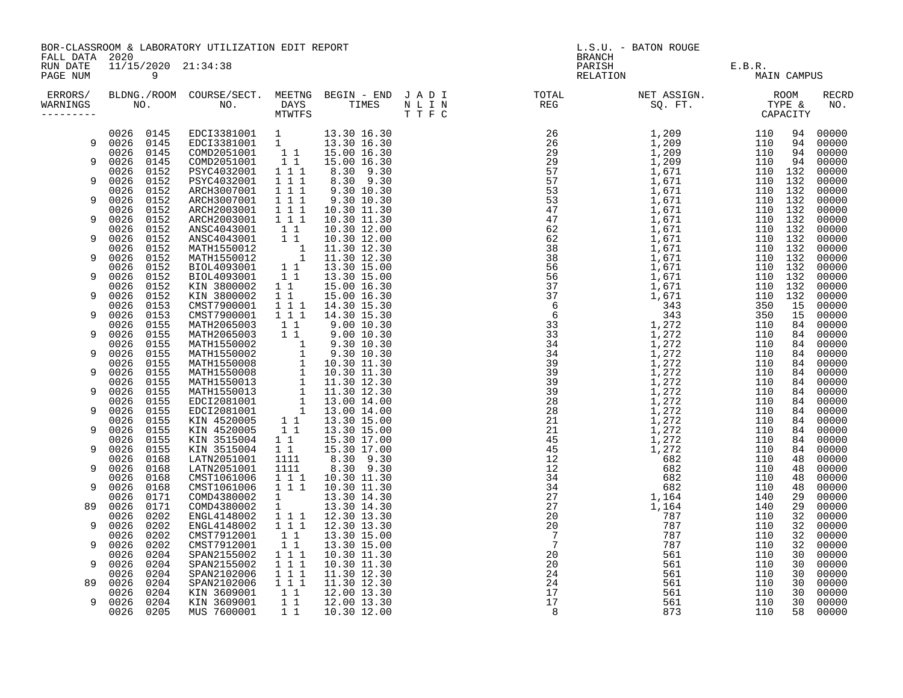BOR-CLASSROOM & LABORATORY UTILIZATION EDIT REPORT
FALL DATA 2020
RUN DATE 11/15/2020 21:34:38
PAGE NUM 9

L.S.U. - BATON ROUGE
BRANCH
PARISH E.B.R.
RELATION MAIN CAMPUS

| ERRORS/ WARNINGS | BLDNG./ROOM NO. | COURSE/SECT. NO. | MEETNG DAYS MTWTFS | BEGIN - END TIMES | J A D I N L I N T T F C | TOTAL REG | NET ASSIGN. SQ. FT. | ROOM TYPE & CAPACITY | RECRD NO. |
|---|---|---|---|---|---|---|---|---|---|
| | 0026 0145 | EDCI3381001 | 1 | 13.30 16.30 | | 26 | 1,209 | 110 94 | 00000 |
| 9 | 0026 0145 | EDCI3381001 | 1 | 13.30 16.30 | | 26 | 1,209 | 110 94 | 00000 |
| | 0026 0145 | COMD2051001 | 1 1 | 15.00 16.30 | | 29 | 1,209 | 110 94 | 00000 |
| 9 | 0026 0145 | COMD2051001 | 1 1 | 15.00 16.30 | | 29 | 1,209 | 110 94 | 00000 |
| | 0026 0152 | PSYC4032001 | 1 1 1 | 8.30 9.30 | | 57 | 1,671 | 110 132 | 00000 |
| 9 | 0026 0152 | PSYC4032001 | 1 1 1 | 8.30 9.30 | | 57 | 1,671 | 110 132 | 00000 |
| | 0026 0152 | ARCH3007001 | 1 1 1 | 9.30 10.30 | | 53 | 1,671 | 110 132 | 00000 |
| 9 | 0026 0152 | ARCH3007001 | 1 1 1 | 9.30 10.30 | | 53 | 1,671 | 110 132 | 00000 |
| | 0026 0152 | ARCH2003001 | 1 1 1 | 10.30 11.30 | | 47 | 1,671 | 110 132 | 00000 |
| 9 | 0026 0152 | ARCH2003001 | 1 1 1 | 10.30 11.30 | | 47 | 1,671 | 110 132 | 00000 |
| | 0026 0152 | ANSC4043001 | 1 1 | 10.30 12.00 | | 62 | 1,671 | 110 132 | 00000 |
| 9 | 0026 0152 | ANSC4043001 | 1 1 | 10.30 12.00 | | 62 | 1,671 | 110 132 | 00000 |
| | 0026 0152 | MATH1550012 | 1 | 11.30 12.30 | | 38 | 1,671 | 110 132 | 00000 |
| 9 | 0026 0152 | MATH1550012 | 1 | 11.30 12.30 | | 38 | 1,671 | 110 132 | 00000 |
| | 0026 0152 | BIOL4093001 | 1 1 | 13.30 15.00 | | 56 | 1,671 | 110 132 | 00000 |
| 9 | 0026 0152 | BIOL4093001 | 1 1 | 13.30 15.00 | | 56 | 1,671 | 110 132 | 00000 |
| | 0026 0152 | KIN 3800002 | 1 1 | 15.00 16.30 | | 37 | 1,671 | 110 132 | 00000 |
| 9 | 0026 0152 | KIN 3800002 | 1 1 | 15.00 16.30 | | 37 | 1,671 | 110 132 | 00000 |
| | 0026 0153 | CMST7900001 | 1 1 1 | 14.30 15.30 | | 6 | 343 | 350 15 | 00000 |
| 9 | 0026 0153 | CMST7900001 | 1 1 1 | 14.30 15.30 | | 6 | 343 | 350 15 | 00000 |
| | 0026 0155 | MATH2065003 | 1 1 | 9.00 10.30 | | 33 | 1,272 | 110 84 | 00000 |
| 9 | 0026 0155 | MATH2065003 | 1 1 | 9.00 10.30 | | 33 | 1,272 | 110 84 | 00000 |
| | 0026 0155 | MATH1550002 | 1 | 9.30 10.30 | | 34 | 1,272 | 110 84 | 00000 |
| 9 | 0026 0155 | MATH1550002 | 1 | 9.30 10.30 | | 34 | 1,272 | 110 84 | 00000 |
| | 0026 0155 | MATH1550008 | 1 | 10.30 11.30 | | 39 | 1,272 | 110 84 | 00000 |
| 9 | 0026 0155 | MATH1550008 | 1 | 10.30 11.30 | | 39 | 1,272 | 110 84 | 00000 |
| | 0026 0155 | MATH1550013 | 1 | 11.30 12.30 | | 39 | 1,272 | 110 84 | 00000 |
| 9 | 0026 0155 | MATH1550013 | 1 | 11.30 12.30 | | 39 | 1,272 | 110 84 | 00000 |
| | 0026 0155 | EDCI2081001 | 1 | 13.00 14.00 | | 28 | 1,272 | 110 84 | 00000 |
| 9 | 0026 0155 | EDCI2081001 | 1 | 13.00 14.00 | | 28 | 1,272 | 110 84 | 00000 |
| | 0026 0155 | KIN 4520005 | 1 1 | 13.30 15.00 | | 21 | 1,272 | 110 84 | 00000 |
| 9 | 0026 0155 | KIN 4520005 | 1 1 | 13.30 15.00 | | 21 | 1,272 | 110 84 | 00000 |
| | 0026 0155 | KIN 3515004 | 1 1 | 15.30 17.00 | | 45 | 1,272 | 110 84 | 00000 |
| 9 | 0026 0155 | KIN 3515004 | 1 1 | 15.30 17.00 | | 45 | 1,272 | 110 84 | 00000 |
| | 0026 0168 | LATN2051001 | 1111 | 8.30 9.30 | | 12 | 682 | 110 48 | 00000 |
| 9 | 0026 0168 | LATN2051001 | 1111 | 8.30 9.30 | | 12 | 682 | 110 48 | 00000 |
| | 0026 0168 | CMST1061006 | 1 1 1 | 10.30 11.30 | | 34 | 682 | 110 48 | 00000 |
| 9 | 0026 0168 | CMST1061006 | 1 1 1 | 10.30 11.30 | | 34 | 682 | 110 48 | 00000 |
| | 0026 0171 | COMD4380002 | 1 | 13.30 14.30 | | 27 | 1,164 | 140 29 | 00000 |
| 89 | 0026 0171 | COMD4380002 | 1 | 13.30 14.30 | | 27 | 1,164 | 140 29 | 00000 |
| | 0026 0202 | ENGL4148002 | 1 1 1 | 12.30 13.30 | | 20 | 787 | 110 32 | 00000 |
| 9 | 0026 0202 | ENGL4148002 | 1 1 1 | 12.30 13.30 | | 20 | 787 | 110 32 | 00000 |
| | 0026 0202 | CMST7912001 | 1 1 | 13.30 15.00 | | 7 | 787 | 110 32 | 00000 |
| 9 | 0026 0202 | CMST7912001 | 1 1 | 13.30 15.00 | | 7 | 787 | 110 32 | 00000 |
| | 0026 0204 | SPAN2155002 | 1 1 1 | 10.30 11.30 | | 20 | 561 | 110 30 | 00000 |
| 9 | 0026 0204 | SPAN2155002 | 1 1 1 | 10.30 11.30 | | 20 | 561 | 110 30 | 00000 |
| | 0026 0204 | SPAN2102006 | 1 1 1 | 11.30 12.30 | | 24 | 561 | 110 30 | 00000 |
| 89 | 0026 0204 | SPAN2102006 | 1 1 1 | 11.30 12.30 | | 24 | 561 | 110 30 | 00000 |
| | 0026 0204 | KIN 3609001 | 1 1 | 12.00 13.30 | | 17 | 561 | 110 30 | 00000 |
| 9 | 0026 0204 | KIN 3609001 | 1 1 | 12.00 13.30 | | 17 | 561 | 110 30 | 00000 |
| | 0026 0205 | MUS 7600001 | 1 1 | 10.30 12.00 | | 8 | 873 | 110 58 | 00000 |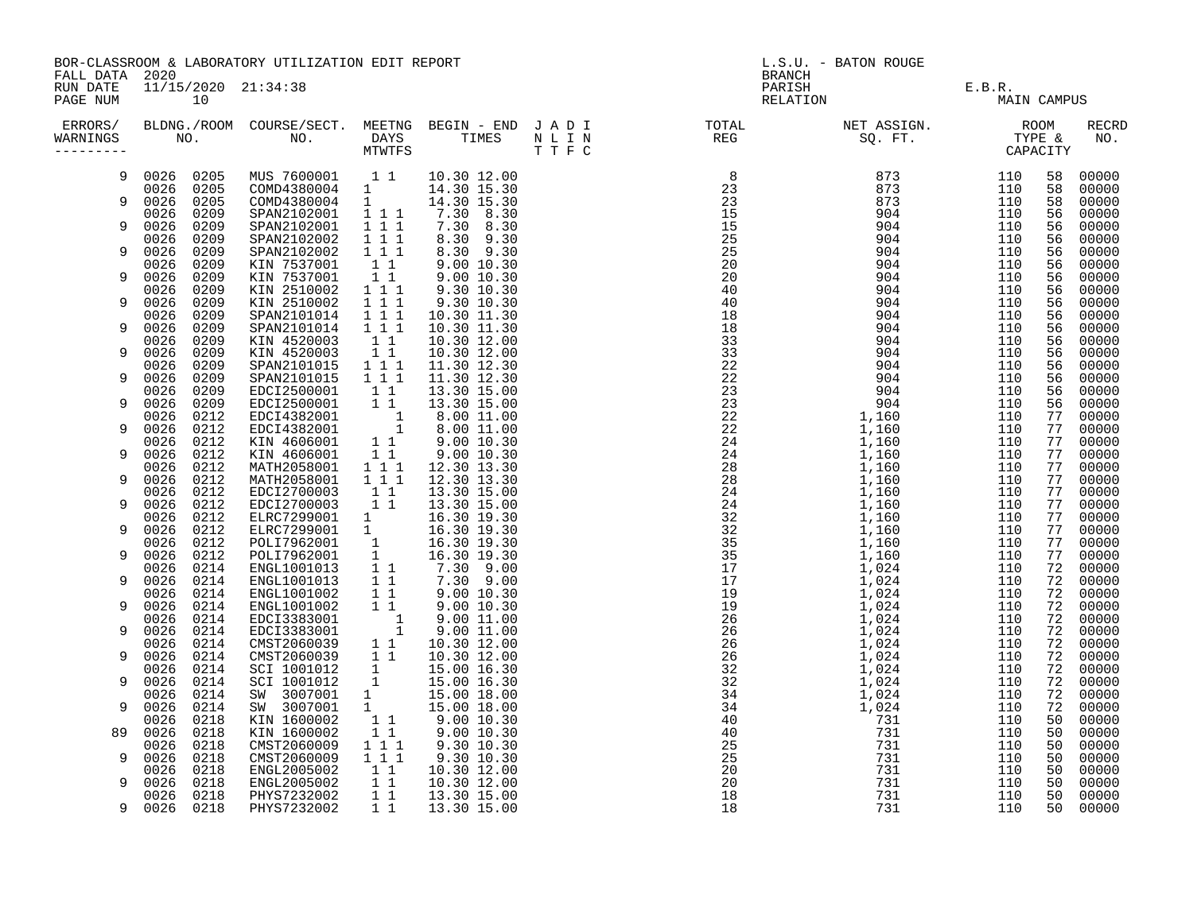BOR-CLASSROOM & LABORATORY UTILIZATION EDIT REPORT
FALL DATA 2020
RUN DATE 11/15/2020 21:34:38
PAGE NUM 10

L.S.U. - BATON ROUGE
BRANCH
PARISH E.B.R.
RELATION MAIN CAMPUS

| ERRORS/ WARNINGS | BLDNG./ROOM NO. | | COURSE/SECT. NO. | MEETNG DAYS MTWTFS | BEGIN - END TIMES | | J A D I N L I N T T F C | TOTAL REG | NET ASSIGN. SQ. FT. | ROOM TYPE & CAPACITY | | RECRD NO. |
|---|---|---|---|---|---|---|---|---|---|---|---|---|
| 9 | 0026 | 0205 | MUS 7600001 | 1 1 | 10.30 | 12.00 | | 8 | 873 | 110 | 58 | 00000 |
| | 0026 | 0205 | COMD4380004 | 1 | 14.30 | 15.30 | | 23 | 873 | 110 | 58 | 00000 |
| 9 | 0026 | 0205 | COMD4380004 | 1 | 14.30 | 15.30 | | 23 | 873 | 110 | 58 | 00000 |
| | 0026 | 0209 | SPAN2102001 | 1 1 1 | 7.30 | 8.30 | | 15 | 904 | 110 | 56 | 00000 |
| 9 | 0026 | 0209 | SPAN2102001 | 1 1 1 | 7.30 | 8.30 | | 15 | 904 | 110 | 56 | 00000 |
| | 0026 | 0209 | SPAN2102002 | 1 1 1 | 8.30 | 9.30 | | 25 | 904 | 110 | 56 | 00000 |
| 9 | 0026 | 0209 | SPAN2102002 | 1 1 1 | 8.30 | 9.30 | | 25 | 904 | 110 | 56 | 00000 |
| | 0026 | 0209 | KIN 7537001 | 1 1 | 9.00 | 10.30 | | 20 | 904 | 110 | 56 | 00000 |
| 9 | 0026 | 0209 | KIN 7537001 | 1 1 | 9.00 | 10.30 | | 20 | 904 | 110 | 56 | 00000 |
| | 0026 | 0209 | KIN 2510002 | 1 1 1 | 9.30 | 10.30 | | 40 | 904 | 110 | 56 | 00000 |
| 9 | 0026 | 0209 | KIN 2510002 | 1 1 1 | 9.30 | 10.30 | | 40 | 904 | 110 | 56 | 00000 |
| | 0026 | 0209 | SPAN2101014 | 1 1 1 | 10.30 | 11.30 | | 18 | 904 | 110 | 56 | 00000 |
| 9 | 0026 | 0209 | SPAN2101014 | 1 1 1 | 10.30 | 11.30 | | 18 | 904 | 110 | 56 | 00000 |
| | 0026 | 0209 | KIN 4520003 | 1 1 | 10.30 | 12.00 | | 33 | 904 | 110 | 56 | 00000 |
| 9 | 0026 | 0209 | KIN 4520003 | 1 1 | 10.30 | 12.00 | | 33 | 904 | 110 | 56 | 00000 |
| | 0026 | 0209 | SPAN2101015 | 1 1 1 | 11.30 | 12.30 | | 22 | 904 | 110 | 56 | 00000 |
| 9 | 0026 | 0209 | SPAN2101015 | 1 1 1 | 11.30 | 12.30 | | 22 | 904 | 110 | 56 | 00000 |
| | 0026 | 0209 | EDCI2500001 | 1 1 | 13.30 | 15.00 | | 23 | 904 | 110 | 56 | 00000 |
| 9 | 0026 | 0209 | EDCI2500001 | 1 1 | 13.30 | 15.00 | | 23 | 904 | 110 | 56 | 00000 |
| | 0026 | 0212 | EDCI4382001 | 1 | 8.00 | 11.00 | | 22 | 1,160 | 110 | 77 | 00000 |
| 9 | 0026 | 0212 | EDCI4382001 | 1 | 8.00 | 11.00 | | 22 | 1,160 | 110 | 77 | 00000 |
| | 0026 | 0212 | KIN 4606001 | 1 1 | 9.00 | 10.30 | | 24 | 1,160 | 110 | 77 | 00000 |
| 9 | 0026 | 0212 | KIN 4606001 | 1 1 | 9.00 | 10.30 | | 24 | 1,160 | 110 | 77 | 00000 |
| | 0026 | 0212 | MATH2058001 | 1 1 1 | 12.30 | 13.30 | | 28 | 1,160 | 110 | 77 | 00000 |
| 9 | 0026 | 0212 | MATH2058001 | 1 1 1 | 12.30 | 13.30 | | 28 | 1,160 | 110 | 77 | 00000 |
| | 0026 | 0212 | EDCI2700003 | 1 1 | 13.30 | 15.00 | | 24 | 1,160 | 110 | 77 | 00000 |
| 9 | 0026 | 0212 | EDCI2700003 | 1 1 | 13.30 | 15.00 | | 24 | 1,160 | 110 | 77 | 00000 |
| | 0026 | 0212 | ELRC7299001 | 1 | 16.30 | 19.30 | | 32 | 1,160 | 110 | 77 | 00000 |
| 9 | 0026 | 0212 | ELRC7299001 | 1 | 16.30 | 19.30 | | 32 | 1,160 | 110 | 77 | 00000 |
| | 0026 | 0212 | POLI7962001 | 1 | 16.30 | 19.30 | | 35 | 1,160 | 110 | 77 | 00000 |
| 9 | 0026 | 0212 | POLI7962001 | 1 | 16.30 | 19.30 | | 35 | 1,160 | 110 | 77 | 00000 |
| | 0026 | 0214 | ENGL1001013 | 1 1 | 7.30 | 9.00 | | 17 | 1,024 | 110 | 72 | 00000 |
| 9 | 0026 | 0214 | ENGL1001013 | 1 1 | 7.30 | 9.00 | | 17 | 1,024 | 110 | 72 | 00000 |
| | 0026 | 0214 | ENGL1001002 | 1 1 | 9.00 | 10.30 | | 19 | 1,024 | 110 | 72 | 00000 |
| 9 | 0026 | 0214 | ENGL1001002 | 1 1 | 9.00 | 10.30 | | 19 | 1,024 | 110 | 72 | 00000 |
| | 0026 | 0214 | EDCI3383001 | 1 | 9.00 | 11.00 | | 26 | 1,024 | 110 | 72 | 00000 |
| 9 | 0026 | 0214 | EDCI3383001 | 1 | 9.00 | 11.00 | | 26 | 1,024 | 110 | 72 | 00000 |
| | 0026 | 0214 | CMST2060039 | 1 1 | 10.30 | 12.00 | | 26 | 1,024 | 110 | 72 | 00000 |
| 9 | 0026 | 0214 | CMST2060039 | 1 1 | 10.30 | 12.00 | | 26 | 1,024 | 110 | 72 | 00000 |
| | 0026 | 0214 | SCI 1001012 | 1 | 15.00 | 16.30 | | 32 | 1,024 | 110 | 72 | 00000 |
| 9 | 0026 | 0214 | SCI 1001012 | 1 | 15.00 | 16.30 | | 32 | 1,024 | 110 | 72 | 00000 |
| | 0026 | 0214 | SW 3007001 | 1 | 15.00 | 18.00 | | 34 | 1,024 | 110 | 72 | 00000 |
| 9 | 0026 | 0214 | SW 3007001 | 1 | 15.00 | 18.00 | | 34 | 1,024 | 110 | 72 | 00000 |
| | 0026 | 0218 | KIN 1600002 | 1 1 | 9.00 | 10.30 | | 40 | 731 | 110 | 50 | 00000 |
| 89 | 0026 | 0218 | KIN 1600002 | 1 1 | 9.00 | 10.30 | | 40 | 731 | 110 | 50 | 00000 |
| | 0026 | 0218 | CMST2060009 | 1 1 1 | 9.30 | 10.30 | | 25 | 731 | 110 | 50 | 00000 |
| 9 | 0026 | 0218 | CMST2060009 | 1 1 1 | 9.30 | 10.30 | | 25 | 731 | 110 | 50 | 00000 |
| | 0026 | 0218 | ENGL2005002 | 1 1 | 10.30 | 12.00 | | 20 | 731 | 110 | 50 | 00000 |
| 9 | 0026 | 0218 | ENGL2005002 | 1 1 | 10.30 | 12.00 | | 20 | 731 | 110 | 50 | 00000 |
| | 0026 | 0218 | PHYS7232002 | 1 1 | 13.30 | 15.00 | | 18 | 731 | 110 | 50 | 00000 |
| 9 | 0026 | 0218 | PHYS7232002 | 1 1 | 13.30 | 15.00 | | 18 | 731 | 110 | 50 | 00000 |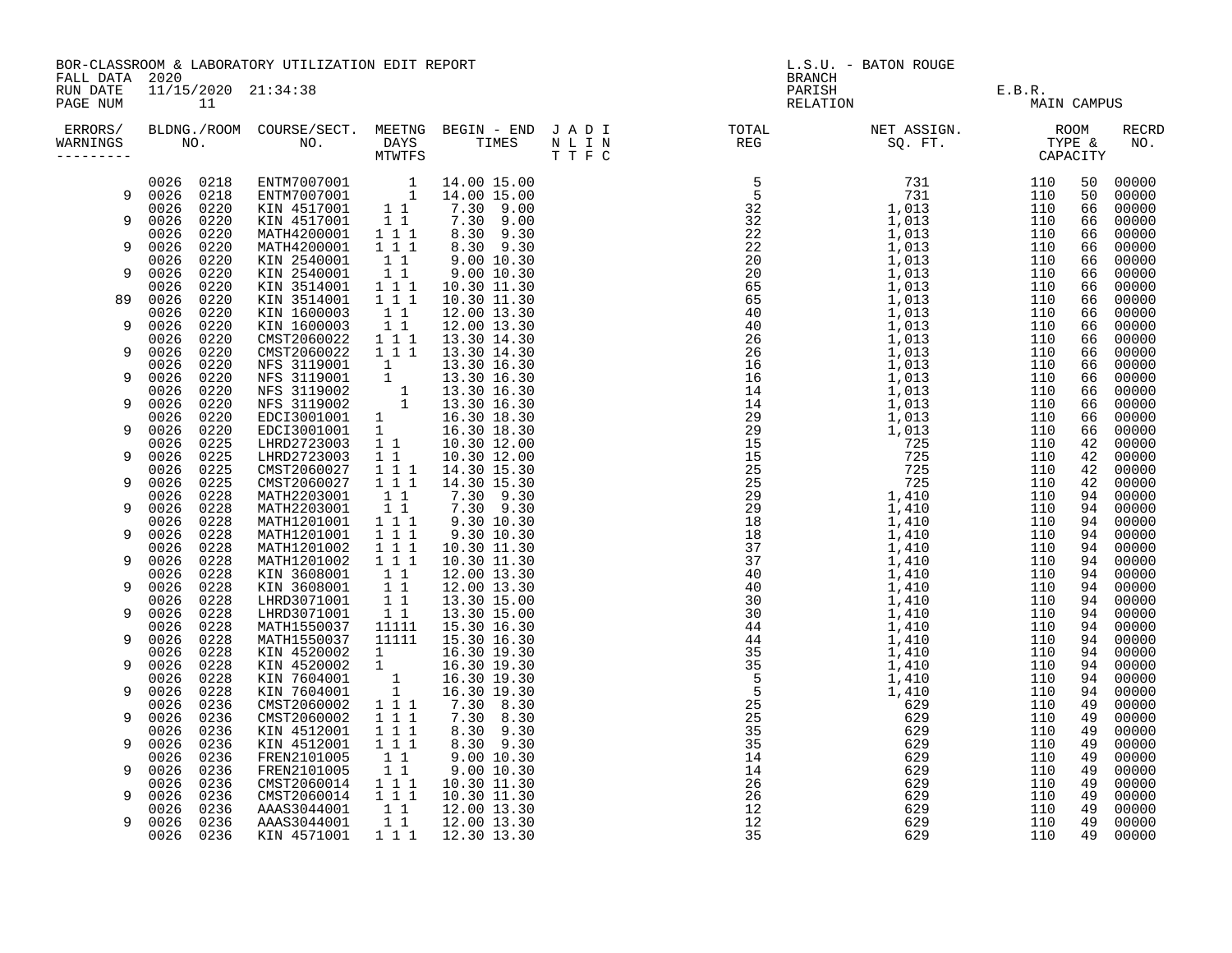BOR-CLASSROOM & LABORATORY UTILIZATION EDIT REPORT
FALL DATA 2020
RUN DATE 11/15/2020 21:34:38
PAGE NUM 11

L.S.U. - BATON ROUGE
BRANCH
PARISH E.B.R.
RELATION MAIN CAMPUS

| ERRORS/ WARNINGS | BLDNG. NO. | ROOM NO. | COURSE/SECT. NO. | MEETNG DAYS MTWTFS | BEGIN - END TIMES | J A D I N L I N T T F C | TOTAL REG | NET ASSIGN. SQ. FT. | ROOM TYPE & | CAPACITY | RECRD NO. |
|---|---|---|---|---|---|---|---|---|---|---|---|
| | 0026 | 0218 | ENTM7007001 | 1 | 14.00 15.00 | | 5 | 731 | 110 | 50 | 00000 |
| 9 | 0026 | 0218 | ENTM7007001 | 1 | 14.00 15.00 | | 5 | 731 | 110 | 50 | 00000 |
| | 0026 | 0220 | KIN 4517001 | 1 1 | 7.30 9.00 | | 32 | 1,013 | 110 | 66 | 00000 |
| 9 | 0026 | 0220 | KIN 4517001 | 1 1 | 7.30 9.00 | | 32 | 1,013 | 110 | 66 | 00000 |
| | 0026 | 0220 | MATH4200001 | 1 1 1 | 8.30 9.30 | | 22 | 1,013 | 110 | 66 | 00000 |
| 9 | 0026 | 0220 | MATH4200001 | 1 1 1 | 8.30 9.30 | | 22 | 1,013 | 110 | 66 | 00000 |
| | 0026 | 0220 | KIN 2540001 | 1 1 | 9.00 10.30 | | 20 | 1,013 | 110 | 66 | 00000 |
| 9 | 0026 | 0220 | KIN 2540001 | 1 1 | 9.00 10.30 | | 20 | 1,013 | 110 | 66 | 00000 |
| | 0026 | 0220 | KIN 3514001 | 1 1 1 | 10.30 11.30 | | 65 | 1,013 | 110 | 66 | 00000 |
| 89 | 0026 | 0220 | KIN 3514001 | 1 1 1 | 10.30 11.30 | | 65 | 1,013 | 110 | 66 | 00000 |
| | 0026 | 0220 | KIN 1600003 | 1 1 | 12.00 13.30 | | 40 | 1,013 | 110 | 66 | 00000 |
| 9 | 0026 | 0220 | KIN 1600003 | 1 1 | 12.00 13.30 | | 40 | 1,013 | 110 | 66 | 00000 |
| | 0026 | 0220 | CMST2060022 | 1 1 1 | 13.30 14.30 | | 26 | 1,013 | 110 | 66 | 00000 |
| 9 | 0026 | 0220 | CMST2060022 | 1 1 1 | 13.30 14.30 | | 26 | 1,013 | 110 | 66 | 00000 |
| | 0026 | 0220 | NFS 3119001 | 1 | 13.30 16.30 | | 16 | 1,013 | 110 | 66 | 00000 |
| 9 | 0026 | 0220 | NFS 3119001 | 1 | 13.30 16.30 | | 16 | 1,013 | 110 | 66 | 00000 |
| | 0026 | 0220 | NFS 3119002 | 1 | 13.30 16.30 | | 14 | 1,013 | 110 | 66 | 00000 |
| 9 | 0026 | 0220 | NFS 3119002 | 1 | 13.30 16.30 | | 14 | 1,013 | 110 | 66 | 00000 |
| | 0026 | 0220 | EDCI3001001 | 1 | 16.30 18.30 | | 29 | 1,013 | 110 | 66 | 00000 |
| 9 | 0026 | 0220 | EDCI3001001 | 1 | 16.30 18.30 | | 29 | 1,013 | 110 | 66 | 00000 |
| | 0026 | 0225 | LHRD2723003 | 1 1 | 10.30 12.00 | | 15 | 725 | 110 | 42 | 00000 |
| 9 | 0026 | 0225 | LHRD2723003 | 1 1 | 10.30 12.00 | | 15 | 725 | 110 | 42 | 00000 |
| | 0026 | 0225 | CMST2060027 | 1 1 1 | 14.30 15.30 | | 25 | 725 | 110 | 42 | 00000 |
| 9 | 0026 | 0225 | CMST2060027 | 1 1 1 | 14.30 15.30 | | 25 | 725 | 110 | 42 | 00000 |
| | 0026 | 0228 | MATH2203001 | 1 1 | 7.30 9.30 | | 29 | 1,410 | 110 | 94 | 00000 |
| 9 | 0026 | 0228 | MATH2203001 | 1 1 | 7.30 9.30 | | 29 | 1,410 | 110 | 94 | 00000 |
| | 0026 | 0228 | MATH1201001 | 1 1 1 | 9.30 10.30 | | 18 | 1,410 | 110 | 94 | 00000 |
| 9 | 0026 | 0228 | MATH1201001 | 1 1 1 | 9.30 10.30 | | 18 | 1,410 | 110 | 94 | 00000 |
| | 0026 | 0228 | MATH1201002 | 1 1 1 | 10.30 11.30 | | 37 | 1,410 | 110 | 94 | 00000 |
| 9 | 0026 | 0228 | MATH1201002 | 1 1 1 | 10.30 11.30 | | 37 | 1,410 | 110 | 94 | 00000 |
| | 0026 | 0228 | KIN 3608001 | 1 1 | 12.00 13.30 | | 40 | 1,410 | 110 | 94 | 00000 |
| 9 | 0026 | 0228 | KIN 3608001 | 1 1 | 12.00 13.30 | | 40 | 1,410 | 110 | 94 | 00000 |
| | 0026 | 0228 | LHRD3071001 | 1 1 | 13.30 15.00 | | 30 | 1,410 | 110 | 94 | 00000 |
| 9 | 0026 | 0228 | LHRD3071001 | 1 1 | 13.30 15.00 | | 30 | 1,410 | 110 | 94 | 00000 |
| | 0026 | 0228 | MATH1550037 | 11111 | 15.30 16.30 | | 44 | 1,410 | 110 | 94 | 00000 |
| 9 | 0026 | 0228 | MATH1550037 | 11111 | 15.30 16.30 | | 44 | 1,410 | 110 | 94 | 00000 |
| | 0026 | 0228 | KIN 4520002 | 1 | 16.30 19.30 | | 35 | 1,410 | 110 | 94 | 00000 |
| 9 | 0026 | 0228 | KIN 4520002 | 1 | 16.30 19.30 | | 35 | 1,410 | 110 | 94 | 00000 |
| | 0026 | 0228 | KIN 7604001 | 1 | 16.30 19.30 | | 5 | 1,410 | 110 | 94 | 00000 |
| 9 | 0026 | 0228 | KIN 7604001 | 1 | 16.30 19.30 | | 5 | 1,410 | 110 | 94 | 00000 |
| | 0026 | 0236 | CMST2060002 | 1 1 1 | 7.30 8.30 | | 25 | 629 | 110 | 49 | 00000 |
| 9 | 0026 | 0236 | CMST2060002 | 1 1 1 | 7.30 8.30 | | 25 | 629 | 110 | 49 | 00000 |
| | 0026 | 0236 | KIN 4512001 | 1 1 1 | 8.30 9.30 | | 35 | 629 | 110 | 49 | 00000 |
| 9 | 0026 | 0236 | KIN 4512001 | 1 1 1 | 8.30 9.30 | | 35 | 629 | 110 | 49 | 00000 |
| | 0026 | 0236 | FREN2101005 | 1 1 | 9.00 10.30 | | 14 | 629 | 110 | 49 | 00000 |
| 9 | 0026 | 0236 | FREN2101005 | 1 1 | 9.00 10.30 | | 14 | 629 | 110 | 49 | 00000 |
| | 0026 | 0236 | CMST2060014 | 1 1 1 | 10.30 11.30 | | 26 | 629 | 110 | 49 | 00000 |
| 9 | 0026 | 0236 | CMST2060014 | 1 1 1 | 10.30 11.30 | | 26 | 629 | 110 | 49 | 00000 |
| | 0026 | 0236 | AAAS3044001 | 1 1 | 12.00 13.30 | | 12 | 629 | 110 | 49 | 00000 |
| 9 | 0026 | 0236 | AAAS3044001 | 1 1 | 12.00 13.30 | | 12 | 629 | 110 | 49 | 00000 |
| | 0026 | 0236 | KIN 4571001 | 1 1 1 | 12.30 13.30 | | 35 | 629 | 110 | 49 | 00000 |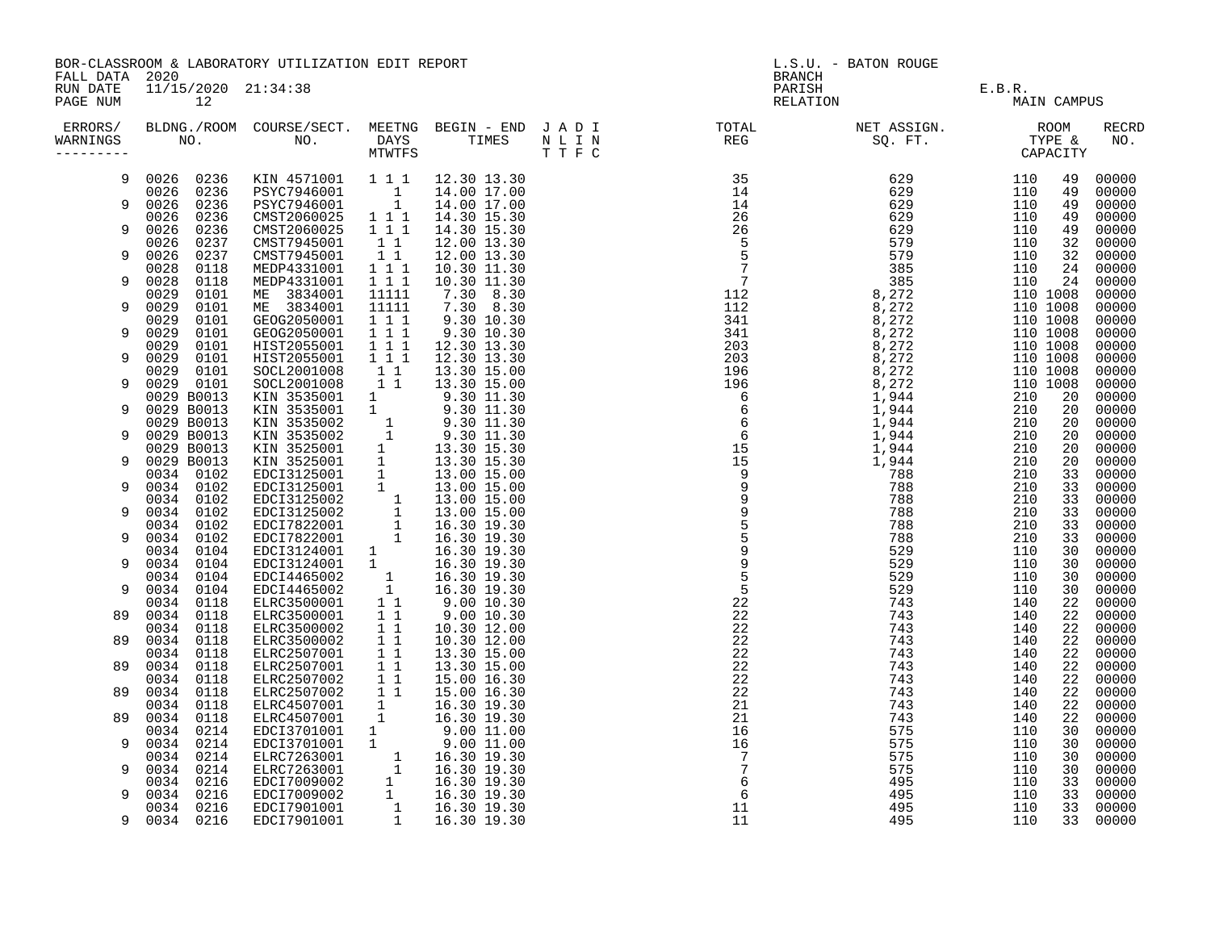BOR-CLASSROOM & LABORATORY UTILIZATION EDIT REPORT

FALL DATA 2020
RUN DATE 11/15/2020 21:34:38

L.S.U. - BATON ROUGE
BRANCH
PARISH E.B.R.
RELATION MAIN CAMPUS

| ERRORS/ WARNINGS | BLDNG./ROOM NO. | COURSE/SECT. NO. | MEETNG DAYS MTWTFS | BEGIN - END TIMES | J A D I N L I N T T F C | TOTAL REG | NET ASSIGN. SQ. FT. | ROOM TYPE & CAPACITY | RECRD NO. |
|---|---|---|---|---|---|---|---|---|---|
| 9 | 0026 0236 | KIN 4571001 | 1 1 1 | 12.30 13.30 | | 35 | 629 | 110 49 | 00000 |
| | 0026 0236 | PSYC7946001 | 1 | 14.00 17.00 | | 14 | 629 | 110 49 | 00000 |
| 9 | 0026 0236 | PSYC7946001 | 1 | 14.00 17.00 | | 14 | 629 | 110 49 | 00000 |
| | 0026 0236 | CMST2060025 | 1 1 1 | 14.30 15.30 | | 26 | 629 | 110 49 | 00000 |
| 9 | 0026 0236 | CMST2060025 | 1 1 1 | 14.30 15.30 | | 26 | 629 | 110 49 | 00000 |
| | 0026 0237 | CMST7945001 | 1 1 | 12.00 13.30 | | 5 | 579 | 110 32 | 00000 |
| 9 | 0026 0237 | CMST7945001 | 1 1 | 12.00 13.30 | | 5 | 579 | 110 32 | 00000 |
| | 0028 0118 | MEDP4331001 | 1 1 1 | 10.30 11.30 | | 7 | 385 | 110 24 | 00000 |
| 9 | 0028 0118 | MEDP4331001 | 1 1 1 | 10.30 11.30 | | 7 | 385 | 110 24 | 00000 |
| | 0029 0101 | ME 3834001 | 11111 | 7.30 8.30 | | 112 | 8,272 | 110 1008 | 00000 |
| 9 | 0029 0101 | ME 3834001 | 11111 | 7.30 8.30 | | 112 | 8,272 | 110 1008 | 00000 |
| | 0029 0101 | GEOG2050001 | 1 1 1 | 9.30 10.30 | | 341 | 8,272 | 110 1008 | 00000 |
| 9 | 0029 0101 | GEOG2050001 | 1 1 1 | 9.30 10.30 | | 341 | 8,272 | 110 1008 | 00000 |
| | 0029 0101 | HIST2055001 | 1 1 1 | 12.30 13.30 | | 203 | 8,272 | 110 1008 | 00000 |
| 9 | 0029 0101 | HIST2055001 | 1 1 1 | 12.30 13.30 | | 203 | 8,272 | 110 1008 | 00000 |
| | 0029 0101 | SOCL2001008 | 1 1 | 13.30 15.00 | | 196 | 8,272 | 110 1008 | 00000 |
| 9 | 0029 0101 | SOCL2001008 | 1 1 | 13.30 15.00 | | 196 | 8,272 | 110 1008 | 00000 |
| | 0029 B0013 | KIN 3535001 | 1 | 9.30 11.30 | | 6 | 1,944 | 210 20 | 00000 |
| 9 | 0029 B0013 | KIN 3535001 | 1 | 9.30 11.30 | | 6 | 1,944 | 210 20 | 00000 |
| | 0029 B0013 | KIN 3535002 | 1 | 9.30 11.30 | | 6 | 1,944 | 210 20 | 00000 |
| 9 | 0029 B0013 | KIN 3535002 | 1 | 9.30 11.30 | | 6 | 1,944 | 210 20 | 00000 |
| | 0029 B0013 | KIN 3525001 | 1 | 13.30 15.30 | | 15 | 1,944 | 210 20 | 00000 |
| 9 | 0029 B0013 | KIN 3525001 | 1 | 13.30 15.30 | | 15 | 1,944 | 210 20 | 00000 |
| | 0034 0102 | EDCI3125001 | 1 | 13.00 15.00 | | 9 | 788 | 210 33 | 00000 |
| 9 | 0034 0102 | EDCI3125001 | 1 | 13.00 15.00 | | 9 | 788 | 210 33 | 00000 |
| | 0034 0102 | EDCI3125002 | 1 | 13.00 15.00 | | 9 | 788 | 210 33 | 00000 |
| 9 | 0034 0102 | EDCI3125002 | 1 | 13.00 15.00 | | 9 | 788 | 210 33 | 00000 |
| | 0034 0102 | EDCI7822001 | 1 | 16.30 19.30 | | 5 | 788 | 210 33 | 00000 |
| 9 | 0034 0102 | EDCI7822001 | 1 | 16.30 19.30 | | 5 | 788 | 210 33 | 00000 |
| | 0034 0104 | EDCI3124001 | 1 | 16.30 19.30 | | 9 | 529 | 110 30 | 00000 |
| 9 | 0034 0104 | EDCI3124001 | 1 | 16.30 19.30 | | 9 | 529 | 110 30 | 00000 |
| | 0034 0104 | EDCI4465002 | 1 | 16.30 19.30 | | 5 | 529 | 110 30 | 00000 |
| 9 | 0034 0104 | EDCI4465002 | 1 | 16.30 19.30 | | 5 | 529 | 110 30 | 00000 |
| | 0034 0118 | ELRC3500001 | 1 1 | 9.00 10.30 | | 22 | 743 | 140 22 | 00000 |
| 89 | 0034 0118 | ELRC3500001 | 1 1 | 9.00 10.30 | | 22 | 743 | 140 22 | 00000 |
| | 0034 0118 | ELRC3500002 | 1 1 | 10.30 12.00 | | 22 | 743 | 140 22 | 00000 |
| 89 | 0034 0118 | ELRC3500002 | 1 1 | 10.30 12.00 | | 22 | 743 | 140 22 | 00000 |
| | 0034 0118 | ELRC2507001 | 1 1 | 13.30 15.00 | | 22 | 743 | 140 22 | 00000 |
| 89 | 0034 0118 | ELRC2507001 | 1 1 | 13.30 15.00 | | 22 | 743 | 140 22 | 00000 |
| | 0034 0118 | ELRC2507002 | 1 1 | 15.00 16.30 | | 22 | 743 | 140 22 | 00000 |
| 89 | 0034 0118 | ELRC2507002 | 1 1 | 15.00 16.30 | | 22 | 743 | 140 22 | 00000 |
| | 0034 0118 | ELRC4507001 | 1 | 16.30 19.30 | | 21 | 743 | 140 22 | 00000 |
| 89 | 0034 0118 | ELRC4507001 | 1 | 16.30 19.30 | | 21 | 743 | 140 22 | 00000 |
| | 0034 0214 | EDCI3701001 | 1 | 9.00 11.00 | | 16 | 575 | 110 30 | 00000 |
| 9 | 0034 0214 | EDCI3701001 | 1 | 9.00 11.00 | | 16 | 575 | 110 30 | 00000 |
| | 0034 0214 | ELRC7263001 | 1 | 16.30 19.30 | | 7 | 575 | 110 30 | 00000 |
| 9 | 0034 0214 | ELRC7263001 | 1 | 16.30 19.30 | | 7 | 575 | 110 30 | 00000 |
| | 0034 0216 | EDCI7009002 | 1 | 16.30 19.30 | | 6 | 495 | 110 33 | 00000 |
| 9 | 0034 0216 | EDCI7009002 | 1 | 16.30 19.30 | | 6 | 495 | 110 33 | 00000 |
| | 0034 0216 | EDCI7901001 | 1 | 16.30 19.30 | | 11 | 495 | 110 33 | 00000 |
| 9 | 0034 0216 | EDCI7901001 | 1 | 16.30 19.30 | | 11 | 495 | 110 33 | 00000 |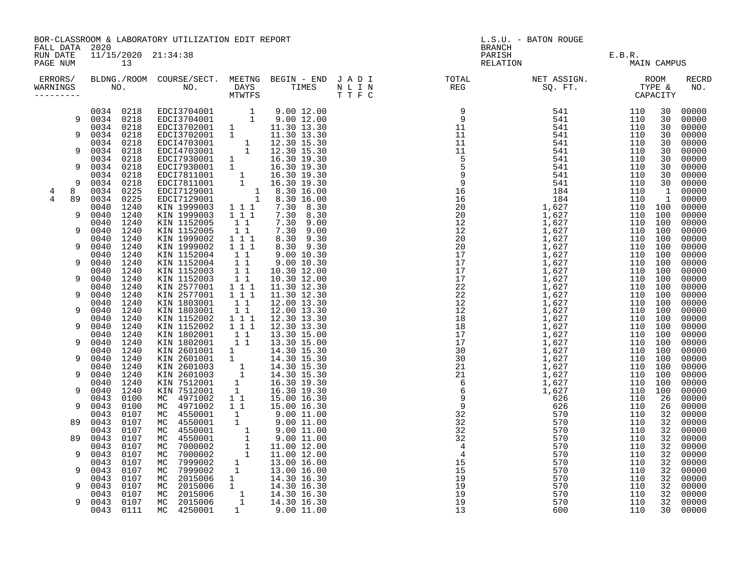BOR-CLASSROOM & LABORATORY UTILIZATION EDIT REPORT
FALL DATA 2020
RUN DATE 11/15/2020 21:34:38

L.S.U. - BATON ROUGE
BRANCH
PARISH E.B.R.
RELATION MAIN CAMPUS

| ERRORS/ WARNINGS | BLDG. NO. | ROOM NO. | COURSE/SECT. NO. | M | T | W | T | F | S | BEGIN | END | J A D I / N L I N / T T F C | TOTAL REG | NET ASSIGN. SQ. FT. | ROOM TYPE | CAPACITY | RECRD NO. |
|---|---|---|---|---|---|---|---|---|---|---|---|---|---|---|---|---|---|
| | 0034 | 0218 | EDCI3704001 | | | | | 1 | | 9.00 | 12.00 | | 9 | 541 | 110 | 30 | 00000 |
| 9 | 0034 | 0218 | EDCI3704001 | | | | | 1 | | 9.00 | 12.00 | | 9 | 541 | 110 | 30 | 00000 |
| | 0034 | 0218 | EDCI3702001 | 1 | | | | | | 11.30 | 13.30 | | 11 | 541 | 110 | 30 | 00000 |
| 9 | 0034 | 0218 | EDCI3702001 | 1 | | | | | | 11.30 | 13.30 | | 11 | 541 | 110 | 30 | 00000 |
| | 0034 | 0218 | EDCI4703001 | | | | 1 | | | 12.30 | 15.30 | | 11 | 541 | 110 | 30 | 00000 |
| 9 | 0034 | 0218 | EDCI4703001 | | | | 1 | | | 12.30 | 15.30 | | 11 | 541 | 110 | 30 | 00000 |
| | 0034 | 0218 | EDCI7930001 | 1 | | | | | | 16.30 | 19.30 | | 5 | 541 | 110 | 30 | 00000 |
| 9 | 0034 | 0218 | EDCI7930001 | 1 | | | | | | 16.30 | 19.30 | | 5 | 541 | 110 | 30 | 00000 |
| | 0034 | 0218 | EDCI7811001 | | | | 1 | | | 16.30 | 19.30 | | 9 | 541 | 110 | 30 | 00000 |
| 9 | 0034 | 0218 | EDCI7811001 | | | | 1 | | | 16.30 | 19.30 | | 9 | 541 | 110 | 30 | 00000 |
| 4 8 | 0034 | 0225 | EDCI7129001 | | | | | | 1 | 8.30 | 16.00 | | 16 | 184 | 110 | 1 | 00000 |
| 4 89 | 0034 | 0225 | EDCI7129001 | | | | | | 1 | 8.30 | 16.00 | | 16 | 184 | 110 | 1 | 00000 |
| | 0040 | 1240 | KIN 1999003 | 1 | | 1 | | 1 | | 7.30 | 8.30 | | 20 | 1,627 | 110 | 100 | 00000 |
| 9 | 0040 | 1240 | KIN 1999003 | 1 | | 1 | | 1 | | 7.30 | 8.30 | | 20 | 1,627 | 110 | 100 | 00000 |
| | 0040 | 1240 | KIN 1152005 | | 1 | | 1 | | | 7.30 | 9.00 | | 12 | 1,627 | 110 | 100 | 00000 |
| 9 | 0040 | 1240 | KIN 1152005 | | 1 | | 1 | | | 7.30 | 9.00 | | 12 | 1,627 | 110 | 100 | 00000 |
| | 0040 | 1240 | KIN 1999002 | 1 | | 1 | | 1 | | 8.30 | 9.30 | | 20 | 1,627 | 110 | 100 | 00000 |
| 9 | 0040 | 1240 | KIN 1999002 | 1 | | 1 | | 1 | | 8.30 | 9.30 | | 20 | 1,627 | 110 | 100 | 00000 |
| | 0040 | 1240 | KIN 1152004 | | 1 | | 1 | | | 9.00 | 10.30 | | 17 | 1,627 | 110 | 100 | 00000 |
| 9 | 0040 | 1240 | KIN 1152004 | | 1 | | 1 | | | 9.00 | 10.30 | | 17 | 1,627 | 110 | 100 | 00000 |
| | 0040 | 1240 | KIN 1152003 | | 1 | | 1 | | | 10.30 | 12.00 | | 17 | 1,627 | 110 | 100 | 00000 |
| 9 | 0040 | 1240 | KIN 1152003 | | 1 | | 1 | | | 10.30 | 12.00 | | 17 | 1,627 | 110 | 100 | 00000 |
| | 0040 | 1240 | KIN 2577001 | 1 | | 1 | | 1 | | 11.30 | 12.30 | | 22 | 1,627 | 110 | 100 | 00000 |
| 9 | 0040 | 1240 | KIN 2577001 | 1 | | 1 | | 1 | | 11.30 | 12.30 | | 22 | 1,627 | 110 | 100 | 00000 |
| | 0040 | 1240 | KIN 1803001 | | 1 | | 1 | | | 12.00 | 13.30 | | 12 | 1,627 | 110 | 100 | 00000 |
| 9 | 0040 | 1240 | KIN 1803001 | | 1 | | 1 | | | 12.00 | 13.30 | | 12 | 1,627 | 110 | 100 | 00000 |
| | 0040 | 1240 | KIN 1152002 | 1 | | 1 | | 1 | | 12.30 | 13.30 | | 18 | 1,627 | 110 | 100 | 00000 |
| 9 | 0040 | 1240 | KIN 1152002 | 1 | | 1 | | 1 | | 12.30 | 13.30 | | 18 | 1,627 | 110 | 100 | 00000 |
| | 0040 | 1240 | KIN 1802001 | | 1 | | 1 | | | 13.30 | 15.00 | | 17 | 1,627 | 110 | 100 | 00000 |
| 9 | 0040 | 1240 | KIN 1802001 | | 1 | | 1 | | | 13.30 | 15.00 | | 17 | 1,627 | 110 | 100 | 00000 |
| | 0040 | 1240 | KIN 2601001 | 1 | | | | | | 14.30 | 15.30 | | 30 | 1,627 | 110 | 100 | 00000 |
| 9 | 0040 | 1240 | KIN 2601001 | 1 | | | | | | 14.30 | 15.30 | | 30 | 1,627 | 110 | 100 | 00000 |
| | 0040 | 1240 | KIN 2601003 | | | | 1 | | | 14.30 | 15.30 | | 21 | 1,627 | 110 | 100 | 00000 |
| 9 | 0040 | 1240 | KIN 2601003 | | | | 1 | | | 14.30 | 15.30 | | 21 | 1,627 | 110 | 100 | 00000 |
| | 0040 | 1240 | KIN 7512001 | | 1 | | | | | 16.30 | 19.30 | | 6 | 1,627 | 110 | 100 | 00000 |
| 9 | 0040 | 1240 | KIN 7512001 | | 1 | | | | | 16.30 | 19.30 | | 6 | 1,627 | 110 | 100 | 00000 |
| | 0043 | 0100 | MC 4971002 | 1 | | 1 | | | | 15.00 | 16.30 | | 9 | 626 | 110 | 26 | 00000 |
| 9 | 0043 | 0100 | MC 4971002 | 1 | | 1 | | | | 15.00 | 16.30 | | 9 | 626 | 110 | 26 | 00000 |
| | 0043 | 0107 | MC 4550001 | | 1 | | | | | 9.00 | 11.00 | | 32 | 570 | 110 | 32 | 00000 |
| 89 | 0043 | 0107 | MC 4550001 | | 1 | | | | | 9.00 | 11.00 | | 32 | 570 | 110 | 32 | 00000 |
| | 0043 | 0107 | MC 4550001 | | | | 1 | | | 9.00 | 11.00 | | 32 | 570 | 110 | 32 | 00000 |
| 89 | 0043 | 0107 | MC 4550001 | | | | 1 | | | 9.00 | 11.00 | | 32 | 570 | 110 | 32 | 00000 |
| | 0043 | 0107 | MC 7000002 | | | | 1 | | | 11.00 | 12.00 | | 4 | 570 | 110 | 32 | 00000 |
| 9 | 0043 | 0107 | MC 7000002 | | | | 1 | | | 11.00 | 12.00 | | 4 | 570 | 110 | 32 | 00000 |
| | 0043 | 0107 | MC 7999002 | | 1 | | | | | 13.00 | 16.00 | | 15 | 570 | 110 | 32 | 00000 |
| 9 | 0043 | 0107 | MC 7999002 | | 1 | | | | | 13.00 | 16.00 | | 15 | 570 | 110 | 32 | 00000 |
| | 0043 | 0107 | MC 2015006 | 1 | | | | | | 14.30 | 16.30 | | 19 | 570 | 110 | 32 | 00000 |
| 9 | 0043 | 0107 | MC 2015006 | 1 | | | | | | 14.30 | 16.30 | | 19 | 570 | 110 | 32 | 00000 |
| | 0043 | 0107 | MC 2015006 | | | | 1 | | | 14.30 | 16.30 | | 19 | 570 | 110 | 32 | 00000 |
| 9 | 0043 | 0107 | MC 2015006 | | | | 1 | | | 14.30 | 16.30 | | 19 | 570 | 110 | 32 | 00000 |
| | 0043 | 0111 | MC 4250001 | | 1 | | | | | 9.00 | 11.00 | | 13 | 600 | 110 | 30 | 00000 |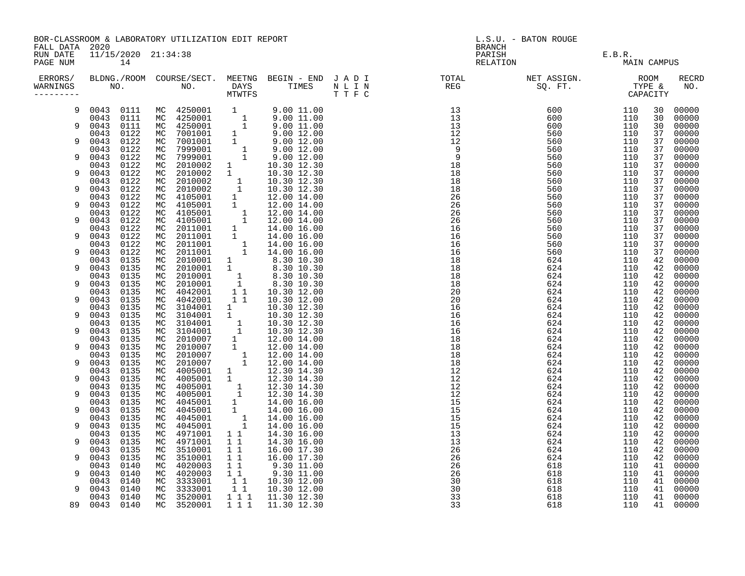BOR-CLASSROOM & LABORATORY UTILIZATION EDIT REPORT
FALL DATA 2020
RUN DATE 11/15/2020 21:34:38
PAGE NUM 14

L.S.U. - BATON ROUGE
BRANCH
PARISH E.B.R.
RELATION MAIN CAMPUS

| ERRORS/ WARNINGS | BLDNG./ROOM NO. | | COURSE/SECT. NO. | | MEETNG DAYS MTWTFS | BEGIN - END TIMES | J A D I N L I N T T F C | TOTAL REG | NET ASSIGN. SQ. FT. | ROOM TYPE & CAPACITY | | RECRD NO. |
|---|---|---|---|---|---|---|---|---|---|---|---|---|
| 9 | 0043 | 0111 | MC | 4250001 | 1 | 9.00 11.00 | | 13 | 600 | 110 | 30 | 00000 |
| | 0043 | 0111 | MC | 4250001 | 1 | 9.00 11.00 | | 13 | 600 | 110 | 30 | 00000 |
| 9 | 0043 | 0111 | MC | 4250001 | 1 | 9.00 11.00 | | 13 | 600 | 110 | 30 | 00000 |
| | 0043 | 0122 | MC | 7001001 | 1 | 9.00 12.00 | | 12 | 560 | 110 | 37 | 00000 |
| 9 | 0043 | 0122 | MC | 7001001 | 1 | 9.00 12.00 | | 12 | 560 | 110 | 37 | 00000 |
| | 0043 | 0122 | MC | 7999001 | 1 | 9.00 12.00 | | 9 | 560 | 110 | 37 | 00000 |
| 9 | 0043 | 0122 | MC | 7999001 | 1 | 9.00 12.00 | | 9 | 560 | 110 | 37 | 00000 |
| | 0043 | 0122 | MC | 2010002 | 1 | 10.30 12.30 | | 18 | 560 | 110 | 37 | 00000 |
| 9 | 0043 | 0122 | MC | 2010002 | 1 | 10.30 12.30 | | 18 | 560 | 110 | 37 | 00000 |
| | 0043 | 0122 | MC | 2010002 | 1 | 10.30 12.30 | | 18 | 560 | 110 | 37 | 00000 |
| 9 | 0043 | 0122 | MC | 2010002 | 1 | 10.30 12.30 | | 18 | 560 | 110 | 37 | 00000 |
| | 0043 | 0122 | MC | 4105001 | 1 | 12.00 14.00 | | 26 | 560 | 110 | 37 | 00000 |
| 9 | 0043 | 0122 | MC | 4105001 | 1 | 12.00 14.00 | | 26 | 560 | 110 | 37 | 00000 |
| | 0043 | 0122 | MC | 4105001 | 1 | 12.00 14.00 | | 26 | 560 | 110 | 37 | 00000 |
| 9 | 0043 | 0122 | MC | 4105001 | 1 | 12.00 14.00 | | 26 | 560 | 110 | 37 | 00000 |
| | 0043 | 0122 | MC | 2011001 | 1 | 14.00 16.00 | | 16 | 560 | 110 | 37 | 00000 |
| 9 | 0043 | 0122 | MC | 2011001 | 1 | 14.00 16.00 | | 16 | 560 | 110 | 37 | 00000 |
| | 0043 | 0122 | MC | 2011001 | 1 | 14.00 16.00 | | 16 | 560 | 110 | 37 | 00000 |
| 9 | 0043 | 0122 | MC | 2011001 | 1 | 14.00 16.00 | | 16 | 560 | 110 | 37 | 00000 |
| | 0043 | 0135 | MC | 2010001 | 1 | 8.30 10.30 | | 18 | 624 | 110 | 42 | 00000 |
| 9 | 0043 | 0135 | MC | 2010001 | 1 | 8.30 10.30 | | 18 | 624 | 110 | 42 | 00000 |
| | 0043 | 0135 | MC | 2010001 | 1 | 8.30 10.30 | | 18 | 624 | 110 | 42 | 00000 |
| 9 | 0043 | 0135 | MC | 2010001 | 1 | 8.30 10.30 | | 18 | 624 | 110 | 42 | 00000 |
| | 0043 | 0135 | MC | 4042001 | 1 1 | 10.30 12.00 | | 20 | 624 | 110 | 42 | 00000 |
| 9 | 0043 | 0135 | MC | 4042001 | 1 1 | 10.30 12.00 | | 20 | 624 | 110 | 42 | 00000 |
| | 0043 | 0135 | MC | 3104001 | 1 | 10.30 12.30 | | 16 | 624 | 110 | 42 | 00000 |
| 9 | 0043 | 0135 | MC | 3104001 | 1 | 10.30 12.30 | | 16 | 624 | 110 | 42 | 00000 |
| | 0043 | 0135 | MC | 3104001 | 1 | 10.30 12.30 | | 16 | 624 | 110 | 42 | 00000 |
| 9 | 0043 | 0135 | MC | 3104001 | 1 | 10.30 12.30 | | 16 | 624 | 110 | 42 | 00000 |
| | 0043 | 0135 | MC | 2010007 | 1 | 12.00 14.00 | | 18 | 624 | 110 | 42 | 00000 |
| 9 | 0043 | 0135 | MC | 2010007 | 1 | 12.00 14.00 | | 18 | 624 | 110 | 42 | 00000 |
| | 0043 | 0135 | MC | 2010007 | 1 | 12.00 14.00 | | 18 | 624 | 110 | 42 | 00000 |
| 9 | 0043 | 0135 | MC | 2010007 | 1 | 12.00 14.00 | | 18 | 624 | 110 | 42 | 00000 |
| | 0043 | 0135 | MC | 4005001 | 1 | 12.30 14.30 | | 12 | 624 | 110 | 42 | 00000 |
| 9 | 0043 | 0135 | MC | 4005001 | 1 | 12.30 14.30 | | 12 | 624 | 110 | 42 | 00000 |
| | 0043 | 0135 | MC | 4005001 | 1 | 12.30 14.30 | | 12 | 624 | 110 | 42 | 00000 |
| 9 | 0043 | 0135 | MC | 4005001 | 1 | 12.30 14.30 | | 12 | 624 | 110 | 42 | 00000 |
| | 0043 | 0135 | MC | 4045001 | 1 | 14.00 16.00 | | 15 | 624 | 110 | 42 | 00000 |
| 9 | 0043 | 0135 | MC | 4045001 | 1 | 14.00 16.00 | | 15 | 624 | 110 | 42 | 00000 |
| | 0043 | 0135 | MC | 4045001 | 1 | 14.00 16.00 | | 15 | 624 | 110 | 42 | 00000 |
| 9 | 0043 | 0135 | MC | 4045001 | 1 | 14.00 16.00 | | 15 | 624 | 110 | 42 | 00000 |
| | 0043 | 0135 | MC | 4971001 | 1 1 | 14.30 16.00 | | 13 | 624 | 110 | 42 | 00000 |
| 9 | 0043 | 0135 | MC | 4971001 | 1 1 | 14.30 16.00 | | 13 | 624 | 110 | 42 | 00000 |
| | 0043 | 0135 | MC | 3510001 | 1 1 | 16.00 17.30 | | 26 | 624 | 110 | 42 | 00000 |
| 9 | 0043 | 0135 | MC | 3510001 | 1 1 | 16.00 17.30 | | 26 | 624 | 110 | 42 | 00000 |
| | 0043 | 0140 | MC | 4020003 | 1 1 | 9.30 11.00 | | 26 | 618 | 110 | 41 | 00000 |
| 9 | 0043 | 0140 | MC | 4020003 | 1 1 | 9.30 11.00 | | 26 | 618 | 110 | 41 | 00000 |
| | 0043 | 0140 | MC | 3333001 | 1 1 | 10.30 12.00 | | 30 | 618 | 110 | 41 | 00000 |
| 9 | 0043 | 0140 | MC | 3333001 | 1 1 | 10.30 12.00 | | 30 | 618 | 110 | 41 | 00000 |
| | 0043 | 0140 | MC | 3520001 | 1 1 1 | 11.30 12.30 | | 33 | 618 | 110 | 41 | 00000 |
| 89 | 0043 | 0140 | MC | 3520001 | 1 1 1 | 11.30 12.30 | | 33 | 618 | 110 | 41 | 00000 |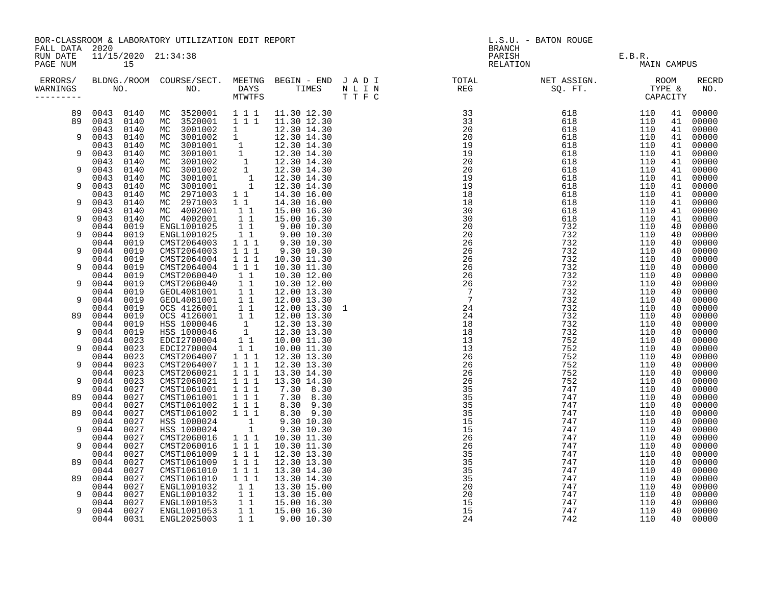BOR-CLASSROOM & LABORATORY UTILIZATION EDIT REPORT
FALL DATA 2020
RUN DATE 11/15/2020 21:34:38

L.S.U. - BATON ROUGE
BRANCH
PARISH E.B.R.
RELATION MAIN CAMPUS

| ERRORS/ WARNINGS | BLDNG./ROOM NO. | | COURSE/SECT. NO. | MEETNG DAYS MTWTFS | BEGIN - END TIMES | | J A D I N L I N T T F C | TOTAL REG | NET ASSIGN. SQ. FT. | ROOM TYPE & CAPACITY | | RECRD NO. |
|---|---|---|---|---|---|---|---|---|---|---|---|---|
| 89 | 0043 | 0140 | MC 3520001 | 1 1 1 | 11.30 | 12.30 | | 33 | 618 | 110 | 41 | 00000 |
| 89 | 0043 | 0140 | MC 3520001 | 1 1 1 | 11.30 | 12.30 | | 33 | 618 | 110 | 41 | 00000 |
| | 0043 | 0140 | MC 3001002 | 1 | 12.30 | 14.30 | | 20 | 618 | 110 | 41 | 00000 |
| 9 | 0043 | 0140 | MC 3001002 | 1 | 12.30 | 14.30 | | 20 | 618 | 110 | 41 | 00000 |
| | 0043 | 0140 | MC 3001001 | 1 | 12.30 | 14.30 | | 19 | 618 | 110 | 41 | 00000 |
| 9 | 0043 | 0140 | MC 3001001 | 1 | 12.30 | 14.30 | | 19 | 618 | 110 | 41 | 00000 |
| | 0043 | 0140 | MC 3001002 | 1 | 12.30 | 14.30 | | 20 | 618 | 110 | 41 | 00000 |
| 9 | 0043 | 0140 | MC 3001002 | 1 | 12.30 | 14.30 | | 20 | 618 | 110 | 41 | 00000 |
| | 0043 | 0140 | MC 3001001 | 1 | 12.30 | 14.30 | | 19 | 618 | 110 | 41 | 00000 |
| 9 | 0043 | 0140 | MC 3001001 | 1 | 12.30 | 14.30 | | 19 | 618 | 110 | 41 | 00000 |
| | 0043 | 0140 | MC 2971003 | 1 1 | 14.30 | 16.00 | | 18 | 618 | 110 | 41 | 00000 |
| 9 | 0043 | 0140 | MC 2971003 | 1 1 | 14.30 | 16.00 | | 18 | 618 | 110 | 41 | 00000 |
| | 0043 | 0140 | MC 4002001 | 1 1 | 15.00 | 16.30 | | 30 | 618 | 110 | 41 | 00000 |
| 9 | 0043 | 0140 | MC 4002001 | 1 1 | 15.00 | 16.30 | | 30 | 618 | 110 | 41 | 00000 |
| | 0044 | 0019 | ENGL1001025 | 1 1 | 9.00 | 10.30 | | 20 | 732 | 110 | 40 | 00000 |
| 9 | 0044 | 0019 | ENGL1001025 | 1 1 | 9.00 | 10.30 | | 20 | 732 | 110 | 40 | 00000 |
| | 0044 | 0019 | CMST2064003 | 1 1 1 | 9.30 | 10.30 | | 26 | 732 | 110 | 40 | 00000 |
| 9 | 0044 | 0019 | CMST2064003 | 1 1 1 | 9.30 | 10.30 | | 26 | 732 | 110 | 40 | 00000 |
| | 0044 | 0019 | CMST2064004 | 1 1 1 | 10.30 | 11.30 | | 26 | 732 | 110 | 40 | 00000 |
| 9 | 0044 | 0019 | CMST2064004 | 1 1 1 | 10.30 | 11.30 | | 26 | 732 | 110 | 40 | 00000 |
| | 0044 | 0019 | CMST2060040 | 1 1 | 10.30 | 12.00 | | 26 | 732 | 110 | 40 | 00000 |
| 9 | 0044 | 0019 | CMST2060040 | 1 1 | 10.30 | 12.00 | | 26 | 732 | 110 | 40 | 00000 |
| | 0044 | 0019 | GEOL4081001 | 1 1 | 12.00 | 13.30 | | 7 | 732 | 110 | 40 | 00000 |
| 9 | 0044 | 0019 | GEOL4081001 | 1 1 | 12.00 | 13.30 | | 7 | 732 | 110 | 40 | 00000 |
| | 0044 | 0019 | OCS 4126001 | 1 1 | 12.00 | 13.30 | 1 | 24 | 732 | 110 | 40 | 00000 |
| 89 | 0044 | 0019 | OCS 4126001 | 1 1 | 12.00 | 13.30 | | 24 | 732 | 110 | 40 | 00000 |
| | 0044 | 0019 | HSS 1000046 | 1 | 12.30 | 13.30 | | 18 | 732 | 110 | 40 | 00000 |
| 9 | 0044 | 0019 | HSS 1000046 | 1 | 12.30 | 13.30 | | 18 | 732 | 110 | 40 | 00000 |
| | 0044 | 0023 | EDCI2700004 | 1 1 | 10.00 | 11.30 | | 13 | 752 | 110 | 40 | 00000 |
| 9 | 0044 | 0023 | EDCI2700004 | 1 1 | 10.00 | 11.30 | | 13 | 752 | 110 | 40 | 00000 |
| | 0044 | 0023 | CMST2064007 | 1 1 1 | 12.30 | 13.30 | | 26 | 752 | 110 | 40 | 00000 |
| 9 | 0044 | 0023 | CMST2064007 | 1 1 1 | 12.30 | 13.30 | | 26 | 752 | 110 | 40 | 00000 |
| | 0044 | 0023 | CMST2060021 | 1 1 1 | 13.30 | 14.30 | | 26 | 752 | 110 | 40 | 00000 |
| 9 | 0044 | 0023 | CMST2060021 | 1 1 1 | 13.30 | 14.30 | | 26 | 752 | 110 | 40 | 00000 |
| | 0044 | 0027 | CMST1061001 | 1 1 1 | 7.30 | 8.30 | | 35 | 747 | 110 | 40 | 00000 |
| 89 | 0044 | 0027 | CMST1061001 | 1 1 1 | 7.30 | 8.30 | | 35 | 747 | 110 | 40 | 00000 |
| | 0044 | 0027 | CMST1061002 | 1 1 1 | 8.30 | 9.30 | | 35 | 747 | 110 | 40 | 00000 |
| 89 | 0044 | 0027 | CMST1061002 | 1 1 1 | 8.30 | 9.30 | | 35 | 747 | 110 | 40 | 00000 |
| | 0044 | 0027 | HSS 1000024 | 1 | 9.30 | 10.30 | | 15 | 747 | 110 | 40 | 00000 |
| 9 | 0044 | 0027 | HSS 1000024 | 1 | 9.30 | 10.30 | | 15 | 747 | 110 | 40 | 00000 |
| | 0044 | 0027 | CMST2060016 | 1 1 1 | 10.30 | 11.30 | | 26 | 747 | 110 | 40 | 00000 |
| 9 | 0044 | 0027 | CMST2060016 | 1 1 1 | 10.30 | 11.30 | | 26 | 747 | 110 | 40 | 00000 |
| | 0044 | 0027 | CMST1061009 | 1 1 1 | 12.30 | 13.30 | | 35 | 747 | 110 | 40 | 00000 |
| 89 | 0044 | 0027 | CMST1061009 | 1 1 1 | 12.30 | 13.30 | | 35 | 747 | 110 | 40 | 00000 |
| | 0044 | 0027 | CMST1061010 | 1 1 1 | 13.30 | 14.30 | | 35 | 747 | 110 | 40 | 00000 |
| 89 | 0044 | 0027 | CMST1061010 | 1 1 1 | 13.30 | 14.30 | | 35 | 747 | 110 | 40 | 00000 |
| | 0044 | 0027 | ENGL1001032 | 1 1 | 13.30 | 15.00 | | 20 | 747 | 110 | 40 | 00000 |
| 9 | 0044 | 0027 | ENGL1001032 | 1 1 | 13.30 | 15.00 | | 20 | 747 | 110 | 40 | 00000 |
| | 0044 | 0027 | ENGL1001053 | 1 1 | 15.00 | 16.30 | | 15 | 747 | 110 | 40 | 00000 |
| 9 | 0044 | 0027 | ENGL1001053 | 1 1 | 15.00 | 16.30 | | 15 | 747 | 110 | 40 | 00000 |
| | 0044 | 0031 | ENGL2025003 | 1 1 | 9.00 | 10.30 | | 24 | 742 | 110 | 40 | 00000 |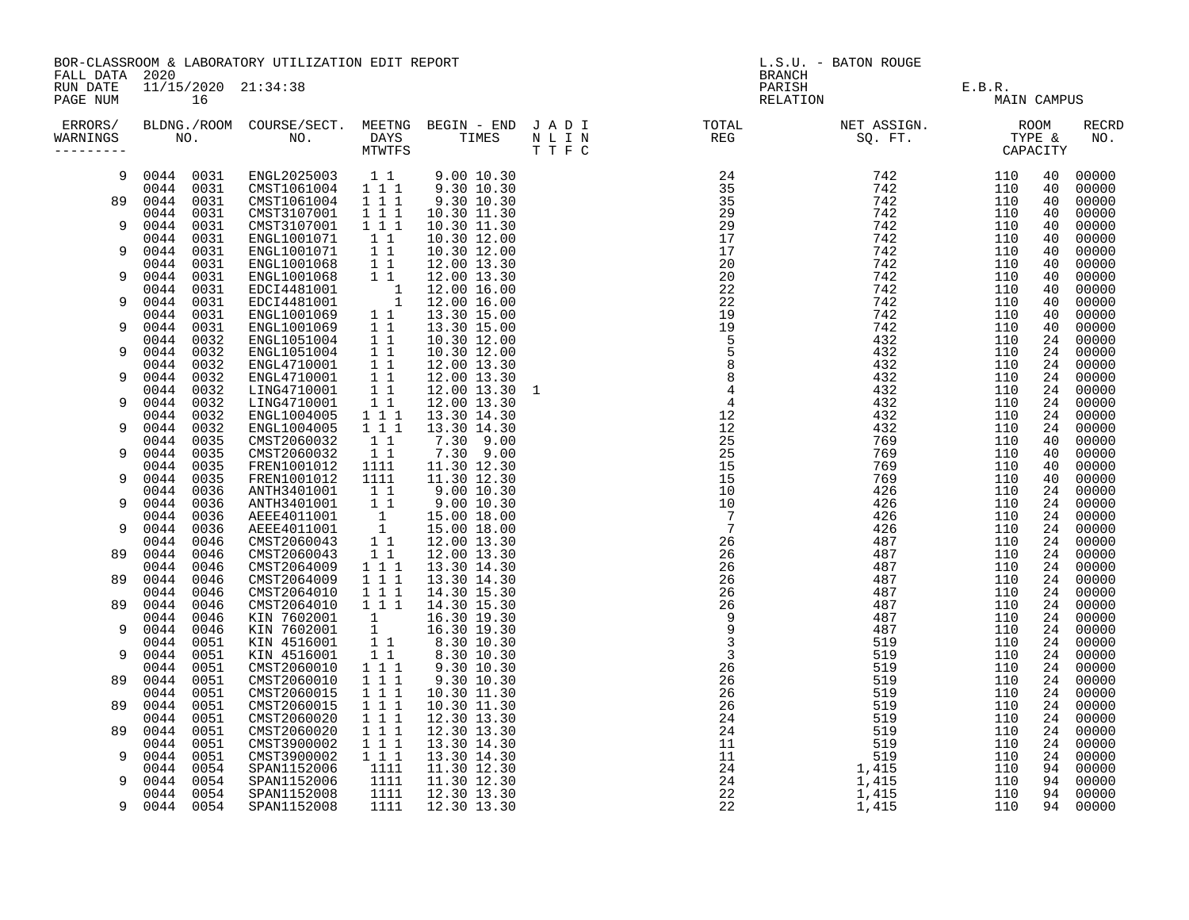BOR-CLASSROOM & LABORATORY UTILIZATION EDIT REPORT
FALL DATA 2020
RUN DATE 11/15/2020 21:34:38
PAGE NUM 16

L.S.U. - BATON ROUGE
BRANCH
PARISH E.B.R.
RELATION MAIN CAMPUS

| ERRORS/ WARNINGS | BLDNG./ROOM NO. | | COURSE/SECT. NO. | MEETNG DAYS MTWTFS | BEGIN - END TIMES | J A D I N L I N T T F C | TOTAL REG | NET ASSIGN. SQ. FT. | ROOM TYPE & CAPACITY | | RECRD NO. |
|---|---|---|---|---|---|---|---|---|---|---|---|
| 9 | 0044 | 0031 | ENGL2025003 | 1 1 | 9.00 10.30 | | 24 | 742 | 110 | 40 | 00000 |
| | 0044 | 0031 | CMST1061004 | 1 1 1 | 9.30 10.30 | | 35 | 742 | 110 | 40 | 00000 |
| 89 | 0044 | 0031 | CMST1061004 | 1 1 1 | 9.30 10.30 | | 35 | 742 | 110 | 40 | 00000 |
| | 0044 | 0031 | CMST3107001 | 1 1 1 | 10.30 11.30 | | 29 | 742 | 110 | 40 | 00000 |
| 9 | 0044 | 0031 | CMST3107001 | 1 1 1 | 10.30 11.30 | | 29 | 742 | 110 | 40 | 00000 |
| | 0044 | 0031 | ENGL1001071 | 1 1 | 10.30 12.00 | | 17 | 742 | 110 | 40 | 00000 |
| 9 | 0044 | 0031 | ENGL1001071 | 1 1 | 10.30 12.00 | | 17 | 742 | 110 | 40 | 00000 |
| | 0044 | 0031 | ENGL1001068 | 1 1 | 12.00 13.30 | | 20 | 742 | 110 | 40 | 00000 |
| 9 | 0044 | 0031 | ENGL1001068 | 1 1 | 12.00 13.30 | | 20 | 742 | 110 | 40 | 00000 |
| | 0044 | 0031 | EDCI4481001 | 1 | 12.00 16.00 | | 22 | 742 | 110 | 40 | 00000 |
| 9 | 0044 | 0031 | EDCI4481001 | 1 | 12.00 16.00 | | 22 | 742 | 110 | 40 | 00000 |
| | 0044 | 0031 | ENGL1001069 | 1 1 | 13.30 15.00 | | 19 | 742 | 110 | 40 | 00000 |
| 9 | 0044 | 0031 | ENGL1001069 | 1 1 | 13.30 15.00 | | 19 | 742 | 110 | 40 | 00000 |
| | 0044 | 0032 | ENGL1051004 | 1 1 | 10.30 12.00 | | 5 | 432 | 110 | 24 | 00000 |
| 9 | 0044 | 0032 | ENGL1051004 | 1 1 | 10.30 12.00 | | 5 | 432 | 110 | 24 | 00000 |
| | 0044 | 0032 | ENGL4710001 | 1 1 | 12.00 13.30 | | 8 | 432 | 110 | 24 | 00000 |
| 9 | 0044 | 0032 | ENGL4710001 | 1 1 | 12.00 13.30 | | 8 | 432 | 110 | 24 | 00000 |
| | 0044 | 0032 | LING4710001 | 1 1 | 12.00 13.30 | 1 | 4 | 432 | 110 | 24 | 00000 |
| 9 | 0044 | 0032 | LING4710001 | 1 1 | 12.00 13.30 | | 4 | 432 | 110 | 24 | 00000 |
| | 0044 | 0032 | ENGL1004005 | 1 1 1 | 13.30 14.30 | | 12 | 432 | 110 | 24 | 00000 |
| 9 | 0044 | 0032 | ENGL1004005 | 1 1 1 | 13.30 14.30 | | 12 | 432 | 110 | 24 | 00000 |
| | 0044 | 0035 | CMST2060032 | 1 1 | 7.30 9.00 | | 25 | 769 | 110 | 40 | 00000 |
| 9 | 0044 | 0035 | CMST2060032 | 1 1 | 7.30 9.00 | | 25 | 769 | 110 | 40 | 00000 |
| | 0044 | 0035 | FREN1001012 | 1111 | 11.30 12.30 | | 15 | 769 | 110 | 40 | 00000 |
| 9 | 0044 | 0035 | FREN1001012 | 1111 | 11.30 12.30 | | 15 | 769 | 110 | 40 | 00000 |
| | 0044 | 0036 | ANTH3401001 | 1 1 | 9.00 10.30 | | 10 | 426 | 110 | 24 | 00000 |
| 9 | 0044 | 0036 | ANTH3401001 | 1 1 | 9.00 10.30 | | 10 | 426 | 110 | 24 | 00000 |
| | 0044 | 0036 | AEEE4011001 | 1 | 15.00 18.00 | | 7 | 426 | 110 | 24 | 00000 |
| 9 | 0044 | 0036 | AEEE4011001 | 1 | 15.00 18.00 | | 7 | 426 | 110 | 24 | 00000 |
| | 0044 | 0046 | CMST2060043 | 1 1 | 12.00 13.30 | | 26 | 487 | 110 | 24 | 00000 |
| 89 | 0044 | 0046 | CMST2060043 | 1 1 | 12.00 13.30 | | 26 | 487 | 110 | 24 | 00000 |
| | 0044 | 0046 | CMST2064009 | 1 1 1 | 13.30 14.30 | | 26 | 487 | 110 | 24 | 00000 |
| 89 | 0044 | 0046 | CMST2064009 | 1 1 1 | 13.30 14.30 | | 26 | 487 | 110 | 24 | 00000 |
| | 0044 | 0046 | CMST2064010 | 1 1 1 | 14.30 15.30 | | 26 | 487 | 110 | 24 | 00000 |
| 89 | 0044 | 0046 | CMST2064010 | 1 1 1 | 14.30 15.30 | | 26 | 487 | 110 | 24 | 00000 |
| | 0044 | 0046 | KIN 7602001 | 1 | 16.30 19.30 | | 9 | 487 | 110 | 24 | 00000 |
| 9 | 0044 | 0046 | KIN 7602001 | 1 | 16.30 19.30 | | 9 | 487 | 110 | 24 | 00000 |
| | 0044 | 0051 | KIN 4516001 | 1 1 | 8.30 10.30 | | 3 | 519 | 110 | 24 | 00000 |
| 9 | 0044 | 0051 | KIN 4516001 | 1 1 | 8.30 10.30 | | 3 | 519 | 110 | 24 | 00000 |
| | 0044 | 0051 | CMST2060010 | 1 1 1 | 9.30 10.30 | | 26 | 519 | 110 | 24 | 00000 |
| 89 | 0044 | 0051 | CMST2060010 | 1 1 1 | 9.30 10.30 | | 26 | 519 | 110 | 24 | 00000 |
| | 0044 | 0051 | CMST2060015 | 1 1 1 | 10.30 11.30 | | 26 | 519 | 110 | 24 | 00000 |
| 89 | 0044 | 0051 | CMST2060015 | 1 1 1 | 10.30 11.30 | | 26 | 519 | 110 | 24 | 00000 |
| | 0044 | 0051 | CMST2060020 | 1 1 1 | 12.30 13.30 | | 24 | 519 | 110 | 24 | 00000 |
| 89 | 0044 | 0051 | CMST2060020 | 1 1 1 | 12.30 13.30 | | 24 | 519 | 110 | 24 | 00000 |
| | 0044 | 0051 | CMST3900002 | 1 1 1 | 13.30 14.30 | | 11 | 519 | 110 | 24 | 00000 |
| 9 | 0044 | 0051 | CMST3900002 | 1 1 1 | 13.30 14.30 | | 11 | 519 | 110 | 24 | 00000 |
| | 0044 | 0054 | SPAN1152006 | 1111 | 11.30 12.30 | | 24 | 1,415 | 110 | 94 | 00000 |
| 9 | 0044 | 0054 | SPAN1152006 | 1111 | 11.30 12.30 | | 24 | 1,415 | 110 | 94 | 00000 |
| | 0044 | 0054 | SPAN1152008 | 1111 | 12.30 13.30 | | 22 | 1,415 | 110 | 94 | 00000 |
| 9 | 0044 | 0054 | SPAN1152008 | 1111 | 12.30 13.30 | | 22 | 1,415 | 110 | 94 | 00000 |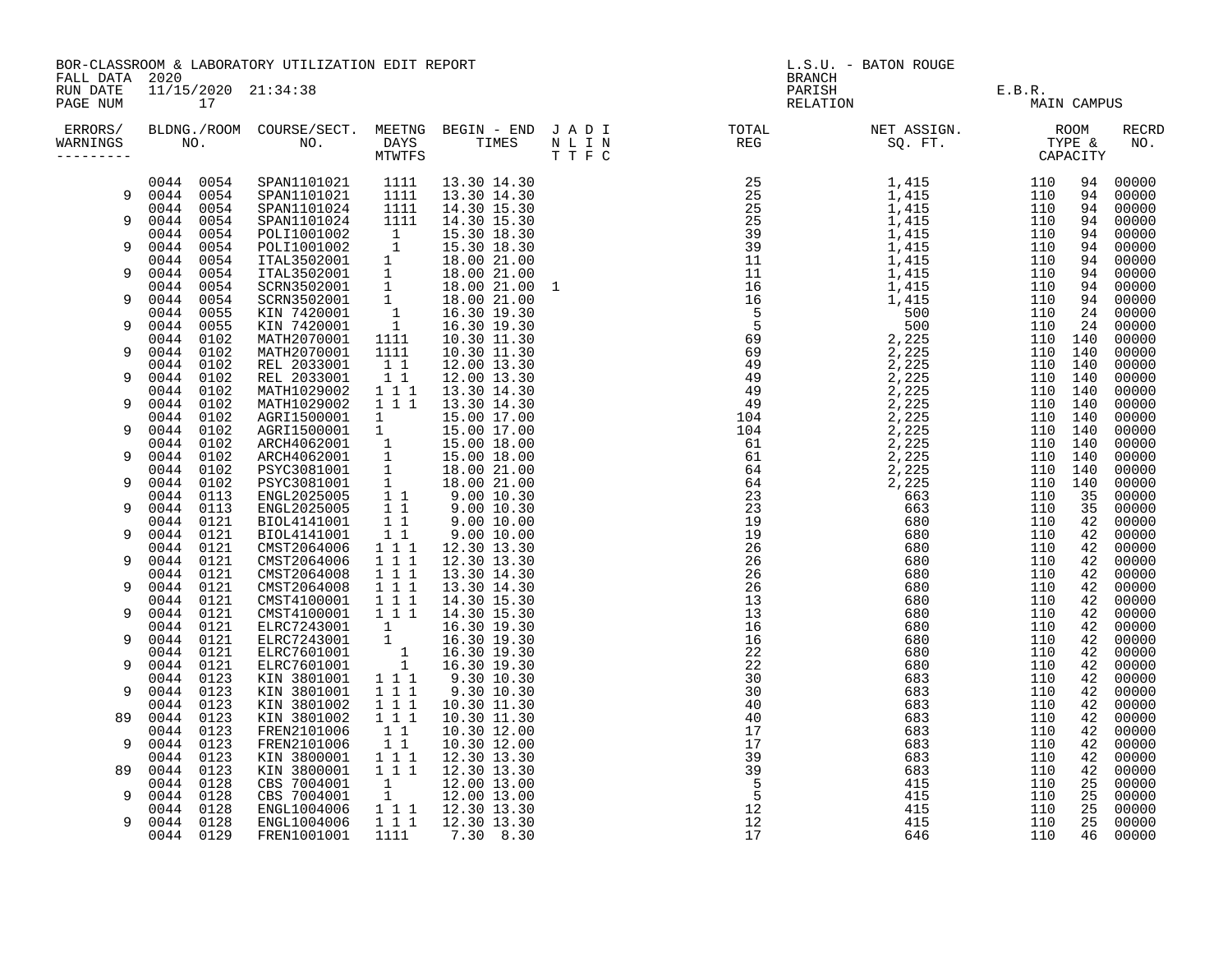BOR-CLASSROOM & LABORATORY UTILIZATION EDIT REPORT
FALL DATA 2020
RUN DATE 11/15/2020 21:34:38
PAGE NUM 17

L.S.U. - BATON ROUGE
BRANCH
PARISH E.B.R.
RELATION MAIN CAMPUS

| ERRORS/ WARNINGS | BLDG./ROOM NO. | | COURSE/SECT. NO. | MEETNG DAYS MTWTFS | BEGIN - END TIMES | | J A D I N L I N T T F C | TOTAL REG | NET ASSIGN. SQ. FT. | ROOM TYPE & CAPACITY | | RECRD NO. |
|---|---|---|---|---|---|---|---|---|---|---|---|---|
| | 0044 | 0054 | SPAN1101021 | 1111 | 13.30 | 14.30 | | 25 | 1,415 | 110 | 94 | 00000 |
| 9 | 0044 | 0054 | SPAN1101021 | 1111 | 13.30 | 14.30 | | 25 | 1,415 | 110 | 94 | 00000 |
| | 0044 | 0054 | SPAN1101024 | 1111 | 14.30 | 15.30 | | 25 | 1,415 | 110 | 94 | 00000 |
| 9 | 0044 | 0054 | SPAN1101024 | 1111 | 14.30 | 15.30 | | 25 | 1,415 | 110 | 94 | 00000 |
| | 0044 | 0054 | POLI1001002 | 1 | 15.30 | 18.30 | | 39 | 1,415 | 110 | 94 | 00000 |
| 9 | 0044 | 0054 | POLI1001002 | 1 | 15.30 | 18.30 | | 39 | 1,415 | 110 | 94 | 00000 |
| | 0044 | 0054 | ITAL3502001 | 1 | 18.00 | 21.00 | | 11 | 1,415 | 110 | 94 | 00000 |
| 9 | 0044 | 0054 | ITAL3502001 | 1 | 18.00 | 21.00 | | 11 | 1,415 | 110 | 94 | 00000 |
| | 0044 | 0054 | SCRN3502001 | 1 | 18.00 | 21.00 | 1 | 16 | 1,415 | 110 | 94 | 00000 |
| 9 | 0044 | 0054 | SCRN3502001 | 1 | 18.00 | 21.00 | | 16 | 1,415 | 110 | 94 | 00000 |
| | 0044 | 0055 | KIN 7420001 | 1 | 16.30 | 19.30 | | 5 | 500 | 110 | 24 | 00000 |
| 9 | 0044 | 0055 | KIN 7420001 | 1 | 16.30 | 19.30 | | 5 | 500 | 110 | 24 | 00000 |
| | 0044 | 0102 | MATH2070001 | 1111 | 10.30 | 11.30 | | 69 | 2,225 | 110 | 140 | 00000 |
| 9 | 0044 | 0102 | MATH2070001 | 1111 | 10.30 | 11.30 | | 69 | 2,225 | 110 | 140 | 00000 |
| | 0044 | 0102 | REL 2033001 | 1 1 | 12.00 | 13.30 | | 49 | 2,225 | 110 | 140 | 00000 |
| 9 | 0044 | 0102 | REL 2033001 | 1 1 | 12.00 | 13.30 | | 49 | 2,225 | 110 | 140 | 00000 |
| | 0044 | 0102 | MATH1029002 | 1 1 1 | 13.30 | 14.30 | | 49 | 2,225 | 110 | 140 | 00000 |
| 9 | 0044 | 0102 | MATH1029002 | 1 1 1 | 13.30 | 14.30 | | 49 | 2,225 | 110 | 140 | 00000 |
| | 0044 | 0102 | AGRI1500001 | 1 | 15.00 | 17.00 | | 104 | 2,225 | 110 | 140 | 00000 |
| 9 | 0044 | 0102 | AGRI1500001 | 1 | 15.00 | 17.00 | | 104 | 2,225 | 110 | 140 | 00000 |
| | 0044 | 0102 | ARCH4062001 | 1 | 15.00 | 18.00 | | 61 | 2,225 | 110 | 140 | 00000 |
| 9 | 0044 | 0102 | ARCH4062001 | 1 | 15.00 | 18.00 | | 61 | 2,225 | 110 | 140 | 00000 |
| | 0044 | 0102 | PSYC3081001 | 1 | 18.00 | 21.00 | | 64 | 2,225 | 110 | 140 | 00000 |
| 9 | 0044 | 0102 | PSYC3081001 | 1 | 18.00 | 21.00 | | 64 | 2,225 | 110 | 140 | 00000 |
| | 0044 | 0113 | ENGL2025005 | 1 1 | 9.00 | 10.30 | | 23 | 663 | 110 | 35 | 00000 |
| 9 | 0044 | 0113 | ENGL2025005 | 1 1 | 9.00 | 10.30 | | 23 | 663 | 110 | 35 | 00000 |
| | 0044 | 0121 | BIOL4141001 | 1 1 | 9.00 | 10.00 | | 19 | 680 | 110 | 42 | 00000 |
| 9 | 0044 | 0121 | BIOL4141001 | 1 1 | 9.00 | 10.00 | | 19 | 680 | 110 | 42 | 00000 |
| | 0044 | 0121 | CMST2064006 | 1 1 1 | 12.30 | 13.30 | | 26 | 680 | 110 | 42 | 00000 |
| 9 | 0044 | 0121 | CMST2064006 | 1 1 1 | 12.30 | 13.30 | | 26 | 680 | 110 | 42 | 00000 |
| | 0044 | 0121 | CMST2064008 | 1 1 1 | 13.30 | 14.30 | | 26 | 680 | 110 | 42 | 00000 |
| 9 | 0044 | 0121 | CMST2064008 | 1 1 1 | 13.30 | 14.30 | | 26 | 680 | 110 | 42 | 00000 |
| | 0044 | 0121 | CMST4100001 | 1 1 1 | 14.30 | 15.30 | | 13 | 680 | 110 | 42 | 00000 |
| 9 | 0044 | 0121 | CMST4100001 | 1 1 1 | 14.30 | 15.30 | | 13 | 680 | 110 | 42 | 00000 |
| | 0044 | 0121 | ELRC7243001 | 1 | 16.30 | 19.30 | | 16 | 680 | 110 | 42 | 00000 |
| 9 | 0044 | 0121 | ELRC7243001 | 1 | 16.30 | 19.30 | | 16 | 680 | 110 | 42 | 00000 |
| | 0044 | 0121 | ELRC7601001 | 1 | 16.30 | 19.30 | | 22 | 680 | 110 | 42 | 00000 |
| 9 | 0044 | 0121 | ELRC7601001 | 1 | 16.30 | 19.30 | | 22 | 680 | 110 | 42 | 00000 |
| | 0044 | 0123 | KIN 3801001 | 1 1 1 | 9.30 | 10.30 | | 30 | 683 | 110 | 42 | 00000 |
| 9 | 0044 | 0123 | KIN 3801001 | 1 1 1 | 9.30 | 10.30 | | 30 | 683 | 110 | 42 | 00000 |
| | 0044 | 0123 | KIN 3801002 | 1 1 1 | 10.30 | 11.30 | | 40 | 683 | 110 | 42 | 00000 |
| 89 | 0044 | 0123 | KIN 3801002 | 1 1 1 | 10.30 | 11.30 | | 40 | 683 | 110 | 42 | 00000 |
| | 0044 | 0123 | FREN2101006 | 1 1 | 10.30 | 12.00 | | 17 | 683 | 110 | 42 | 00000 |
| 9 | 0044 | 0123 | FREN2101006 | 1 1 | 10.30 | 12.00 | | 17 | 683 | 110 | 42 | 00000 |
| | 0044 | 0123 | KIN 3800001 | 1 1 1 | 12.30 | 13.30 | | 39 | 683 | 110 | 42 | 00000 |
| 89 | 0044 | 0123 | KIN 3800001 | 1 1 1 | 12.30 | 13.30 | | 39 | 683 | 110 | 42 | 00000 |
| | 0044 | 0128 | CBS 7004001 | 1 | 12.00 | 13.00 | | 5 | 415 | 110 | 25 | 00000 |
| 9 | 0044 | 0128 | CBS 7004001 | 1 | 12.00 | 13.00 | | 5 | 415 | 110 | 25 | 00000 |
| | 0044 | 0128 | ENGL1004006 | 1 1 1 | 12.30 | 13.30 | | 12 | 415 | 110 | 25 | 00000 |
| 9 | 0044 | 0128 | ENGL1004006 | 1 1 1 | 12.30 | 13.30 | | 12 | 415 | 110 | 25 | 00000 |
| | 0044 | 0129 | FREN1001001 | 1111 | 7.30 | 8.30 | | 17 | 646 | 110 | 46 | 00000 |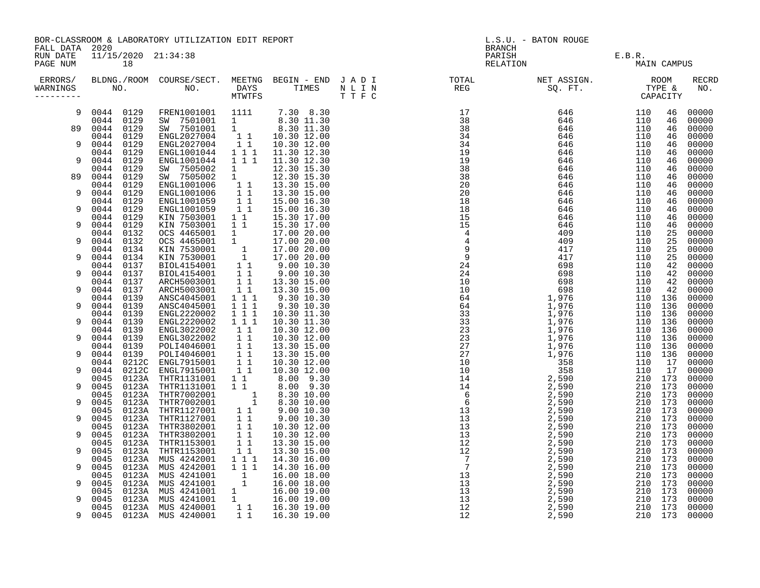BOR-CLASSROOM & LABORATORY UTILIZATION EDIT REPORT
FALL DATA 2020
RUN DATE 11/15/2020 21:34:38
PAGE NUM 18

L.S.U. - BATON ROUGE
BRANCH
PARISH E.B.R.
RELATION MAIN CAMPUS

| ERRORS/ WARNINGS | BLDNG./ROOM NO. | | COURSE/SECT. NO. | MEETNG DAYS MTWTFS | BEGIN - END TIMES | J A D I N L I N T T F C | TOTAL REG | NET ASSIGN. SQ. FT. | ROOM TYPE & CAPACITY | | RECRD NO. |
|---|---|---|---|---|---|---|---|---|---|---|---|
| 9 | 0044 | 0129 | FREN1001001 | 1111 | 7.30 8.30 | | 17 | 646 | 110 | 46 | 00000 |
| | 0044 | 0129 | SW 7501001 | 1 | 8.30 11.30 | | 38 | 646 | 110 | 46 | 00000 |
| 89 | 0044 | 0129 | SW 7501001 | 1 | 8.30 11.30 | | 38 | 646 | 110 | 46 | 00000 |
| | 0044 | 0129 | ENGL2027004 | 1 1 | 10.30 12.00 | | 34 | 646 | 110 | 46 | 00000 |
| 9 | 0044 | 0129 | ENGL2027004 | 1 1 | 10.30 12.00 | | 34 | 646 | 110 | 46 | 00000 |
| | 0044 | 0129 | ENGL1001044 | 1 1 1 | 11.30 12.30 | | 19 | 646 | 110 | 46 | 00000 |
| 9 | 0044 | 0129 | ENGL1001044 | 1 1 1 | 11.30 12.30 | | 19 | 646 | 110 | 46 | 00000 |
| | 0044 | 0129 | SW 7505002 | 1 | 12.30 15.30 | | 38 | 646 | 110 | 46 | 00000 |
| 89 | 0044 | 0129 | SW 7505002 | 1 | 12.30 15.30 | | 38 | 646 | 110 | 46 | 00000 |
| | 0044 | 0129 | ENGL1001006 | 1 1 | 13.30 15.00 | | 20 | 646 | 110 | 46 | 00000 |
| 9 | 0044 | 0129 | ENGL1001006 | 1 1 | 13.30 15.00 | | 20 | 646 | 110 | 46 | 00000 |
| | 0044 | 0129 | ENGL1001059 | 1 1 | 15.00 16.30 | | 18 | 646 | 110 | 46 | 00000 |
| 9 | 0044 | 0129 | ENGL1001059 | 1 1 | 15.00 16.30 | | 18 | 646 | 110 | 46 | 00000 |
| | 0044 | 0129 | KIN 7503001 | 1 1 | 15.30 17.00 | | 15 | 646 | 110 | 46 | 00000 |
| 9 | 0044 | 0129 | KIN 7503001 | 1 1 | 15.30 17.00 | | 15 | 646 | 110 | 46 | 00000 |
| | 0044 | 0132 | OCS 4465001 | 1 | 17.00 20.00 | | 4 | 409 | 110 | 25 | 00000 |
| 9 | 0044 | 0132 | OCS 4465001 | 1 | 17.00 20.00 | | 4 | 409 | 110 | 25 | 00000 |
| | 0044 | 0134 | KIN 7530001 | 1 | 17.00 20.00 | | 9 | 417 | 110 | 25 | 00000 |
| 9 | 0044 | 0134 | KIN 7530001 | 1 | 17.00 20.00 | | 9 | 417 | 110 | 25 | 00000 |
| | 0044 | 0137 | BIOL4154001 | 1 1 | 9.00 10.30 | | 24 | 698 | 110 | 42 | 00000 |
| 9 | 0044 | 0137 | BIOL4154001 | 1 1 | 9.00 10.30 | | 24 | 698 | 110 | 42 | 00000 |
| | 0044 | 0137 | ARCH5003001 | 1 1 | 13.30 15.00 | | 10 | 698 | 110 | 42 | 00000 |
| 9 | 0044 | 0137 | ARCH5003001 | 1 1 | 13.30 15.00 | | 10 | 698 | 110 | 42 | 00000 |
| | 0044 | 0139 | ANSC4045001 | 1 1 1 | 9.30 10.30 | | 64 | 1,976 | 110 | 136 | 00000 |
| 9 | 0044 | 0139 | ANSC4045001 | 1 1 1 | 9.30 10.30 | | 64 | 1,976 | 110 | 136 | 00000 |
| | 0044 | 0139 | ENGL2220002 | 1 1 1 | 10.30 11.30 | | 33 | 1,976 | 110 | 136 | 00000 |
| 9 | 0044 | 0139 | ENGL2220002 | 1 1 1 | 10.30 11.30 | | 33 | 1,976 | 110 | 136 | 00000 |
| | 0044 | 0139 | ENGL3022002 | 1 1 | 10.30 12.00 | | 23 | 1,976 | 110 | 136 | 00000 |
| 9 | 0044 | 0139 | ENGL3022002 | 1 1 | 10.30 12.00 | | 23 | 1,976 | 110 | 136 | 00000 |
| | 0044 | 0139 | POLI4046001 | 1 1 | 13.30 15.00 | | 27 | 1,976 | 110 | 136 | 00000 |
| 9 | 0044 | 0139 | POLI4046001 | 1 1 | 13.30 15.00 | | 27 | 1,976 | 110 | 136 | 00000 |
| | 0044 | 0212C | ENGL7915001 | 1 1 | 10.30 12.00 | | 10 | 358 | 110 | 17 | 00000 |
| 9 | 0044 | 0212C | ENGL7915001 | 1 1 | 10.30 12.00 | | 10 | 358 | 110 | 17 | 00000 |
| | 0045 | 0123A | THTR1131001 | 1 1 | 8.00 9.30 | | 14 | 2,590 | 210 | 173 | 00000 |
| 9 | 0045 | 0123A | THTR1131001 | 1 1 | 8.00 9.30 | | 14 | 2,590 | 210 | 173 | 00000 |
| | 0045 | 0123A | THTR7002001 | 1 | 8.30 10.00 | | 6 | 2,590 | 210 | 173 | 00000 |
| 9 | 0045 | 0123A | THTR7002001 | 1 | 8.30 10.00 | | 6 | 2,590 | 210 | 173 | 00000 |
| | 0045 | 0123A | THTR1127001 | 1 1 | 9.00 10.30 | | 13 | 2,590 | 210 | 173 | 00000 |
| 9 | 0045 | 0123A | THTR1127001 | 1 1 | 9.00 10.30 | | 13 | 2,590 | 210 | 173 | 00000 |
| | 0045 | 0123A | THTR3802001 | 1 1 | 10.30 12.00 | | 13 | 2,590 | 210 | 173 | 00000 |
| 9 | 0045 | 0123A | THTR3802001 | 1 1 | 10.30 12.00 | | 13 | 2,590 | 210 | 173 | 00000 |
| | 0045 | 0123A | THTR1153001 | 1 1 | 13.30 15.00 | | 12 | 2,590 | 210 | 173 | 00000 |
| 9 | 0045 | 0123A | THTR1153001 | 1 1 | 13.30 15.00 | | 12 | 2,590 | 210 | 173 | 00000 |
| | 0045 | 0123A | MUS 4242001 | 1 1 1 | 14.30 16.00 | | 7 | 2,590 | 210 | 173 | 00000 |
| 9 | 0045 | 0123A | MUS 4242001 | 1 1 1 | 14.30 16.00 | | 7 | 2,590 | 210 | 173 | 00000 |
| | 0045 | 0123A | MUS 4241001 | 1 | 16.00 18.00 | | 13 | 2,590 | 210 | 173 | 00000 |
| 9 | 0045 | 0123A | MUS 4241001 | 1 | 16.00 18.00 | | 13 | 2,590 | 210 | 173 | 00000 |
| | 0045 | 0123A | MUS 4241001 | 1 | 16.00 19.00 | | 13 | 2,590 | 210 | 173 | 00000 |
| 9 | 0045 | 0123A | MUS 4241001 | 1 | 16.00 19.00 | | 13 | 2,590 | 210 | 173 | 00000 |
| | 0045 | 0123A | MUS 4240001 | 1 1 | 16.30 19.00 | | 12 | 2,590 | 210 | 173 | 00000 |
| 9 | 0045 | 0123A | MUS 4240001 | 1 1 | 16.30 19.00 | | 12 | 2,590 | 210 | 173 | 00000 |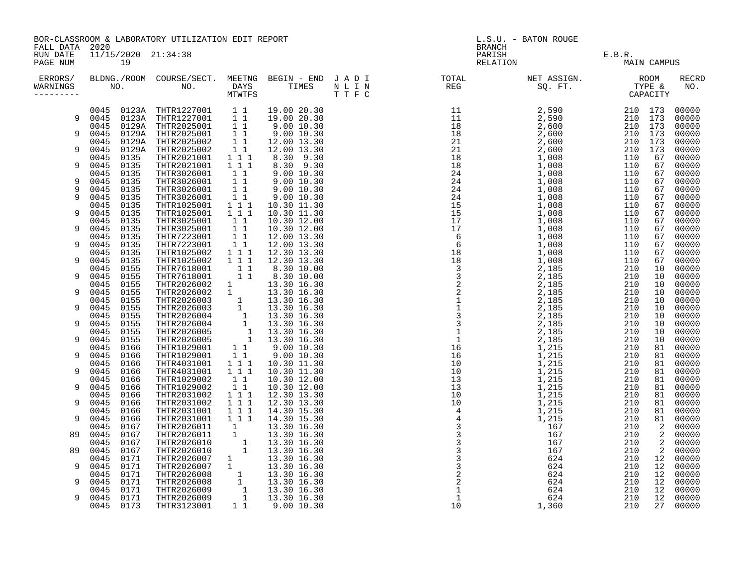BOR-CLASSROOM & LABORATORY UTILIZATION EDIT REPORT
FALL DATA 2020
RUN DATE 11/15/2020 21:34:38
PAGE NUM 19

L.S.U. - BATON ROUGE
BRANCH
PARISH E.B.R.
RELATION MAIN CAMPUS

| ERRORS/ WARNINGS | BLDG. NO. | ROOM NO. | COURSE/SECT. NO. | M | T | W | T | F | S | BEGIN TIMES | END TIMES | J A D I / N L I N / T T F C | TOTAL REG | NET ASSIGN. SQ. FT. | ROOM TYPE | CAPACITY | RECRD NO. |
|---|---|---|---|---|---|---|---|---|---|---|---|---|---|---|---|---|---|
| | 0045 | 0123A | THTR1227001 | | 1 | | 1 | | | 19.00 | 20.30 | | 11 | 2,590 | 210 | 173 | 00000 |
| 9 | 0045 | 0123A | THTR1227001 | | 1 | | 1 | | | 19.00 | 20.30 | | 11 | 2,590 | 210 | 173 | 00000 |
| | 0045 | 0129A | THTR2025001 | | 1 | | 1 | | | 9.00 | 10.30 | | 18 | 2,600 | 210 | 173 | 00000 |
| 9 | 0045 | 0129A | THTR2025001 | | 1 | | 1 | | | 9.00 | 10.30 | | 18 | 2,600 | 210 | 173 | 00000 |
| | 0045 | 0129A | THTR2025002 | | 1 | | 1 | | | 12.00 | 13.30 | | 21 | 2,600 | 210 | 173 | 00000 |
| 9 | 0045 | 0129A | THTR2025002 | | 1 | | 1 | | | 12.00 | 13.30 | | 21 | 2,600 | 210 | 173 | 00000 |
| | 0045 | 0135 | THTR2021001 | 1 | | 1 | | 1 | | 8.30 | 9.30 | | 18 | 1,008 | 110 | 67 | 00000 |
| 9 | 0045 | 0135 | THTR2021001 | 1 | | 1 | | 1 | | 8.30 | 9.30 | | 18 | 1,008 | 110 | 67 | 00000 |
| | 0045 | 0135 | THTR3026001 | | 1 | | 1 | | | 9.00 | 10.30 | | 24 | 1,008 | 110 | 67 | 00000 |
| 9 | 0045 | 0135 | THTR3026001 | | 1 | | 1 | | | 9.00 | 10.30 | | 24 | 1,008 | 110 | 67 | 00000 |
| 9 | 0045 | 0135 | THTR3026001 | | 1 | | 1 | | | 9.00 | 10.30 | | 24 | 1,008 | 110 | 67 | 00000 |
| 9 | 0045 | 0135 | THTR3026001 | | 1 | | 1 | | | 9.00 | 10.30 | | 24 | 1,008 | 110 | 67 | 00000 |
| | 0045 | 0135 | THTR1025001 | 1 | | 1 | | 1 | | 10.30 | 11.30 | | 15 | 1,008 | 110 | 67 | 00000 |
| 9 | 0045 | 0135 | THTR1025001 | 1 | | 1 | | 1 | | 10.30 | 11.30 | | 15 | 1,008 | 110 | 67 | 00000 |
| | 0045 | 0135 | THTR3025001 | | 1 | | 1 | | | 10.30 | 12.00 | | 17 | 1,008 | 110 | 67 | 00000 |
| 9 | 0045 | 0135 | THTR3025001 | | 1 | | 1 | | | 10.30 | 12.00 | | 17 | 1,008 | 110 | 67 | 00000 |
| | 0045 | 0135 | THTR7223001 | | 1 | | 1 | | | 12.00 | 13.30 | | 6 | 1,008 | 110 | 67 | 00000 |
| 9 | 0045 | 0135 | THTR7223001 | | 1 | | 1 | | | 12.00 | 13.30 | | 6 | 1,008 | 110 | 67 | 00000 |
| | 0045 | 0135 | THTR1025002 | 1 | | 1 | | 1 | | 12.30 | 13.30 | | 18 | 1,008 | 110 | 67 | 00000 |
| 9 | 0045 | 0135 | THTR1025002 | 1 | | 1 | | 1 | | 12.30 | 13.30 | | 18 | 1,008 | 110 | 67 | 00000 |
| | 0045 | 0155 | THTR7618001 | | | 1 | | 1 | | 8.30 | 10.00 | | 3 | 2,185 | 210 | 10 | 00000 |
| 9 | 0045 | 0155 | THTR7618001 | | | 1 | | 1 | | 8.30 | 10.00 | | 3 | 2,185 | 210 | 10 | 00000 |
| | 0045 | 0155 | THTR2026002 | 1 | | | | | | 13.30 | 16.30 | | 2 | 2,185 | 210 | 10 | 00000 |
| 9 | 0045 | 0155 | THTR2026002 | 1 | | | | | | 13.30 | 16.30 | | 2 | 2,185 | 210 | 10 | 00000 |
| | 0045 | 0155 | THTR2026003 | | | 1 | | | | 13.30 | 16.30 | | 1 | 2,185 | 210 | 10 | 00000 |
| 9 | 0045 | 0155 | THTR2026003 | | | 1 | | | | 13.30 | 16.30 | | 1 | 2,185 | 210 | 10 | 00000 |
| | 0045 | 0155 | THTR2026004 | | | | 1 | | | 13.30 | 16.30 | | 3 | 2,185 | 210 | 10 | 00000 |
| 9 | 0045 | 0155 | THTR2026004 | | | | 1 | | | 13.30 | 16.30 | | 3 | 2,185 | 210 | 10 | 00000 |
| | 0045 | 0155 | THTR2026005 | | | | | 1 | | 13.30 | 16.30 | | 1 | 2,185 | 210 | 10 | 00000 |
| 9 | 0045 | 0155 | THTR2026005 | | | | | 1 | | 13.30 | 16.30 | | 1 | 2,185 | 210 | 10 | 00000 |
| | 0045 | 0166 | THTR1029001 | | 1 | | 1 | | | 9.00 | 10.30 | | 16 | 1,215 | 210 | 81 | 00000 |
| 9 | 0045 | 0166 | THTR1029001 | | 1 | | 1 | | | 9.00 | 10.30 | | 16 | 1,215 | 210 | 81 | 00000 |
| | 0045 | 0166 | THTR4031001 | 1 | | 1 | | 1 | | 10.30 | 11.30 | | 10 | 1,215 | 210 | 81 | 00000 |
| 9 | 0045 | 0166 | THTR4031001 | 1 | | 1 | | 1 | | 10.30 | 11.30 | | 10 | 1,215 | 210 | 81 | 00000 |
| | 0045 | 0166 | THTR1029002 | | 1 | | 1 | | | 10.30 | 12.00 | | 13 | 1,215 | 210 | 81 | 00000 |
| 9 | 0045 | 0166 | THTR1029002 | | 1 | | 1 | | | 10.30 | 12.00 | | 13 | 1,215 | 210 | 81 | 00000 |
| | 0045 | 0166 | THTR2031002 | 1 | | 1 | | 1 | | 12.30 | 13.30 | | 10 | 1,215 | 210 | 81 | 00000 |
| 9 | 0045 | 0166 | THTR2031002 | 1 | | 1 | | 1 | | 12.30 | 13.30 | | 10 | 1,215 | 210 | 81 | 00000 |
| | 0045 | 0166 | THTR2031001 | 1 | | 1 | | 1 | | 14.30 | 15.30 | | 4 | 1,215 | 210 | 81 | 00000 |
| 9 | 0045 | 0166 | THTR2031001 | 1 | | 1 | | 1 | | 14.30 | 15.30 | | 4 | 1,215 | 210 | 81 | 00000 |
| | 0045 | 0167 | THTR2026011 | 1 | | | | | | 13.30 | 16.30 | | 3 | 167 | 210 | 2 | 00000 |
| 89 | 0045 | 0167 | THTR2026011 | 1 | | | | | | 13.30 | 16.30 | | 3 | 167 | 210 | 2 | 00000 |
| | 0045 | 0167 | THTR2026010 | | | 1 | | | | 13.30 | 16.30 | | 3 | 167 | 210 | 2 | 00000 |
| 89 | 0045 | 0167 | THTR2026010 | | | 1 | | | | 13.30 | 16.30 | | 3 | 167 | 210 | 2 | 00000 |
| | 0045 | 0171 | THTR2026007 | 1 | | | | | | 13.30 | 16.30 | | 3 | 624 | 210 | 12 | 00000 |
| 9 | 0045 | 0171 | THTR2026007 | 1 | | | | | | 13.30 | 16.30 | | 3 | 624 | 210 | 12 | 00000 |
| | 0045 | 0171 | THTR2026008 | | | 1 | | | | 13.30 | 16.30 | | 2 | 624 | 210 | 12 | 00000 |
| 9 | 0045 | 0171 | THTR2026008 | | | 1 | | | | 13.30 | 16.30 | | 2 | 624 | 210 | 12 | 00000 |
| | 0045 | 0171 | THTR2026009 | | | | 1 | | | 13.30 | 16.30 | | 1 | 624 | 210 | 12 | 00000 |
| 9 | 0045 | 0171 | THTR2026009 | | | | 1 | | | 13.30 | 16.30 | | 1 | 624 | 210 | 12 | 00000 |
| | 0045 | 0173 | THTR3123001 | | 1 | | 1 | | | 9.00 | 10.30 | | 10 | 1,360 | 210 | 27 | 00000 |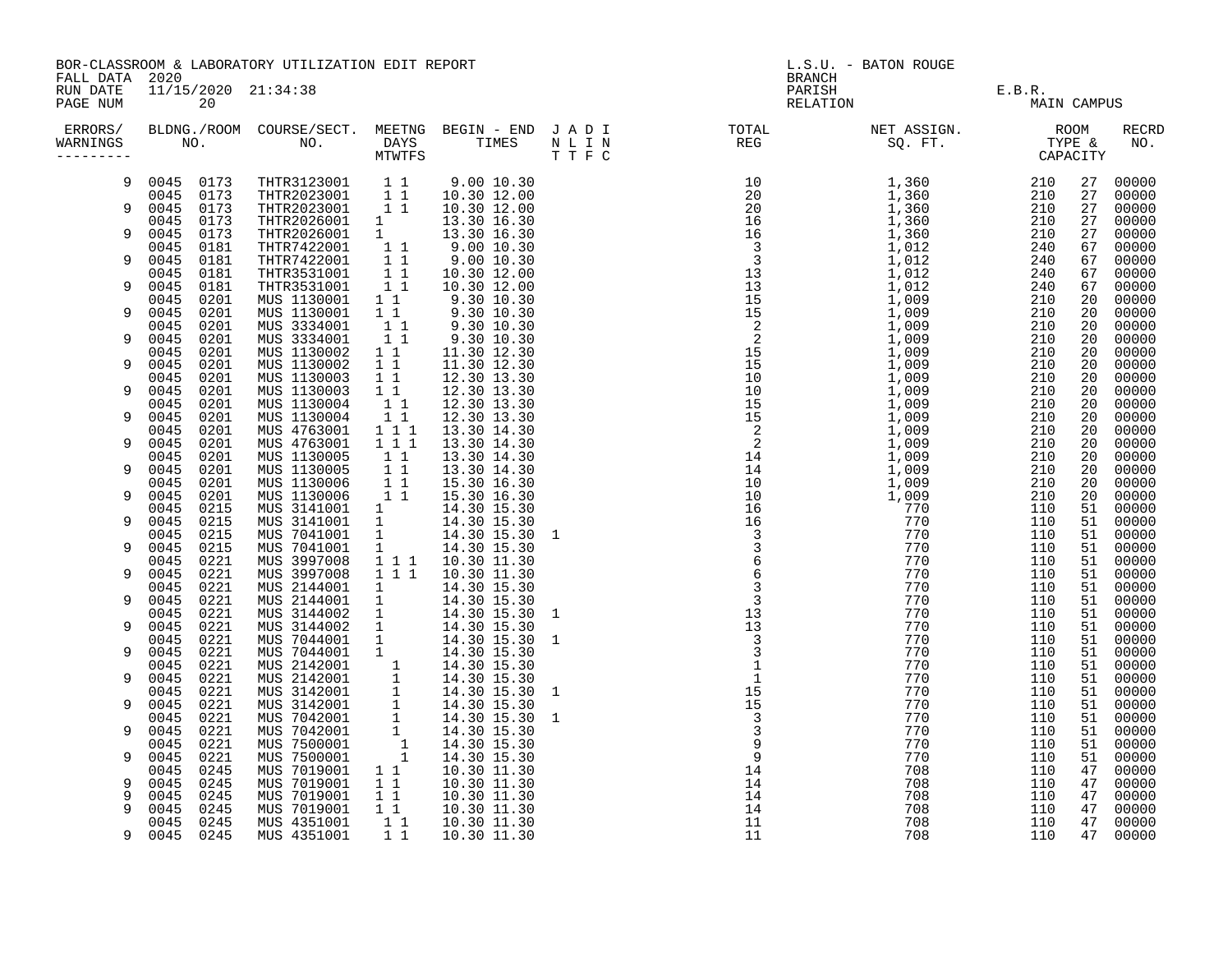BOR-CLASSROOM & LABORATORY UTILIZATION EDIT REPORT
FALL DATA 2020
RUN DATE 11/15/2020 21:34:38
PAGE NUM 20

L.S.U. - BATON ROUGE
BRANCH
PARISH E.B.R.
RELATION MAIN CAMPUS

| ERRORS/ WARNINGS | BLDNG. NO. | ROOM NO. | COURSE/SECT. NO. | MEETNG DAYS MTWTFS | BEGIN - END TIMES | J A D I N L I N T T F C | TOTAL REG | NET ASSIGN. SQ. FT. | ROOM TYPE | CAPACITY | RECRD NO. |
|---|---|---|---|---|---|---|---|---|---|---|---|
| 9 | 0045 | 0173 | THTR3123001 | 1 1 | 9.00 10.30 | | 10 | 1,360 | 210 | 27 | 00000 |
| | 0045 | 0173 | THTR2023001 | 1 1 | 10.30 12.00 | | 20 | 1,360 | 210 | 27 | 00000 |
| 9 | 0045 | 0173 | THTR2023001 | 1 1 | 10.30 12.00 | | 20 | 1,360 | 210 | 27 | 00000 |
| | 0045 | 0173 | THTR2026001 | 1 | 13.30 16.30 | | 16 | 1,360 | 210 | 27 | 00000 |
| 9 | 0045 | 0173 | THTR2026001 | 1 | 13.30 16.30 | | 16 | 1,360 | 210 | 27 | 00000 |
| | 0045 | 0181 | THTR7422001 | 1 1 | 9.00 10.30 | | 3 | 1,012 | 240 | 67 | 00000 |
| 9 | 0045 | 0181 | THTR7422001 | 1 1 | 9.00 10.30 | | 3 | 1,012 | 240 | 67 | 00000 |
| | 0045 | 0181 | THTR3531001 | 1 1 | 10.30 12.00 | | 13 | 1,012 | 240 | 67 | 00000 |
| 9 | 0045 | 0181 | THTR3531001 | 1 1 | 10.30 12.00 | | 13 | 1,012 | 240 | 67 | 00000 |
| | 0045 | 0201 | MUS 1130001 | 1 1 | 9.30 10.30 | | 15 | 1,009 | 210 | 20 | 00000 |
| 9 | 0045 | 0201 | MUS 1130001 | 1 1 | 9.30 10.30 | | 15 | 1,009 | 210 | 20 | 00000 |
| | 0045 | 0201 | MUS 3334001 | 1 1 | 9.30 10.30 | | 2 | 1,009 | 210 | 20 | 00000 |
| 9 | 0045 | 0201 | MUS 3334001 | 1 1 | 9.30 10.30 | | 2 | 1,009 | 210 | 20 | 00000 |
| | 0045 | 0201 | MUS 1130002 | 1 1 | 11.30 12.30 | | 15 | 1,009 | 210 | 20 | 00000 |
| 9 | 0045 | 0201 | MUS 1130002 | 1 1 | 11.30 12.30 | | 15 | 1,009 | 210 | 20 | 00000 |
| | 0045 | 0201 | MUS 1130003 | 1 1 | 12.30 13.30 | | 10 | 1,009 | 210 | 20 | 00000 |
| 9 | 0045 | 0201 | MUS 1130003 | 1 1 | 12.30 13.30 | | 10 | 1,009 | 210 | 20 | 00000 |
| | 0045 | 0201 | MUS 1130004 | 1 1 | 12.30 13.30 | | 15 | 1,009 | 210 | 20 | 00000 |
| 9 | 0045 | 0201 | MUS 1130004 | 1 1 | 12.30 13.30 | | 15 | 1,009 | 210 | 20 | 00000 |
| | 0045 | 0201 | MUS 4763001 | 1 1 1 | 13.30 14.30 | | 2 | 1,009 | 210 | 20 | 00000 |
| 9 | 0045 | 0201 | MUS 4763001 | 1 1 1 | 13.30 14.30 | | 2 | 1,009 | 210 | 20 | 00000 |
| | 0045 | 0201 | MUS 1130005 | 1 1 | 13.30 14.30 | | 14 | 1,009 | 210 | 20 | 00000 |
| 9 | 0045 | 0201 | MUS 1130005 | 1 1 | 13.30 14.30 | | 14 | 1,009 | 210 | 20 | 00000 |
| | 0045 | 0201 | MUS 1130006 | 1 1 | 15.30 16.30 | | 10 | 1,009 | 210 | 20 | 00000 |
| 9 | 0045 | 0201 | MUS 1130006 | 1 1 | 15.30 16.30 | | 10 | 1,009 | 210 | 20 | 00000 |
| | 0045 | 0215 | MUS 3141001 | 1 | 14.30 15.30 | | 16 | 770 | 110 | 51 | 00000 |
| 9 | 0045 | 0215 | MUS 3141001 | 1 | 14.30 15.30 | | 16 | 770 | 110 | 51 | 00000 |
| | 0045 | 0215 | MUS 7041001 | 1 | 14.30 15.30 | 1 | 3 | 770 | 110 | 51 | 00000 |
| 9 | 0045 | 0215 | MUS 7041001 | 1 | 14.30 15.30 | | 3 | 770 | 110 | 51 | 00000 |
| | 0045 | 0221 | MUS 3997008 | 1 1 1 | 10.30 11.30 | | 6 | 770 | 110 | 51 | 00000 |
| 9 | 0045 | 0221 | MUS 3997008 | 1 1 1 | 10.30 11.30 | | 6 | 770 | 110 | 51 | 00000 |
| | 0045 | 0221 | MUS 2144001 | 1 | 14.30 15.30 | | 3 | 770 | 110 | 51 | 00000 |
| 9 | 0045 | 0221 | MUS 2144001 | 1 | 14.30 15.30 | | 3 | 770 | 110 | 51 | 00000 |
| | 0045 | 0221 | MUS 3144002 | 1 | 14.30 15.30 | 1 | 13 | 770 | 110 | 51 | 00000 |
| 9 | 0045 | 0221 | MUS 3144002 | 1 | 14.30 15.30 | | 13 | 770 | 110 | 51 | 00000 |
| | 0045 | 0221 | MUS 7044001 | 1 | 14.30 15.30 | 1 | 3 | 770 | 110 | 51 | 00000 |
| 9 | 0045 | 0221 | MUS 7044001 | 1 | 14.30 15.30 | | 3 | 770 | 110 | 51 | 00000 |
| | 0045 | 0221 | MUS 2142001 | 1 | 14.30 15.30 | | 1 | 770 | 110 | 51 | 00000 |
| 9 | 0045 | 0221 | MUS 2142001 | 1 | 14.30 15.30 | | 1 | 770 | 110 | 51 | 00000 |
| | 0045 | 0221 | MUS 3142001 | 1 | 14.30 15.30 | 1 | 15 | 770 | 110 | 51 | 00000 |
| 9 | 0045 | 0221 | MUS 3142001 | 1 | 14.30 15.30 | | 15 | 770 | 110 | 51 | 00000 |
| | 0045 | 0221 | MUS 7042001 | 1 | 14.30 15.30 | 1 | 3 | 770 | 110 | 51 | 00000 |
| 9 | 0045 | 0221 | MUS 7042001 | 1 | 14.30 15.30 | | 3 | 770 | 110 | 51 | 00000 |
| | 0045 | 0221 | MUS 7500001 | 1 | 14.30 15.30 | | 9 | 770 | 110 | 51 | 00000 |
| 9 | 0045 | 0221 | MUS 7500001 | 1 | 14.30 15.30 | | 9 | 770 | 110 | 51 | 00000 |
| | 0045 | 0245 | MUS 7019001 | 1 1 | 10.30 11.30 | | 14 | 708 | 110 | 47 | 00000 |
| 9 | 0045 | 0245 | MUS 7019001 | 1 1 | 10.30 11.30 | | 14 | 708 | 110 | 47 | 00000 |
| 9 | 0045 | 0245 | MUS 7019001 | 1 1 | 10.30 11.30 | | 14 | 708 | 110 | 47 | 00000 |
| 9 | 0045 | 0245 | MUS 7019001 | 1 1 | 10.30 11.30 | | 14 | 708 | 110 | 47 | 00000 |
| | 0045 | 0245 | MUS 4351001 | 1 1 | 10.30 11.30 | | 11 | 708 | 110 | 47 | 00000 |
| 9 | 0045 | 0245 | MUS 4351001 | 1 1 | 10.30 11.30 | | 11 | 708 | 110 | 47 | 00000 |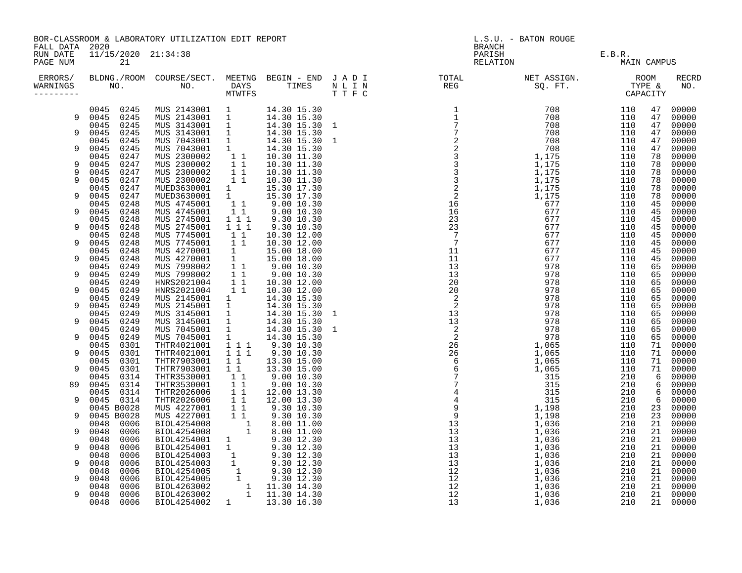BOR-CLASSROOM & LABORATORY UTILIZATION EDIT REPORT
FALL DATA 2020
RUN DATE 11/15/2020 21:34:38
PAGE NUM 21

L.S.U. - BATON ROUGE
BRANCH
PARISH E.B.R.
RELATION MAIN CAMPUS

| ERRORS/ WARNINGS | BLDNG./ROOM NO. | COURSE/SECT. NO. | MEETNG DAYS MTWTFS | BEGIN - END TIMES | J A D I N L I N T T F C | TOTAL REG | NET ASSIGN. SQ. FT. | ROOM TYPE & CAPACITY | | RECRD NO. |
|---|---|---|---|---|---|---|---|---|---|---|
| | 0045 0245 | MUS 2143001 | 1 | 14.30 15.30 | | 1 | 708 | 110 | 47 | 00000 |
| 9 | 0045 0245 | MUS 2143001 | 1 | 14.30 15.30 | | 1 | 708 | 110 | 47 | 00000 |
| | 0045 0245 | MUS 3143001 | 1 | 14.30 15.30 | 1 | 7 | 708 | 110 | 47 | 00000 |
| 9 | 0045 0245 | MUS 3143001 | 1 | 14.30 15.30 | | 7 | 708 | 110 | 47 | 00000 |
| | 0045 0245 | MUS 7043001 | 1 | 14.30 15.30 | 1 | 2 | 708 | 110 | 47 | 00000 |
| 9 | 0045 0245 | MUS 7043001 | 1 | 14.30 15.30 | | 2 | 708 | 110 | 47 | 00000 |
| | 0045 0247 | MUS 2300002 | 1 1 | 10.30 11.30 | | 3 | 1,175 | 110 | 78 | 00000 |
| 9 | 0045 0247 | MUS 2300002 | 1 1 | 10.30 11.30 | | 3 | 1,175 | 110 | 78 | 00000 |
| 9 | 0045 0247 | MUS 2300002 | 1 1 | 10.30 11.30 | | 3 | 1,175 | 110 | 78 | 00000 |
| 9 | 0045 0247 | MUS 2300002 | 1 1 | 10.30 11.30 | | 3 | 1,175 | 110 | 78 | 00000 |
| | 0045 0247 | MUED3630001 | 1 | 15.30 17.30 | | 2 | 1,175 | 110 | 78 | 00000 |
| 9 | 0045 0247 | MUED3630001 | 1 | 15.30 17.30 | | 2 | 1,175 | 110 | 78 | 00000 |
| | 0045 0248 | MUS 4745001 | 1 1 | 9.00 10.30 | | 16 | 677 | 110 | 45 | 00000 |
| 9 | 0045 0248 | MUS 4745001 | 1 1 | 9.00 10.30 | | 16 | 677 | 110 | 45 | 00000 |
| | 0045 0248 | MUS 2745001 | 1 1 1 | 9.30 10.30 | | 23 | 677 | 110 | 45 | 00000 |
| 9 | 0045 0248 | MUS 2745001 | 1 1 1 | 9.30 10.30 | | 23 | 677 | 110 | 45 | 00000 |
| | 0045 0248 | MUS 7745001 | 1 1 | 10.30 12.00 | | 7 | 677 | 110 | 45 | 00000 |
| 9 | 0045 0248 | MUS 7745001 | 1 1 | 10.30 12.00 | | 7 | 677 | 110 | 45 | 00000 |
| | 0045 0248 | MUS 4270001 | 1 | 15.00 18.00 | | 11 | 677 | 110 | 45 | 00000 |
| 9 | 0045 0248 | MUS 4270001 | 1 | 15.00 18.00 | | 11 | 677 | 110 | 45 | 00000 |
| | 0045 0249 | MUS 7998002 | 1 1 | 9.00 10.30 | | 13 | 978 | 110 | 65 | 00000 |
| 9 | 0045 0249 | MUS 7998002 | 1 1 | 9.00 10.30 | | 13 | 978 | 110 | 65 | 00000 |
| | 0045 0249 | HNRS2021004 | 1 1 | 10.30 12.00 | | 20 | 978 | 110 | 65 | 00000 |
| 9 | 0045 0249 | HNRS2021004 | 1 1 | 10.30 12.00 | | 20 | 978 | 110 | 65 | 00000 |
| | 0045 0249 | MUS 2145001 | 1 | 14.30 15.30 | | 2 | 978 | 110 | 65 | 00000 |
| 9 | 0045 0249 | MUS 2145001 | 1 | 14.30 15.30 | | 2 | 978 | 110 | 65 | 00000 |
| | 0045 0249 | MUS 3145001 | 1 | 14.30 15.30 | 1 | 13 | 978 | 110 | 65 | 00000 |
| 9 | 0045 0249 | MUS 3145001 | 1 | 14.30 15.30 | | 13 | 978 | 110 | 65 | 00000 |
| | 0045 0249 | MUS 7045001 | 1 | 14.30 15.30 | 1 | 2 | 978 | 110 | 65 | 00000 |
| 9 | 0045 0249 | MUS 7045001 | 1 | 14.30 15.30 | | 2 | 978 | 110 | 65 | 00000 |
| | 0045 0301 | THTR4021001 | 1 1 1 | 9.30 10.30 | | 26 | 1,065 | 110 | 71 | 00000 |
| 9 | 0045 0301 | THTR4021001 | 1 1 1 | 9.30 10.30 | | 26 | 1,065 | 110 | 71 | 00000 |
| | 0045 0301 | THTR7903001 | 1 1 | 13.30 15.00 | | 6 | 1,065 | 110 | 71 | 00000 |
| 9 | 0045 0301 | THTR7903001 | 1 1 | 13.30 15.00 | | 6 | 1,065 | 110 | 71 | 00000 |
| | 0045 0314 | THTR3530001 | 1 1 | 9.00 10.30 | | 7 | 315 | 210 | 6 | 00000 |
| 89 | 0045 0314 | THTR3530001 | 1 1 | 9.00 10.30 | | 7 | 315 | 210 | 6 | 00000 |
| | 0045 0314 | THTR2026006 | 1 1 | 12.00 13.30 | | 4 | 315 | 210 | 6 | 00000 |
| 9 | 0045 0314 | THTR2026006 | 1 1 | 12.00 13.30 | | 4 | 315 | 210 | 6 | 00000 |
| | 0045 B0028 | MUS 4227001 | 1 1 | 9.30 10.30 | | 9 | 1,198 | 210 | 23 | 00000 |
| 9 | 0045 B0028 | MUS 4227001 | 1 1 | 9.30 10.30 | | 9 | 1,198 | 210 | 23 | 00000 |
| | 0048 0006 | BIOL4254008 | 1 | 8.00 11.00 | | 13 | 1,036 | 210 | 21 | 00000 |
| 9 | 0048 0006 | BIOL4254008 | 1 | 8.00 11.00 | | 13 | 1,036 | 210 | 21 | 00000 |
| | 0048 0006 | BIOL4254001 | 1 | 9.30 12.30 | | 13 | 1,036 | 210 | 21 | 00000 |
| 9 | 0048 0006 | BIOL4254001 | 1 | 9.30 12.30 | | 13 | 1,036 | 210 | 21 | 00000 |
| | 0048 0006 | BIOL4254003 | 1 | 9.30 12.30 | | 13 | 1,036 | 210 | 21 | 00000 |
| 9 | 0048 0006 | BIOL4254003 | 1 | 9.30 12.30 | | 13 | 1,036 | 210 | 21 | 00000 |
| | 0048 0006 | BIOL4254005 | 1 | 9.30 12.30 | | 12 | 1,036 | 210 | 21 | 00000 |
| 9 | 0048 0006 | BIOL4254005 | 1 | 9.30 12.30 | | 12 | 1,036 | 210 | 21 | 00000 |
| | 0048 0006 | BIOL4263002 | 1 | 11.30 14.30 | | 12 | 1,036 | 210 | 21 | 00000 |
| 9 | 0048 0006 | BIOL4263002 | 1 | 11.30 14.30 | | 12 | 1,036 | 210 | 21 | 00000 |
| | 0048 0006 | BIOL4254002 | 1 | 13.30 16.30 | | 13 | 1,036 | 210 | 21 | 00000 |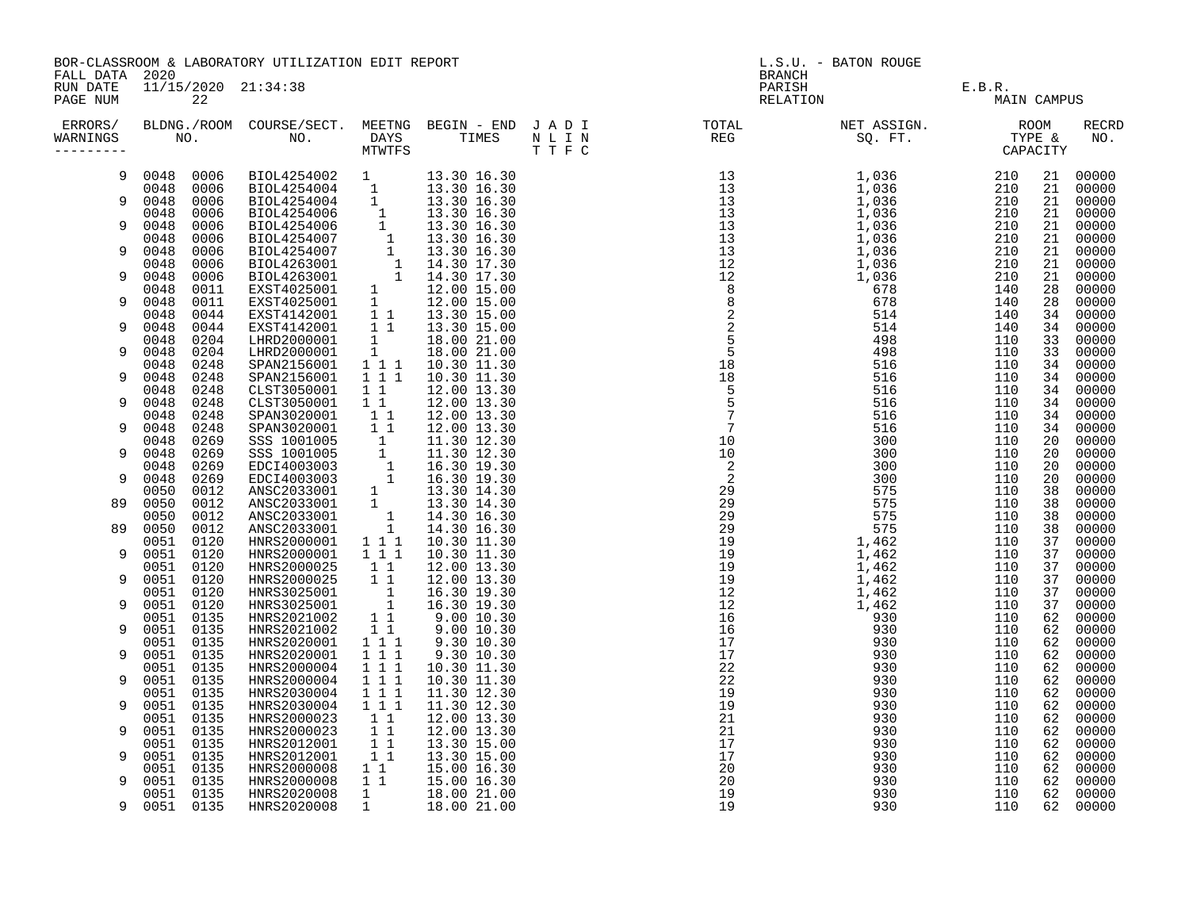BOR-CLASSROOM & LABORATORY UTILIZATION EDIT REPORT
FALL DATA 2020
RUN DATE 11/15/2020 21:34:38
PAGE NUM 22

L.S.U. - BATON ROUGE
BRANCH
PARISH E.B.R.
RELATION MAIN CAMPUS

| ERRORS/ WARNINGS | BLDNG./ROOM NO. | | COURSE/SECT. NO. | MEETNG DAYS MTWTFS | BEGIN - END TIMES | J A D I N L I N T T F C | TOTAL REG | NET ASSIGN. SQ. FT. | ROOM TYPE & CAPACITY | | RECRD NO. |
|---|---|---|---|---|---|---|---|---|---|---|---|
| 9 | 0048 | 0006 | BIOL4254002 | 1 | 13.30 16.30 | | 13 | 1,036 | 210 | 21 | 00000 |
| | 0048 | 0006 | BIOL4254004 | 1 | 13.30 16.30 | | 13 | 1,036 | 210 | 21 | 00000 |
| 9 | 0048 | 0006 | BIOL4254004 | 1 | 13.30 16.30 | | 13 | 1,036 | 210 | 21 | 00000 |
| | 0048 | 0006 | BIOL4254006 | 1 | 13.30 16.30 | | 13 | 1,036 | 210 | 21 | 00000 |
| 9 | 0048 | 0006 | BIOL4254006 | 1 | 13.30 16.30 | | 13 | 1,036 | 210 | 21 | 00000 |
| | 0048 | 0006 | BIOL4254007 | 1 | 13.30 16.30 | | 13 | 1,036 | 210 | 21 | 00000 |
| 9 | 0048 | 0006 | BIOL4254007 | 1 | 13.30 16.30 | | 13 | 1,036 | 210 | 21 | 00000 |
| | 0048 | 0006 | BIOL4263001 | 1 | 14.30 17.30 | | 12 | 1,036 | 210 | 21 | 00000 |
| 9 | 0048 | 0006 | BIOL4263001 | 1 | 14.30 17.30 | | 12 | 1,036 | 210 | 21 | 00000 |
| | 0048 | 0011 | EXST4025001 | 1 | 12.00 15.00 | | 8 | 678 | 140 | 28 | 00000 |
| 9 | 0048 | 0011 | EXST4025001 | 1 | 12.00 15.00 | | 8 | 678 | 140 | 28 | 00000 |
| | 0048 | 0044 | EXST4142001 | 1 1 | 13.30 15.00 | | 2 | 514 | 140 | 34 | 00000 |
| 9 | 0048 | 0044 | EXST4142001 | 1 1 | 13.30 15.00 | | 2 | 514 | 140 | 34 | 00000 |
| | 0048 | 0204 | LHRD2000001 | 1 | 18.00 21.00 | | 5 | 498 | 110 | 33 | 00000 |
| 9 | 0048 | 0204 | LHRD2000001 | 1 | 18.00 21.00 | | 5 | 498 | 110 | 33 | 00000 |
| | 0048 | 0248 | SPAN2156001 | 1 1 1 | 10.30 11.30 | | 18 | 516 | 110 | 34 | 00000 |
| 9 | 0048 | 0248 | SPAN2156001 | 1 1 1 | 10.30 11.30 | | 18 | 516 | 110 | 34 | 00000 |
| | 0048 | 0248 | CLST3050001 | 1 1 | 12.00 13.30 | | 5 | 516 | 110 | 34 | 00000 |
| 9 | 0048 | 0248 | CLST3050001 | 1 1 | 12.00 13.30 | | 5 | 516 | 110 | 34 | 00000 |
| | 0048 | 0248 | SPAN3020001 | 1 1 | 12.00 13.30 | | 7 | 516 | 110 | 34 | 00000 |
| 9 | 0048 | 0248 | SPAN3020001 | 1 1 | 12.00 13.30 | | 7 | 516 | 110 | 34 | 00000 |
| | 0048 | 0269 | SSS 1001005 | 1 | 11.30 12.30 | | 10 | 300 | 110 | 20 | 00000 |
| 9 | 0048 | 0269 | SSS 1001005 | 1 | 11.30 12.30 | | 10 | 300 | 110 | 20 | 00000 |
| | 0048 | 0269 | EDCI4003003 | 1 | 16.30 19.30 | | 2 | 300 | 110 | 20 | 00000 |
| 9 | 0048 | 0269 | EDCI4003003 | 1 | 16.30 19.30 | | 2 | 300 | 110 | 20 | 00000 |
| | 0050 | 0012 | ANSC2033001 | 1 | 13.30 14.30 | | 29 | 575 | 110 | 38 | 00000 |
| 89 | 0050 | 0012 | ANSC2033001 | 1 | 13.30 14.30 | | 29 | 575 | 110 | 38 | 00000 |
| | 0050 | 0012 | ANSC2033001 | 1 | 14.30 16.30 | | 29 | 575 | 110 | 38 | 00000 |
| 89 | 0050 | 0012 | ANSC2033001 | 1 | 14.30 16.30 | | 29 | 575 | 110 | 38 | 00000 |
| | 0051 | 0120 | HNRS2000001 | 1 1 1 | 10.30 11.30 | | 19 | 1,462 | 110 | 37 | 00000 |
| 9 | 0051 | 0120 | HNRS2000001 | 1 1 1 | 10.30 11.30 | | 19 | 1,462 | 110 | 37 | 00000 |
| | 0051 | 0120 | HNRS2000025 | 1 1 | 12.00 13.30 | | 19 | 1,462 | 110 | 37 | 00000 |
| 9 | 0051 | 0120 | HNRS2000025 | 1 1 | 12.00 13.30 | | 19 | 1,462 | 110 | 37 | 00000 |
| | 0051 | 0120 | HNRS3025001 | 1 | 16.30 19.30 | | 12 | 1,462 | 110 | 37 | 00000 |
| 9 | 0051 | 0120 | HNRS3025001 | 1 | 16.30 19.30 | | 12 | 1,462 | 110 | 37 | 00000 |
| | 0051 | 0135 | HNRS2021002 | 1 1 | 9.00 10.30 | | 16 | 930 | 110 | 62 | 00000 |
| 9 | 0051 | 0135 | HNRS2021002 | 1 1 | 9.00 10.30 | | 16 | 930 | 110 | 62 | 00000 |
| | 0051 | 0135 | HNRS2020001 | 1 1 1 | 9.30 10.30 | | 17 | 930 | 110 | 62 | 00000 |
| 9 | 0051 | 0135 | HNRS2020001 | 1 1 1 | 9.30 10.30 | | 17 | 930 | 110 | 62 | 00000 |
| | 0051 | 0135 | HNRS2000004 | 1 1 1 | 10.30 11.30 | | 22 | 930 | 110 | 62 | 00000 |
| 9 | 0051 | 0135 | HNRS2000004 | 1 1 1 | 10.30 11.30 | | 22 | 930 | 110 | 62 | 00000 |
| | 0051 | 0135 | HNRS2030004 | 1 1 1 | 11.30 12.30 | | 19 | 930 | 110 | 62 | 00000 |
| 9 | 0051 | 0135 | HNRS2030004 | 1 1 1 | 11.30 12.30 | | 19 | 930 | 110 | 62 | 00000 |
| | 0051 | 0135 | HNRS2000023 | 1 1 | 12.00 13.30 | | 21 | 930 | 110 | 62 | 00000 |
| 9 | 0051 | 0135 | HNRS2000023 | 1 1 | 12.00 13.30 | | 21 | 930 | 110 | 62 | 00000 |
| | 0051 | 0135 | HNRS2012001 | 1 1 | 13.30 15.00 | | 17 | 930 | 110 | 62 | 00000 |
| 9 | 0051 | 0135 | HNRS2012001 | 1 1 | 13.30 15.00 | | 17 | 930 | 110 | 62 | 00000 |
| | 0051 | 0135 | HNRS2000008 | 1 1 | 15.00 16.30 | | 20 | 930 | 110 | 62 | 00000 |
| 9 | 0051 | 0135 | HNRS2000008 | 1 1 | 15.00 16.30 | | 20 | 930 | 110 | 62 | 00000 |
| | 0051 | 0135 | HNRS2020008 | 1 | 18.00 21.00 | | 19 | 930 | 110 | 62 | 00000 |
| 9 | 0051 | 0135 | HNRS2020008 | 1 | 18.00 21.00 | | 19 | 930 | 110 | 62 | 00000 |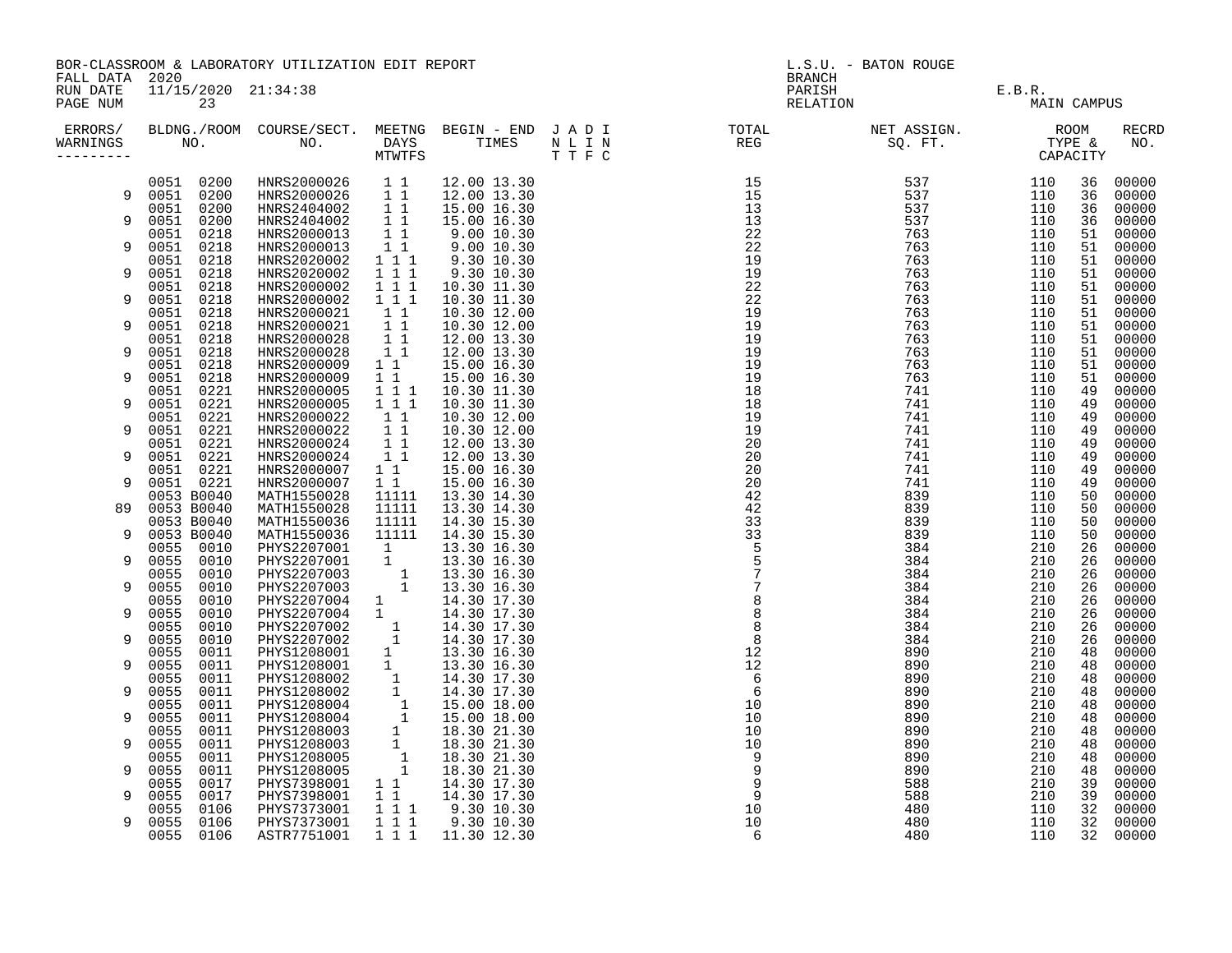BOR-CLASSROOM & LABORATORY UTILIZATION EDIT REPORT
FALL DATA 2020
RUN DATE 11/15/2020 21:34:38

L.S.U. - BATON ROUGE
BRANCH
PARISH E.B.R.
RELATION MAIN CAMPUS

| ERRORS/ WARNINGS | BLDNG./ROOM NO. | COURSE/SECT. NO. | MEETNG DAYS MTWTFS | BEGIN - END TIMES | J A D I N L I N T T F C | TOTAL REG | NET ASSIGN. SQ. FT. | ROOM TYPE & CAPACITY | | RECRD NO. |
|---|---|---|---|---|---|---|---|---|---|---|
| | 0051 0200 | HNRS2000026 | 1 1 | 12.00 13.30 | | 15 | 537 | 110 | 36 | 00000 |
| 9 | 0051 0200 | HNRS2000026 | 1 1 | 12.00 13.30 | | 15 | 537 | 110 | 36 | 00000 |
| | 0051 0200 | HNRS2404002 | 1 1 | 15.00 16.30 | | 13 | 537 | 110 | 36 | 00000 |
| 9 | 0051 0200 | HNRS2404002 | 1 1 | 15.00 16.30 | | 13 | 537 | 110 | 36 | 00000 |
| | 0051 0218 | HNRS2000013 | 1 1 | 9.00 10.30 | | 22 | 763 | 110 | 51 | 00000 |
| 9 | 0051 0218 | HNRS2000013 | 1 1 | 9.00 10.30 | | 22 | 763 | 110 | 51 | 00000 |
| | 0051 0218 | HNRS2020002 | 1 1 1 | 9.30 10.30 | | 19 | 763 | 110 | 51 | 00000 |
| 9 | 0051 0218 | HNRS2020002 | 1 1 1 | 9.30 10.30 | | 19 | 763 | 110 | 51 | 00000 |
| | 0051 0218 | HNRS2000002 | 1 1 1 | 10.30 11.30 | | 22 | 763 | 110 | 51 | 00000 |
| 9 | 0051 0218 | HNRS2000002 | 1 1 1 | 10.30 11.30 | | 22 | 763 | 110 | 51 | 00000 |
| | 0051 0218 | HNRS2000021 | 1 1 | 10.30 12.00 | | 19 | 763 | 110 | 51 | 00000 |
| 9 | 0051 0218 | HNRS2000021 | 1 1 | 10.30 12.00 | | 19 | 763 | 110 | 51 | 00000 |
| | 0051 0218 | HNRS2000028 | 1 1 | 12.00 13.30 | | 19 | 763 | 110 | 51 | 00000 |
| 9 | 0051 0218 | HNRS2000028 | 1 1 | 12.00 13.30 | | 19 | 763 | 110 | 51 | 00000 |
| | 0051 0218 | HNRS2000009 | 1 1 | 15.00 16.30 | | 19 | 763 | 110 | 51 | 00000 |
| 9 | 0051 0218 | HNRS2000009 | 1 1 | 15.00 16.30 | | 19 | 763 | 110 | 51 | 00000 |
| | 0051 0221 | HNRS2000005 | 1 1 1 | 10.30 11.30 | | 18 | 741 | 110 | 49 | 00000 |
| 9 | 0051 0221 | HNRS2000005 | 1 1 1 | 10.30 11.30 | | 18 | 741 | 110 | 49 | 00000 |
| | 0051 0221 | HNRS2000022 | 1 1 | 10.30 12.00 | | 19 | 741 | 110 | 49 | 00000 |
| 9 | 0051 0221 | HNRS2000022 | 1 1 | 10.30 12.00 | | 19 | 741 | 110 | 49 | 00000 |
| | 0051 0221 | HNRS2000024 | 1 1 | 12.00 13.30 | | 20 | 741 | 110 | 49 | 00000 |
| 9 | 0051 0221 | HNRS2000024 | 1 1 | 12.00 13.30 | | 20 | 741 | 110 | 49 | 00000 |
| | 0051 0221 | HNRS2000007 | 1 1 | 15.00 16.30 | | 20 | 741 | 110 | 49 | 00000 |
| 9 | 0051 0221 | HNRS2000007 | 1 1 | 15.00 16.30 | | 20 | 741 | 110 | 49 | 00000 |
| | 0053 B0040 | MATH1550028 | 11111 | 13.30 14.30 | | 42 | 839 | 110 | 50 | 00000 |
| 89 | 0053 B0040 | MATH1550028 | 11111 | 13.30 14.30 | | 42 | 839 | 110 | 50 | 00000 |
| | 0053 B0040 | MATH1550036 | 11111 | 14.30 15.30 | | 33 | 839 | 110 | 50 | 00000 |
| 9 | 0053 B0040 | MATH1550036 | 11111 | 14.30 15.30 | | 33 | 839 | 110 | 50 | 00000 |
| | 0055 0010 | PHYS2207001 | 1 | 13.30 16.30 | | 5 | 384 | 210 | 26 | 00000 |
| 9 | 0055 0010 | PHYS2207001 | 1 | 13.30 16.30 | | 5 | 384 | 210 | 26 | 00000 |
| | 0055 0010 | PHYS2207003 | 1 | 13.30 16.30 | | 7 | 384 | 210 | 26 | 00000 |
| 9 | 0055 0010 | PHYS2207003 | 1 | 13.30 16.30 | | 7 | 384 | 210 | 26 | 00000 |
| | 0055 0010 | PHYS2207004 | 1 | 14.30 17.30 | | 8 | 384 | 210 | 26 | 00000 |
| 9 | 0055 0010 | PHYS2207004 | 1 | 14.30 17.30 | | 8 | 384 | 210 | 26 | 00000 |
| | 0055 0010 | PHYS2207002 | 1 | 14.30 17.30 | | 8 | 384 | 210 | 26 | 00000 |
| 9 | 0055 0010 | PHYS2207002 | 1 | 14.30 17.30 | | 8 | 384 | 210 | 26 | 00000 |
| | 0055 0011 | PHYS1208001 | 1 | 13.30 16.30 | | 12 | 890 | 210 | 48 | 00000 |
| 9 | 0055 0011 | PHYS1208001 | 1 | 13.30 16.30 | | 12 | 890 | 210 | 48 | 00000 |
| | 0055 0011 | PHYS1208002 | 1 | 14.30 17.30 | | 6 | 890 | 210 | 48 | 00000 |
| 9 | 0055 0011 | PHYS1208002 | 1 | 14.30 17.30 | | 6 | 890 | 210 | 48 | 00000 |
| | 0055 0011 | PHYS1208004 | 1 | 15.00 18.00 | | 10 | 890 | 210 | 48 | 00000 |
| 9 | 0055 0011 | PHYS1208004 | 1 | 15.00 18.00 | | 10 | 890 | 210 | 48 | 00000 |
| | 0055 0011 | PHYS1208003 | 1 | 18.30 21.30 | | 10 | 890 | 210 | 48 | 00000 |
| 9 | 0055 0011 | PHYS1208003 | 1 | 18.30 21.30 | | 10 | 890 | 210 | 48 | 00000 |
| | 0055 0011 | PHYS1208005 | 1 | 18.30 21.30 | | 9 | 890 | 210 | 48 | 00000 |
| 9 | 0055 0011 | PHYS1208005 | 1 | 18.30 21.30 | | 9 | 890 | 210 | 48 | 00000 |
| | 0055 0017 | PHYS7398001 | 1 1 | 14.30 17.30 | | 9 | 588 | 210 | 39 | 00000 |
| 9 | 0055 0017 | PHYS7398001 | 1 1 | 14.30 17.30 | | 9 | 588 | 210 | 39 | 00000 |
| | 0055 0106 | PHYS7373001 | 1 1 1 | 9.30 10.30 | | 10 | 480 | 110 | 32 | 00000 |
| 9 | 0055 0106 | PHYS7373001 | 1 1 1 | 9.30 10.30 | | 10 | 480 | 110 | 32 | 00000 |
| | 0055 0106 | ASTR7751001 | 1 1 1 | 11.30 12.30 | | 6 | 480 | 110 | 32 | 00000 |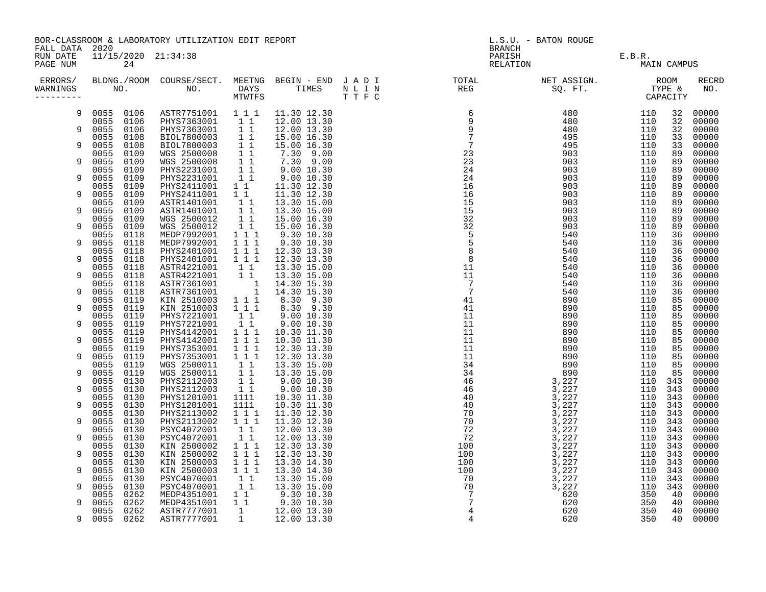BOR-CLASSROOM & LABORATORY UTILIZATION EDIT REPORT
FALL DATA 2020
RUN DATE 11/15/2020 21:34:38
PAGE NUM 24

L.S.U. - BATON ROUGE
BRANCH
PARISH E.B.R.
RELATION MAIN CAMPUS

| ERRORS/ WARNINGS | BLDNG./ROOM NO. | | COURSE/SECT. NO. | MEETNG DAYS MTWTFS | BEGIN - END TIMES | J A D I N L I N T T F C | TOTAL REG | NET ASSIGN. SQ. FT. | ROOM TYPE & CAPACITY | | RECRD NO. |
|---|---|---|---|---|---|---|---|---|---|---|---|
| 9 | 0055 | 0106 | ASTR7751001 | 1 1 1 | 11.30 12.30 | | 6 | 480 | 110 | 32 | 00000 |
| | 0055 | 0106 | PHYS7363001 | 1 1 | 12.00 13.30 | | 9 | 480 | 110 | 32 | 00000 |
| 9 | 0055 | 0106 | PHYS7363001 | 1 1 | 12.00 13.30 | | 9 | 480 | 110 | 32 | 00000 |
| | 0055 | 0108 | BIOL7800003 | 1 1 | 15.00 16.30 | | 7 | 495 | 110 | 33 | 00000 |
| 9 | 0055 | 0108 | BIOL7800003 | 1 1 | 15.00 16.30 | | 7 | 495 | 110 | 33 | 00000 |
| | 0055 | 0109 | WGS 2500008 | 1 1 | 7.30 9.00 | | 23 | 903 | 110 | 89 | 00000 |
| 9 | 0055 | 0109 | WGS 2500008 | 1 1 | 7.30 9.00 | | 23 | 903 | 110 | 89 | 00000 |
| | 0055 | 0109 | PHYS2231001 | 1 1 | 9.00 10.30 | | 24 | 903 | 110 | 89 | 00000 |
| 9 | 0055 | 0109 | PHYS2231001 | 1 1 | 9.00 10.30 | | 24 | 903 | 110 | 89 | 00000 |
| | 0055 | 0109 | PHYS2411001 | 1 1 | 11.30 12.30 | | 16 | 903 | 110 | 89 | 00000 |
| 9 | 0055 | 0109 | PHYS2411001 | 1 1 | 11.30 12.30 | | 16 | 903 | 110 | 89 | 00000 |
| | 0055 | 0109 | ASTR1401001 | 1 1 | 13.30 15.00 | | 15 | 903 | 110 | 89 | 00000 |
| 9 | 0055 | 0109 | ASTR1401001 | 1 1 | 13.30 15.00 | | 15 | 903 | 110 | 89 | 00000 |
| | 0055 | 0109 | WGS 2500012 | 1 1 | 15.00 16.30 | | 32 | 903 | 110 | 89 | 00000 |
| 9 | 0055 | 0109 | WGS 2500012 | 1 1 | 15.00 16.30 | | 32 | 903 | 110 | 89 | 00000 |
| | 0055 | 0118 | MEDP7992001 | 1 1 1 | 9.30 10.30 | | 5 | 540 | 110 | 36 | 00000 |
| 9 | 0055 | 0118 | MEDP7992001 | 1 1 1 | 9.30 10.30 | | 5 | 540 | 110 | 36 | 00000 |
| | 0055 | 0118 | PHYS2401001 | 1 1 1 | 12.30 13.30 | | 8 | 540 | 110 | 36 | 00000 |
| 9 | 0055 | 0118 | PHYS2401001 | 1 1 1 | 12.30 13.30 | | 8 | 540 | 110 | 36 | 00000 |
| | 0055 | 0118 | ASTR4221001 | 1 1 | 13.30 15.00 | | 11 | 540 | 110 | 36 | 00000 |
| 9 | 0055 | 0118 | ASTR4221001 | 1 1 | 13.30 15.00 | | 11 | 540 | 110 | 36 | 00000 |
| | 0055 | 0118 | ASTR7361001 | 1 | 14.30 15.30 | | 7 | 540 | 110 | 36 | 00000 |
| 9 | 0055 | 0118 | ASTR7361001 | 1 | 14.30 15.30 | | 7 | 540 | 110 | 36 | 00000 |
| | 0055 | 0119 | KIN 2510003 | 1 1 1 | 8.30 9.30 | | 41 | 890 | 110 | 85 | 00000 |
| 9 | 0055 | 0119 | KIN 2510003 | 1 1 1 | 8.30 9.30 | | 41 | 890 | 110 | 85 | 00000 |
| | 0055 | 0119 | PHYS7221001 | 1 1 | 9.00 10.30 | | 11 | 890 | 110 | 85 | 00000 |
| 9 | 0055 | 0119 | PHYS7221001 | 1 1 | 9.00 10.30 | | 11 | 890 | 110 | 85 | 00000 |
| | 0055 | 0119 | PHYS4142001 | 1 1 1 | 10.30 11.30 | | 11 | 890 | 110 | 85 | 00000 |
| 9 | 0055 | 0119 | PHYS4142001 | 1 1 1 | 10.30 11.30 | | 11 | 890 | 110 | 85 | 00000 |
| | 0055 | 0119 | PHYS7353001 | 1 1 1 | 12.30 13.30 | | 11 | 890 | 110 | 85 | 00000 |
| 9 | 0055 | 0119 | PHYS7353001 | 1 1 1 | 12.30 13.30 | | 11 | 890 | 110 | 85 | 00000 |
| | 0055 | 0119 | WGS 2500011 | 1 1 | 13.30 15.00 | | 34 | 890 | 110 | 85 | 00000 |
| 9 | 0055 | 0119 | WGS 2500011 | 1 1 | 13.30 15.00 | | 34 | 890 | 110 | 85 | 00000 |
| | 0055 | 0130 | PHYS2112003 | 1 1 | 9.00 10.30 | | 46 | 3,227 | 110 | 343 | 00000 |
| 9 | 0055 | 0130 | PHYS2112003 | 1 1 | 9.00 10.30 | | 46 | 3,227 | 110 | 343 | 00000 |
| | 0055 | 0130 | PHYS1201001 | 1111 | 10.30 11.30 | | 40 | 3,227 | 110 | 343 | 00000 |
| 9 | 0055 | 0130 | PHYS1201001 | 1111 | 10.30 11.30 | | 40 | 3,227 | 110 | 343 | 00000 |
| | 0055 | 0130 | PHYS2113002 | 1 1 1 | 11.30 12.30 | | 70 | 3,227 | 110 | 343 | 00000 |
| 9 | 0055 | 0130 | PHYS2113002 | 1 1 1 | 11.30 12.30 | | 70 | 3,227 | 110 | 343 | 00000 |
| | 0055 | 0130 | PSYC4072001 | 1 1 | 12.00 13.30 | | 72 | 3,227 | 110 | 343 | 00000 |
| 9 | 0055 | 0130 | PSYC4072001 | 1 1 | 12.00 13.30 | | 72 | 3,227 | 110 | 343 | 00000 |
| | 0055 | 0130 | KIN 2500002 | 1 1 1 | 12.30 13.30 | | 100 | 3,227 | 110 | 343 | 00000 |
| 9 | 0055 | 0130 | KIN 2500002 | 1 1 1 | 12.30 13.30 | | 100 | 3,227 | 110 | 343 | 00000 |
| | 0055 | 0130 | KIN 2500003 | 1 1 1 | 13.30 14.30 | | 100 | 3,227 | 110 | 343 | 00000 |
| 9 | 0055 | 0130 | KIN 2500003 | 1 1 1 | 13.30 14.30 | | 100 | 3,227 | 110 | 343 | 00000 |
| | 0055 | 0130 | PSYC4070001 | 1 1 | 13.30 15.00 | | 70 | 3,227 | 110 | 343 | 00000 |
| 9 | 0055 | 0130 | PSYC4070001 | 1 1 | 13.30 15.00 | | 70 | 3,227 | 110 | 343 | 00000 |
| | 0055 | 0262 | MEDP4351001 | 1 1 | 9.30 10.30 | | 7 | 620 | 350 | 40 | 00000 |
| 9 | 0055 | 0262 | MEDP4351001 | 1 1 | 9.30 10.30 | | 7 | 620 | 350 | 40 | 00000 |
| | 0055 | 0262 | ASTR7777001 | 1 | 12.00 13.30 | | 4 | 620 | 350 | 40 | 00000 |
| 9 | 0055 | 0262 | ASTR7777001 | 1 | 12.00 13.30 | | 4 | 620 | 350 | 40 | 00000 |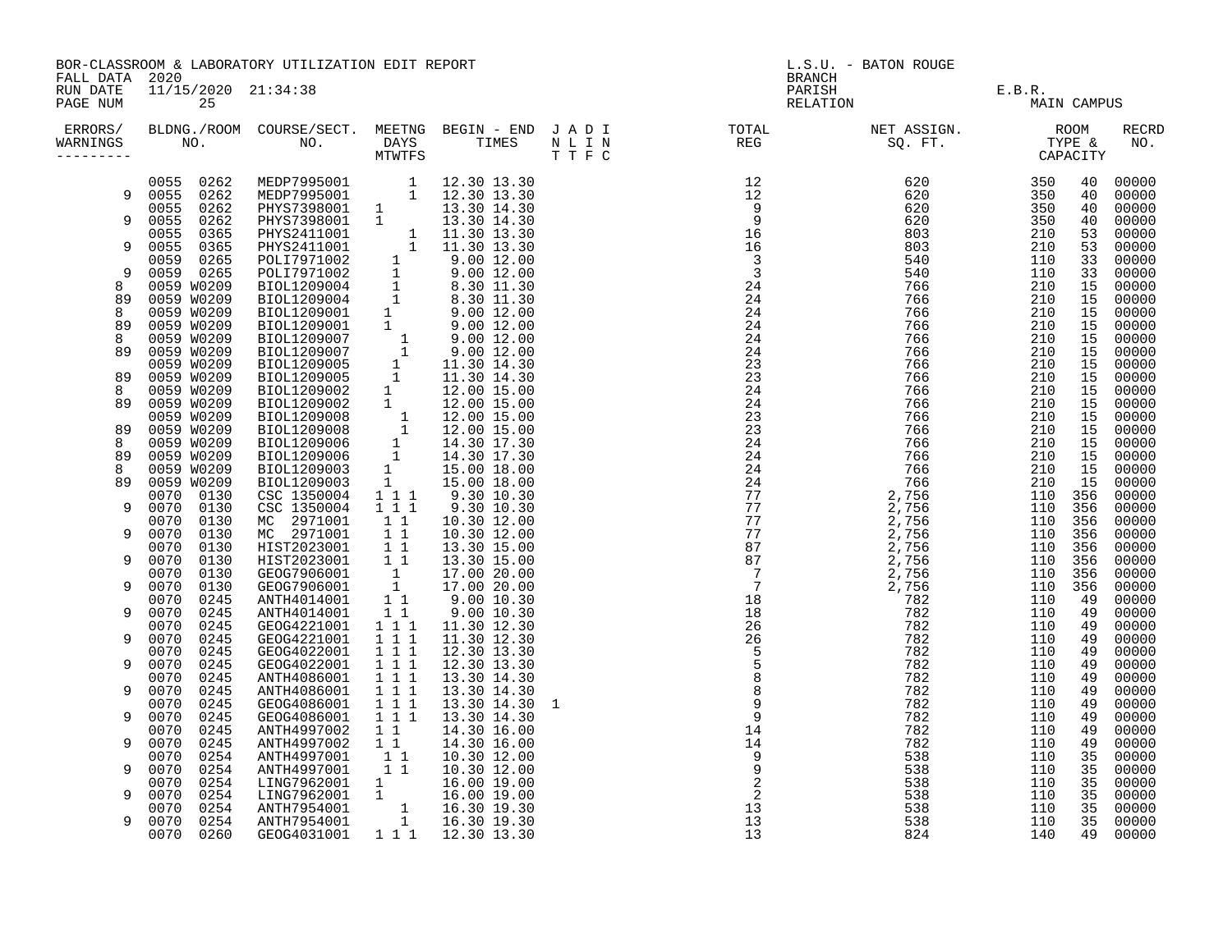BOR-CLASSROOM & LABORATORY UTILIZATION EDIT REPORT
FALL DATA 2020
RUN DATE 11/15/2020 21:34:38

L.S.U. - BATON ROUGE
BRANCH
PARISH E.B.R.
RELATION MAIN CAMPUS

| ERRORS/ WARNINGS | BLDG. NO. | ROOM NO. | COURSE/SECT. NO. | M | T | W | T | F | S | BEGIN TIME | END TIME | J T | A T | D F | I C | TOTAL REG | NET ASSIGN. SQ. FT. | ROOM TYPE | CAPACITY | RECRD NO. |
|---|---|---|---|---|---|---|---|---|---|---|---|---|---|---|---|---|---|---|---|---|
| | 0055 | 0262 | MEDP7995001 | | | | | | 1 | 12.30 | 13.30 | | | | | 12 | 620 | 350 | 40 | 00000 |
| 9 | 0055 | 0262 | MEDP7995001 | | | | | | 1 | 12.30 | 13.30 | | | | | 12 | 620 | 350 | 40 | 00000 |
| | 0055 | 0262 | PHYS7398001 | 1 | | | | | | 13.30 | 14.30 | | | | | 9 | 620 | 350 | 40 | 00000 |
| 9 | 0055 | 0262 | PHYS7398001 | 1 | | | | | | 13.30 | 14.30 | | | | | 9 | 620 | 350 | 40 | 00000 |
| | 0055 | 0365 | PHYS2411001 | | | | | | 1 | 11.30 | 13.30 | | | | | 16 | 803 | 210 | 53 | 00000 |
| 9 | 0055 | 0365 | PHYS2411001 | | | | | | 1 | 11.30 | 13.30 | | | | | 16 | 803 | 210 | 53 | 00000 |
| | 0059 | 0265 | POLI7971002 | | | | 1 | | | 9.00 | 12.00 | | | | | 3 | 540 | 110 | 33 | 00000 |
| 9 | 0059 | 0265 | POLI7971002 | | | | 1 | | | 9.00 | 12.00 | | | | | 3 | 540 | 110 | 33 | 00000 |
| 8 | 0059 | W0209 | BIOL1209004 | | | | 1 | | | 8.30 | 11.30 | | | | | 24 | 766 | 210 | 15 | 00000 |
| 89 | 0059 | W0209 | BIOL1209004 | | | | 1 | | | 8.30 | 11.30 | | | | | 24 | 766 | 210 | 15 | 00000 |
| 8 | 0059 | W0209 | BIOL1209001 | 1 | | | | | | 9.00 | 12.00 | | | | | 24 | 766 | 210 | 15 | 00000 |
| 89 | 0059 | W0209 | BIOL1209001 | 1 | | | | | | 9.00 | 12.00 | | | | | 24 | 766 | 210 | 15 | 00000 |
| 8 | 0059 | W0209 | BIOL1209007 | | | | | 1 | | 9.00 | 12.00 | | | | | 24 | 766 | 210 | 15 | 00000 |
| 89 | 0059 | W0209 | BIOL1209007 | | | | | 1 | | 9.00 | 12.00 | | | | | 24 | 766 | 210 | 15 | 00000 |
| | 0059 | W0209 | BIOL1209005 | | | 1 | | | | 11.30 | 14.30 | | | | | 23 | 766 | 210 | 15 | 00000 |
| 89 | 0059 | W0209 | BIOL1209005 | | | 1 | | | | 11.30 | 14.30 | | | | | 23 | 766 | 210 | 15 | 00000 |
| 8 | 0059 | W0209 | BIOL1209002 | 1 | | | | | | 12.00 | 15.00 | | | | | 24 | 766 | 210 | 15 | 00000 |
| 89 | 0059 | W0209 | BIOL1209002 | 1 | | | | | | 12.00 | 15.00 | | | | | 24 | 766 | 210 | 15 | 00000 |
| | 0059 | W0209 | BIOL1209008 | | | | | 1 | | 12.00 | 15.00 | | | | | 23 | 766 | 210 | 15 | 00000 |
| 89 | 0059 | W0209 | BIOL1209008 | | | | | 1 | | 12.00 | 15.00 | | | | | 23 | 766 | 210 | 15 | 00000 |
| 8 | 0059 | W0209 | BIOL1209006 | | | 1 | | | | 14.30 | 17.30 | | | | | 24 | 766 | 210 | 15 | 00000 |
| 89 | 0059 | W0209 | BIOL1209006 | | | 1 | | | | 14.30 | 17.30 | | | | | 24 | 766 | 210 | 15 | 00000 |
| 8 | 0059 | W0209 | BIOL1209003 | 1 | | | | | | 15.00 | 18.00 | | | | | 24 | 766 | 210 | 15 | 00000 |
| 89 | 0059 | W0209 | BIOL1209003 | 1 | | | | | | 15.00 | 18.00 | | | | | 24 | 766 | 210 | 15 | 00000 |
| | 0070 | 0130 | CSC 1350004 | 1 | | 1 | | 1 | | 9.30 | 10.30 | | | | | 77 | 2,756 | 110 | 356 | 00000 |
| 9 | 0070 | 0130 | CSC 1350004 | 1 | | 1 | | 1 | | 9.30 | 10.30 | | | | | 77 | 2,756 | 110 | 356 | 00000 |
| | 0070 | 0130 | MC 2971001 | | 1 | | 1 | | | 10.30 | 12.00 | | | | | 77 | 2,756 | 110 | 356 | 00000 |
| 9 | 0070 | 0130 | MC 2971001 | | 1 | | 1 | | | 10.30 | 12.00 | | | | | 77 | 2,756 | 110 | 356 | 00000 |
| | 0070 | 0130 | HIST2023001 | | 1 | | 1 | | | 13.30 | 15.00 | | | | | 87 | 2,756 | 110 | 356 | 00000 |
| 9 | 0070 | 0130 | HIST2023001 | | 1 | | 1 | | | 13.30 | 15.00 | | | | | 87 | 2,756 | 110 | 356 | 00000 |
| | 0070 | 0130 | GEOG7906001 | | | | 1 | | | 17.00 | 20.00 | | | | | 7 | 2,756 | 110 | 356 | 00000 |
| 9 | 0070 | 0130 | GEOG7906001 | | | | 1 | | | 17.00 | 20.00 | | | | | 7 | 2,756 | 110 | 356 | 00000 |
| | 0070 | 0245 | ANTH4014001 | | 1 | | 1 | | | 9.00 | 10.30 | | | | | 18 | 782 | 110 | 49 | 00000 |
| 9 | 0070 | 0245 | ANTH4014001 | | 1 | | 1 | | | 9.00 | 10.30 | | | | | 18 | 782 | 110 | 49 | 00000 |
| | 0070 | 0245 | GEOG4221001 | 1 | | 1 | | 1 | | 11.30 | 12.30 | | | | | 26 | 782 | 110 | 49 | 00000 |
| 9 | 0070 | 0245 | GEOG4221001 | 1 | | 1 | | 1 | | 11.30 | 12.30 | | | | | 26 | 782 | 110 | 49 | 00000 |
| | 0070 | 0245 | GEOG4022001 | 1 | | 1 | | 1 | | 12.30 | 13.30 | | | | | 5 | 782 | 110 | 49 | 00000 |
| 9 | 0070 | 0245 | GEOG4022001 | 1 | | 1 | | 1 | | 12.30 | 13.30 | | | | | 5 | 782 | 110 | 49 | 00000 |
| | 0070 | 0245 | ANTH4086001 | 1 | | 1 | | 1 | | 13.30 | 14.30 | | | | | 8 | 782 | 110 | 49 | 00000 |
| 9 | 0070 | 0245 | ANTH4086001 | 1 | | 1 | | 1 | | 13.30 | 14.30 | | | | | 8 | 782 | 110 | 49 | 00000 |
| | 0070 | 0245 | GEOG4086001 | 1 | | 1 | | 1 | | 13.30 | 14.30 | 1 | | | | 9 | 782 | 110 | 49 | 00000 |
| 9 | 0070 | 0245 | GEOG4086001 | 1 | | 1 | | 1 | | 13.30 | 14.30 | | | | | 9 | 782 | 110 | 49 | 00000 |
| | 0070 | 0245 | ANTH4997002 | 1 | | 1 | | | | 14.30 | 16.00 | | | | | 14 | 782 | 110 | 49 | 00000 |
| 9 | 0070 | 0245 | ANTH4997002 | 1 | | 1 | | | | 14.30 | 16.00 | | | | | 14 | 782 | 110 | 49 | 00000 |
| | 0070 | 0254 | ANTH4997001 | | 1 | | 1 | | | 10.30 | 12.00 | | | | | 9 | 538 | 110 | 35 | 00000 |
| 9 | 0070 | 0254 | ANTH4997001 | | 1 | | 1 | | | 10.30 | 12.00 | | | | | 9 | 538 | 110 | 35 | 00000 |
| | 0070 | 0254 | LING7962001 | 1 | | | | | | 16.00 | 19.00 | | | | | 2 | 538 | 110 | 35 | 00000 |
| 9 | 0070 | 0254 | LING7962001 | 1 | | | | | | 16.00 | 19.00 | | | | | 2 | 538 | 110 | 35 | 00000 |
| | 0070 | 0254 | ANTH7954001 | | | | | 1 | | 16.30 | 19.30 | | | | | 13 | 538 | 110 | 35 | 00000 |
| 9 | 0070 | 0254 | ANTH7954001 | | | | | 1 | | 16.30 | 19.30 | | | | | 13 | 538 | 110 | 35 | 00000 |
| | 0070 | 0260 | GEOG4031001 | 1 | | 1 | | 1 | | 12.30 | 13.30 | | | | | 13 | 824 | 140 | 49 | 00000 |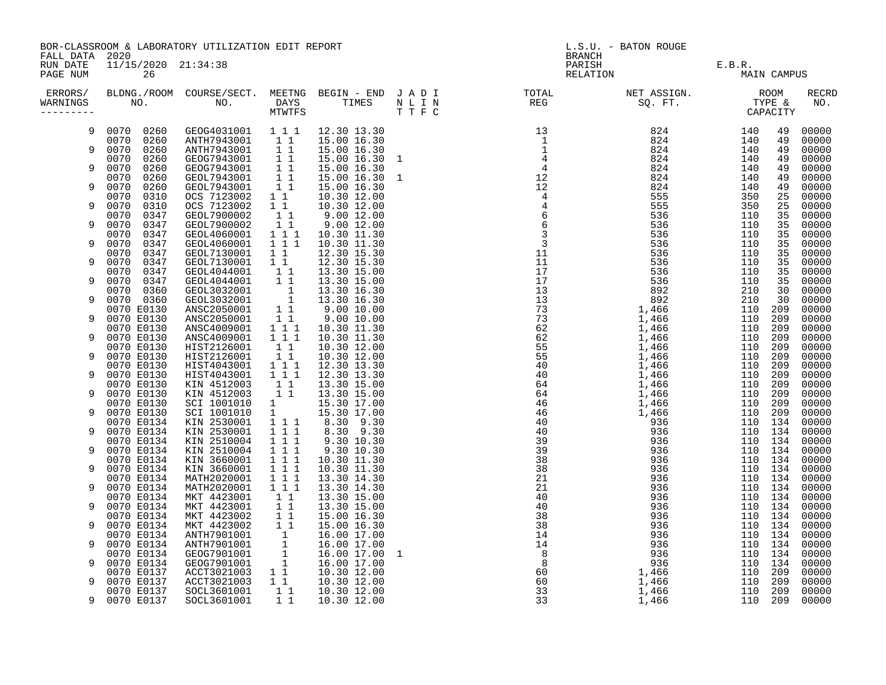BOR-CLASSROOM & LABORATORY UTILIZATION EDIT REPORT
FALL DATA 2020
RUN DATE 11/15/2020 21:34:38
PAGE NUM 26

L.S.U. - BATON ROUGE
BRANCH
PARISH E.B.R.
RELATION MAIN CAMPUS

| ERRORS/ WARNINGS | BLDNG./ROOM NO. | COURSE/SECT. NO. | MEETNG DAYS MTWTFS | BEGIN - END TIMES | J A D I N L I N T T F C | TOTAL REG | NET ASSIGN. SQ. FT. | ROOM TYPE & | CAPACITY | RECRD NO. |
|---|---|---|---|---|---|---|---|---|---|---|
| 9 | 0070 0260 | GEOG4031001 | 1 1 1 | 12.30 13.30 | | 13 | 824 | 140 | 49 | 00000 |
| | 0070 0260 | ANTH7943001 | 1 1 | 15.00 16.30 | | 1 | 824 | 140 | 49 | 00000 |
| 9 | 0070 0260 | ANTH7943001 | 1 1 | 15.00 16.30 | | 1 | 824 | 140 | 49 | 00000 |
| | 0070 0260 | GEOG7943001 | 1 1 | 15.00 16.30 | 1 | 4 | 824 | 140 | 49 | 00000 |
| 9 | 0070 0260 | GEOG7943001 | 1 1 | 15.00 16.30 | | 4 | 824 | 140 | 49 | 00000 |
| | 0070 0260 | GEOL7943001 | 1 1 | 15.00 16.30 | 1 | 12 | 824 | 140 | 49 | 00000 |
| 9 | 0070 0260 | GEOL7943001 | 1 1 | 15.00 16.30 | | 12 | 824 | 140 | 49 | 00000 |
| | 0070 0310 | OCS 7123002 | 1 1 | 10.30 12.00 | | 4 | 555 | 350 | 25 | 00000 |
| 9 | 0070 0310 | OCS 7123002 | 1 1 | 10.30 12.00 | | 4 | 555 | 350 | 25 | 00000 |
| | 0070 0347 | GEOL7900002 | 1 1 | 9.00 12.00 | | 6 | 536 | 110 | 35 | 00000 |
| 9 | 0070 0347 | GEOL7900002 | 1 1 | 9.00 12.00 | | 6 | 536 | 110 | 35 | 00000 |
| | 0070 0347 | GEOL4060001 | 1 1 1 | 10.30 11.30 | | 3 | 536 | 110 | 35 | 00000 |
| 9 | 0070 0347 | GEOL4060001 | 1 1 1 | 10.30 11.30 | | 3 | 536 | 110 | 35 | 00000 |
| | 0070 0347 | GEOL7130001 | 1 1 | 12.30 15.30 | | 11 | 536 | 110 | 35 | 00000 |
| 9 | 0070 0347 | GEOL7130001 | 1 1 | 12.30 15.30 | | 11 | 536 | 110 | 35 | 00000 |
| | 0070 0347 | GEOL4044001 | 1 1 | 13.30 15.00 | | 17 | 536 | 110 | 35 | 00000 |
| 9 | 0070 0347 | GEOL4044001 | 1 1 | 13.30 15.00 | | 17 | 536 | 110 | 35 | 00000 |
| | 0070 0360 | GEOL3032001 | 1 | 13.30 16.30 | | 13 | 892 | 210 | 30 | 00000 |
| 9 | 0070 0360 | GEOL3032001 | 1 | 13.30 16.30 | | 13 | 892 | 210 | 30 | 00000 |
| | 0070 E0130 | ANSC2050001 | 1 1 | 9.00 10.00 | | 73 | 1,466 | 110 | 209 | 00000 |
| 9 | 0070 E0130 | ANSC2050001 | 1 1 | 9.00 10.00 | | 73 | 1,466 | 110 | 209 | 00000 |
| | 0070 E0130 | ANSC4009001 | 1 1 1 | 10.30 11.30 | | 62 | 1,466 | 110 | 209 | 00000 |
| 9 | 0070 E0130 | ANSC4009001 | 1 1 1 | 10.30 11.30 | | 62 | 1,466 | 110 | 209 | 00000 |
| | 0070 E0130 | HIST2126001 | 1 1 | 10.30 12.00 | | 55 | 1,466 | 110 | 209 | 00000 |
| 9 | 0070 E0130 | HIST2126001 | 1 1 | 10.30 12.00 | | 55 | 1,466 | 110 | 209 | 00000 |
| | 0070 E0130 | HIST4043001 | 1 1 1 | 12.30 13.30 | | 40 | 1,466 | 110 | 209 | 00000 |
| 9 | 0070 E0130 | HIST4043001 | 1 1 1 | 12.30 13.30 | | 40 | 1,466 | 110 | 209 | 00000 |
| | 0070 E0130 | KIN 4512003 | 1 1 | 13.30 15.00 | | 64 | 1,466 | 110 | 209 | 00000 |
| 9 | 0070 E0130 | KIN 4512003 | 1 1 | 13.30 15.00 | | 64 | 1,466 | 110 | 209 | 00000 |
| | 0070 E0130 | SCI 1001010 | 1 | 15.30 17.00 | | 46 | 1,466 | 110 | 209 | 00000 |
| 9 | 0070 E0130 | SCI 1001010 | 1 | 15.30 17.00 | | 46 | 1,466 | 110 | 209 | 00000 |
| | 0070 E0134 | KIN 2530001 | 1 1 1 | 8.30 9.30 | | 40 | 936 | 110 | 134 | 00000 |
| 9 | 0070 E0134 | KIN 2530001 | 1 1 1 | 8.30 9.30 | | 40 | 936 | 110 | 134 | 00000 |
| | 0070 E0134 | KIN 2510004 | 1 1 1 | 9.30 10.30 | | 39 | 936 | 110 | 134 | 00000 |
| 9 | 0070 E0134 | KIN 2510004 | 1 1 1 | 9.30 10.30 | | 39 | 936 | 110 | 134 | 00000 |
| | 0070 E0134 | KIN 3660001 | 1 1 1 | 10.30 11.30 | | 38 | 936 | 110 | 134 | 00000 |
| 9 | 0070 E0134 | KIN 3660001 | 1 1 1 | 10.30 11.30 | | 38 | 936 | 110 | 134 | 00000 |
| | 0070 E0134 | MATH2020001 | 1 1 1 | 13.30 14.30 | | 21 | 936 | 110 | 134 | 00000 |
| 9 | 0070 E0134 | MATH2020001 | 1 1 1 | 13.30 14.30 | | 21 | 936 | 110 | 134 | 00000 |
| | 0070 E0134 | MKT 4423001 | 1 1 | 13.30 15.00 | | 40 | 936 | 110 | 134 | 00000 |
| 9 | 0070 E0134 | MKT 4423001 | 1 1 | 13.30 15.00 | | 40 | 936 | 110 | 134 | 00000 |
| | 0070 E0134 | MKT 4423002 | 1 1 | 15.00 16.30 | | 38 | 936 | 110 | 134 | 00000 |
| 9 | 0070 E0134 | MKT 4423002 | 1 1 | 15.00 16.30 | | 38 | 936 | 110 | 134 | 00000 |
| | 0070 E0134 | ANTH7901001 | 1 | 16.00 17.00 | | 14 | 936 | 110 | 134 | 00000 |
| 9 | 0070 E0134 | ANTH7901001 | 1 | 16.00 17.00 | | 14 | 936 | 110 | 134 | 00000 |
| | 0070 E0134 | GEOG7901001 | 1 | 16.00 17.00 | 1 | 8 | 936 | 110 | 134 | 00000 |
| 9 | 0070 E0134 | GEOG7901001 | 1 | 16.00 17.00 | | 8 | 936 | 110 | 134 | 00000 |
| | 0070 E0137 | ACCT3021003 | 1 1 | 10.30 12.00 | | 60 | 1,466 | 110 | 209 | 00000 |
| 9 | 0070 E0137 | ACCT3021003 | 1 1 | 10.30 12.00 | | 60 | 1,466 | 110 | 209 | 00000 |
| | 0070 E0137 | SOCL3601001 | 1 1 | 10.30 12.00 | | 33 | 1,466 | 110 | 209 | 00000 |
| 9 | 0070 E0137 | SOCL3601001 | 1 1 | 10.30 12.00 | | 33 | 1,466 | 110 | 209 | 00000 |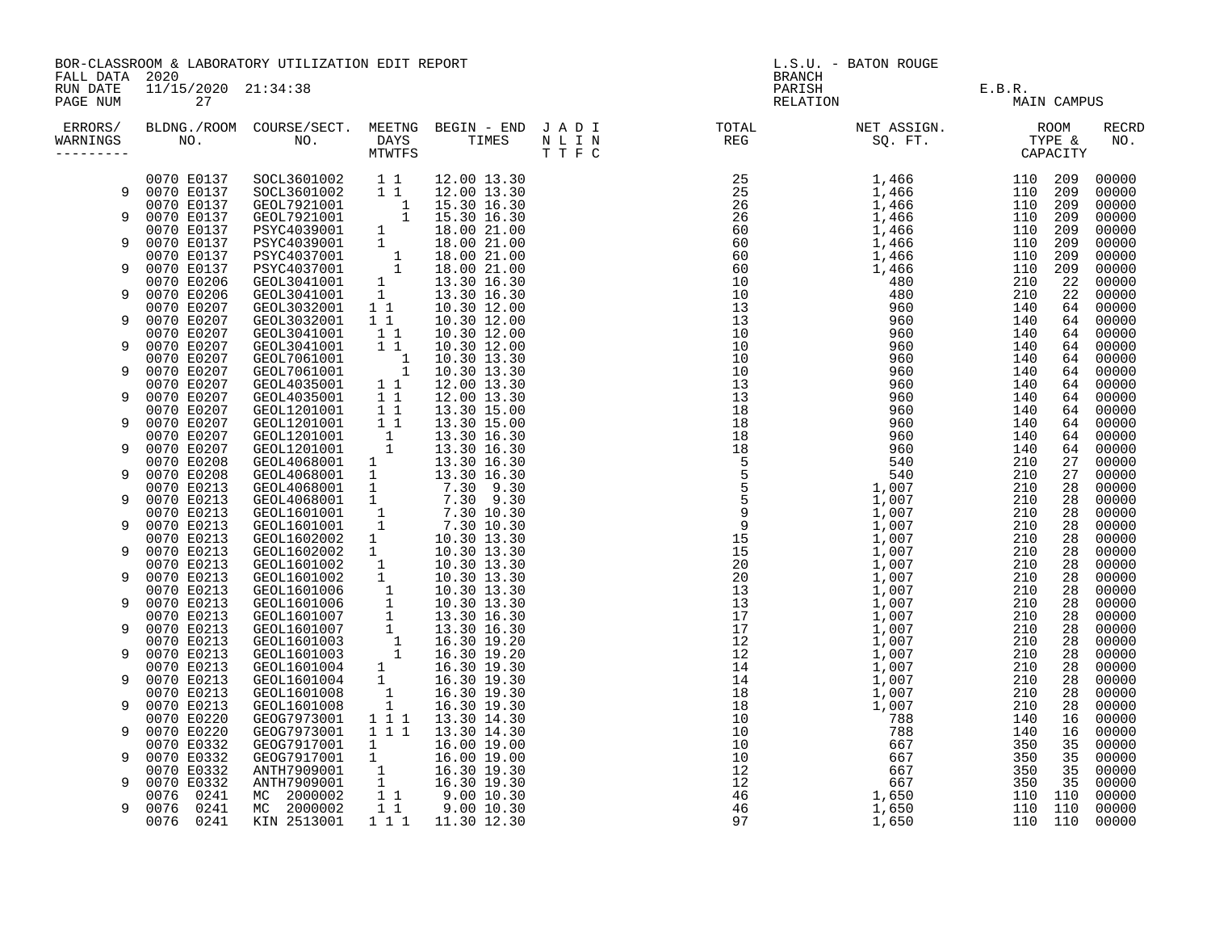| ERRORS/ WARNINGS | BLDNG./ROOM NO. | COURSE/SECT. NO. | MEETNG DAYS MTWTFS | BEGIN - END TIMES | J A D I N L I N T T F C | TOTAL REG | NET ASSIGN. SQ. FT. | ROOM TYPE & CAPACITY | RECRD NO. |
|---|---|---|---|---|---|---|---|---|---|
| | 0070 E0137 | SOCL3601002 | 1 1 | 12.00 13.30 | | 25 | 1,466 | 110 209 | 00000 |
| 9 | 0070 E0137 | SOCL3601002 | 1 1 | 12.00 13.30 | | 25 | 1,466 | 110 209 | 00000 |
| | 0070 E0137 | GEOL7921001 | 1 | 15.30 16.30 | | 26 | 1,466 | 110 209 | 00000 |
| 9 | 0070 E0137 | GEOL7921001 | 1 | 15.30 16.30 | | 26 | 1,466 | 110 209 | 00000 |
| | 0070 E0137 | PSYC4039001 | 1 | 18.00 21.00 | | 60 | 1,466 | 110 209 | 00000 |
| 9 | 0070 E0137 | PSYC4039001 | 1 | 18.00 21.00 | | 60 | 1,466 | 110 209 | 00000 |
| | 0070 E0137 | PSYC4037001 | 1 | 18.00 21.00 | | 60 | 1,466 | 110 209 | 00000 |
| 9 | 0070 E0137 | PSYC4037001 | 1 | 18.00 21.00 | | 60 | 1,466 | 110 209 | 00000 |
| | 0070 E0206 | GEOL3041001 | 1 | 13.30 16.30 | | 10 | 480 | 210 22 | 00000 |
| 9 | 0070 E0206 | GEOL3041001 | 1 | 13.30 16.30 | | 10 | 480 | 210 22 | 00000 |
| | 0070 E0207 | GEOL3032001 | 1 1 | 10.30 12.00 | | 13 | 960 | 140 64 | 00000 |
| 9 | 0070 E0207 | GEOL3032001 | 1 1 | 10.30 12.00 | | 13 | 960 | 140 64 | 00000 |
| | 0070 E0207 | GEOL3041001 | 1 1 | 10.30 12.00 | | 10 | 960 | 140 64 | 00000 |
| 9 | 0070 E0207 | GEOL3041001 | 1 1 | 10.30 12.00 | | 10 | 960 | 140 64 | 00000 |
| | 0070 E0207 | GEOL7061001 | 1 | 10.30 13.30 | | 10 | 960 | 140 64 | 00000 |
| 9 | 0070 E0207 | GEOL7061001 | 1 | 10.30 13.30 | | 10 | 960 | 140 64 | 00000 |
| | 0070 E0207 | GEOL4035001 | 1 1 | 12.00 13.30 | | 13 | 960 | 140 64 | 00000 |
| 9 | 0070 E0207 | GEOL4035001 | 1 1 | 12.00 13.30 | | 13 | 960 | 140 64 | 00000 |
| | 0070 E0207 | GEOL1201001 | 1 1 | 13.30 15.00 | | 18 | 960 | 140 64 | 00000 |
| 9 | 0070 E0207 | GEOL1201001 | 1 1 | 13.30 15.00 | | 18 | 960 | 140 64 | 00000 |
| | 0070 E0207 | GEOL1201001 | 1 | 13.30 16.30 | | 18 | 960 | 140 64 | 00000 |
| 9 | 0070 E0207 | GEOL1201001 | 1 | 13.30 16.30 | | 18 | 960 | 140 64 | 00000 |
| | 0070 E0208 | GEOL4068001 | 1 | 13.30 16.30 | | 5 | 540 | 210 27 | 00000 |
| 9 | 0070 E0208 | GEOL4068001 | 1 | 13.30 16.30 | | 5 | 540 | 210 27 | 00000 |
| | 0070 E0213 | GEOL4068001 | 1 | 7.30 9.30 | | 5 | 1,007 | 210 28 | 00000 |
| 9 | 0070 E0213 | GEOL4068001 | 1 | 7.30 9.30 | | 5 | 1,007 | 210 28 | 00000 |
| | 0070 E0213 | GEOL1601001 | 1 | 7.30 10.30 | | 9 | 1,007 | 210 28 | 00000 |
| 9 | 0070 E0213 | GEOL1601001 | 1 | 7.30 10.30 | | 9 | 1,007 | 210 28 | 00000 |
| | 0070 E0213 | GEOL1602002 | 1 | 10.30 13.30 | | 15 | 1,007 | 210 28 | 00000 |
| 9 | 0070 E0213 | GEOL1602002 | 1 | 10.30 13.30 | | 15 | 1,007 | 210 28 | 00000 |
| | 0070 E0213 | GEOL1601002 | 1 | 10.30 13.30 | | 20 | 1,007 | 210 28 | 00000 |
| 9 | 0070 E0213 | GEOL1601002 | 1 | 10.30 13.30 | | 20 | 1,007 | 210 28 | 00000 |
| | 0070 E0213 | GEOL1601006 | 1 | 10.30 13.30 | | 13 | 1,007 | 210 28 | 00000 |
| 9 | 0070 E0213 | GEOL1601006 | 1 | 10.30 13.30 | | 13 | 1,007 | 210 28 | 00000 |
| | 0070 E0213 | GEOL1601007 | 1 | 13.30 16.30 | | 17 | 1,007 | 210 28 | 00000 |
| 9 | 0070 E0213 | GEOL1601007 | 1 | 13.30 16.30 | | 17 | 1,007 | 210 28 | 00000 |
| | 0070 E0213 | GEOL1601003 | 1 | 16.30 19.20 | | 12 | 1,007 | 210 28 | 00000 |
| 9 | 0070 E0213 | GEOL1601003 | 1 | 16.30 19.20 | | 12 | 1,007 | 210 28 | 00000 |
| | 0070 E0213 | GEOL1601004 | 1 | 16.30 19.30 | | 14 | 1,007 | 210 28 | 00000 |
| 9 | 0070 E0213 | GEOL1601004 | 1 | 16.30 19.30 | | 14 | 1,007 | 210 28 | 00000 |
| | 0070 E0213 | GEOL1601008 | 1 | 16.30 19.30 | | 18 | 1,007 | 210 28 | 00000 |
| 9 | 0070 E0213 | GEOL1601008 | 1 | 16.30 19.30 | | 18 | 1,007 | 210 28 | 00000 |
| | 0070 E0220 | GEOG7973001 | 1 1 1 | 13.30 14.30 | | 10 | 788 | 140 16 | 00000 |
| 9 | 0070 E0220 | GEOG7973001 | 1 1 1 | 13.30 14.30 | | 10 | 788 | 140 16 | 00000 |
| | 0070 E0332 | GEOG7917001 | 1 | 16.00 19.00 | | 10 | 667 | 350 35 | 00000 |
| 9 | 0070 E0332 | GEOG7917001 | 1 | 16.00 19.00 | | 10 | 667 | 350 35 | 00000 |
| | 0070 E0332 | ANTH7909001 | 1 | 16.30 19.30 | | 12 | 667 | 350 35 | 00000 |
| 9 | 0070 E0332 | ANTH7909001 | 1 | 16.30 19.30 | | 12 | 667 | 350 35 | 00000 |
| | 0076 0241 | MC 2000002 | 1 1 | 9.00 10.30 | | 46 | 1,650 | 110 110 | 00000 |
| 9 | 0076 0241 | MC 2000002 | 1 1 | 9.00 10.30 | | 46 | 1,650 | 110 110 | 00000 |
| | 0076 0241 | KIN 2513001 | 1 1 1 | 11.30 12.30 | | 97 | 1,650 | 110 110 | 00000 |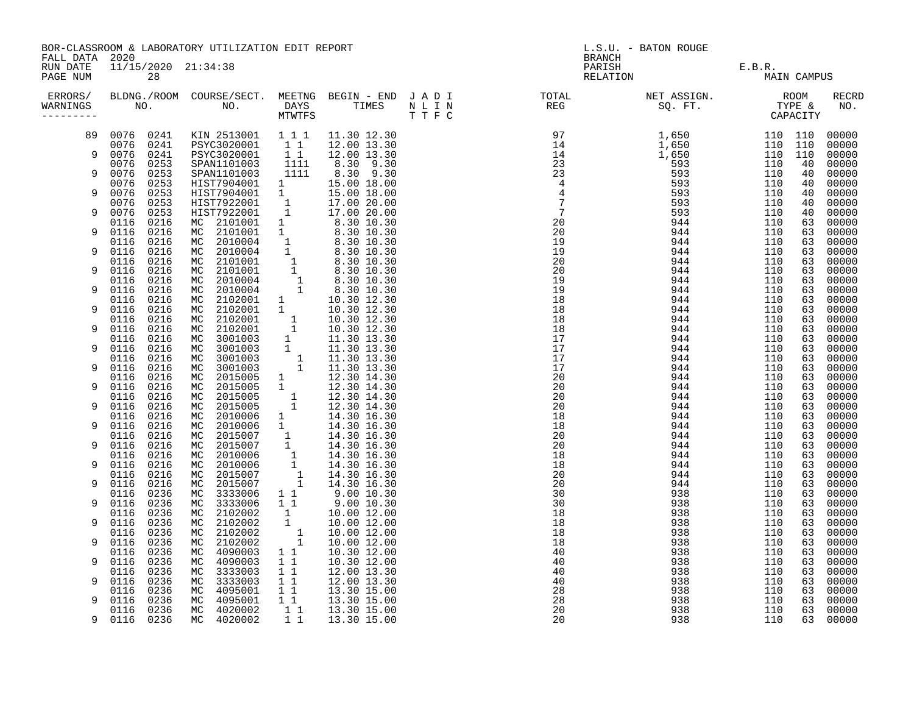BOR-CLASSROOM & LABORATORY UTILIZATION EDIT REPORT
FALL DATA 2020
RUN DATE 11/15/2020 21:34:38

L.S.U. - BATON ROUGE
BRANCH
PARISH E.B.R.
RELATION MAIN CAMPUS

| ERRORS/ WARNINGS | BLDNG./ROOM NO. | | COURSE/SECT. NO. | MEETNG DAYS MTWTFS | BEGIN - END TIMES | J A D I N L I N T T F C | TOTAL REG | NET ASSIGN. SQ. FT. | ROOM TYPE & CAPACITY | | RECRD NO. |
|---|---|---|---|---|---|---|---|---|---|---|---|
| 89 | 0076 | 0241 | KIN 2513001 | 1 1 1 | 11.30 12.30 | | 97 | 1,650 | 110 | 110 | 00000 |
| | 0076 | 0241 | PSYC3020001 | 1 1 | 12.00 13.30 | | 14 | 1,650 | 110 | 110 | 00000 |
| 9 | 0076 | 0241 | PSYC3020001 | 1 1 | 12.00 13.30 | | 14 | 1,650 | 110 | 110 | 00000 |
| | 0076 | 0253 | SPAN1101003 | 1111 | 8.30 9.30 | | 23 | 593 | 110 | 40 | 00000 |
| 9 | 0076 | 0253 | SPAN1101003 | 1111 | 8.30 9.30 | | 23 | 593 | 110 | 40 | 00000 |
| | 0076 | 0253 | HIST7904001 | 1 | 15.00 18.00 | | 4 | 593 | 110 | 40 | 00000 |
| 9 | 0076 | 0253 | HIST7904001 | 1 | 15.00 18.00 | | 4 | 593 | 110 | 40 | 00000 |
| | 0076 | 0253 | HIST7922001 | 1 | 17.00 20.00 | | 7 | 593 | 110 | 40 | 00000 |
| 9 | 0076 | 0253 | HIST7922001 | 1 | 17.00 20.00 | | 7 | 593 | 110 | 40 | 00000 |
| | 0116 | 0216 | MC 2101001 | 1 | 8.30 10.30 | | 20 | 944 | 110 | 63 | 00000 |
| 9 | 0116 | 0216 | MC 2101001 | 1 | 8.30 10.30 | | 20 | 944 | 110 | 63 | 00000 |
| | 0116 | 0216 | MC 2010004 | 1 | 8.30 10.30 | | 19 | 944 | 110 | 63 | 00000 |
| 9 | 0116 | 0216 | MC 2010004 | 1 | 8.30 10.30 | | 19 | 944 | 110 | 63 | 00000 |
| | 0116 | 0216 | MC 2101001 | 1 | 8.30 10.30 | | 20 | 944 | 110 | 63 | 00000 |
| 9 | 0116 | 0216 | MC 2101001 | 1 | 8.30 10.30 | | 20 | 944 | 110 | 63 | 00000 |
| | 0116 | 0216 | MC 2010004 | 1 | 8.30 10.30 | | 19 | 944 | 110 | 63 | 00000 |
| 9 | 0116 | 0216 | MC 2010004 | 1 | 8.30 10.30 | | 19 | 944 | 110 | 63 | 00000 |
| | 0116 | 0216 | MC 2102001 | 1 | 10.30 12.30 | | 18 | 944 | 110 | 63 | 00000 |
| 9 | 0116 | 0216 | MC 2102001 | 1 | 10.30 12.30 | | 18 | 944 | 110 | 63 | 00000 |
| | 0116 | 0216 | MC 2102001 | 1 | 10.30 12.30 | | 18 | 944 | 110 | 63 | 00000 |
| 9 | 0116 | 0216 | MC 2102001 | 1 | 10.30 12.30 | | 18 | 944 | 110 | 63 | 00000 |
| | 0116 | 0216 | MC 3001003 | 1 | 11.30 13.30 | | 17 | 944 | 110 | 63 | 00000 |
| 9 | 0116 | 0216 | MC 3001003 | 1 | 11.30 13.30 | | 17 | 944 | 110 | 63 | 00000 |
| | 0116 | 0216 | MC 3001003 | 1 | 11.30 13.30 | | 17 | 944 | 110 | 63 | 00000 |
| 9 | 0116 | 0216 | MC 3001003 | 1 | 11.30 13.30 | | 17 | 944 | 110 | 63 | 00000 |
| | 0116 | 0216 | MC 2015005 | 1 | 12.30 14.30 | | 20 | 944 | 110 | 63 | 00000 |
| 9 | 0116 | 0216 | MC 2015005 | 1 | 12.30 14.30 | | 20 | 944 | 110 | 63 | 00000 |
| | 0116 | 0216 | MC 2015005 | 1 | 12.30 14.30 | | 20 | 944 | 110 | 63 | 00000 |
| 9 | 0116 | 0216 | MC 2015005 | 1 | 12.30 14.30 | | 20 | 944 | 110 | 63 | 00000 |
| | 0116 | 0216 | MC 2010006 | 1 | 14.30 16.30 | | 18 | 944 | 110 | 63 | 00000 |
| 9 | 0116 | 0216 | MC 2010006 | 1 | 14.30 16.30 | | 18 | 944 | 110 | 63 | 00000 |
| | 0116 | 0216 | MC 2015007 | 1 | 14.30 16.30 | | 20 | 944 | 110 | 63 | 00000 |
| 9 | 0116 | 0216 | MC 2015007 | 1 | 14.30 16.30 | | 20 | 944 | 110 | 63 | 00000 |
| | 0116 | 0216 | MC 2010006 | 1 | 14.30 16.30 | | 18 | 944 | 110 | 63 | 00000 |
| 9 | 0116 | 0216 | MC 2010006 | 1 | 14.30 16.30 | | 18 | 944 | 110 | 63 | 00000 |
| | 0116 | 0216 | MC 2015007 | 1 | 14.30 16.30 | | 20 | 944 | 110 | 63 | 00000 |
| 9 | 0116 | 0216 | MC 2015007 | 1 | 14.30 16.30 | | 20 | 944 | 110 | 63 | 00000 |
| | 0116 | 0236 | MC 3333006 | 1 1 | 9.00 10.30 | | 30 | 938 | 110 | 63 | 00000 |
| 9 | 0116 | 0236 | MC 3333006 | 1 1 | 9.00 10.30 | | 30 | 938 | 110 | 63 | 00000 |
| | 0116 | 0236 | MC 2102002 | 1 | 10.00 12.00 | | 18 | 938 | 110 | 63 | 00000 |
| 9 | 0116 | 0236 | MC 2102002 | 1 | 10.00 12.00 | | 18 | 938 | 110 | 63 | 00000 |
| | 0116 | 0236 | MC 2102002 | 1 | 10.00 12.00 | | 18 | 938 | 110 | 63 | 00000 |
| 9 | 0116 | 0236 | MC 2102002 | 1 | 10.00 12.00 | | 18 | 938 | 110 | 63 | 00000 |
| | 0116 | 0236 | MC 4090003 | 1 1 | 10.30 12.00 | | 40 | 938 | 110 | 63 | 00000 |
| 9 | 0116 | 0236 | MC 4090003 | 1 1 | 10.30 12.00 | | 40 | 938 | 110 | 63 | 00000 |
| | 0116 | 0236 | MC 3333003 | 1 1 | 12.00 13.30 | | 40 | 938 | 110 | 63 | 00000 |
| 9 | 0116 | 0236 | MC 3333003 | 1 1 | 12.00 13.30 | | 40 | 938 | 110 | 63 | 00000 |
| | 0116 | 0236 | MC 4095001 | 1 1 | 13.30 15.00 | | 28 | 938 | 110 | 63 | 00000 |
| 9 | 0116 | 0236 | MC 4095001 | 1 1 | 13.30 15.00 | | 28 | 938 | 110 | 63 | 00000 |
| | 0116 | 0236 | MC 4020002 | 1 1 | 13.30 15.00 | | 20 | 938 | 110 | 63 | 00000 |
| 9 | 0116 | 0236 | MC 4020002 | 1 1 | 13.30 15.00 | | 20 | 938 | 110 | 63 | 00000 |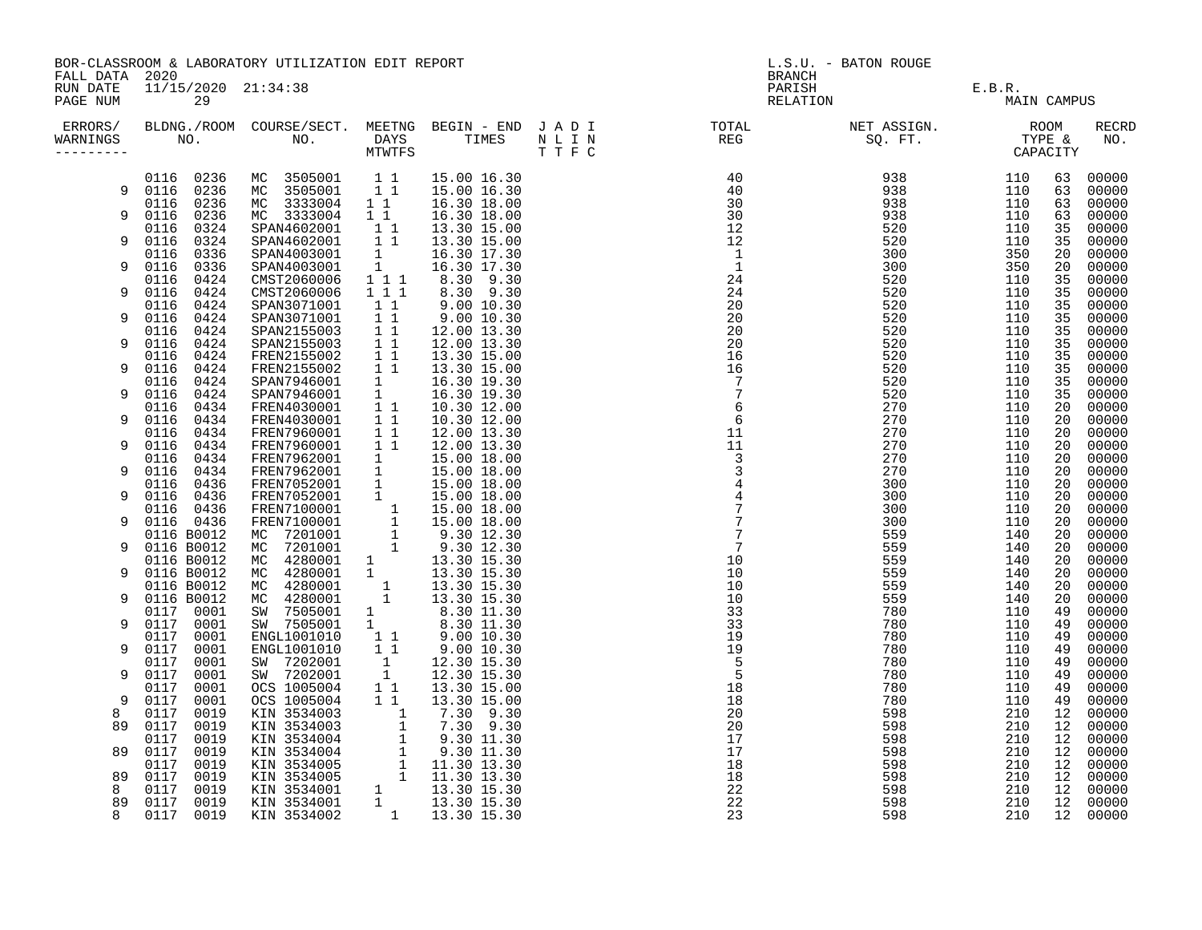BOR-CLASSROOM & LABORATORY UTILIZATION EDIT REPORT
FALL DATA 2020
RUN DATE 11/15/2020 21:34:38

L.S.U. - BATON ROUGE
BRANCH
PARISH E.B.R.
RELATION MAIN CAMPUS

| ERRORS/ WARNINGS | BLDNG./ROOM NO. | COURSE/SECT. NO. | MEETNG DAYS MTWTFS | BEGIN - END TIMES | J A D I N L I N T T F C | TOTAL REG | NET ASSIGN. SQ. FT. | ROOM TYPE & CAPACITY | | RECRD NO. |
|---|---|---|---|---|---|---|---|---|---|---|
| | 0116 0236 | MC 3505001 | 1 1 | 15.00 16.30 | | 40 | 938 | 110 | 63 | 00000 |
| 9 | 0116 0236 | MC 3505001 | 1 1 | 15.00 16.30 | | 40 | 938 | 110 | 63 | 00000 |
| | 0116 0236 | MC 3333004 | 1 1 | 16.30 18.00 | | 30 | 938 | 110 | 63 | 00000 |
| 9 | 0116 0236 | MC 3333004 | 1 1 | 16.30 18.00 | | 30 | 938 | 110 | 63 | 00000 |
| | 0116 0324 | SPAN4602001 | 1 1 | 13.30 15.00 | | 12 | 520 | 110 | 35 | 00000 |
| 9 | 0116 0324 | SPAN4602001 | 1 1 | 13.30 15.00 | | 12 | 520 | 110 | 35 | 00000 |
| | 0116 0336 | SPAN4003001 | 1 | 16.30 17.30 | | 1 | 300 | 350 | 20 | 00000 |
| 9 | 0116 0336 | SPAN4003001 | 1 | 16.30 17.30 | | 1 | 300 | 350 | 20 | 00000 |
| | 0116 0424 | CMST2060006 | 1 1 1 | 8.30 9.30 | | 24 | 520 | 110 | 35 | 00000 |
| 9 | 0116 0424 | CMST2060006 | 1 1 1 | 8.30 9.30 | | 24 | 520 | 110 | 35 | 00000 |
| | 0116 0424 | SPAN3071001 | 1 1 | 9.00 10.30 | | 20 | 520 | 110 | 35 | 00000 |
| 9 | 0116 0424 | SPAN3071001 | 1 1 | 9.00 10.30 | | 20 | 520 | 110 | 35 | 00000 |
| | 0116 0424 | SPAN2155003 | 1 1 | 12.00 13.30 | | 20 | 520 | 110 | 35 | 00000 |
| 9 | 0116 0424 | SPAN2155003 | 1 1 | 12.00 13.30 | | 20 | 520 | 110 | 35 | 00000 |
| | 0116 0424 | FREN2155002 | 1 1 | 13.30 15.00 | | 16 | 520 | 110 | 35 | 00000 |
| 9 | 0116 0424 | FREN2155002 | 1 1 | 13.30 15.00 | | 16 | 520 | 110 | 35 | 00000 |
| | 0116 0424 | SPAN7946001 | 1 | 16.30 19.30 | | 7 | 520 | 110 | 35 | 00000 |
| 9 | 0116 0424 | SPAN7946001 | 1 | 16.30 19.30 | | 7 | 520 | 110 | 35 | 00000 |
| | 0116 0434 | FREN4030001 | 1 1 | 10.30 12.00 | | 6 | 270 | 110 | 20 | 00000 |
| 9 | 0116 0434 | FREN4030001 | 1 1 | 10.30 12.00 | | 6 | 270 | 110 | 20 | 00000 |
| | 0116 0434 | FREN7960001 | 1 1 | 12.00 13.30 | | 11 | 270 | 110 | 20 | 00000 |
| 9 | 0116 0434 | FREN7960001 | 1 1 | 12.00 13.30 | | 11 | 270 | 110 | 20 | 00000 |
| | 0116 0434 | FREN7962001 | 1 | 15.00 18.00 | | 3 | 270 | 110 | 20 | 00000 |
| 9 | 0116 0434 | FREN7962001 | 1 | 15.00 18.00 | | 3 | 270 | 110 | 20 | 00000 |
| | 0116 0436 | FREN7052001 | 1 | 15.00 18.00 | | 4 | 300 | 110 | 20 | 00000 |
| 9 | 0116 0436 | FREN7052001 | 1 | 15.00 18.00 | | 4 | 300 | 110 | 20 | 00000 |
| | 0116 0436 | FREN7100001 | 1 | 15.00 18.00 | | 7 | 300 | 110 | 20 | 00000 |
| 9 | 0116 0436 | FREN7100001 | 1 | 15.00 18.00 | | 7 | 300 | 110 | 20 | 00000 |
| | 0116 B0012 | MC 7201001 | 1 | 9.30 12.30 | | 7 | 559 | 140 | 20 | 00000 |
| 9 | 0116 B0012 | MC 7201001 | 1 | 9.30 12.30 | | 7 | 559 | 140 | 20 | 00000 |
| | 0116 B0012 | MC 4280001 | 1 | 13.30 15.30 | | 10 | 559 | 140 | 20 | 00000 |
| 9 | 0116 B0012 | MC 4280001 | 1 | 13.30 15.30 | | 10 | 559 | 140 | 20 | 00000 |
| | 0116 B0012 | MC 4280001 | 1 | 13.30 15.30 | | 10 | 559 | 140 | 20 | 00000 |
| 9 | 0116 B0012 | MC 4280001 | 1 | 13.30 15.30 | | 10 | 559 | 140 | 20 | 00000 |
| | 0117 0001 | SW 7505001 | 1 | 8.30 11.30 | | 33 | 780 | 110 | 49 | 00000 |
| 9 | 0117 0001 | SW 7505001 | 1 | 8.30 11.30 | | 33 | 780 | 110 | 49 | 00000 |
| | 0117 0001 | ENGL1001010 | 1 1 | 9.00 10.30 | | 19 | 780 | 110 | 49 | 00000 |
| 9 | 0117 0001 | ENGL1001010 | 1 1 | 9.00 10.30 | | 19 | 780 | 110 | 49 | 00000 |
| | 0117 0001 | SW 7202001 | 1 | 12.30 15.30 | | 5 | 780 | 110 | 49 | 00000 |
| 9 | 0117 0001 | SW 7202001 | 1 | 12.30 15.30 | | 5 | 780 | 110 | 49 | 00000 |
| | 0117 0001 | OCS 1005004 | 1 1 | 13.30 15.00 | | 18 | 780 | 110 | 49 | 00000 |
| 9 | 0117 0001 | OCS 1005004 | 1 1 | 13.30 15.00 | | 18 | 780 | 110 | 49 | 00000 |
| 8 | 0117 0019 | KIN 3534003 | 1 | 7.30 9.30 | | 20 | 598 | 210 | 12 | 00000 |
| 89 | 0117 0019 | KIN 3534003 | 1 | 7.30 9.30 | | 20 | 598 | 210 | 12 | 00000 |
| | 0117 0019 | KIN 3534004 | 1 | 9.30 11.30 | | 17 | 598 | 210 | 12 | 00000 |
| 89 | 0117 0019 | KIN 3534004 | 1 | 9.30 11.30 | | 17 | 598 | 210 | 12 | 00000 |
| | 0117 0019 | KIN 3534005 | 1 | 11.30 13.30 | | 18 | 598 | 210 | 12 | 00000 |
| 89 | 0117 0019 | KIN 3534005 | 1 | 11.30 13.30 | | 18 | 598 | 210 | 12 | 00000 |
| 8 | 0117 0019 | KIN 3534001 | 1 | 13.30 15.30 | | 22 | 598 | 210 | 12 | 00000 |
| 89 | 0117 0019 | KIN 3534001 | 1 | 13.30 15.30 | | 22 | 598 | 210 | 12 | 00000 |
| 8 | 0117 0019 | KIN 3534002 | 1 | 13.30 15.30 | | 23 | 598 | 210 | 12 | 00000 |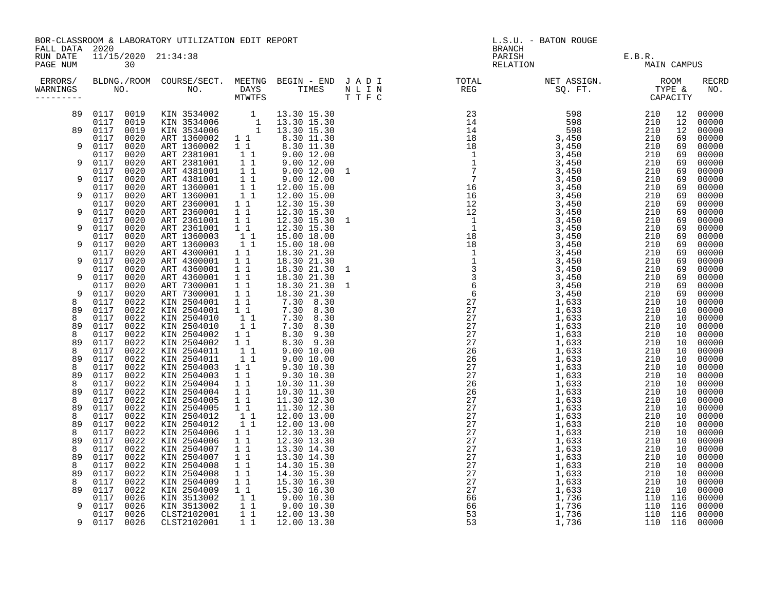BOR-CLASSROOM & LABORATORY UTILIZATION EDIT REPORT
FALL DATA 2020
RUN DATE 11/15/2020 21:34:38

L.S.U. - BATON ROUGE
BRANCH
PARISH E.B.R.
RELATION MAIN CAMPUS

| ERRORS/ WARNINGS | BLDNG./ROOM NO. | | COURSE/SECT. NO. | MEETNG DAYS MTWTFS | BEGIN - END TIMES | J A D I N L I N T T F C | TOTAL REG | NET ASSIGN. SQ. FT. | ROOM TYPE & CAPACITY | | RECRD NO. |
|---|---|---|---|---|---|---|---|---|---|---|---|
| 89 | 0117 | 0019 | KIN 3534002 | 1 | 13.30 15.30 | | 23 | 598 | 210 | 12 | 00000 |
| | 0117 | 0019 | KIN 3534006 | 1 | 13.30 15.30 | | 14 | 598 | 210 | 12 | 00000 |
| 89 | 0117 | 0019 | KIN 3534006 | 1 | 13.30 15.30 | | 14 | 598 | 210 | 12 | 00000 |
| | 0117 | 0020 | ART 1360002 | 1 1 | 8.30 11.30 | | 18 | 3,450 | 210 | 69 | 00000 |
| 9 | 0117 | 0020 | ART 1360002 | 1 1 | 8.30 11.30 | | 18 | 3,450 | 210 | 69 | 00000 |
| | 0117 | 0020 | ART 2381001 | 1 1 | 9.00 12.00 | | 1 | 3,450 | 210 | 69 | 00000 |
| 9 | 0117 | 0020 | ART 2381001 | 1 1 | 9.00 12.00 | | 1 | 3,450 | 210 | 69 | 00000 |
| | 0117 | 0020 | ART 4381001 | 1 1 | 9.00 12.00 | 1 | 7 | 3,450 | 210 | 69 | 00000 |
| 9 | 0117 | 0020 | ART 4381001 | 1 1 | 9.00 12.00 | | 7 | 3,450 | 210 | 69 | 00000 |
| | 0117 | 0020 | ART 1360001 | 1 1 | 12.00 15.00 | | 16 | 3,450 | 210 | 69 | 00000 |
| 9 | 0117 | 0020 | ART 1360001 | 1 1 | 12.00 15.00 | | 16 | 3,450 | 210 | 69 | 00000 |
| | 0117 | 0020 | ART 2360001 | 1 1 | 12.30 15.30 | | 12 | 3,450 | 210 | 69 | 00000 |
| 9 | 0117 | 0020 | ART 2360001 | 1 1 | 12.30 15.30 | | 12 | 3,450 | 210 | 69 | 00000 |
| | 0117 | 0020 | ART 2361001 | 1 1 | 12.30 15.30 | 1 | 1 | 3,450 | 210 | 69 | 00000 |
| 9 | 0117 | 0020 | ART 2361001 | 1 1 | 12.30 15.30 | | 1 | 3,450 | 210 | 69 | 00000 |
| | 0117 | 0020 | ART 1360003 | 1 1 | 15.00 18.00 | | 18 | 3,450 | 210 | 69 | 00000 |
| 9 | 0117 | 0020 | ART 1360003 | 1 1 | 15.00 18.00 | | 18 | 3,450 | 210 | 69 | 00000 |
| | 0117 | 0020 | ART 4300001 | 1 1 | 18.30 21.30 | | 1 | 3,450 | 210 | 69 | 00000 |
| 9 | 0117 | 0020 | ART 4300001 | 1 1 | 18.30 21.30 | | 1 | 3,450 | 210 | 69 | 00000 |
| | 0117 | 0020 | ART 4360001 | 1 1 | 18.30 21.30 | 1 | 3 | 3,450 | 210 | 69 | 00000 |
| 9 | 0117 | 0020 | ART 4360001 | 1 1 | 18.30 21.30 | | 3 | 3,450 | 210 | 69 | 00000 |
| | 0117 | 0020 | ART 7300001 | 1 1 | 18.30 21.30 | 1 | 6 | 3,450 | 210 | 69 | 00000 |
| 9 | 0117 | 0020 | ART 7300001 | 1 1 | 18.30 21.30 | | 6 | 3,450 | 210 | 69 | 00000 |
| 8 | 0117 | 0022 | KIN 2504001 | 1 1 | 7.30 8.30 | | 27 | 1,633 | 210 | 10 | 00000 |
| 89 | 0117 | 0022 | KIN 2504001 | 1 1 | 7.30 8.30 | | 27 | 1,633 | 210 | 10 | 00000 |
| 8 | 0117 | 0022 | KIN 2504010 | 1 1 | 7.30 8.30 | | 27 | 1,633 | 210 | 10 | 00000 |
| 89 | 0117 | 0022 | KIN 2504010 | 1 1 | 7.30 8.30 | | 27 | 1,633 | 210 | 10 | 00000 |
| 8 | 0117 | 0022 | KIN 2504002 | 1 1 | 8.30 9.30 | | 27 | 1,633 | 210 | 10 | 00000 |
| 89 | 0117 | 0022 | KIN 2504002 | 1 1 | 8.30 9.30 | | 27 | 1,633 | 210 | 10 | 00000 |
| 8 | 0117 | 0022 | KIN 2504011 | 1 1 | 9.00 10.00 | | 26 | 1,633 | 210 | 10 | 00000 |
| 89 | 0117 | 0022 | KIN 2504011 | 1 1 | 9.00 10.00 | | 26 | 1,633 | 210 | 10 | 00000 |
| 8 | 0117 | 0022 | KIN 2504003 | 1 1 | 9.30 10.30 | | 27 | 1,633 | 210 | 10 | 00000 |
| 89 | 0117 | 0022 | KIN 2504003 | 1 1 | 9.30 10.30 | | 27 | 1,633 | 210 | 10 | 00000 |
| 8 | 0117 | 0022 | KIN 2504004 | 1 1 | 10.30 11.30 | | 26 | 1,633 | 210 | 10 | 00000 |
| 89 | 0117 | 0022 | KIN 2504004 | 1 1 | 10.30 11.30 | | 26 | 1,633 | 210 | 10 | 00000 |
| 8 | 0117 | 0022 | KIN 2504005 | 1 1 | 11.30 12.30 | | 27 | 1,633 | 210 | 10 | 00000 |
| 89 | 0117 | 0022 | KIN 2504005 | 1 1 | 11.30 12.30 | | 27 | 1,633 | 210 | 10 | 00000 |
| 8 | 0117 | 0022 | KIN 2504012 | 1 1 | 12.00 13.00 | | 27 | 1,633 | 210 | 10 | 00000 |
| 89 | 0117 | 0022 | KIN 2504012 | 1 1 | 12.00 13.00 | | 27 | 1,633 | 210 | 10 | 00000 |
| 8 | 0117 | 0022 | KIN 2504006 | 1 1 | 12.30 13.30 | | 27 | 1,633 | 210 | 10 | 00000 |
| 89 | 0117 | 0022 | KIN 2504006 | 1 1 | 12.30 13.30 | | 27 | 1,633 | 210 | 10 | 00000 |
| 8 | 0117 | 0022 | KIN 2504007 | 1 1 | 13.30 14.30 | | 27 | 1,633 | 210 | 10 | 00000 |
| 89 | 0117 | 0022 | KIN 2504007 | 1 1 | 13.30 14.30 | | 27 | 1,633 | 210 | 10 | 00000 |
| 8 | 0117 | 0022 | KIN 2504008 | 1 1 | 14.30 15.30 | | 27 | 1,633 | 210 | 10 | 00000 |
| 89 | 0117 | 0022 | KIN 2504008 | 1 1 | 14.30 15.30 | | 27 | 1,633 | 210 | 10 | 00000 |
| 8 | 0117 | 0022 | KIN 2504009 | 1 1 | 15.30 16.30 | | 27 | 1,633 | 210 | 10 | 00000 |
| 89 | 0117 | 0022 | KIN 2504009 | 1 1 | 15.30 16.30 | | 27 | 1,633 | 210 | 10 | 00000 |
| | 0117 | 0026 | KIN 3513002 | 1 1 | 9.00 10.30 | | 66 | 1,736 | 110 | 116 | 00000 |
| 9 | 0117 | 0026 | KIN 3513002 | 1 1 | 9.00 10.30 | | 66 | 1,736 | 110 | 116 | 00000 |
| | 0117 | 0026 | CLST2102001 | 1 1 | 12.00 13.30 | | 53 | 1,736 | 110 | 116 | 00000 |
| 9 | 0117 | 0026 | CLST2102001 | 1 1 | 12.00 13.30 | | 53 | 1,736 | 110 | 116 | 00000 |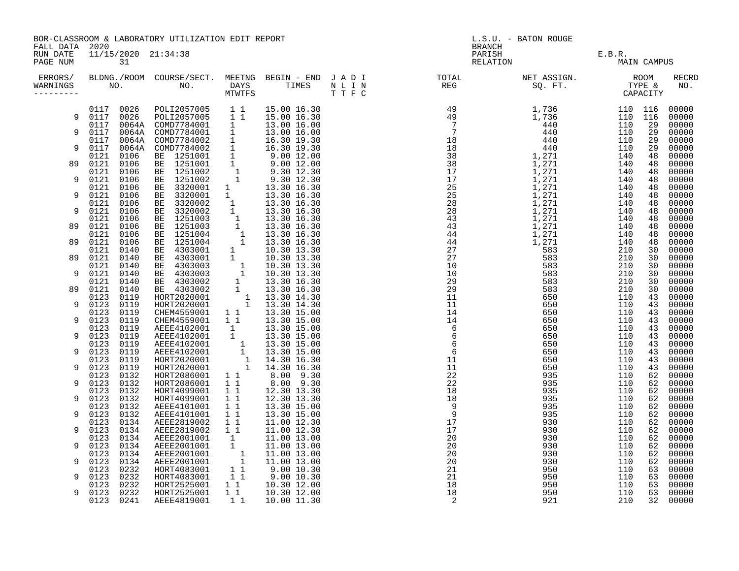BOR-CLASSROOM & LABORATORY UTILIZATION EDIT REPORT
FALL DATA 2020
RUN DATE 11/15/2020 21:34:38

L.S.U. - BATON ROUGE
BRANCH
PARISH E.B.R.
RELATION MAIN CAMPUS

| ERRORS/ WARNINGS | BLDG. NO. | ROOM NO. | COURSE/SECT. NO. | M | T | W | T | F | S | BEGIN TIME | END TIME | J A D I / N L I N / T T F C | TOTAL REG | NET ASSIGN. SQ. FT. | ROOM TYPE | CAPACITY | RECRD NO. |
|---|---|---|---|---|---|---|---|---|---|---|---|---|---|---|---|---|---|
| | 0117 | 0026 | POLI2057005 | 1 | | 1 | | | | 15.00 | 16.30 | | 49 | 1,736 | 110 | 116 | 00000 |
| 9 | 0117 | 0026 | POLI2057005 | 1 | | 1 | | | | 15.00 | 16.30 | | 49 | 1,736 | 110 | 116 | 00000 |
| | 0117 | 0064A | COMD7784001 | 1 | | | | | | 13.00 | 16.00 | | 7 | 440 | 110 | 29 | 00000 |
| 9 | 0117 | 0064A | COMD7784001 | 1 | | | | | | 13.00 | 16.00 | | 7 | 440 | 110 | 29 | 00000 |
| | 0117 | 0064A | COMD7784002 | 1 | | | | | | 16.30 | 19.30 | | 18 | 440 | 110 | 29 | 00000 |
| 9 | 0117 | 0064A | COMD7784002 | 1 | | | | | | 16.30 | 19.30 | | 18 | 440 | 110 | 29 | 00000 |
| | 0121 | 0106 | BE 1251001 | 1 | | | | | | 9.00 | 12.00 | | 38 | 1,271 | 140 | 48 | 00000 |
| 89 | 0121 | 0106 | BE 1251001 | 1 | | | | | | 9.00 | 12.00 | | 38 | 1,271 | 140 | 48 | 00000 |
| | 0121 | 0106 | BE 1251002 | | 1 | | | | | 9.30 | 12.30 | | 17 | 1,271 | 140 | 48 | 00000 |
| 9 | 0121 | 0106 | BE 1251002 | | 1 | | | | | 9.30 | 12.30 | | 17 | 1,271 | 140 | 48 | 00000 |
| | 0121 | 0106 | BE 3320001 | 1 | | | | | | 13.30 | 16.30 | | 25 | 1,271 | 140 | 48 | 00000 |
| 9 | 0121 | 0106 | BE 3320001 | 1 | | | | | | 13.30 | 16.30 | | 25 | 1,271 | 140 | 48 | 00000 |
| | 0121 | 0106 | BE 3320002 | | 1 | | | | | 13.30 | 16.30 | | 28 | 1,271 | 140 | 48 | 00000 |
| 9 | 0121 | 0106 | BE 3320002 | | 1 | | | | | 13.30 | 16.30 | | 28 | 1,271 | 140 | 48 | 00000 |
| | 0121 | 0106 | BE 1251003 | | 1 | | | | | 13.30 | 16.30 | | 43 | 1,271 | 140 | 48 | 00000 |
| 89 | 0121 | 0106 | BE 1251003 | | 1 | | | | | 13.30 | 16.30 | | 43 | 1,271 | 140 | 48 | 00000 |
| | 0121 | 0106 | BE 1251004 | | | 1 | | | | 13.30 | 16.30 | | 44 | 1,271 | 140 | 48 | 00000 |
| 89 | 0121 | 0106 | BE 1251004 | | | 1 | | | | 13.30 | 16.30 | | 44 | 1,271 | 140 | 48 | 00000 |
| | 0121 | 0140 | BE 4303001 | 1 | | | | | | 10.30 | 13.30 | | 27 | 583 | 210 | 30 | 00000 |
| 89 | 0121 | 0140 | BE 4303001 | 1 | | | | | | 10.30 | 13.30 | | 27 | 583 | 210 | 30 | 00000 |
| | 0121 | 0140 | BE 4303003 | | | 1 | | | | 10.30 | 13.30 | | 10 | 583 | 210 | 30 | 00000 |
| 9 | 0121 | 0140 | BE 4303003 | | | 1 | | | | 10.30 | 13.30 | | 10 | 583 | 210 | 30 | 00000 |
| | 0121 | 0140 | BE 4303002 | | 1 | | | | | 13.30 | 16.30 | | 29 | 583 | 210 | 30 | 00000 |
| 89 | 0121 | 0140 | BE 4303002 | | 1 | | | | | 13.30 | 16.30 | | 29 | 583 | 210 | 30 | 00000 |
| | 0123 | 0119 | HORT2020001 | | | | | | 1 | 13.30 | 14.30 | | 11 | 650 | 110 | 43 | 00000 |
| 9 | 0123 | 0119 | HORT2020001 | | | | | | 1 | 13.30 | 14.30 | | 11 | 650 | 110 | 43 | 00000 |
| | 0123 | 0119 | CHEM4559001 | 1 | | 1 | | | | 13.30 | 15.00 | | 14 | 650 | 110 | 43 | 00000 |
| 9 | 0123 | 0119 | CHEM4559001 | 1 | | 1 | | | | 13.30 | 15.00 | | 14 | 650 | 110 | 43 | 00000 |
| | 0123 | 0119 | AEEE4102001 | | | 1 | | | | 13.30 | 15.00 | | 6 | 650 | 110 | 43 | 00000 |
| 9 | 0123 | 0119 | AEEE4102001 | | | 1 | | | | 13.30 | 15.00 | | 6 | 650 | 110 | 43 | 00000 |
| | 0123 | 0119 | AEEE4102001 | | | | | 1 | | 13.30 | 15.00 | | 6 | 650 | 110 | 43 | 00000 |
| 9 | 0123 | 0119 | AEEE4102001 | | | | | 1 | | 13.30 | 15.00 | | 6 | 650 | 110 | 43 | 00000 |
| | 0123 | 0119 | HORT2020001 | | | | | | 1 | 14.30 | 16.30 | | 11 | 650 | 110 | 43 | 00000 |
| 9 | 0123 | 0119 | HORT2020001 | | | | | | 1 | 14.30 | 16.30 | | 11 | 650 | 110 | 43 | 00000 |
| | 0123 | 0132 | HORT2086001 | 1 | | 1 | | | | 8.00 | 9.30 | | 22 | 935 | 110 | 62 | 00000 |
| 9 | 0123 | 0132 | HORT2086001 | 1 | | 1 | | | | 8.00 | 9.30 | | 22 | 935 | 110 | 62 | 00000 |
| | 0123 | 0132 | HORT4099001 | 1 | | 1 | | | | 12.30 | 13.30 | | 18 | 935 | 110 | 62 | 00000 |
| 9 | 0123 | 0132 | HORT4099001 | 1 | | 1 | | | | 12.30 | 13.30 | | 18 | 935 | 110 | 62 | 00000 |
| | 0123 | 0132 | AEEE4101001 | 1 | | 1 | | | | 13.30 | 15.00 | | 9 | 935 | 110 | 62 | 00000 |
| 9 | 0123 | 0132 | AEEE4101001 | 1 | | 1 | | | | 13.30 | 15.00 | | 9 | 935 | 110 | 62 | 00000 |
| | 0123 | 0134 | AEEE2819002 | 1 | | 1 | | | | 11.00 | 12.30 | | 17 | 930 | 110 | 62 | 00000 |
| 9 | 0123 | 0134 | AEEE2819002 | 1 | | 1 | | | | 11.00 | 12.30 | | 17 | 930 | 110 | 62 | 00000 |
| | 0123 | 0134 | AEEE2001001 | | | 1 | | | | 11.00 | 13.00 | | 20 | 930 | 110 | 62 | 00000 |
| 9 | 0123 | 0134 | AEEE2001001 | | | 1 | | | | 11.00 | 13.00 | | 20 | 930 | 110 | 62 | 00000 |
| | 0123 | 0134 | AEEE2001001 | | | | | 1 | | 11.00 | 13.00 | | 20 | 930 | 110 | 62 | 00000 |
| 9 | 0123 | 0134 | AEEE2001001 | | | | | 1 | | 11.00 | 13.00 | | 20 | 930 | 110 | 62 | 00000 |
| | 0123 | 0232 | HORT4083001 | | | 1 | | 1 | | 9.00 | 10.30 | | 21 | 950 | 110 | 63 | 00000 |
| 9 | 0123 | 0232 | HORT4083001 | | | 1 | | 1 | | 9.00 | 10.30 | | 21 | 950 | 110 | 63 | 00000 |
| | 0123 | 0232 | HORT2525001 | 1 | | 1 | | | | 10.30 | 12.00 | | 18 | 950 | 110 | 63 | 00000 |
| 9 | 0123 | 0232 | HORT2525001 | 1 | | 1 | | | | 10.30 | 12.00 | | 18 | 950 | 110 | 63 | 00000 |
| | 0123 | 0241 | AEEE4819001 | | | 1 | | 1 | | 10.00 | 11.30 | | 2 | 921 | 210 | 32 | 00000 |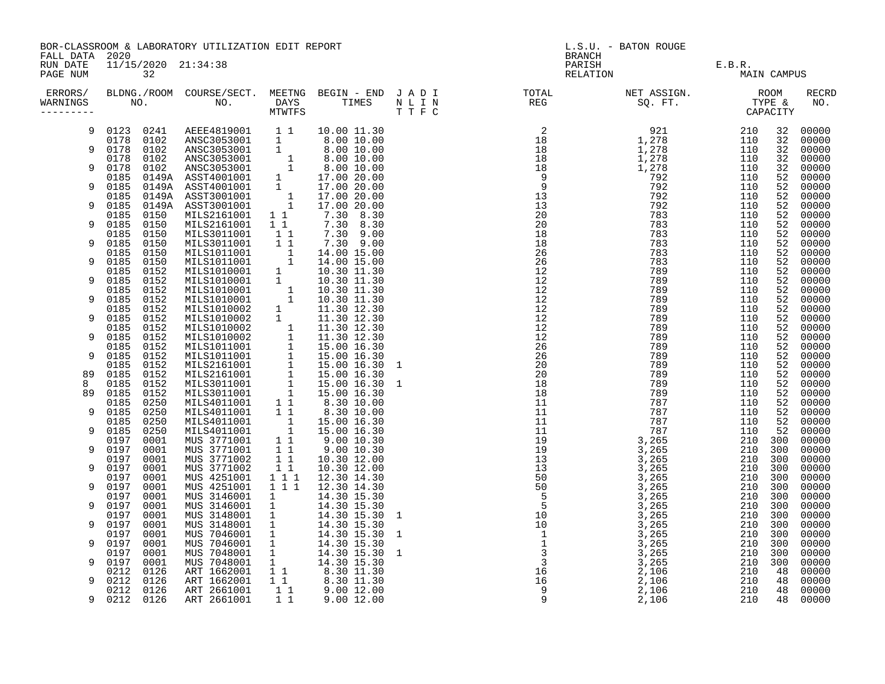BOR-CLASSROOM & LABORATORY UTILIZATION EDIT REPORT
FALL DATA 2020
RUN DATE 11/15/2020 21:34:38

L.S.U. - BATON ROUGE
BRANCH
PARISH E.B.R.
RELATION MAIN CAMPUS

| ERRORS/ WARNINGS | BLDG. NO. | ROOM NO. | COURSE/SECT. NO. | M | T | W | T | F | S | BEGIN TIME | END TIME | J T | A T | D F | I N C | TOTAL REG | NET ASSIGN. SQ. FT. | ROOM TYPE | CAPACITY | RECRD NO. |
|---|---|---|---|---|---|---|---|---|---|---|---|---|---|---|---|---|---|---|---|---|
| 9 | 0123 | 0241 | AEEE4819001 | 1 | | 1 | | | | 10.00 | 11.30 | | | | | 2 | 921 | 210 | 32 | 00000 |
| | 0178 | 0102 | ANSC3053001 | 1 | | | | | | 8.00 | 10.00 | | | | | 18 | 1,278 | 110 | 32 | 00000 |
| 9 | 0178 | 0102 | ANSC3053001 | 1 | | | | | | 8.00 | 10.00 | | | | | 18 | 1,278 | 110 | 32 | 00000 |
| | 0178 | 0102 | ANSC3053001 | | | | 1 | | | 8.00 | 10.00 | | | | | 18 | 1,278 | 110 | 32 | 00000 |
| 9 | 0178 | 0102 | ANSC3053001 | | | | 1 | | | 8.00 | 10.00 | | | | | 18 | 1,278 | 110 | 32 | 00000 |
| | 0185 | 0149A | ASST4001001 | 1 | | | | | | 17.00 | 20.00 | | | | | 9 | 792 | 110 | 52 | 00000 |
| 9 | 0185 | 0149A | ASST4001001 | 1 | | | | | | 17.00 | 20.00 | | | | | 9 | 792 | 110 | 52 | 00000 |
| | 0185 | 0149A | ASST3001001 | | | | 1 | | | 17.00 | 20.00 | | | | | 13 | 792 | 110 | 52 | 00000 |
| 9 | 0185 | 0149A | ASST3001001 | | | | 1 | | | 17.00 | 20.00 | | | | | 13 | 792 | 110 | 52 | 00000 |
| | 0185 | 0150 | MILS2161001 | 1 | | 1 | | | | 7.30 | 8.30 | | | | | 20 | 783 | 110 | 52 | 00000 |
| 9 | 0185 | 0150 | MILS2161001 | 1 | | 1 | | | | 7.30 | 8.30 | | | | | 20 | 783 | 110 | 52 | 00000 |
| | 0185 | 0150 | MILS3011001 | | 1 | | 1 | | | 7.30 | 9.00 | | | | | 18 | 783 | 110 | 52 | 00000 |
| 9 | 0185 | 0150 | MILS3011001 | | 1 | | 1 | | | 7.30 | 9.00 | | | | | 18 | 783 | 110 | 52 | 00000 |
| | 0185 | 0150 | MILS1011001 | | | | 1 | | | 14.00 | 15.00 | | | | | 26 | 783 | 110 | 52 | 00000 |
| 9 | 0185 | 0150 | MILS1011001 | | | | 1 | | | 14.00 | 15.00 | | | | | 26 | 783 | 110 | 52 | 00000 |
| | 0185 | 0152 | MILS1010001 | 1 | | | | | | 10.30 | 11.30 | | | | | 12 | 789 | 110 | 52 | 00000 |
| 9 | 0185 | 0152 | MILS1010001 | 1 | | | | | | 10.30 | 11.30 | | | | | 12 | 789 | 110 | 52 | 00000 |
| | 0185 | 0152 | MILS1010001 | | | | 1 | | | 10.30 | 11.30 | | | | | 12 | 789 | 110 | 52 | 00000 |
| 9 | 0185 | 0152 | MILS1010001 | | | | 1 | | | 10.30 | 11.30 | | | | | 12 | 789 | 110 | 52 | 00000 |
| | 0185 | 0152 | MILS1010002 | 1 | | | | | | 11.30 | 12.30 | | | | | 12 | 789 | 110 | 52 | 00000 |
| 9 | 0185 | 0152 | MILS1010002 | 1 | | | | | | 11.30 | 12.30 | | | | | 12 | 789 | 110 | 52 | 00000 |
| | 0185 | 0152 | MILS1010002 | | | | 1 | | | 11.30 | 12.30 | | | | | 12 | 789 | 110 | 52 | 00000 |
| 9 | 0185 | 0152 | MILS1010002 | | | | 1 | | | 11.30 | 12.30 | | | | | 12 | 789 | 110 | 52 | 00000 |
| | 0185 | 0152 | MILS1011001 | | | | 1 | | | 15.00 | 16.30 | | | | | 26 | 789 | 110 | 52 | 00000 |
| 9 | 0185 | 0152 | MILS1011001 | | | | 1 | | | 15.00 | 16.30 | | | | | 26 | 789 | 110 | 52 | 00000 |
| | 0185 | 0152 | MILS2161001 | | | | 1 | | | 15.00 | 16.30 | 1 | | | | 20 | 789 | 110 | 52 | 00000 |
| 89 | 0185 | 0152 | MILS2161001 | | | | 1 | | | 15.00 | 16.30 | | | | | 20 | 789 | 110 | 52 | 00000 |
| 8 | 0185 | 0152 | MILS3011001 | | | | 1 | | | 15.00 | 16.30 | 1 | | | | 18 | 789 | 110 | 52 | 00000 |
| 89 | 0185 | 0152 | MILS3011001 | | | | 1 | | | 15.00 | 16.30 | | | | | 18 | 789 | 110 | 52 | 00000 |
| | 0185 | 0250 | MILS4011001 | 1 | | 1 | | | | 8.30 | 10.00 | | | | | 11 | 787 | 110 | 52 | 00000 |
| 9 | 0185 | 0250 | MILS4011001 | 1 | | 1 | | | | 8.30 | 10.00 | | | | | 11 | 787 | 110 | 52 | 00000 |
| | 0185 | 0250 | MILS4011001 | | | | 1 | | | 15.00 | 16.30 | | | | | 11 | 787 | 110 | 52 | 00000 |
| 9 | 0185 | 0250 | MILS4011001 | | | | 1 | | | 15.00 | 16.30 | | | | | 11 | 787 | 110 | 52 | 00000 |
| | 0197 | 0001 | MUS 3771001 | | 1 | | 1 | | | 9.00 | 10.30 | | | | | 19 | 3,265 | 210 | 300 | 00000 |
| 9 | 0197 | 0001 | MUS 3771001 | | 1 | | 1 | | | 9.00 | 10.30 | | | | | 19 | 3,265 | 210 | 300 | 00000 |
| | 0197 | 0001 | MUS 3771002 | | 1 | | 1 | | | 10.30 | 12.00 | | | | | 13 | 3,265 | 210 | 300 | 00000 |
| 9 | 0197 | 0001 | MUS 3771002 | | 1 | | 1 | | | 10.30 | 12.00 | | | | | 13 | 3,265 | 210 | 300 | 00000 |
| | 0197 | 0001 | MUS 4251001 | 1 | | 1 | | 1 | | 12.30 | 14.30 | | | | | 50 | 3,265 | 210 | 300 | 00000 |
| 9 | 0197 | 0001 | MUS 4251001 | 1 | | 1 | | 1 | | 12.30 | 14.30 | | | | | 50 | 3,265 | 210 | 300 | 00000 |
| | 0197 | 0001 | MUS 3146001 | 1 | | | | | | 14.30 | 15.30 | | | | | 5 | 3,265 | 210 | 300 | 00000 |
| 9 | 0197 | 0001 | MUS 3146001 | 1 | | | | | | 14.30 | 15.30 | | | | | 5 | 3,265 | 210 | 300 | 00000 |
| | 0197 | 0001 | MUS 3148001 | 1 | | | | | | 14.30 | 15.30 | 1 | | | | 10 | 3,265 | 210 | 300 | 00000 |
| 9 | 0197 | 0001 | MUS 3148001 | 1 | | | | | | 14.30 | 15.30 | | | | | 10 | 3,265 | 210 | 300 | 00000 |
| | 0197 | 0001 | MUS 7046001 | 1 | | | | | | 14.30 | 15.30 | 1 | | | | 1 | 3,265 | 210 | 300 | 00000 |
| 9 | 0197 | 0001 | MUS 7046001 | 1 | | | | | | 14.30 | 15.30 | | | | | 1 | 3,265 | 210 | 300 | 00000 |
| | 0197 | 0001 | MUS 7048001 | 1 | | | | | | 14.30 | 15.30 | 1 | | | | 3 | 3,265 | 210 | 300 | 00000 |
| 9 | 0197 | 0001 | MUS 7048001 | 1 | | | | | | 14.30 | 15.30 | | | | | 3 | 3,265 | 210 | 300 | 00000 |
| | 0212 | 0126 | ART 1662001 | 1 | | 1 | | | | 8.30 | 11.30 | | | | | 16 | 2,106 | 210 | 48 | 00000 |
| 9 | 0212 | 0126 | ART 1662001 | 1 | | 1 | | | | 8.30 | 11.30 | | | | | 16 | 2,106 | 210 | 48 | 00000 |
| | 0212 | 0126 | ART 2661001 | | 1 | | 1 | | | 9.00 | 12.00 | | | | | 9 | 2,106 | 210 | 48 | 00000 |
| 9 | 0212 | 0126 | ART 2661001 | | 1 | | 1 | | | 9.00 | 12.00 | | | | | 9 | 2,106 | 210 | 48 | 00000 |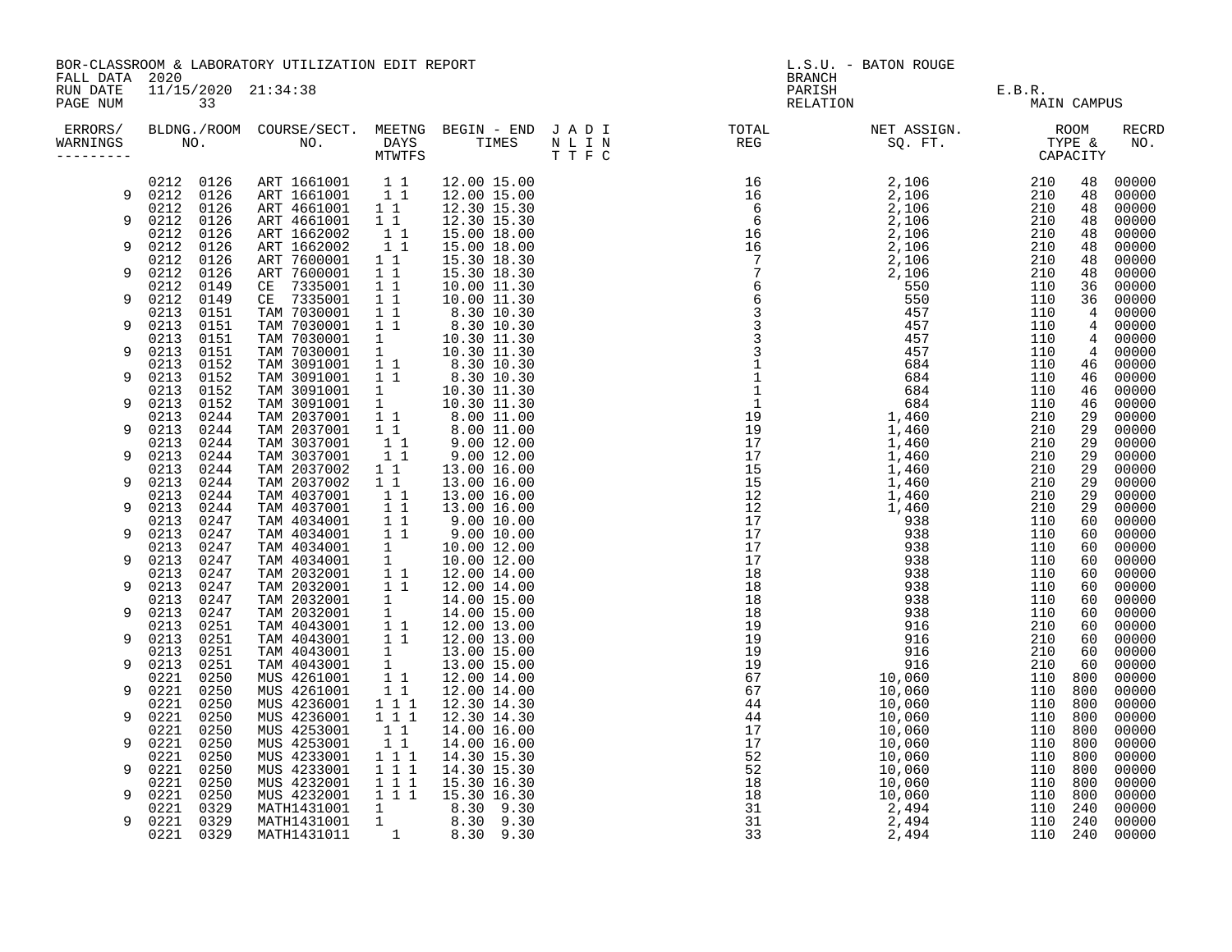BOR-CLASSROOM & LABORATORY UTILIZATION EDIT REPORT
FALL DATA 2020
RUN DATE 11/15/2020 21:34:38
PAGE NUM 33

L.S.U. - BATON ROUGE
BRANCH
PARISH E.B.R.
RELATION MAIN CAMPUS

| ERRORS/ WARNINGS | BLDNG./ROOM NO. | | COURSE/SECT. NO. | MEETNG DAYS MTWTFS | BEGIN - END TIMES | J A D I N L I N T T F C | TOTAL REG | NET ASSIGN. SQ. FT. | ROOM TYPE & CAPACITY | | RECRD NO. |
|---|---|---|---|---|---|---|---|---|---|---|---|
| | 0212 | 0126 | ART 1661001 | 1 1 | 12.00 15.00 | | 16 | 2,106 | 210 | 48 | 00000 |
| 9 | 0212 | 0126 | ART 1661001 | 1 1 | 12.00 15.00 | | 16 | 2,106 | 210 | 48 | 00000 |
| | 0212 | 0126 | ART 4661001 | 1 1 | 12.30 15.30 | | 6 | 2,106 | 210 | 48 | 00000 |
| 9 | 0212 | 0126 | ART 4661001 | 1 1 | 12.30 15.30 | | 6 | 2,106 | 210 | 48 | 00000 |
| | 0212 | 0126 | ART 1662002 | 1 1 | 15.00 18.00 | | 16 | 2,106 | 210 | 48 | 00000 |
| 9 | 0212 | 0126 | ART 1662002 | 1 1 | 15.00 18.00 | | 16 | 2,106 | 210 | 48 | 00000 |
| | 0212 | 0126 | ART 7600001 | 1 1 | 15.30 18.30 | | 7 | 2,106 | 210 | 48 | 00000 |
| 9 | 0212 | 0126 | ART 7600001 | 1 1 | 15.30 18.30 | | 7 | 2,106 | 210 | 48 | 00000 |
| | 0212 | 0149 | CE 7335001 | 1 1 | 10.00 11.30 | | 6 | 550 | 110 | 36 | 00000 |
| 9 | 0212 | 0149 | CE 7335001 | 1 1 | 10.00 11.30 | | 6 | 550 | 110 | 36 | 00000 |
| | 0213 | 0151 | TAM 7030001 | 1 1 | 8.30 10.30 | | 3 | 457 | 110 | 4 | 00000 |
| 9 | 0213 | 0151 | TAM 7030001 | 1 1 | 8.30 10.30 | | 3 | 457 | 110 | 4 | 00000 |
| | 0213 | 0151 | TAM 7030001 | 1 | 10.30 11.30 | | 3 | 457 | 110 | 4 | 00000 |
| 9 | 0213 | 0151 | TAM 7030001 | 1 | 10.30 11.30 | | 3 | 457 | 110 | 4 | 00000 |
| | 0213 | 0152 | TAM 3091001 | 1 1 | 8.30 10.30 | | 1 | 684 | 110 | 46 | 00000 |
| 9 | 0213 | 0152 | TAM 3091001 | 1 1 | 8.30 10.30 | | 1 | 684 | 110 | 46 | 00000 |
| | 0213 | 0152 | TAM 3091001 | 1 | 10.30 11.30 | | 1 | 684 | 110 | 46 | 00000 |
| 9 | 0213 | 0152 | TAM 3091001 | 1 | 10.30 11.30 | | 1 | 684 | 110 | 46 | 00000 |
| | 0213 | 0244 | TAM 2037001 | 1 1 | 8.00 11.00 | | 19 | 1,460 | 210 | 29 | 00000 |
| 9 | 0213 | 0244 | TAM 2037001 | 1 1 | 8.00 11.00 | | 19 | 1,460 | 210 | 29 | 00000 |
| | 0213 | 0244 | TAM 3037001 | 1 1 | 9.00 12.00 | | 17 | 1,460 | 210 | 29 | 00000 |
| 9 | 0213 | 0244 | TAM 3037001 | 1 1 | 9.00 12.00 | | 17 | 1,460 | 210 | 29 | 00000 |
| | 0213 | 0244 | TAM 2037002 | 1 1 | 13.00 16.00 | | 15 | 1,460 | 210 | 29 | 00000 |
| 9 | 0213 | 0244 | TAM 2037002 | 1 1 | 13.00 16.00 | | 15 | 1,460 | 210 | 29 | 00000 |
| | 0213 | 0244 | TAM 4037001 | 1 1 | 13.00 16.00 | | 12 | 1,460 | 210 | 29 | 00000 |
| 9 | 0213 | 0244 | TAM 4037001 | 1 1 | 13.00 16.00 | | 12 | 1,460 | 210 | 29 | 00000 |
| | 0213 | 0247 | TAM 4034001 | 1 1 | 9.00 10.00 | | 17 | 938 | 110 | 60 | 00000 |
| 9 | 0213 | 0247 | TAM 4034001 | 1 1 | 9.00 10.00 | | 17 | 938 | 110 | 60 | 00000 |
| | 0213 | 0247 | TAM 4034001 | 1 | 10.00 12.00 | | 17 | 938 | 110 | 60 | 00000 |
| 9 | 0213 | 0247 | TAM 4034001 | 1 | 10.00 12.00 | | 17 | 938 | 110 | 60 | 00000 |
| | 0213 | 0247 | TAM 2032001 | 1 1 | 12.00 14.00 | | 18 | 938 | 110 | 60 | 00000 |
| 9 | 0213 | 0247 | TAM 2032001 | 1 1 | 12.00 14.00 | | 18 | 938 | 110 | 60 | 00000 |
| | 0213 | 0247 | TAM 2032001 | 1 | 14.00 15.00 | | 18 | 938 | 110 | 60 | 00000 |
| 9 | 0213 | 0247 | TAM 2032001 | 1 | 14.00 15.00 | | 18 | 938 | 110 | 60 | 00000 |
| | 0213 | 0251 | TAM 4043001 | 1 1 | 12.00 13.00 | | 19 | 916 | 210 | 60 | 00000 |
| 9 | 0213 | 0251 | TAM 4043001 | 1 1 | 12.00 13.00 | | 19 | 916 | 210 | 60 | 00000 |
| | 0213 | 0251 | TAM 4043001 | 1 | 13.00 15.00 | | 19 | 916 | 210 | 60 | 00000 |
| 9 | 0213 | 0251 | TAM 4043001 | 1 | 13.00 15.00 | | 19 | 916 | 210 | 60 | 00000 |
| | 0221 | 0250 | MUS 4261001 | 1 1 | 12.00 14.00 | | 67 | 10,060 | 110 | 800 | 00000 |
| 9 | 0221 | 0250 | MUS 4261001 | 1 1 | 12.00 14.00 | | 67 | 10,060 | 110 | 800 | 00000 |
| | 0221 | 0250 | MUS 4236001 | 1 1 1 | 12.30 14.30 | | 44 | 10,060 | 110 | 800 | 00000 |
| 9 | 0221 | 0250 | MUS 4236001 | 1 1 1 | 12.30 14.30 | | 44 | 10,060 | 110 | 800 | 00000 |
| | 0221 | 0250 | MUS 4253001 | 1 1 | 14.00 16.00 | | 17 | 10,060 | 110 | 800 | 00000 |
| 9 | 0221 | 0250 | MUS 4253001 | 1 1 | 14.00 16.00 | | 17 | 10,060 | 110 | 800 | 00000 |
| | 0221 | 0250 | MUS 4233001 | 1 1 1 | 14.30 15.30 | | 52 | 10,060 | 110 | 800 | 00000 |
| 9 | 0221 | 0250 | MUS 4233001 | 1 1 1 | 14.30 15.30 | | 52 | 10,060 | 110 | 800 | 00000 |
| | 0221 | 0250 | MUS 4232001 | 1 1 1 | 15.30 16.30 | | 18 | 10,060 | 110 | 800 | 00000 |
| 9 | 0221 | 0250 | MUS 4232001 | 1 1 1 | 15.30 16.30 | | 18 | 10,060 | 110 | 800 | 00000 |
| | 0221 | 0329 | MATH1431001 | 1 | 8.30 9.30 | | 31 | 2,494 | 110 | 240 | 00000 |
| 9 | 0221 | 0329 | MATH1431001 | 1 | 8.30 9.30 | | 31 | 2,494 | 110 | 240 | 00000 |
| | 0221 | 0329 | MATH1431011 | 1 | 8.30 9.30 | | 33 | 2,494 | 110 | 240 | 00000 |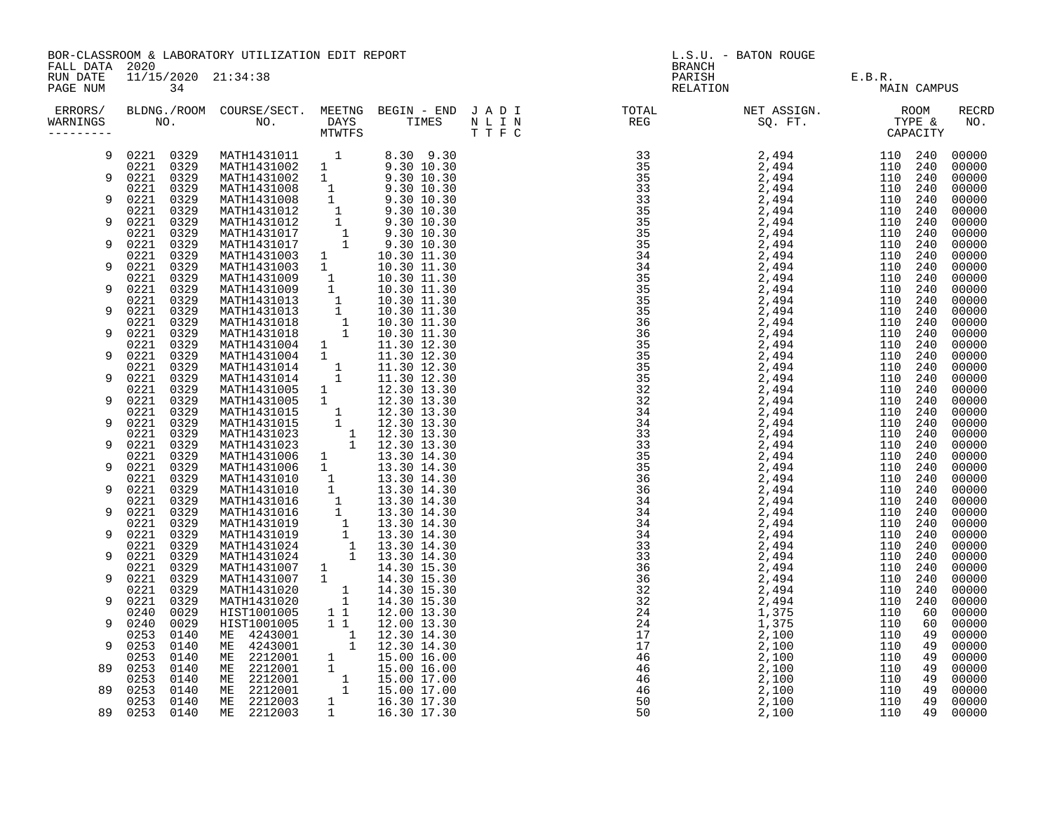BOR-CLASSROOM & LABORATORY UTILIZATION EDIT REPORT
FALL DATA 2020
RUN DATE 11/15/2020 21:34:38
PAGE NUM 34

L.S.U. - BATON ROUGE
BRANCH
PARISH E.B.R.
RELATION MAIN CAMPUS

| ERRORS/ WARNINGS | BLDNG. NO. | ROOM NO. | COURSE/SECT. NO. | MEETNG DAYS MTWTFS | BEGIN - END TIMES | J A D I N L I N T T F C | TOTAL REG | NET ASSIGN. SQ. FT. | ROOM TYPE | CAPACITY | RECRD NO. |
|---|---|---|---|---|---|---|---|---|---|---|---|
| 9 | 0221 | 0329 | MATH1431011 | 1 | 8.30 9.30 | | 33 | 2,494 | 110 | 240 | 00000 |
| | 0221 | 0329 | MATH1431002 | 1 | 9.30 10.30 | | 35 | 2,494 | 110 | 240 | 00000 |
| 9 | 0221 | 0329 | MATH1431002 | 1 | 9.30 10.30 | | 35 | 2,494 | 110 | 240 | 00000 |
| | 0221 | 0329 | MATH1431008 | 1 | 9.30 10.30 | | 33 | 2,494 | 110 | 240 | 00000 |
| 9 | 0221 | 0329 | MATH1431008 | 1 | 9.30 10.30 | | 33 | 2,494 | 110 | 240 | 00000 |
| | 0221 | 0329 | MATH1431012 | 1 | 9.30 10.30 | | 35 | 2,494 | 110 | 240 | 00000 |
| 9 | 0221 | 0329 | MATH1431012 | 1 | 9.30 10.30 | | 35 | 2,494 | 110 | 240 | 00000 |
| | 0221 | 0329 | MATH1431017 | 1 | 9.30 10.30 | | 35 | 2,494 | 110 | 240 | 00000 |
| 9 | 0221 | 0329 | MATH1431017 | 1 | 9.30 10.30 | | 35 | 2,494 | 110 | 240 | 00000 |
| | 0221 | 0329 | MATH1431003 | 1 | 10.30 11.30 | | 34 | 2,494 | 110 | 240 | 00000 |
| 9 | 0221 | 0329 | MATH1431003 | 1 | 10.30 11.30 | | 34 | 2,494 | 110 | 240 | 00000 |
| | 0221 | 0329 | MATH1431009 | 1 | 10.30 11.30 | | 35 | 2,494 | 110 | 240 | 00000 |
| 9 | 0221 | 0329 | MATH1431009 | 1 | 10.30 11.30 | | 35 | 2,494 | 110 | 240 | 00000 |
| | 0221 | 0329 | MATH1431013 | 1 | 10.30 11.30 | | 35 | 2,494 | 110 | 240 | 00000 |
| 9 | 0221 | 0329 | MATH1431013 | 1 | 10.30 11.30 | | 35 | 2,494 | 110 | 240 | 00000 |
| | 0221 | 0329 | MATH1431018 | 1 | 10.30 11.30 | | 36 | 2,494 | 110 | 240 | 00000 |
| 9 | 0221 | 0329 | MATH1431018 | 1 | 10.30 11.30 | | 36 | 2,494 | 110 | 240 | 00000 |
| | 0221 | 0329 | MATH1431004 | 1 | 11.30 12.30 | | 35 | 2,494 | 110 | 240 | 00000 |
| 9 | 0221 | 0329 | MATH1431004 | 1 | 11.30 12.30 | | 35 | 2,494 | 110 | 240 | 00000 |
| | 0221 | 0329 | MATH1431014 | 1 | 11.30 12.30 | | 35 | 2,494 | 110 | 240 | 00000 |
| 9 | 0221 | 0329 | MATH1431014 | 1 | 11.30 12.30 | | 35 | 2,494 | 110 | 240 | 00000 |
| | 0221 | 0329 | MATH1431005 | 1 | 12.30 13.30 | | 32 | 2,494 | 110 | 240 | 00000 |
| 9 | 0221 | 0329 | MATH1431005 | 1 | 12.30 13.30 | | 32 | 2,494 | 110 | 240 | 00000 |
| | 0221 | 0329 | MATH1431015 | 1 | 12.30 13.30 | | 34 | 2,494 | 110 | 240 | 00000 |
| 9 | 0221 | 0329 | MATH1431015 | 1 | 12.30 13.30 | | 34 | 2,494 | 110 | 240 | 00000 |
| | 0221 | 0329 | MATH1431023 | 1 | 12.30 13.30 | | 33 | 2,494 | 110 | 240 | 00000 |
| 9 | 0221 | 0329 | MATH1431023 | 1 | 12.30 13.30 | | 33 | 2,494 | 110 | 240 | 00000 |
| | 0221 | 0329 | MATH1431006 | 1 | 13.30 14.30 | | 35 | 2,494 | 110 | 240 | 00000 |
| 9 | 0221 | 0329 | MATH1431006 | 1 | 13.30 14.30 | | 35 | 2,494 | 110 | 240 | 00000 |
| | 0221 | 0329 | MATH1431010 | 1 | 13.30 14.30 | | 36 | 2,494 | 110 | 240 | 00000 |
| 9 | 0221 | 0329 | MATH1431010 | 1 | 13.30 14.30 | | 36 | 2,494 | 110 | 240 | 00000 |
| | 0221 | 0329 | MATH1431016 | 1 | 13.30 14.30 | | 34 | 2,494 | 110 | 240 | 00000 |
| 9 | 0221 | 0329 | MATH1431016 | 1 | 13.30 14.30 | | 34 | 2,494 | 110 | 240 | 00000 |
| | 0221 | 0329 | MATH1431019 | 1 | 13.30 14.30 | | 34 | 2,494 | 110 | 240 | 00000 |
| 9 | 0221 | 0329 | MATH1431019 | 1 | 13.30 14.30 | | 34 | 2,494 | 110 | 240 | 00000 |
| | 0221 | 0329 | MATH1431024 | 1 | 13.30 14.30 | | 33 | 2,494 | 110 | 240 | 00000 |
| 9 | 0221 | 0329 | MATH1431024 | 1 | 13.30 14.30 | | 33 | 2,494 | 110 | 240 | 00000 |
| | 0221 | 0329 | MATH1431007 | 1 | 14.30 15.30 | | 36 | 2,494 | 110 | 240 | 00000 |
| 9 | 0221 | 0329 | MATH1431007 | 1 | 14.30 15.30 | | 36 | 2,494 | 110 | 240 | 00000 |
| | 0221 | 0329 | MATH1431020 | 1 | 14.30 15.30 | | 32 | 2,494 | 110 | 240 | 00000 |
| 9 | 0221 | 0329 | MATH1431020 | 1 | 14.30 15.30 | | 32 | 2,494 | 110 | 240 | 00000 |
| | 0240 | 0029 | HIST1001005 | 1 1 | 12.00 13.30 | | 24 | 1,375 | 110 | 60 | 00000 |
| 9 | 0240 | 0029 | HIST1001005 | 1 1 | 12.00 13.30 | | 24 | 1,375 | 110 | 60 | 00000 |
| | 0253 | 0140 | ME 4243001 | 1 | 12.30 14.30 | | 17 | 2,100 | 110 | 49 | 00000 |
| 9 | 0253 | 0140 | ME 4243001 | 1 | 12.30 14.30 | | 17 | 2,100 | 110 | 49 | 00000 |
| | 0253 | 0140 | ME 2212001 | 1 | 15.00 16.00 | | 46 | 2,100 | 110 | 49 | 00000 |
| 89 | 0253 | 0140 | ME 2212001 | 1 | 15.00 16.00 | | 46 | 2,100 | 110 | 49 | 00000 |
| | 0253 | 0140 | ME 2212001 | 1 | 15.00 17.00 | | 46 | 2,100 | 110 | 49 | 00000 |
| 89 | 0253 | 0140 | ME 2212001 | 1 | 15.00 17.00 | | 46 | 2,100 | 110 | 49 | 00000 |
| | 0253 | 0140 | ME 2212003 | 1 | 16.30 17.30 | | 50 | 2,100 | 110 | 49 | 00000 |
| 89 | 0253 | 0140 | ME 2212003 | 1 | 16.30 17.30 | | 50 | 2,100 | 110 | 49 | 00000 |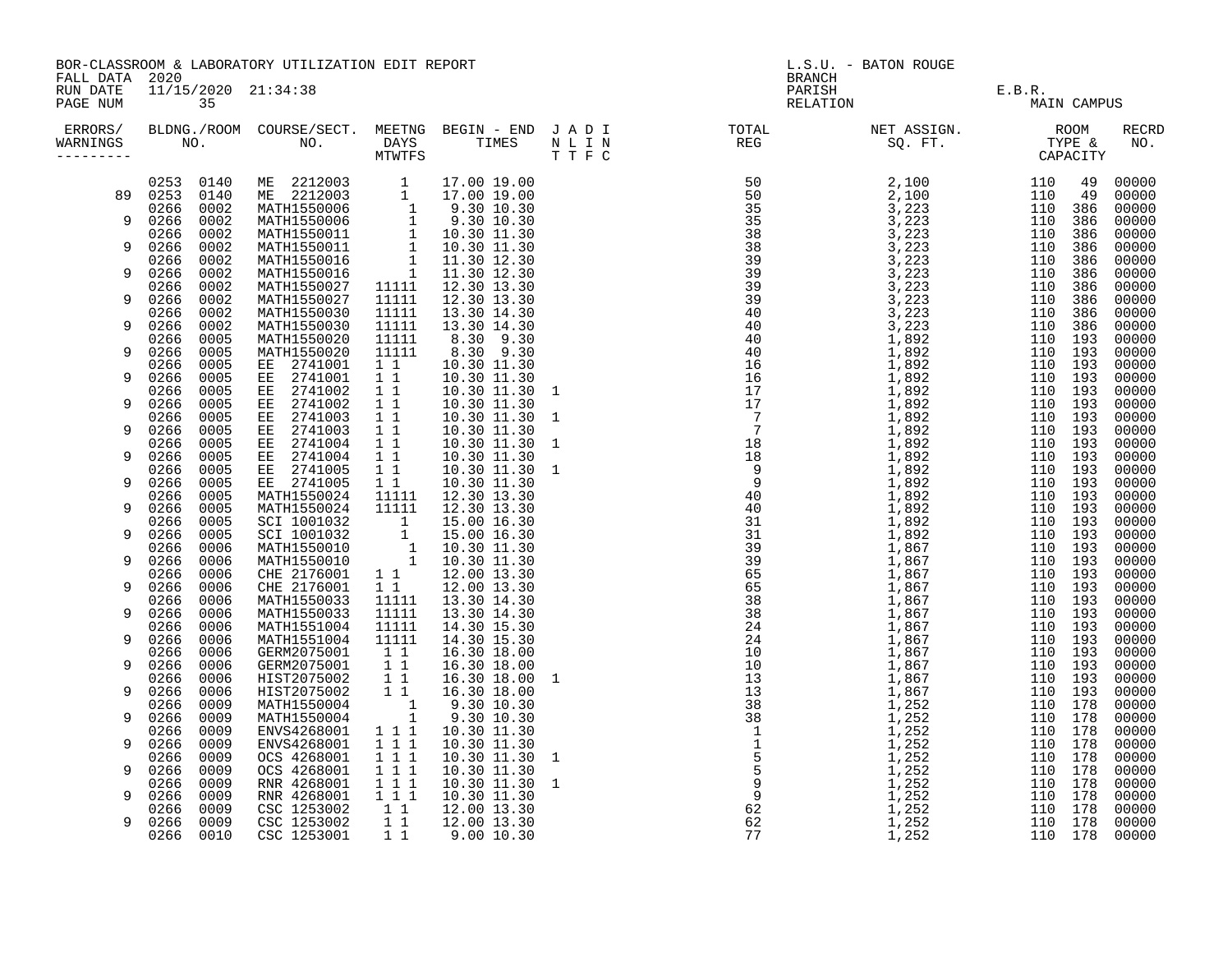BOR-CLASSROOM & LABORATORY UTILIZATION EDIT REPORT
FALL DATA 2020
RUN DATE 11/15/2020 21:34:38
PAGE NUM 35

L.S.U. - BATON ROUGE
BRANCH
PARISH E.B.R.
RELATION MAIN CAMPUS

| ERRORS/ WARNINGS | BLDNG./ROOM NO. | | COURSE/SECT. NO. | MEETNG DAYS MTWTFS | BEGIN - END TIMES | J A D I N L I N T T F C | TOTAL REG | NET ASSIGN. SQ. FT. | ROOM TYPE & CAPACITY | | RECRD NO. |
|---|---|---|---|---|---|---|---|---|---|---|---|
| | 0253 | 0140 | ME 2212003 | 1 | 17.00 19.00 | | 50 | 2,100 | 110 | 49 | 00000 |
| 89 | 0253 | 0140 | ME 2212003 | 1 | 17.00 19.00 | | 50 | 2,100 | 110 | 49 | 00000 |
| | 0266 | 0002 | MATH1550006 | 1 | 9.30 10.30 | | 35 | 3,223 | 110 | 386 | 00000 |
| 9 | 0266 | 0002 | MATH1550006 | 1 | 9.30 10.30 | | 35 | 3,223 | 110 | 386 | 00000 |
| | 0266 | 0002 | MATH1550011 | 1 | 10.30 11.30 | | 38 | 3,223 | 110 | 386 | 00000 |
| 9 | 0266 | 0002 | MATH1550011 | 1 | 10.30 11.30 | | 38 | 3,223 | 110 | 386 | 00000 |
| | 0266 | 0002 | MATH1550016 | 1 | 11.30 12.30 | | 39 | 3,223 | 110 | 386 | 00000 |
| 9 | 0266 | 0002 | MATH1550016 | 1 | 11.30 12.30 | | 39 | 3,223 | 110 | 386 | 00000 |
| | 0266 | 0002 | MATH1550027 | 11111 | 12.30 13.30 | | 39 | 3,223 | 110 | 386 | 00000 |
| 9 | 0266 | 0002 | MATH1550027 | 11111 | 12.30 13.30 | | 39 | 3,223 | 110 | 386 | 00000 |
| | 0266 | 0002 | MATH1550030 | 11111 | 13.30 14.30 | | 40 | 3,223 | 110 | 386 | 00000 |
| 9 | 0266 | 0002 | MATH1550030 | 11111 | 13.30 14.30 | | 40 | 3,223 | 110 | 386 | 00000 |
| | 0266 | 0005 | MATH1550020 | 11111 | 8.30 9.30 | | 40 | 1,892 | 110 | 193 | 00000 |
| 9 | 0266 | 0005 | MATH1550020 | 11111 | 8.30 9.30 | | 40 | 1,892 | 110 | 193 | 00000 |
| | 0266 | 0005 | EE 2741001 | 1 1 | 10.30 11.30 | | 16 | 1,892 | 110 | 193 | 00000 |
| 9 | 0266 | 0005 | EE 2741001 | 1 1 | 10.30 11.30 | | 16 | 1,892 | 110 | 193 | 00000 |
| | 0266 | 0005 | EE 2741002 | 1 1 | 10.30 11.30 | 1 | 17 | 1,892 | 110 | 193 | 00000 |
| 9 | 0266 | 0005 | EE 2741002 | 1 1 | 10.30 11.30 | | 17 | 1,892 | 110 | 193 | 00000 |
| | 0266 | 0005 | EE 2741003 | 1 1 | 10.30 11.30 | 1 | 7 | 1,892 | 110 | 193 | 00000 |
| 9 | 0266 | 0005 | EE 2741003 | 1 1 | 10.30 11.30 | | 7 | 1,892 | 110 | 193 | 00000 |
| | 0266 | 0005 | EE 2741004 | 1 1 | 10.30 11.30 | 1 | 18 | 1,892 | 110 | 193 | 00000 |
| 9 | 0266 | 0005 | EE 2741004 | 1 1 | 10.30 11.30 | | 18 | 1,892 | 110 | 193 | 00000 |
| | 0266 | 0005 | EE 2741005 | 1 1 | 10.30 11.30 | 1 | 9 | 1,892 | 110 | 193 | 00000 |
| 9 | 0266 | 0005 | EE 2741005 | 1 1 | 10.30 11.30 | | 9 | 1,892 | 110 | 193 | 00000 |
| | 0266 | 0005 | MATH1550024 | 11111 | 12.30 13.30 | | 40 | 1,892 | 110 | 193 | 00000 |
| 9 | 0266 | 0005 | MATH1550024 | 11111 | 12.30 13.30 | | 40 | 1,892 | 110 | 193 | 00000 |
| | 0266 | 0005 | SCI 1001032 | 1 | 15.00 16.30 | | 31 | 1,892 | 110 | 193 | 00000 |
| 9 | 0266 | 0005 | SCI 1001032 | 1 | 15.00 16.30 | | 31 | 1,892 | 110 | 193 | 00000 |
| | 0266 | 0006 | MATH1550010 | 1 | 10.30 11.30 | | 39 | 1,867 | 110 | 193 | 00000 |
| 9 | 0266 | 0006 | MATH1550010 | 1 | 10.30 11.30 | | 39 | 1,867 | 110 | 193 | 00000 |
| | 0266 | 0006 | CHE 2176001 | 1 1 | 12.00 13.30 | | 65 | 1,867 | 110 | 193 | 00000 |
| 9 | 0266 | 0006 | CHE 2176001 | 1 1 | 12.00 13.30 | | 65 | 1,867 | 110 | 193 | 00000 |
| | 0266 | 0006 | MATH1550033 | 11111 | 13.30 14.30 | | 38 | 1,867 | 110 | 193 | 00000 |
| 9 | 0266 | 0006 | MATH1550033 | 11111 | 13.30 14.30 | | 38 | 1,867 | 110 | 193 | 00000 |
| | 0266 | 0006 | MATH1551004 | 11111 | 14.30 15.30 | | 24 | 1,867 | 110 | 193 | 00000 |
| 9 | 0266 | 0006 | MATH1551004 | 11111 | 14.30 15.30 | | 24 | 1,867 | 110 | 193 | 00000 |
| | 0266 | 0006 | GERM2075001 | 1 1 | 16.30 18.00 | | 10 | 1,867 | 110 | 193 | 00000 |
| 9 | 0266 | 0006 | GERM2075001 | 1 1 | 16.30 18.00 | | 10 | 1,867 | 110 | 193 | 00000 |
| | 0266 | 0006 | HIST2075002 | 1 1 | 16.30 18.00 | 1 | 13 | 1,867 | 110 | 193 | 00000 |
| 9 | 0266 | 0006 | HIST2075002 | 1 1 | 16.30 18.00 | | 13 | 1,867 | 110 | 193 | 00000 |
| | 0266 | 0009 | MATH1550004 | 1 | 9.30 10.30 | | 38 | 1,252 | 110 | 178 | 00000 |
| 9 | 0266 | 0009 | MATH1550004 | 1 | 9.30 10.30 | | 38 | 1,252 | 110 | 178 | 00000 |
| | 0266 | 0009 | ENVS4268001 | 1 1 1 | 10.30 11.30 | | 1 | 1,252 | 110 | 178 | 00000 |
| 9 | 0266 | 0009 | ENVS4268001 | 1 1 1 | 10.30 11.30 | | 1 | 1,252 | 110 | 178 | 00000 |
| | 0266 | 0009 | OCS 4268001 | 1 1 1 | 10.30 11.30 | 1 | 5 | 1,252 | 110 | 178 | 00000 |
| 9 | 0266 | 0009 | OCS 4268001 | 1 1 1 | 10.30 11.30 | | 5 | 1,252 | 110 | 178 | 00000 |
| | 0266 | 0009 | RNR 4268001 | 1 1 1 | 10.30 11.30 | 1 | 9 | 1,252 | 110 | 178 | 00000 |
| 9 | 0266 | 0009 | RNR 4268001 | 1 1 1 | 10.30 11.30 | | 9 | 1,252 | 110 | 178 | 00000 |
| | 0266 | 0009 | CSC 1253002 | 1 1 | 12.00 13.30 | | 62 | 1,252 | 110 | 178 | 00000 |
| 9 | 0266 | 0009 | CSC 1253002 | 1 1 | 12.00 13.30 | | 62 | 1,252 | 110 | 178 | 00000 |
| | 0266 | 0010 | CSC 1253001 | 1 1 | 9.00 10.30 | | 77 | 1,252 | 110 | 178 | 00000 |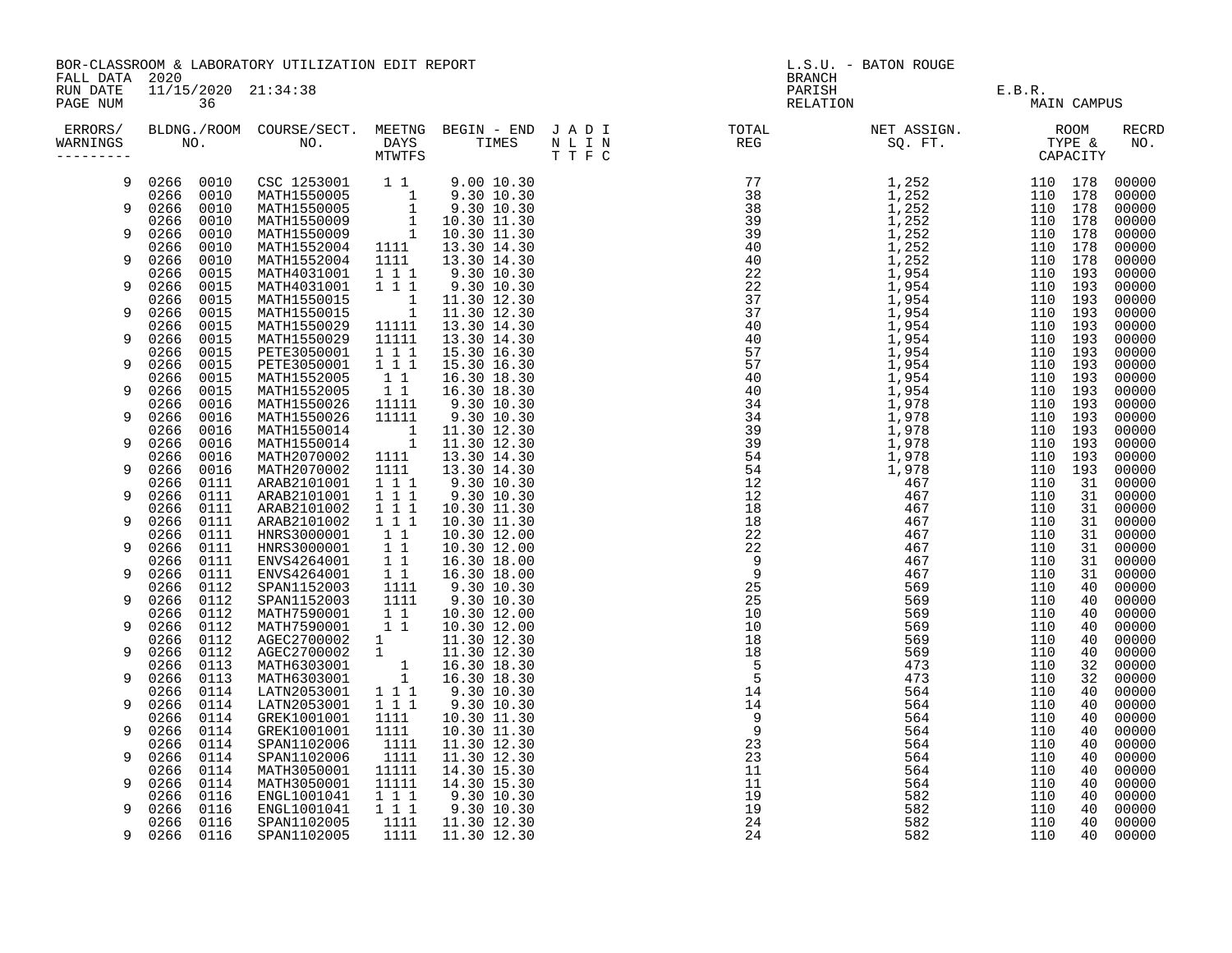BOR-CLASSROOM & LABORATORY UTILIZATION EDIT REPORT
FALL DATA 2020
RUN DATE 11/15/2020 21:34:38
PAGE NUM 36

L.S.U. - BATON ROUGE
BRANCH
PARISH E.B.R.
RELATION MAIN CAMPUS

| ERRORS/ WARNINGS | BLDNG./ROOM NO. | | COURSE/SECT. NO. | MEETNG DAYS MTWTFS | BEGIN - END TIMES | | J A D I N L I N T T F C | TOTAL REG | NET ASSIGN. SQ. FT. | ROOM TYPE & CAPACITY | | RECRD NO. |
|---|---|---|---|---|---|---|---|---|---|---|---|---|
| 9 | 0266 | 0010 | CSC 1253001 | 1 1 | 9.00 | 10.30 | | 77 | 1,252 | 110 | 178 | 00000 |
| | 0266 | 0010 | MATH1550005 | 1 | 9.30 | 10.30 | | 38 | 1,252 | 110 | 178 | 00000 |
| 9 | 0266 | 0010 | MATH1550005 | 1 | 9.30 | 10.30 | | 38 | 1,252 | 110 | 178 | 00000 |
| | 0266 | 0010 | MATH1550009 | 1 | 10.30 | 11.30 | | 39 | 1,252 | 110 | 178 | 00000 |
| 9 | 0266 | 0010 | MATH1550009 | 1 | 10.30 | 11.30 | | 39 | 1,252 | 110 | 178 | 00000 |
| | 0266 | 0010 | MATH1552004 | 1111 | 13.30 | 14.30 | | 40 | 1,252 | 110 | 178 | 00000 |
| 9 | 0266 | 0010 | MATH1552004 | 1111 | 13.30 | 14.30 | | 40 | 1,252 | 110 | 178 | 00000 |
| | 0266 | 0015 | MATH4031001 | 1 1 1 | 9.30 | 10.30 | | 22 | 1,954 | 110 | 193 | 00000 |
| 9 | 0266 | 0015 | MATH4031001 | 1 1 1 | 9.30 | 10.30 | | 22 | 1,954 | 110 | 193 | 00000 |
| | 0266 | 0015 | MATH1550015 | 1 | 11.30 | 12.30 | | 37 | 1,954 | 110 | 193 | 00000 |
| 9 | 0266 | 0015 | MATH1550015 | 1 | 11.30 | 12.30 | | 37 | 1,954 | 110 | 193 | 00000 |
| | 0266 | 0015 | MATH1550029 | 11111 | 13.30 | 14.30 | | 40 | 1,954 | 110 | 193 | 00000 |
| 9 | 0266 | 0015 | MATH1550029 | 11111 | 13.30 | 14.30 | | 40 | 1,954 | 110 | 193 | 00000 |
| | 0266 | 0015 | PETE3050001 | 1 1 1 | 15.30 | 16.30 | | 57 | 1,954 | 110 | 193 | 00000 |
| 9 | 0266 | 0015 | PETE3050001 | 1 1 1 | 15.30 | 16.30 | | 57 | 1,954 | 110 | 193 | 00000 |
| | 0266 | 0015 | MATH1552005 | 1 1 | 16.30 | 18.30 | | 40 | 1,954 | 110 | 193 | 00000 |
| 9 | 0266 | 0015 | MATH1552005 | 1 1 | 16.30 | 18.30 | | 40 | 1,954 | 110 | 193 | 00000 |
| | 0266 | 0016 | MATH1550026 | 11111 | 9.30 | 10.30 | | 34 | 1,978 | 110 | 193 | 00000 |
| 9 | 0266 | 0016 | MATH1550026 | 11111 | 9.30 | 10.30 | | 34 | 1,978 | 110 | 193 | 00000 |
| | 0266 | 0016 | MATH1550014 | 1 | 11.30 | 12.30 | | 39 | 1,978 | 110 | 193 | 00000 |
| 9 | 0266 | 0016 | MATH1550014 | 1 | 11.30 | 12.30 | | 39 | 1,978 | 110 | 193 | 00000 |
| | 0266 | 0016 | MATH2070002 | 1111 | 13.30 | 14.30 | | 54 | 1,978 | 110 | 193 | 00000 |
| 9 | 0266 | 0016 | MATH2070002 | 1111 | 13.30 | 14.30 | | 54 | 1,978 | 110 | 193 | 00000 |
| | 0266 | 0111 | ARAB2101001 | 1 1 1 | 9.30 | 10.30 | | 12 | 467 | 110 | 31 | 00000 |
| 9 | 0266 | 0111 | ARAB2101001 | 1 1 1 | 9.30 | 10.30 | | 12 | 467 | 110 | 31 | 00000 |
| | 0266 | 0111 | ARAB2101002 | 1 1 1 | 10.30 | 11.30 | | 18 | 467 | 110 | 31 | 00000 |
| 9 | 0266 | 0111 | ARAB2101002 | 1 1 1 | 10.30 | 11.30 | | 18 | 467 | 110 | 31 | 00000 |
| | 0266 | 0111 | HNRS3000001 | 1 1 | 10.30 | 12.00 | | 22 | 467 | 110 | 31 | 00000 |
| 9 | 0266 | 0111 | HNRS3000001 | 1 1 | 10.30 | 12.00 | | 22 | 467 | 110 | 31 | 00000 |
| | 0266 | 0111 | ENVS4264001 | 1 1 | 16.30 | 18.00 | | 9 | 467 | 110 | 31 | 00000 |
| 9 | 0266 | 0111 | ENVS4264001 | 1 1 | 16.30 | 18.00 | | 9 | 467 | 110 | 31 | 00000 |
| | 0266 | 0112 | SPAN1152003 | 1111 | 9.30 | 10.30 | | 25 | 569 | 110 | 40 | 00000 |
| 9 | 0266 | 0112 | SPAN1152003 | 1111 | 9.30 | 10.30 | | 25 | 569 | 110 | 40 | 00000 |
| | 0266 | 0112 | MATH7590001 | 1 1 | 10.30 | 12.00 | | 10 | 569 | 110 | 40 | 00000 |
| 9 | 0266 | 0112 | MATH7590001 | 1 1 | 10.30 | 12.00 | | 10 | 569 | 110 | 40 | 00000 |
| | 0266 | 0112 | AGEC2700002 | 1 | 11.30 | 12.30 | | 18 | 569 | 110 | 40 | 00000 |
| 9 | 0266 | 0112 | AGEC2700002 | 1 | 11.30 | 12.30 | | 18 | 569 | 110 | 40 | 00000 |
| | 0266 | 0113 | MATH6303001 | 1 | 16.30 | 18.30 | | 5 | 473 | 110 | 32 | 00000 |
| 9 | 0266 | 0113 | MATH6303001 | 1 | 16.30 | 18.30 | | 5 | 473 | 110 | 32 | 00000 |
| | 0266 | 0114 | LATN2053001 | 1 1 1 | 9.30 | 10.30 | | 14 | 564 | 110 | 40 | 00000 |
| 9 | 0266 | 0114 | LATN2053001 | 1 1 1 | 9.30 | 10.30 | | 14 | 564 | 110 | 40 | 00000 |
| | 0266 | 0114 | GREK1001001 | 1111 | 10.30 | 11.30 | | 9 | 564 | 110 | 40 | 00000 |
| 9 | 0266 | 0114 | GREK1001001 | 1111 | 10.30 | 11.30 | | 9 | 564 | 110 | 40 | 00000 |
| | 0266 | 0114 | SPAN1102006 | 1111 | 11.30 | 12.30 | | 23 | 564 | 110 | 40 | 00000 |
| 9 | 0266 | 0114 | SPAN1102006 | 1111 | 11.30 | 12.30 | | 23 | 564 | 110 | 40 | 00000 |
| | 0266 | 0114 | MATH3050001 | 11111 | 14.30 | 15.30 | | 11 | 564 | 110 | 40 | 00000 |
| 9 | 0266 | 0114 | MATH3050001 | 11111 | 14.30 | 15.30 | | 11 | 564 | 110 | 40 | 00000 |
| | 0266 | 0116 | ENGL1001041 | 1 1 1 | 9.30 | 10.30 | | 19 | 582 | 110 | 40 | 00000 |
| 9 | 0266 | 0116 | ENGL1001041 | 1 1 1 | 9.30 | 10.30 | | 19 | 582 | 110 | 40 | 00000 |
| | 0266 | 0116 | SPAN1102005 | 1111 | 11.30 | 12.30 | | 24 | 582 | 110 | 40 | 00000 |
| 9 | 0266 | 0116 | SPAN1102005 | 1111 | 11.30 | 12.30 | | 24 | 582 | 110 | 40 | 00000 |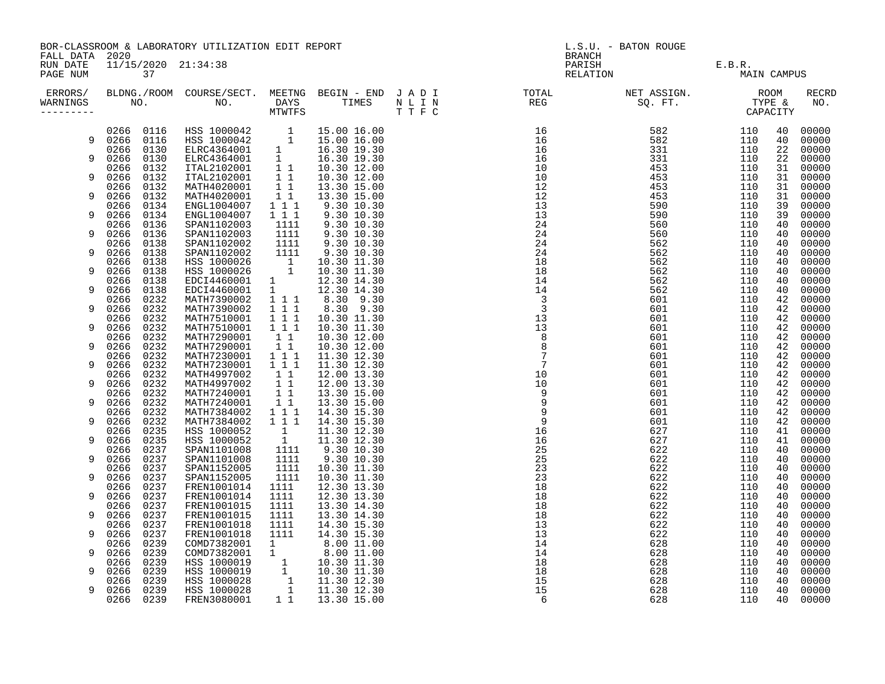BOR-CLASSROOM & LABORATORY UTILIZATION EDIT REPORT
FALL DATA 2020
RUN DATE 11/15/2020 21:34:38
PAGE NUM 37

L.S.U. - BATON ROUGE
BRANCH
PARISH E.B.R.
RELATION MAIN CAMPUS

| ERRORS/ WARNINGS | BLDNG./ROOM NO. | | COURSE/SECT. NO. | MEETNG DAYS MTWTFS | BEGIN - END TIMES | | J A D I N L I N T T F C | TOTAL REG | NET ASSIGN. SQ. FT. | ROOM TYPE & CAPACITY | | RECRD NO. |
|---|---|---|---|---|---|---|---|---|---|---|---|---|
| | 0266 | 0116 | HSS 1000042 | 1 | 15.00 | 16.00 | | 16 | 582 | 110 | 40 | 00000 |
| 9 | 0266 | 0116 | HSS 1000042 | 1 | 15.00 | 16.00 | | 16 | 582 | 110 | 40 | 00000 |
| | 0266 | 0130 | ELRC4364001 | 1 | 16.30 | 19.30 | | 16 | 331 | 110 | 22 | 00000 |
| 9 | 0266 | 0130 | ELRC4364001 | 1 | 16.30 | 19.30 | | 16 | 331 | 110 | 22 | 00000 |
| | 0266 | 0132 | ITAL2102001 | 1 1 | 10.30 | 12.00 | | 10 | 453 | 110 | 31 | 00000 |
| 9 | 0266 | 0132 | ITAL2102001 | 1 1 | 10.30 | 12.00 | | 10 | 453 | 110 | 31 | 00000 |
| | 0266 | 0132 | MATH4020001 | 1 1 | 13.30 | 15.00 | | 12 | 453 | 110 | 31 | 00000 |
| 9 | 0266 | 0132 | MATH4020001 | 1 1 | 13.30 | 15.00 | | 12 | 453 | 110 | 31 | 00000 |
| | 0266 | 0134 | ENGL1004007 | 1 1 1 | 9.30 | 10.30 | | 13 | 590 | 110 | 39 | 00000 |
| 9 | 0266 | 0134 | ENGL1004007 | 1 1 1 | 9.30 | 10.30 | | 13 | 590 | 110 | 39 | 00000 |
| | 0266 | 0136 | SPAN1102003 | 1111 | 9.30 | 10.30 | | 24 | 560 | 110 | 40 | 00000 |
| 9 | 0266 | 0136 | SPAN1102003 | 1111 | 9.30 | 10.30 | | 24 | 560 | 110 | 40 | 00000 |
| | 0266 | 0138 | SPAN1102002 | 1111 | 9.30 | 10.30 | | 24 | 562 | 110 | 40 | 00000 |
| 9 | 0266 | 0138 | SPAN1102002 | 1111 | 9.30 | 10.30 | | 24 | 562 | 110 | 40 | 00000 |
| | 0266 | 0138 | HSS 1000026 | 1 | 10.30 | 11.30 | | 18 | 562 | 110 | 40 | 00000 |
| 9 | 0266 | 0138 | HSS 1000026 | 1 | 10.30 | 11.30 | | 18 | 562 | 110 | 40 | 00000 |
| | 0266 | 0138 | EDCI4460001 | 1 | 12.30 | 14.30 | | 14 | 562 | 110 | 40 | 00000 |
| 9 | 0266 | 0138 | EDCI4460001 | 1 | 12.30 | 14.30 | | 14 | 562 | 110 | 40 | 00000 |
| | 0266 | 0232 | MATH7390002 | 1 1 1 | 8.30 | 9.30 | | 3 | 601 | 110 | 42 | 00000 |
| 9 | 0266 | 0232 | MATH7390002 | 1 1 1 | 8.30 | 9.30 | | 3 | 601 | 110 | 42 | 00000 |
| | 0266 | 0232 | MATH7510001 | 1 1 1 | 10.30 | 11.30 | | 13 | 601 | 110 | 42 | 00000 |
| 9 | 0266 | 0232 | MATH7510001 | 1 1 1 | 10.30 | 11.30 | | 13 | 601 | 110 | 42 | 00000 |
| | 0266 | 0232 | MATH7290001 | 1 1 | 10.30 | 12.00 | | 8 | 601 | 110 | 42 | 00000 |
| 9 | 0266 | 0232 | MATH7290001 | 1 1 | 10.30 | 12.00 | | 8 | 601 | 110 | 42 | 00000 |
| | 0266 | 0232 | MATH7230001 | 1 1 1 | 11.30 | 12.30 | | 7 | 601 | 110 | 42 | 00000 |
| 9 | 0266 | 0232 | MATH7230001 | 1 1 1 | 11.30 | 12.30 | | 7 | 601 | 110 | 42 | 00000 |
| | 0266 | 0232 | MATH4997002 | 1 1 | 12.00 | 13.30 | | 10 | 601 | 110 | 42 | 00000 |
| 9 | 0266 | 0232 | MATH4997002 | 1 1 | 12.00 | 13.30 | | 10 | 601 | 110 | 42 | 00000 |
| | 0266 | 0232 | MATH7240001 | 1 1 | 13.30 | 15.00 | | 9 | 601 | 110 | 42 | 00000 |
| 9 | 0266 | 0232 | MATH7240001 | 1 1 | 13.30 | 15.00 | | 9 | 601 | 110 | 42 | 00000 |
| | 0266 | 0232 | MATH7384002 | 1 1 1 | 14.30 | 15.30 | | 9 | 601 | 110 | 42 | 00000 |
| 9 | 0266 | 0232 | MATH7384002 | 1 1 1 | 14.30 | 15.30 | | 9 | 601 | 110 | 42 | 00000 |
| | 0266 | 0235 | HSS 1000052 | 1 | 11.30 | 12.30 | | 16 | 627 | 110 | 41 | 00000 |
| 9 | 0266 | 0235 | HSS 1000052 | 1 | 11.30 | 12.30 | | 16 | 627 | 110 | 41 | 00000 |
| | 0266 | 0237 | SPAN1101008 | 1111 | 9.30 | 10.30 | | 25 | 622 | 110 | 40 | 00000 |
| 9 | 0266 | 0237 | SPAN1101008 | 1111 | 9.30 | 10.30 | | 25 | 622 | 110 | 40 | 00000 |
| | 0266 | 0237 | SPAN1152005 | 1111 | 10.30 | 11.30 | | 23 | 622 | 110 | 40 | 00000 |
| 9 | 0266 | 0237 | SPAN1152005 | 1111 | 10.30 | 11.30 | | 23 | 622 | 110 | 40 | 00000 |
| | 0266 | 0237 | FREN1001014 | 1111 | 12.30 | 13.30 | | 18 | 622 | 110 | 40 | 00000 |
| 9 | 0266 | 0237 | FREN1001014 | 1111 | 12.30 | 13.30 | | 18 | 622 | 110 | 40 | 00000 |
| | 0266 | 0237 | FREN1001015 | 1111 | 13.30 | 14.30 | | 18 | 622 | 110 | 40 | 00000 |
| 9 | 0266 | 0237 | FREN1001015 | 1111 | 13.30 | 14.30 | | 18 | 622 | 110 | 40 | 00000 |
| | 0266 | 0237 | FREN1001018 | 1111 | 14.30 | 15.30 | | 13 | 622 | 110 | 40 | 00000 |
| 9 | 0266 | 0237 | FREN1001018 | 1111 | 14.30 | 15.30 | | 13 | 622 | 110 | 40 | 00000 |
| | 0266 | 0239 | COMD7382001 | 1 | 8.00 | 11.00 | | 14 | 628 | 110 | 40 | 00000 |
| 9 | 0266 | 0239 | COMD7382001 | 1 | 8.00 | 11.00 | | 14 | 628 | 110 | 40 | 00000 |
| | 0266 | 0239 | HSS 1000019 | 1 | 10.30 | 11.30 | | 18 | 628 | 110 | 40 | 00000 |
| 9 | 0266 | 0239 | HSS 1000019 | 1 | 10.30 | 11.30 | | 18 | 628 | 110 | 40 | 00000 |
| | 0266 | 0239 | HSS 1000028 | 1 | 11.30 | 12.30 | | 15 | 628 | 110 | 40 | 00000 |
| 9 | 0266 | 0239 | HSS 1000028 | 1 | 11.30 | 12.30 | | 15 | 628 | 110 | 40 | 00000 |
| | 0266 | 0239 | FREN3080001 | 1 1 | 13.30 | 15.00 | | 6 | 628 | 110 | 40 | 00000 |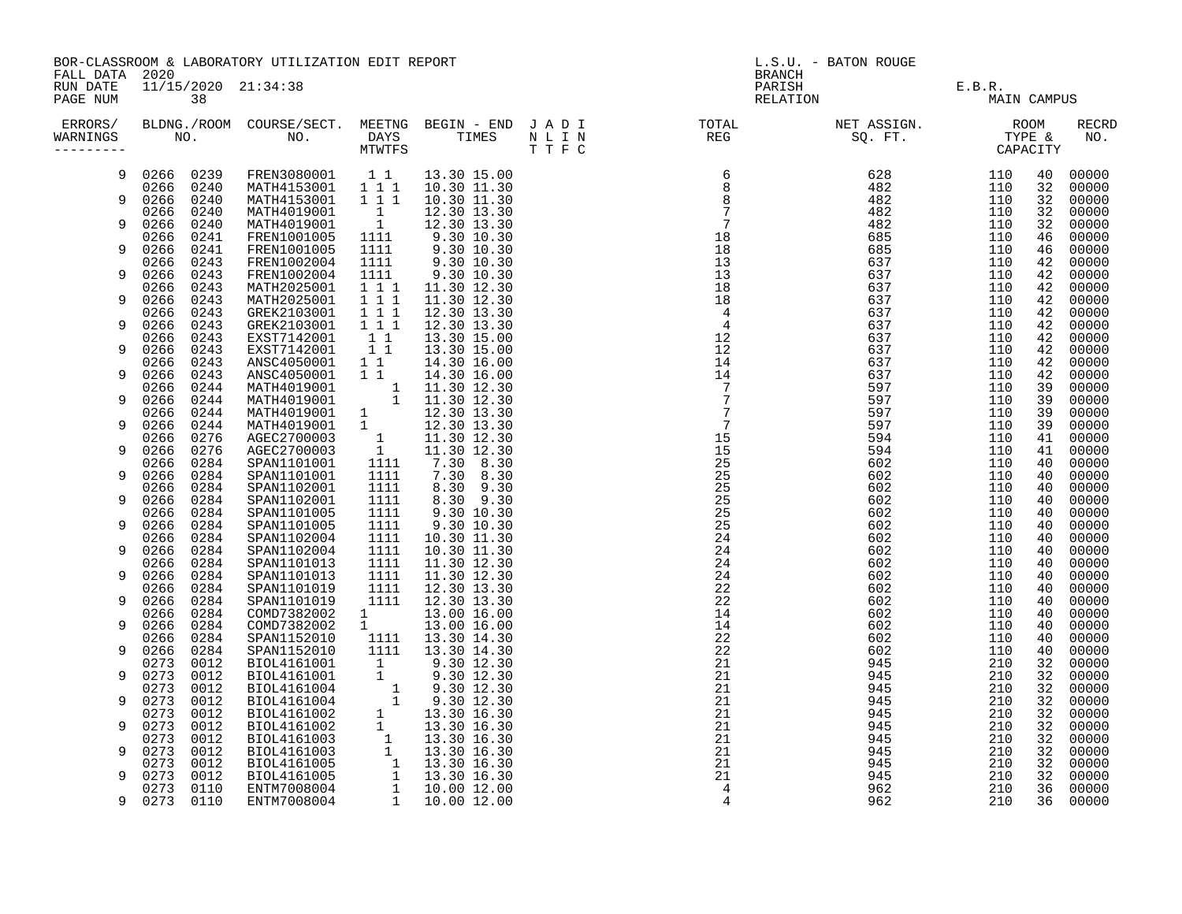BOR-CLASSROOM & LABORATORY UTILIZATION EDIT REPORT
FALL DATA 2020
RUN DATE 11/15/2020 21:34:38
PAGE NUM 38

L.S.U. - BATON ROUGE
BRANCH
PARISH E.B.R.
RELATION MAIN CAMPUS

| ERRORS/ WARNINGS | BLDNG. NO. | ROOM NO. | COURSE/SECT. NO. | MEETNG DAYS MTWTFS | BEGIN - END TIMES | J A D I N L I N T T F C | TOTAL REG | NET ASSIGN. SQ. FT. | ROOM TYPE | CAPACITY | RECRD NO. |
|---|---|---|---|---|---|---|---|---|---|---|---|
| 9 | 0266 | 0239 | FREN3080001 | 1 1 | 13.30 15.00 | | 6 | 628 | 110 | 40 | 00000 |
| | 0266 | 0240 | MATH4153001 | 1 1 1 | 10.30 11.30 | | 8 | 482 | 110 | 32 | 00000 |
| 9 | 0266 | 0240 | MATH4153001 | 1 1 1 | 10.30 11.30 | | 8 | 482 | 110 | 32 | 00000 |
| | 0266 | 0240 | MATH4019001 | 1 | 12.30 13.30 | | 7 | 482 | 110 | 32 | 00000 |
| 9 | 0266 | 0240 | MATH4019001 | 1 | 12.30 13.30 | | 7 | 482 | 110 | 32 | 00000 |
| | 0266 | 0241 | FREN1001005 | 1111 | 9.30 10.30 | | 18 | 685 | 110 | 46 | 00000 |
| 9 | 0266 | 0241 | FREN1001005 | 1111 | 9.30 10.30 | | 18 | 685 | 110 | 46 | 00000 |
| | 0266 | 0243 | FREN1002004 | 1111 | 9.30 10.30 | | 13 | 637 | 110 | 42 | 00000 |
| 9 | 0266 | 0243 | FREN1002004 | 1111 | 9.30 10.30 | | 13 | 637 | 110 | 42 | 00000 |
| | 0266 | 0243 | MATH2025001 | 1 1 1 | 11.30 12.30 | | 18 | 637 | 110 | 42 | 00000 |
| 9 | 0266 | 0243 | MATH2025001 | 1 1 1 | 11.30 12.30 | | 18 | 637 | 110 | 42 | 00000 |
| | 0266 | 0243 | GREK2103001 | 1 1 1 | 12.30 13.30 | | 4 | 637 | 110 | 42 | 00000 |
| 9 | 0266 | 0243 | GREK2103001 | 1 1 1 | 12.30 13.30 | | 4 | 637 | 110 | 42 | 00000 |
| | 0266 | 0243 | EXST7142001 | 1 1 | 13.30 15.00 | | 12 | 637 | 110 | 42 | 00000 |
| 9 | 0266 | 0243 | EXST7142001 | 1 1 | 13.30 15.00 | | 12 | 637 | 110 | 42 | 00000 |
| | 0266 | 0243 | ANSC4050001 | 1 1 | 14.30 16.00 | | 14 | 637 | 110 | 42 | 00000 |
| 9 | 0266 | 0243 | ANSC4050001 | 1 1 | 14.30 16.00 | | 14 | 637 | 110 | 42 | 00000 |
| | 0266 | 0244 | MATH4019001 | 1 | 11.30 12.30 | | 7 | 597 | 110 | 39 | 00000 |
| 9 | 0266 | 0244 | MATH4019001 | 1 | 11.30 12.30 | | 7 | 597 | 110 | 39 | 00000 |
| | 0266 | 0244 | MATH4019001 | 1 | 12.30 13.30 | | 7 | 597 | 110 | 39 | 00000 |
| 9 | 0266 | 0244 | MATH4019001 | 1 | 12.30 13.30 | | 7 | 597 | 110 | 39 | 00000 |
| | 0266 | 0276 | AGEC2700003 | 1 | 11.30 12.30 | | 15 | 594 | 110 | 41 | 00000 |
| 9 | 0266 | 0276 | AGEC2700003 | 1 | 11.30 12.30 | | 15 | 594 | 110 | 41 | 00000 |
| | 0266 | 0284 | SPAN1101001 | 1111 | 7.30 8.30 | | 25 | 602 | 110 | 40 | 00000 |
| 9 | 0266 | 0284 | SPAN1101001 | 1111 | 7.30 8.30 | | 25 | 602 | 110 | 40 | 00000 |
| | 0266 | 0284 | SPAN1102001 | 1111 | 8.30 9.30 | | 25 | 602 | 110 | 40 | 00000 |
| 9 | 0266 | 0284 | SPAN1102001 | 1111 | 8.30 9.30 | | 25 | 602 | 110 | 40 | 00000 |
| | 0266 | 0284 | SPAN1101005 | 1111 | 9.30 10.30 | | 25 | 602 | 110 | 40 | 00000 |
| 9 | 0266 | 0284 | SPAN1101005 | 1111 | 9.30 10.30 | | 25 | 602 | 110 | 40 | 00000 |
| | 0266 | 0284 | SPAN1102004 | 1111 | 10.30 11.30 | | 24 | 602 | 110 | 40 | 00000 |
| 9 | 0266 | 0284 | SPAN1102004 | 1111 | 10.30 11.30 | | 24 | 602 | 110 | 40 | 00000 |
| | 0266 | 0284 | SPAN1101013 | 1111 | 11.30 12.30 | | 24 | 602 | 110 | 40 | 00000 |
| 9 | 0266 | 0284 | SPAN1101013 | 1111 | 11.30 12.30 | | 24 | 602 | 110 | 40 | 00000 |
| | 0266 | 0284 | SPAN1101019 | 1111 | 12.30 13.30 | | 22 | 602 | 110 | 40 | 00000 |
| 9 | 0266 | 0284 | SPAN1101019 | 1111 | 12.30 13.30 | | 22 | 602 | 110 | 40 | 00000 |
| | 0266 | 0284 | COMD7382002 | 1 | 13.00 16.00 | | 14 | 602 | 110 | 40 | 00000 |
| 9 | 0266 | 0284 | COMD7382002 | 1 | 13.00 16.00 | | 14 | 602 | 110 | 40 | 00000 |
| | 0266 | 0284 | SPAN1152010 | 1111 | 13.30 14.30 | | 22 | 602 | 110 | 40 | 00000 |
| 9 | 0266 | 0284 | SPAN1152010 | 1111 | 13.30 14.30 | | 22 | 602 | 110 | 40 | 00000 |
| | 0273 | 0012 | BIOL4161001 | 1 | 9.30 12.30 | | 21 | 945 | 210 | 32 | 00000 |
| 9 | 0273 | 0012 | BIOL4161001 | 1 | 9.30 12.30 | | 21 | 945 | 210 | 32 | 00000 |
| | 0273 | 0012 | BIOL4161004 | 1 | 9.30 12.30 | | 21 | 945 | 210 | 32 | 00000 |
| 9 | 0273 | 0012 | BIOL4161004 | 1 | 9.30 12.30 | | 21 | 945 | 210 | 32 | 00000 |
| | 0273 | 0012 | BIOL4161002 | 1 | 13.30 16.30 | | 21 | 945 | 210 | 32 | 00000 |
| 9 | 0273 | 0012 | BIOL4161002 | 1 | 13.30 16.30 | | 21 | 945 | 210 | 32 | 00000 |
| | 0273 | 0012 | BIOL4161003 | 1 | 13.30 16.30 | | 21 | 945 | 210 | 32 | 00000 |
| 9 | 0273 | 0012 | BIOL4161003 | 1 | 13.30 16.30 | | 21 | 945 | 210 | 32 | 00000 |
| | 0273 | 0012 | BIOL4161005 | 1 | 13.30 16.30 | | 21 | 945 | 210 | 32 | 00000 |
| 9 | 0273 | 0012 | BIOL4161005 | 1 | 13.30 16.30 | | 21 | 945 | 210 | 32 | 00000 |
| | 0273 | 0110 | ENTM7008004 | 1 | 10.00 12.00 | | 4 | 962 | 210 | 36 | 00000 |
| 9 | 0273 | 0110 | ENTM7008004 | 1 | 10.00 12.00 | | 4 | 962 | 210 | 36 | 00000 |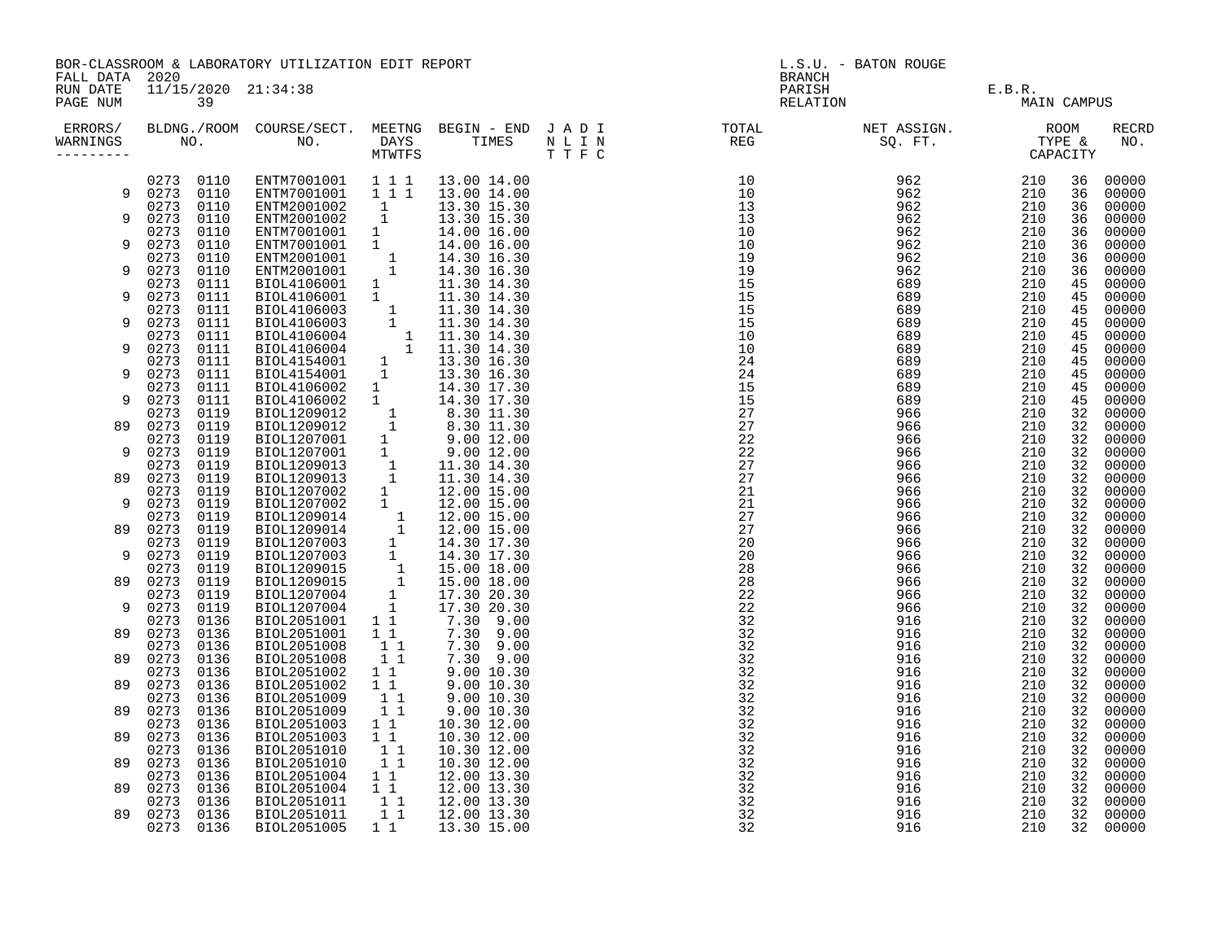BOR-CLASSROOM & LABORATORY UTILIZATION EDIT REPORT
FALL DATA 2020
RUN DATE 11/15/2020 21:34:38
PAGE NUM 39

L.S.U. - BATON ROUGE
BRANCH
PARISH E.B.R.
RELATION MAIN CAMPUS

| ERRORS/ WARNINGS | BLDNG./ROOM NO. | | COURSE/SECT. NO. | MEETNG DAYS MTWTFS | BEGIN - END TIMES | | J A D I N L I N T T F C | TOTAL REG | NET ASSIGN. SQ. FT. | ROOM TYPE & CAPACITY | | RECRD NO. |
|---|---|---|---|---|---|---|---|---|---|---|---|---|
| | 0273 | 0110 | ENTM7001001 | 1 1 1 | 13.00 | 14.00 | | 10 | 962 | 210 | 36 | 00000 |
| 9 | 0273 | 0110 | ENTM7001001 | 1 1 1 | 13.00 | 14.00 | | 10 | 962 | 210 | 36 | 00000 |
| | 0273 | 0110 | ENTM2001002 | 1 | 13.30 | 15.30 | | 13 | 962 | 210 | 36 | 00000 |
| 9 | 0273 | 0110 | ENTM2001002 | 1 | 13.30 | 15.30 | | 13 | 962 | 210 | 36 | 00000 |
| | 0273 | 0110 | ENTM7001001 | 1 | 14.00 | 16.00 | | 10 | 962 | 210 | 36 | 00000 |
| 9 | 0273 | 0110 | ENTM7001001 | 1 | 14.00 | 16.00 | | 10 | 962 | 210 | 36 | 00000 |
| | 0273 | 0110 | ENTM2001001 | 1 | 14.30 | 16.30 | | 19 | 962 | 210 | 36 | 00000 |
| 9 | 0273 | 0110 | ENTM2001001 | 1 | 14.30 | 16.30 | | 19 | 962 | 210 | 36 | 00000 |
| | 0273 | 0111 | BIOL4106001 | 1 | 11.30 | 14.30 | | 15 | 689 | 210 | 45 | 00000 |
| 9 | 0273 | 0111 | BIOL4106001 | 1 | 11.30 | 14.30 | | 15 | 689 | 210 | 45 | 00000 |
| | 0273 | 0111 | BIOL4106003 | 1 | 11.30 | 14.30 | | 15 | 689 | 210 | 45 | 00000 |
| 9 | 0273 | 0111 | BIOL4106003 | 1 | 11.30 | 14.30 | | 15 | 689 | 210 | 45 | 00000 |
| | 0273 | 0111 | BIOL4106004 | 1 | 11.30 | 14.30 | | 10 | 689 | 210 | 45 | 00000 |
| 9 | 0273 | 0111 | BIOL4106004 | 1 | 11.30 | 14.30 | | 10 | 689 | 210 | 45 | 00000 |
| | 0273 | 0111 | BIOL4154001 | 1 | 13.30 | 16.30 | | 24 | 689 | 210 | 45 | 00000 |
| 9 | 0273 | 0111 | BIOL4154001 | 1 | 13.30 | 16.30 | | 24 | 689 | 210 | 45 | 00000 |
| | 0273 | 0111 | BIOL4106002 | 1 | 14.30 | 17.30 | | 15 | 689 | 210 | 45 | 00000 |
| 9 | 0273 | 0111 | BIOL4106002 | 1 | 14.30 | 17.30 | | 15 | 689 | 210 | 45 | 00000 |
| | 0273 | 0119 | BIOL1209012 | 1 | 8.30 | 11.30 | | 27 | 966 | 210 | 32 | 00000 |
| 89 | 0273 | 0119 | BIOL1209012 | 1 | 8.30 | 11.30 | | 27 | 966 | 210 | 32 | 00000 |
| | 0273 | 0119 | BIOL1207001 | 1 | 9.00 | 12.00 | | 22 | 966 | 210 | 32 | 00000 |
| 9 | 0273 | 0119 | BIOL1207001 | 1 | 9.00 | 12.00 | | 22 | 966 | 210 | 32 | 00000 |
| | 0273 | 0119 | BIOL1209013 | 1 | 11.30 | 14.30 | | 27 | 966 | 210 | 32 | 00000 |
| 89 | 0273 | 0119 | BIOL1209013 | 1 | 11.30 | 14.30 | | 27 | 966 | 210 | 32 | 00000 |
| | 0273 | 0119 | BIOL1207002 | 1 | 12.00 | 15.00 | | 21 | 966 | 210 | 32 | 00000 |
| 9 | 0273 | 0119 | BIOL1207002 | 1 | 12.00 | 15.00 | | 21 | 966 | 210 | 32 | 00000 |
| | 0273 | 0119 | BIOL1209014 | 1 | 12.00 | 15.00 | | 27 | 966 | 210 | 32 | 00000 |
| 89 | 0273 | 0119 | BIOL1209014 | 1 | 12.00 | 15.00 | | 27 | 966 | 210 | 32 | 00000 |
| | 0273 | 0119 | BIOL1207003 | 1 | 14.30 | 17.30 | | 20 | 966 | 210 | 32 | 00000 |
| 9 | 0273 | 0119 | BIOL1207003 | 1 | 14.30 | 17.30 | | 20 | 966 | 210 | 32 | 00000 |
| | 0273 | 0119 | BIOL1209015 | 1 | 15.00 | 18.00 | | 28 | 966 | 210 | 32 | 00000 |
| 89 | 0273 | 0119 | BIOL1209015 | 1 | 15.00 | 18.00 | | 28 | 966 | 210 | 32 | 00000 |
| | 0273 | 0119 | BIOL1207004 | 1 | 17.30 | 20.30 | | 22 | 966 | 210 | 32 | 00000 |
| 9 | 0273 | 0119 | BIOL1207004 | 1 | 17.30 | 20.30 | | 22 | 966 | 210 | 32 | 00000 |
| | 0273 | 0136 | BIOL2051001 | 1 1 | 7.30 | 9.00 | | 32 | 916 | 210 | 32 | 00000 |
| 89 | 0273 | 0136 | BIOL2051001 | 1 1 | 7.30 | 9.00 | | 32 | 916 | 210 | 32 | 00000 |
| | 0273 | 0136 | BIOL2051008 | 1 1 | 7.30 | 9.00 | | 32 | 916 | 210 | 32 | 00000 |
| 89 | 0273 | 0136 | BIOL2051008 | 1 1 | 7.30 | 9.00 | | 32 | 916 | 210 | 32 | 00000 |
| | 0273 | 0136 | BIOL2051002 | 1 1 | 9.00 | 10.30 | | 32 | 916 | 210 | 32 | 00000 |
| 89 | 0273 | 0136 | BIOL2051002 | 1 1 | 9.00 | 10.30 | | 32 | 916 | 210 | 32 | 00000 |
| | 0273 | 0136 | BIOL2051009 | 1 1 | 9.00 | 10.30 | | 32 | 916 | 210 | 32 | 00000 |
| 89 | 0273 | 0136 | BIOL2051009 | 1 1 | 9.00 | 10.30 | | 32 | 916 | 210 | 32 | 00000 |
| | 0273 | 0136 | BIOL2051003 | 1 1 | 10.30 | 12.00 | | 32 | 916 | 210 | 32 | 00000 |
| 89 | 0273 | 0136 | BIOL2051003 | 1 1 | 10.30 | 12.00 | | 32 | 916 | 210 | 32 | 00000 |
| | 0273 | 0136 | BIOL2051010 | 1 1 | 10.30 | 12.00 | | 32 | 916 | 210 | 32 | 00000 |
| 89 | 0273 | 0136 | BIOL2051010 | 1 1 | 10.30 | 12.00 | | 32 | 916 | 210 | 32 | 00000 |
| | 0273 | 0136 | BIOL2051004 | 1 1 | 12.00 | 13.30 | | 32 | 916 | 210 | 32 | 00000 |
| 89 | 0273 | 0136 | BIOL2051004 | 1 1 | 12.00 | 13.30 | | 32 | 916 | 210 | 32 | 00000 |
| | 0273 | 0136 | BIOL2051011 | 1 1 | 12.00 | 13.30 | | 32 | 916 | 210 | 32 | 00000 |
| 89 | 0273 | 0136 | BIOL2051011 | 1 1 | 12.00 | 13.30 | | 32 | 916 | 210 | 32 | 00000 |
| | 0273 | 0136 | BIOL2051005 | 1 1 | 13.30 | 15.00 | | 32 | 916 | 210 | 32 | 00000 |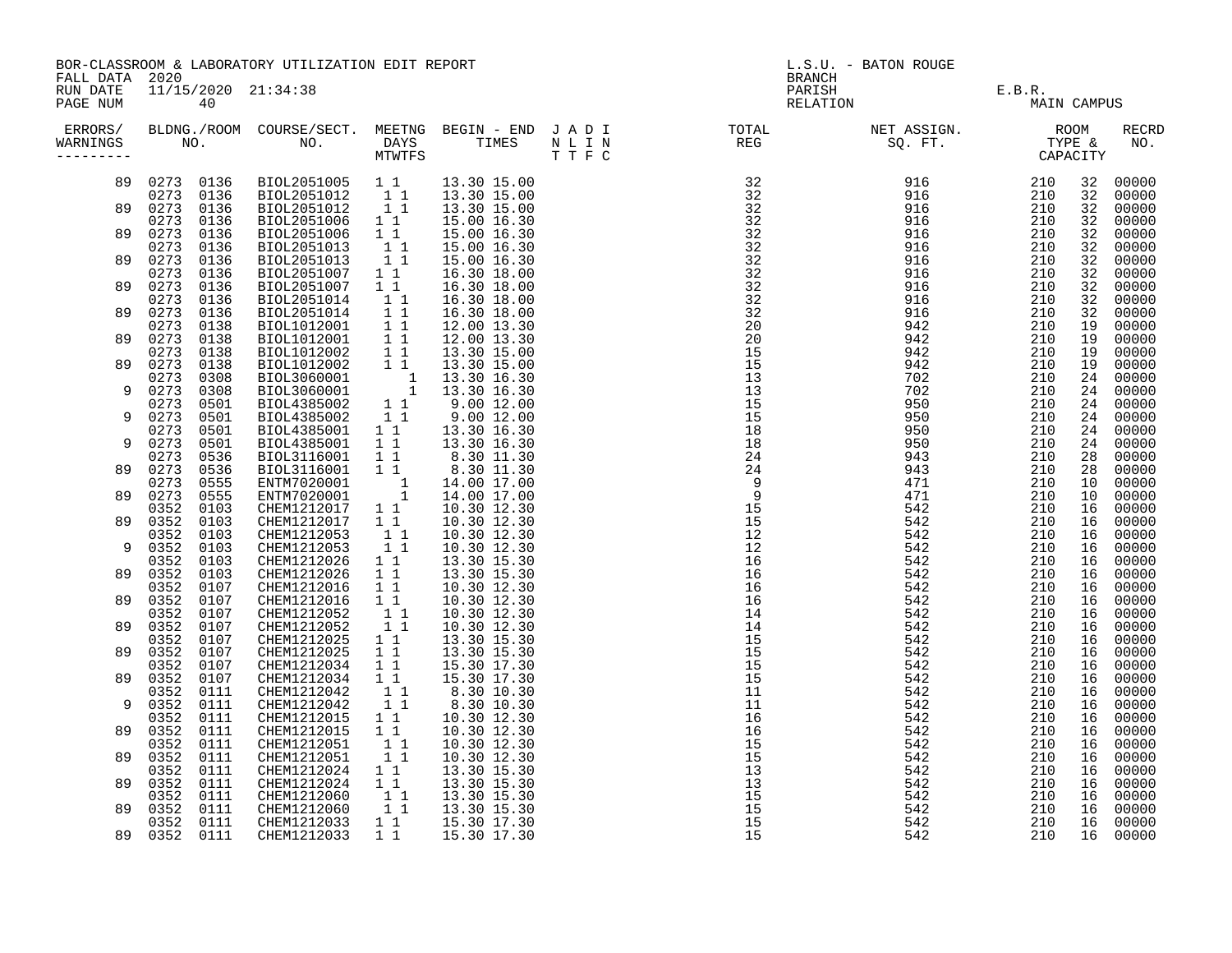BOR-CLASSROOM & LABORATORY UTILIZATION EDIT REPORT
FALL DATA 2020
RUN DATE 11/15/2020 21:34:38
PAGE NUM 40

L.S.U. - BATON ROUGE
BRANCH
PARISH E.B.R.
RELATION MAIN CAMPUS

| ERRORS/ WARNINGS | BLDNG./ROOM NO. | COURSE/SECT. NO. | MEETNG DAYS MTWTFS | BEGIN - END TIMES | J A D I N L I N T T F C | TOTAL REG | NET ASSIGN. SQ. FT. | ROOM TYPE & CAPACITY | | RECRD NO. |
|---|---|---|---|---|---|---|---|---|---|---|
| 89 | 0273 0136 | BIOL2051005 | 1 1 | 13.30 15.00 | | 32 | 916 | 210 | 32 | 00000 |
| | 0273 0136 | BIOL2051012 | 1 1 | 13.30 15.00 | | 32 | 916 | 210 | 32 | 00000 |
| 89 | 0273 0136 | BIOL2051012 | 1 1 | 13.30 15.00 | | 32 | 916 | 210 | 32 | 00000 |
| | 0273 0136 | BIOL2051006 | 1 1 | 15.00 16.30 | | 32 | 916 | 210 | 32 | 00000 |
| 89 | 0273 0136 | BIOL2051006 | 1 1 | 15.00 16.30 | | 32 | 916 | 210 | 32 | 00000 |
| | 0273 0136 | BIOL2051013 | 1 1 | 15.00 16.30 | | 32 | 916 | 210 | 32 | 00000 |
| 89 | 0273 0136 | BIOL2051013 | 1 1 | 15.00 16.30 | | 32 | 916 | 210 | 32 | 00000 |
| | 0273 0136 | BIOL2051007 | 1 1 | 16.30 18.00 | | 32 | 916 | 210 | 32 | 00000 |
| 89 | 0273 0136 | BIOL2051007 | 1 1 | 16.30 18.00 | | 32 | 916 | 210 | 32 | 00000 |
| | 0273 0136 | BIOL2051014 | 1 1 | 16.30 18.00 | | 32 | 916 | 210 | 32 | 00000 |
| 89 | 0273 0136 | BIOL2051014 | 1 1 | 16.30 18.00 | | 32 | 916 | 210 | 32 | 00000 |
| | 0273 0138 | BIOL1012001 | 1 1 | 12.00 13.30 | | 20 | 942 | 210 | 19 | 00000 |
| 89 | 0273 0138 | BIOL1012001 | 1 1 | 12.00 13.30 | | 20 | 942 | 210 | 19 | 00000 |
| | 0273 0138 | BIOL1012002 | 1 1 | 13.30 15.00 | | 15 | 942 | 210 | 19 | 00000 |
| 89 | 0273 0138 | BIOL1012002 | 1 1 | 13.30 15.00 | | 15 | 942 | 210 | 19 | 00000 |
| | 0273 0308 | BIOL3060001 | 1 | 13.30 16.30 | | 13 | 702 | 210 | 24 | 00000 |
| 9 | 0273 0308 | BIOL3060001 | 1 | 13.30 16.30 | | 13 | 702 | 210 | 24 | 00000 |
| | 0273 0501 | BIOL4385002 | 1 1 | 9.00 12.00 | | 15 | 950 | 210 | 24 | 00000 |
| 9 | 0273 0501 | BIOL4385002 | 1 1 | 9.00 12.00 | | 15 | 950 | 210 | 24 | 00000 |
| | 0273 0501 | BIOL4385001 | 1 1 | 13.30 16.30 | | 18 | 950 | 210 | 24 | 00000 |
| 9 | 0273 0501 | BIOL4385001 | 1 1 | 13.30 16.30 | | 18 | 950 | 210 | 24 | 00000 |
| | 0273 0536 | BIOL3116001 | 1 1 | 8.30 11.30 | | 24 | 943 | 210 | 28 | 00000 |
| 89 | 0273 0536 | BIOL3116001 | 1 1 | 8.30 11.30 | | 24 | 943 | 210 | 28 | 00000 |
| | 0273 0555 | ENTM7020001 | 1 | 14.00 17.00 | | 9 | 471 | 210 | 10 | 00000 |
| 89 | 0273 0555 | ENTM7020001 | 1 | 14.00 17.00 | | 9 | 471 | 210 | 10 | 00000 |
| | 0352 0103 | CHEM1212017 | 1 1 | 10.30 12.30 | | 15 | 542 | 210 | 16 | 00000 |
| 89 | 0352 0103 | CHEM1212017 | 1 1 | 10.30 12.30 | | 15 | 542 | 210 | 16 | 00000 |
| | 0352 0103 | CHEM1212053 | 1 1 | 10.30 12.30 | | 12 | 542 | 210 | 16 | 00000 |
| 9 | 0352 0103 | CHEM1212053 | 1 1 | 10.30 12.30 | | 12 | 542 | 210 | 16 | 00000 |
| | 0352 0103 | CHEM1212026 | 1 1 | 13.30 15.30 | | 16 | 542 | 210 | 16 | 00000 |
| 89 | 0352 0103 | CHEM1212026 | 1 1 | 13.30 15.30 | | 16 | 542 | 210 | 16 | 00000 |
| | 0352 0107 | CHEM1212016 | 1 1 | 10.30 12.30 | | 16 | 542 | 210 | 16 | 00000 |
| 89 | 0352 0107 | CHEM1212016 | 1 1 | 10.30 12.30 | | 16 | 542 | 210 | 16 | 00000 |
| | 0352 0107 | CHEM1212052 | 1 1 | 10.30 12.30 | | 14 | 542 | 210 | 16 | 00000 |
| 89 | 0352 0107 | CHEM1212052 | 1 1 | 10.30 12.30 | | 14 | 542 | 210 | 16 | 00000 |
| | 0352 0107 | CHEM1212025 | 1 1 | 13.30 15.30 | | 15 | 542 | 210 | 16 | 00000 |
| 89 | 0352 0107 | CHEM1212025 | 1 1 | 13.30 15.30 | | 15 | 542 | 210 | 16 | 00000 |
| | 0352 0107 | CHEM1212034 | 1 1 | 15.30 17.30 | | 15 | 542 | 210 | 16 | 00000 |
| 89 | 0352 0107 | CHEM1212034 | 1 1 | 15.30 17.30 | | 15 | 542 | 210 | 16 | 00000 |
| | 0352 0111 | CHEM1212042 | 1 1 | 8.30 10.30 | | 11 | 542 | 210 | 16 | 00000 |
| 9 | 0352 0111 | CHEM1212042 | 1 1 | 8.30 10.30 | | 11 | 542 | 210 | 16 | 00000 |
| | 0352 0111 | CHEM1212015 | 1 1 | 10.30 12.30 | | 16 | 542 | 210 | 16 | 00000 |
| 89 | 0352 0111 | CHEM1212015 | 1 1 | 10.30 12.30 | | 16 | 542 | 210 | 16 | 00000 |
| | 0352 0111 | CHEM1212051 | 1 1 | 10.30 12.30 | | 15 | 542 | 210 | 16 | 00000 |
| 89 | 0352 0111 | CHEM1212051 | 1 1 | 10.30 12.30 | | 15 | 542 | 210 | 16 | 00000 |
| | 0352 0111 | CHEM1212024 | 1 1 | 13.30 15.30 | | 13 | 542 | 210 | 16 | 00000 |
| 89 | 0352 0111 | CHEM1212024 | 1 1 | 13.30 15.30 | | 13 | 542 | 210 | 16 | 00000 |
| | 0352 0111 | CHEM1212060 | 1 1 | 13.30 15.30 | | 15 | 542 | 210 | 16 | 00000 |
| 89 | 0352 0111 | CHEM1212060 | 1 1 | 13.30 15.30 | | 15 | 542 | 210 | 16 | 00000 |
| | 0352 0111 | CHEM1212033 | 1 1 | 15.30 17.30 | | 15 | 542 | 210 | 16 | 00000 |
| 89 | 0352 0111 | CHEM1212033 | 1 1 | 15.30 17.30 | | 15 | 542 | 210 | 16 | 00000 |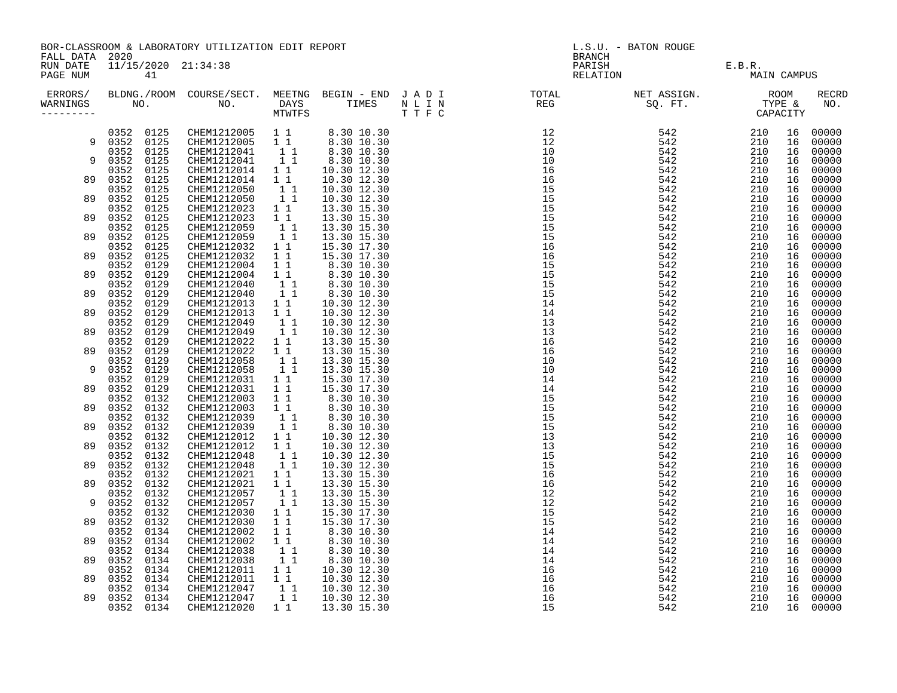BOR-CLASSROOM & LABORATORY UTILIZATION EDIT REPORT
FALL DATA 2020
RUN DATE 11/15/2020 21:34:38
PAGE NUM 41

L.S.U. - BATON ROUGE
BRANCH
PARISH E.B.R.
RELATION MAIN CAMPUS

| ERRORS/ WARNINGS | BLDNG./ROOM NO. | COURSE/SECT. NO. | MEETNG DAYS MTWTFS | BEGIN - END TIMES | J A D I N L I N T T F C | TOTAL REG | NET ASSIGN. SQ. FT. | ROOM TYPE & CAPACITY | | RECRD NO. |
|---|---|---|---|---|---|---|---|---|---|---|
| | 0352 0125 | CHEM1212005 | 1 1 | 8.30 10.30 | | 12 | 542 | 210 | 16 | 00000 |
| 9 | 0352 0125 | CHEM1212005 | 1 1 | 8.30 10.30 | | 12 | 542 | 210 | 16 | 00000 |
| | 0352 0125 | CHEM1212041 | 1 1 | 8.30 10.30 | | 10 | 542 | 210 | 16 | 00000 |
| 9 | 0352 0125 | CHEM1212041 | 1 1 | 8.30 10.30 | | 10 | 542 | 210 | 16 | 00000 |
| | 0352 0125 | CHEM1212014 | 1 1 | 10.30 12.30 | | 16 | 542 | 210 | 16 | 00000 |
| 89 | 0352 0125 | CHEM1212014 | 1 1 | 10.30 12.30 | | 16 | 542 | 210 | 16 | 00000 |
| | 0352 0125 | CHEM1212050 | 1 1 | 10.30 12.30 | | 15 | 542 | 210 | 16 | 00000 |
| 89 | 0352 0125 | CHEM1212050 | 1 1 | 10.30 12.30 | | 15 | 542 | 210 | 16 | 00000 |
| | 0352 0125 | CHEM1212023 | 1 1 | 13.30 15.30 | | 15 | 542 | 210 | 16 | 00000 |
| 89 | 0352 0125 | CHEM1212023 | 1 1 | 13.30 15.30 | | 15 | 542 | 210 | 16 | 00000 |
| | 0352 0125 | CHEM1212059 | 1 1 | 13.30 15.30 | | 15 | 542 | 210 | 16 | 00000 |
| 89 | 0352 0125 | CHEM1212059 | 1 1 | 13.30 15.30 | | 15 | 542 | 210 | 16 | 00000 |
| | 0352 0125 | CHEM1212032 | 1 1 | 15.30 17.30 | | 16 | 542 | 210 | 16 | 00000 |
| 89 | 0352 0125 | CHEM1212032 | 1 1 | 15.30 17.30 | | 16 | 542 | 210 | 16 | 00000 |
| | 0352 0129 | CHEM1212004 | 1 1 | 8.30 10.30 | | 15 | 542 | 210 | 16 | 00000 |
| 89 | 0352 0129 | CHEM1212004 | 1 1 | 8.30 10.30 | | 15 | 542 | 210 | 16 | 00000 |
| | 0352 0129 | CHEM1212040 | 1 1 | 8.30 10.30 | | 15 | 542 | 210 | 16 | 00000 |
| 89 | 0352 0129 | CHEM1212040 | 1 1 | 8.30 10.30 | | 15 | 542 | 210 | 16 | 00000 |
| | 0352 0129 | CHEM1212013 | 1 1 | 10.30 12.30 | | 14 | 542 | 210 | 16 | 00000 |
| 89 | 0352 0129 | CHEM1212013 | 1 1 | 10.30 12.30 | | 14 | 542 | 210 | 16 | 00000 |
| | 0352 0129 | CHEM1212049 | 1 1 | 10.30 12.30 | | 13 | 542 | 210 | 16 | 00000 |
| 89 | 0352 0129 | CHEM1212049 | 1 1 | 10.30 12.30 | | 13 | 542 | 210 | 16 | 00000 |
| | 0352 0129 | CHEM1212022 | 1 1 | 13.30 15.30 | | 16 | 542 | 210 | 16 | 00000 |
| 89 | 0352 0129 | CHEM1212022 | 1 1 | 13.30 15.30 | | 16 | 542 | 210 | 16 | 00000 |
| | 0352 0129 | CHEM1212058 | 1 1 | 13.30 15.30 | | 10 | 542 | 210 | 16 | 00000 |
| 9 | 0352 0129 | CHEM1212058 | 1 1 | 13.30 15.30 | | 10 | 542 | 210 | 16 | 00000 |
| | 0352 0129 | CHEM1212031 | 1 1 | 15.30 17.30 | | 14 | 542 | 210 | 16 | 00000 |
| 89 | 0352 0129 | CHEM1212031 | 1 1 | 15.30 17.30 | | 14 | 542 | 210 | 16 | 00000 |
| | 0352 0132 | CHEM1212003 | 1 1 | 8.30 10.30 | | 15 | 542 | 210 | 16 | 00000 |
| 89 | 0352 0132 | CHEM1212003 | 1 1 | 8.30 10.30 | | 15 | 542 | 210 | 16 | 00000 |
| | 0352 0132 | CHEM1212039 | 1 1 | 8.30 10.30 | | 15 | 542 | 210 | 16 | 00000 |
| 89 | 0352 0132 | CHEM1212039 | 1 1 | 8.30 10.30 | | 15 | 542 | 210 | 16 | 00000 |
| | 0352 0132 | CHEM1212012 | 1 1 | 10.30 12.30 | | 13 | 542 | 210 | 16 | 00000 |
| 89 | 0352 0132 | CHEM1212012 | 1 1 | 10.30 12.30 | | 13 | 542 | 210 | 16 | 00000 |
| | 0352 0132 | CHEM1212048 | 1 1 | 10.30 12.30 | | 15 | 542 | 210 | 16 | 00000 |
| 89 | 0352 0132 | CHEM1212048 | 1 1 | 10.30 12.30 | | 15 | 542 | 210 | 16 | 00000 |
| | 0352 0132 | CHEM1212021 | 1 1 | 13.30 15.30 | | 16 | 542 | 210 | 16 | 00000 |
| 89 | 0352 0132 | CHEM1212021 | 1 1 | 13.30 15.30 | | 16 | 542 | 210 | 16 | 00000 |
| | 0352 0132 | CHEM1212057 | 1 1 | 13.30 15.30 | | 12 | 542 | 210 | 16 | 00000 |
| 9 | 0352 0132 | CHEM1212057 | 1 1 | 13.30 15.30 | | 12 | 542 | 210 | 16 | 00000 |
| | 0352 0132 | CHEM1212030 | 1 1 | 15.30 17.30 | | 15 | 542 | 210 | 16 | 00000 |
| 89 | 0352 0132 | CHEM1212030 | 1 1 | 15.30 17.30 | | 15 | 542 | 210 | 16 | 00000 |
| | 0352 0134 | CHEM1212002 | 1 1 | 8.30 10.30 | | 14 | 542 | 210 | 16 | 00000 |
| 89 | 0352 0134 | CHEM1212002 | 1 1 | 8.30 10.30 | | 14 | 542 | 210 | 16 | 00000 |
| | 0352 0134 | CHEM1212038 | 1 1 | 8.30 10.30 | | 14 | 542 | 210 | 16 | 00000 |
| 89 | 0352 0134 | CHEM1212038 | 1 1 | 8.30 10.30 | | 14 | 542 | 210 | 16 | 00000 |
| | 0352 0134 | CHEM1212011 | 1 1 | 10.30 12.30 | | 16 | 542 | 210 | 16 | 00000 |
| 89 | 0352 0134 | CHEM1212011 | 1 1 | 10.30 12.30 | | 16 | 542 | 210 | 16 | 00000 |
| | 0352 0134 | CHEM1212047 | 1 1 | 10.30 12.30 | | 16 | 542 | 210 | 16 | 00000 |
| 89 | 0352 0134 | CHEM1212047 | 1 1 | 10.30 12.30 | | 16 | 542 | 210 | 16 | 00000 |
| | 0352 0134 | CHEM1212020 | 1 1 | 13.30 15.30 | | 15 | 542 | 210 | 16 | 00000 |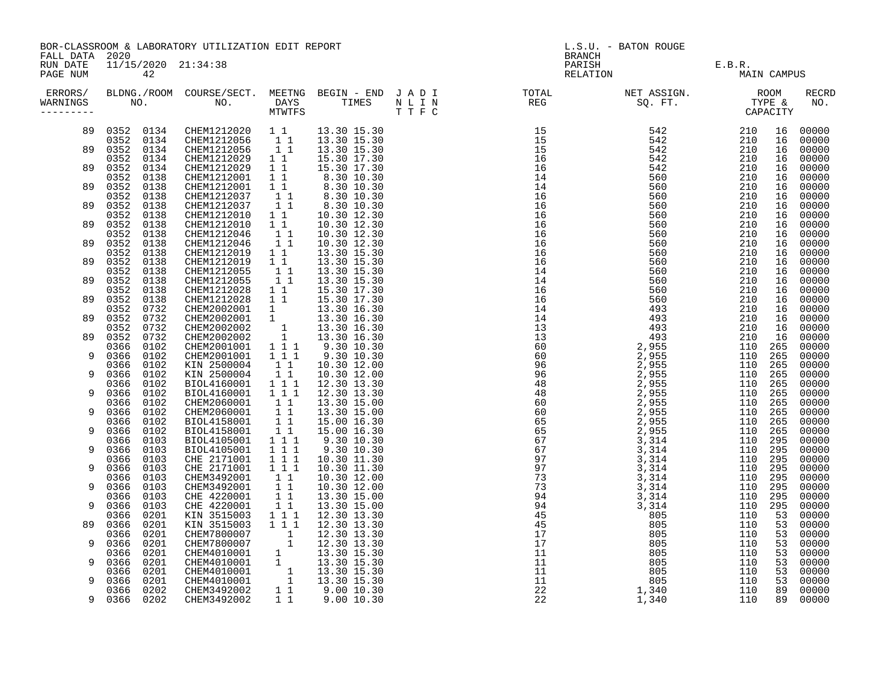BOR-CLASSROOM & LABORATORY UTILIZATION EDIT REPORT
FALL DATA 2020
RUN DATE 11/15/2020 21:34:38
PAGE NUM 42

L.S.U. - BATON ROUGE
BRANCH
PARISH E.B.R.
RELATION MAIN CAMPUS

| ERRORS/ WARNINGS | BLDNG./ROOM NO. | | COURSE/SECT. NO. | MEETNG DAYS MTWTFS | BEGIN - END TIMES | | J A D I N L I N T T F C | TOTAL REG | NET ASSIGN. SQ. FT. | ROOM TYPE & CAPACITY | | RECRD NO. |
|---|---|---|---|---|---|---|---|---|---|---|---|---|
| 89 | 0352 | 0134 | CHEM1212020 | 1 1 | 13.30 | 15.30 | | 15 | 542 | 210 | 16 | 00000 |
| | 0352 | 0134 | CHEM1212056 | 1 1 | 13.30 | 15.30 | | 15 | 542 | 210 | 16 | 00000 |
| 89 | 0352 | 0134 | CHEM1212056 | 1 1 | 13.30 | 15.30 | | 15 | 542 | 210 | 16 | 00000 |
| | 0352 | 0134 | CHEM1212029 | 1 1 | 15.30 | 17.30 | | 16 | 542 | 210 | 16 | 00000 |
| 89 | 0352 | 0134 | CHEM1212029 | 1 1 | 15.30 | 17.30 | | 16 | 542 | 210 | 16 | 00000 |
| | 0352 | 0138 | CHEM1212001 | 1 1 | 8.30 | 10.30 | | 14 | 560 | 210 | 16 | 00000 |
| 89 | 0352 | 0138 | CHEM1212001 | 1 1 | 8.30 | 10.30 | | 14 | 560 | 210 | 16 | 00000 |
| | 0352 | 0138 | CHEM1212037 | 1 1 | 8.30 | 10.30 | | 16 | 560 | 210 | 16 | 00000 |
| 89 | 0352 | 0138 | CHEM1212037 | 1 1 | 8.30 | 10.30 | | 16 | 560 | 210 | 16 | 00000 |
| | 0352 | 0138 | CHEM1212010 | 1 1 | 10.30 | 12.30 | | 16 | 560 | 210 | 16 | 00000 |
| 89 | 0352 | 0138 | CHEM1212010 | 1 1 | 10.30 | 12.30 | | 16 | 560 | 210 | 16 | 00000 |
| | 0352 | 0138 | CHEM1212046 | 1 1 | 10.30 | 12.30 | | 16 | 560 | 210 | 16 | 00000 |
| 89 | 0352 | 0138 | CHEM1212046 | 1 1 | 10.30 | 12.30 | | 16 | 560 | 210 | 16 | 00000 |
| | 0352 | 0138 | CHEM1212019 | 1 1 | 13.30 | 15.30 | | 16 | 560 | 210 | 16 | 00000 |
| 89 | 0352 | 0138 | CHEM1212019 | 1 1 | 13.30 | 15.30 | | 16 | 560 | 210 | 16 | 00000 |
| | 0352 | 0138 | CHEM1212055 | 1 1 | 13.30 | 15.30 | | 14 | 560 | 210 | 16 | 00000 |
| 89 | 0352 | 0138 | CHEM1212055 | 1 1 | 13.30 | 15.30 | | 14 | 560 | 210 | 16 | 00000 |
| | 0352 | 0138 | CHEM1212028 | 1 1 | 15.30 | 17.30 | | 16 | 560 | 210 | 16 | 00000 |
| 89 | 0352 | 0138 | CHEM1212028 | 1 1 | 15.30 | 17.30 | | 16 | 560 | 210 | 16 | 00000 |
| | 0352 | 0732 | CHEM2002001 | 1 | 13.30 | 16.30 | | 14 | 493 | 210 | 16 | 00000 |
| 89 | 0352 | 0732 | CHEM2002001 | 1 | 13.30 | 16.30 | | 14 | 493 | 210 | 16 | 00000 |
| | 0352 | 0732 | CHEM2002002 | 1 | 13.30 | 16.30 | | 13 | 493 | 210 | 16 | 00000 |
| 89 | 0352 | 0732 | CHEM2002002 | 1 | 13.30 | 16.30 | | 13 | 493 | 210 | 16 | 00000 |
| | 0366 | 0102 | CHEM2001001 | 1 1 1 | 9.30 | 10.30 | | 60 | 2,955 | 110 | 265 | 00000 |
| 9 | 0366 | 0102 | CHEM2001001 | 1 1 1 | 9.30 | 10.30 | | 60 | 2,955 | 110 | 265 | 00000 |
| | 0366 | 0102 | KIN 2500004 | 1 1 | 10.30 | 12.00 | | 96 | 2,955 | 110 | 265 | 00000 |
| 9 | 0366 | 0102 | KIN 2500004 | 1 1 | 10.30 | 12.00 | | 96 | 2,955 | 110 | 265 | 00000 |
| | 0366 | 0102 | BIOL4160001 | 1 1 1 | 12.30 | 13.30 | | 48 | 2,955 | 110 | 265 | 00000 |
| 9 | 0366 | 0102 | BIOL4160001 | 1 1 1 | 12.30 | 13.30 | | 48 | 2,955 | 110 | 265 | 00000 |
| | 0366 | 0102 | CHEM2060001 | 1 1 | 13.30 | 15.00 | | 60 | 2,955 | 110 | 265 | 00000 |
| 9 | 0366 | 0102 | CHEM2060001 | 1 1 | 13.30 | 15.00 | | 60 | 2,955 | 110 | 265 | 00000 |
| | 0366 | 0102 | BIOL4158001 | 1 1 | 15.00 | 16.30 | | 65 | 2,955 | 110 | 265 | 00000 |
| 9 | 0366 | 0102 | BIOL4158001 | 1 1 | 15.00 | 16.30 | | 65 | 2,955 | 110 | 265 | 00000 |
| | 0366 | 0103 | BIOL4105001 | 1 1 1 | 9.30 | 10.30 | | 67 | 3,314 | 110 | 295 | 00000 |
| 9 | 0366 | 0103 | BIOL4105001 | 1 1 1 | 9.30 | 10.30 | | 67 | 3,314 | 110 | 295 | 00000 |
| | 0366 | 0103 | CHE 2171001 | 1 1 1 | 10.30 | 11.30 | | 97 | 3,314 | 110 | 295 | 00000 |
| 9 | 0366 | 0103 | CHE 2171001 | 1 1 1 | 10.30 | 11.30 | | 97 | 3,314 | 110 | 295 | 00000 |
| | 0366 | 0103 | CHEM3492001 | 1 1 | 10.30 | 12.00 | | 73 | 3,314 | 110 | 295 | 00000 |
| 9 | 0366 | 0103 | CHEM3492001 | 1 1 | 10.30 | 12.00 | | 73 | 3,314 | 110 | 295 | 00000 |
| | 0366 | 0103 | CHE 4220001 | 1 1 | 13.30 | 15.00 | | 94 | 3,314 | 110 | 295 | 00000 |
| 9 | 0366 | 0103 | CHE 4220001 | 1 1 | 13.30 | 15.00 | | 94 | 3,314 | 110 | 295 | 00000 |
| | 0366 | 0201 | KIN 3515003 | 1 1 1 | 12.30 | 13.30 | | 45 | 805 | 110 | 53 | 00000 |
| 89 | 0366 | 0201 | KIN 3515003 | 1 1 1 | 12.30 | 13.30 | | 45 | 805 | 110 | 53 | 00000 |
| | 0366 | 0201 | CHEM7800007 | 1 | 12.30 | 13.30 | | 17 | 805 | 110 | 53 | 00000 |
| 9 | 0366 | 0201 | CHEM7800007 | 1 | 12.30 | 13.30 | | 17 | 805 | 110 | 53 | 00000 |
| | 0366 | 0201 | CHEM4010001 | 1 | 13.30 | 15.30 | | 11 | 805 | 110 | 53 | 00000 |
| 9 | 0366 | 0201 | CHEM4010001 | 1 | 13.30 | 15.30 | | 11 | 805 | 110 | 53 | 00000 |
| | 0366 | 0201 | CHEM4010001 | 1 | 13.30 | 15.30 | | 11 | 805 | 110 | 53 | 00000 |
| 9 | 0366 | 0201 | CHEM4010001 | 1 | 13.30 | 15.30 | | 11 | 805 | 110 | 53 | 00000 |
| | 0366 | 0202 | CHEM3492002 | 1 1 | 9.00 | 10.30 | | 22 | 1,340 | 110 | 89 | 00000 |
| 9 | 0366 | 0202 | CHEM3492002 | 1 1 | 9.00 | 10.30 | | 22 | 1,340 | 110 | 89 | 00000 |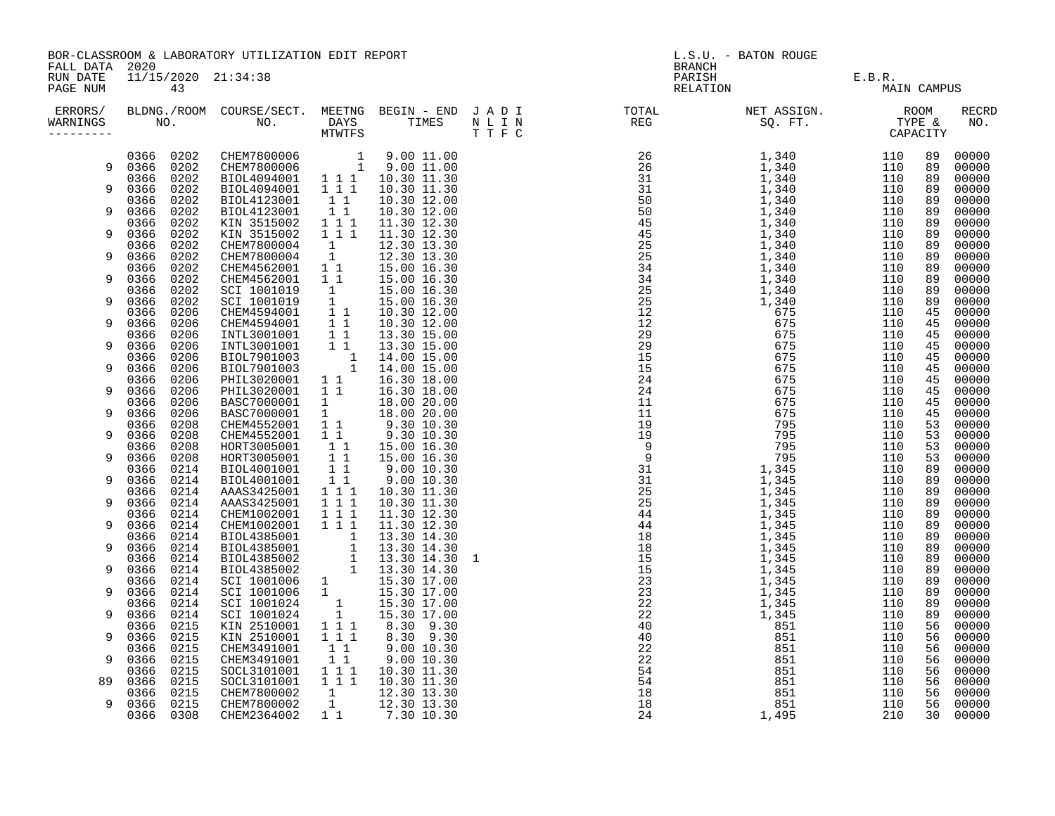BOR-CLASSROOM & LABORATORY UTILIZATION EDIT REPORT
FALL DATA 2020
RUN DATE 11/15/2020 21:34:38

L.S.U. - BATON ROUGE
BRANCH
PARISH E.B.R.
RELATION MAIN CAMPUS

| ERRORS/ WARNINGS | BLDNG./ROOM NO. | | COURSE/SECT. NO. | MEETNG DAYS MTWTFS | BEGIN - END TIMES | | J A D I N L I N T T F C | TOTAL REG | NET ASSIGN. SQ. FT. | ROOM TYPE & CAPACITY | | RECRD NO. |
|---|---|---|---|---|---|---|---|---|---|---|---|---|
| | 0366 | 0202 | CHEM7800006 | 1 | 9.00 | 11.00 | | 26 | 1,340 | 110 | 89 | 00000 |
| 9 | 0366 | 0202 | CHEM7800006 | 1 | 9.00 | 11.00 | | 26 | 1,340 | 110 | 89 | 00000 |
| | 0366 | 0202 | BIOL4094001 | 1 1 1 | 10.30 | 11.30 | | 31 | 1,340 | 110 | 89 | 00000 |
| 9 | 0366 | 0202 | BIOL4094001 | 1 1 1 | 10.30 | 11.30 | | 31 | 1,340 | 110 | 89 | 00000 |
| | 0366 | 0202 | BIOL4123001 | 1 1 | 10.30 | 12.00 | | 50 | 1,340 | 110 | 89 | 00000 |
| 9 | 0366 | 0202 | BIOL4123001 | 1 1 | 10.30 | 12.00 | | 50 | 1,340 | 110 | 89 | 00000 |
| | 0366 | 0202 | KIN 3515002 | 1 1 1 | 11.30 | 12.30 | | 45 | 1,340 | 110 | 89 | 00000 |
| 9 | 0366 | 0202 | KIN 3515002 | 1 1 1 | 11.30 | 12.30 | | 45 | 1,340 | 110 | 89 | 00000 |
| | 0366 | 0202 | CHEM7800004 | 1 | 12.30 | 13.30 | | 25 | 1,340 | 110 | 89 | 00000 |
| 9 | 0366 | 0202 | CHEM7800004 | 1 | 12.30 | 13.30 | | 25 | 1,340 | 110 | 89 | 00000 |
| | 0366 | 0202 | CHEM4562001 | 1 1 | 15.00 | 16.30 | | 34 | 1,340 | 110 | 89 | 00000 |
| 9 | 0366 | 0202 | CHEM4562001 | 1 1 | 15.00 | 16.30 | | 34 | 1,340 | 110 | 89 | 00000 |
| | 0366 | 0202 | SCI 1001019 | 1 | 15.00 | 16.30 | | 25 | 1,340 | 110 | 89 | 00000 |
| 9 | 0366 | 0202 | SCI 1001019 | 1 | 15.00 | 16.30 | | 25 | 1,340 | 110 | 89 | 00000 |
| | 0366 | 0206 | CHEM4594001 | 1 1 | 10.30 | 12.00 | | 12 | 675 | 110 | 45 | 00000 |
| 9 | 0366 | 0206 | CHEM4594001 | 1 1 | 10.30 | 12.00 | | 12 | 675 | 110 | 45 | 00000 |
| | 0366 | 0206 | INTL3001001 | 1 1 | 13.30 | 15.00 | | 29 | 675 | 110 | 45 | 00000 |
| 9 | 0366 | 0206 | INTL3001001 | 1 1 | 13.30 | 15.00 | | 29 | 675 | 110 | 45 | 00000 |
| | 0366 | 0206 | BIOL7901003 | 1 | 14.00 | 15.00 | | 15 | 675 | 110 | 45 | 00000 |
| 9 | 0366 | 0206 | BIOL7901003 | 1 | 14.00 | 15.00 | | 15 | 675 | 110 | 45 | 00000 |
| | 0366 | 0206 | PHIL3020001 | 1 1 | 16.30 | 18.00 | | 24 | 675 | 110 | 45 | 00000 |
| 9 | 0366 | 0206 | PHIL3020001 | 1 1 | 16.30 | 18.00 | | 24 | 675 | 110 | 45 | 00000 |
| | 0366 | 0206 | BASC7000001 | 1 | 18.00 | 20.00 | | 11 | 675 | 110 | 45 | 00000 |
| 9 | 0366 | 0206 | BASC7000001 | 1 | 18.00 | 20.00 | | 11 | 675 | 110 | 45 | 00000 |
| | 0366 | 0208 | CHEM4552001 | 1 1 | 9.30 | 10.30 | | 19 | 795 | 110 | 53 | 00000 |
| 9 | 0366 | 0208 | CHEM4552001 | 1 1 | 9.30 | 10.30 | | 19 | 795 | 110 | 53 | 00000 |
| | 0366 | 0208 | HORT3005001 | 1 1 | 15.00 | 16.30 | | 9 | 795 | 110 | 53 | 00000 |
| 9 | 0366 | 0208 | HORT3005001 | 1 1 | 15.00 | 16.30 | | 9 | 795 | 110 | 53 | 00000 |
| | 0366 | 0214 | BIOL4001001 | 1 1 | 9.00 | 10.30 | | 31 | 1,345 | 110 | 89 | 00000 |
| 9 | 0366 | 0214 | BIOL4001001 | 1 1 | 9.00 | 10.30 | | 31 | 1,345 | 110 | 89 | 00000 |
| | 0366 | 0214 | AAAS3425001 | 1 1 1 | 10.30 | 11.30 | | 25 | 1,345 | 110 | 89 | 00000 |
| 9 | 0366 | 0214 | AAAS3425001 | 1 1 1 | 10.30 | 11.30 | | 25 | 1,345 | 110 | 89 | 00000 |
| | 0366 | 0214 | CHEM1002001 | 1 1 1 | 11.30 | 12.30 | | 44 | 1,345 | 110 | 89 | 00000 |
| 9 | 0366 | 0214 | CHEM1002001 | 1 1 1 | 11.30 | 12.30 | | 44 | 1,345 | 110 | 89 | 00000 |
| | 0366 | 0214 | BIOL4385001 | 1 | 13.30 | 14.30 | | 18 | 1,345 | 110 | 89 | 00000 |
| 9 | 0366 | 0214 | BIOL4385001 | 1 | 13.30 | 14.30 | | 18 | 1,345 | 110 | 89 | 00000 |
| | 0366 | 0214 | BIOL4385002 | 1 | 13.30 | 14.30 | 1 | 15 | 1,345 | 110 | 89 | 00000 |
| 9 | 0366 | 0214 | BIOL4385002 | 1 | 13.30 | 14.30 | | 15 | 1,345 | 110 | 89 | 00000 |
| | 0366 | 0214 | SCI 1001006 | 1 | 15.30 | 17.00 | | 23 | 1,345 | 110 | 89 | 00000 |
| 9 | 0366 | 0214 | SCI 1001006 | 1 | 15.30 | 17.00 | | 23 | 1,345 | 110 | 89 | 00000 |
| | 0366 | 0214 | SCI 1001024 | 1 | 15.30 | 17.00 | | 22 | 1,345 | 110 | 89 | 00000 |
| 9 | 0366 | 0214 | SCI 1001024 | 1 | 15.30 | 17.00 | | 22 | 1,345 | 110 | 89 | 00000 |
| | 0366 | 0215 | KIN 2510001 | 1 1 1 | 8.30 | 9.30 | | 40 | 851 | 110 | 56 | 00000 |
| 9 | 0366 | 0215 | KIN 2510001 | 1 1 1 | 8.30 | 9.30 | | 40 | 851 | 110 | 56 | 00000 |
| | 0366 | 0215 | CHEM3491001 | 1 1 | 9.00 | 10.30 | | 22 | 851 | 110 | 56 | 00000 |
| 9 | 0366 | 0215 | CHEM3491001 | 1 1 | 9.00 | 10.30 | | 22 | 851 | 110 | 56 | 00000 |
| | 0366 | 0215 | SOCL3101001 | 1 1 1 | 10.30 | 11.30 | | 54 | 851 | 110 | 56 | 00000 |
| 89 | 0366 | 0215 | SOCL3101001 | 1 1 1 | 10.30 | 11.30 | | 54 | 851 | 110 | 56 | 00000 |
| | 0366 | 0215 | CHEM7800002 | 1 | 12.30 | 13.30 | | 18 | 851 | 110 | 56 | 00000 |
| 9 | 0366 | 0215 | CHEM7800002 | 1 | 12.30 | 13.30 | | 18 | 851 | 110 | 56 | 00000 |
| | 0366 | 0308 | CHEM2364002 | 1 1 | 7.30 | 10.30 | | 24 | 1,495 | 210 | 30 | 00000 |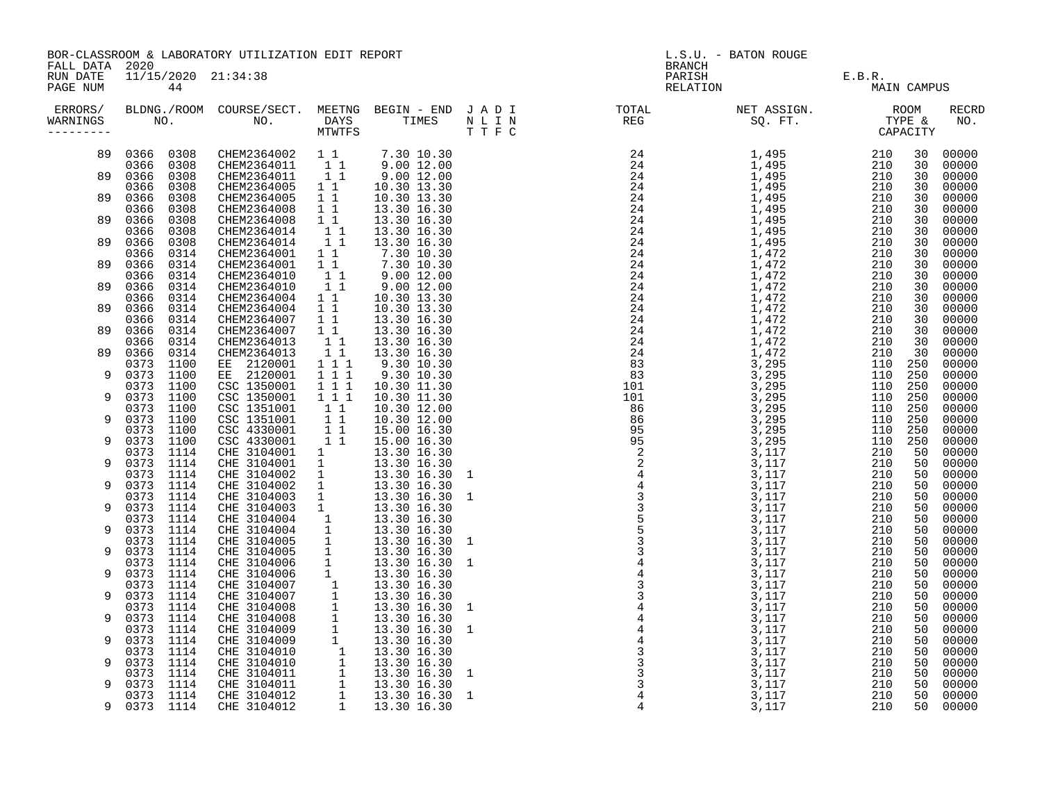BOR-CLASSROOM & LABORATORY UTILIZATION EDIT REPORT
FALL DATA 2020
RUN DATE 11/15/2020 21:34:38

L.S.U. - BATON ROUGE
BRANCH
PARISH E.B.R.
RELATION MAIN CAMPUS

| ERRORS/ WARNINGS | BLDG. NO. | ROOM NO. | COURSE/SECT. NO. | MEETNG DAYS MTWTFS | BEGIN TIMES | END TIMES | J A D I / N L I N / T T F C | TOTAL REG | NET ASSIGN. SQ. FT. | ROOM TYPE | CAPACITY | RECRD NO. |
|---|---|---|---|---|---|---|---|---|---|---|---|---|
| 89 | 0366 | 0308 | CHEM2364002 | 1 1 | 7.30 | 10.30 | | 24 | 1,495 | 210 | 30 | 00000 |
| | 0366 | 0308 | CHEM2364011 | 1 1 | 9.00 | 12.00 | | 24 | 1,495 | 210 | 30 | 00000 |
| 89 | 0366 | 0308 | CHEM2364011 | 1 1 | 9.00 | 12.00 | | 24 | 1,495 | 210 | 30 | 00000 |
| | 0366 | 0308 | CHEM2364005 | 1 1 | 10.30 | 13.30 | | 24 | 1,495 | 210 | 30 | 00000 |
| 89 | 0366 | 0308 | CHEM2364005 | 1 1 | 10.30 | 13.30 | | 24 | 1,495 | 210 | 30 | 00000 |
| | 0366 | 0308 | CHEM2364008 | 1 1 | 13.30 | 16.30 | | 24 | 1,495 | 210 | 30 | 00000 |
| 89 | 0366 | 0308 | CHEM2364008 | 1 1 | 13.30 | 16.30 | | 24 | 1,495 | 210 | 30 | 00000 |
| | 0366 | 0308 | CHEM2364014 | 1 1 | 13.30 | 16.30 | | 24 | 1,495 | 210 | 30 | 00000 |
| 89 | 0366 | 0308 | CHEM2364014 | 1 1 | 13.30 | 16.30 | | 24 | 1,495 | 210 | 30 | 00000 |
| | 0366 | 0314 | CHEM2364001 | 1 1 | 7.30 | 10.30 | | 24 | 1,472 | 210 | 30 | 00000 |
| 89 | 0366 | 0314 | CHEM2364001 | 1 1 | 7.30 | 10.30 | | 24 | 1,472 | 210 | 30 | 00000 |
| | 0366 | 0314 | CHEM2364010 | 1 1 | 9.00 | 12.00 | | 24 | 1,472 | 210 | 30 | 00000 |
| 89 | 0366 | 0314 | CHEM2364010 | 1 1 | 9.00 | 12.00 | | 24 | 1,472 | 210 | 30 | 00000 |
| | 0366 | 0314 | CHEM2364004 | 1 1 | 10.30 | 13.30 | | 24 | 1,472 | 210 | 30 | 00000 |
| 89 | 0366 | 0314 | CHEM2364004 | 1 1 | 10.30 | 13.30 | | 24 | 1,472 | 210 | 30 | 00000 |
| | 0366 | 0314 | CHEM2364007 | 1 1 | 13.30 | 16.30 | | 24 | 1,472 | 210 | 30 | 00000 |
| 89 | 0366 | 0314 | CHEM2364007 | 1 1 | 13.30 | 16.30 | | 24 | 1,472 | 210 | 30 | 00000 |
| | 0366 | 0314 | CHEM2364013 | 1 1 | 13.30 | 16.30 | | 24 | 1,472 | 210 | 30 | 00000 |
| 89 | 0366 | 0314 | CHEM2364013 | 1 1 | 13.30 | 16.30 | | 24 | 1,472 | 210 | 30 | 00000 |
| | 0373 | 1100 | EE 2120001 | 1 1 1 | 9.30 | 10.30 | | 83 | 3,295 | 110 | 250 | 00000 |
| 9 | 0373 | 1100 | EE 2120001 | 1 1 1 | 9.30 | 10.30 | | 83 | 3,295 | 110 | 250 | 00000 |
| | 0373 | 1100 | CSC 1350001 | 1 1 1 | 10.30 | 11.30 | | 101 | 3,295 | 110 | 250 | 00000 |
| 9 | 0373 | 1100 | CSC 1350001 | 1 1 1 | 10.30 | 11.30 | | 101 | 3,295 | 110 | 250 | 00000 |
| | 0373 | 1100 | CSC 1351001 | 1 1 | 10.30 | 12.00 | | 86 | 3,295 | 110 | 250 | 00000 |
| 9 | 0373 | 1100 | CSC 1351001 | 1 1 | 10.30 | 12.00 | | 86 | 3,295 | 110 | 250 | 00000 |
| | 0373 | 1100 | CSC 4330001 | 1 1 | 15.00 | 16.30 | | 95 | 3,295 | 110 | 250 | 00000 |
| 9 | 0373 | 1100 | CSC 4330001 | 1 1 | 15.00 | 16.30 | | 95 | 3,295 | 110 | 250 | 00000 |
| | 0373 | 1114 | CHE 3104001 | 1 | 13.30 | 16.30 | | 2 | 3,117 | 210 | 50 | 00000 |
| 9 | 0373 | 1114 | CHE 3104001 | 1 | 13.30 | 16.30 | | 2 | 3,117 | 210 | 50 | 00000 |
| | 0373 | 1114 | CHE 3104002 | 1 | 13.30 | 16.30 | 1 | 4 | 3,117 | 210 | 50 | 00000 |
| 9 | 0373 | 1114 | CHE 3104002 | 1 | 13.30 | 16.30 | | 4 | 3,117 | 210 | 50 | 00000 |
| | 0373 | 1114 | CHE 3104003 | 1 | 13.30 | 16.30 | 1 | 3 | 3,117 | 210 | 50 | 00000 |
| 9 | 0373 | 1114 | CHE 3104003 | 1 | 13.30 | 16.30 | | 3 | 3,117 | 210 | 50 | 00000 |
| | 0373 | 1114 | CHE 3104004 | 1 | 13.30 | 16.30 | | 5 | 3,117 | 210 | 50 | 00000 |
| 9 | 0373 | 1114 | CHE 3104004 | 1 | 13.30 | 16.30 | | 5 | 3,117 | 210 | 50 | 00000 |
| | 0373 | 1114 | CHE 3104005 | 1 | 13.30 | 16.30 | 1 | 3 | 3,117 | 210 | 50 | 00000 |
| 9 | 0373 | 1114 | CHE 3104005 | 1 | 13.30 | 16.30 | | 3 | 3,117 | 210 | 50 | 00000 |
| | 0373 | 1114 | CHE 3104006 | 1 | 13.30 | 16.30 | 1 | 4 | 3,117 | 210 | 50 | 00000 |
| 9 | 0373 | 1114 | CHE 3104006 | 1 | 13.30 | 16.30 | | 4 | 3,117 | 210 | 50 | 00000 |
| | 0373 | 1114 | CHE 3104007 | 1 | 13.30 | 16.30 | | 3 | 3,117 | 210 | 50 | 00000 |
| 9 | 0373 | 1114 | CHE 3104007 | 1 | 13.30 | 16.30 | | 3 | 3,117 | 210 | 50 | 00000 |
| | 0373 | 1114 | CHE 3104008 | 1 | 13.30 | 16.30 | 1 | 4 | 3,117 | 210 | 50 | 00000 |
| 9 | 0373 | 1114 | CHE 3104008 | 1 | 13.30 | 16.30 | | 4 | 3,117 | 210 | 50 | 00000 |
| | 0373 | 1114 | CHE 3104009 | 1 | 13.30 | 16.30 | 1 | 4 | 3,117 | 210 | 50 | 00000 |
| 9 | 0373 | 1114 | CHE 3104009 | 1 | 13.30 | 16.30 | | 4 | 3,117 | 210 | 50 | 00000 |
| | 0373 | 1114 | CHE 3104010 | 1 | 13.30 | 16.30 | | 3 | 3,117 | 210 | 50 | 00000 |
| 9 | 0373 | 1114 | CHE 3104010 | 1 | 13.30 | 16.30 | | 3 | 3,117 | 210 | 50 | 00000 |
| | 0373 | 1114 | CHE 3104011 | 1 | 13.30 | 16.30 | 1 | 3 | 3,117 | 210 | 50 | 00000 |
| 9 | 0373 | 1114 | CHE 3104011 | 1 | 13.30 | 16.30 | | 3 | 3,117 | 210 | 50 | 00000 |
| | 0373 | 1114 | CHE 3104012 | 1 | 13.30 | 16.30 | 1 | 4 | 3,117 | 210 | 50 | 00000 |
| 9 | 0373 | 1114 | CHE 3104012 | 1 | 13.30 | 16.30 | | 4 | 3,117 | 210 | 50 | 00000 |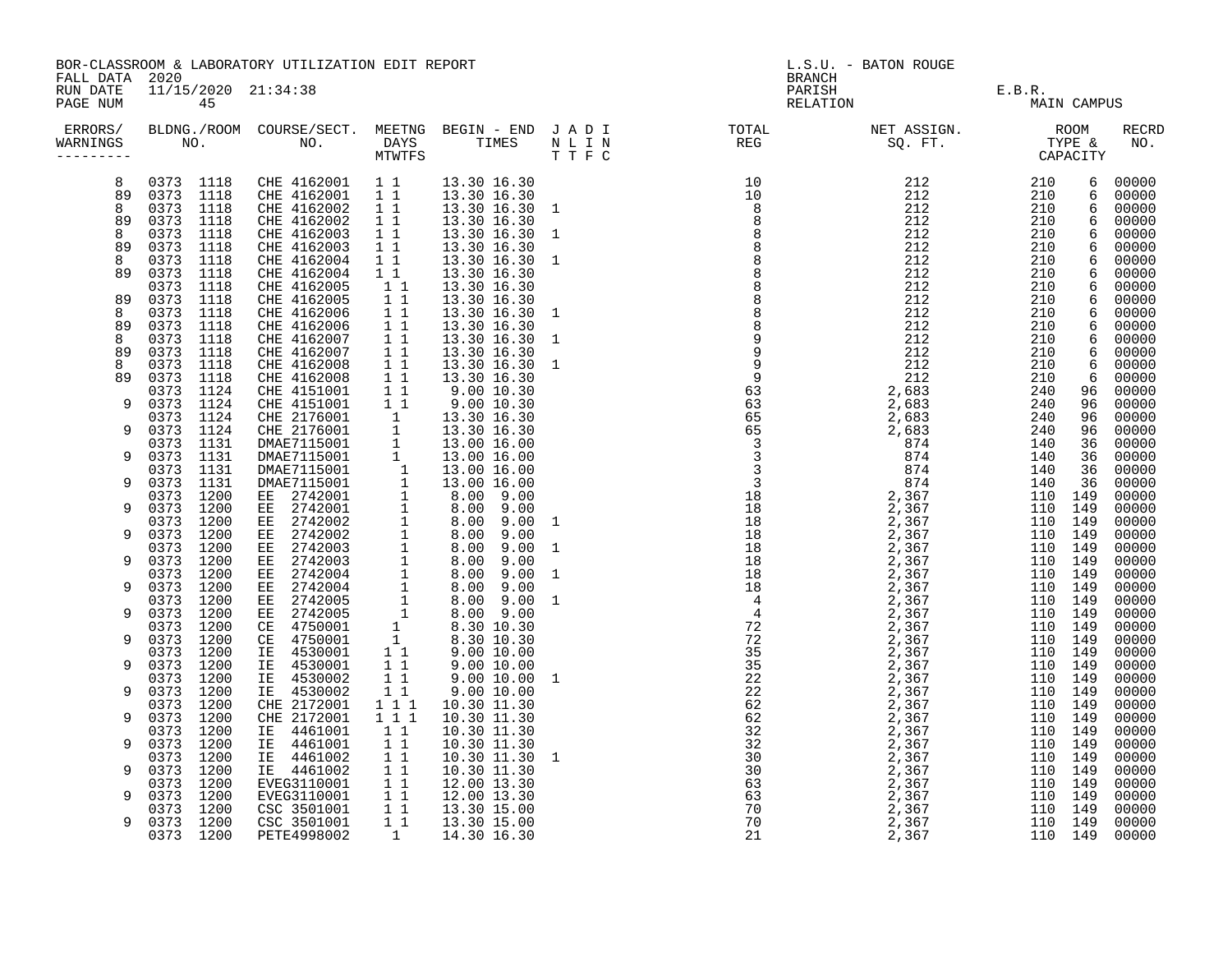BOR-CLASSROOM & LABORATORY UTILIZATION EDIT REPORT
FALL DATA 2020
RUN DATE 11/15/2020 21:34:38

L.S.U. - BATON ROUGE
BRANCH
PARISH E.B.R.
RELATION MAIN CAMPUS

| ERRORS/ WARNINGS | BLDG./ROOM NO. | COURSE/SECT. NO. | MEETNG DAYS MTWTFS | BEGIN - END TIMES | J A D I N L I N T T F C | TOTAL REG | NET ASSIGN. SQ. FT. | ROOM TYPE & CAPACITY | RECRD NO. |
|---|---|---|---|---|---|---|---|---|---|
| 8 | 0373 1118 | CHE 4162001 | 1 1 | 13.30 16.30 | | 10 | 212 | 210 6 | 00000 |
| 89 | 0373 1118 | CHE 4162001 | 1 1 | 13.30 16.30 | | 10 | 212 | 210 6 | 00000 |
| 8 | 0373 1118 | CHE 4162002 | 1 1 | 13.30 16.30 | 1 | 8 | 212 | 210 6 | 00000 |
| 89 | 0373 1118 | CHE 4162002 | 1 1 | 13.30 16.30 | | 8 | 212 | 210 6 | 00000 |
| 8 | 0373 1118 | CHE 4162003 | 1 1 | 13.30 16.30 | 1 | 8 | 212 | 210 6 | 00000 |
| 89 | 0373 1118 | CHE 4162003 | 1 1 | 13.30 16.30 | | 8 | 212 | 210 6 | 00000 |
| 8 | 0373 1118 | CHE 4162004 | 1 1 | 13.30 16.30 | 1 | 8 | 212 | 210 6 | 00000 |
| 89 | 0373 1118 | CHE 4162004 | 1 1 | 13.30 16.30 | | 8 | 212 | 210 6 | 00000 |
| | 0373 1118 | CHE 4162005 | 1 1 | 13.30 16.30 | | 8 | 212 | 210 6 | 00000 |
| 89 | 0373 1118 | CHE 4162005 | 1 1 | 13.30 16.30 | | 8 | 212 | 210 6 | 00000 |
| 8 | 0373 1118 | CHE 4162006 | 1 1 | 13.30 16.30 | 1 | 8 | 212 | 210 6 | 00000 |
| 89 | 0373 1118 | CHE 4162006 | 1 1 | 13.30 16.30 | | 8 | 212 | 210 6 | 00000 |
| 8 | 0373 1118 | CHE 4162007 | 1 1 | 13.30 16.30 | 1 | 9 | 212 | 210 6 | 00000 |
| 89 | 0373 1118 | CHE 4162007 | 1 1 | 13.30 16.30 | | 9 | 212 | 210 6 | 00000 |
| 8 | 0373 1118 | CHE 4162008 | 1 1 | 13.30 16.30 | 1 | 9 | 212 | 210 6 | 00000 |
| 89 | 0373 1118 | CHE 4162008 | 1 1 | 13.30 16.30 | | 9 | 212 | 210 6 | 00000 |
| | 0373 1124 | CHE 4151001 | 1 1 | 9.00 10.30 | | 63 | 2,683 | 240 96 | 00000 |
| 9 | 0373 1124 | CHE 4151001 | 1 1 | 9.00 10.30 | | 63 | 2,683 | 240 96 | 00000 |
| | 0373 1124 | CHE 2176001 | 1 | 13.30 16.30 | | 65 | 2,683 | 240 96 | 00000 |
| 9 | 0373 1124 | CHE 2176001 | 1 | 13.30 16.30 | | 65 | 2,683 | 240 96 | 00000 |
| | 0373 1131 | DMAE7115001 | 1 | 13.00 16.00 | | 3 | 874 | 140 36 | 00000 |
| 9 | 0373 1131 | DMAE7115001 | 1 | 13.00 16.00 | | 3 | 874 | 140 36 | 00000 |
| | 0373 1131 | DMAE7115001 | 1 | 13.00 16.00 | | 3 | 874 | 140 36 | 00000 |
| 9 | 0373 1131 | DMAE7115001 | 1 | 13.00 16.00 | | 3 | 874 | 140 36 | 00000 |
| | 0373 1200 | EE 2742001 | 1 | 8.00 9.00 | | 18 | 2,367 | 110 149 | 00000 |
| 9 | 0373 1200 | EE 2742001 | 1 | 8.00 9.00 | | 18 | 2,367 | 110 149 | 00000 |
| | 0373 1200 | EE 2742002 | 1 | 8.00 9.00 | 1 | 18 | 2,367 | 110 149 | 00000 |
| 9 | 0373 1200 | EE 2742002 | 1 | 8.00 9.00 | | 18 | 2,367 | 110 149 | 00000 |
| | 0373 1200 | EE 2742003 | 1 | 8.00 9.00 | 1 | 18 | 2,367 | 110 149 | 00000 |
| 9 | 0373 1200 | EE 2742003 | 1 | 8.00 9.00 | | 18 | 2,367 | 110 149 | 00000 |
| | 0373 1200 | EE 2742004 | 1 | 8.00 9.00 | 1 | 18 | 2,367 | 110 149 | 00000 |
| 9 | 0373 1200 | EE 2742004 | 1 | 8.00 9.00 | | 18 | 2,367 | 110 149 | 00000 |
| | 0373 1200 | EE 2742005 | 1 | 8.00 9.00 | 1 | 4 | 2,367 | 110 149 | 00000 |
| 9 | 0373 1200 | EE 2742005 | 1 | 8.00 9.00 | | 4 | 2,367 | 110 149 | 00000 |
| | 0373 1200 | CE 4750001 | 1 | 8.30 10.30 | | 72 | 2,367 | 110 149 | 00000 |
| 9 | 0373 1200 | CE 4750001 | 1 | 8.30 10.30 | | 72 | 2,367 | 110 149 | 00000 |
| | 0373 1200 | IE 4530001 | 1 1 | 9.00 10.00 | | 35 | 2,367 | 110 149 | 00000 |
| 9 | 0373 1200 | IE 4530001 | 1 1 | 9.00 10.00 | | 35 | 2,367 | 110 149 | 00000 |
| | 0373 1200 | IE 4530002 | 1 1 | 9.00 10.00 | 1 | 22 | 2,367 | 110 149 | 00000 |
| 9 | 0373 1200 | IE 4530002 | 1 1 | 9.00 10.00 | | 22 | 2,367 | 110 149 | 00000 |
| | 0373 1200 | CHE 2172001 | 1 1 1 | 10.30 11.30 | | 62 | 2,367 | 110 149 | 00000 |
| 9 | 0373 1200 | CHE 2172001 | 1 1 1 | 10.30 11.30 | | 62 | 2,367 | 110 149 | 00000 |
| | 0373 1200 | IE 4461001 | 1 1 | 10.30 11.30 | | 32 | 2,367 | 110 149 | 00000 |
| 9 | 0373 1200 | IE 4461001 | 1 1 | 10.30 11.30 | | 32 | 2,367 | 110 149 | 00000 |
| | 0373 1200 | IE 4461002 | 1 1 | 10.30 11.30 | 1 | 30 | 2,367 | 110 149 | 00000 |
| 9 | 0373 1200 | IE 4461002 | 1 1 | 10.30 11.30 | | 30 | 2,367 | 110 149 | 00000 |
| | 0373 1200 | EVEG3110001 | 1 1 | 12.00 13.30 | | 63 | 2,367 | 110 149 | 00000 |
| 9 | 0373 1200 | EVEG3110001 | 1 1 | 12.00 13.30 | | 63 | 2,367 | 110 149 | 00000 |
| | 0373 1200 | CSC 3501001 | 1 1 | 13.30 15.00 | | 70 | 2,367 | 110 149 | 00000 |
| 9 | 0373 1200 | CSC 3501001 | 1 1 | 13.30 15.00 | | 70 | 2,367 | 110 149 | 00000 |
| | 0373 1200 | PETE4998002 | 1 | 14.30 16.30 | | 21 | 2,367 | 110 149 | 00000 |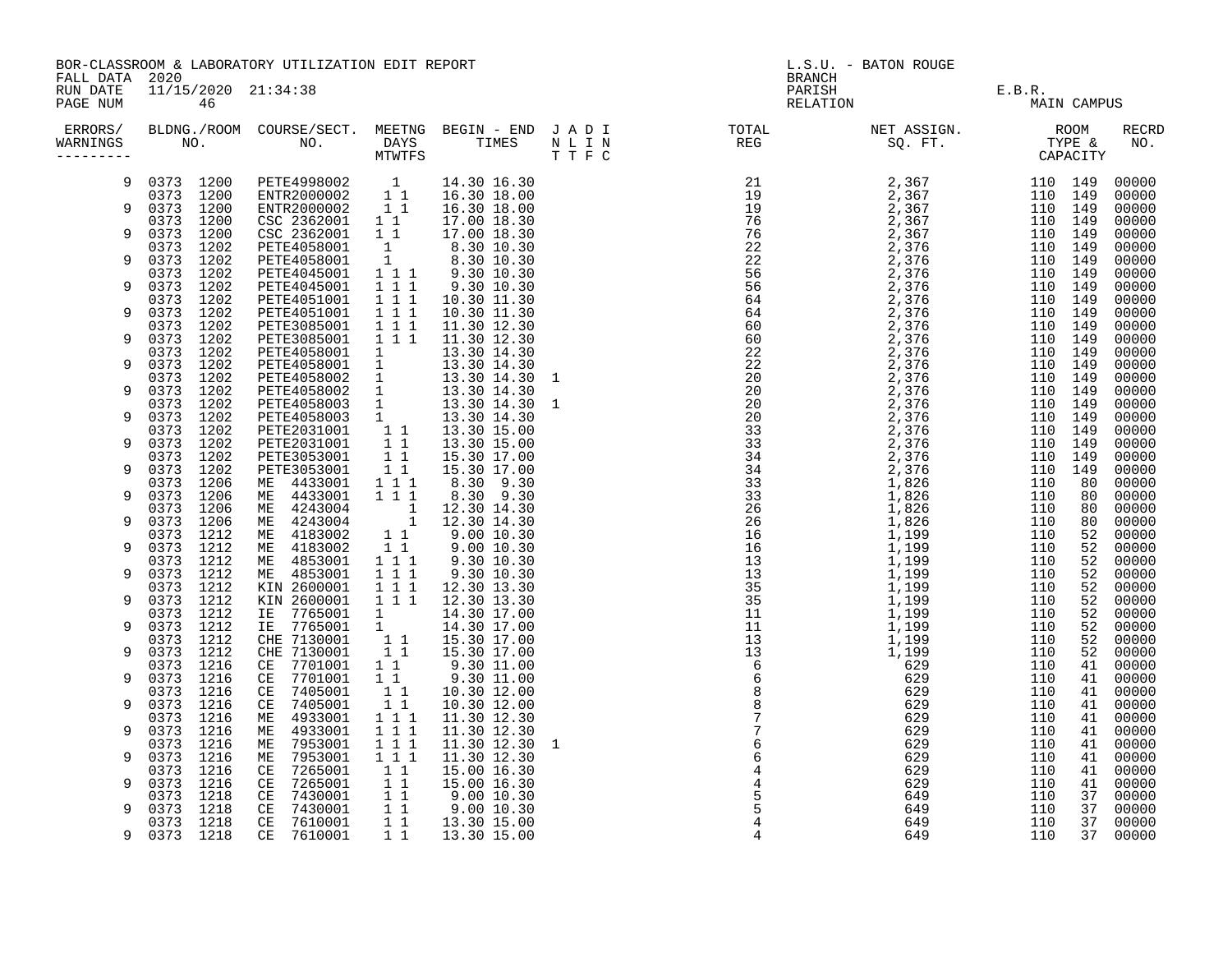BOR-CLASSROOM & LABORATORY UTILIZATION EDIT REPORT
FALL DATA 2020
RUN DATE 11/15/2020 21:34:38
PAGE NUM 46

L.S.U. - BATON ROUGE
BRANCH
PARISH E.B.R.
RELATION MAIN CAMPUS

| ERRORS/ WARNINGS | BLDG./ROOM NO. | COURSE/SECT. NO. | MEETNG DAYS MTWTFS | BEGIN - END TIMES | J A D I N L I N T T F C | TOTAL REG | NET ASSIGN. SQ. FT. | ROOM TYPE & CAPACITY | RECRD NO. |
|---|---|---|---|---|---|---|---|---|---|
| 9 | 0373 1200 | PETE4998002 | 1 | 14.30 16.30 | | 21 | 2,367 | 110 149 | 00000 |
| | 0373 1200 | ENTR2000002 | 1 1 | 16.30 18.00 | | 19 | 2,367 | 110 149 | 00000 |
| 9 | 0373 1200 | ENTR2000002 | 1 1 | 16.30 18.00 | | 19 | 2,367 | 110 149 | 00000 |
| | 0373 1200 | CSC 2362001 | 1 1 | 17.00 18.30 | | 76 | 2,367 | 110 149 | 00000 |
| 9 | 0373 1200 | CSC 2362001 | 1 1 | 17.00 18.30 | | 76 | 2,367 | 110 149 | 00000 |
| | 0373 1202 | PETE4058001 | 1 | 8.30 10.30 | | 22 | 2,376 | 110 149 | 00000 |
| 9 | 0373 1202 | PETE4058001 | 1 | 8.30 10.30 | | 22 | 2,376 | 110 149 | 00000 |
| | 0373 1202 | PETE4045001 | 1 1 1 | 9.30 10.30 | | 56 | 2,376 | 110 149 | 00000 |
| 9 | 0373 1202 | PETE4045001 | 1 1 1 | 9.30 10.30 | | 56 | 2,376 | 110 149 | 00000 |
| | 0373 1202 | PETE4051001 | 1 1 1 | 10.30 11.30 | | 64 | 2,376 | 110 149 | 00000 |
| 9 | 0373 1202 | PETE4051001 | 1 1 1 | 10.30 11.30 | | 64 | 2,376 | 110 149 | 00000 |
| | 0373 1202 | PETE3085001 | 1 1 1 | 11.30 12.30 | | 60 | 2,376 | 110 149 | 00000 |
| 9 | 0373 1202 | PETE3085001 | 1 1 1 | 11.30 12.30 | | 60 | 2,376 | 110 149 | 00000 |
| | 0373 1202 | PETE4058001 | 1 | 13.30 14.30 | | 22 | 2,376 | 110 149 | 00000 |
| 9 | 0373 1202 | PETE4058001 | 1 | 13.30 14.30 | | 22 | 2,376 | 110 149 | 00000 |
| | 0373 1202 | PETE4058002 | 1 | 13.30 14.30 | 1 | 20 | 2,376 | 110 149 | 00000 |
| 9 | 0373 1202 | PETE4058002 | 1 | 13.30 14.30 | | 20 | 2,376 | 110 149 | 00000 |
| | 0373 1202 | PETE4058003 | 1 | 13.30 14.30 | 1 | 20 | 2,376 | 110 149 | 00000 |
| 9 | 0373 1202 | PETE4058003 | 1 | 13.30 14.30 | | 20 | 2,376 | 110 149 | 00000 |
| | 0373 1202 | PETE2031001 | 1 1 | 13.30 15.00 | | 33 | 2,376 | 110 149 | 00000 |
| 9 | 0373 1202 | PETE2031001 | 1 1 | 13.30 15.00 | | 33 | 2,376 | 110 149 | 00000 |
| | 0373 1202 | PETE3053001 | 1 1 | 15.30 17.00 | | 34 | 2,376 | 110 149 | 00000 |
| 9 | 0373 1202 | PETE3053001 | 1 1 | 15.30 17.00 | | 34 | 2,376 | 110 149 | 00000 |
| | 0373 1206 | ME 4433001 | 1 1 1 | 8.30 9.30 | | 33 | 1,826 | 110 80 | 00000 |
| 9 | 0373 1206 | ME 4433001 | 1 1 1 | 8.30 9.30 | | 33 | 1,826 | 110 80 | 00000 |
| | 0373 1206 | ME 4243004 | 1 | 12.30 14.30 | | 26 | 1,826 | 110 80 | 00000 |
| 9 | 0373 1206 | ME 4243004 | 1 | 12.30 14.30 | | 26 | 1,826 | 110 80 | 00000 |
| | 0373 1212 | ME 4183002 | 1 1 | 9.00 10.30 | | 16 | 1,199 | 110 52 | 00000 |
| 9 | 0373 1212 | ME 4183002 | 1 1 | 9.00 10.30 | | 16 | 1,199 | 110 52 | 00000 |
| | 0373 1212 | ME 4853001 | 1 1 1 | 9.30 10.30 | | 13 | 1,199 | 110 52 | 00000 |
| 9 | 0373 1212 | ME 4853001 | 1 1 1 | 9.30 10.30 | | 13 | 1,199 | 110 52 | 00000 |
| | 0373 1212 | KIN 2600001 | 1 1 1 | 12.30 13.30 | | 35 | 1,199 | 110 52 | 00000 |
| 9 | 0373 1212 | KIN 2600001 | 1 1 1 | 12.30 13.30 | | 35 | 1,199 | 110 52 | 00000 |
| | 0373 1212 | IE 7765001 | 1 | 14.30 17.00 | | 11 | 1,199 | 110 52 | 00000 |
| 9 | 0373 1212 | IE 7765001 | 1 | 14.30 17.00 | | 11 | 1,199 | 110 52 | 00000 |
| | 0373 1212 | CHE 7130001 | 1 1 | 15.30 17.00 | | 13 | 1,199 | 110 52 | 00000 |
| 9 | 0373 1212 | CHE 7130001 | 1 1 | 15.30 17.00 | | 13 | 1,199 | 110 52 | 00000 |
| | 0373 1216 | CE 7701001 | 1 1 | 9.30 11.00 | | 6 | 629 | 110 41 | 00000 |
| 9 | 0373 1216 | CE 7701001 | 1 1 | 9.30 11.00 | | 6 | 629 | 110 41 | 00000 |
| | 0373 1216 | CE 7405001 | 1 1 | 10.30 12.00 | | 8 | 629 | 110 41 | 00000 |
| 9 | 0373 1216 | CE 7405001 | 1 1 | 10.30 12.00 | | 8 | 629 | 110 41 | 00000 |
| | 0373 1216 | ME 4933001 | 1 1 1 | 11.30 12.30 | | 7 | 629 | 110 41 | 00000 |
| 9 | 0373 1216 | ME 4933001 | 1 1 1 | 11.30 12.30 | | 7 | 629 | 110 41 | 00000 |
| | 0373 1216 | ME 7953001 | 1 1 1 | 11.30 12.30 | 1 | 6 | 629 | 110 41 | 00000 |
| 9 | 0373 1216 | ME 7953001 | 1 1 1 | 11.30 12.30 | | 6 | 629 | 110 41 | 00000 |
| | 0373 1216 | CE 7265001 | 1 1 | 15.00 16.30 | | 4 | 629 | 110 41 | 00000 |
| 9 | 0373 1216 | CE 7265001 | 1 1 | 15.00 16.30 | | 4 | 629 | 110 41 | 00000 |
| | 0373 1218 | CE 7430001 | 1 1 | 9.00 10.30 | | 5 | 649 | 110 37 | 00000 |
| 9 | 0373 1218 | CE 7430001 | 1 1 | 9.00 10.30 | | 5 | 649 | 110 37 | 00000 |
| | 0373 1218 | CE 7610001 | 1 1 | 13.30 15.00 | | 4 | 649 | 110 37 | 00000 |
| 9 | 0373 1218 | CE 7610001 | 1 1 | 13.30 15.00 | | 4 | 649 | 110 37 | 00000 |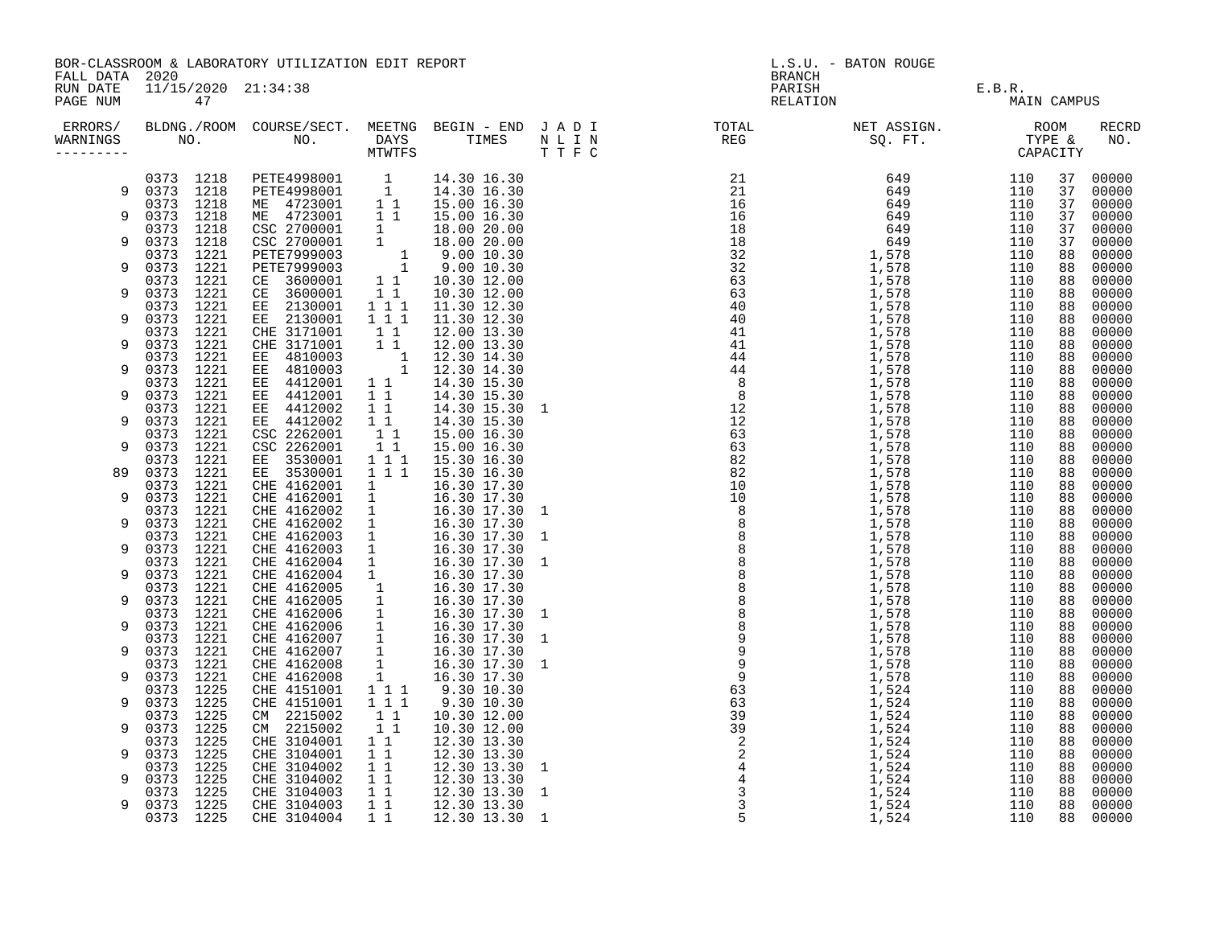BOR-CLASSROOM & LABORATORY UTILIZATION EDIT REPORT
FALL DATA 2020
RUN DATE 11/15/2020 21:34:38
PAGE NUM 47

L.S.U. - BATON ROUGE
BRANCH
PARISH E.B.R.
RELATION MAIN CAMPUS

| ERRORS/ WARNINGS | BLDNG./ROOM NO. | | COURSE/SECT. NO. | MEETNG DAYS MTWTFS | BEGIN - END TIMES | | J A D I N L I N T T F C | TOTAL REG | NET ASSIGN. SQ. FT. | ROOM TYPE & CAPACITY | | RECRD NO. |
|---|---|---|---|---|---|---|---|---|---|---|---|---|
| | 0373 | 1218 | PETE4998001 | 1 | 14.30 | 16.30 | | 21 | 649 | 110 | 37 | 00000 |
| 9 | 0373 | 1218 | PETE4998001 | 1 | 14.30 | 16.30 | | 21 | 649 | 110 | 37 | 00000 |
| | 0373 | 1218 | ME 4723001 | 1 1 | 15.00 | 16.30 | | 16 | 649 | 110 | 37 | 00000 |
| 9 | 0373 | 1218 | ME 4723001 | 1 1 | 15.00 | 16.30 | | 16 | 649 | 110 | 37 | 00000 |
| | 0373 | 1218 | CSC 2700001 | 1 | 18.00 | 20.00 | | 18 | 649 | 110 | 37 | 00000 |
| 9 | 0373 | 1218 | CSC 2700001 | 1 | 18.00 | 20.00 | | 18 | 649 | 110 | 37 | 00000 |
| | 0373 | 1221 | PETE7999003 | 1 | 9.00 | 10.30 | | 32 | 1,578 | 110 | 88 | 00000 |
| 9 | 0373 | 1221 | PETE7999003 | 1 | 9.00 | 10.30 | | 32 | 1,578 | 110 | 88 | 00000 |
| | 0373 | 1221 | CE 3600001 | 1 1 | 10.30 | 12.00 | | 63 | 1,578 | 110 | 88 | 00000 |
| 9 | 0373 | 1221 | CE 3600001 | 1 1 | 10.30 | 12.00 | | 63 | 1,578 | 110 | 88 | 00000 |
| | 0373 | 1221 | EE 2130001 | 1 1 1 | 11.30 | 12.30 | | 40 | 1,578 | 110 | 88 | 00000 |
| 9 | 0373 | 1221 | EE 2130001 | 1 1 1 | 11.30 | 12.30 | | 40 | 1,578 | 110 | 88 | 00000 |
| | 0373 | 1221 | CHE 3171001 | 1 1 | 12.00 | 13.30 | | 41 | 1,578 | 110 | 88 | 00000 |
| 9 | 0373 | 1221 | CHE 3171001 | 1 1 | 12.00 | 13.30 | | 41 | 1,578 | 110 | 88 | 00000 |
| | 0373 | 1221 | EE 4810003 | 1 | 12.30 | 14.30 | | 44 | 1,578 | 110 | 88 | 00000 |
| 9 | 0373 | 1221 | EE 4810003 | 1 | 12.30 | 14.30 | | 44 | 1,578 | 110 | 88 | 00000 |
| | 0373 | 1221 | EE 4412001 | 1 1 | 14.30 | 15.30 | | 8 | 1,578 | 110 | 88 | 00000 |
| 9 | 0373 | 1221 | EE 4412001 | 1 1 | 14.30 | 15.30 | | 8 | 1,578 | 110 | 88 | 00000 |
| | 0373 | 1221 | EE 4412002 | 1 1 | 14.30 | 15.30 | 1 | 12 | 1,578 | 110 | 88 | 00000 |
| 9 | 0373 | 1221 | EE 4412002 | 1 1 | 14.30 | 15.30 | | 12 | 1,578 | 110 | 88 | 00000 |
| | 0373 | 1221 | CSC 2262001 | 1 1 | 15.00 | 16.30 | | 63 | 1,578 | 110 | 88 | 00000 |
| 9 | 0373 | 1221 | CSC 2262001 | 1 1 | 15.00 | 16.30 | | 63 | 1,578 | 110 | 88 | 00000 |
| | 0373 | 1221 | EE 3530001 | 1 1 1 | 15.30 | 16.30 | | 82 | 1,578 | 110 | 88 | 00000 |
| 89 | 0373 | 1221 | EE 3530001 | 1 1 1 | 15.30 | 16.30 | | 82 | 1,578 | 110 | 88 | 00000 |
| | 0373 | 1221 | CHE 4162001 | 1 | 16.30 | 17.30 | | 10 | 1,578 | 110 | 88 | 00000 |
| 9 | 0373 | 1221 | CHE 4162001 | 1 | 16.30 | 17.30 | | 10 | 1,578 | 110 | 88 | 00000 |
| | 0373 | 1221 | CHE 4162002 | 1 | 16.30 | 17.30 | 1 | 8 | 1,578 | 110 | 88 | 00000 |
| 9 | 0373 | 1221 | CHE 4162002 | 1 | 16.30 | 17.30 | | 8 | 1,578 | 110 | 88 | 00000 |
| | 0373 | 1221 | CHE 4162003 | 1 | 16.30 | 17.30 | 1 | 8 | 1,578 | 110 | 88 | 00000 |
| 9 | 0373 | 1221 | CHE 4162003 | 1 | 16.30 | 17.30 | | 8 | 1,578 | 110 | 88 | 00000 |
| | 0373 | 1221 | CHE 4162004 | 1 | 16.30 | 17.30 | 1 | 8 | 1,578 | 110 | 88 | 00000 |
| 9 | 0373 | 1221 | CHE 4162004 | 1 | 16.30 | 17.30 | | 8 | 1,578 | 110 | 88 | 00000 |
| | 0373 | 1221 | CHE 4162005 | 1 | 16.30 | 17.30 | | 8 | 1,578 | 110 | 88 | 00000 |
| 9 | 0373 | 1221 | CHE 4162005 | 1 | 16.30 | 17.30 | | 8 | 1,578 | 110 | 88 | 00000 |
| | 0373 | 1221 | CHE 4162006 | 1 | 16.30 | 17.30 | 1 | 8 | 1,578 | 110 | 88 | 00000 |
| 9 | 0373 | 1221 | CHE 4162006 | 1 | 16.30 | 17.30 | | 8 | 1,578 | 110 | 88 | 00000 |
| | 0373 | 1221 | CHE 4162007 | 1 | 16.30 | 17.30 | 1 | 9 | 1,578 | 110 | 88 | 00000 |
| 9 | 0373 | 1221 | CHE 4162007 | 1 | 16.30 | 17.30 | | 9 | 1,578 | 110 | 88 | 00000 |
| | 0373 | 1221 | CHE 4162008 | 1 | 16.30 | 17.30 | 1 | 9 | 1,578 | 110 | 88 | 00000 |
| 9 | 0373 | 1221 | CHE 4162008 | 1 | 16.30 | 17.30 | | 9 | 1,578 | 110 | 88 | 00000 |
| | 0373 | 1225 | CHE 4151001 | 1 1 1 | 9.30 | 10.30 | | 63 | 1,524 | 110 | 88 | 00000 |
| 9 | 0373 | 1225 | CHE 4151001 | 1 1 1 | 9.30 | 10.30 | | 63 | 1,524 | 110 | 88 | 00000 |
| | 0373 | 1225 | CM 2215002 | 1 1 | 10.30 | 12.00 | | 39 | 1,524 | 110 | 88 | 00000 |
| 9 | 0373 | 1225 | CM 2215002 | 1 1 | 10.30 | 12.00 | | 39 | 1,524 | 110 | 88 | 00000 |
| | 0373 | 1225 | CHE 3104001 | 1 1 | 12.30 | 13.30 | | 2 | 1,524 | 110 | 88 | 00000 |
| 9 | 0373 | 1225 | CHE 3104001 | 1 1 | 12.30 | 13.30 | | 2 | 1,524 | 110 | 88 | 00000 |
| | 0373 | 1225 | CHE 3104002 | 1 1 | 12.30 | 13.30 | 1 | 4 | 1,524 | 110 | 88 | 00000 |
| 9 | 0373 | 1225 | CHE 3104002 | 1 1 | 12.30 | 13.30 | | 4 | 1,524 | 110 | 88 | 00000 |
| | 0373 | 1225 | CHE 3104003 | 1 1 | 12.30 | 13.30 | 1 | 3 | 1,524 | 110 | 88 | 00000 |
| 9 | 0373 | 1225 | CHE 3104003 | 1 1 | 12.30 | 13.30 | | 3 | 1,524 | 110 | 88 | 00000 |
| | 0373 | 1225 | CHE 3104004 | 1 1 | 12.30 | 13.30 | 1 | 5 | 1,524 | 110 | 88 | 00000 |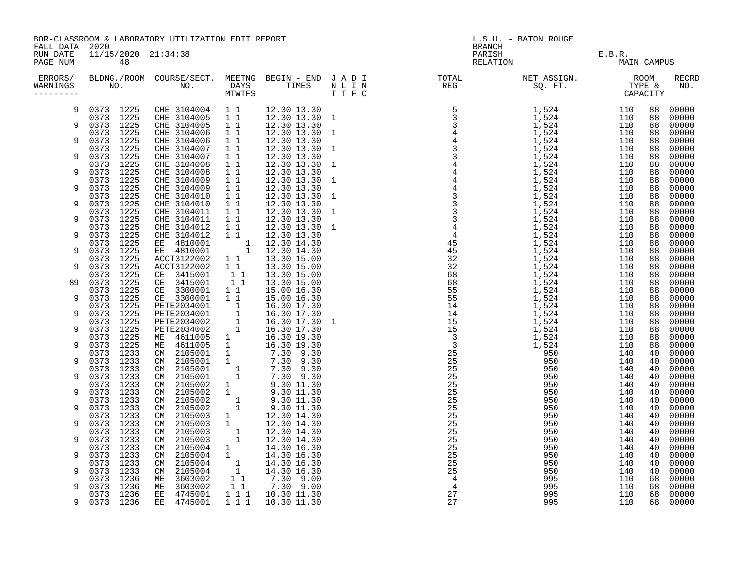BOR-CLASSROOM & LABORATORY UTILIZATION EDIT REPORT
FALL DATA 2020
RUN DATE 11/15/2020 21:34:38

L.S.U. - BATON ROUGE
BRANCH
PARISH E.B.R.
RELATION MAIN CAMPUS

| ERRORS/ WARNINGS | BLDNG./ROOM NO. | COURSE/SECT. NO. | MEETNG DAYS MTWTFS | BEGIN - END TIMES | J A D I N L I N T T F C | TOTAL REG | NET ASSIGN. SQ. FT. | ROOM TYPE & CAPACITY | | RECRD NO. |
|---|---|---|---|---|---|---|---|---|---|---|
| 9 | 0373 1225 | CHE 3104004 | 1 1 | 12.30 13.30 | | 5 | 1,524 | 110 | 88 | 00000 |
| | 0373 1225 | CHE 3104005 | 1 1 | 12.30 13.30 | 1 | 3 | 1,524 | 110 | 88 | 00000 |
| 9 | 0373 1225 | CHE 3104005 | 1 1 | 12.30 13.30 | | 3 | 1,524 | 110 | 88 | 00000 |
| | 0373 1225 | CHE 3104006 | 1 1 | 12.30 13.30 | 1 | 4 | 1,524 | 110 | 88 | 00000 |
| 9 | 0373 1225 | CHE 3104006 | 1 1 | 12.30 13.30 | | 4 | 1,524 | 110 | 88 | 00000 |
| | 0373 1225 | CHE 3104007 | 1 1 | 12.30 13.30 | 1 | 3 | 1,524 | 110 | 88 | 00000 |
| 9 | 0373 1225 | CHE 3104007 | 1 1 | 12.30 13.30 | | 3 | 1,524 | 110 | 88 | 00000 |
| | 0373 1225 | CHE 3104008 | 1 1 | 12.30 13.30 | 1 | 4 | 1,524 | 110 | 88 | 00000 |
| 9 | 0373 1225 | CHE 3104008 | 1 1 | 12.30 13.30 | | 4 | 1,524 | 110 | 88 | 00000 |
| | 0373 1225 | CHE 3104009 | 1 1 | 12.30 13.30 | 1 | 4 | 1,524 | 110 | 88 | 00000 |
| 9 | 0373 1225 | CHE 3104009 | 1 1 | 12.30 13.30 | | 4 | 1,524 | 110 | 88 | 00000 |
| | 0373 1225 | CHE 3104010 | 1 1 | 12.30 13.30 | 1 | 3 | 1,524 | 110 | 88 | 00000 |
| 9 | 0373 1225 | CHE 3104010 | 1 1 | 12.30 13.30 | | 3 | 1,524 | 110 | 88 | 00000 |
| | 0373 1225 | CHE 3104011 | 1 1 | 12.30 13.30 | 1 | 3 | 1,524 | 110 | 88 | 00000 |
| 9 | 0373 1225 | CHE 3104011 | 1 1 | 12.30 13.30 | | 3 | 1,524 | 110 | 88 | 00000 |
| | 0373 1225 | CHE 3104012 | 1 1 | 12.30 13.30 | 1 | 4 | 1,524 | 110 | 88 | 00000 |
| 9 | 0373 1225 | CHE 3104012 | 1 1 | 12.30 13.30 | | 4 | 1,524 | 110 | 88 | 00000 |
| | 0373 1225 | EE 4810001 | 1 | 12.30 14.30 | | 45 | 1,524 | 110 | 88 | 00000 |
| 9 | 0373 1225 | EE 4810001 | 1 | 12.30 14.30 | | 45 | 1,524 | 110 | 88 | 00000 |
| | 0373 1225 | ACCT3122002 | 1 1 | 13.30 15.00 | | 32 | 1,524 | 110 | 88 | 00000 |
| 9 | 0373 1225 | ACCT3122002 | 1 1 | 13.30 15.00 | | 32 | 1,524 | 110 | 88 | 00000 |
| | 0373 1225 | CE 3415001 | 1 1 | 13.30 15.00 | | 68 | 1,524 | 110 | 88 | 00000 |
| 89 | 0373 1225 | CE 3415001 | 1 1 | 13.30 15.00 | | 68 | 1,524 | 110 | 88 | 00000 |
| | 0373 1225 | CE 3300001 | 1 1 | 15.00 16.30 | | 55 | 1,524 | 110 | 88 | 00000 |
| 9 | 0373 1225 | CE 3300001 | 1 1 | 15.00 16.30 | | 55 | 1,524 | 110 | 88 | 00000 |
| | 0373 1225 | PETE2034001 | 1 | 16.30 17.30 | | 14 | 1,524 | 110 | 88 | 00000 |
| 9 | 0373 1225 | PETE2034001 | 1 | 16.30 17.30 | | 14 | 1,524 | 110 | 88 | 00000 |
| | 0373 1225 | PETE2034002 | 1 | 16.30 17.30 | 1 | 15 | 1,524 | 110 | 88 | 00000 |
| 9 | 0373 1225 | PETE2034002 | 1 | 16.30 17.30 | | 15 | 1,524 | 110 | 88 | 00000 |
| | 0373 1225 | ME 4611005 | 1 | 16.30 19.30 | | 3 | 1,524 | 110 | 88 | 00000 |
| 9 | 0373 1225 | ME 4611005 | 1 | 16.30 19.30 | | 3 | 1,524 | 110 | 88 | 00000 |
| | 0373 1233 | CM 2105001 | 1 | 7.30 9.30 | | 25 | 950 | 140 | 40 | 00000 |
| 9 | 0373 1233 | CM 2105001 | 1 | 7.30 9.30 | | 25 | 950 | 140 | 40 | 00000 |
| | 0373 1233 | CM 2105001 | 1 | 7.30 9.30 | | 25 | 950 | 140 | 40 | 00000 |
| 9 | 0373 1233 | CM 2105001 | 1 | 7.30 9.30 | | 25 | 950 | 140 | 40 | 00000 |
| | 0373 1233 | CM 2105002 | 1 | 9.30 11.30 | | 25 | 950 | 140 | 40 | 00000 |
| 9 | 0373 1233 | CM 2105002 | 1 | 9.30 11.30 | | 25 | 950 | 140 | 40 | 00000 |
| | 0373 1233 | CM 2105002 | 1 | 9.30 11.30 | | 25 | 950 | 140 | 40 | 00000 |
| 9 | 0373 1233 | CM 2105002 | 1 | 9.30 11.30 | | 25 | 950 | 140 | 40 | 00000 |
| | 0373 1233 | CM 2105003 | 1 | 12.30 14.30 | | 25 | 950 | 140 | 40 | 00000 |
| 9 | 0373 1233 | CM 2105003 | 1 | 12.30 14.30 | | 25 | 950 | 140 | 40 | 00000 |
| | 0373 1233 | CM 2105003 | 1 | 12.30 14.30 | | 25 | 950 | 140 | 40 | 00000 |
| 9 | 0373 1233 | CM 2105003 | 1 | 12.30 14.30 | | 25 | 950 | 140 | 40 | 00000 |
| | 0373 1233 | CM 2105004 | 1 | 14.30 16.30 | | 25 | 950 | 140 | 40 | 00000 |
| 9 | 0373 1233 | CM 2105004 | 1 | 14.30 16.30 | | 25 | 950 | 140 | 40 | 00000 |
| | 0373 1233 | CM 2105004 | 1 | 14.30 16.30 | | 25 | 950 | 140 | 40 | 00000 |
| 9 | 0373 1233 | CM 2105004 | 1 | 14.30 16.30 | | 25 | 950 | 140 | 40 | 00000 |
| | 0373 1236 | ME 3603002 | 1 1 | 7.30 9.00 | | 4 | 995 | 110 | 68 | 00000 |
| 9 | 0373 1236 | ME 3603002 | 1 1 | 7.30 9.00 | | 4 | 995 | 110 | 68 | 00000 |
| | 0373 1236 | EE 4745001 | 1 1 1 | 10.30 11.30 | | 27 | 995 | 110 | 68 | 00000 |
| 9 | 0373 1236 | EE 4745001 | 1 1 1 | 10.30 11.30 | | 27 | 995 | 110 | 68 | 00000 |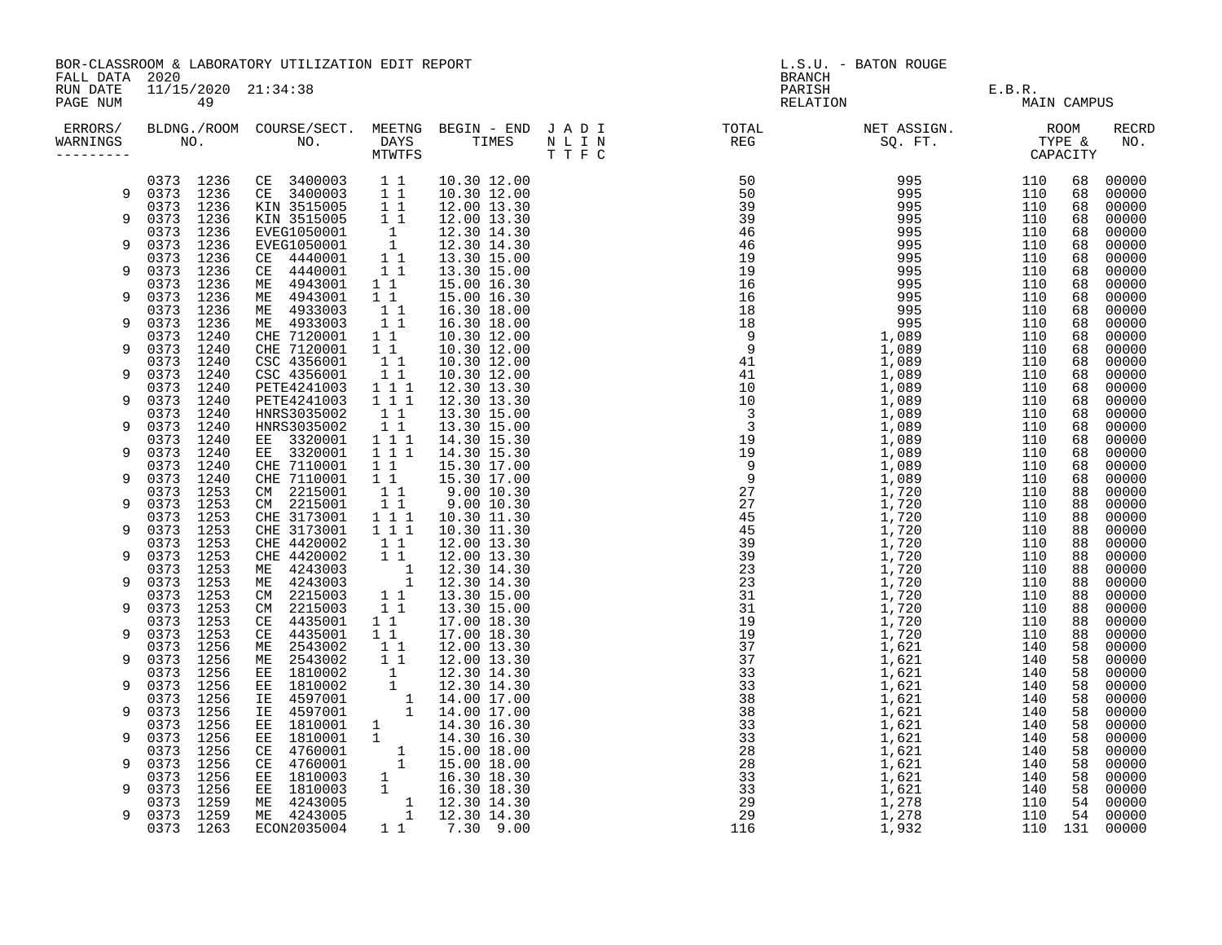BOR-CLASSROOM & LABORATORY UTILIZATION EDIT REPORT
FALL DATA 2020
RUN DATE 11/15/2020 21:34:38
PAGE NUM 49

L.S.U. - BATON ROUGE
BRANCH
PARISH E.B.R.
RELATION MAIN CAMPUS

| ERRORS/ WARNINGS | BLDNG./ROOM NO. | COURSE/SECT. NO. | MEETNG DAYS MTWTFS | BEGIN - END TIMES | J A D I N L I N T T F C | TOTAL REG | NET ASSIGN. SQ. FT. | ROOM TYPE & CAPACITY | | RECRD NO. |
|---|---|---|---|---|---|---|---|---|---|---|
| | 0373 1236 | CE 3400003 | 1 1 | 10.30 12.00 | | 50 | 995 | 110 | 68 | 00000 |
| 9 | 0373 1236 | CE 3400003 | 1 1 | 10.30 12.00 | | 50 | 995 | 110 | 68 | 00000 |
| | 0373 1236 | KIN 3515005 | 1 1 | 12.00 13.30 | | 39 | 995 | 110 | 68 | 00000 |
| 9 | 0373 1236 | KIN 3515005 | 1 1 | 12.00 13.30 | | 39 | 995 | 110 | 68 | 00000 |
| | 0373 1236 | EVEG1050001 | 1 | 12.30 14.30 | | 46 | 995 | 110 | 68 | 00000 |
| 9 | 0373 1236 | EVEG1050001 | 1 | 12.30 14.30 | | 46 | 995 | 110 | 68 | 00000 |
| | 0373 1236 | CE 4440001 | 1 1 | 13.30 15.00 | | 19 | 995 | 110 | 68 | 00000 |
| 9 | 0373 1236 | CE 4440001 | 1 1 | 13.30 15.00 | | 19 | 995 | 110 | 68 | 00000 |
| | 0373 1236 | ME 4943001 | 1 1 | 15.00 16.30 | | 16 | 995 | 110 | 68 | 00000 |
| 9 | 0373 1236 | ME 4943001 | 1 1 | 15.00 16.30 | | 16 | 995 | 110 | 68 | 00000 |
| | 0373 1236 | ME 4933003 | 1 1 | 16.30 18.00 | | 18 | 995 | 110 | 68 | 00000 |
| 9 | 0373 1236 | ME 4933003 | 1 1 | 16.30 18.00 | | 18 | 995 | 110 | 68 | 00000 |
| | 0373 1240 | CHE 7120001 | 1 1 | 10.30 12.00 | | 9 | 1,089 | 110 | 68 | 00000 |
| 9 | 0373 1240 | CHE 7120001 | 1 1 | 10.30 12.00 | | 9 | 1,089 | 110 | 68 | 00000 |
| | 0373 1240 | CSC 4356001 | 1 1 | 10.30 12.00 | | 41 | 1,089 | 110 | 68 | 00000 |
| 9 | 0373 1240 | CSC 4356001 | 1 1 | 10.30 12.00 | | 41 | 1,089 | 110 | 68 | 00000 |
| | 0373 1240 | PETE4241003 | 1 1 1 | 12.30 13.30 | | 10 | 1,089 | 110 | 68 | 00000 |
| 9 | 0373 1240 | PETE4241003 | 1 1 1 | 12.30 13.30 | | 10 | 1,089 | 110 | 68 | 00000 |
| | 0373 1240 | HNRS3035002 | 1 1 | 13.30 15.00 | | 3 | 1,089 | 110 | 68 | 00000 |
| 9 | 0373 1240 | HNRS3035002 | 1 1 | 13.30 15.00 | | 3 | 1,089 | 110 | 68 | 00000 |
| | 0373 1240 | EE 3320001 | 1 1 1 | 14.30 15.30 | | 19 | 1,089 | 110 | 68 | 00000 |
| 9 | 0373 1240 | EE 3320001 | 1 1 1 | 14.30 15.30 | | 19 | 1,089 | 110 | 68 | 00000 |
| | 0373 1240 | CHE 7110001 | 1 1 | 15.30 17.00 | | 9 | 1,089 | 110 | 68 | 00000 |
| 9 | 0373 1240 | CHE 7110001 | 1 1 | 15.30 17.00 | | 9 | 1,089 | 110 | 68 | 00000 |
| | 0373 1253 | CM 2215001 | 1 1 | 9.00 10.30 | | 27 | 1,720 | 110 | 88 | 00000 |
| 9 | 0373 1253 | CM 2215001 | 1 1 | 9.00 10.30 | | 27 | 1,720 | 110 | 88 | 00000 |
| | 0373 1253 | CHE 3173001 | 1 1 1 | 10.30 11.30 | | 45 | 1,720 | 110 | 88 | 00000 |
| 9 | 0373 1253 | CHE 3173001 | 1 1 1 | 10.30 11.30 | | 45 | 1,720 | 110 | 88 | 00000 |
| | 0373 1253 | CHE 4420002 | 1 1 | 12.00 13.30 | | 39 | 1,720 | 110 | 88 | 00000 |
| 9 | 0373 1253 | CHE 4420002 | 1 1 | 12.00 13.30 | | 39 | 1,720 | 110 | 88 | 00000 |
| | 0373 1253 | ME 4243003 | 1 | 12.30 14.30 | | 23 | 1,720 | 110 | 88 | 00000 |
| 9 | 0373 1253 | ME 4243003 | 1 | 12.30 14.30 | | 23 | 1,720 | 110 | 88 | 00000 |
| | 0373 1253 | CM 2215003 | 1 1 | 13.30 15.00 | | 31 | 1,720 | 110 | 88 | 00000 |
| 9 | 0373 1253 | CM 2215003 | 1 1 | 13.30 15.00 | | 31 | 1,720 | 110 | 88 | 00000 |
| | 0373 1253 | CE 4435001 | 1 1 | 17.00 18.30 | | 19 | 1,720 | 110 | 88 | 00000 |
| 9 | 0373 1253 | CE 4435001 | 1 1 | 17.00 18.30 | | 19 | 1,720 | 110 | 88 | 00000 |
| | 0373 1256 | ME 2543002 | 1 1 | 12.00 13.30 | | 37 | 1,621 | 140 | 58 | 00000 |
| 9 | 0373 1256 | ME 2543002 | 1 1 | 12.00 13.30 | | 37 | 1,621 | 140 | 58 | 00000 |
| | 0373 1256 | EE 1810002 | 1 | 12.30 14.30 | | 33 | 1,621 | 140 | 58 | 00000 |
| 9 | 0373 1256 | EE 1810002 | 1 | 12.30 14.30 | | 33 | 1,621 | 140 | 58 | 00000 |
| | 0373 1256 | IE 4597001 | 1 | 14.00 17.00 | | 38 | 1,621 | 140 | 58 | 00000 |
| 9 | 0373 1256 | IE 4597001 | 1 | 14.00 17.00 | | 38 | 1,621 | 140 | 58 | 00000 |
| | 0373 1256 | EE 1810001 | 1 | 14.30 16.30 | | 33 | 1,621 | 140 | 58 | 00000 |
| 9 | 0373 1256 | EE 1810001 | 1 | 14.30 16.30 | | 33 | 1,621 | 140 | 58 | 00000 |
| | 0373 1256 | CE 4760001 | 1 | 15.00 18.00 | | 28 | 1,621 | 140 | 58 | 00000 |
| 9 | 0373 1256 | CE 4760001 | 1 | 15.00 18.00 | | 28 | 1,621 | 140 | 58 | 00000 |
| | 0373 1256 | EE 1810003 | 1 | 16.30 18.30 | | 33 | 1,621 | 140 | 58 | 00000 |
| 9 | 0373 1256 | EE 1810003 | 1 | 16.30 18.30 | | 33 | 1,621 | 140 | 58 | 00000 |
| | 0373 1259 | ME 4243005 | 1 | 12.30 14.30 | | 29 | 1,278 | 110 | 54 | 00000 |
| 9 | 0373 1259 | ME 4243005 | 1 | 12.30 14.30 | | 29 | 1,278 | 110 | 54 | 00000 |
| | 0373 1263 | ECON2035004 | 1 1 | 7.30 9.00 | | 116 | 1,932 | 110 | 131 | 00000 |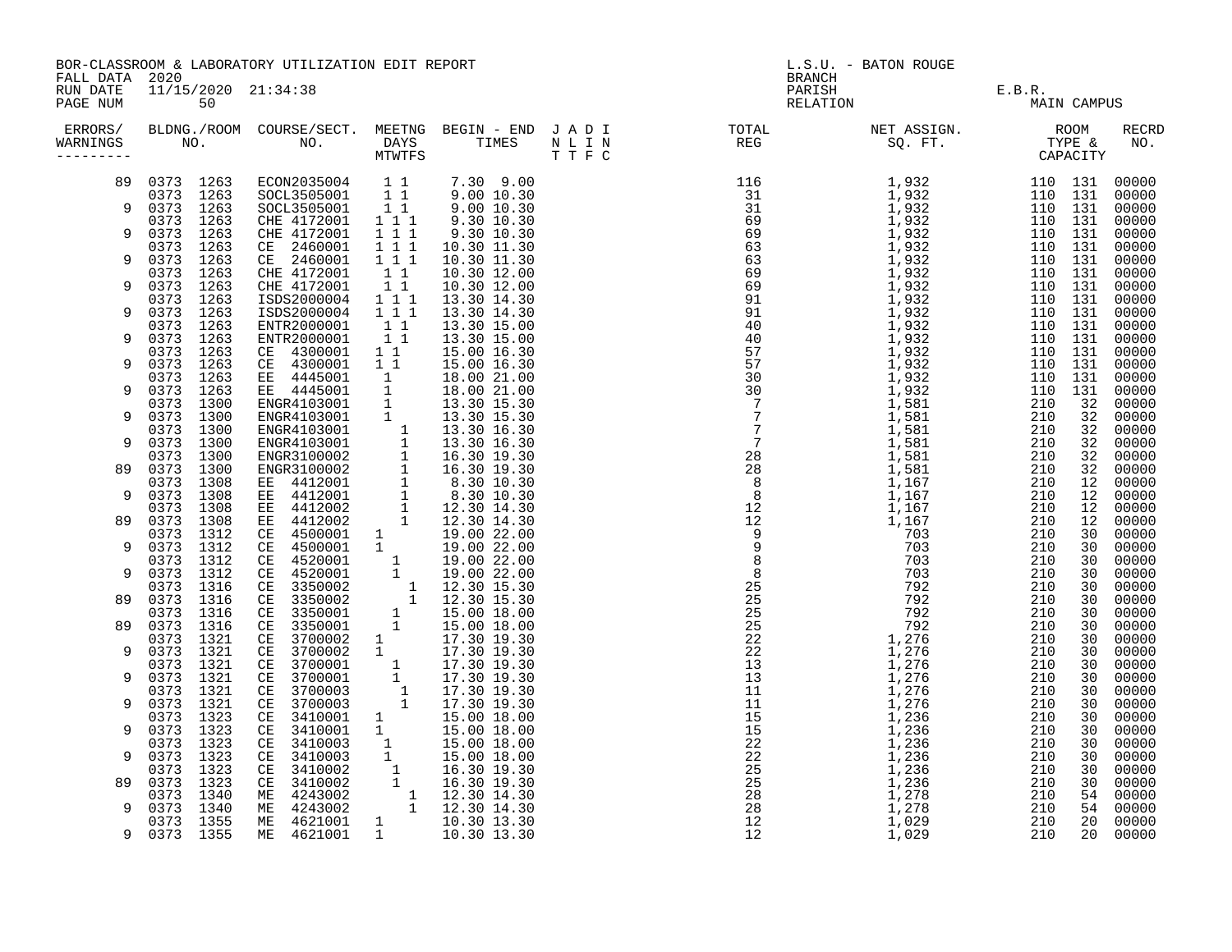BOR-CLASSROOM & LABORATORY UTILIZATION EDIT REPORT
FALL DATA 2020
RUN DATE 11/15/2020 21:34:38

L.S.U. - BATON ROUGE
BRANCH
PARISH E.B.R.
RELATION MAIN CAMPUS

| ERRORS/ WARNINGS | BLDG. NO. | ROOM NO. | COURSE/SECT. NO. | MEETNG DAYS MTWTFS | BEGIN - END TIMES | J A D I / N L I N / T T F C | TOTAL REG | NET ASSIGN. SQ. FT. | ROOM TYPE | CAPACITY | RECRD NO. |
|---|---|---|---|---|---|---|---|---|---|---|---|
| 89 | 0373 | 1263 | ECON2035004 | 1 1 | 7.30 9.00 | | 116 | 1,932 | 110 | 131 | 00000 |
| | 0373 | 1263 | SOCL3505001 | 1 1 | 9.00 10.30 | | 31 | 1,932 | 110 | 131 | 00000 |
| 9 | 0373 | 1263 | SOCL3505001 | 1 1 | 9.00 10.30 | | 31 | 1,932 | 110 | 131 | 00000 |
| | 0373 | 1263 | CHE 4172001 | 1 1 1 | 9.30 10.30 | | 69 | 1,932 | 110 | 131 | 00000 |
| 9 | 0373 | 1263 | CHE 4172001 | 1 1 1 | 9.30 10.30 | | 69 | 1,932 | 110 | 131 | 00000 |
| | 0373 | 1263 | CE 2460001 | 1 1 1 | 10.30 11.30 | | 63 | 1,932 | 110 | 131 | 00000 |
| 9 | 0373 | 1263 | CE 2460001 | 1 1 1 | 10.30 11.30 | | 63 | 1,932 | 110 | 131 | 00000 |
| | 0373 | 1263 | CHE 4172001 | 1 1 | 10.30 12.00 | | 69 | 1,932 | 110 | 131 | 00000 |
| 9 | 0373 | 1263 | CHE 4172001 | 1 1 | 10.30 12.00 | | 69 | 1,932 | 110 | 131 | 00000 |
| | 0373 | 1263 | ISDS2000004 | 1 1 1 | 13.30 14.30 | | 91 | 1,932 | 110 | 131 | 00000 |
| 9 | 0373 | 1263 | ISDS2000004 | 1 1 1 | 13.30 14.30 | | 91 | 1,932 | 110 | 131 | 00000 |
| | 0373 | 1263 | ENTR2000001 | 1 1 | 13.30 15.00 | | 40 | 1,932 | 110 | 131 | 00000 |
| 9 | 0373 | 1263 | ENTR2000001 | 1 1 | 13.30 15.00 | | 40 | 1,932 | 110 | 131 | 00000 |
| | 0373 | 1263 | CE 4300001 | 1 1 | 15.00 16.30 | | 57 | 1,932 | 110 | 131 | 00000 |
| 9 | 0373 | 1263 | CE 4300001 | 1 1 | 15.00 16.30 | | 57 | 1,932 | 110 | 131 | 00000 |
| | 0373 | 1263 | EE 4445001 | 1 | 18.00 21.00 | | 30 | 1,932 | 110 | 131 | 00000 |
| 9 | 0373 | 1263 | EE 4445001 | 1 | 18.00 21.00 | | 30 | 1,932 | 110 | 131 | 00000 |
| | 0373 | 1300 | ENGR4103001 | 1 | 13.30 15.30 | | 7 | 1,581 | 210 | 32 | 00000 |
| 9 | 0373 | 1300 | ENGR4103001 | 1 | 13.30 15.30 | | 7 | 1,581 | 210 | 32 | 00000 |
| | 0373 | 1300 | ENGR4103001 | 1 | 13.30 16.30 | | 7 | 1,581 | 210 | 32 | 00000 |
| 9 | 0373 | 1300 | ENGR4103001 | 1 | 13.30 16.30 | | 7 | 1,581 | 210 | 32 | 00000 |
| | 0373 | 1300 | ENGR3100002 | 1 | 16.30 19.30 | | 28 | 1,581 | 210 | 32 | 00000 |
| 89 | 0373 | 1300 | ENGR3100002 | 1 | 16.30 19.30 | | 28 | 1,581 | 210 | 32 | 00000 |
| | 0373 | 1308 | EE 4412001 | 1 | 8.30 10.30 | | 8 | 1,167 | 210 | 12 | 00000 |
| 9 | 0373 | 1308 | EE 4412001 | 1 | 8.30 10.30 | | 8 | 1,167 | 210 | 12 | 00000 |
| | 0373 | 1308 | EE 4412002 | 1 | 12.30 14.30 | | 12 | 1,167 | 210 | 12 | 00000 |
| 89 | 0373 | 1308 | EE 4412002 | 1 | 12.30 14.30 | | 12 | 1,167 | 210 | 12 | 00000 |
| | 0373 | 1312 | CE 4500001 | 1 | 19.00 22.00 | | 9 | 703 | 210 | 30 | 00000 |
| 9 | 0373 | 1312 | CE 4500001 | 1 | 19.00 22.00 | | 9 | 703 | 210 | 30 | 00000 |
| | 0373 | 1312 | CE 4520001 | 1 | 19.00 22.00 | | 8 | 703 | 210 | 30 | 00000 |
| 9 | 0373 | 1312 | CE 4520001 | 1 | 19.00 22.00 | | 8 | 703 | 210 | 30 | 00000 |
| | 0373 | 1316 | CE 3350002 | 1 | 12.30 15.30 | | 25 | 792 | 210 | 30 | 00000 |
| 89 | 0373 | 1316 | CE 3350002 | 1 | 12.30 15.30 | | 25 | 792 | 210 | 30 | 00000 |
| | 0373 | 1316 | CE 3350001 | 1 | 15.00 18.00 | | 25 | 792 | 210 | 30 | 00000 |
| 89 | 0373 | 1316 | CE 3350001 | 1 | 15.00 18.00 | | 25 | 792 | 210 | 30 | 00000 |
| | 0373 | 1321 | CE 3700002 | 1 | 17.30 19.30 | | 22 | 1,276 | 210 | 30 | 00000 |
| 9 | 0373 | 1321 | CE 3700002 | 1 | 17.30 19.30 | | 22 | 1,276 | 210 | 30 | 00000 |
| | 0373 | 1321 | CE 3700001 | 1 | 17.30 19.30 | | 13 | 1,276 | 210 | 30 | 00000 |
| 9 | 0373 | 1321 | CE 3700001 | 1 | 17.30 19.30 | | 13 | 1,276 | 210 | 30 | 00000 |
| | 0373 | 1321 | CE 3700003 | 1 | 17.30 19.30 | | 11 | 1,276 | 210 | 30 | 00000 |
| 9 | 0373 | 1321 | CE 3700003 | 1 | 17.30 19.30 | | 11 | 1,276 | 210 | 30 | 00000 |
| | 0373 | 1323 | CE 3410001 | 1 | 15.00 18.00 | | 15 | 1,236 | 210 | 30 | 00000 |
| 9 | 0373 | 1323 | CE 3410001 | 1 | 15.00 18.00 | | 15 | 1,236 | 210 | 30 | 00000 |
| | 0373 | 1323 | CE 3410003 | 1 | 15.00 18.00 | | 22 | 1,236 | 210 | 30 | 00000 |
| 9 | 0373 | 1323 | CE 3410003 | 1 | 15.00 18.00 | | 22 | 1,236 | 210 | 30 | 00000 |
| | 0373 | 1323 | CE 3410002 | 1 | 16.30 19.30 | | 25 | 1,236 | 210 | 30 | 00000 |
| 89 | 0373 | 1323 | CE 3410002 | 1 | 16.30 19.30 | | 25 | 1,236 | 210 | 30 | 00000 |
| | 0373 | 1340 | ME 4243002 | 1 | 12.30 14.30 | | 28 | 1,278 | 210 | 54 | 00000 |
| 9 | 0373 | 1340 | ME 4243002 | 1 | 12.30 14.30 | | 28 | 1,278 | 210 | 54 | 00000 |
| | 0373 | 1355 | ME 4621001 | 1 | 10.30 13.30 | | 12 | 1,029 | 210 | 20 | 00000 |
| 9 | 0373 | 1355 | ME 4621001 | 1 | 10.30 13.30 | | 12 | 1,029 | 210 | 20 | 00000 |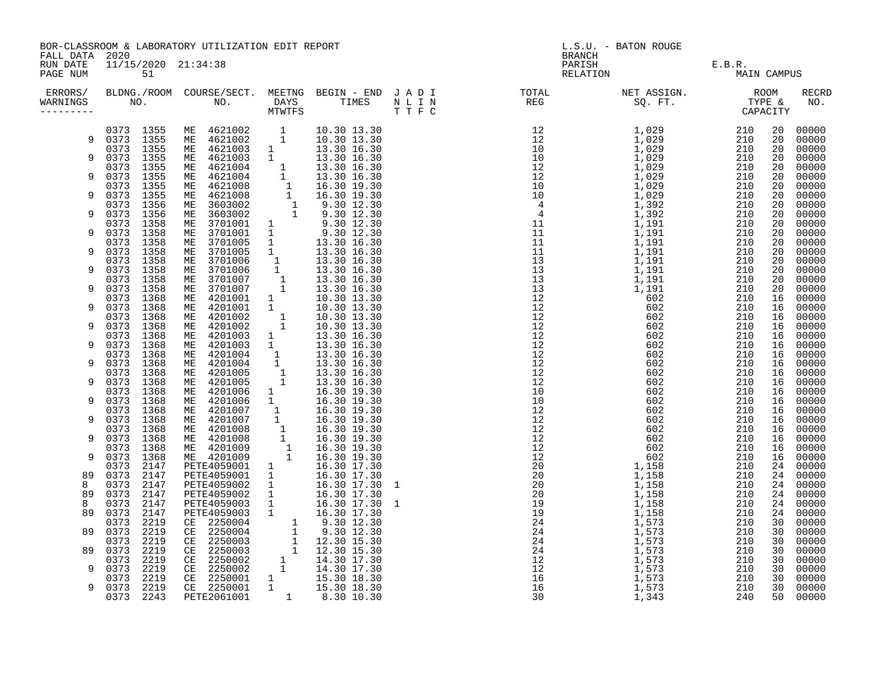BOR-CLASSROOM & LABORATORY UTILIZATION EDIT REPORT
FALL DATA 2020
RUN DATE 11/15/2020 21:34:38

L.S.U. - BATON ROUGE
BRANCH
PARISH E.B.R.
RELATION MAIN CAMPUS

| ERRORS/ WARNINGS | BLDG. NO. | ROOM NO. | COURSE/SECT. NO. | M | T | W | T | F | S | BEGIN | END | J T | A T | D F | I C | TOTAL REG | NET ASSIGN. SQ. FT. | ROOM TYPE | CAPACITY | RECRD NO. |
|---|---|---|---|---|---|---|---|---|---|---|---|---|---|---|---|---|---|---|---|---|
| | 0373 | 1355 | ME 4621002 | | | 1 | | | | 10.30 | 13.30 | | | | | 12 | 1,029 | 210 | 20 | 00000 |
| 9 | 0373 | 1355 | ME 4621002 | | | 1 | | | | 10.30 | 13.30 | | | | | 12 | 1,029 | 210 | 20 | 00000 |
| | 0373 | 1355 | ME 4621003 | 1 | | | | | | 13.30 | 16.30 | | | | | 10 | 1,029 | 210 | 20 | 00000 |
| 9 | 0373 | 1355 | ME 4621003 | 1 | | | | | | 13.30 | 16.30 | | | | | 10 | 1,029 | 210 | 20 | 00000 |
| | 0373 | 1355 | ME 4621004 | | 1 | | | | | 13.30 | 16.30 | | | | | 12 | 1,029 | 210 | 20 | 00000 |
| 9 | 0373 | 1355 | ME 4621004 | | 1 | | | | | 13.30 | 16.30 | | | | | 12 | 1,029 | 210 | 20 | 00000 |
| | 0373 | 1355 | ME 4621008 | | | | 1 | | | 16.30 | 19.30 | | | | | 10 | 1,029 | 210 | 20 | 00000 |
| 9 | 0373 | 1355 | ME 4621008 | | | | 1 | | | 16.30 | 19.30 | | | | | 10 | 1,029 | 210 | 20 | 00000 |
| | 0373 | 1356 | ME 3603002 | | | | | 1 | | 9.30 | 12.30 | | | | | 4 | 1,392 | 210 | 20 | 00000 |
| 9 | 0373 | 1356 | ME 3603002 | | | | | 1 | | 9.30 | 12.30 | | | | | 4 | 1,392 | 210 | 20 | 00000 |
| | 0373 | 1358 | ME 3701001 | 1 | | | | | | 9.30 | 12.30 | | | | | 11 | 1,191 | 210 | 20 | 00000 |
| 9 | 0373 | 1358 | ME 3701001 | 1 | | | | | | 9.30 | 12.30 | | | | | 11 | 1,191 | 210 | 20 | 00000 |
| | 0373 | 1358 | ME 3701005 | 1 | | | | | | 13.30 | 16.30 | | | | | 11 | 1,191 | 210 | 20 | 00000 |
| 9 | 0373 | 1358 | ME 3701005 | 1 | | | | | | 13.30 | 16.30 | | | | | 11 | 1,191 | 210 | 20 | 00000 |
| | 0373 | 1358 | ME 3701006 | | 1 | | | | | 13.30 | 16.30 | | | | | 13 | 1,191 | 210 | 20 | 00000 |
| 9 | 0373 | 1358 | ME 3701006 | | 1 | | | | | 13.30 | 16.30 | | | | | 13 | 1,191 | 210 | 20 | 00000 |
| | 0373 | 1358 | ME 3701007 | | | 1 | | | | 13.30 | 16.30 | | | | | 13 | 1,191 | 210 | 20 | 00000 |
| 9 | 0373 | 1358 | ME 3701007 | | | 1 | | | | 13.30 | 16.30 | | | | | 13 | 1,191 | 210 | 20 | 00000 |
| | 0373 | 1368 | ME 4201001 | 1 | | | | | | 10.30 | 13.30 | | | | | 12 | 602 | 210 | 16 | 00000 |
| 9 | 0373 | 1368 | ME 4201001 | 1 | | | | | | 10.30 | 13.30 | | | | | 12 | 602 | 210 | 16 | 00000 |
| | 0373 | 1368 | ME 4201002 | | | 1 | | | | 10.30 | 13.30 | | | | | 12 | 602 | 210 | 16 | 00000 |
| 9 | 0373 | 1368 | ME 4201002 | | | 1 | | | | 10.30 | 13.30 | | | | | 12 | 602 | 210 | 16 | 00000 |
| | 0373 | 1368 | ME 4201003 | 1 | | | | | | 13.30 | 16.30 | | | | | 12 | 602 | 210 | 16 | 00000 |
| 9 | 0373 | 1368 | ME 4201003 | 1 | | | | | | 13.30 | 16.30 | | | | | 12 | 602 | 210 | 16 | 00000 |
| | 0373 | 1368 | ME 4201004 | | 1 | | | | | 13.30 | 16.30 | | | | | 12 | 602 | 210 | 16 | 00000 |
| 9 | 0373 | 1368 | ME 4201004 | | 1 | | | | | 13.30 | 16.30 | | | | | 12 | 602 | 210 | 16 | 00000 |
| | 0373 | 1368 | ME 4201005 | | | 1 | | | | 13.30 | 16.30 | | | | | 12 | 602 | 210 | 16 | 00000 |
| 9 | 0373 | 1368 | ME 4201005 | | | 1 | | | | 13.30 | 16.30 | | | | | 12 | 602 | 210 | 16 | 00000 |
| | 0373 | 1368 | ME 4201006 | 1 | | | | | | 16.30 | 19.30 | | | | | 10 | 602 | 210 | 16 | 00000 |
| 9 | 0373 | 1368 | ME 4201006 | 1 | | | | | | 16.30 | 19.30 | | | | | 10 | 602 | 210 | 16 | 00000 |
| | 0373 | 1368 | ME 4201007 | | 1 | | | | | 16.30 | 19.30 | | | | | 12 | 602 | 210 | 16 | 00000 |
| 9 | 0373 | 1368 | ME 4201007 | | 1 | | | | | 16.30 | 19.30 | | | | | 12 | 602 | 210 | 16 | 00000 |
| | 0373 | 1368 | ME 4201008 | | | 1 | | | | 16.30 | 19.30 | | | | | 12 | 602 | 210 | 16 | 00000 |
| 9 | 0373 | 1368 | ME 4201008 | | | 1 | | | | 16.30 | 19.30 | | | | | 12 | 602 | 210 | 16 | 00000 |
| | 0373 | 1368 | ME 4201009 | | | | 1 | | | 16.30 | 19.30 | | | | | 12 | 602 | 210 | 16 | 00000 |
| 9 | 0373 | 1368 | ME 4201009 | | | | 1 | | | 16.30 | 19.30 | | | | | 12 | 602 | 210 | 16 | 00000 |
| | 0373 | 2147 | PETE4059001 | 1 | | | | | | 16.30 | 17.30 | | | | | 20 | 1,158 | 210 | 24 | 00000 |
| 89 | 0373 | 2147 | PETE4059001 | 1 | | | | | | 16.30 | 17.30 | | | | | 20 | 1,158 | 210 | 24 | 00000 |
| 8 | 0373 | 2147 | PETE4059002 | 1 | | | | | | 16.30 | 17.30 | 1 | | | | 20 | 1,158 | 210 | 24 | 00000 |
| 89 | 0373 | 2147 | PETE4059002 | 1 | | | | | | 16.30 | 17.30 | | | | | 20 | 1,158 | 210 | 24 | 00000 |
| 8 | 0373 | 2147 | PETE4059003 | 1 | | | | | | 16.30 | 17.30 | 1 | | | | 19 | 1,158 | 210 | 24 | 00000 |
| 89 | 0373 | 2147 | PETE4059003 | 1 | | | | | | 16.30 | 17.30 | | | | | 19 | 1,158 | 210 | 24 | 00000 |
| | 0373 | 2219 | CE 2250004 | | | | | 1 | | 9.30 | 12.30 | | | | | 24 | 1,573 | 210 | 30 | 00000 |
| 89 | 0373 | 2219 | CE 2250004 | | | | | 1 | | 9.30 | 12.30 | | | | | 24 | 1,573 | 210 | 30 | 00000 |
| | 0373 | 2219 | CE 2250003 | | | | | 1 | | 12.30 | 15.30 | | | | | 24 | 1,573 | 210 | 30 | 00000 |
| 89 | 0373 | 2219 | CE 2250003 | | | | | 1 | | 12.30 | 15.30 | | | | | 24 | 1,573 | 210 | 30 | 00000 |
| | 0373 | 2219 | CE 2250002 | | | 1 | | | | 14.30 | 17.30 | | | | | 12 | 1,573 | 210 | 30 | 00000 |
| 9 | 0373 | 2219 | CE 2250002 | | | 1 | | | | 14.30 | 17.30 | | | | | 12 | 1,573 | 210 | 30 | 00000 |
| | 0373 | 2219 | CE 2250001 | 1 | | | | | | 15.30 | 18.30 | | | | | 16 | 1,573 | 210 | 30 | 00000 |
| 9 | 0373 | 2219 | CE 2250001 | 1 | | | | | | 15.30 | 18.30 | | | | | 16 | 1,573 | 210 | 30 | 00000 |
| | 0373 | 2243 | PETE2061001 | | | | 1 | | | 8.30 | 10.30 | | | | | 30 | 1,343 | 240 | 50 | 00000 |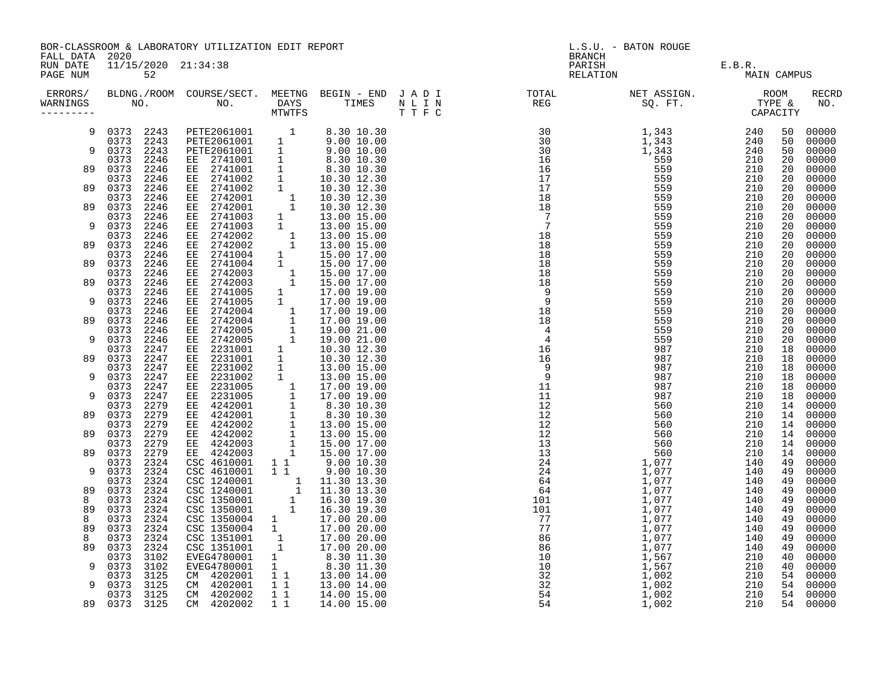BOR-CLASSROOM & LABORATORY UTILIZATION EDIT REPORT
FALL DATA 2020
RUN DATE 11/15/2020 21:34:38

L.S.U. - BATON ROUGE
BRANCH
PARISH E.B.R.
RELATION MAIN CAMPUS

| ERRORS/ WARNINGS | BLDG. NO. | ROOM NO. | COURSE/SECT. NO. | M | T | W | T | F | S | BEGIN TIME | END TIME | TOTAL REG | NET ASSIGN. SQ. FT. | ROOM TYPE | CAPACITY | RECRD NO. |
|---|---|---|---|---|---|---|---|---|---|---|---|---|---|---|---|---|
| 9 | 0373 | 2243 | PETE2061001 | | | | 1 | | | 8.30 | 10.30 | 30 | 1,343 | 240 | 50 | 00000 |
| | 0373 | 2243 | PETE2061001 | 1 | | | | | | 9.00 | 10.00 | 30 | 1,343 | 240 | 50 | 00000 |
| 9 | 0373 | 2243 | PETE2061001 | 1 | | | | | | 9.00 | 10.00 | 30 | 1,343 | 240 | 50 | 00000 |
| | 0373 | 2246 | EE 2741001 | 1 | | | | | | 8.30 | 10.30 | 16 | 559 | 210 | 20 | 00000 |
| 89 | 0373 | 2246 | EE 2741001 | 1 | | | | | | 8.30 | 10.30 | 16 | 559 | 210 | 20 | 00000 |
| | 0373 | 2246 | EE 2741002 | 1 | | | | | | 10.30 | 12.30 | 17 | 559 | 210 | 20 | 00000 |
| 89 | 0373 | 2246 | EE 2741002 | 1 | | | | | | 10.30 | 12.30 | 17 | 559 | 210 | 20 | 00000 |
| | 0373 | 2246 | EE 2742001 | | | 1 | | | | 10.30 | 12.30 | 18 | 559 | 210 | 20 | 00000 |
| 89 | 0373 | 2246 | EE 2742001 | | | 1 | | | | 10.30 | 12.30 | 18 | 559 | 210 | 20 | 00000 |
| | 0373 | 2246 | EE 2741003 | 1 | | | | | | 13.00 | 15.00 | 7 | 559 | 210 | 20 | 00000 |
| 9 | 0373 | 2246 | EE 2741003 | 1 | | | | | | 13.00 | 15.00 | 7 | 559 | 210 | 20 | 00000 |
| | 0373 | 2246 | EE 2742002 | | | 1 | | | | 13.00 | 15.00 | 18 | 559 | 210 | 20 | 00000 |
| 89 | 0373 | 2246 | EE 2742002 | | | 1 | | | | 13.00 | 15.00 | 18 | 559 | 210 | 20 | 00000 |
| | 0373 | 2246 | EE 2741004 | 1 | | | | | | 15.00 | 17.00 | 18 | 559 | 210 | 20 | 00000 |
| 89 | 0373 | 2246 | EE 2741004 | 1 | | | | | | 15.00 | 17.00 | 18 | 559 | 210 | 20 | 00000 |
| | 0373 | 2246 | EE 2742003 | | | 1 | | | | 15.00 | 17.00 | 18 | 559 | 210 | 20 | 00000 |
| 89 | 0373 | 2246 | EE 2742003 | | | 1 | | | | 15.00 | 17.00 | 18 | 559 | 210 | 20 | 00000 |
| | 0373 | 2246 | EE 2741005 | 1 | | | | | | 17.00 | 19.00 | 9 | 559 | 210 | 20 | 00000 |
| 9 | 0373 | 2246 | EE 2741005 | 1 | | | | | | 17.00 | 19.00 | 9 | 559 | 210 | 20 | 00000 |
| | 0373 | 2246 | EE 2742004 | | | 1 | | | | 17.00 | 19.00 | 18 | 559 | 210 | 20 | 00000 |
| 89 | 0373 | 2246 | EE 2742004 | | | 1 | | | | 17.00 | 19.00 | 18 | 559 | 210 | 20 | 00000 |
| | 0373 | 2246 | EE 2742005 | | | 1 | | | | 19.00 | 21.00 | 4 | 559 | 210 | 20 | 00000 |
| 9 | 0373 | 2246 | EE 2742005 | | | 1 | | | | 19.00 | 21.00 | 4 | 559 | 210 | 20 | 00000 |
| | 0373 | 2247 | EE 2231001 | 1 | | | | | | 10.30 | 12.30 | 16 | 987 | 210 | 18 | 00000 |
| 89 | 0373 | 2247 | EE 2231001 | 1 | | | | | | 10.30 | 12.30 | 16 | 987 | 210 | 18 | 00000 |
| | 0373 | 2247 | EE 2231002 | 1 | | | | | | 13.00 | 15.00 | 9 | 987 | 210 | 18 | 00000 |
| 9 | 0373 | 2247 | EE 2231002 | 1 | | | | | | 13.00 | 15.00 | 9 | 987 | 210 | 18 | 00000 |
| | 0373 | 2247 | EE 2231005 | | | 1 | | | | 17.00 | 19.00 | 11 | 987 | 210 | 18 | 00000 |
| 9 | 0373 | 2247 | EE 2231005 | | | 1 | | | | 17.00 | 19.00 | 11 | 987 | 210 | 18 | 00000 |
| | 0373 | 2279 | EE 4242001 | | | 1 | | | | 8.30 | 10.30 | 12 | 560 | 210 | 14 | 00000 |
| 89 | 0373 | 2279 | EE 4242001 | | | 1 | | | | 8.30 | 10.30 | 12 | 560 | 210 | 14 | 00000 |
| | 0373 | 2279 | EE 4242002 | | | 1 | | | | 13.00 | 15.00 | 12 | 560 | 210 | 14 | 00000 |
| 89 | 0373 | 2279 | EE 4242002 | | | 1 | | | | 13.00 | 15.00 | 12 | 560 | 210 | 14 | 00000 |
| | 0373 | 2279 | EE 4242003 | | | 1 | | | | 15.00 | 17.00 | 13 | 560 | 210 | 14 | 00000 |
| 89 | 0373 | 2279 | EE 4242003 | | | 1 | | | | 15.00 | 17.00 | 13 | 560 | 210 | 14 | 00000 |
| | 0373 | 2324 | CSC 4610001 | 1 | | 1 | | | | 9.00 | 10.30 | 24 | 1,077 | 140 | 49 | 00000 |
| 9 | 0373 | 2324 | CSC 4610001 | 1 | | 1 | | | | 9.00 | 10.30 | 24 | 1,077 | 140 | 49 | 00000 |
| | 0373 | 2324 | CSC 1240001 | | | | 1 | | | 11.30 | 13.30 | 64 | 1,077 | 140 | 49 | 00000 |
| 89 | 0373 | 2324 | CSC 1240001 | | | | 1 | | | 11.30 | 13.30 | 64 | 1,077 | 140 | 49 | 00000 |
| 8 | 0373 | 2324 | CSC 1350001 | | | 1 | | | | 16.30 | 19.30 | 101 | 1,077 | 140 | 49 | 00000 |
| 89 | 0373 | 2324 | CSC 1350001 | | | 1 | | | | 16.30 | 19.30 | 101 | 1,077 | 140 | 49 | 00000 |
| 8 | 0373 | 2324 | CSC 1350004 | 1 | | | | | | 17.00 | 20.00 | 77 | 1,077 | 140 | 49 | 00000 |
| 89 | 0373 | 2324 | CSC 1350004 | 1 | | | | | | 17.00 | 20.00 | 77 | 1,077 | 140 | 49 | 00000 |
| 8 | 0373 | 2324 | CSC 1351001 | | 1 | | | | | 17.00 | 20.00 | 86 | 1,077 | 140 | 49 | 00000 |
| 89 | 0373 | 2324 | CSC 1351001 | | 1 | | | | | 17.00 | 20.00 | 86 | 1,077 | 140 | 49 | 00000 |
| | 0373 | 3102 | EVEG4780001 | 1 | | | | | | 8.30 | 11.30 | 10 | 1,567 | 210 | 40 | 00000 |
| 9 | 0373 | 3102 | EVEG4780001 | 1 | | | | | | 8.30 | 11.30 | 10 | 1,567 | 210 | 40 | 00000 |
| | 0373 | 3125 | CM 4202001 | 1 | | 1 | | | | 13.00 | 14.00 | 32 | 1,002 | 210 | 54 | 00000 |
| 9 | 0373 | 3125 | CM 4202001 | 1 | | 1 | | | | 13.00 | 14.00 | 32 | 1,002 | 210 | 54 | 00000 |
| | 0373 | 3125 | CM 4202002 | 1 | | 1 | | | | 14.00 | 15.00 | 54 | 1,002 | 210 | 54 | 00000 |
| 89 | 0373 | 3125 | CM 4202002 | 1 | | 1 | | | | 14.00 | 15.00 | 54 | 1,002 | 210 | 54 | 00000 |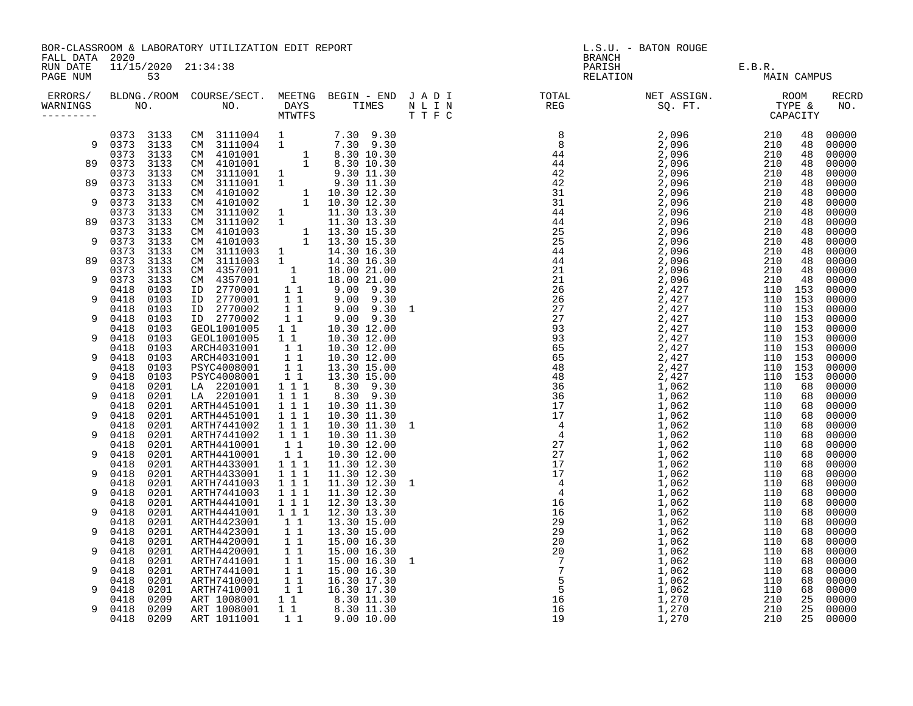BOR-CLASSROOM & LABORATORY UTILIZATION EDIT REPORT
FALL DATA 2020
RUN DATE 11/15/2020 21:34:38
PAGE NUM 53

L.S.U. - BATON ROUGE
BRANCH
PARISH E.B.R.
RELATION MAIN CAMPUS

| ERRORS/ WARNINGS | BLDNG./ROOM NO. | COURSE/SECT. NO. | MEETNG DAYS MTWTFS | BEGIN - END TIMES | J A D I N L I N T T F C | TOTAL REG | NET ASSIGN. SQ. FT. | ROOM TYPE & CAPACITY | RECRD NO. |
|---|---|---|---|---|---|---|---|---|---|
| | 0373 3133 | CM 3111004 | 1 | 7.30 9.30 | | 8 | 2,096 | 210 48 | 00000 |
| 9 | 0373 3133 | CM 3111004 | 1 | 7.30 9.30 | | 8 | 2,096 | 210 48 | 00000 |
| | 0373 3133 | CM 4101001 | 1 | 8.30 10.30 | | 44 | 2,096 | 210 48 | 00000 |
| 89 | 0373 3133 | CM 4101001 | 1 | 8.30 10.30 | | 44 | 2,096 | 210 48 | 00000 |
| | 0373 3133 | CM 3111001 | 1 | 9.30 11.30 | | 42 | 2,096 | 210 48 | 00000 |
| 89 | 0373 3133 | CM 3111001 | 1 | 9.30 11.30 | | 42 | 2,096 | 210 48 | 00000 |
| | 0373 3133 | CM 4101002 | 1 | 10.30 12.30 | | 31 | 2,096 | 210 48 | 00000 |
| 9 | 0373 3133 | CM 4101002 | 1 | 10.30 12.30 | | 31 | 2,096 | 210 48 | 00000 |
| | 0373 3133 | CM 3111002 | 1 | 11.30 13.30 | | 44 | 2,096 | 210 48 | 00000 |
| 89 | 0373 3133 | CM 3111002 | 1 | 11.30 13.30 | | 44 | 2,096 | 210 48 | 00000 |
| | 0373 3133 | CM 4101003 | 1 | 13.30 15.30 | | 25 | 2,096 | 210 48 | 00000 |
| 9 | 0373 3133 | CM 4101003 | 1 | 13.30 15.30 | | 25 | 2,096 | 210 48 | 00000 |
| | 0373 3133 | CM 3111003 | 1 | 14.30 16.30 | | 44 | 2,096 | 210 48 | 00000 |
| 89 | 0373 3133 | CM 3111003 | 1 | 14.30 16.30 | | 44 | 2,096 | 210 48 | 00000 |
| | 0373 3133 | CM 4357001 | 1 | 18.00 21.00 | | 21 | 2,096 | 210 48 | 00000 |
| 9 | 0373 3133 | CM 4357001 | 1 | 18.00 21.00 | | 21 | 2,096 | 210 48 | 00000 |
| | 0418 0103 | ID 2770001 | 1 1 | 9.00 9.30 | | 26 | 2,427 | 110 153 | 00000 |
| 9 | 0418 0103 | ID 2770001 | 1 1 | 9.00 9.30 | | 26 | 2,427 | 110 153 | 00000 |
| | 0418 0103 | ID 2770002 | 1 1 | 9.00 9.30 | 1 | 27 | 2,427 | 110 153 | 00000 |
| 9 | 0418 0103 | ID 2770002 | 1 1 | 9.00 9.30 | | 27 | 2,427 | 110 153 | 00000 |
| | 0418 0103 | GEOL1001005 | 1 1 | 10.30 12.00 | | 93 | 2,427 | 110 153 | 00000 |
| 9 | 0418 0103 | GEOL1001005 | 1 1 | 10.30 12.00 | | 93 | 2,427 | 110 153 | 00000 |
| | 0418 0103 | ARCH4031001 | 1 1 | 10.30 12.00 | | 65 | 2,427 | 110 153 | 00000 |
| 9 | 0418 0103 | ARCH4031001 | 1 1 | 10.30 12.00 | | 65 | 2,427 | 110 153 | 00000 |
| | 0418 0103 | PSYC4008001 | 1 1 | 13.30 15.00 | | 48 | 2,427 | 110 153 | 00000 |
| 9 | 0418 0103 | PSYC4008001 | 1 1 | 13.30 15.00 | | 48 | 2,427 | 110 153 | 00000 |
| | 0418 0201 | LA 2201001 | 1 1 1 | 8.30 9.30 | | 36 | 1,062 | 110 68 | 00000 |
| 9 | 0418 0201 | LA 2201001 | 1 1 1 | 8.30 9.30 | | 36 | 1,062 | 110 68 | 00000 |
| | 0418 0201 | ARTH4451001 | 1 1 1 | 10.30 11.30 | | 17 | 1,062 | 110 68 | 00000 |
| 9 | 0418 0201 | ARTH4451001 | 1 1 1 | 10.30 11.30 | | 17 | 1,062 | 110 68 | 00000 |
| | 0418 0201 | ARTH7441002 | 1 1 1 | 10.30 11.30 | 1 | 4 | 1,062 | 110 68 | 00000 |
| 9 | 0418 0201 | ARTH7441002 | 1 1 1 | 10.30 11.30 | | 4 | 1,062 | 110 68 | 00000 |
| | 0418 0201 | ARTH4410001 | 1 1 | 10.30 12.00 | | 27 | 1,062 | 110 68 | 00000 |
| 9 | 0418 0201 | ARTH4410001 | 1 1 | 10.30 12.00 | | 27 | 1,062 | 110 68 | 00000 |
| | 0418 0201 | ARTH4433001 | 1 1 1 | 11.30 12.30 | | 17 | 1,062 | 110 68 | 00000 |
| 9 | 0418 0201 | ARTH4433001 | 1 1 1 | 11.30 12.30 | | 17 | 1,062 | 110 68 | 00000 |
| | 0418 0201 | ARTH7441003 | 1 1 1 | 11.30 12.30 | 1 | 4 | 1,062 | 110 68 | 00000 |
| 9 | 0418 0201 | ARTH7441003 | 1 1 1 | 11.30 12.30 | | 4 | 1,062 | 110 68 | 00000 |
| | 0418 0201 | ARTH4441001 | 1 1 1 | 12.30 13.30 | | 16 | 1,062 | 110 68 | 00000 |
| 9 | 0418 0201 | ARTH4441001 | 1 1 1 | 12.30 13.30 | | 16 | 1,062 | 110 68 | 00000 |
| | 0418 0201 | ARTH4423001 | 1 1 | 13.30 15.00 | | 29 | 1,062 | 110 68 | 00000 |
| 9 | 0418 0201 | ARTH4423001 | 1 1 | 13.30 15.00 | | 29 | 1,062 | 110 68 | 00000 |
| | 0418 0201 | ARTH4420001 | 1 1 | 15.00 16.30 | | 20 | 1,062 | 110 68 | 00000 |
| 9 | 0418 0201 | ARTH4420001 | 1 1 | 15.00 16.30 | | 20 | 1,062 | 110 68 | 00000 |
| | 0418 0201 | ARTH7441001 | 1 1 | 15.00 16.30 | 1 | 7 | 1,062 | 110 68 | 00000 |
| 9 | 0418 0201 | ARTH7441001 | 1 1 | 15.00 16.30 | | 7 | 1,062 | 110 68 | 00000 |
| | 0418 0201 | ARTH7410001 | 1 1 | 16.30 17.30 | | 5 | 1,062 | 110 68 | 00000 |
| 9 | 0418 0201 | ARTH7410001 | 1 1 | 16.30 17.30 | | 5 | 1,062 | 110 68 | 00000 |
| | 0418 0209 | ART 1008001 | 1 1 | 8.30 11.30 | | 16 | 1,270 | 210 25 | 00000 |
| 9 | 0418 0209 | ART 1008001 | 1 1 | 8.30 11.30 | | 16 | 1,270 | 210 25 | 00000 |
| | 0418 0209 | ART 1011001 | 1 1 | 9.00 10.00 | | 19 | 1,270 | 210 25 | 00000 |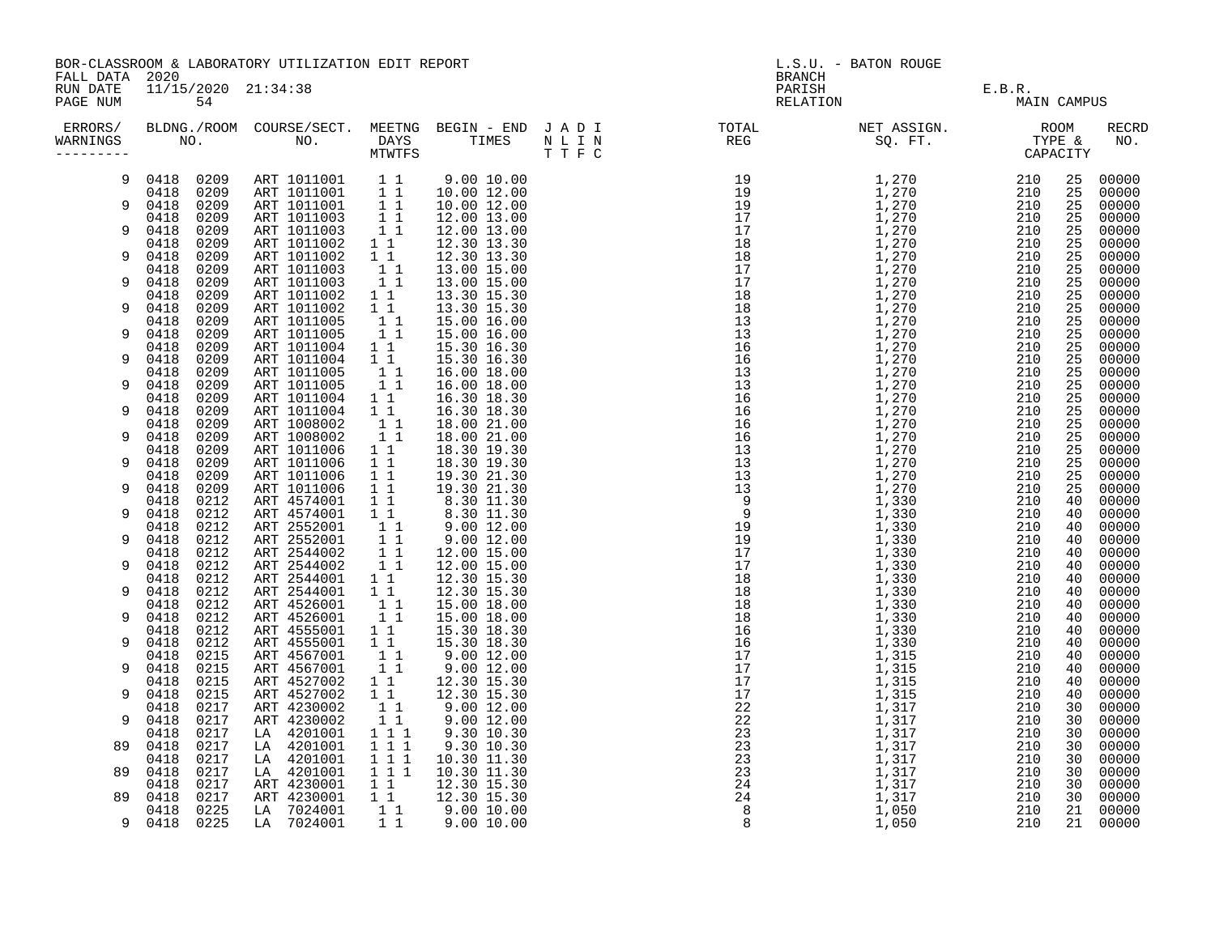BOR-CLASSROOM & LABORATORY UTILIZATION EDIT REPORT
FALL DATA 2020
RUN DATE 11/15/2020 21:34:38

L.S.U. - BATON ROUGE
BRANCH
PARISH E.B.R.
RELATION MAIN CAMPUS

| ERRORS/ WARNINGS | BLDNG./ROOM NO. | | COURSE/SECT. NO. | MEETNG DAYS MTWTFS | BEGIN - END TIMES | J A D I N L I N T T F C | TOTAL REG | NET ASSIGN. SQ. FT. | ROOM TYPE & CAPACITY | | RECRD NO. |
|---|---|---|---|---|---|---|---|---|---|---|---|
| 9 | 0418 | 0209 | ART 1011001 | 1 1 | 9.00 10.00 | | 19 | 1,270 | 210 | 25 | 00000 |
| | 0418 | 0209 | ART 1011001 | 1 1 | 10.00 12.00 | | 19 | 1,270 | 210 | 25 | 00000 |
| 9 | 0418 | 0209 | ART 1011001 | 1 1 | 10.00 12.00 | | 19 | 1,270 | 210 | 25 | 00000 |
| | 0418 | 0209 | ART 1011003 | 1 1 | 12.00 13.00 | | 17 | 1,270 | 210 | 25 | 00000 |
| 9 | 0418 | 0209 | ART 1011003 | 1 1 | 12.00 13.00 | | 17 | 1,270 | 210 | 25 | 00000 |
| | 0418 | 0209 | ART 1011002 | 1 1 | 12.30 13.30 | | 18 | 1,270 | 210 | 25 | 00000 |
| 9 | 0418 | 0209 | ART 1011002 | 1 1 | 12.30 13.30 | | 18 | 1,270 | 210 | 25 | 00000 |
| | 0418 | 0209 | ART 1011003 | 1 1 | 13.00 15.00 | | 17 | 1,270 | 210 | 25 | 00000 |
| 9 | 0418 | 0209 | ART 1011003 | 1 1 | 13.00 15.00 | | 17 | 1,270 | 210 | 25 | 00000 |
| | 0418 | 0209 | ART 1011002 | 1 1 | 13.30 15.30 | | 18 | 1,270 | 210 | 25 | 00000 |
| 9 | 0418 | 0209 | ART 1011002 | 1 1 | 13.30 15.30 | | 18 | 1,270 | 210 | 25 | 00000 |
| | 0418 | 0209 | ART 1011005 | 1 1 | 15.00 16.00 | | 13 | 1,270 | 210 | 25 | 00000 |
| 9 | 0418 | 0209 | ART 1011005 | 1 1 | 15.00 16.00 | | 13 | 1,270 | 210 | 25 | 00000 |
| | 0418 | 0209 | ART 1011004 | 1 1 | 15.30 16.30 | | 16 | 1,270 | 210 | 25 | 00000 |
| 9 | 0418 | 0209 | ART 1011004 | 1 1 | 15.30 16.30 | | 16 | 1,270 | 210 | 25 | 00000 |
| | 0418 | 0209 | ART 1011005 | 1 1 | 16.00 18.00 | | 13 | 1,270 | 210 | 25 | 00000 |
| 9 | 0418 | 0209 | ART 1011005 | 1 1 | 16.00 18.00 | | 13 | 1,270 | 210 | 25 | 00000 |
| | 0418 | 0209 | ART 1011004 | 1 1 | 16.30 18.30 | | 16 | 1,270 | 210 | 25 | 00000 |
| 9 | 0418 | 0209 | ART 1011004 | 1 1 | 16.30 18.30 | | 16 | 1,270 | 210 | 25 | 00000 |
| | 0418 | 0209 | ART 1008002 | 1 1 | 18.00 21.00 | | 16 | 1,270 | 210 | 25 | 00000 |
| 9 | 0418 | 0209 | ART 1008002 | 1 1 | 18.00 21.00 | | 16 | 1,270 | 210 | 25 | 00000 |
| | 0418 | 0209 | ART 1011006 | 1 1 | 18.30 19.30 | | 13 | 1,270 | 210 | 25 | 00000 |
| 9 | 0418 | 0209 | ART 1011006 | 1 1 | 18.30 19.30 | | 13 | 1,270 | 210 | 25 | 00000 |
| | 0418 | 0209 | ART 1011006 | 1 1 | 19.30 21.30 | | 13 | 1,270 | 210 | 25 | 00000 |
| 9 | 0418 | 0209 | ART 1011006 | 1 1 | 19.30 21.30 | | 13 | 1,270 | 210 | 25 | 00000 |
| | 0418 | 0212 | ART 4574001 | 1 1 | 8.30 11.30 | | 9 | 1,330 | 210 | 40 | 00000 |
| 9 | 0418 | 0212 | ART 4574001 | 1 1 | 8.30 11.30 | | 9 | 1,330 | 210 | 40 | 00000 |
| | 0418 | 0212 | ART 2552001 | 1 1 | 9.00 12.00 | | 19 | 1,330 | 210 | 40 | 00000 |
| 9 | 0418 | 0212 | ART 2552001 | 1 1 | 9.00 12.00 | | 19 | 1,330 | 210 | 40 | 00000 |
| | 0418 | 0212 | ART 2544002 | 1 1 | 12.00 15.00 | | 17 | 1,330 | 210 | 40 | 00000 |
| 9 | 0418 | 0212 | ART 2544002 | 1 1 | 12.00 15.00 | | 17 | 1,330 | 210 | 40 | 00000 |
| | 0418 | 0212 | ART 2544001 | 1 1 | 12.30 15.30 | | 18 | 1,330 | 210 | 40 | 00000 |
| 9 | 0418 | 0212 | ART 2544001 | 1 1 | 12.30 15.30 | | 18 | 1,330 | 210 | 40 | 00000 |
| | 0418 | 0212 | ART 4526001 | 1 1 | 15.00 18.00 | | 18 | 1,330 | 210 | 40 | 00000 |
| 9 | 0418 | 0212 | ART 4526001 | 1 1 | 15.00 18.00 | | 18 | 1,330 | 210 | 40 | 00000 |
| | 0418 | 0212 | ART 4555001 | 1 1 | 15.30 18.30 | | 16 | 1,330 | 210 | 40 | 00000 |
| 9 | 0418 | 0212 | ART 4555001 | 1 1 | 15.30 18.30 | | 16 | 1,330 | 210 | 40 | 00000 |
| | 0418 | 0215 | ART 4567001 | 1 1 | 9.00 12.00 | | 17 | 1,315 | 210 | 40 | 00000 |
| 9 | 0418 | 0215 | ART 4567001 | 1 1 | 9.00 12.00 | | 17 | 1,315 | 210 | 40 | 00000 |
| | 0418 | 0215 | ART 4527002 | 1 1 | 12.30 15.30 | | 17 | 1,315 | 210 | 40 | 00000 |
| 9 | 0418 | 0215 | ART 4527002 | 1 1 | 12.30 15.30 | | 17 | 1,315 | 210 | 40 | 00000 |
| | 0418 | 0217 | ART 4230002 | 1 1 | 9.00 12.00 | | 22 | 1,317 | 210 | 30 | 00000 |
| 9 | 0418 | 0217 | ART 4230002 | 1 1 | 9.00 12.00 | | 22 | 1,317 | 210 | 30 | 00000 |
| | 0418 | 0217 | LA 4201001 | 1 1 1 | 9.30 10.30 | | 23 | 1,317 | 210 | 30 | 00000 |
| 89 | 0418 | 0217 | LA 4201001 | 1 1 1 | 9.30 10.30 | | 23 | 1,317 | 210 | 30 | 00000 |
| | 0418 | 0217 | LA 4201001 | 1 1 1 | 10.30 11.30 | | 23 | 1,317 | 210 | 30 | 00000 |
| 89 | 0418 | 0217 | LA 4201001 | 1 1 1 | 10.30 11.30 | | 23 | 1,317 | 210 | 30 | 00000 |
| | 0418 | 0217 | ART 4230001 | 1 1 | 12.30 15.30 | | 24 | 1,317 | 210 | 30 | 00000 |
| 89 | 0418 | 0217 | ART 4230001 | 1 1 | 12.30 15.30 | | 24 | 1,317 | 210 | 30 | 00000 |
| | 0418 | 0225 | LA 7024001 | 1 1 | 9.00 10.00 | | 8 | 1,050 | 210 | 21 | 00000 |
| 9 | 0418 | 0225 | LA 7024001 | 1 1 | 9.00 10.00 | | 8 | 1,050 | 210 | 21 | 00000 |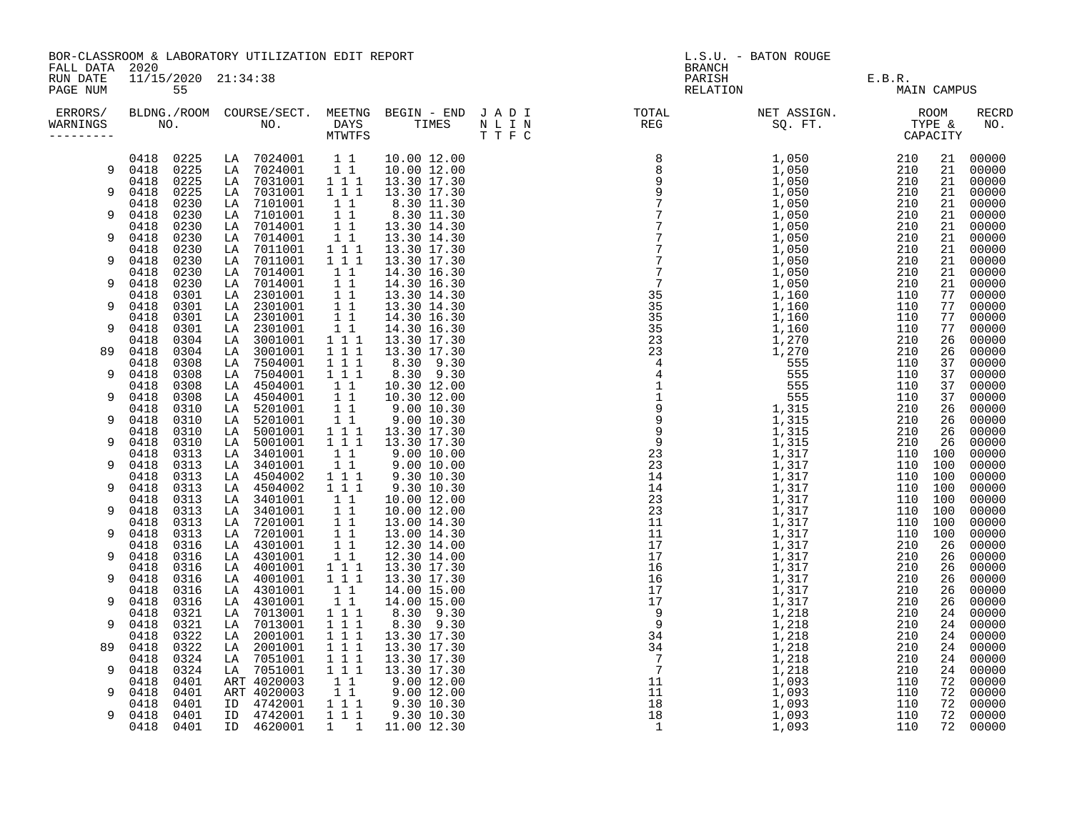BOR-CLASSROOM & LABORATORY UTILIZATION EDIT REPORT
FALL DATA 2020
RUN DATE 11/15/2020 21:34:38
PAGE NUM 55

L.S.U. - BATON ROUGE
BRANCH
PARISH E.B.R.
RELATION MAIN CAMPUS

| ERRORS/ WARNINGS | BLDNG./ROOM NO. | | COURSE/SECT. NO. | | MEETNG DAYS MTWTFS | BEGIN - END TIMES | | J A D I N L I N T T F C | TOTAL REG | NET ASSIGN. SQ. FT. | ROOM TYPE & CAPACITY | | RECRD NO. |
|---|---|---|---|---|---|---|---|---|---|---|---|---|---|
| | 0418 | 0225 | LA | 7024001 | 1 1 | 10.00 | 12.00 | | 8 | 1,050 | 210 | 21 | 00000 |
| 9 | 0418 | 0225 | LA | 7024001 | 1 1 | 10.00 | 12.00 | | 8 | 1,050 | 210 | 21 | 00000 |
| | 0418 | 0225 | LA | 7031001 | 1 1 1 | 13.30 | 17.30 | | 9 | 1,050 | 210 | 21 | 00000 |
| 9 | 0418 | 0225 | LA | 7031001 | 1 1 1 | 13.30 | 17.30 | | 9 | 1,050 | 210 | 21 | 00000 |
| | 0418 | 0230 | LA | 7101001 | 1 1 | 8.30 | 11.30 | | 7 | 1,050 | 210 | 21 | 00000 |
| 9 | 0418 | 0230 | LA | 7101001 | 1 1 | 8.30 | 11.30 | | 7 | 1,050 | 210 | 21 | 00000 |
| | 0418 | 0230 | LA | 7014001 | 1 1 | 13.30 | 14.30 | | 7 | 1,050 | 210 | 21 | 00000 |
| 9 | 0418 | 0230 | LA | 7014001 | 1 1 | 13.30 | 14.30 | | 7 | 1,050 | 210 | 21 | 00000 |
| | 0418 | 0230 | LA | 7011001 | 1 1 1 | 13.30 | 17.30 | | 7 | 1,050 | 210 | 21 | 00000 |
| 9 | 0418 | 0230 | LA | 7011001 | 1 1 1 | 13.30 | 17.30 | | 7 | 1,050 | 210 | 21 | 00000 |
| | 0418 | 0230 | LA | 7014001 | 1 1 | 14.30 | 16.30 | | 7 | 1,050 | 210 | 21 | 00000 |
| 9 | 0418 | 0230 | LA | 7014001 | 1 1 | 14.30 | 16.30 | | 7 | 1,050 | 210 | 21 | 00000 |
| | 0418 | 0301 | LA | 2301001 | 1 1 | 13.30 | 14.30 | | 35 | 1,160 | 110 | 77 | 00000 |
| 9 | 0418 | 0301 | LA | 2301001 | 1 1 | 13.30 | 14.30 | | 35 | 1,160 | 110 | 77 | 00000 |
| | 0418 | 0301 | LA | 2301001 | 1 1 | 14.30 | 16.30 | | 35 | 1,160 | 110 | 77 | 00000 |
| 9 | 0418 | 0301 | LA | 2301001 | 1 1 | 14.30 | 16.30 | | 35 | 1,160 | 110 | 77 | 00000 |
| | 0418 | 0304 | LA | 3001001 | 1 1 1 | 13.30 | 17.30 | | 23 | 1,270 | 210 | 26 | 00000 |
| 89 | 0418 | 0304 | LA | 3001001 | 1 1 1 | 13.30 | 17.30 | | 23 | 1,270 | 210 | 26 | 00000 |
| | 0418 | 0308 | LA | 7504001 | 1 1 1 | 8.30 | 9.30 | | 4 | 555 | 110 | 37 | 00000 |
| 9 | 0418 | 0308 | LA | 7504001 | 1 1 1 | 8.30 | 9.30 | | 4 | 555 | 110 | 37 | 00000 |
| | 0418 | 0308 | LA | 4504001 | 1 1 | 10.30 | 12.00 | | 1 | 555 | 110 | 37 | 00000 |
| 9 | 0418 | 0308 | LA | 4504001 | 1 1 | 10.30 | 12.00 | | 1 | 555 | 110 | 37 | 00000 |
| | 0418 | 0310 | LA | 5201001 | 1 1 | 9.00 | 10.30 | | 9 | 1,315 | 210 | 26 | 00000 |
| 9 | 0418 | 0310 | LA | 5201001 | 1 1 | 9.00 | 10.30 | | 9 | 1,315 | 210 | 26 | 00000 |
| | 0418 | 0310 | LA | 5001001 | 1 1 1 | 13.30 | 17.30 | | 9 | 1,315 | 210 | 26 | 00000 |
| 9 | 0418 | 0310 | LA | 5001001 | 1 1 1 | 13.30 | 17.30 | | 9 | 1,315 | 210 | 26 | 00000 |
| | 0418 | 0313 | LA | 3401001 | 1 1 | 9.00 | 10.00 | | 23 | 1,317 | 110 | 100 | 00000 |
| 9 | 0418 | 0313 | LA | 3401001 | 1 1 | 9.00 | 10.00 | | 23 | 1,317 | 110 | 100 | 00000 |
| | 0418 | 0313 | LA | 4504002 | 1 1 1 | 9.30 | 10.30 | | 14 | 1,317 | 110 | 100 | 00000 |
| 9 | 0418 | 0313 | LA | 4504002 | 1 1 1 | 9.30 | 10.30 | | 14 | 1,317 | 110 | 100 | 00000 |
| | 0418 | 0313 | LA | 3401001 | 1 1 | 10.00 | 12.00 | | 23 | 1,317 | 110 | 100 | 00000 |
| 9 | 0418 | 0313 | LA | 3401001 | 1 1 | 10.00 | 12.00 | | 23 | 1,317 | 110 | 100 | 00000 |
| | 0418 | 0313 | LA | 7201001 | 1 1 | 13.00 | 14.30 | | 11 | 1,317 | 110 | 100 | 00000 |
| 9 | 0418 | 0313 | LA | 7201001 | 1 1 | 13.00 | 14.30 | | 11 | 1,317 | 110 | 100 | 00000 |
| | 0418 | 0316 | LA | 4301001 | 1 1 | 12.30 | 14.00 | | 17 | 1,317 | 210 | 26 | 00000 |
| 9 | 0418 | 0316 | LA | 4301001 | 1 1 | 12.30 | 14.00 | | 17 | 1,317 | 210 | 26 | 00000 |
| | 0418 | 0316 | LA | 4001001 | 1 1 1 | 13.30 | 17.30 | | 16 | 1,317 | 210 | 26 | 00000 |
| 9 | 0418 | 0316 | LA | 4001001 | 1 1 1 | 13.30 | 17.30 | | 16 | 1,317 | 210 | 26 | 00000 |
| | 0418 | 0316 | LA | 4301001 | 1 1 | 14.00 | 15.00 | | 17 | 1,317 | 210 | 26 | 00000 |
| 9 | 0418 | 0316 | LA | 4301001 | 1 1 | 14.00 | 15.00 | | 17 | 1,317 | 210 | 26 | 00000 |
| | 0418 | 0321 | LA | 7013001 | 1 1 1 | 8.30 | 9.30 | | 9 | 1,218 | 210 | 24 | 00000 |
| 9 | 0418 | 0321 | LA | 7013001 | 1 1 1 | 8.30 | 9.30 | | 9 | 1,218 | 210 | 24 | 00000 |
| | 0418 | 0322 | LA | 2001001 | 1 1 1 | 13.30 | 17.30 | | 34 | 1,218 | 210 | 24 | 00000 |
| 89 | 0418 | 0322 | LA | 2001001 | 1 1 1 | 13.30 | 17.30 | | 34 | 1,218 | 210 | 24 | 00000 |
| | 0418 | 0324 | LA | 7051001 | 1 1 1 | 13.30 | 17.30 | | 7 | 1,218 | 210 | 24 | 00000 |
| 9 | 0418 | 0324 | LA | 7051001 | 1 1 1 | 13.30 | 17.30 | | 7 | 1,218 | 210 | 24 | 00000 |
| | 0418 | 0401 | ART | 4020003 | 1 1 | 9.00 | 12.00 | | 11 | 1,093 | 110 | 72 | 00000 |
| 9 | 0418 | 0401 | ART | 4020003 | 1 1 | 9.00 | 12.00 | | 11 | 1,093 | 110 | 72 | 00000 |
| | 0418 | 0401 | ID | 4742001 | 1 1 1 | 9.30 | 10.30 | | 18 | 1,093 | 110 | 72 | 00000 |
| 9 | 0418 | 0401 | ID | 4742001 | 1 1 1 | 9.30 | 10.30 | | 18 | 1,093 | 110 | 72 | 00000 |
| | 0418 | 0401 | ID | 4620001 | 1 1 | 11.00 | 12.30 | | 1 | 1,093 | 110 | 72 | 00000 |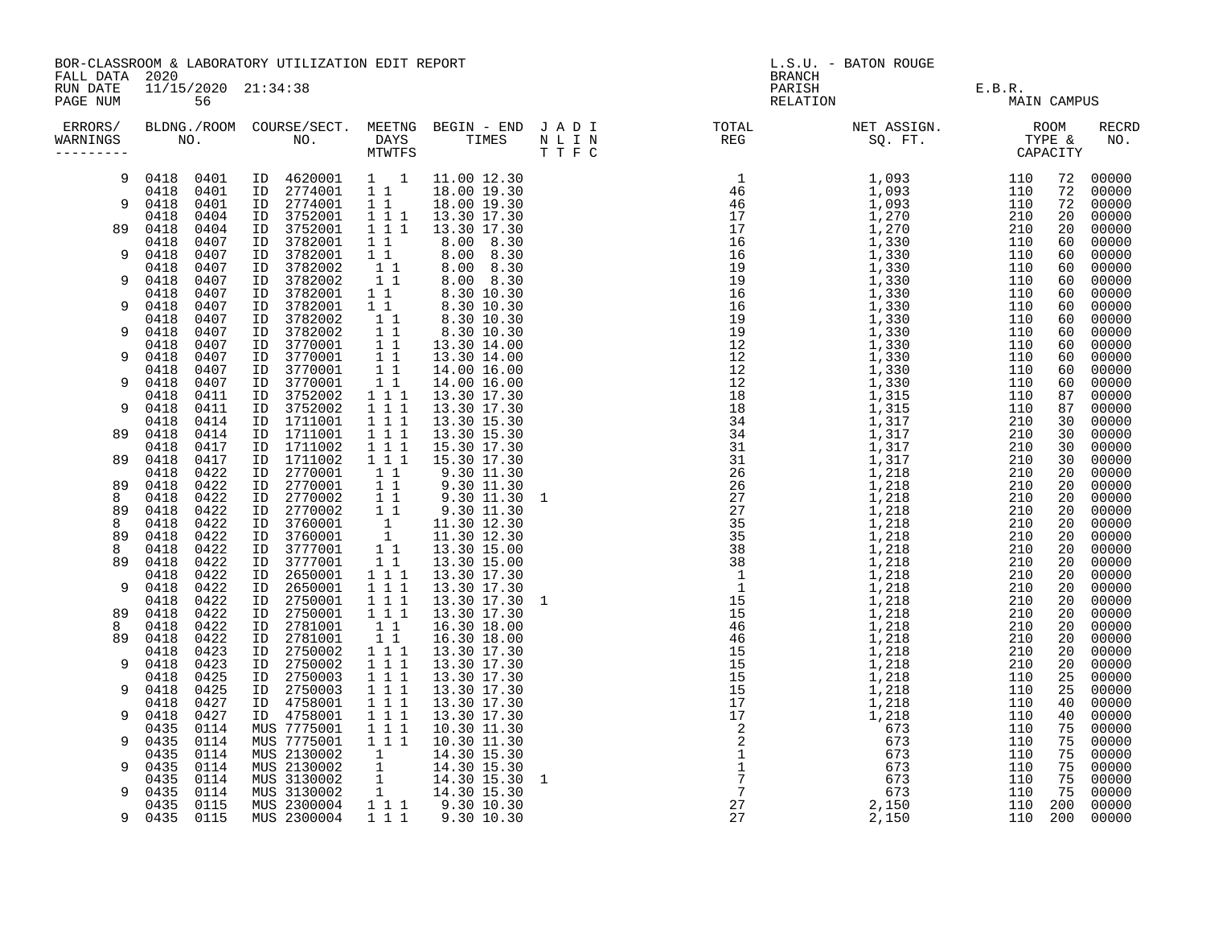BOR-CLASSROOM & LABORATORY UTILIZATION EDIT REPORT
FALL DATA 2020
RUN DATE 11/15/2020 21:34:38
PAGE NUM 56

L.S.U. - BATON ROUGE
BRANCH
PARISH E.B.R.
RELATION MAIN CAMPUS

| ERRORS/ WARNINGS | BLDNG. NO. | ROOM NO. | COURSE/SECT. NO. | MEETNG DAYS MTWTFS | BEGIN - END TIMES | J A D I N L I N T T F C | TOTAL REG | NET ASSIGN. SQ. FT. | ROOM TYPE | CAPACITY | RECRD NO. |
|---|---|---|---|---|---|---|---|---|---|---|---|
| 9 | 0418 | 0401 | ID 4620001 | 1 1 | 11.00 12.30 | | 1 | 1,093 | 110 | 72 | 00000 |
| | 0418 | 0401 | ID 2774001 | 1 1 | 18.00 19.30 | | 46 | 1,093 | 110 | 72 | 00000 |
| 9 | 0418 | 0401 | ID 2774001 | 1 1 | 18.00 19.30 | | 46 | 1,093 | 110 | 72 | 00000 |
| | 0418 | 0404 | ID 3752001 | 1 1 1 | 13.30 17.30 | | 17 | 1,270 | 210 | 20 | 00000 |
| 89 | 0418 | 0404 | ID 3752001 | 1 1 1 | 13.30 17.30 | | 17 | 1,270 | 210 | 20 | 00000 |
| | 0418 | 0407 | ID 3782001 | 1 1 | 8.00 8.30 | | 16 | 1,330 | 110 | 60 | 00000 |
| 9 | 0418 | 0407 | ID 3782001 | 1 1 | 8.00 8.30 | | 16 | 1,330 | 110 | 60 | 00000 |
| | 0418 | 0407 | ID 3782002 | 1 1 | 8.00 8.30 | | 19 | 1,330 | 110 | 60 | 00000 |
| 9 | 0418 | 0407 | ID 3782002 | 1 1 | 8.00 8.30 | | 19 | 1,330 | 110 | 60 | 00000 |
| | 0418 | 0407 | ID 3782001 | 1 1 | 8.30 10.30 | | 16 | 1,330 | 110 | 60 | 00000 |
| 9 | 0418 | 0407 | ID 3782001 | 1 1 | 8.30 10.30 | | 16 | 1,330 | 110 | 60 | 00000 |
| | 0418 | 0407 | ID 3782002 | 1 1 | 8.30 10.30 | | 19 | 1,330 | 110 | 60 | 00000 |
| 9 | 0418 | 0407 | ID 3782002 | 1 1 | 8.30 10.30 | | 19 | 1,330 | 110 | 60 | 00000 |
| | 0418 | 0407 | ID 3770001 | 1 1 | 13.30 14.00 | | 12 | 1,330 | 110 | 60 | 00000 |
| 9 | 0418 | 0407 | ID 3770001 | 1 1 | 13.30 14.00 | | 12 | 1,330 | 110 | 60 | 00000 |
| | 0418 | 0407 | ID 3770001 | 1 1 | 14.00 16.00 | | 12 | 1,330 | 110 | 60 | 00000 |
| 9 | 0418 | 0407 | ID 3770001 | 1 1 | 14.00 16.00 | | 12 | 1,330 | 110 | 60 | 00000 |
| | 0418 | 0411 | ID 3752002 | 1 1 1 | 13.30 17.30 | | 18 | 1,315 | 110 | 87 | 00000 |
| 9 | 0418 | 0411 | ID 3752002 | 1 1 1 | 13.30 17.30 | | 18 | 1,315 | 110 | 87 | 00000 |
| | 0418 | 0414 | ID 1711001 | 1 1 1 | 13.30 15.30 | | 34 | 1,317 | 210 | 30 | 00000 |
| 89 | 0418 | 0414 | ID 1711001 | 1 1 1 | 13.30 15.30 | | 34 | 1,317 | 210 | 30 | 00000 |
| | 0418 | 0417 | ID 1711002 | 1 1 1 | 15.30 17.30 | | 31 | 1,317 | 210 | 30 | 00000 |
| 89 | 0418 | 0417 | ID 1711002 | 1 1 1 | 15.30 17.30 | | 31 | 1,317 | 210 | 30 | 00000 |
| | 0418 | 0422 | ID 2770001 | 1 1 | 9.30 11.30 | | 26 | 1,218 | 210 | 20 | 00000 |
| 89 | 0418 | 0422 | ID 2770001 | 1 1 | 9.30 11.30 | | 26 | 1,218 | 210 | 20 | 00000 |
| 8 | 0418 | 0422 | ID 2770002 | 1 1 | 9.30 11.30 | 1 | 27 | 1,218 | 210 | 20 | 00000 |
| 89 | 0418 | 0422 | ID 2770002 | 1 1 | 9.30 11.30 | | 27 | 1,218 | 210 | 20 | 00000 |
| 8 | 0418 | 0422 | ID 3760001 | 1 | 11.30 12.30 | | 35 | 1,218 | 210 | 20 | 00000 |
| 89 | 0418 | 0422 | ID 3760001 | 1 | 11.30 12.30 | | 35 | 1,218 | 210 | 20 | 00000 |
| 8 | 0418 | 0422 | ID 3777001 | 1 1 | 13.30 15.00 | | 38 | 1,218 | 210 | 20 | 00000 |
| 89 | 0418 | 0422 | ID 3777001 | 1 1 | 13.30 15.00 | | 38 | 1,218 | 210 | 20 | 00000 |
| | 0418 | 0422 | ID 2650001 | 1 1 1 | 13.30 17.30 | | 1 | 1,218 | 210 | 20 | 00000 |
| 9 | 0418 | 0422 | ID 2650001 | 1 1 1 | 13.30 17.30 | | 1 | 1,218 | 210 | 20 | 00000 |
| | 0418 | 0422 | ID 2750001 | 1 1 1 | 13.30 17.30 | 1 | 15 | 1,218 | 210 | 20 | 00000 |
| 89 | 0418 | 0422 | ID 2750001 | 1 1 1 | 13.30 17.30 | | 15 | 1,218 | 210 | 20 | 00000 |
| 8 | 0418 | 0422 | ID 2781001 | 1 1 | 16.30 18.00 | | 46 | 1,218 | 210 | 20 | 00000 |
| 89 | 0418 | 0422 | ID 2781001 | 1 1 | 16.30 18.00 | | 46 | 1,218 | 210 | 20 | 00000 |
| | 0418 | 0423 | ID 2750002 | 1 1 1 | 13.30 17.30 | | 15 | 1,218 | 210 | 20 | 00000 |
| 9 | 0418 | 0423 | ID 2750002 | 1 1 1 | 13.30 17.30 | | 15 | 1,218 | 210 | 20 | 00000 |
| | 0418 | 0425 | ID 2750003 | 1 1 1 | 13.30 17.30 | | 15 | 1,218 | 110 | 25 | 00000 |
| 9 | 0418 | 0425 | ID 2750003 | 1 1 1 | 13.30 17.30 | | 15 | 1,218 | 110 | 25 | 00000 |
| | 0418 | 0427 | ID 4758001 | 1 1 1 | 13.30 17.30 | | 17 | 1,218 | 110 | 40 | 00000 |
| 9 | 0418 | 0427 | ID 4758001 | 1 1 1 | 13.30 17.30 | | 17 | 1,218 | 110 | 40 | 00000 |
| | 0435 | 0114 | MUS 7775001 | 1 1 1 | 10.30 11.30 | | 2 | 673 | 110 | 75 | 00000 |
| 9 | 0435 | 0114 | MUS 7775001 | 1 1 1 | 10.30 11.30 | | 2 | 673 | 110 | 75 | 00000 |
| | 0435 | 0114 | MUS 2130002 | 1 | 14.30 15.30 | | 1 | 673 | 110 | 75 | 00000 |
| 9 | 0435 | 0114 | MUS 2130002 | 1 | 14.30 15.30 | | 1 | 673 | 110 | 75 | 00000 |
| | 0435 | 0114 | MUS 3130002 | 1 | 14.30 15.30 | 1 | 7 | 673 | 110 | 75 | 00000 |
| 9 | 0435 | 0114 | MUS 3130002 | 1 | 14.30 15.30 | | 7 | 673 | 110 | 75 | 00000 |
| | 0435 | 0115 | MUS 2300004 | 1 1 1 | 9.30 10.30 | | 27 | 2,150 | 110 | 200 | 00000 |
| 9 | 0435 | 0115 | MUS 2300004 | 1 1 1 | 9.30 10.30 | | 27 | 2,150 | 110 | 200 | 00000 |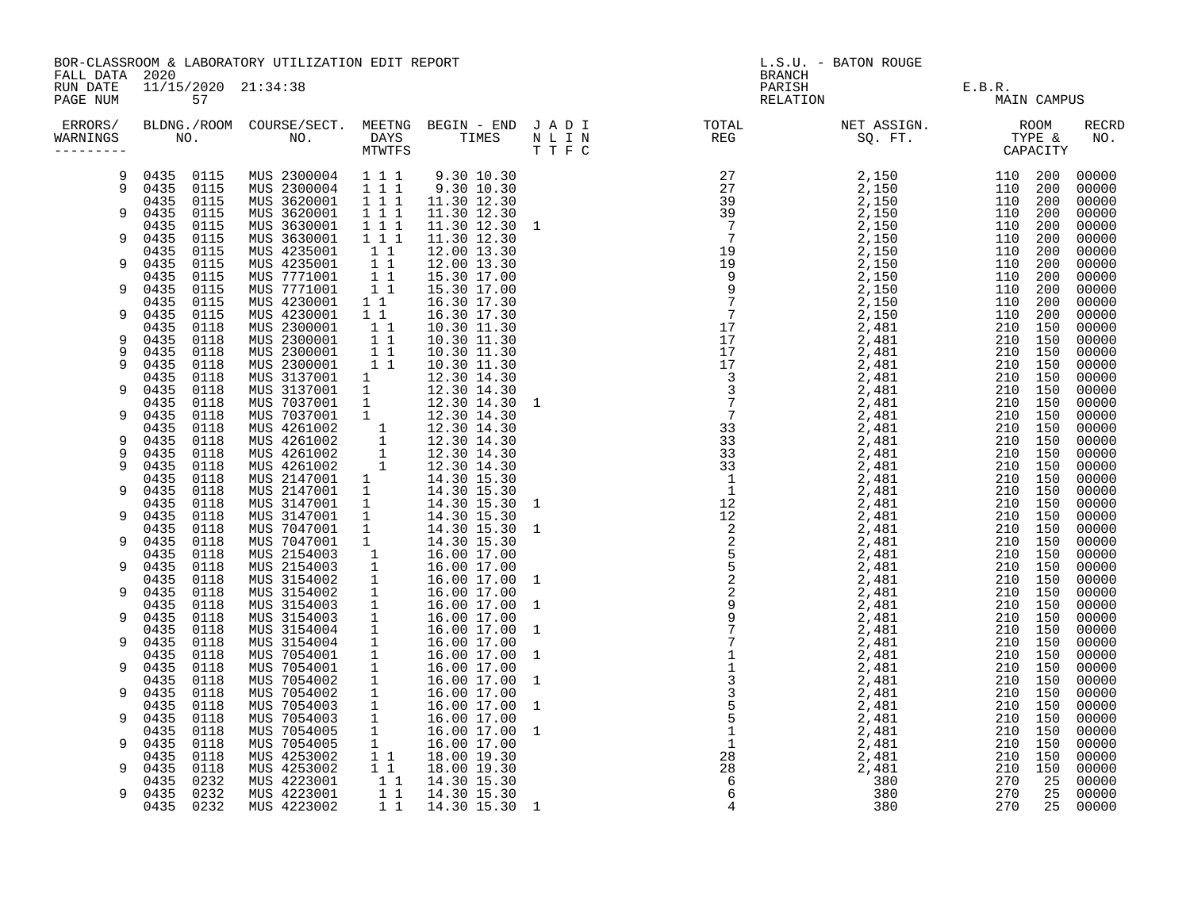BOR-CLASSROOM & LABORATORY UTILIZATION EDIT REPORT
FALL DATA 2020
RUN DATE 11/15/2020 21:34:38
PAGE NUM 57

L.S.U. - BATON ROUGE
BRANCH
PARISH E.B.R.
RELATION MAIN CAMPUS

| ERRORS/ WARNINGS | BLDNG./ROOM NO. | | COURSE/SECT. NO. | MEETNG DAYS MTWTFS | BEGIN - END TIMES | J A D I N L I N T T F C | TOTAL REG | NET ASSIGN. SQ. FT. | ROOM TYPE & CAPACITY | | RECRD NO. |
|---|---|---|---|---|---|---|---|---|---|---|---|
| 9 | 0435 | 0115 | MUS 2300004 | 1 1 1 | 9.30 10.30 | | 27 | 2,150 | 110 | 200 | 00000 |
| 9 | 0435 | 0115 | MUS 2300004 | 1 1 1 | 9.30 10.30 | | 27 | 2,150 | 110 | 200 | 00000 |
| | 0435 | 0115 | MUS 3620001 | 1 1 1 | 11.30 12.30 | | 39 | 2,150 | 110 | 200 | 00000 |
| 9 | 0435 | 0115 | MUS 3620001 | 1 1 1 | 11.30 12.30 | | 39 | 2,150 | 110 | 200 | 00000 |
| | 0435 | 0115 | MUS 3630001 | 1 1 1 | 11.30 12.30 | 1 | 7 | 2,150 | 110 | 200 | 00000 |
| 9 | 0435 | 0115 | MUS 3630001 | 1 1 1 | 11.30 12.30 | | 7 | 2,150 | 110 | 200 | 00000 |
| | 0435 | 0115 | MUS 4235001 | 1 1 | 12.00 13.30 | | 19 | 2,150 | 110 | 200 | 00000 |
| 9 | 0435 | 0115 | MUS 4235001 | 1 1 | 12.00 13.30 | | 19 | 2,150 | 110 | 200 | 00000 |
| | 0435 | 0115 | MUS 7771001 | 1 1 | 15.30 17.00 | | 9 | 2,150 | 110 | 200 | 00000 |
| 9 | 0435 | 0115 | MUS 7771001 | 1 1 | 15.30 17.00 | | 9 | 2,150 | 110 | 200 | 00000 |
| | 0435 | 0115 | MUS 4230001 | 1 1 | 16.30 17.30 | | 7 | 2,150 | 110 | 200 | 00000 |
| 9 | 0435 | 0115 | MUS 4230001 | 1 1 | 16.30 17.30 | | 7 | 2,150 | 110 | 200 | 00000 |
| | 0435 | 0118 | MUS 2300001 | 1 1 | 10.30 11.30 | | 17 | 2,481 | 210 | 150 | 00000 |
| 9 | 0435 | 0118 | MUS 2300001 | 1 1 | 10.30 11.30 | | 17 | 2,481 | 210 | 150 | 00000 |
| 9 | 0435 | 0118 | MUS 2300001 | 1 1 | 10.30 11.30 | | 17 | 2,481 | 210 | 150 | 00000 |
| 9 | 0435 | 0118 | MUS 2300001 | 1 1 | 10.30 11.30 | | 17 | 2,481 | 210 | 150 | 00000 |
| | 0435 | 0118 | MUS 3137001 | 1 | 12.30 14.30 | | 3 | 2,481 | 210 | 150 | 00000 |
| 9 | 0435 | 0118 | MUS 3137001 | 1 | 12.30 14.30 | | 3 | 2,481 | 210 | 150 | 00000 |
| | 0435 | 0118 | MUS 7037001 | 1 | 12.30 14.30 | 1 | 7 | 2,481 | 210 | 150 | 00000 |
| 9 | 0435 | 0118 | MUS 7037001 | 1 | 12.30 14.30 | | 7 | 2,481 | 210 | 150 | 00000 |
| | 0435 | 0118 | MUS 4261002 | 1 | 12.30 14.30 | | 33 | 2,481 | 210 | 150 | 00000 |
| 9 | 0435 | 0118 | MUS 4261002 | 1 | 12.30 14.30 | | 33 | 2,481 | 210 | 150 | 00000 |
| 9 | 0435 | 0118 | MUS 4261002 | 1 | 12.30 14.30 | | 33 | 2,481 | 210 | 150 | 00000 |
| 9 | 0435 | 0118 | MUS 4261002 | 1 | 12.30 14.30 | | 33 | 2,481 | 210 | 150 | 00000 |
| | 0435 | 0118 | MUS 2147001 | 1 | 14.30 15.30 | | 1 | 2,481 | 210 | 150 | 00000 |
| 9 | 0435 | 0118 | MUS 2147001 | 1 | 14.30 15.30 | | 1 | 2,481 | 210 | 150 | 00000 |
| | 0435 | 0118 | MUS 3147001 | 1 | 14.30 15.30 | 1 | 12 | 2,481 | 210 | 150 | 00000 |
| 9 | 0435 | 0118 | MUS 3147001 | 1 | 14.30 15.30 | | 12 | 2,481 | 210 | 150 | 00000 |
| | 0435 | 0118 | MUS 7047001 | 1 | 14.30 15.30 | 1 | 2 | 2,481 | 210 | 150 | 00000 |
| 9 | 0435 | 0118 | MUS 7047001 | 1 | 14.30 15.30 | | 2 | 2,481 | 210 | 150 | 00000 |
| | 0435 | 0118 | MUS 2154003 | 1 | 16.00 17.00 | | 5 | 2,481 | 210 | 150 | 00000 |
| 9 | 0435 | 0118 | MUS 2154003 | 1 | 16.00 17.00 | | 5 | 2,481 | 210 | 150 | 00000 |
| | 0435 | 0118 | MUS 3154002 | 1 | 16.00 17.00 | 1 | 2 | 2,481 | 210 | 150 | 00000 |
| 9 | 0435 | 0118 | MUS 3154002 | 1 | 16.00 17.00 | | 2 | 2,481 | 210 | 150 | 00000 |
| | 0435 | 0118 | MUS 3154003 | 1 | 16.00 17.00 | 1 | 9 | 2,481 | 210 | 150 | 00000 |
| 9 | 0435 | 0118 | MUS 3154003 | 1 | 16.00 17.00 | | 9 | 2,481 | 210 | 150 | 00000 |
| | 0435 | 0118 | MUS 3154004 | 1 | 16.00 17.00 | 1 | 7 | 2,481 | 210 | 150 | 00000 |
| 9 | 0435 | 0118 | MUS 3154004 | 1 | 16.00 17.00 | | 7 | 2,481 | 210 | 150 | 00000 |
| | 0435 | 0118 | MUS 7054001 | 1 | 16.00 17.00 | 1 | 1 | 2,481 | 210 | 150 | 00000 |
| 9 | 0435 | 0118 | MUS 7054001 | 1 | 16.00 17.00 | | 1 | 2,481 | 210 | 150 | 00000 |
| | 0435 | 0118 | MUS 7054002 | 1 | 16.00 17.00 | 1 | 3 | 2,481 | 210 | 150 | 00000 |
| 9 | 0435 | 0118 | MUS 7054002 | 1 | 16.00 17.00 | | 3 | 2,481 | 210 | 150 | 00000 |
| | 0435 | 0118 | MUS 7054003 | 1 | 16.00 17.00 | 1 | 5 | 2,481 | 210 | 150 | 00000 |
| 9 | 0435 | 0118 | MUS 7054003 | 1 | 16.00 17.00 | | 5 | 2,481 | 210 | 150 | 00000 |
| | 0435 | 0118 | MUS 7054005 | 1 | 16.00 17.00 | 1 | 1 | 2,481 | 210 | 150 | 00000 |
| 9 | 0435 | 0118 | MUS 7054005 | 1 | 16.00 17.00 | | 1 | 2,481 | 210 | 150 | 00000 |
| | 0435 | 0118 | MUS 4253002 | 1 1 | 18.00 19.30 | | 28 | 2,481 | 210 | 150 | 00000 |
| 9 | 0435 | 0118 | MUS 4253002 | 1 1 | 18.00 19.30 | | 28 | 2,481 | 210 | 150 | 00000 |
| | 0435 | 0232 | MUS 4223001 | 1 1 | 14.30 15.30 | | 6 | 380 | 270 | 25 | 00000 |
| 9 | 0435 | 0232 | MUS 4223001 | 1 1 | 14.30 15.30 | | 6 | 380 | 270 | 25 | 00000 |
| | 0435 | 0232 | MUS 4223002 | 1 1 | 14.30 15.30 | 1 | 4 | 380 | 270 | 25 | 00000 |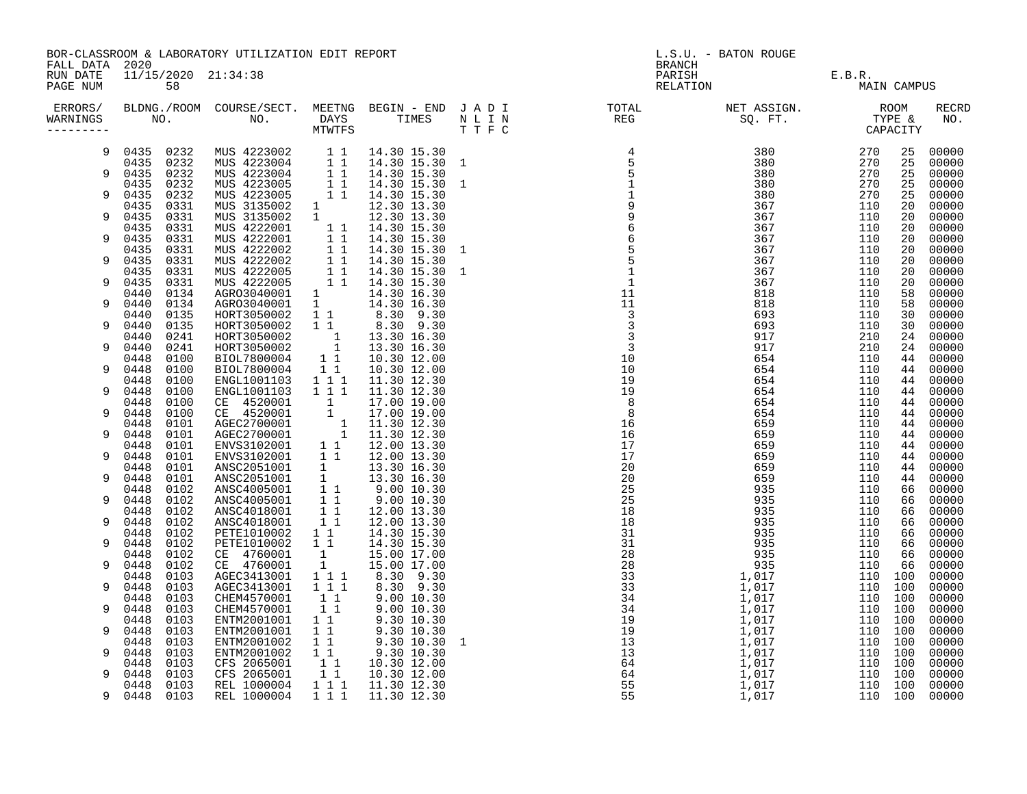BOR-CLASSROOM & LABORATORY UTILIZATION EDIT REPORT
FALL DATA 2020
RUN DATE 11/15/2020 21:34:38
PAGE NUM 58

L.S.U. - BATON ROUGE
BRANCH
PARISH E.B.R.
RELATION MAIN CAMPUS

| ERRORS/ WARNINGS | BLDNG. NO. | ROOM NO. | COURSE/SECT. NO. | MEETNG DAYS MTWTFS | BEGIN - END TIMES | J A D I N L I N T T F C | TOTAL REG | NET ASSIGN. SQ. FT. | ROOM TYPE | CAPACITY | RECRD NO. |
|---|---|---|---|---|---|---|---|---|---|---|---|
| 9 | 0435 | 0232 | MUS 4223002 | 1 1 | 14.30 15.30 | | 4 | 380 | 270 | 25 | 00000 |
| | 0435 | 0232 | MUS 4223004 | 1 1 | 14.30 15.30 | 1 | 5 | 380 | 270 | 25 | 00000 |
| 9 | 0435 | 0232 | MUS 4223004 | 1 1 | 14.30 15.30 | | 5 | 380 | 270 | 25 | 00000 |
| | 0435 | 0232 | MUS 4223005 | 1 1 | 14.30 15.30 | 1 | 1 | 380 | 270 | 25 | 00000 |
| 9 | 0435 | 0232 | MUS 4223005 | 1 1 | 14.30 15.30 | | 1 | 380 | 270 | 25 | 00000 |
| | 0435 | 0331 | MUS 3135002 | 1 | 12.30 13.30 | | 9 | 367 | 110 | 20 | 00000 |
| 9 | 0435 | 0331 | MUS 3135002 | 1 | 12.30 13.30 | | 9 | 367 | 110 | 20 | 00000 |
| | 0435 | 0331 | MUS 4222001 | 1 1 | 14.30 15.30 | | 6 | 367 | 110 | 20 | 00000 |
| 9 | 0435 | 0331 | MUS 4222001 | 1 1 | 14.30 15.30 | | 6 | 367 | 110 | 20 | 00000 |
| | 0435 | 0331 | MUS 4222002 | 1 1 | 14.30 15.30 | 1 | 5 | 367 | 110 | 20 | 00000 |
| 9 | 0435 | 0331 | MUS 4222002 | 1 1 | 14.30 15.30 | | 5 | 367 | 110 | 20 | 00000 |
| | 0435 | 0331 | MUS 4222005 | 1 1 | 14.30 15.30 | 1 | 1 | 367 | 110 | 20 | 00000 |
| 9 | 0435 | 0331 | MUS 4222005 | 1 1 | 14.30 15.30 | | 1 | 367 | 110 | 20 | 00000 |
| | 0440 | 0134 | AGRO3040001 | 1 | 14.30 16.30 | | 11 | 818 | 110 | 58 | 00000 |
| 9 | 0440 | 0134 | AGRO3040001 | 1 | 14.30 16.30 | | 11 | 818 | 110 | 58 | 00000 |
| | 0440 | 0135 | HORT3050002 | 1 1 | 8.30 9.30 | | 3 | 693 | 110 | 30 | 00000 |
| 9 | 0440 | 0135 | HORT3050002 | 1 1 | 8.30 9.30 | | 3 | 693 | 110 | 30 | 00000 |
| | 0440 | 0241 | HORT3050002 | 1 | 13.30 16.30 | | 3 | 917 | 210 | 24 | 00000 |
| 9 | 0440 | 0241 | HORT3050002 | 1 | 13.30 16.30 | | 3 | 917 | 210 | 24 | 00000 |
| | 0448 | 0100 | BIOL7800004 | 1 1 | 10.30 12.00 | | 10 | 654 | 110 | 44 | 00000 |
| 9 | 0448 | 0100 | BIOL7800004 | 1 1 | 10.30 12.00 | | 10 | 654 | 110 | 44 | 00000 |
| | 0448 | 0100 | ENGL1001103 | 1 1 1 | 11.30 12.30 | | 19 | 654 | 110 | 44 | 00000 |
| 9 | 0448 | 0100 | ENGL1001103 | 1 1 1 | 11.30 12.30 | | 19 | 654 | 110 | 44 | 00000 |
| | 0448 | 0100 | CE 4520001 | 1 | 17.00 19.00 | | 8 | 654 | 110 | 44 | 00000 |
| 9 | 0448 | 0100 | CE 4520001 | 1 | 17.00 19.00 | | 8 | 654 | 110 | 44 | 00000 |
| | 0448 | 0101 | AGEC2700001 | 1 | 11.30 12.30 | | 16 | 659 | 110 | 44 | 00000 |
| 9 | 0448 | 0101 | AGEC2700001 | 1 | 11.30 12.30 | | 16 | 659 | 110 | 44 | 00000 |
| | 0448 | 0101 | ENVS3102001 | 1 1 | 12.00 13.30 | | 17 | 659 | 110 | 44 | 00000 |
| 9 | 0448 | 0101 | ENVS3102001 | 1 1 | 12.00 13.30 | | 17 | 659 | 110 | 44 | 00000 |
| | 0448 | 0101 | ANSC2051001 | 1 | 13.30 16.30 | | 20 | 659 | 110 | 44 | 00000 |
| 9 | 0448 | 0101 | ANSC2051001 | 1 | 13.30 16.30 | | 20 | 659 | 110 | 44 | 00000 |
| | 0448 | 0102 | ANSC4005001 | 1 1 | 9.00 10.30 | | 25 | 935 | 110 | 66 | 00000 |
| 9 | 0448 | 0102 | ANSC4005001 | 1 1 | 9.00 10.30 | | 25 | 935 | 110 | 66 | 00000 |
| | 0448 | 0102 | ANSC4018001 | 1 1 | 12.00 13.30 | | 18 | 935 | 110 | 66 | 00000 |
| 9 | 0448 | 0102 | ANSC4018001 | 1 1 | 12.00 13.30 | | 18 | 935 | 110 | 66 | 00000 |
| | 0448 | 0102 | PETE1010002 | 1 1 | 14.30 15.30 | | 31 | 935 | 110 | 66 | 00000 |
| 9 | 0448 | 0102 | PETE1010002 | 1 1 | 14.30 15.30 | | 31 | 935 | 110 | 66 | 00000 |
| | 0448 | 0102 | CE 4760001 | 1 | 15.00 17.00 | | 28 | 935 | 110 | 66 | 00000 |
| 9 | 0448 | 0102 | CE 4760001 | 1 | 15.00 17.00 | | 28 | 935 | 110 | 66 | 00000 |
| | 0448 | 0103 | AGEC3413001 | 1 1 1 | 8.30 9.30 | | 33 | 1,017 | 110 | 100 | 00000 |
| 9 | 0448 | 0103 | AGEC3413001 | 1 1 1 | 8.30 9.30 | | 33 | 1,017 | 110 | 100 | 00000 |
| | 0448 | 0103 | CHEM4570001 | 1 1 | 9.00 10.30 | | 34 | 1,017 | 110 | 100 | 00000 |
| 9 | 0448 | 0103 | CHEM4570001 | 1 1 | 9.00 10.30 | | 34 | 1,017 | 110 | 100 | 00000 |
| | 0448 | 0103 | ENTM2001001 | 1 1 | 9.30 10.30 | | 19 | 1,017 | 110 | 100 | 00000 |
| 9 | 0448 | 0103 | ENTM2001001 | 1 1 | 9.30 10.30 | | 19 | 1,017 | 110 | 100 | 00000 |
| | 0448 | 0103 | ENTM2001002 | 1 1 | 9.30 10.30 | 1 | 13 | 1,017 | 110 | 100 | 00000 |
| 9 | 0448 | 0103 | ENTM2001002 | 1 1 | 9.30 10.30 | | 13 | 1,017 | 110 | 100 | 00000 |
| | 0448 | 0103 | CFS 2065001 | 1 1 | 10.30 12.00 | | 64 | 1,017 | 110 | 100 | 00000 |
| 9 | 0448 | 0103 | CFS 2065001 | 1 1 | 10.30 12.00 | | 64 | 1,017 | 110 | 100 | 00000 |
| | 0448 | 0103 | REL 1000004 | 1 1 1 | 11.30 12.30 | | 55 | 1,017 | 110 | 100 | 00000 |
| 9 | 0448 | 0103 | REL 1000004 | 1 1 1 | 11.30 12.30 | | 55 | 1,017 | 110 | 100 | 00000 |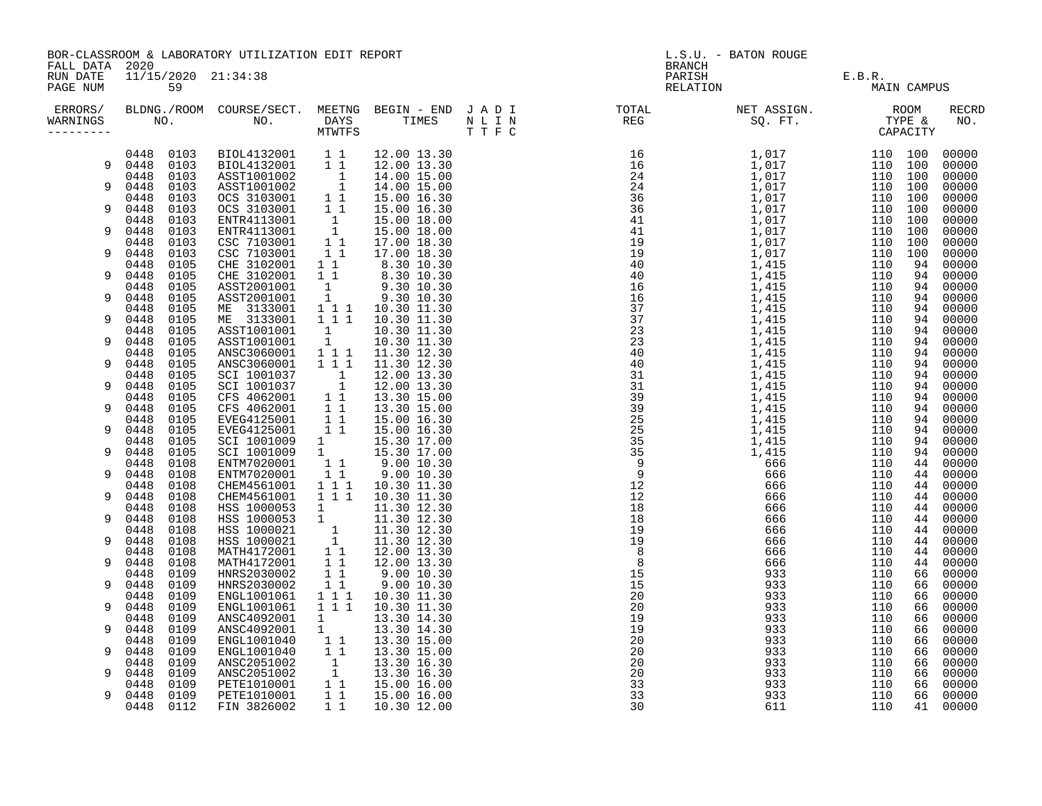BOR-CLASSROOM & LABORATORY UTILIZATION EDIT REPORT
FALL DATA 2020
RUN DATE 11/15/2020 21:34:38
PAGE NUM 59

L.S.U. - BATON ROUGE
BRANCH
PARISH E.B.R.
RELATION MAIN CAMPUS

| ERRORS/ WARNINGS | BLDNG. NO. | ROOM NO. | COURSE/SECT. NO. | MEETNG DAYS MTWTFS | BEGIN - END TIMES | J A D I N L I N T T F C | TOTAL REG | NET ASSIGN. SQ. FT. | ROOM TYPE | CAPACITY | RECRD NO. |
|---|---|---|---|---|---|---|---|---|---|---|---|
| | 0448 | 0103 | BIOL4132001 | 1 1 | 12.00 13.30 | | 16 | 1,017 | 110 | 100 | 00000 |
| 9 | 0448 | 0103 | BIOL4132001 | 1 1 | 12.00 13.30 | | 16 | 1,017 | 110 | 100 | 00000 |
| | 0448 | 0103 | ASST1001002 | 1 | 14.00 15.00 | | 24 | 1,017 | 110 | 100 | 00000 |
| 9 | 0448 | 0103 | ASST1001002 | 1 | 14.00 15.00 | | 24 | 1,017 | 110 | 100 | 00000 |
| | 0448 | 0103 | OCS 3103001 | 1 1 | 15.00 16.30 | | 36 | 1,017 | 110 | 100 | 00000 |
| 9 | 0448 | 0103 | OCS 3103001 | 1 1 | 15.00 16.30 | | 36 | 1,017 | 110 | 100 | 00000 |
| | 0448 | 0103 | ENTR4113001 | 1 | 15.00 18.00 | | 41 | 1,017 | 110 | 100 | 00000 |
| 9 | 0448 | 0103 | ENTR4113001 | 1 | 15.00 18.00 | | 41 | 1,017 | 110 | 100 | 00000 |
| | 0448 | 0103 | CSC 7103001 | 1 1 | 17.00 18.30 | | 19 | 1,017 | 110 | 100 | 00000 |
| 9 | 0448 | 0103 | CSC 7103001 | 1 1 | 17.00 18.30 | | 19 | 1,017 | 110 | 100 | 00000 |
| | 0448 | 0105 | CHE 3102001 | 1 1 | 8.30 10.30 | | 40 | 1,415 | 110 | 94 | 00000 |
| 9 | 0448 | 0105 | CHE 3102001 | 1 1 | 8.30 10.30 | | 40 | 1,415 | 110 | 94 | 00000 |
| | 0448 | 0105 | ASST2001001 | 1 | 9.30 10.30 | | 16 | 1,415 | 110 | 94 | 00000 |
| 9 | 0448 | 0105 | ASST2001001 | 1 | 9.30 10.30 | | 16 | 1,415 | 110 | 94 | 00000 |
| | 0448 | 0105 | ME 3133001 | 1 1 1 | 10.30 11.30 | | 37 | 1,415 | 110 | 94 | 00000 |
| 9 | 0448 | 0105 | ME 3133001 | 1 1 1 | 10.30 11.30 | | 37 | 1,415 | 110 | 94 | 00000 |
| | 0448 | 0105 | ASST1001001 | 1 | 10.30 11.30 | | 23 | 1,415 | 110 | 94 | 00000 |
| 9 | 0448 | 0105 | ASST1001001 | 1 | 10.30 11.30 | | 23 | 1,415 | 110 | 94 | 00000 |
| | 0448 | 0105 | ANSC3060001 | 1 1 1 | 11.30 12.30 | | 40 | 1,415 | 110 | 94 | 00000 |
| 9 | 0448 | 0105 | ANSC3060001 | 1 1 1 | 11.30 12.30 | | 40 | 1,415 | 110 | 94 | 00000 |
| | 0448 | 0105 | SCI 1001037 | 1 | 12.00 13.30 | | 31 | 1,415 | 110 | 94 | 00000 |
| 9 | 0448 | 0105 | SCI 1001037 | 1 | 12.00 13.30 | | 31 | 1,415 | 110 | 94 | 00000 |
| | 0448 | 0105 | CFS 4062001 | 1 1 | 13.30 15.00 | | 39 | 1,415 | 110 | 94 | 00000 |
| 9 | 0448 | 0105 | CFS 4062001 | 1 1 | 13.30 15.00 | | 39 | 1,415 | 110 | 94 | 00000 |
| | 0448 | 0105 | EVEG4125001 | 1 1 | 15.00 16.30 | | 25 | 1,415 | 110 | 94 | 00000 |
| 9 | 0448 | 0105 | EVEG4125001 | 1 1 | 15.00 16.30 | | 25 | 1,415 | 110 | 94 | 00000 |
| | 0448 | 0105 | SCI 1001009 | 1 | 15.30 17.00 | | 35 | 1,415 | 110 | 94 | 00000 |
| 9 | 0448 | 0105 | SCI 1001009 | 1 | 15.30 17.00 | | 35 | 1,415 | 110 | 94 | 00000 |
| | 0448 | 0108 | ENTM7020001 | 1 1 | 9.00 10.30 | | 9 | 666 | 110 | 44 | 00000 |
| 9 | 0448 | 0108 | ENTM7020001 | 1 1 | 9.00 10.30 | | 9 | 666 | 110 | 44 | 00000 |
| | 0448 | 0108 | CHEM4561001 | 1 1 1 | 10.30 11.30 | | 12 | 666 | 110 | 44 | 00000 |
| 9 | 0448 | 0108 | CHEM4561001 | 1 1 1 | 10.30 11.30 | | 12 | 666 | 110 | 44 | 00000 |
| | 0448 | 0108 | HSS 1000053 | 1 | 11.30 12.30 | | 18 | 666 | 110 | 44 | 00000 |
| 9 | 0448 | 0108 | HSS 1000053 | 1 | 11.30 12.30 | | 18 | 666 | 110 | 44 | 00000 |
| | 0448 | 0108 | HSS 1000021 | 1 | 11.30 12.30 | | 19 | 666 | 110 | 44 | 00000 |
| 9 | 0448 | 0108 | HSS 1000021 | 1 | 11.30 12.30 | | 19 | 666 | 110 | 44 | 00000 |
| | 0448 | 0108 | MATH4172001 | 1 1 | 12.00 13.30 | | 8 | 666 | 110 | 44 | 00000 |
| 9 | 0448 | 0108 | MATH4172001 | 1 1 | 12.00 13.30 | | 8 | 666 | 110 | 44 | 00000 |
| | 0448 | 0109 | HNRS2030002 | 1 1 | 9.00 10.30 | | 15 | 933 | 110 | 66 | 00000 |
| 9 | 0448 | 0109 | HNRS2030002 | 1 1 | 9.00 10.30 | | 15 | 933 | 110 | 66 | 00000 |
| | 0448 | 0109 | ENGL1001061 | 1 1 1 | 10.30 11.30 | | 20 | 933 | 110 | 66 | 00000 |
| 9 | 0448 | 0109 | ENGL1001061 | 1 1 1 | 10.30 11.30 | | 20 | 933 | 110 | 66 | 00000 |
| | 0448 | 0109 | ANSC4092001 | 1 | 13.30 14.30 | | 19 | 933 | 110 | 66 | 00000 |
| 9 | 0448 | 0109 | ANSC4092001 | 1 | 13.30 14.30 | | 19 | 933 | 110 | 66 | 00000 |
| | 0448 | 0109 | ENGL1001040 | 1 1 | 13.30 15.00 | | 20 | 933 | 110 | 66 | 00000 |
| 9 | 0448 | 0109 | ENGL1001040 | 1 1 | 13.30 15.00 | | 20 | 933 | 110 | 66 | 00000 |
| | 0448 | 0109 | ANSC2051002 | 1 | 13.30 16.30 | | 20 | 933 | 110 | 66 | 00000 |
| 9 | 0448 | 0109 | ANSC2051002 | 1 | 13.30 16.30 | | 20 | 933 | 110 | 66 | 00000 |
| | 0448 | 0109 | PETE1010001 | 1 1 | 15.00 16.00 | | 33 | 933 | 110 | 66 | 00000 |
| 9 | 0448 | 0109 | PETE1010001 | 1 1 | 15.00 16.00 | | 33 | 933 | 110 | 66 | 00000 |
| | 0448 | 0112 | FIN 3826002 | 1 1 | 10.30 12.00 | | 30 | 611 | 110 | 41 | 00000 |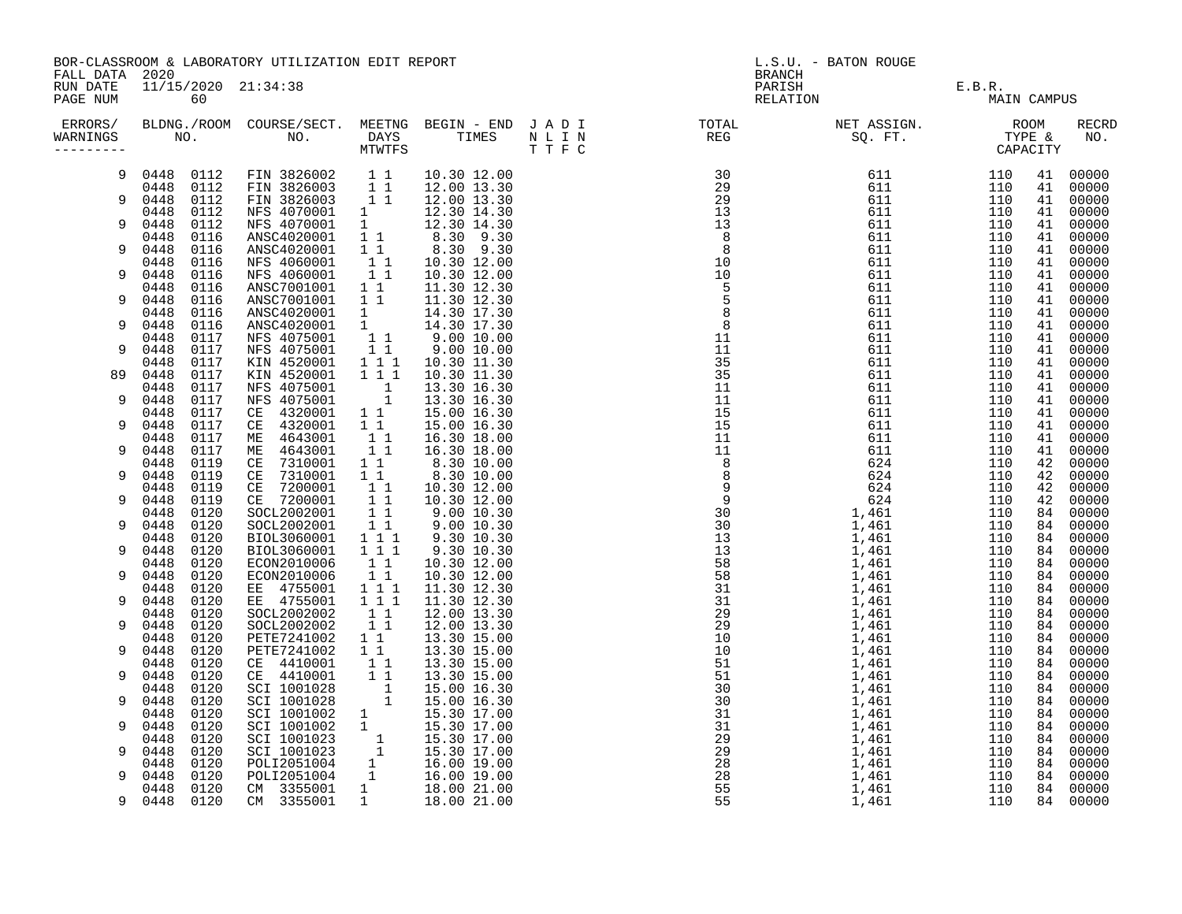BOR-CLASSROOM & LABORATORY UTILIZATION EDIT REPORT
FALL DATA 2020
RUN DATE 11/15/2020 21:34:38
PAGE NUM 60

L.S.U. - BATON ROUGE
BRANCH
PARISH E.B.R.
RELATION MAIN CAMPUS

| ERRORS/ WARNINGS | BLDNG. NO. | ROOM NO. | COURSE/SECT. NO. | MEETNG DAYS MTWTFS | BEGIN - END TIMES | J A D I N L I N T T F C | TOTAL REG | NET ASSIGN. SQ. FT. | ROOM TYPE & | CAPACITY | RECRD NO. |
|---|---|---|---|---|---|---|---|---|---|---|---|
| 9 | 0448 | 0112 | FIN 3826002 | 1 1 | 10.30 12.00 | | 30 | 611 | 110 | 41 | 00000 |
| | 0448 | 0112 | FIN 3826003 | 1 1 | 12.00 13.30 | | 29 | 611 | 110 | 41 | 00000 |
| 9 | 0448 | 0112 | FIN 3826003 | 1 1 | 12.00 13.30 | | 29 | 611 | 110 | 41 | 00000 |
| | 0448 | 0112 | NFS 4070001 | 1 | 12.30 14.30 | | 13 | 611 | 110 | 41 | 00000 |
| 9 | 0448 | 0112 | NFS 4070001 | 1 | 12.30 14.30 | | 13 | 611 | 110 | 41 | 00000 |
| | 0448 | 0116 | ANSC4020001 | 1 1 | 8.30 9.30 | | 8 | 611 | 110 | 41 | 00000 |
| 9 | 0448 | 0116 | ANSC4020001 | 1 1 | 8.30 9.30 | | 8 | 611 | 110 | 41 | 00000 |
| | 0448 | 0116 | NFS 4060001 | 1 1 | 10.30 12.00 | | 10 | 611 | 110 | 41 | 00000 |
| 9 | 0448 | 0116 | NFS 4060001 | 1 1 | 10.30 12.00 | | 10 | 611 | 110 | 41 | 00000 |
| | 0448 | 0116 | ANSC7001001 | 1 1 | 11.30 12.30 | | 5 | 611 | 110 | 41 | 00000 |
| 9 | 0448 | 0116 | ANSC7001001 | 1 1 | 11.30 12.30 | | 5 | 611 | 110 | 41 | 00000 |
| | 0448 | 0116 | ANSC4020001 | 1 | 14.30 17.30 | | 8 | 611 | 110 | 41 | 00000 |
| 9 | 0448 | 0116 | ANSC4020001 | 1 | 14.30 17.30 | | 8 | 611 | 110 | 41 | 00000 |
| | 0448 | 0117 | NFS 4075001 | 1 1 | 9.00 10.00 | | 11 | 611 | 110 | 41 | 00000 |
| 9 | 0448 | 0117 | NFS 4075001 | 1 1 | 9.00 10.00 | | 11 | 611 | 110 | 41 | 00000 |
| | 0448 | 0117 | KIN 4520001 | 1 1 1 | 10.30 11.30 | | 35 | 611 | 110 | 41 | 00000 |
| 89 | 0448 | 0117 | KIN 4520001 | 1 1 1 | 10.30 11.30 | | 35 | 611 | 110 | 41 | 00000 |
| | 0448 | 0117 | NFS 4075001 | 1 | 13.30 16.30 | | 11 | 611 | 110 | 41 | 00000 |
| 9 | 0448 | 0117 | NFS 4075001 | 1 | 13.30 16.30 | | 11 | 611 | 110 | 41 | 00000 |
| | 0448 | 0117 | CE 4320001 | 1 1 | 15.00 16.30 | | 15 | 611 | 110 | 41 | 00000 |
| 9 | 0448 | 0117 | CE 4320001 | 1 1 | 15.00 16.30 | | 15 | 611 | 110 | 41 | 00000 |
| | 0448 | 0117 | ME 4643001 | 1 1 | 16.30 18.00 | | 11 | 611 | 110 | 41 | 00000 |
| 9 | 0448 | 0117 | ME 4643001 | 1 1 | 16.30 18.00 | | 11 | 611 | 110 | 41 | 00000 |
| | 0448 | 0119 | CE 7310001 | 1 1 | 8.30 10.00 | | 8 | 624 | 110 | 42 | 00000 |
| 9 | 0448 | 0119 | CE 7310001 | 1 1 | 8.30 10.00 | | 8 | 624 | 110 | 42 | 00000 |
| | 0448 | 0119 | CE 7200001 | 1 1 | 10.30 12.00 | | 9 | 624 | 110 | 42 | 00000 |
| 9 | 0448 | 0119 | CE 7200001 | 1 1 | 10.30 12.00 | | 9 | 624 | 110 | 42 | 00000 |
| | 0448 | 0120 | SOCL2002001 | 1 1 | 9.00 10.30 | | 30 | 1,461 | 110 | 84 | 00000 |
| 9 | 0448 | 0120 | SOCL2002001 | 1 1 | 9.00 10.30 | | 30 | 1,461 | 110 | 84 | 00000 |
| | 0448 | 0120 | BIOL3060001 | 1 1 1 | 9.30 10.30 | | 13 | 1,461 | 110 | 84 | 00000 |
| 9 | 0448 | 0120 | BIOL3060001 | 1 1 1 | 9.30 10.30 | | 13 | 1,461 | 110 | 84 | 00000 |
| | 0448 | 0120 | ECON2010006 | 1 1 | 10.30 12.00 | | 58 | 1,461 | 110 | 84 | 00000 |
| 9 | 0448 | 0120 | ECON2010006 | 1 1 | 10.30 12.00 | | 58 | 1,461 | 110 | 84 | 00000 |
| | 0448 | 0120 | EE 4755001 | 1 1 1 | 11.30 12.30 | | 31 | 1,461 | 110 | 84 | 00000 |
| 9 | 0448 | 0120 | EE 4755001 | 1 1 1 | 11.30 12.30 | | 31 | 1,461 | 110 | 84 | 00000 |
| | 0448 | 0120 | SOCL2002002 | 1 1 | 12.00 13.30 | | 29 | 1,461 | 110 | 84 | 00000 |
| 9 | 0448 | 0120 | SOCL2002002 | 1 1 | 12.00 13.30 | | 29 | 1,461 | 110 | 84 | 00000 |
| | 0448 | 0120 | PETE7241002 | 1 1 | 13.30 15.00 | | 10 | 1,461 | 110 | 84 | 00000 |
| 9 | 0448 | 0120 | PETE7241002 | 1 1 | 13.30 15.00 | | 10 | 1,461 | 110 | 84 | 00000 |
| | 0448 | 0120 | CE 4410001 | 1 1 | 13.30 15.00 | | 51 | 1,461 | 110 | 84 | 00000 |
| 9 | 0448 | 0120 | CE 4410001 | 1 1 | 13.30 15.00 | | 51 | 1,461 | 110 | 84 | 00000 |
| | 0448 | 0120 | SCI 1001028 | 1 | 15.00 16.30 | | 30 | 1,461 | 110 | 84 | 00000 |
| 9 | 0448 | 0120 | SCI 1001028 | 1 | 15.00 16.30 | | 30 | 1,461 | 110 | 84 | 00000 |
| | 0448 | 0120 | SCI 1001002 | 1 | 15.30 17.00 | | 31 | 1,461 | 110 | 84 | 00000 |
| 9 | 0448 | 0120 | SCI 1001002 | 1 | 15.30 17.00 | | 31 | 1,461 | 110 | 84 | 00000 |
| | 0448 | 0120 | SCI 1001023 | 1 | 15.30 17.00 | | 29 | 1,461 | 110 | 84 | 00000 |
| 9 | 0448 | 0120 | SCI 1001023 | 1 | 15.30 17.00 | | 29 | 1,461 | 110 | 84 | 00000 |
| | 0448 | 0120 | POLI2051004 | 1 | 16.00 19.00 | | 28 | 1,461 | 110 | 84 | 00000 |
| 9 | 0448 | 0120 | POLI2051004 | 1 | 16.00 19.00 | | 28 | 1,461 | 110 | 84 | 00000 |
| | 0448 | 0120 | CM 3355001 | 1 | 18.00 21.00 | | 55 | 1,461 | 110 | 84 | 00000 |
| 9 | 0448 | 0120 | CM 3355001 | 1 | 18.00 21.00 | | 55 | 1,461 | 110 | 84 | 00000 |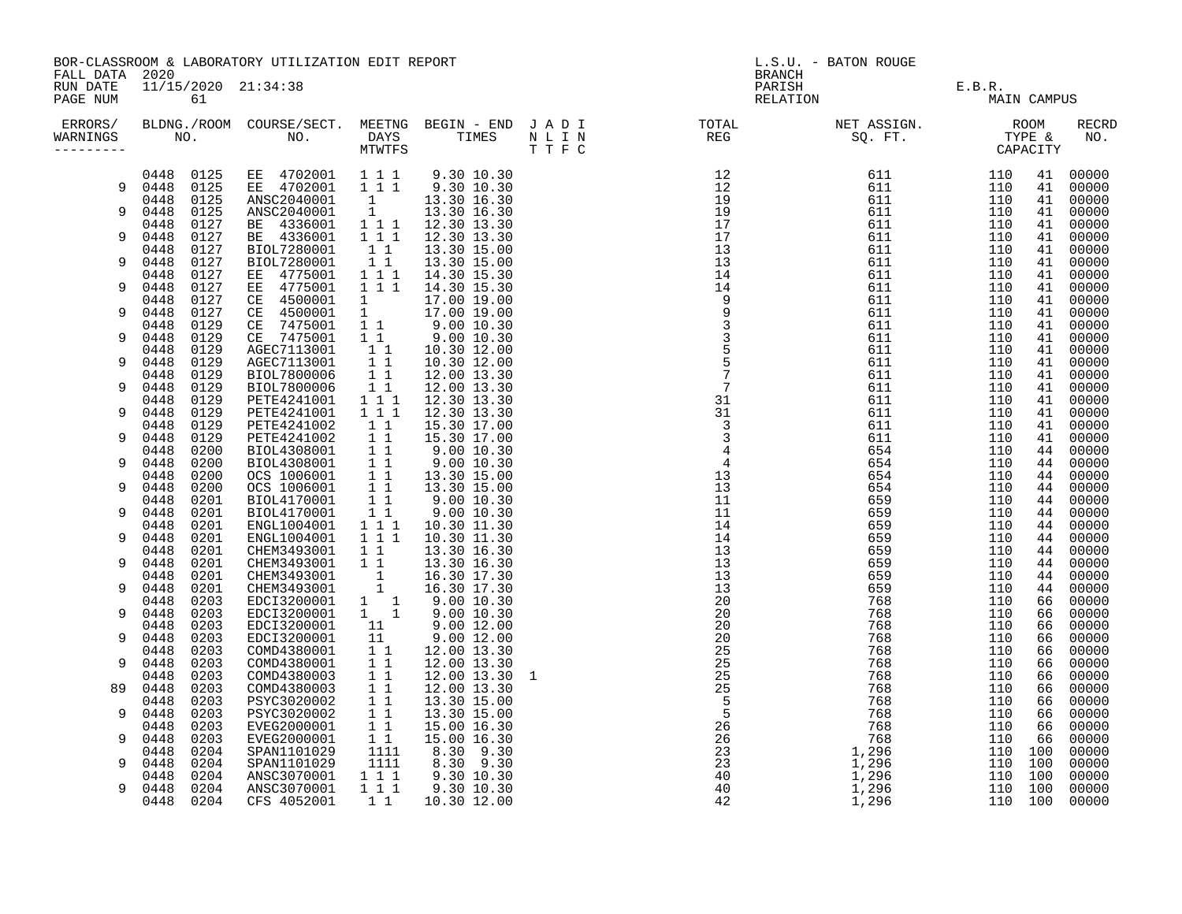BOR-CLASSROOM & LABORATORY UTILIZATION EDIT REPORT
FALL DATA 2020
RUN DATE 11/15/2020 21:34:38
PAGE NUM 61

L.S.U. - BATON ROUGE
BRANCH
PARISH E.B.R.
RELATION MAIN CAMPUS

| ERRORS/ WARNINGS | BLDNG. NO. | ROOM NO. | COURSE/SECT. NO. | MEETNG DAYS MTWTFS | BEGIN | END | J A D I N L I N T T F C | TOTAL REG | NET ASSIGN. SQ. FT. | ROOM TYPE | CAPACITY | RECRD NO. |
|---|---|---|---|---|---|---|---|---|---|---|---|---|
| | 0448 | 0125 | EE 4702001 | 1 1 1 | 9.30 | 10.30 | | 12 | 611 | 110 | 41 | 00000 |
| 9 | 0448 | 0125 | EE 4702001 | 1 1 1 | 9.30 | 10.30 | | 12 | 611 | 110 | 41 | 00000 |
| | 0448 | 0125 | ANSC2040001 | 1 | 13.30 | 16.30 | | 19 | 611 | 110 | 41 | 00000 |
| 9 | 0448 | 0125 | ANSC2040001 | 1 | 13.30 | 16.30 | | 19 | 611 | 110 | 41 | 00000 |
| | 0448 | 0127 | BE 4336001 | 1 1 1 | 12.30 | 13.30 | | 17 | 611 | 110 | 41 | 00000 |
| 9 | 0448 | 0127 | BE 4336001 | 1 1 1 | 12.30 | 13.30 | | 17 | 611 | 110 | 41 | 00000 |
| | 0448 | 0127 | BIOL7280001 | 1 1 | 13.30 | 15.00 | | 13 | 611 | 110 | 41 | 00000 |
| 9 | 0448 | 0127 | BIOL7280001 | 1 1 | 13.30 | 15.00 | | 13 | 611 | 110 | 41 | 00000 |
| | 0448 | 0127 | EE 4775001 | 1 1 1 | 14.30 | 15.30 | | 14 | 611 | 110 | 41 | 00000 |
| 9 | 0448 | 0127 | EE 4775001 | 1 1 1 | 14.30 | 15.30 | | 14 | 611 | 110 | 41 | 00000 |
| | 0448 | 0127 | CE 4500001 | 1 | 17.00 | 19.00 | | 9 | 611 | 110 | 41 | 00000 |
| 9 | 0448 | 0127 | CE 4500001 | 1 | 17.00 | 19.00 | | 9 | 611 | 110 | 41 | 00000 |
| | 0448 | 0129 | CE 7475001 | 1 1 | 9.00 | 10.30 | | 3 | 611 | 110 | 41 | 00000 |
| 9 | 0448 | 0129 | CE 7475001 | 1 1 | 9.00 | 10.30 | | 3 | 611 | 110 | 41 | 00000 |
| | 0448 | 0129 | AGEC7113001 | 1 1 | 10.30 | 12.00 | | 5 | 611 | 110 | 41 | 00000 |
| 9 | 0448 | 0129 | AGEC7113001 | 1 1 | 10.30 | 12.00 | | 5 | 611 | 110 | 41 | 00000 |
| | 0448 | 0129 | BIOL7800006 | 1 1 | 12.00 | 13.30 | | 7 | 611 | 110 | 41 | 00000 |
| 9 | 0448 | 0129 | BIOL7800006 | 1 1 | 12.00 | 13.30 | | 7 | 611 | 110 | 41 | 00000 |
| | 0448 | 0129 | PETE4241001 | 1 1 1 | 12.30 | 13.30 | | 31 | 611 | 110 | 41 | 00000 |
| 9 | 0448 | 0129 | PETE4241001 | 1 1 1 | 12.30 | 13.30 | | 31 | 611 | 110 | 41 | 00000 |
| | 0448 | 0129 | PETE4241002 | 1 1 | 15.30 | 17.00 | | 3 | 611 | 110 | 41 | 00000 |
| 9 | 0448 | 0129 | PETE4241002 | 1 1 | 15.30 | 17.00 | | 3 | 611 | 110 | 41 | 00000 |
| | 0448 | 0200 | BIOL4308001 | 1 1 | 9.00 | 10.30 | | 4 | 654 | 110 | 44 | 00000 |
| 9 | 0448 | 0200 | BIOL4308001 | 1 1 | 9.00 | 10.30 | | 4 | 654 | 110 | 44 | 00000 |
| | 0448 | 0200 | OCS 1006001 | 1 1 | 13.30 | 15.00 | | 13 | 654 | 110 | 44 | 00000 |
| 9 | 0448 | 0200 | OCS 1006001 | 1 1 | 13.30 | 15.00 | | 13 | 654 | 110 | 44 | 00000 |
| | 0448 | 0201 | BIOL4170001 | 1 1 | 9.00 | 10.30 | | 11 | 659 | 110 | 44 | 00000 |
| 9 | 0448 | 0201 | BIOL4170001 | 1 1 | 9.00 | 10.30 | | 11 | 659 | 110 | 44 | 00000 |
| | 0448 | 0201 | ENGL1004001 | 1 1 1 | 10.30 | 11.30 | | 14 | 659 | 110 | 44 | 00000 |
| 9 | 0448 | 0201 | ENGL1004001 | 1 1 1 | 10.30 | 11.30 | | 14 | 659 | 110 | 44 | 00000 |
| | 0448 | 0201 | CHEM3493001 | 1 1 | 13.30 | 16.30 | | 13 | 659 | 110 | 44 | 00000 |
| 9 | 0448 | 0201 | CHEM3493001 | 1 1 | 13.30 | 16.30 | | 13 | 659 | 110 | 44 | 00000 |
| | 0448 | 0201 | CHEM3493001 | 1 | 16.30 | 17.30 | | 13 | 659 | 110 | 44 | 00000 |
| 9 | 0448 | 0201 | CHEM3493001 | 1 | 16.30 | 17.30 | | 13 | 659 | 110 | 44 | 00000 |
| | 0448 | 0203 | EDCI3200001 | 1 1 | 9.00 | 10.30 | | 20 | 768 | 110 | 66 | 00000 |
| 9 | 0448 | 0203 | EDCI3200001 | 1 1 | 9.00 | 10.30 | | 20 | 768 | 110 | 66 | 00000 |
| | 0448 | 0203 | EDCI3200001 | 11 | 9.00 | 12.00 | | 20 | 768 | 110 | 66 | 00000 |
| 9 | 0448 | 0203 | EDCI3200001 | 11 | 9.00 | 12.00 | | 20 | 768 | 110 | 66 | 00000 |
| | 0448 | 0203 | COMD4380001 | 1 1 | 12.00 | 13.30 | | 25 | 768 | 110 | 66 | 00000 |
| 9 | 0448 | 0203 | COMD4380001 | 1 1 | 12.00 | 13.30 | | 25 | 768 | 110 | 66 | 00000 |
| | 0448 | 0203 | COMD4380003 | 1 1 | 12.00 | 13.30 | 1 | 25 | 768 | 110 | 66 | 00000 |
| 89 | 0448 | 0203 | COMD4380003 | 1 1 | 12.00 | 13.30 | | 25 | 768 | 110 | 66 | 00000 |
| | 0448 | 0203 | PSYC3020002 | 1 1 | 13.30 | 15.00 | | 5 | 768 | 110 | 66 | 00000 |
| 9 | 0448 | 0203 | PSYC3020002 | 1 1 | 13.30 | 15.00 | | 5 | 768 | 110 | 66 | 00000 |
| | 0448 | 0203 | EVEG2000001 | 1 1 | 15.00 | 16.30 | | 26 | 768 | 110 | 66 | 00000 |
| 9 | 0448 | 0203 | EVEG2000001 | 1 1 | 15.00 | 16.30 | | 26 | 768 | 110 | 66 | 00000 |
| | 0448 | 0204 | SPAN1101029 | 1111 | 8.30 | 9.30 | | 23 | 1,296 | 110 | 100 | 00000 |
| 9 | 0448 | 0204 | SPAN1101029 | 1111 | 8.30 | 9.30 | | 23 | 1,296 | 110 | 100 | 00000 |
| | 0448 | 0204 | ANSC3070001 | 1 1 1 | 9.30 | 10.30 | | 40 | 1,296 | 110 | 100 | 00000 |
| 9 | 0448 | 0204 | ANSC3070001 | 1 1 1 | 9.30 | 10.30 | | 40 | 1,296 | 110 | 100 | 00000 |
| | 0448 | 0204 | CFS 4052001 | 1 1 | 10.30 | 12.00 | | 42 | 1,296 | 110 | 100 | 00000 |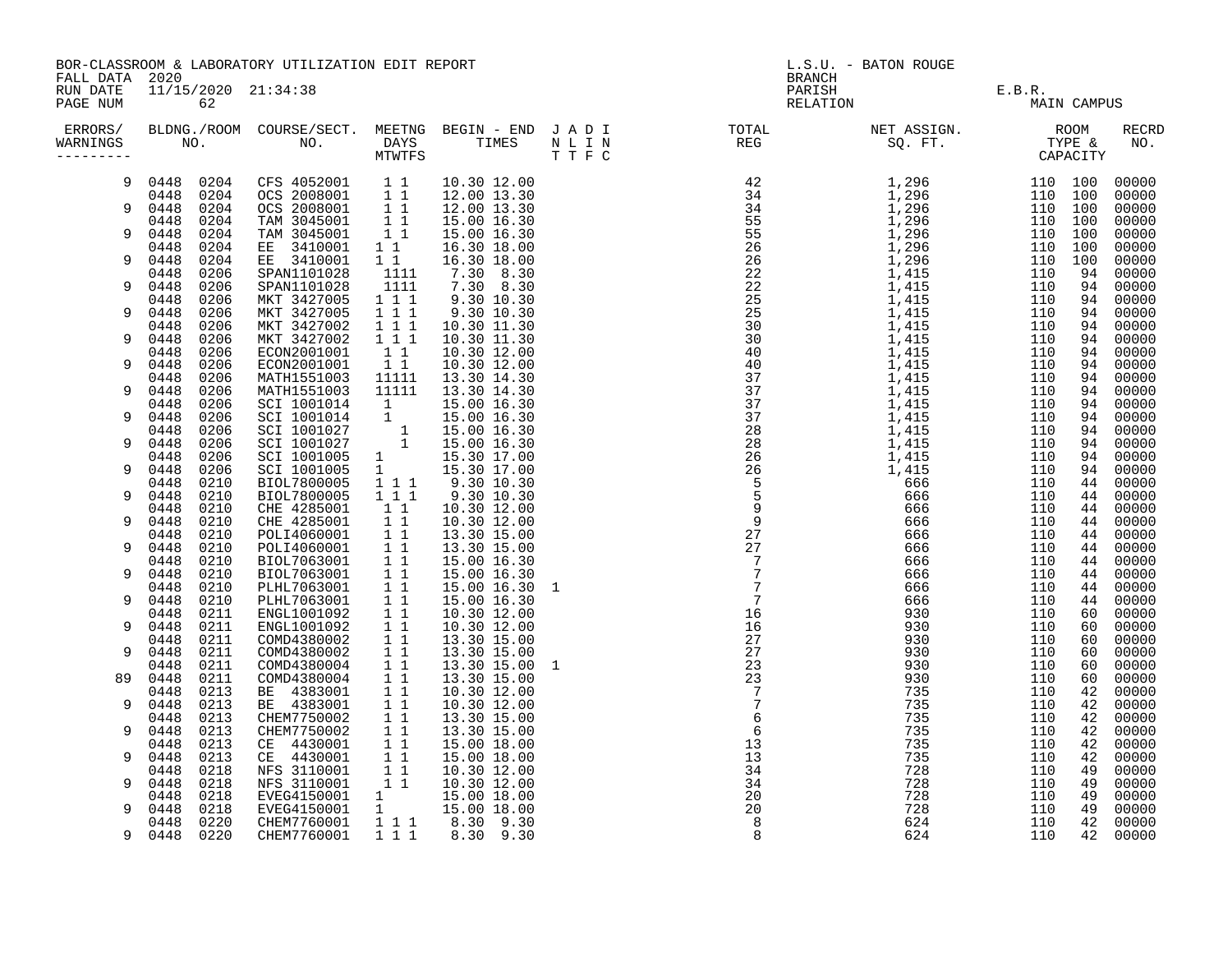BOR-CLASSROOM & LABORATORY UTILIZATION EDIT REPORT
FALL DATA 2020
RUN DATE 11/15/2020 21:34:38
PAGE NUM 62

L.S.U. - BATON ROUGE
BRANCH
PARISH E.B.R.
RELATION MAIN CAMPUS

| ERRORS/ WARNINGS | BLDNG./ROOM NO. | | COURSE/SECT. NO. | MEETNG DAYS MTWTFS | BEGIN - END TIMES | J A D I N L I N T T F C | TOTAL REG | NET ASSIGN. SQ. FT. | ROOM TYPE & CAPACITY | | RECRD NO. |
|---|---|---|---|---|---|---|---|---|---|---|---|
| 9 | 0448 | 0204 | CFS 4052001 | 1 1 | 10.30 12.00 | | 42 | 1,296 | 110 | 100 | 00000 |
| | 0448 | 0204 | OCS 2008001 | 1 1 | 12.00 13.30 | | 34 | 1,296 | 110 | 100 | 00000 |
| 9 | 0448 | 0204 | OCS 2008001 | 1 1 | 12.00 13.30 | | 34 | 1,296 | 110 | 100 | 00000 |
| | 0448 | 0204 | TAM 3045001 | 1 1 | 15.00 16.30 | | 55 | 1,296 | 110 | 100 | 00000 |
| 9 | 0448 | 0204 | TAM 3045001 | 1 1 | 15.00 16.30 | | 55 | 1,296 | 110 | 100 | 00000 |
| | 0448 | 0204 | EE 3410001 | 1 1 | 16.30 18.00 | | 26 | 1,296 | 110 | 100 | 00000 |
| 9 | 0448 | 0204 | EE 3410001 | 1 1 | 16.30 18.00 | | 26 | 1,296 | 110 | 100 | 00000 |
| | 0448 | 0206 | SPAN1101028 | 1111 | 7.30 8.30 | | 22 | 1,415 | 110 | 94 | 00000 |
| 9 | 0448 | 0206 | SPAN1101028 | 1111 | 7.30 8.30 | | 22 | 1,415 | 110 | 94 | 00000 |
| | 0448 | 0206 | MKT 3427005 | 1 1 1 | 9.30 10.30 | | 25 | 1,415 | 110 | 94 | 00000 |
| 9 | 0448 | 0206 | MKT 3427005 | 1 1 1 | 9.30 10.30 | | 25 | 1,415 | 110 | 94 | 00000 |
| | 0448 | 0206 | MKT 3427002 | 1 1 1 | 10.30 11.30 | | 30 | 1,415 | 110 | 94 | 00000 |
| 9 | 0448 | 0206 | MKT 3427002 | 1 1 1 | 10.30 11.30 | | 30 | 1,415 | 110 | 94 | 00000 |
| | 0448 | 0206 | ECON2001001 | 1 1 | 10.30 12.00 | | 40 | 1,415 | 110 | 94 | 00000 |
| 9 | 0448 | 0206 | ECON2001001 | 1 1 | 10.30 12.00 | | 40 | 1,415 | 110 | 94 | 00000 |
| | 0448 | 0206 | MATH1551003 | 11111 | 13.30 14.30 | | 37 | 1,415 | 110 | 94 | 00000 |
| 9 | 0448 | 0206 | MATH1551003 | 11111 | 13.30 14.30 | | 37 | 1,415 | 110 | 94 | 00000 |
| | 0448 | 0206 | SCI 1001014 | 1 | 15.00 16.30 | | 37 | 1,415 | 110 | 94 | 00000 |
| 9 | 0448 | 0206 | SCI 1001014 | 1 | 15.00 16.30 | | 37 | 1,415 | 110 | 94 | 00000 |
| | 0448 | 0206 | SCI 1001027 | 1 | 15.00 16.30 | | 28 | 1,415 | 110 | 94 | 00000 |
| 9 | 0448 | 0206 | SCI 1001027 | 1 | 15.00 16.30 | | 28 | 1,415 | 110 | 94 | 00000 |
| | 0448 | 0206 | SCI 1001005 | 1 | 15.30 17.00 | | 26 | 1,415 | 110 | 94 | 00000 |
| 9 | 0448 | 0206 | SCI 1001005 | 1 | 15.30 17.00 | | 26 | 1,415 | 110 | 94 | 00000 |
| | 0448 | 0210 | BIOL7800005 | 1 1 1 | 9.30 10.30 | | 5 | 666 | 110 | 44 | 00000 |
| 9 | 0448 | 0210 | BIOL7800005 | 1 1 1 | 9.30 10.30 | | 5 | 666 | 110 | 44 | 00000 |
| | 0448 | 0210 | CHE 4285001 | 1 1 | 10.30 12.00 | | 9 | 666 | 110 | 44 | 00000 |
| 9 | 0448 | 0210 | CHE 4285001 | 1 1 | 10.30 12.00 | | 9 | 666 | 110 | 44 | 00000 |
| | 0448 | 0210 | POLI4060001 | 1 1 | 13.30 15.00 | | 27 | 666 | 110 | 44 | 00000 |
| 9 | 0448 | 0210 | POLI4060001 | 1 1 | 13.30 15.00 | | 27 | 666 | 110 | 44 | 00000 |
| | 0448 | 0210 | BIOL7063001 | 1 1 | 15.00 16.30 | | 7 | 666 | 110 | 44 | 00000 |
| 9 | 0448 | 0210 | BIOL7063001 | 1 1 | 15.00 16.30 | | 7 | 666 | 110 | 44 | 00000 |
| | 0448 | 0210 | PLHL7063001 | 1 1 | 15.00 16.30 | 1 | 7 | 666 | 110 | 44 | 00000 |
| 9 | 0448 | 0210 | PLHL7063001 | 1 1 | 15.00 16.30 | | 7 | 666 | 110 | 44 | 00000 |
| | 0448 | 0211 | ENGL1001092 | 1 1 | 10.30 12.00 | | 16 | 930 | 110 | 60 | 00000 |
| 9 | 0448 | 0211 | ENGL1001092 | 1 1 | 10.30 12.00 | | 16 | 930 | 110 | 60 | 00000 |
| | 0448 | 0211 | COMD4380002 | 1 1 | 13.30 15.00 | | 27 | 930 | 110 | 60 | 00000 |
| 9 | 0448 | 0211 | COMD4380002 | 1 1 | 13.30 15.00 | | 27 | 930 | 110 | 60 | 00000 |
| | 0448 | 0211 | COMD4380004 | 1 1 | 13.30 15.00 | 1 | 23 | 930 | 110 | 60 | 00000 |
| 89 | 0448 | 0211 | COMD4380004 | 1 1 | 13.30 15.00 | | 23 | 930 | 110 | 60 | 00000 |
| | 0448 | 0213 | BE 4383001 | 1 1 | 10.30 12.00 | | 7 | 735 | 110 | 42 | 00000 |
| 9 | 0448 | 0213 | BE 4383001 | 1 1 | 10.30 12.00 | | 7 | 735 | 110 | 42 | 00000 |
| | 0448 | 0213 | CHEM7750002 | 1 1 | 13.30 15.00 | | 6 | 735 | 110 | 42 | 00000 |
| 9 | 0448 | 0213 | CHEM7750002 | 1 1 | 13.30 15.00 | | 6 | 735 | 110 | 42 | 00000 |
| | 0448 | 0213 | CE 4430001 | 1 1 | 15.00 18.00 | | 13 | 735 | 110 | 42 | 00000 |
| 9 | 0448 | 0213 | CE 4430001 | 1 1 | 15.00 18.00 | | 13 | 735 | 110 | 42 | 00000 |
| | 0448 | 0218 | NFS 3110001 | 1 1 | 10.30 12.00 | | 34 | 728 | 110 | 49 | 00000 |
| 9 | 0448 | 0218 | NFS 3110001 | 1 1 | 10.30 12.00 | | 34 | 728 | 110 | 49 | 00000 |
| | 0448 | 0218 | EVEG4150001 | 1 | 15.00 18.00 | | 20 | 728 | 110 | 49 | 00000 |
| 9 | 0448 | 0218 | EVEG4150001 | 1 | 15.00 18.00 | | 20 | 728 | 110 | 49 | 00000 |
| | 0448 | 0220 | CHEM7760001 | 1 1 1 | 8.30 9.30 | | 8 | 624 | 110 | 42 | 00000 |
| 9 | 0448 | 0220 | CHEM7760001 | 1 1 1 | 8.30 9.30 | | 8 | 624 | 110 | 42 | 00000 |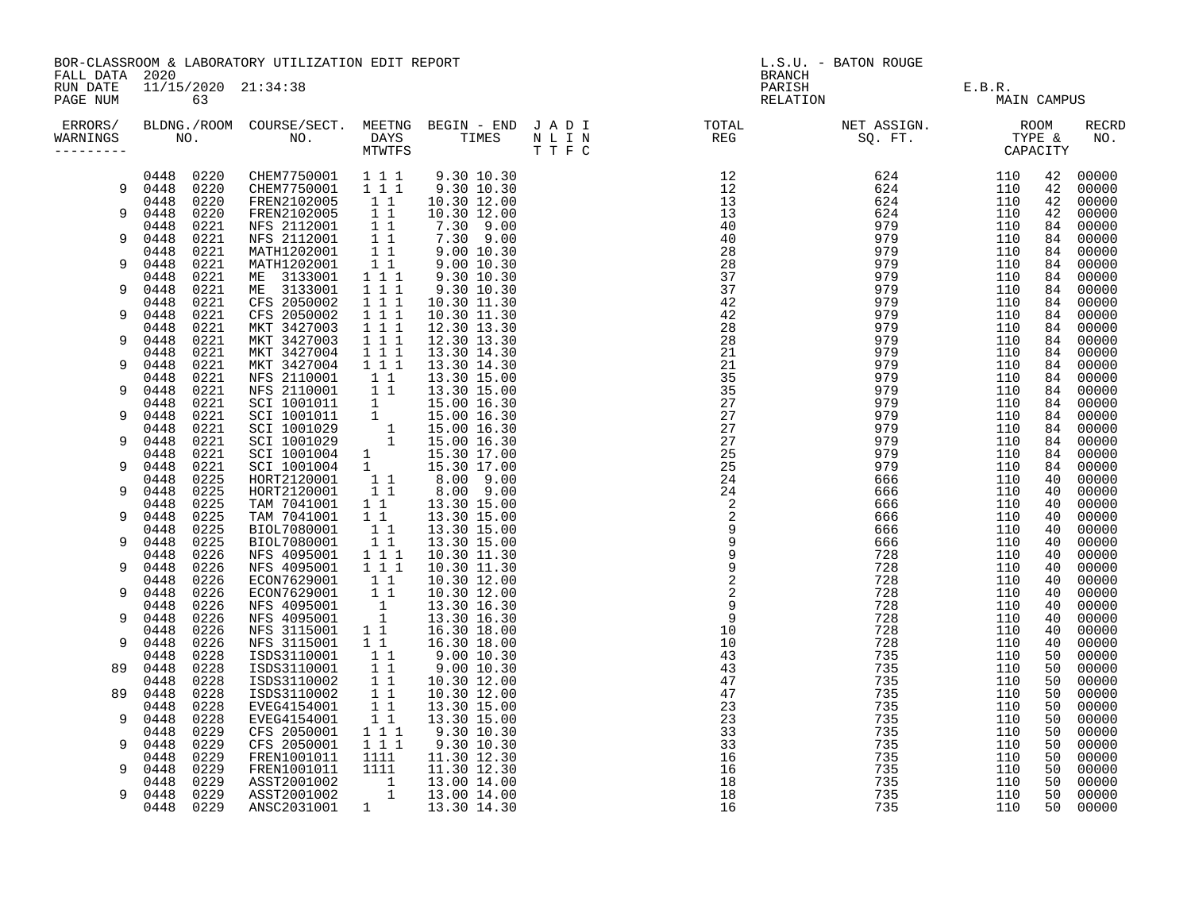BOR-CLASSROOM & LABORATORY UTILIZATION EDIT REPORT
FALL DATA 2020
RUN DATE 11/15/2020 21:34:38
PAGE NUM 63

L.S.U. - BATON ROUGE
BRANCH
PARISH E.B.R.
RELATION MAIN CAMPUS

| ERRORS/ WARNINGS | BLDNG./ROOM NO. | | COURSE/SECT. NO. | MEETNG DAYS MTWTFS | BEGIN - END TIMES | J A D I N L I N T T F C | TOTAL REG | NET ASSIGN. SQ. FT. | ROOM TYPE & CAPACITY | | RECRD NO. |
|---|---|---|---|---|---|---|---|---|---|---|---|
| | 0448 | 0220 | CHEM7750001 | 1 1 1 | 9.30 10.30 | | 12 | 624 | 110 | 42 | 00000 |
| 9 | 0448 | 0220 | CHEM7750001 | 1 1 1 | 9.30 10.30 | | 12 | 624 | 110 | 42 | 00000 |
| | 0448 | 0220 | FREN2102005 | 1 1 | 10.30 12.00 | | 13 | 624 | 110 | 42 | 00000 |
| 9 | 0448 | 0220 | FREN2102005 | 1 1 | 10.30 12.00 | | 13 | 624 | 110 | 42 | 00000 |
| | 0448 | 0221 | NFS 2112001 | 1 1 | 7.30 9.00 | | 40 | 979 | 110 | 84 | 00000 |
| 9 | 0448 | 0221 | NFS 2112001 | 1 1 | 7.30 9.00 | | 40 | 979 | 110 | 84 | 00000 |
| | 0448 | 0221 | MATH1202001 | 1 1 | 9.00 10.30 | | 28 | 979 | 110 | 84 | 00000 |
| 9 | 0448 | 0221 | MATH1202001 | 1 1 | 9.00 10.30 | | 28 | 979 | 110 | 84 | 00000 |
| | 0448 | 0221 | ME 3133001 | 1 1 1 | 9.30 10.30 | | 37 | 979 | 110 | 84 | 00000 |
| 9 | 0448 | 0221 | ME 3133001 | 1 1 1 | 9.30 10.30 | | 37 | 979 | 110 | 84 | 00000 |
| | 0448 | 0221 | CFS 2050002 | 1 1 1 | 10.30 11.30 | | 42 | 979 | 110 | 84 | 00000 |
| 9 | 0448 | 0221 | CFS 2050002 | 1 1 1 | 10.30 11.30 | | 42 | 979 | 110 | 84 | 00000 |
| | 0448 | 0221 | MKT 3427003 | 1 1 1 | 12.30 13.30 | | 28 | 979 | 110 | 84 | 00000 |
| 9 | 0448 | 0221 | MKT 3427003 | 1 1 1 | 12.30 13.30 | | 28 | 979 | 110 | 84 | 00000 |
| | 0448 | 0221 | MKT 3427004 | 1 1 1 | 13.30 14.30 | | 21 | 979 | 110 | 84 | 00000 |
| 9 | 0448 | 0221 | MKT 3427004 | 1 1 1 | 13.30 14.30 | | 21 | 979 | 110 | 84 | 00000 |
| | 0448 | 0221 | NFS 2110001 | 1 1 | 13.30 15.00 | | 35 | 979 | 110 | 84 | 00000 |
| 9 | 0448 | 0221 | NFS 2110001 | 1 1 | 13.30 15.00 | | 35 | 979 | 110 | 84 | 00000 |
| | 0448 | 0221 | SCI 1001011 | 1 | 15.00 16.30 | | 27 | 979 | 110 | 84 | 00000 |
| 9 | 0448 | 0221 | SCI 1001011 | 1 | 15.00 16.30 | | 27 | 979 | 110 | 84 | 00000 |
| | 0448 | 0221 | SCI 1001029 | 1 | 15.00 16.30 | | 27 | 979 | 110 | 84 | 00000 |
| 9 | 0448 | 0221 | SCI 1001029 | 1 | 15.00 16.30 | | 27 | 979 | 110 | 84 | 00000 |
| | 0448 | 0221 | SCI 1001004 | 1 | 15.30 17.00 | | 25 | 979 | 110 | 84 | 00000 |
| 9 | 0448 | 0221 | SCI 1001004 | 1 | 15.30 17.00 | | 25 | 979 | 110 | 84 | 00000 |
| | 0448 | 0225 | HORT2120001 | 1 1 | 8.00 9.00 | | 24 | 666 | 110 | 40 | 00000 |
| 9 | 0448 | 0225 | HORT2120001 | 1 1 | 8.00 9.00 | | 24 | 666 | 110 | 40 | 00000 |
| | 0448 | 0225 | TAM 7041001 | 1 1 | 13.30 15.00 | | 2 | 666 | 110 | 40 | 00000 |
| 9 | 0448 | 0225 | TAM 7041001 | 1 1 | 13.30 15.00 | | 2 | 666 | 110 | 40 | 00000 |
| | 0448 | 0225 | BIOL7080001 | 1 1 | 13.30 15.00 | | 9 | 666 | 110 | 40 | 00000 |
| 9 | 0448 | 0225 | BIOL7080001 | 1 1 | 13.30 15.00 | | 9 | 666 | 110 | 40 | 00000 |
| | 0448 | 0226 | NFS 4095001 | 1 1 1 | 10.30 11.30 | | 9 | 728 | 110 | 40 | 00000 |
| 9 | 0448 | 0226 | NFS 4095001 | 1 1 1 | 10.30 11.30 | | 9 | 728 | 110 | 40 | 00000 |
| | 0448 | 0226 | ECON7629001 | 1 1 | 10.30 12.00 | | 2 | 728 | 110 | 40 | 00000 |
| 9 | 0448 | 0226 | ECON7629001 | 1 1 | 10.30 12.00 | | 2 | 728 | 110 | 40 | 00000 |
| | 0448 | 0226 | NFS 4095001 | 1 | 13.30 16.30 | | 9 | 728 | 110 | 40 | 00000 |
| 9 | 0448 | 0226 | NFS 4095001 | 1 | 13.30 16.30 | | 9 | 728 | 110 | 40 | 00000 |
| | 0448 | 0226 | NFS 3115001 | 1 1 | 16.30 18.00 | | 10 | 728 | 110 | 40 | 00000 |
| 9 | 0448 | 0226 | NFS 3115001 | 1 1 | 16.30 18.00 | | 10 | 728 | 110 | 40 | 00000 |
| | 0448 | 0228 | ISDS3110001 | 1 1 | 9.00 10.30 | | 43 | 735 | 110 | 50 | 00000 |
| 89 | 0448 | 0228 | ISDS3110001 | 1 1 | 9.00 10.30 | | 43 | 735 | 110 | 50 | 00000 |
| | 0448 | 0228 | ISDS3110002 | 1 1 | 10.30 12.00 | | 47 | 735 | 110 | 50 | 00000 |
| 89 | 0448 | 0228 | ISDS3110002 | 1 1 | 10.30 12.00 | | 47 | 735 | 110 | 50 | 00000 |
| | 0448 | 0228 | EVEG4154001 | 1 1 | 13.30 15.00 | | 23 | 735 | 110 | 50 | 00000 |
| 9 | 0448 | 0228 | EVEG4154001 | 1 1 | 13.30 15.00 | | 23 | 735 | 110 | 50 | 00000 |
| | 0448 | 0229 | CFS 2050001 | 1 1 1 | 9.30 10.30 | | 33 | 735 | 110 | 50 | 00000 |
| 9 | 0448 | 0229 | CFS 2050001 | 1 1 1 | 9.30 10.30 | | 33 | 735 | 110 | 50 | 00000 |
| | 0448 | 0229 | FREN1001011 | 1111 | 11.30 12.30 | | 16 | 735 | 110 | 50 | 00000 |
| 9 | 0448 | 0229 | FREN1001011 | 1111 | 11.30 12.30 | | 16 | 735 | 110 | 50 | 00000 |
| | 0448 | 0229 | ASST2001002 | 1 | 13.00 14.00 | | 18 | 735 | 110 | 50 | 00000 |
| 9 | 0448 | 0229 | ASST2001002 | 1 | 13.00 14.00 | | 18 | 735 | 110 | 50 | 00000 |
| | 0448 | 0229 | ANSC2031001 | 1 | 13.30 14.30 | | 16 | 735 | 110 | 50 | 00000 |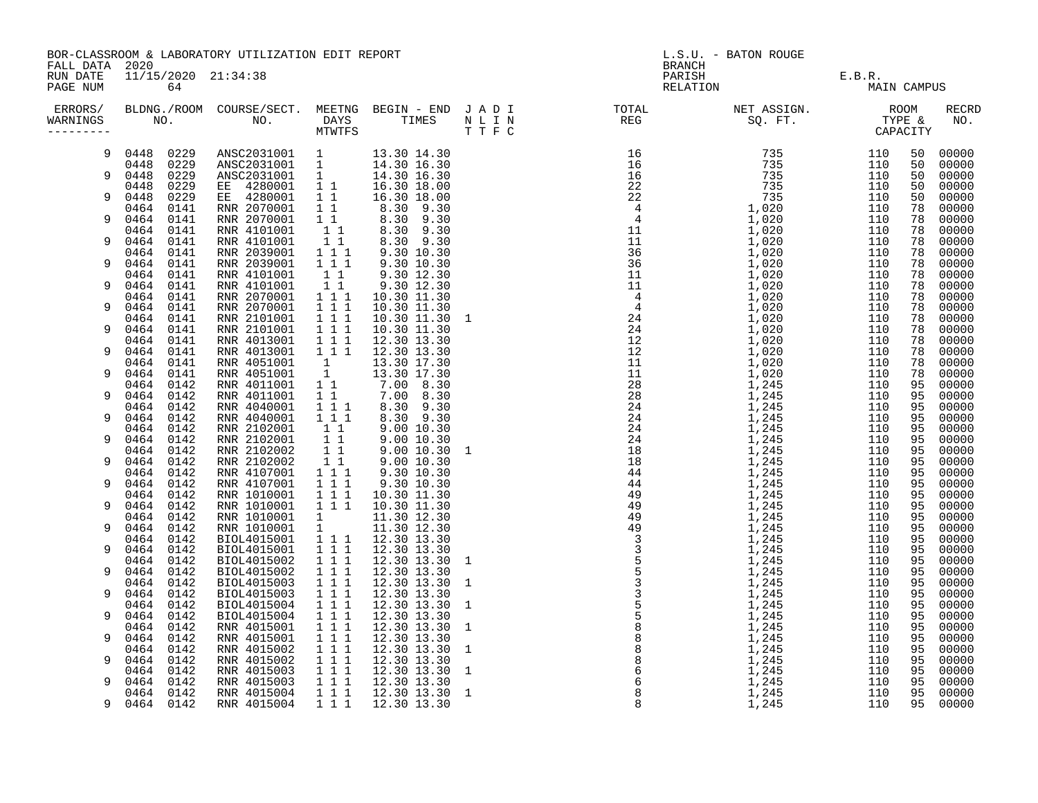BOR-CLASSROOM & LABORATORY UTILIZATION EDIT REPORT
FALL DATA 2020
RUN DATE 11/15/2020 21:34:38

L.S.U. - BATON ROUGE
BRANCH
PARISH E.B.R.
RELATION MAIN CAMPUS

| ERRORS/ WARNINGS | BLDNG. NO. | ROOM NO. | COURSE/SECT. NO. | MEETNG DAYS MTWTFS | BEGIN | END | J A D I N L I N T T F C | TOTAL REG | NET ASSIGN. SQ. FT. | ROOM TYPE & | CAPACITY | RECRD NO. |
|---|---|---|---|---|---|---|---|---|---|---|---|---|
| 9 | 0448 | 0229 | ANSC2031001 | 1 | 13.30 | 14.30 | | 16 | 735 | 110 | 50 | 00000 |
| | 0448 | 0229 | ANSC2031001 | 1 | 14.30 | 16.30 | | 16 | 735 | 110 | 50 | 00000 |
| 9 | 0448 | 0229 | ANSC2031001 | 1 | 14.30 | 16.30 | | 16 | 735 | 110 | 50 | 00000 |
| | 0448 | 0229 | EE 4280001 | 1 1 | 16.30 | 18.00 | | 22 | 735 | 110 | 50 | 00000 |
| 9 | 0448 | 0229 | EE 4280001 | 1 1 | 16.30 | 18.00 | | 22 | 735 | 110 | 50 | 00000 |
| | 0464 | 0141 | RNR 2070001 | 1 1 | 8.30 | 9.30 | | 4 | 1,020 | 110 | 78 | 00000 |
| 9 | 0464 | 0141 | RNR 2070001 | 1 1 | 8.30 | 9.30 | | 4 | 1,020 | 110 | 78 | 00000 |
| | 0464 | 0141 | RNR 4101001 | 1 1 | 8.30 | 9.30 | | 11 | 1,020 | 110 | 78 | 00000 |
| 9 | 0464 | 0141 | RNR 4101001 | 1 1 | 8.30 | 9.30 | | 11 | 1,020 | 110 | 78 | 00000 |
| | 0464 | 0141 | RNR 2039001 | 1 1 1 | 9.30 | 10.30 | | 36 | 1,020 | 110 | 78 | 00000 |
| 9 | 0464 | 0141 | RNR 2039001 | 1 1 1 | 9.30 | 10.30 | | 36 | 1,020 | 110 | 78 | 00000 |
| | 0464 | 0141 | RNR 4101001 | 1 1 | 9.30 | 12.30 | | 11 | 1,020 | 110 | 78 | 00000 |
| 9 | 0464 | 0141 | RNR 4101001 | 1 1 | 9.30 | 12.30 | | 11 | 1,020 | 110 | 78 | 00000 |
| | 0464 | 0141 | RNR 2070001 | 1 1 1 | 10.30 | 11.30 | | 4 | 1,020 | 110 | 78 | 00000 |
| 9 | 0464 | 0141 | RNR 2070001 | 1 1 1 | 10.30 | 11.30 | | 4 | 1,020 | 110 | 78 | 00000 |
| | 0464 | 0141 | RNR 2101001 | 1 1 1 | 10.30 | 11.30 | 1 | 24 | 1,020 | 110 | 78 | 00000 |
| 9 | 0464 | 0141 | RNR 2101001 | 1 1 1 | 10.30 | 11.30 | | 24 | 1,020 | 110 | 78 | 00000 |
| | 0464 | 0141 | RNR 4013001 | 1 1 1 | 12.30 | 13.30 | | 12 | 1,020 | 110 | 78 | 00000 |
| 9 | 0464 | 0141 | RNR 4013001 | 1 1 1 | 12.30 | 13.30 | | 12 | 1,020 | 110 | 78 | 00000 |
| | 0464 | 0141 | RNR 4051001 | 1 | 13.30 | 17.30 | | 11 | 1,020 | 110 | 78 | 00000 |
| 9 | 0464 | 0141 | RNR 4051001 | 1 | 13.30 | 17.30 | | 11 | 1,020 | 110 | 78 | 00000 |
| | 0464 | 0142 | RNR 4011001 | 1 1 | 7.00 | 8.30 | | 28 | 1,245 | 110 | 95 | 00000 |
| 9 | 0464 | 0142 | RNR 4011001 | 1 1 | 7.00 | 8.30 | | 28 | 1,245 | 110 | 95 | 00000 |
| | 0464 | 0142 | RNR 4040001 | 1 1 1 | 8.30 | 9.30 | | 24 | 1,245 | 110 | 95 | 00000 |
| 9 | 0464 | 0142 | RNR 4040001 | 1 1 1 | 8.30 | 9.30 | | 24 | 1,245 | 110 | 95 | 00000 |
| | 0464 | 0142 | RNR 2102001 | 1 1 | 9.00 | 10.30 | | 24 | 1,245 | 110 | 95 | 00000 |
| 9 | 0464 | 0142 | RNR 2102001 | 1 1 | 9.00 | 10.30 | | 24 | 1,245 | 110 | 95 | 00000 |
| | 0464 | 0142 | RNR 2102002 | 1 1 | 9.00 | 10.30 | 1 | 18 | 1,245 | 110 | 95 | 00000 |
| 9 | 0464 | 0142 | RNR 2102002 | 1 1 | 9.00 | 10.30 | | 18 | 1,245 | 110 | 95 | 00000 |
| | 0464 | 0142 | RNR 4107001 | 1 1 1 | 9.30 | 10.30 | | 44 | 1,245 | 110 | 95 | 00000 |
| 9 | 0464 | 0142 | RNR 4107001 | 1 1 1 | 9.30 | 10.30 | | 44 | 1,245 | 110 | 95 | 00000 |
| | 0464 | 0142 | RNR 1010001 | 1 1 1 | 10.30 | 11.30 | | 49 | 1,245 | 110 | 95 | 00000 |
| 9 | 0464 | 0142 | RNR 1010001 | 1 1 1 | 10.30 | 11.30 | | 49 | 1,245 | 110 | 95 | 00000 |
| | 0464 | 0142 | RNR 1010001 | 1 | 11.30 | 12.30 | | 49 | 1,245 | 110 | 95 | 00000 |
| 9 | 0464 | 0142 | RNR 1010001 | 1 | 11.30 | 12.30 | | 49 | 1,245 | 110 | 95 | 00000 |
| | 0464 | 0142 | BIOL4015001 | 1 1 1 | 12.30 | 13.30 | | 3 | 1,245 | 110 | 95 | 00000 |
| 9 | 0464 | 0142 | BIOL4015001 | 1 1 1 | 12.30 | 13.30 | | 3 | 1,245 | 110 | 95 | 00000 |
| | 0464 | 0142 | BIOL4015002 | 1 1 1 | 12.30 | 13.30 | 1 | 5 | 1,245 | 110 | 95 | 00000 |
| 9 | 0464 | 0142 | BIOL4015002 | 1 1 1 | 12.30 | 13.30 | | 5 | 1,245 | 110 | 95 | 00000 |
| | 0464 | 0142 | BIOL4015003 | 1 1 1 | 12.30 | 13.30 | 1 | 3 | 1,245 | 110 | 95 | 00000 |
| 9 | 0464 | 0142 | BIOL4015003 | 1 1 1 | 12.30 | 13.30 | | 3 | 1,245 | 110 | 95 | 00000 |
| | 0464 | 0142 | BIOL4015004 | 1 1 1 | 12.30 | 13.30 | 1 | 5 | 1,245 | 110 | 95 | 00000 |
| 9 | 0464 | 0142 | BIOL4015004 | 1 1 1 | 12.30 | 13.30 | | 5 | 1,245 | 110 | 95 | 00000 |
| | 0464 | 0142 | RNR 4015001 | 1 1 1 | 12.30 | 13.30 | 1 | 8 | 1,245 | 110 | 95 | 00000 |
| 9 | 0464 | 0142 | RNR 4015001 | 1 1 1 | 12.30 | 13.30 | | 8 | 1,245 | 110 | 95 | 00000 |
| | 0464 | 0142 | RNR 4015002 | 1 1 1 | 12.30 | 13.30 | 1 | 8 | 1,245 | 110 | 95 | 00000 |
| 9 | 0464 | 0142 | RNR 4015002 | 1 1 1 | 12.30 | 13.30 | | 8 | 1,245 | 110 | 95 | 00000 |
| | 0464 | 0142 | RNR 4015003 | 1 1 1 | 12.30 | 13.30 | 1 | 6 | 1,245 | 110 | 95 | 00000 |
| 9 | 0464 | 0142 | RNR 4015003 | 1 1 1 | 12.30 | 13.30 | | 6 | 1,245 | 110 | 95 | 00000 |
| | 0464 | 0142 | RNR 4015004 | 1 1 1 | 12.30 | 13.30 | 1 | 8 | 1,245 | 110 | 95 | 00000 |
| 9 | 0464 | 0142 | RNR 4015004 | 1 1 1 | 12.30 | 13.30 | | 8 | 1,245 | 110 | 95 | 00000 |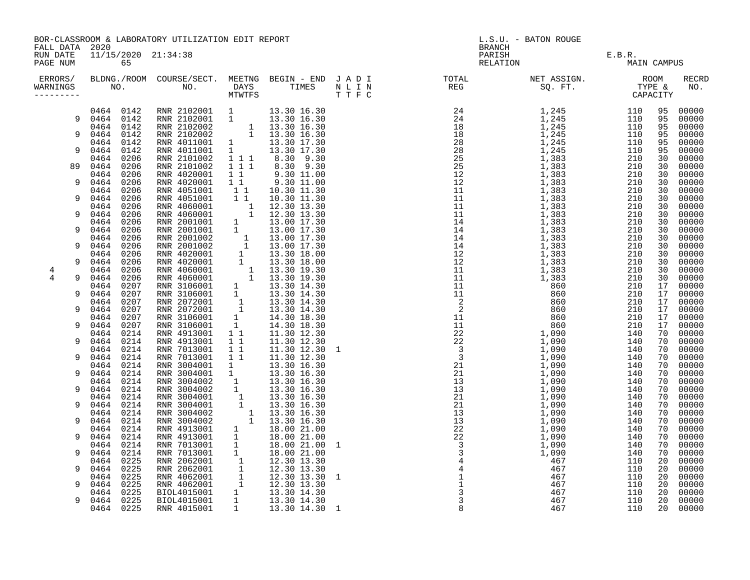BOR-CLASSROOM & LABORATORY UTILIZATION EDIT REPORT
FALL DATA 2020
RUN DATE 11/15/2020 21:34:38

L.S.U. - BATON ROUGE
BRANCH
PARISH E.B.R.
RELATION MAIN CAMPUS

| ERRORS/ WARNINGS | BLDNG./ROOM NO. | COURSE/SECT. NO. | MEETNG DAYS MTWTFS | BEGIN - END TIMES | J A D I N L I N T T F C | TOTAL REG | NET ASSIGN. SQ. FT. | ROOM TYPE & CAPACITY | | RECRD NO. |
|---|---|---|---|---|---|---|---|---|---|---|
| | 0464 0142 | RNR 2102001 | 1 | 13.30 16.30 | | 24 | 1,245 | 110 | 95 | 00000 |
| 9 | 0464 0142 | RNR 2102001 | 1 | 13.30 16.30 | | 24 | 1,245 | 110 | 95 | 00000 |
| | 0464 0142 | RNR 2102002 | 1 | 13.30 16.30 | | 18 | 1,245 | 110 | 95 | 00000 |
| 9 | 0464 0142 | RNR 2102002 | 1 | 13.30 16.30 | | 18 | 1,245 | 110 | 95 | 00000 |
| | 0464 0142 | RNR 4011001 | 1 | 13.30 17.30 | | 28 | 1,245 | 110 | 95 | 00000 |
| 9 | 0464 0142 | RNR 4011001 | 1 | 13.30 17.30 | | 28 | 1,245 | 110 | 95 | 00000 |
| | 0464 0206 | RNR 2101002 | 1 1 1 | 8.30 9.30 | | 25 | 1,383 | 210 | 30 | 00000 |
| 89 | 0464 0206 | RNR 2101002 | 1 1 1 | 8.30 9.30 | | 25 | 1,383 | 210 | 30 | 00000 |
| | 0464 0206 | RNR 4020001 | 1 1 | 9.30 11.00 | | 12 | 1,383 | 210 | 30 | 00000 |
| 9 | 0464 0206 | RNR 4020001 | 1 1 | 9.30 11.00 | | 12 | 1,383 | 210 | 30 | 00000 |
| | 0464 0206 | RNR 4051001 | 1 1 | 10.30 11.30 | | 11 | 1,383 | 210 | 30 | 00000 |
| 9 | 0464 0206 | RNR 4051001 | 1 1 | 10.30 11.30 | | 11 | 1,383 | 210 | 30 | 00000 |
| | 0464 0206 | RNR 4060001 | 1 | 12.30 13.30 | | 11 | 1,383 | 210 | 30 | 00000 |
| 9 | 0464 0206 | RNR 4060001 | 1 | 12.30 13.30 | | 11 | 1,383 | 210 | 30 | 00000 |
| | 0464 0206 | RNR 2001001 | 1 | 13.00 17.30 | | 14 | 1,383 | 210 | 30 | 00000 |
| 9 | 0464 0206 | RNR 2001001 | 1 | 13.00 17.30 | | 14 | 1,383 | 210 | 30 | 00000 |
| | 0464 0206 | RNR 2001002 | 1 | 13.00 17.30 | | 14 | 1,383 | 210 | 30 | 00000 |
| 9 | 0464 0206 | RNR 2001002 | 1 | 13.00 17.30 | | 14 | 1,383 | 210 | 30 | 00000 |
| | 0464 0206 | RNR 4020001 | 1 | 13.30 18.00 | | 12 | 1,383 | 210 | 30 | 00000 |
| 9 | 0464 0206 | RNR 4020001 | 1 | 13.30 18.00 | | 12 | 1,383 | 210 | 30 | 00000 |
| 4 | 0464 0206 | RNR 4060001 | 1 | 13.30 19.30 | | 11 | 1,383 | 210 | 30 | 00000 |
| 4 9 | 0464 0206 | RNR 4060001 | 1 | 13.30 19.30 | | 11 | 1,383 | 210 | 30 | 00000 |
| | 0464 0207 | RNR 3106001 | 1 | 13.30 14.30 | | 11 | 860 | 210 | 17 | 00000 |
| 9 | 0464 0207 | RNR 3106001 | 1 | 13.30 14.30 | | 11 | 860 | 210 | 17 | 00000 |
| | 0464 0207 | RNR 2072001 | 1 | 13.30 14.30 | | 2 | 860 | 210 | 17 | 00000 |
| 9 | 0464 0207 | RNR 2072001 | 1 | 13.30 14.30 | | 2 | 860 | 210 | 17 | 00000 |
| | 0464 0207 | RNR 3106001 | 1 | 14.30 18.30 | | 11 | 860 | 210 | 17 | 00000 |
| 9 | 0464 0207 | RNR 3106001 | 1 | 14.30 18.30 | | 11 | 860 | 210 | 17 | 00000 |
| | 0464 0214 | RNR 4913001 | 1 1 | 11.30 12.30 | | 22 | 1,090 | 140 | 70 | 00000 |
| 9 | 0464 0214 | RNR 4913001 | 1 1 | 11.30 12.30 | | 22 | 1,090 | 140 | 70 | 00000 |
| | 0464 0214 | RNR 7013001 | 1 1 | 11.30 12.30 | 1 | 3 | 1,090 | 140 | 70 | 00000 |
| 9 | 0464 0214 | RNR 7013001 | 1 1 | 11.30 12.30 | | 3 | 1,090 | 140 | 70 | 00000 |
| | 0464 0214 | RNR 3004001 | 1 | 13.30 16.30 | | 21 | 1,090 | 140 | 70 | 00000 |
| 9 | 0464 0214 | RNR 3004001 | 1 | 13.30 16.30 | | 21 | 1,090 | 140 | 70 | 00000 |
| | 0464 0214 | RNR 3004002 | 1 | 13.30 16.30 | | 13 | 1,090 | 140 | 70 | 00000 |
| 9 | 0464 0214 | RNR 3004002 | 1 | 13.30 16.30 | | 13 | 1,090 | 140 | 70 | 00000 |
| | 0464 0214 | RNR 3004001 | 1 | 13.30 16.30 | | 21 | 1,090 | 140 | 70 | 00000 |
| 9 | 0464 0214 | RNR 3004001 | 1 | 13.30 16.30 | | 21 | 1,090 | 140 | 70 | 00000 |
| | 0464 0214 | RNR 3004002 | 1 | 13.30 16.30 | | 13 | 1,090 | 140 | 70 | 00000 |
| 9 | 0464 0214 | RNR 3004002 | 1 | 13.30 16.30 | | 13 | 1,090 | 140 | 70 | 00000 |
| | 0464 0214 | RNR 4913001 | 1 | 18.00 21.00 | | 22 | 1,090 | 140 | 70 | 00000 |
| 9 | 0464 0214 | RNR 4913001 | 1 | 18.00 21.00 | | 22 | 1,090 | 140 | 70 | 00000 |
| | 0464 0214 | RNR 7013001 | 1 | 18.00 21.00 | 1 | 3 | 1,090 | 140 | 70 | 00000 |
| 9 | 0464 0214 | RNR 7013001 | 1 | 18.00 21.00 | | 3 | 1,090 | 140 | 70 | 00000 |
| | 0464 0225 | RNR 2062001 | 1 | 12.30 13.30 | | 4 | 467 | 110 | 20 | 00000 |
| 9 | 0464 0225 | RNR 2062001 | 1 | 12.30 13.30 | | 4 | 467 | 110 | 20 | 00000 |
| | 0464 0225 | RNR 4062001 | 1 | 12.30 13.30 | 1 | 1 | 467 | 110 | 20 | 00000 |
| 9 | 0464 0225 | RNR 4062001 | 1 | 12.30 13.30 | | 1 | 467 | 110 | 20 | 00000 |
| | 0464 0225 | BIOL4015001 | 1 | 13.30 14.30 | | 3 | 467 | 110 | 20 | 00000 |
| 9 | 0464 0225 | BIOL4015001 | 1 | 13.30 14.30 | | 3 | 467 | 110 | 20 | 00000 |
| | 0464 0225 | RNR 4015001 | 1 | 13.30 14.30 | 1 | 8 | 467 | 110 | 20 | 00000 |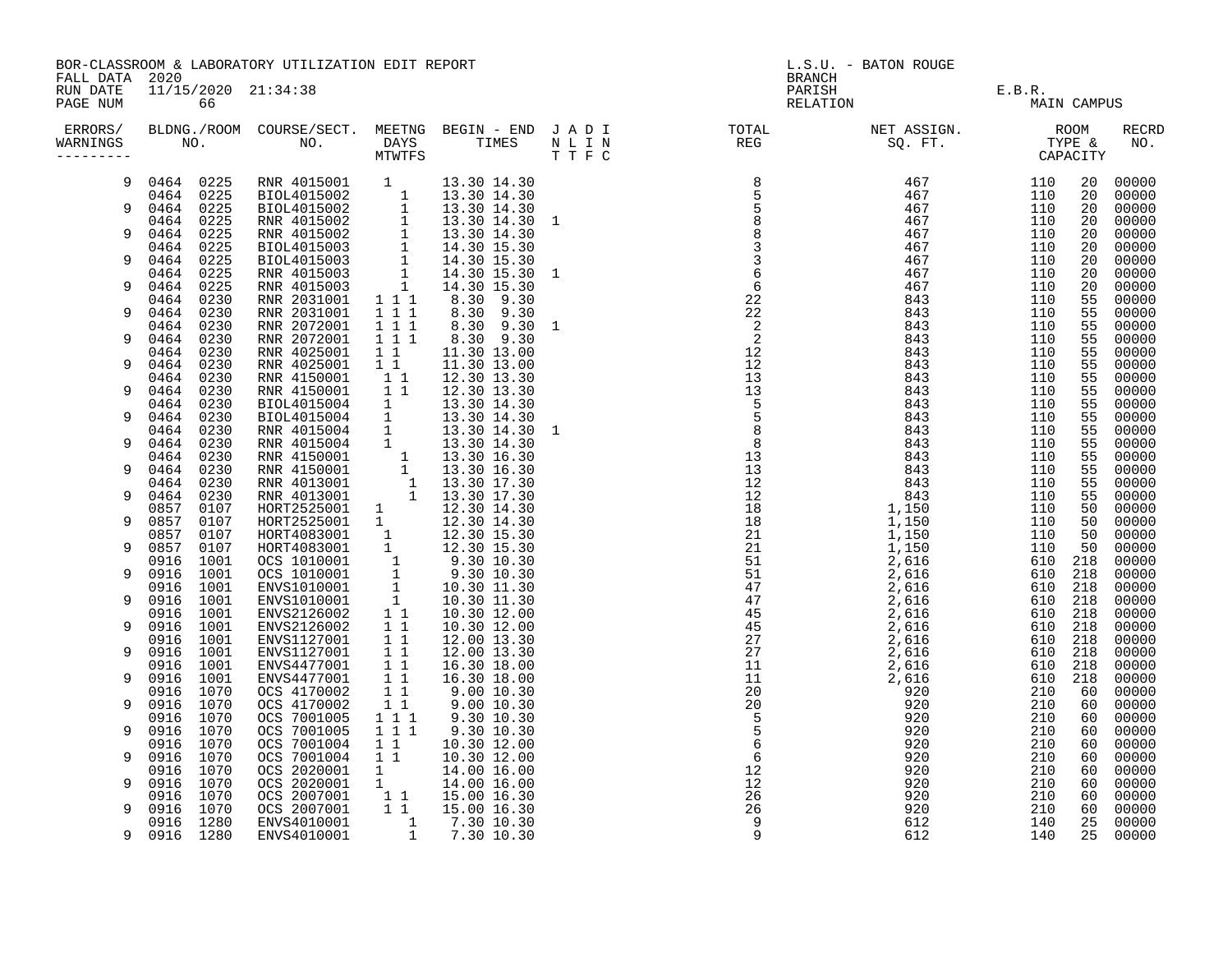BOR-CLASSROOM & LABORATORY UTILIZATION EDIT REPORT
FALL DATA 2020
RUN DATE 11/15/2020 21:34:38

L.S.U. - BATON ROUGE
BRANCH
PARISH E.B.R.
RELATION MAIN CAMPUS

| ERRORS/ WARNINGS | BLDG. NO. | ROOM NO. | COURSE/SECT. NO. | M | T | W | T | F | S | BEGIN | END | J N T | A L T | D I F | I N C | TOTAL REG | NET ASSIGN. SQ. FT. | ROOM TYPE | CAPACITY | RECRD NO. |
|---|---|---|---|---|---|---|---|---|---|---|---|---|---|---|---|---|---|---|---|---|
| 9 | 0464 | 0225 | RNR 4015001 | | 1 | | | | | 13.30 | 14.30 | | | | | 8 | 467 | 110 | 20 | 00000 |
| | 0464 | 0225 | BIOL4015002 | | | | 1 | | | 13.30 | 14.30 | | | | | 5 | 467 | 110 | 20 | 00000 |
| 9 | 0464 | 0225 | BIOL4015002 | | | | 1 | | | 13.30 | 14.30 | | | | | 5 | 467 | 110 | 20 | 00000 |
| | 0464 | 0225 | RNR 4015002 | | | | 1 | | | 13.30 | 14.30 | 1 | | | | 8 | 467 | 110 | 20 | 00000 |
| 9 | 0464 | 0225 | RNR 4015002 | | | | 1 | | | 13.30 | 14.30 | | | | | 8 | 467 | 110 | 20 | 00000 |
| | 0464 | 0225 | BIOL4015003 | | | | 1 | | | 14.30 | 15.30 | | | | | 3 | 467 | 110 | 20 | 00000 |
| 9 | 0464 | 0225 | BIOL4015003 | | | | 1 | | | 14.30 | 15.30 | | | | | 3 | 467 | 110 | 20 | 00000 |
| | 0464 | 0225 | RNR 4015003 | | | | 1 | | | 14.30 | 15.30 | 1 | | | | 6 | 467 | 110 | 20 | 00000 |
| 9 | 0464 | 0225 | RNR 4015003 | | | | 1 | | | 14.30 | 15.30 | | | | | 6 | 467 | 110 | 20 | 00000 |
| | 0464 | 0230 | RNR 2031001 | 1 | | 1 | | 1 | | 8.30 | 9.30 | | | | | 22 | 843 | 110 | 55 | 00000 |
| 9 | 0464 | 0230 | RNR 2031001 | 1 | | 1 | | 1 | | 8.30 | 9.30 | | | | | 22 | 843 | 110 | 55 | 00000 |
| | 0464 | 0230 | RNR 2072001 | 1 | | 1 | | 1 | | 8.30 | 9.30 | 1 | | | | 2 | 843 | 110 | 55 | 00000 |
| 9 | 0464 | 0230 | RNR 2072001 | 1 | | 1 | | 1 | | 8.30 | 9.30 | | | | | 2 | 843 | 110 | 55 | 00000 |
| | 0464 | 0230 | RNR 4025001 | 1 | | 1 | | | | 11.30 | 13.00 | | | | | 12 | 843 | 110 | 55 | 00000 |
| 9 | 0464 | 0230 | RNR 4025001 | 1 | | 1 | | | | 11.30 | 13.00 | | | | | 12 | 843 | 110 | 55 | 00000 |
| | 0464 | 0230 | RNR 4150001 | | 1 | | 1 | | | 12.30 | 13.30 | | | | | 13 | 843 | 110 | 55 | 00000 |
| 9 | 0464 | 0230 | RNR 4150001 | | 1 | | 1 | | | 12.30 | 13.30 | | | | | 13 | 843 | 110 | 55 | 00000 |
| | 0464 | 0230 | BIOL4015004 | | 1 | | | | | 13.30 | 14.30 | | | | | 5 | 843 | 110 | 55 | 00000 |
| 9 | 0464 | 0230 | BIOL4015004 | | 1 | | | | | 13.30 | 14.30 | | | | | 5 | 843 | 110 | 55 | 00000 |
| | 0464 | 0230 | RNR 4015004 | | 1 | | | | | 13.30 | 14.30 | 1 | | | | 8 | 843 | 110 | 55 | 00000 |
| 9 | 0464 | 0230 | RNR 4015004 | | 1 | | | | | 13.30 | 14.30 | | | | | 8 | 843 | 110 | 55 | 00000 |
| | 0464 | 0230 | RNR 4150001 | | | | 1 | | | 13.30 | 16.30 | | | | | 13 | 843 | 110 | 55 | 00000 |
| 9 | 0464 | 0230 | RNR 4150001 | | | | 1 | | | 13.30 | 16.30 | | | | | 13 | 843 | 110 | 55 | 00000 |
| | 0464 | 0230 | RNR 4013001 | | | | | 1 | | 13.30 | 17.30 | | | | | 12 | 843 | 110 | 55 | 00000 |
| 9 | 0464 | 0230 | RNR 4013001 | | | | | 1 | | 13.30 | 17.30 | | | | | 12 | 843 | 110 | 55 | 00000 |
| | 0857 | 0107 | HORT2525001 | 1 | | | | | | 12.30 | 14.30 | | | | | 18 | 1,150 | 110 | 50 | 00000 |
| 9 | 0857 | 0107 | HORT2525001 | 1 | | | | | | 12.30 | 14.30 | | | | | 18 | 1,150 | 110 | 50 | 00000 |
| | 0857 | 0107 | HORT4083001 | | 1 | | | | | 12.30 | 15.30 | | | | | 21 | 1,150 | 110 | 50 | 00000 |
| 9 | 0857 | 0107 | HORT4083001 | | 1 | | | | | 12.30 | 15.30 | | | | | 21 | 1,150 | 110 | 50 | 00000 |
| | 0916 | 1001 | OCS 1010001 | | | 1 | | | | 9.30 | 10.30 | | | | | 51 | 2,616 | 610 | 218 | 00000 |
| 9 | 0916 | 1001 | OCS 1010001 | | | 1 | | | | 9.30 | 10.30 | | | | | 51 | 2,616 | 610 | 218 | 00000 |
| | 0916 | 1001 | ENVS1010001 | | | 1 | | | | 10.30 | 11.30 | | | | | 47 | 2,616 | 610 | 218 | 00000 |
| 9 | 0916 | 1001 | ENVS1010001 | | | 1 | | | | 10.30 | 11.30 | | | | | 47 | 2,616 | 610 | 218 | 00000 |
| | 0916 | 1001 | ENVS2126002 | | 1 | | 1 | | | 10.30 | 12.00 | | | | | 45 | 2,616 | 610 | 218 | 00000 |
| 9 | 0916 | 1001 | ENVS2126002 | | 1 | | 1 | | | 10.30 | 12.00 | | | | | 45 | 2,616 | 610 | 218 | 00000 |
| | 0916 | 1001 | ENVS1127001 | | 1 | | 1 | | | 12.00 | 13.30 | | | | | 27 | 2,616 | 610 | 218 | 00000 |
| 9 | 0916 | 1001 | ENVS1127001 | | 1 | | 1 | | | 12.00 | 13.30 | | | | | 27 | 2,616 | 610 | 218 | 00000 |
| | 0916 | 1001 | ENVS4477001 | | 1 | | 1 | | | 16.30 | 18.00 | | | | | 11 | 2,616 | 610 | 218 | 00000 |
| 9 | 0916 | 1001 | ENVS4477001 | | 1 | | 1 | | | 16.30 | 18.00 | | | | | 11 | 2,616 | 610 | 218 | 00000 |
| | 0916 | 1070 | OCS 4170002 | | 1 | | 1 | | | 9.00 | 10.30 | | | | | 20 | 920 | 210 | 60 | 00000 |
| 9 | 0916 | 1070 | OCS 4170002 | | 1 | | 1 | | | 9.00 | 10.30 | | | | | 20 | 920 | 210 | 60 | 00000 |
| | 0916 | 1070 | OCS 7001005 | 1 | | 1 | | 1 | | 9.30 | 10.30 | | | | | 5 | 920 | 210 | 60 | 00000 |
| 9 | 0916 | 1070 | OCS 7001005 | 1 | | 1 | | 1 | | 9.30 | 10.30 | | | | | 5 | 920 | 210 | 60 | 00000 |
| | 0916 | 1070 | OCS 7001004 | 1 | | 1 | | | | 10.30 | 12.00 | | | | | 6 | 920 | 210 | 60 | 00000 |
| 9 | 0916 | 1070 | OCS 7001004 | 1 | | 1 | | | | 10.30 | 12.00 | | | | | 6 | 920 | 210 | 60 | 00000 |
| | 0916 | 1070 | OCS 2020001 | 1 | | | | | | 14.00 | 16.00 | | | | | 12 | 920 | 210 | 60 | 00000 |
| 9 | 0916 | 1070 | OCS 2020001 | 1 | | | | | | 14.00 | 16.00 | | | | | 12 | 920 | 210 | 60 | 00000 |
| | 0916 | 1070 | OCS 2007001 | | 1 | | 1 | | | 15.00 | 16.30 | | | | | 26 | 920 | 210 | 60 | 00000 |
| 9 | 0916 | 1070 | OCS 2007001 | | 1 | | 1 | | | 15.00 | 16.30 | | | | | 26 | 920 | 210 | 60 | 00000 |
| | 0916 | 1280 | ENVS4010001 | | | | | 1 | | 7.30 | 10.30 | | | | | 9 | 612 | 140 | 25 | 00000 |
| 9 | 0916 | 1280 | ENVS4010001 | | | | | 1 | | 7.30 | 10.30 | | | | | 9 | 612 | 140 | 25 | 00000 |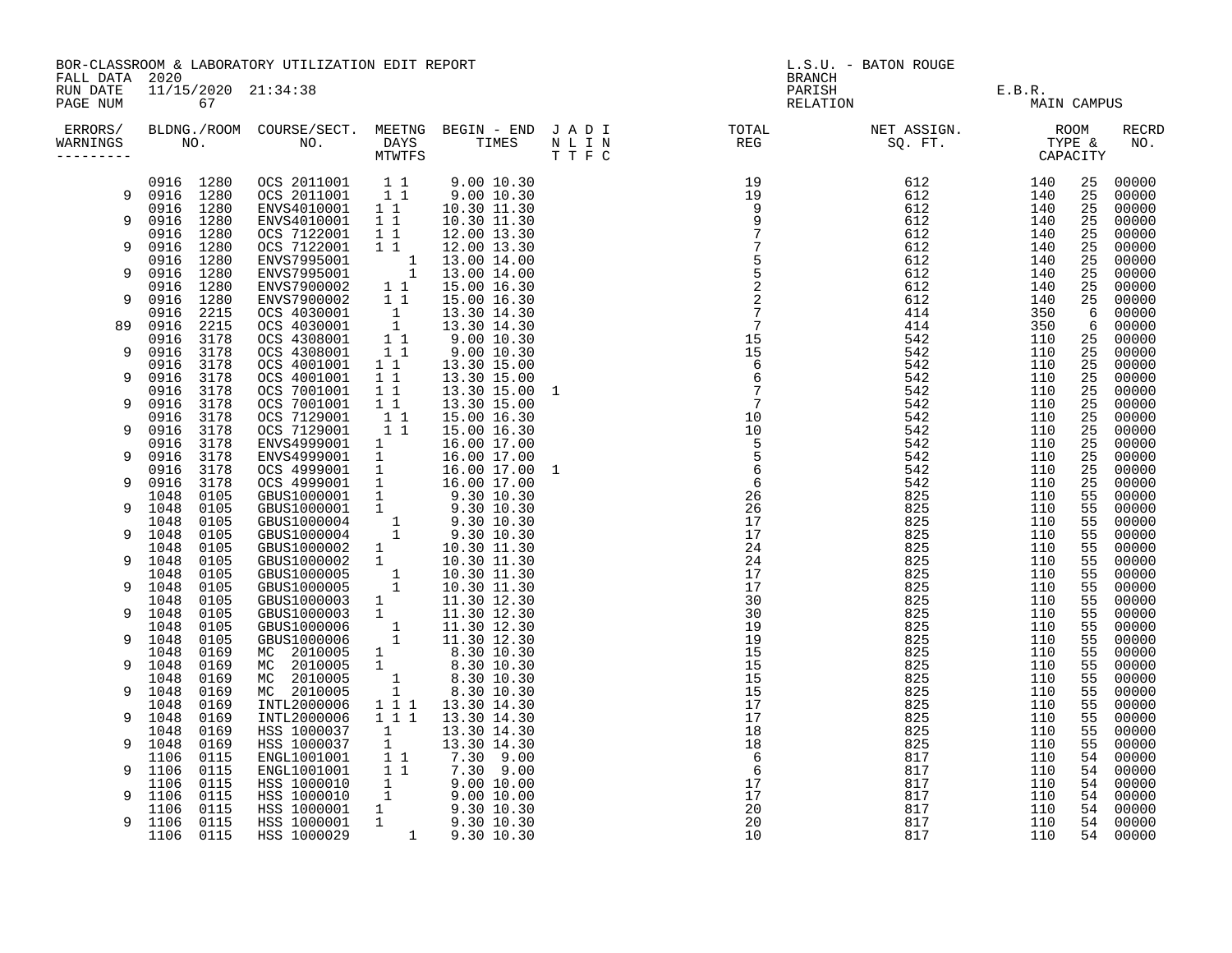BOR-CLASSROOM & LABORATORY UTILIZATION EDIT REPORT
FALL DATA 2020
RUN DATE 11/15/2020 21:34:38
PAGE NUM 67

L.S.U. - BATON ROUGE
BRANCH
PARISH E.B.R.
RELATION MAIN CAMPUS

| ERRORS/ WARNINGS | BLDNG. NO. | ROOM NO. | COURSE/SECT. NO. | MEETNG DAYS MTWTFS | BEGIN TIME | END TIME | J A D I N L I N T T F C | TOTAL REG | NET ASSIGN. SQ. FT. | ROOM TYPE | CAPACITY | RECRD NO. |
|---|---|---|---|---|---|---|---|---|---|---|---|---|
| | 0916 | 1280 | OCS 2011001 | 1 1 | 9.00 | 10.30 | | 19 | 612 | 140 | 25 | 00000 |
| 9 | 0916 | 1280 | OCS 2011001 | 1 1 | 9.00 | 10.30 | | 19 | 612 | 140 | 25 | 00000 |
| | 0916 | 1280 | ENVS4010001 | 1 1 | 10.30 | 11.30 | | 9 | 612 | 140 | 25 | 00000 |
| 9 | 0916 | 1280 | ENVS4010001 | 1 1 | 10.30 | 11.30 | | 9 | 612 | 140 | 25 | 00000 |
| | 0916 | 1280 | OCS 7122001 | 1 1 | 12.00 | 13.30 | | 7 | 612 | 140 | 25 | 00000 |
| 9 | 0916 | 1280 | OCS 7122001 | 1 1 | 12.00 | 13.30 | | 7 | 612 | 140 | 25 | 00000 |
| | 0916 | 1280 | ENVS7995001 | 1 | 13.00 | 14.00 | | 5 | 612 | 140 | 25 | 00000 |
| 9 | 0916 | 1280 | ENVS7995001 | 1 | 13.00 | 14.00 | | 5 | 612 | 140 | 25 | 00000 |
| | 0916 | 1280 | ENVS7900002 | 1 1 | 15.00 | 16.30 | | 2 | 612 | 140 | 25 | 00000 |
| 9 | 0916 | 1280 | ENVS7900002 | 1 1 | 15.00 | 16.30 | | 2 | 612 | 140 | 25 | 00000 |
| | 0916 | 2215 | OCS 4030001 | 1 | 13.30 | 14.30 | | 7 | 414 | 350 | 6 | 00000 |
| 89 | 0916 | 2215 | OCS 4030001 | 1 | 13.30 | 14.30 | | 7 | 414 | 350 | 6 | 00000 |
| | 0916 | 3178 | OCS 4308001 | 1 1 | 9.00 | 10.30 | | 15 | 542 | 110 | 25 | 00000 |
| 9 | 0916 | 3178 | OCS 4308001 | 1 1 | 9.00 | 10.30 | | 15 | 542 | 110 | 25 | 00000 |
| | 0916 | 3178 | OCS 4001001 | 1 1 | 13.30 | 15.00 | | 6 | 542 | 110 | 25 | 00000 |
| 9 | 0916 | 3178 | OCS 4001001 | 1 1 | 13.30 | 15.00 | | 6 | 542 | 110 | 25 | 00000 |
| | 0916 | 3178 | OCS 7001001 | 1 1 | 13.30 | 15.00 | 1 | 7 | 542 | 110 | 25 | 00000 |
| 9 | 0916 | 3178 | OCS 7001001 | 1 1 | 13.30 | 15.00 | | 7 | 542 | 110 | 25 | 00000 |
| | 0916 | 3178 | OCS 7129001 | 1 1 | 15.00 | 16.30 | | 10 | 542 | 110 | 25 | 00000 |
| 9 | 0916 | 3178 | OCS 7129001 | 1 1 | 15.00 | 16.30 | | 10 | 542 | 110 | 25 | 00000 |
| | 0916 | 3178 | ENVS4999001 | 1 | 16.00 | 17.00 | | 5 | 542 | 110 | 25 | 00000 |
| 9 | 0916 | 3178 | ENVS4999001 | 1 | 16.00 | 17.00 | | 5 | 542 | 110 | 25 | 00000 |
| | 0916 | 3178 | OCS 4999001 | 1 | 16.00 | 17.00 | 1 | 6 | 542 | 110 | 25 | 00000 |
| 9 | 0916 | 3178 | OCS 4999001 | 1 | 16.00 | 17.00 | | 6 | 542 | 110 | 25 | 00000 |
| | 1048 | 0105 | GBUS1000001 | 1 | 9.30 | 10.30 | | 26 | 825 | 110 | 55 | 00000 |
| 9 | 1048 | 0105 | GBUS1000001 | 1 | 9.30 | 10.30 | | 26 | 825 | 110 | 55 | 00000 |
| | 1048 | 0105 | GBUS1000004 | 1 | 9.30 | 10.30 | | 17 | 825 | 110 | 55 | 00000 |
| 9 | 1048 | 0105 | GBUS1000004 | 1 | 9.30 | 10.30 | | 17 | 825 | 110 | 55 | 00000 |
| | 1048 | 0105 | GBUS1000002 | 1 | 10.30 | 11.30 | | 24 | 825 | 110 | 55 | 00000 |
| 9 | 1048 | 0105 | GBUS1000002 | 1 | 10.30 | 11.30 | | 24 | 825 | 110 | 55 | 00000 |
| | 1048 | 0105 | GBUS1000005 | 1 | 10.30 | 11.30 | | 17 | 825 | 110 | 55 | 00000 |
| 9 | 1048 | 0105 | GBUS1000005 | 1 | 10.30 | 11.30 | | 17 | 825 | 110 | 55 | 00000 |
| | 1048 | 0105 | GBUS1000003 | 1 | 11.30 | 12.30 | | 30 | 825 | 110 | 55 | 00000 |
| 9 | 1048 | 0105 | GBUS1000003 | 1 | 11.30 | 12.30 | | 30 | 825 | 110 | 55 | 00000 |
| | 1048 | 0105 | GBUS1000006 | 1 | 11.30 | 12.30 | | 19 | 825 | 110 | 55 | 00000 |
| 9 | 1048 | 0105 | GBUS1000006 | 1 | 11.30 | 12.30 | | 19 | 825 | 110 | 55 | 00000 |
| | 1048 | 0169 | MC 2010005 | 1 | 8.30 | 10.30 | | 15 | 825 | 110 | 55 | 00000 |
| 9 | 1048 | 0169 | MC 2010005 | 1 | 8.30 | 10.30 | | 15 | 825 | 110 | 55 | 00000 |
| | 1048 | 0169 | MC 2010005 | 1 | 8.30 | 10.30 | | 15 | 825 | 110 | 55 | 00000 |
| 9 | 1048 | 0169 | MC 2010005 | 1 | 8.30 | 10.30 | | 15 | 825 | 110 | 55 | 00000 |
| | 1048 | 0169 | INTL2000006 | 1 1 1 | 13.30 | 14.30 | | 17 | 825 | 110 | 55 | 00000 |
| 9 | 1048 | 0169 | INTL2000006 | 1 1 1 | 13.30 | 14.30 | | 17 | 825 | 110 | 55 | 00000 |
| | 1048 | 0169 | HSS 1000037 | 1 | 13.30 | 14.30 | | 18 | 825 | 110 | 55 | 00000 |
| 9 | 1048 | 0169 | HSS 1000037 | 1 | 13.30 | 14.30 | | 18 | 825 | 110 | 55 | 00000 |
| | 1106 | 0115 | ENGL1001001 | 1 1 | 7.30 | 9.00 | | 6 | 817 | 110 | 54 | 00000 |
| 9 | 1106 | 0115 | ENGL1001001 | 1 1 | 7.30 | 9.00 | | 6 | 817 | 110 | 54 | 00000 |
| | 1106 | 0115 | HSS 1000010 | 1 | 9.00 | 10.00 | | 17 | 817 | 110 | 54 | 00000 |
| 9 | 1106 | 0115 | HSS 1000010 | 1 | 9.00 | 10.00 | | 17 | 817 | 110 | 54 | 00000 |
| | 1106 | 0115 | HSS 1000001 | 1 | 9.30 | 10.30 | | 20 | 817 | 110 | 54 | 00000 |
| 9 | 1106 | 0115 | HSS 1000001 | 1 | 9.30 | 10.30 | | 20 | 817 | 110 | 54 | 00000 |
| | 1106 | 0115 | HSS 1000029 | 1 | 9.30 | 10.30 | | 10 | 817 | 110 | 54 | 00000 |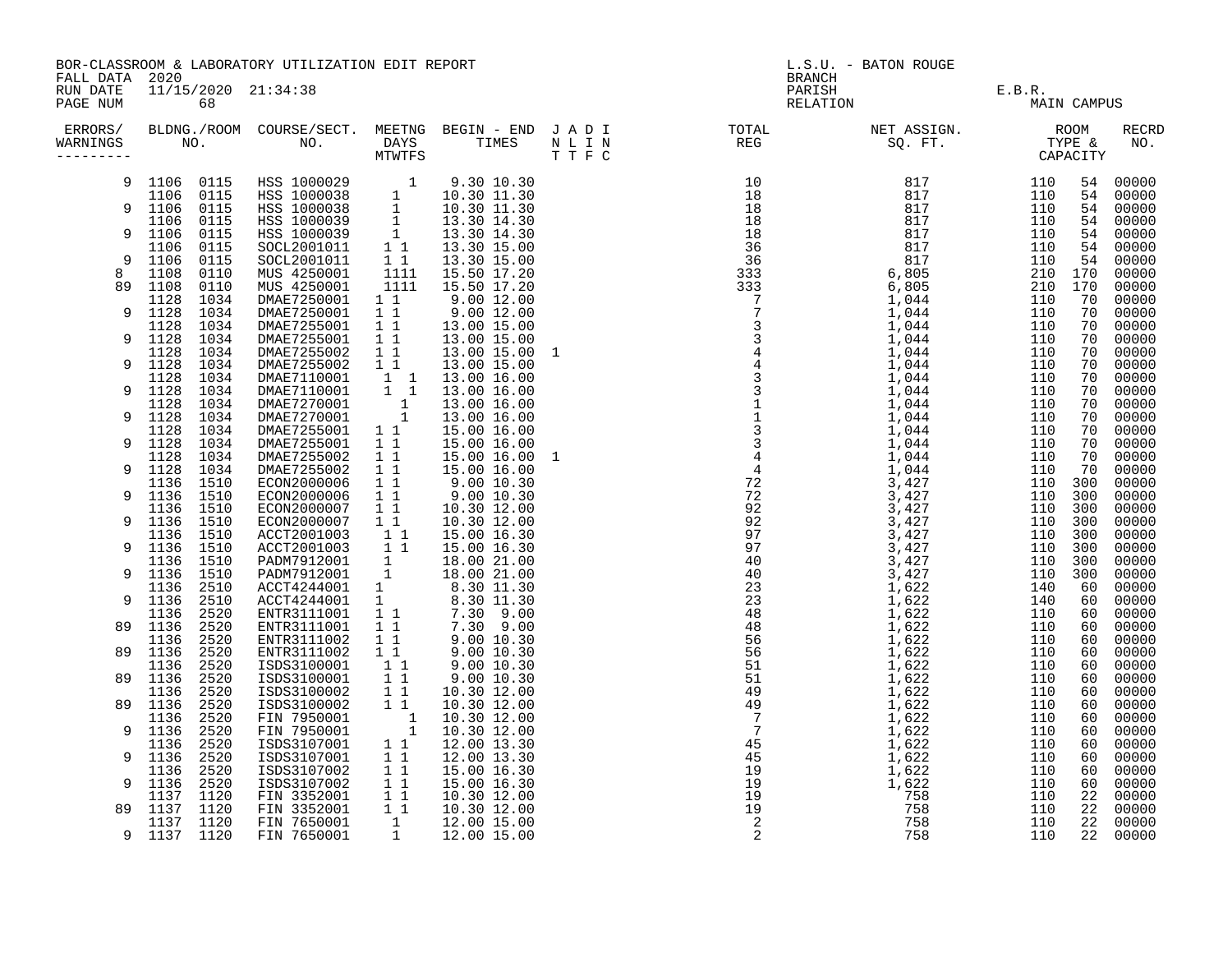BOR-CLASSROOM & LABORATORY UTILIZATION EDIT REPORT
FALL DATA 2020
RUN DATE 11/15/2020 21:34:38
PAGE NUM 68

L.S.U. - BATON ROUGE
BRANCH
PARISH E.B.R.
RELATION MAIN CAMPUS

| ERRORS/ WARNINGS | BLDNG./ROOM NO. | | COURSE/SECT. NO. | MEETNG DAYS MTWTFS | BEGIN - END TIMES | | J A D I N L I N T T F C | TOTAL REG | NET ASSIGN. SQ. FT. | ROOM TYPE & CAPACITY | | RECRD NO. |
|---|---|---|---|---|---|---|---|---|---|---|---|---|
| 9 | 1106 | 0115 | HSS 1000029 | 1 | 9.30 | 10.30 | | 10 | 817 | 110 | 54 | 00000 |
| | 1106 | 0115 | HSS 1000038 | 1 | 10.30 | 11.30 | | 18 | 817 | 110 | 54 | 00000 |
| 9 | 1106 | 0115 | HSS 1000038 | 1 | 10.30 | 11.30 | | 18 | 817 | 110 | 54 | 00000 |
| | 1106 | 0115 | HSS 1000039 | 1 | 13.30 | 14.30 | | 18 | 817 | 110 | 54 | 00000 |
| 9 | 1106 | 0115 | HSS 1000039 | 1 | 13.30 | 14.30 | | 18 | 817 | 110 | 54 | 00000 |
| | 1106 | 0115 | SOCL2001011 | 1 1 | 13.30 | 15.00 | | 36 | 817 | 110 | 54 | 00000 |
| 9 | 1106 | 0115 | SOCL2001011 | 1 1 | 13.30 | 15.00 | | 36 | 817 | 110 | 54 | 00000 |
| 8 | 1108 | 0110 | MUS 4250001 | 1111 | 15.50 | 17.20 | | 333 | 6,805 | 210 | 170 | 00000 |
| 89 | 1108 | 0110 | MUS 4250001 | 1111 | 15.50 | 17.20 | | 333 | 6,805 | 210 | 170 | 00000 |
| | 1128 | 1034 | DMAE7250001 | 1 1 | 9.00 | 12.00 | | 7 | 1,044 | 110 | 70 | 00000 |
| 9 | 1128 | 1034 | DMAE7250001 | 1 1 | 9.00 | 12.00 | | 7 | 1,044 | 110 | 70 | 00000 |
| | 1128 | 1034 | DMAE7255001 | 1 1 | 13.00 | 15.00 | | 3 | 1,044 | 110 | 70 | 00000 |
| 9 | 1128 | 1034 | DMAE7255001 | 1 1 | 13.00 | 15.00 | | 3 | 1,044 | 110 | 70 | 00000 |
| | 1128 | 1034 | DMAE7255002 | 1 1 | 13.00 | 15.00 | 1 | 4 | 1,044 | 110 | 70 | 00000 |
| 9 | 1128 | 1034 | DMAE7255002 | 1 1 | 13.00 | 15.00 | | 4 | 1,044 | 110 | 70 | 00000 |
| | 1128 | 1034 | DMAE7110001 | 1 1 | 13.00 | 16.00 | | 3 | 1,044 | 110 | 70 | 00000 |
| 9 | 1128 | 1034 | DMAE7110001 | 1 1 | 13.00 | 16.00 | | 3 | 1,044 | 110 | 70 | 00000 |
| | 1128 | 1034 | DMAE7270001 | 1 | 13.00 | 16.00 | | 1 | 1,044 | 110 | 70 | 00000 |
| 9 | 1128 | 1034 | DMAE7270001 | 1 | 13.00 | 16.00 | | 1 | 1,044 | 110 | 70 | 00000 |
| | 1128 | 1034 | DMAE7255001 | 1 1 | 15.00 | 16.00 | | 3 | 1,044 | 110 | 70 | 00000 |
| 9 | 1128 | 1034 | DMAE7255001 | 1 1 | 15.00 | 16.00 | | 3 | 1,044 | 110 | 70 | 00000 |
| | 1128 | 1034 | DMAE7255002 | 1 1 | 15.00 | 16.00 | 1 | 4 | 1,044 | 110 | 70 | 00000 |
| 9 | 1128 | 1034 | DMAE7255002 | 1 1 | 15.00 | 16.00 | | 4 | 1,044 | 110 | 70 | 00000 |
| | 1136 | 1510 | ECON2000006 | 1 1 | 9.00 | 10.30 | | 72 | 3,427 | 110 | 300 | 00000 |
| 9 | 1136 | 1510 | ECON2000006 | 1 1 | 9.00 | 10.30 | | 72 | 3,427 | 110 | 300 | 00000 |
| | 1136 | 1510 | ECON2000007 | 1 1 | 10.30 | 12.00 | | 92 | 3,427 | 110 | 300 | 00000 |
| 9 | 1136 | 1510 | ECON2000007 | 1 1 | 10.30 | 12.00 | | 92 | 3,427 | 110 | 300 | 00000 |
| | 1136 | 1510 | ACCT2001003 | 1 1 | 15.00 | 16.30 | | 97 | 3,427 | 110 | 300 | 00000 |
| 9 | 1136 | 1510 | ACCT2001003 | 1 1 | 15.00 | 16.30 | | 97 | 3,427 | 110 | 300 | 00000 |
| | 1136 | 1510 | PADM7912001 | 1 | 18.00 | 21.00 | | 40 | 3,427 | 110 | 300 | 00000 |
| 9 | 1136 | 1510 | PADM7912001 | 1 | 18.00 | 21.00 | | 40 | 3,427 | 110 | 300 | 00000 |
| | 1136 | 2510 | ACCT4244001 | 1 | 8.30 | 11.30 | | 23 | 1,622 | 140 | 60 | 00000 |
| 9 | 1136 | 2510 | ACCT4244001 | 1 | 8.30 | 11.30 | | 23 | 1,622 | 140 | 60 | 00000 |
| | 1136 | 2520 | ENTR3111001 | 1 1 | 7.30 | 9.00 | | 48 | 1,622 | 110 | 60 | 00000 |
| 89 | 1136 | 2520 | ENTR3111001 | 1 1 | 7.30 | 9.00 | | 48 | 1,622 | 110 | 60 | 00000 |
| | 1136 | 2520 | ENTR3111002 | 1 1 | 9.00 | 10.30 | | 56 | 1,622 | 110 | 60 | 00000 |
| 89 | 1136 | 2520 | ENTR3111002 | 1 1 | 9.00 | 10.30 | | 56 | 1,622 | 110 | 60 | 00000 |
| | 1136 | 2520 | ISDS3100001 | 1 1 | 9.00 | 10.30 | | 51 | 1,622 | 110 | 60 | 00000 |
| 89 | 1136 | 2520 | ISDS3100001 | 1 1 | 9.00 | 10.30 | | 51 | 1,622 | 110 | 60 | 00000 |
| | 1136 | 2520 | ISDS3100002 | 1 1 | 10.30 | 12.00 | | 49 | 1,622 | 110 | 60 | 00000 |
| 89 | 1136 | 2520 | ISDS3100002 | 1 1 | 10.30 | 12.00 | | 49 | 1,622 | 110 | 60 | 00000 |
| | 1136 | 2520 | FIN 7950001 | 1 | 10.30 | 12.00 | | 7 | 1,622 | 110 | 60 | 00000 |
| 9 | 1136 | 2520 | FIN 7950001 | 1 | 10.30 | 12.00 | | 7 | 1,622 | 110 | 60 | 00000 |
| | 1136 | 2520 | ISDS3107001 | 1 1 | 12.00 | 13.30 | | 45 | 1,622 | 110 | 60 | 00000 |
| 9 | 1136 | 2520 | ISDS3107001 | 1 1 | 12.00 | 13.30 | | 45 | 1,622 | 110 | 60 | 00000 |
| | 1136 | 2520 | ISDS3107002 | 1 1 | 15.00 | 16.30 | | 19 | 1,622 | 110 | 60 | 00000 |
| 9 | 1136 | 2520 | ISDS3107002 | 1 1 | 15.00 | 16.30 | | 19 | 1,622 | 110 | 60 | 00000 |
| | 1137 | 1120 | FIN 3352001 | 1 1 | 10.30 | 12.00 | | 19 | 758 | 110 | 22 | 00000 |
| 89 | 1137 | 1120 | FIN 3352001 | 1 1 | 10.30 | 12.00 | | 19 | 758 | 110 | 22 | 00000 |
| | 1137 | 1120 | FIN 7650001 | 1 | 12.00 | 15.00 | | 2 | 758 | 110 | 22 | 00000 |
| 9 | 1137 | 1120 | FIN 7650001 | 1 | 12.00 | 15.00 | | 2 | 758 | 110 | 22 | 00000 |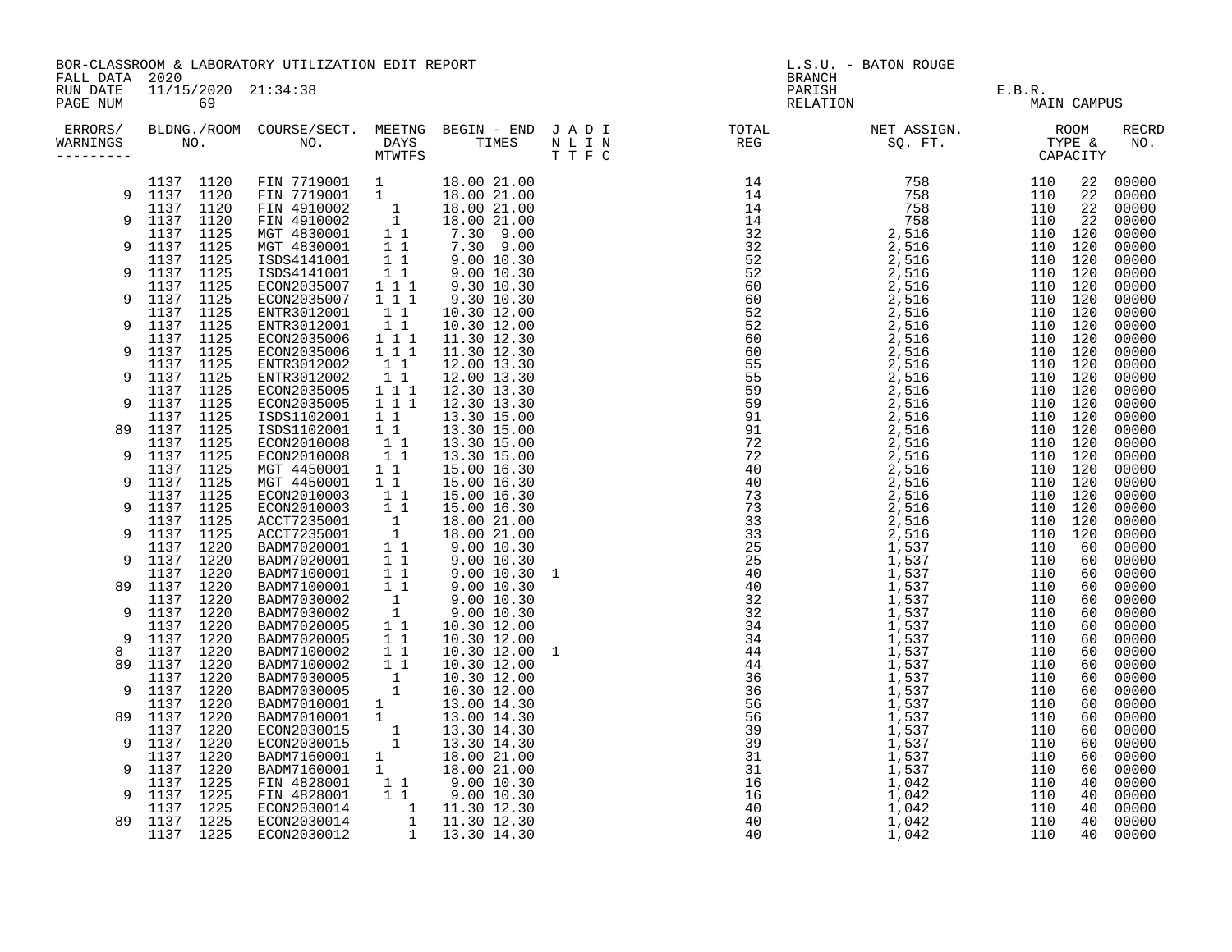BOR-CLASSROOM & LABORATORY UTILIZATION EDIT REPORT
FALL DATA 2020
RUN DATE 11/15/2020 21:34:38

L.S.U. - BATON ROUGE
BRANCH
PARISH E.B.R.
RELATION MAIN CAMPUS

| ERRORS/ WARNINGS | BLDG./ROOM NO. | | COURSE/SECT. NO. | MEETNG DAYS MTWTFS | BEGIN - END TIMES | | J A D I N L I N T T F C | TOTAL REG | NET ASSIGN. SQ. FT. | ROOM TYPE & CAPACITY | | RECRD NO. |
|---|---|---|---|---|---|---|---|---|---|---|---|---|
| | 1137 | 1120 | FIN 7719001 | 1 | 18.00 | 21.00 | | 14 | 758 | 110 | 22 | 00000 |
| 9 | 1137 | 1120 | FIN 7719001 | 1 | 18.00 | 21.00 | | 14 | 758 | 110 | 22 | 00000 |
| | 1137 | 1120 | FIN 4910002 | 1 | 18.00 | 21.00 | | 14 | 758 | 110 | 22 | 00000 |
| 9 | 1137 | 1120 | FIN 4910002 | 1 | 18.00 | 21.00 | | 14 | 758 | 110 | 22 | 00000 |
| | 1137 | 1125 | MGT 4830001 | 1 1 | 7.30 | 9.00 | | 32 | 2,516 | 110 | 120 | 00000 |
| 9 | 1137 | 1125 | MGT 4830001 | 1 1 | 7.30 | 9.00 | | 32 | 2,516 | 110 | 120 | 00000 |
| | 1137 | 1125 | ISDS4141001 | 1 1 | 9.00 | 10.30 | | 52 | 2,516 | 110 | 120 | 00000 |
| 9 | 1137 | 1125 | ISDS4141001 | 1 1 | 9.00 | 10.30 | | 52 | 2,516 | 110 | 120 | 00000 |
| | 1137 | 1125 | ECON2035007 | 1 1 1 | 9.30 | 10.30 | | 60 | 2,516 | 110 | 120 | 00000 |
| 9 | 1137 | 1125 | ECON2035007 | 1 1 1 | 9.30 | 10.30 | | 60 | 2,516 | 110 | 120 | 00000 |
| | 1137 | 1125 | ENTR3012001 | 1 1 | 10.30 | 12.00 | | 52 | 2,516 | 110 | 120 | 00000 |
| 9 | 1137 | 1125 | ENTR3012001 | 1 1 | 10.30 | 12.00 | | 52 | 2,516 | 110 | 120 | 00000 |
| | 1137 | 1125 | ECON2035006 | 1 1 1 | 11.30 | 12.30 | | 60 | 2,516 | 110 | 120 | 00000 |
| 9 | 1137 | 1125 | ECON2035006 | 1 1 1 | 11.30 | 12.30 | | 60 | 2,516 | 110 | 120 | 00000 |
| | 1137 | 1125 | ENTR3012002 | 1 1 | 12.00 | 13.30 | | 55 | 2,516 | 110 | 120 | 00000 |
| 9 | 1137 | 1125 | ENTR3012002 | 1 1 | 12.00 | 13.30 | | 55 | 2,516 | 110 | 120 | 00000 |
| | 1137 | 1125 | ECON2035005 | 1 1 1 | 12.30 | 13.30 | | 59 | 2,516 | 110 | 120 | 00000 |
| 9 | 1137 | 1125 | ECON2035005 | 1 1 1 | 12.30 | 13.30 | | 59 | 2,516 | 110 | 120 | 00000 |
| | 1137 | 1125 | ISDS1102001 | 1 1 | 13.30 | 15.00 | | 91 | 2,516 | 110 | 120 | 00000 |
| 89 | 1137 | 1125 | ISDS1102001 | 1 1 | 13.30 | 15.00 | | 91 | 2,516 | 110 | 120 | 00000 |
| | 1137 | 1125 | ECON2010008 | 1 1 | 13.30 | 15.00 | | 72 | 2,516 | 110 | 120 | 00000 |
| 9 | 1137 | 1125 | ECON2010008 | 1 1 | 13.30 | 15.00 | | 72 | 2,516 | 110 | 120 | 00000 |
| | 1137 | 1125 | MGT 4450001 | 1 1 | 15.00 | 16.30 | | 40 | 2,516 | 110 | 120 | 00000 |
| 9 | 1137 | 1125 | MGT 4450001 | 1 1 | 15.00 | 16.30 | | 40 | 2,516 | 110 | 120 | 00000 |
| | 1137 | 1125 | ECON2010003 | 1 1 | 15.00 | 16.30 | | 73 | 2,516 | 110 | 120 | 00000 |
| 9 | 1137 | 1125 | ECON2010003 | 1 1 | 15.00 | 16.30 | | 73 | 2,516 | 110 | 120 | 00000 |
| | 1137 | 1125 | ACCT7235001 | 1 | 18.00 | 21.00 | | 33 | 2,516 | 110 | 120 | 00000 |
| 9 | 1137 | 1125 | ACCT7235001 | 1 | 18.00 | 21.00 | | 33 | 2,516 | 110 | 120 | 00000 |
| | 1137 | 1220 | BADM7020001 | 1 1 | 9.00 | 10.30 | | 25 | 1,537 | 110 | 60 | 00000 |
| 9 | 1137 | 1220 | BADM7020001 | 1 1 | 9.00 | 10.30 | | 25 | 1,537 | 110 | 60 | 00000 |
| | 1137 | 1220 | BADM7100001 | 1 1 | 9.00 | 10.30 | 1 | 40 | 1,537 | 110 | 60 | 00000 |
| 89 | 1137 | 1220 | BADM7100001 | 1 1 | 9.00 | 10.30 | | 40 | 1,537 | 110 | 60 | 00000 |
| | 1137 | 1220 | BADM7030002 | 1 | 9.00 | 10.30 | | 32 | 1,537 | 110 | 60 | 00000 |
| 9 | 1137 | 1220 | BADM7030002 | 1 | 9.00 | 10.30 | | 32 | 1,537 | 110 | 60 | 00000 |
| | 1137 | 1220 | BADM7020005 | 1 1 | 10.30 | 12.00 | | 34 | 1,537 | 110 | 60 | 00000 |
| 9 | 1137 | 1220 | BADM7020005 | 1 1 | 10.30 | 12.00 | | 34 | 1,537 | 110 | 60 | 00000 |
| 8 | 1137 | 1220 | BADM7100002 | 1 1 | 10.30 | 12.00 | 1 | 44 | 1,537 | 110 | 60 | 00000 |
| 89 | 1137 | 1220 | BADM7100002 | 1 1 | 10.30 | 12.00 | | 44 | 1,537 | 110 | 60 | 00000 |
| | 1137 | 1220 | BADM7030005 | 1 | 10.30 | 12.00 | | 36 | 1,537 | 110 | 60 | 00000 |
| 9 | 1137 | 1220 | BADM7030005 | 1 | 10.30 | 12.00 | | 36 | 1,537 | 110 | 60 | 00000 |
| | 1137 | 1220 | BADM7010001 | 1 | 13.00 | 14.30 | | 56 | 1,537 | 110 | 60 | 00000 |
| 89 | 1137 | 1220 | BADM7010001 | 1 | 13.00 | 14.30 | | 56 | 1,537 | 110 | 60 | 00000 |
| | 1137 | 1220 | ECON2030015 | 1 | 13.30 | 14.30 | | 39 | 1,537 | 110 | 60 | 00000 |
| 9 | 1137 | 1220 | ECON2030015 | 1 | 13.30 | 14.30 | | 39 | 1,537 | 110 | 60 | 00000 |
| | 1137 | 1220 | BADM7160001 | 1 | 18.00 | 21.00 | | 31 | 1,537 | 110 | 60 | 00000 |
| 9 | 1137 | 1220 | BADM7160001 | 1 | 18.00 | 21.00 | | 31 | 1,537 | 110 | 60 | 00000 |
| | 1137 | 1225 | FIN 4828001 | 1 1 | 9.00 | 10.30 | | 16 | 1,042 | 110 | 40 | 00000 |
| 9 | 1137 | 1225 | FIN 4828001 | 1 1 | 9.00 | 10.30 | | 16 | 1,042 | 110 | 40 | 00000 |
| | 1137 | 1225 | ECON2030014 | 1 | 11.30 | 12.30 | | 40 | 1,042 | 110 | 40 | 00000 |
| 89 | 1137 | 1225 | ECON2030014 | 1 | 11.30 | 12.30 | | 40 | 1,042 | 110 | 40 | 00000 |
| | 1137 | 1225 | ECON2030012 | 1 | 13.30 | 14.30 | | 40 | 1,042 | 110 | 40 | 00000 |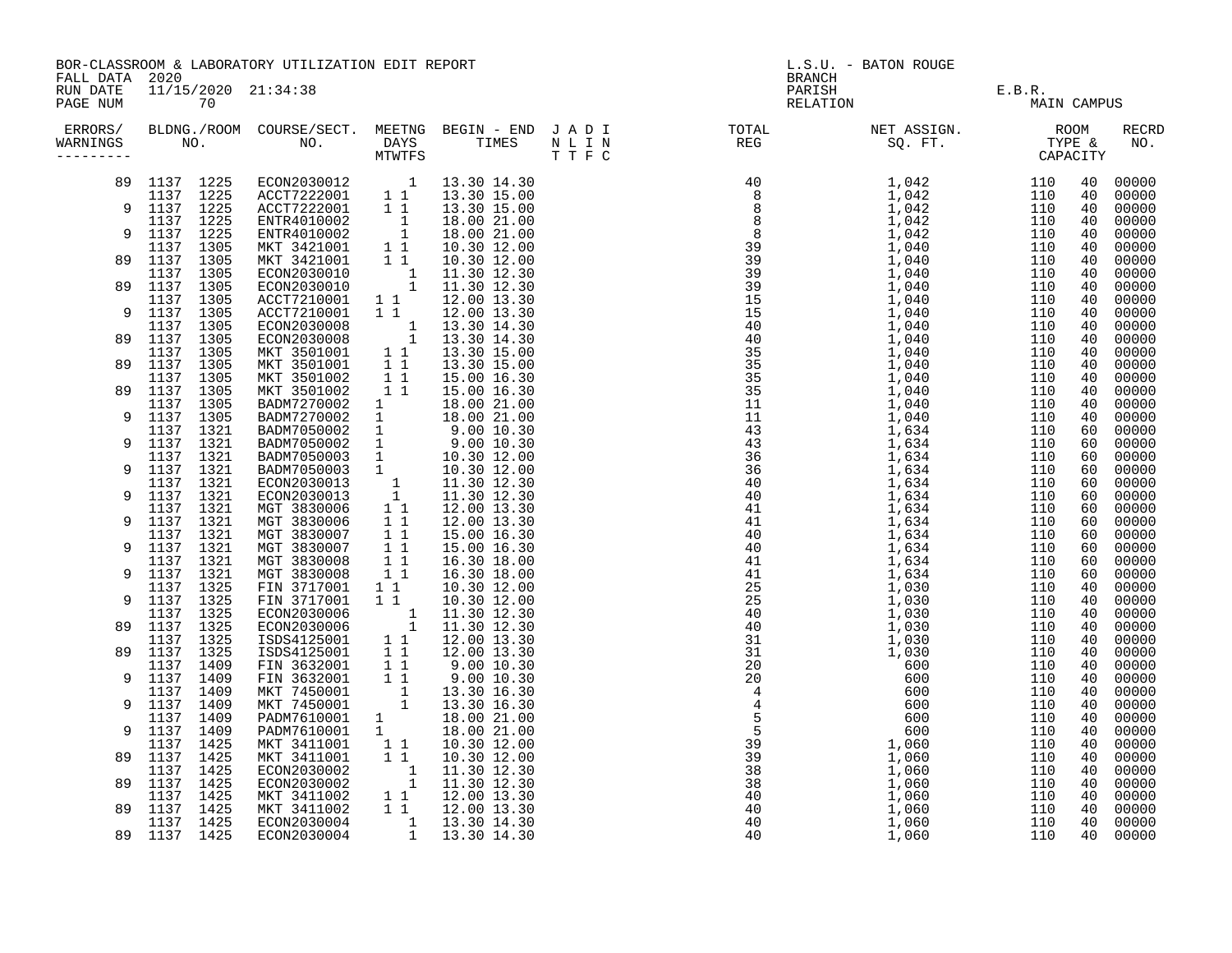BOR-CLASSROOM & LABORATORY UTILIZATION EDIT REPORT
FALL DATA 2020
RUN DATE 11/15/2020 21:34:38

L.S.U. - BATON ROUGE
BRANCH
PARISH E.B.R.
RELATION MAIN CAMPUS

| ERRORS/ WARNINGS | BLDNG./ROOM NO. | | COURSE/SECT. NO. | MEETNG DAYS MTWTFS | BEGIN - END TIMES | | J A D I N L I N T T F C | TOTAL REG | NET ASSIGN. SQ. FT. | ROOM TYPE & CAPACITY | | RECRD NO. |
|---|---|---|---|---|---|---|---|---|---|---|---|---|
| 89 | 1137 | 1225 | ECON2030012 | 1 | 13.30 | 14.30 | | 40 | 1,042 | 110 | 40 | 00000 |
| | 1137 | 1225 | ACCT7222001 | 1 1 | 13.30 | 15.00 | | 8 | 1,042 | 110 | 40 | 00000 |
| 9 | 1137 | 1225 | ACCT7222001 | 1 1 | 13.30 | 15.00 | | 8 | 1,042 | 110 | 40 | 00000 |
| | 1137 | 1225 | ENTR4010002 | 1 | 18.00 | 21.00 | | 8 | 1,042 | 110 | 40 | 00000 |
| 9 | 1137 | 1225 | ENTR4010002 | 1 | 18.00 | 21.00 | | 8 | 1,042 | 110 | 40 | 00000 |
| | 1137 | 1305 | MKT 3421001 | 1 1 | 10.30 | 12.00 | | 39 | 1,040 | 110 | 40 | 00000 |
| 89 | 1137 | 1305 | MKT 3421001 | 1 1 | 10.30 | 12.00 | | 39 | 1,040 | 110 | 40 | 00000 |
| | 1137 | 1305 | ECON2030010 | 1 | 11.30 | 12.30 | | 39 | 1,040 | 110 | 40 | 00000 |
| 89 | 1137 | 1305 | ECON2030010 | 1 | 11.30 | 12.30 | | 39 | 1,040 | 110 | 40 | 00000 |
| | 1137 | 1305 | ACCT7210001 | 1 1 | 12.00 | 13.30 | | 15 | 1,040 | 110 | 40 | 00000 |
| 9 | 1137 | 1305 | ACCT7210001 | 1 1 | 12.00 | 13.30 | | 15 | 1,040 | 110 | 40 | 00000 |
| | 1137 | 1305 | ECON2030008 | 1 | 13.30 | 14.30 | | 40 | 1,040 | 110 | 40 | 00000 |
| 89 | 1137 | 1305 | ECON2030008 | 1 | 13.30 | 14.30 | | 40 | 1,040 | 110 | 40 | 00000 |
| | 1137 | 1305 | MKT 3501001 | 1 1 | 13.30 | 15.00 | | 35 | 1,040 | 110 | 40 | 00000 |
| 89 | 1137 | 1305 | MKT 3501001 | 1 1 | 13.30 | 15.00 | | 35 | 1,040 | 110 | 40 | 00000 |
| | 1137 | 1305 | MKT 3501002 | 1 1 | 15.00 | 16.30 | | 35 | 1,040 | 110 | 40 | 00000 |
| 89 | 1137 | 1305 | MKT 3501002 | 1 1 | 15.00 | 16.30 | | 35 | 1,040 | 110 | 40 | 00000 |
| | 1137 | 1305 | BADM7270002 | 1 | 18.00 | 21.00 | | 11 | 1,040 | 110 | 40 | 00000 |
| 9 | 1137 | 1305 | BADM7270002 | 1 | 18.00 | 21.00 | | 11 | 1,040 | 110 | 40 | 00000 |
| | 1137 | 1321 | BADM7050002 | 1 | 9.00 | 10.30 | | 43 | 1,634 | 110 | 60 | 00000 |
| 9 | 1137 | 1321 | BADM7050002 | 1 | 9.00 | 10.30 | | 43 | 1,634 | 110 | 60 | 00000 |
| | 1137 | 1321 | BADM7050003 | 1 | 10.30 | 12.00 | | 36 | 1,634 | 110 | 60 | 00000 |
| 9 | 1137 | 1321 | BADM7050003 | 1 | 10.30 | 12.00 | | 36 | 1,634 | 110 | 60 | 00000 |
| | 1137 | 1321 | ECON2030013 | 1 | 11.30 | 12.30 | | 40 | 1,634 | 110 | 60 | 00000 |
| 9 | 1137 | 1321 | ECON2030013 | 1 | 11.30 | 12.30 | | 40 | 1,634 | 110 | 60 | 00000 |
| | 1137 | 1321 | MGT 3830006 | 1 1 | 12.00 | 13.30 | | 41 | 1,634 | 110 | 60 | 00000 |
| 9 | 1137 | 1321 | MGT 3830006 | 1 1 | 12.00 | 13.30 | | 41 | 1,634 | 110 | 60 | 00000 |
| | 1137 | 1321 | MGT 3830007 | 1 1 | 15.00 | 16.30 | | 40 | 1,634 | 110 | 60 | 00000 |
| 9 | 1137 | 1321 | MGT 3830007 | 1 1 | 15.00 | 16.30 | | 40 | 1,634 | 110 | 60 | 00000 |
| | 1137 | 1321 | MGT 3830008 | 1 1 | 16.30 | 18.00 | | 41 | 1,634 | 110 | 60 | 00000 |
| 9 | 1137 | 1321 | MGT 3830008 | 1 1 | 16.30 | 18.00 | | 41 | 1,634 | 110 | 60 | 00000 |
| | 1137 | 1325 | FIN 3717001 | 1 1 | 10.30 | 12.00 | | 25 | 1,030 | 110 | 40 | 00000 |
| 9 | 1137 | 1325 | FIN 3717001 | 1 1 | 10.30 | 12.00 | | 25 | 1,030 | 110 | 40 | 00000 |
| | 1137 | 1325 | ECON2030006 | 1 | 11.30 | 12.30 | | 40 | 1,030 | 110 | 40 | 00000 |
| 89 | 1137 | 1325 | ECON2030006 | 1 | 11.30 | 12.30 | | 40 | 1,030 | 110 | 40 | 00000 |
| | 1137 | 1325 | ISDS4125001 | 1 1 | 12.00 | 13.30 | | 31 | 1,030 | 110 | 40 | 00000 |
| 89 | 1137 | 1325 | ISDS4125001 | 1 1 | 12.00 | 13.30 | | 31 | 1,030 | 110 | 40 | 00000 |
| | 1137 | 1409 | FIN 3632001 | 1 1 | 9.00 | 10.30 | | 20 | 600 | 110 | 40 | 00000 |
| 9 | 1137 | 1409 | FIN 3632001 | 1 1 | 9.00 | 10.30 | | 20 | 600 | 110 | 40 | 00000 |
| | 1137 | 1409 | MKT 7450001 | 1 | 13.30 | 16.30 | | 4 | 600 | 110 | 40 | 00000 |
| 9 | 1137 | 1409 | MKT 7450001 | 1 | 13.30 | 16.30 | | 4 | 600 | 110 | 40 | 00000 |
| | 1137 | 1409 | PADM7610001 | 1 | 18.00 | 21.00 | | 5 | 600 | 110 | 40 | 00000 |
| 9 | 1137 | 1409 | PADM7610001 | 1 | 18.00 | 21.00 | | 5 | 600 | 110 | 40 | 00000 |
| | 1137 | 1425 | MKT 3411001 | 1 1 | 10.30 | 12.00 | | 39 | 1,060 | 110 | 40 | 00000 |
| 89 | 1137 | 1425 | MKT 3411001 | 1 1 | 10.30 | 12.00 | | 39 | 1,060 | 110 | 40 | 00000 |
| | 1137 | 1425 | ECON2030002 | 1 | 11.30 | 12.30 | | 38 | 1,060 | 110 | 40 | 00000 |
| 89 | 1137 | 1425 | ECON2030002 | 1 | 11.30 | 12.30 | | 38 | 1,060 | 110 | 40 | 00000 |
| | 1137 | 1425 | MKT 3411002 | 1 1 | 12.00 | 13.30 | | 40 | 1,060 | 110 | 40 | 00000 |
| 89 | 1137 | 1425 | MKT 3411002 | 1 1 | 12.00 | 13.30 | | 40 | 1,060 | 110 | 40 | 00000 |
| | 1137 | 1425 | ECON2030004 | 1 | 13.30 | 14.30 | | 40 | 1,060 | 110 | 40 | 00000 |
| 89 | 1137 | 1425 | ECON2030004 | 1 | 13.30 | 14.30 | | 40 | 1,060 | 110 | 40 | 00000 |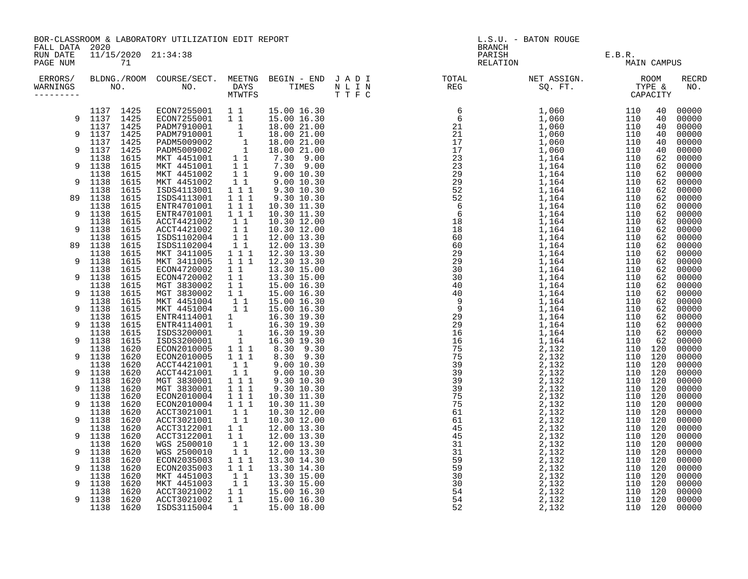BOR-CLASSROOM & LABORATORY UTILIZATION EDIT REPORT
FALL DATA 2020
RUN DATE 11/15/2020 21:34:38
PAGE NUM 71

L.S.U. - BATON ROUGE
BRANCH
PARISH E.B.R.
RELATION MAIN CAMPUS

| ERRORS/ WARNINGS | BLDNG./ROOM NO. | | COURSE/SECT. NO. | MEETNG DAYS MTWTFS | BEGIN - END TIMES | | J A D I N L I N T T F C | TOTAL REG | NET ASSIGN. SQ. FT. | ROOM TYPE & CAPACITY | | RECRD NO. |
|---|---|---|---|---|---|---|---|---|---|---|---|---|
| | 1137 | 1425 | ECON7255001 | 1 1 | 15.00 | 16.30 | | 6 | 1,060 | 110 | 40 | 00000 |
| 9 | 1137 | 1425 | ECON7255001 | 1 1 | 15.00 | 16.30 | | 6 | 1,060 | 110 | 40 | 00000 |
| | 1137 | 1425 | PADM7910001 | 1 | 18.00 | 21.00 | | 21 | 1,060 | 110 | 40 | 00000 |
| 9 | 1137 | 1425 | PADM7910001 | 1 | 18.00 | 21.00 | | 21 | 1,060 | 110 | 40 | 00000 |
| | 1137 | 1425 | PADM5009002 | 1 | 18.00 | 21.00 | | 17 | 1,060 | 110 | 40 | 00000 |
| 9 | 1137 | 1425 | PADM5009002 | 1 | 18.00 | 21.00 | | 17 | 1,060 | 110 | 40 | 00000 |
| | 1138 | 1615 | MKT 4451001 | 1 1 | 7.30 | 9.00 | | 23 | 1,164 | 110 | 62 | 00000 |
| 9 | 1138 | 1615 | MKT 4451001 | 1 1 | 7.30 | 9.00 | | 23 | 1,164 | 110 | 62 | 00000 |
| | 1138 | 1615 | MKT 4451002 | 1 1 | 9.00 | 10.30 | | 29 | 1,164 | 110 | 62 | 00000 |
| 9 | 1138 | 1615 | MKT 4451002 | 1 1 | 9.00 | 10.30 | | 29 | 1,164 | 110 | 62 | 00000 |
| | 1138 | 1615 | ISDS4113001 | 1 1 1 | 9.30 | 10.30 | | 52 | 1,164 | 110 | 62 | 00000 |
| 89 | 1138 | 1615 | ISDS4113001 | 1 1 1 | 9.30 | 10.30 | | 52 | 1,164 | 110 | 62 | 00000 |
| | 1138 | 1615 | ENTR4701001 | 1 1 1 | 10.30 | 11.30 | | 6 | 1,164 | 110 | 62 | 00000 |
| 9 | 1138 | 1615 | ENTR4701001 | 1 1 1 | 10.30 | 11.30 | | 6 | 1,164 | 110 | 62 | 00000 |
| | 1138 | 1615 | ACCT4421002 | 1 1 | 10.30 | 12.00 | | 18 | 1,164 | 110 | 62 | 00000 |
| 9 | 1138 | 1615 | ACCT4421002 | 1 1 | 10.30 | 12.00 | | 18 | 1,164 | 110 | 62 | 00000 |
| | 1138 | 1615 | ISDS1102004 | 1 1 | 12.00 | 13.30 | | 60 | 1,164 | 110 | 62 | 00000 |
| 89 | 1138 | 1615 | ISDS1102004 | 1 1 | 12.00 | 13.30 | | 60 | 1,164 | 110 | 62 | 00000 |
| | 1138 | 1615 | MKT 3411005 | 1 1 1 | 12.30 | 13.30 | | 29 | 1,164 | 110 | 62 | 00000 |
| 9 | 1138 | 1615 | MKT 3411005 | 1 1 1 | 12.30 | 13.30 | | 29 | 1,164 | 110 | 62 | 00000 |
| | 1138 | 1615 | ECON4720002 | 1 1 | 13.30 | 15.00 | | 30 | 1,164 | 110 | 62 | 00000 |
| 9 | 1138 | 1615 | ECON4720002 | 1 1 | 13.30 | 15.00 | | 30 | 1,164 | 110 | 62 | 00000 |
| | 1138 | 1615 | MGT 3830002 | 1 1 | 15.00 | 16.30 | | 40 | 1,164 | 110 | 62 | 00000 |
| 9 | 1138 | 1615 | MGT 3830002 | 1 1 | 15.00 | 16.30 | | 40 | 1,164 | 110 | 62 | 00000 |
| | 1138 | 1615 | MKT 4451004 | 1 1 | 15.00 | 16.30 | | 9 | 1,164 | 110 | 62 | 00000 |
| 9 | 1138 | 1615 | MKT 4451004 | 1 1 | 15.00 | 16.30 | | 9 | 1,164 | 110 | 62 | 00000 |
| | 1138 | 1615 | ENTR4114001 | 1 | 16.30 | 19.30 | | 29 | 1,164 | 110 | 62 | 00000 |
| 9 | 1138 | 1615 | ENTR4114001 | 1 | 16.30 | 19.30 | | 29 | 1,164 | 110 | 62 | 00000 |
| | 1138 | 1615 | ISDS3200001 | 1 | 16.30 | 19.30 | | 16 | 1,164 | 110 | 62 | 00000 |
| 9 | 1138 | 1615 | ISDS3200001 | 1 | 16.30 | 19.30 | | 16 | 1,164 | 110 | 62 | 00000 |
| | 1138 | 1620 | ECON2010005 | 1 1 1 | 8.30 | 9.30 | | 75 | 2,132 | 110 | 120 | 00000 |
| 9 | 1138 | 1620 | ECON2010005 | 1 1 1 | 8.30 | 9.30 | | 75 | 2,132 | 110 | 120 | 00000 |
| | 1138 | 1620 | ACCT4421001 | 1 1 | 9.00 | 10.30 | | 39 | 2,132 | 110 | 120 | 00000 |
| 9 | 1138 | 1620 | ACCT4421001 | 1 1 | 9.00 | 10.30 | | 39 | 2,132 | 110 | 120 | 00000 |
| | 1138 | 1620 | MGT 3830001 | 1 1 1 | 9.30 | 10.30 | | 39 | 2,132 | 110 | 120 | 00000 |
| 9 | 1138 | 1620 | MGT 3830001 | 1 1 1 | 9.30 | 10.30 | | 39 | 2,132 | 110 | 120 | 00000 |
| | 1138 | 1620 | ECON2010004 | 1 1 1 | 10.30 | 11.30 | | 75 | 2,132 | 110 | 120 | 00000 |
| 9 | 1138 | 1620 | ECON2010004 | 1 1 1 | 10.30 | 11.30 | | 75 | 2,132 | 110 | 120 | 00000 |
| | 1138 | 1620 | ACCT3021001 | 1 1 | 10.30 | 12.00 | | 61 | 2,132 | 110 | 120 | 00000 |
| 9 | 1138 | 1620 | ACCT3021001 | 1 1 | 10.30 | 12.00 | | 61 | 2,132 | 110 | 120 | 00000 |
| | 1138 | 1620 | ACCT3122001 | 1 1 | 12.00 | 13.30 | | 45 | 2,132 | 110 | 120 | 00000 |
| 9 | 1138 | 1620 | ACCT3122001 | 1 1 | 12.00 | 13.30 | | 45 | 2,132 | 110 | 120 | 00000 |
| | 1138 | 1620 | WGS 2500010 | 1 1 | 12.00 | 13.30 | | 31 | 2,132 | 110 | 120 | 00000 |
| 9 | 1138 | 1620 | WGS 2500010 | 1 1 | 12.00 | 13.30 | | 31 | 2,132 | 110 | 120 | 00000 |
| | 1138 | 1620 | ECON2035003 | 1 1 1 | 13.30 | 14.30 | | 59 | 2,132 | 110 | 120 | 00000 |
| 9 | 1138 | 1620 | ECON2035003 | 1 1 1 | 13.30 | 14.30 | | 59 | 2,132 | 110 | 120 | 00000 |
| | 1138 | 1620 | MKT 4451003 | 1 1 | 13.30 | 15.00 | | 30 | 2,132 | 110 | 120 | 00000 |
| 9 | 1138 | 1620 | MKT 4451003 | 1 1 | 13.30 | 15.00 | | 30 | 2,132 | 110 | 120 | 00000 |
| | 1138 | 1620 | ACCT3021002 | 1 1 | 15.00 | 16.30 | | 54 | 2,132 | 110 | 120 | 00000 |
| 9 | 1138 | 1620 | ACCT3021002 | 1 1 | 15.00 | 16.30 | | 54 | 2,132 | 110 | 120 | 00000 |
| | 1138 | 1620 | ISDS3115004 | 1 | 15.00 | 18.00 | | 52 | 2,132 | 110 | 120 | 00000 |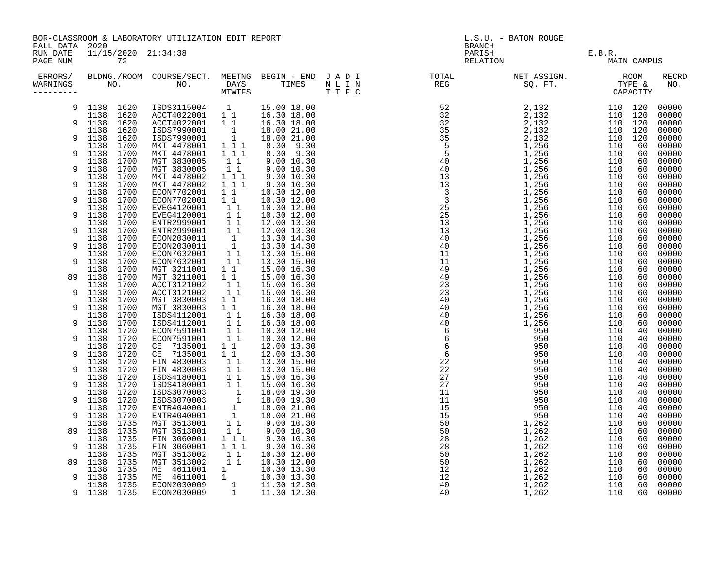BOR-CLASSROOM & LABORATORY UTILIZATION EDIT REPORT
FALL DATA 2020
RUN DATE 11/15/2020 21:34:38

L.S.U. - BATON ROUGE
BRANCH
PARISH E.B.R.
RELATION MAIN CAMPUS

| ERRORS/ WARNINGS | BLDNG./ROOM NO. | COURSE/SECT. NO. | MEETNG DAYS MTWTFS | BEGIN - END TIMES | J A D I N L I N T T F C | TOTAL REG | NET ASSIGN. SQ. FT. | ROOM TYPE & CAPACITY | RECRD NO. |
|---|---|---|---|---|---|---|---|---|---|
| 9 | 1138 1620 | ISDS3115004 | 1 | 15.00 18.00 | | 52 | 2,132 | 110 120 | 00000 |
| | 1138 1620 | ACCT4022001 | 1 1 | 16.30 18.00 | | 32 | 2,132 | 110 120 | 00000 |
| 9 | 1138 1620 | ACCT4022001 | 1 1 | 16.30 18.00 | | 32 | 2,132 | 110 120 | 00000 |
| | 1138 1620 | ISDS7990001 | 1 | 18.00 21.00 | | 35 | 2,132 | 110 120 | 00000 |
| 9 | 1138 1620 | ISDS7990001 | 1 | 18.00 21.00 | | 35 | 2,132 | 110 120 | 00000 |
| | 1138 1700 | MKT 4478001 | 1 1 1 | 8.30 9.30 | | 5 | 1,256 | 110 60 | 00000 |
| 9 | 1138 1700 | MKT 4478001 | 1 1 1 | 8.30 9.30 | | 5 | 1,256 | 110 60 | 00000 |
| | 1138 1700 | MGT 3830005 | 1 1 | 9.00 10.30 | | 40 | 1,256 | 110 60 | 00000 |
| 9 | 1138 1700 | MGT 3830005 | 1 1 | 9.00 10.30 | | 40 | 1,256 | 110 60 | 00000 |
| | 1138 1700 | MKT 4478002 | 1 1 1 | 9.30 10.30 | | 13 | 1,256 | 110 60 | 00000 |
| 9 | 1138 1700 | MKT 4478002 | 1 1 1 | 9.30 10.30 | | 13 | 1,256 | 110 60 | 00000 |
| | 1138 1700 | ECON7702001 | 1 1 | 10.30 12.00 | | 3 | 1,256 | 110 60 | 00000 |
| 9 | 1138 1700 | ECON7702001 | 1 1 | 10.30 12.00 | | 3 | 1,256 | 110 60 | 00000 |
| | 1138 1700 | EVEG4120001 | 1 1 | 10.30 12.00 | | 25 | 1,256 | 110 60 | 00000 |
| 9 | 1138 1700 | EVEG4120001 | 1 1 | 10.30 12.00 | | 25 | 1,256 | 110 60 | 00000 |
| | 1138 1700 | ENTR2999001 | 1 1 | 12.00 13.30 | | 13 | 1,256 | 110 60 | 00000 |
| 9 | 1138 1700 | ENTR2999001 | 1 1 | 12.00 13.30 | | 13 | 1,256 | 110 60 | 00000 |
| | 1138 1700 | ECON2030011 | 1 | 13.30 14.30 | | 40 | 1,256 | 110 60 | 00000 |
| 9 | 1138 1700 | ECON2030011 | 1 | 13.30 14.30 | | 40 | 1,256 | 110 60 | 00000 |
| | 1138 1700 | ECON7632001 | 1 1 | 13.30 15.00 | | 11 | 1,256 | 110 60 | 00000 |
| 9 | 1138 1700 | ECON7632001 | 1 1 | 13.30 15.00 | | 11 | 1,256 | 110 60 | 00000 |
| | 1138 1700 | MGT 3211001 | 1 1 | 15.00 16.30 | | 49 | 1,256 | 110 60 | 00000 |
| 89 | 1138 1700 | MGT 3211001 | 1 1 | 15.00 16.30 | | 49 | 1,256 | 110 60 | 00000 |
| | 1138 1700 | ACCT3121002 | 1 1 | 15.00 16.30 | | 23 | 1,256 | 110 60 | 00000 |
| 9 | 1138 1700 | ACCT3121002 | 1 1 | 15.00 16.30 | | 23 | 1,256 | 110 60 | 00000 |
| | 1138 1700 | MGT 3830003 | 1 1 | 16.30 18.00 | | 40 | 1,256 | 110 60 | 00000 |
| 9 | 1138 1700 | MGT 3830003 | 1 1 | 16.30 18.00 | | 40 | 1,256 | 110 60 | 00000 |
| | 1138 1700 | ISDS4112001 | 1 1 | 16.30 18.00 | | 40 | 1,256 | 110 60 | 00000 |
| 9 | 1138 1700 | ISDS4112001 | 1 1 | 16.30 18.00 | | 40 | 1,256 | 110 60 | 00000 |
| | 1138 1720 | ECON7591001 | 1 1 | 10.30 12.00 | | 6 | 950 | 110 40 | 00000 |
| 9 | 1138 1720 | ECON7591001 | 1 1 | 10.30 12.00 | | 6 | 950 | 110 40 | 00000 |
| | 1138 1720 | CE 7135001 | 1 1 | 12.00 13.30 | | 6 | 950 | 110 40 | 00000 |
| 9 | 1138 1720 | CE 7135001 | 1 1 | 12.00 13.30 | | 6 | 950 | 110 40 | 00000 |
| | 1138 1720 | FIN 4830003 | 1 1 | 13.30 15.00 | | 22 | 950 | 110 40 | 00000 |
| 9 | 1138 1720 | FIN 4830003 | 1 1 | 13.30 15.00 | | 22 | 950 | 110 40 | 00000 |
| | 1138 1720 | ISDS4180001 | 1 1 | 15.00 16.30 | | 27 | 950 | 110 40 | 00000 |
| 9 | 1138 1720 | ISDS4180001 | 1 1 | 15.00 16.30 | | 27 | 950 | 110 40 | 00000 |
| | 1138 1720 | ISDS3070003 | 1 | 18.00 19.30 | | 11 | 950 | 110 40 | 00000 |
| 9 | 1138 1720 | ISDS3070003 | 1 | 18.00 19.30 | | 11 | 950 | 110 40 | 00000 |
| | 1138 1720 | ENTR4040001 | 1 | 18.00 21.00 | | 15 | 950 | 110 40 | 00000 |
| 9 | 1138 1720 | ENTR4040001 | 1 | 18.00 21.00 | | 15 | 950 | 110 40 | 00000 |
| | 1138 1735 | MGT 3513001 | 1 1 | 9.00 10.30 | | 50 | 1,262 | 110 60 | 00000 |
| 89 | 1138 1735 | MGT 3513001 | 1 1 | 9.00 10.30 | | 50 | 1,262 | 110 60 | 00000 |
| | 1138 1735 | FIN 3060001 | 1 1 1 | 9.30 10.30 | | 28 | 1,262 | 110 60 | 00000 |
| 9 | 1138 1735 | FIN 3060001 | 1 1 1 | 9.30 10.30 | | 28 | 1,262 | 110 60 | 00000 |
| | 1138 1735 | MGT 3513002 | 1 1 | 10.30 12.00 | | 50 | 1,262 | 110 60 | 00000 |
| 89 | 1138 1735 | MGT 3513002 | 1 1 | 10.30 12.00 | | 50 | 1,262 | 110 60 | 00000 |
| | 1138 1735 | ME 4611001 | 1 | 10.30 13.30 | | 12 | 1,262 | 110 60 | 00000 |
| 9 | 1138 1735 | ME 4611001 | 1 | 10.30 13.30 | | 12 | 1,262 | 110 60 | 00000 |
| | 1138 1735 | ECON2030009 | 1 | 11.30 12.30 | | 40 | 1,262 | 110 60 | 00000 |
| 9 | 1138 1735 | ECON2030009 | 1 | 11.30 12.30 | | 40 | 1,262 | 110 60 | 00000 |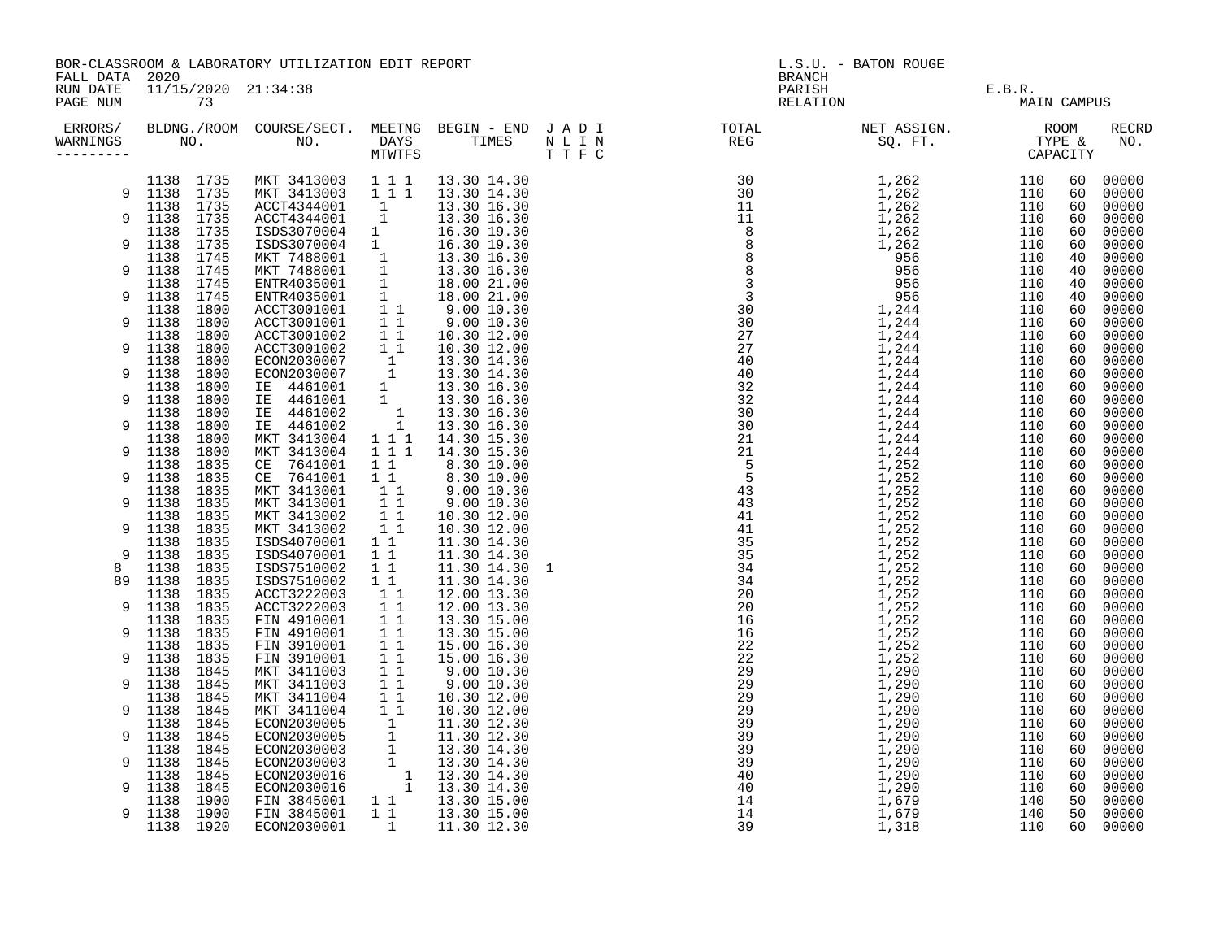BOR-CLASSROOM & LABORATORY UTILIZATION EDIT REPORT
FALL DATA 2020
RUN DATE 11/15/2020 21:34:38
PAGE NUM 73

L.S.U. - BATON ROUGE
BRANCH
PARISH E.B.R.
RELATION MAIN CAMPUS

| ERRORS/ WARNINGS | BLDNG./ROOM NO. | COURSE/SECT. NO. | MEETNG DAYS MTWTFS | BEGIN - END TIMES | J A D I N L I N T T F C | TOTAL REG | NET ASSIGN. SQ. FT. | ROOM TYPE & CAPACITY | | RECRD NO. |
|---|---|---|---|---|---|---|---|---|---|---|
| | 1138 1735 | MKT 3413003 | 1 1 1 | 13.30 14.30 | | 30 | 1,262 | 110 | 60 | 00000 |
| 9 | 1138 1735 | MKT 3413003 | 1 1 1 | 13.30 14.30 | | 30 | 1,262 | 110 | 60 | 00000 |
| | 1138 1735 | ACCT4344001 | 1 | 13.30 16.30 | | 11 | 1,262 | 110 | 60 | 00000 |
| 9 | 1138 1735 | ACCT4344001 | 1 | 13.30 16.30 | | 11 | 1,262 | 110 | 60 | 00000 |
| | 1138 1735 | ISDS3070004 | 1 | 16.30 19.30 | | 8 | 1,262 | 110 | 60 | 00000 |
| 9 | 1138 1735 | ISDS3070004 | 1 | 16.30 19.30 | | 8 | 1,262 | 110 | 60 | 00000 |
| | 1138 1745 | MKT 7488001 | 1 | 13.30 16.30 | | 8 | 956 | 110 | 40 | 00000 |
| 9 | 1138 1745 | MKT 7488001 | 1 | 13.30 16.30 | | 8 | 956 | 110 | 40 | 00000 |
| | 1138 1745 | ENTR4035001 | 1 | 18.00 21.00 | | 3 | 956 | 110 | 40 | 00000 |
| 9 | 1138 1745 | ENTR4035001 | 1 | 18.00 21.00 | | 3 | 956 | 110 | 40 | 00000 |
| | 1138 1800 | ACCT3001001 | 1 1 | 9.00 10.30 | | 30 | 1,244 | 110 | 60 | 00000 |
| 9 | 1138 1800 | ACCT3001001 | 1 1 | 9.00 10.30 | | 30 | 1,244 | 110 | 60 | 00000 |
| | 1138 1800 | ACCT3001002 | 1 1 | 10.30 12.00 | | 27 | 1,244 | 110 | 60 | 00000 |
| 9 | 1138 1800 | ACCT3001002 | 1 1 | 10.30 12.00 | | 27 | 1,244 | 110 | 60 | 00000 |
| | 1138 1800 | ECON2030007 | 1 | 13.30 14.30 | | 40 | 1,244 | 110 | 60 | 00000 |
| 9 | 1138 1800 | ECON2030007 | 1 | 13.30 14.30 | | 40 | 1,244 | 110 | 60 | 00000 |
| | 1138 1800 | IE 4461001 | 1 | 13.30 16.30 | | 32 | 1,244 | 110 | 60 | 00000 |
| 9 | 1138 1800 | IE 4461001 | 1 | 13.30 16.30 | | 32 | 1,244 | 110 | 60 | 00000 |
| | 1138 1800 | IE 4461002 | 1 | 13.30 16.30 | | 30 | 1,244 | 110 | 60 | 00000 |
| 9 | 1138 1800 | IE 4461002 | 1 | 13.30 16.30 | | 30 | 1,244 | 110 | 60 | 00000 |
| | 1138 1800 | MKT 3413004 | 1 1 1 | 14.30 15.30 | | 21 | 1,244 | 110 | 60 | 00000 |
| 9 | 1138 1800 | MKT 3413004 | 1 1 1 | 14.30 15.30 | | 21 | 1,244 | 110 | 60 | 00000 |
| | 1138 1835 | CE 7641001 | 1 1 | 8.30 10.00 | | 5 | 1,252 | 110 | 60 | 00000 |
| 9 | 1138 1835 | CE 7641001 | 1 1 | 8.30 10.00 | | 5 | 1,252 | 110 | 60 | 00000 |
| | 1138 1835 | MKT 3413001 | 1 1 | 9.00 10.30 | | 43 | 1,252 | 110 | 60 | 00000 |
| 9 | 1138 1835 | MKT 3413001 | 1 1 | 9.00 10.30 | | 43 | 1,252 | 110 | 60 | 00000 |
| | 1138 1835 | MKT 3413002 | 1 1 | 10.30 12.00 | | 41 | 1,252 | 110 | 60 | 00000 |
| 9 | 1138 1835 | MKT 3413002 | 1 1 | 10.30 12.00 | | 41 | 1,252 | 110 | 60 | 00000 |
| | 1138 1835 | ISDS4070001 | 1 1 | 11.30 14.30 | | 35 | 1,252 | 110 | 60 | 00000 |
| 9 | 1138 1835 | ISDS4070001 | 1 1 | 11.30 14.30 | | 35 | 1,252 | 110 | 60 | 00000 |
| 8 | 1138 1835 | ISDS7510002 | 1 1 | 11.30 14.30 | 1 | 34 | 1,252 | 110 | 60 | 00000 |
| 89 | 1138 1835 | ISDS7510002 | 1 1 | 11.30 14.30 | | 34 | 1,252 | 110 | 60 | 00000 |
| | 1138 1835 | ACCT3222003 | 1 1 | 12.00 13.30 | | 20 | 1,252 | 110 | 60 | 00000 |
| 9 | 1138 1835 | ACCT3222003 | 1 1 | 12.00 13.30 | | 20 | 1,252 | 110 | 60 | 00000 |
| | 1138 1835 | FIN 4910001 | 1 1 | 13.30 15.00 | | 16 | 1,252 | 110 | 60 | 00000 |
| 9 | 1138 1835 | FIN 4910001 | 1 1 | 13.30 15.00 | | 16 | 1,252 | 110 | 60 | 00000 |
| | 1138 1835 | FIN 3910001 | 1 1 | 15.00 16.30 | | 22 | 1,252 | 110 | 60 | 00000 |
| 9 | 1138 1835 | FIN 3910001 | 1 1 | 15.00 16.30 | | 22 | 1,252 | 110 | 60 | 00000 |
| | 1138 1845 | MKT 3411003 | 1 1 | 9.00 10.30 | | 29 | 1,290 | 110 | 60 | 00000 |
| 9 | 1138 1845 | MKT 3411003 | 1 1 | 9.00 10.30 | | 29 | 1,290 | 110 | 60 | 00000 |
| | 1138 1845 | MKT 3411004 | 1 1 | 10.30 12.00 | | 29 | 1,290 | 110 | 60 | 00000 |
| 9 | 1138 1845 | MKT 3411004 | 1 1 | 10.30 12.00 | | 29 | 1,290 | 110 | 60 | 00000 |
| | 1138 1845 | ECON2030005 | 1 | 11.30 12.30 | | 39 | 1,290 | 110 | 60 | 00000 |
| 9 | 1138 1845 | ECON2030005 | 1 | 11.30 12.30 | | 39 | 1,290 | 110 | 60 | 00000 |
| | 1138 1845 | ECON2030003 | 1 | 13.30 14.30 | | 39 | 1,290 | 110 | 60 | 00000 |
| 9 | 1138 1845 | ECON2030003 | 1 | 13.30 14.30 | | 39 | 1,290 | 110 | 60 | 00000 |
| | 1138 1845 | ECON2030016 | 1 | 13.30 14.30 | | 40 | 1,290 | 110 | 60 | 00000 |
| 9 | 1138 1845 | ECON2030016 | 1 | 13.30 14.30 | | 40 | 1,290 | 110 | 60 | 00000 |
| | 1138 1900 | FIN 3845001 | 1 1 | 13.30 15.00 | | 14 | 1,679 | 140 | 50 | 00000 |
| 9 | 1138 1900 | FIN 3845001 | 1 1 | 13.30 15.00 | | 14 | 1,679 | 140 | 50 | 00000 |
| | 1138 1920 | ECON2030001 | 1 | 11.30 12.30 | | 39 | 1,318 | 110 | 60 | 00000 |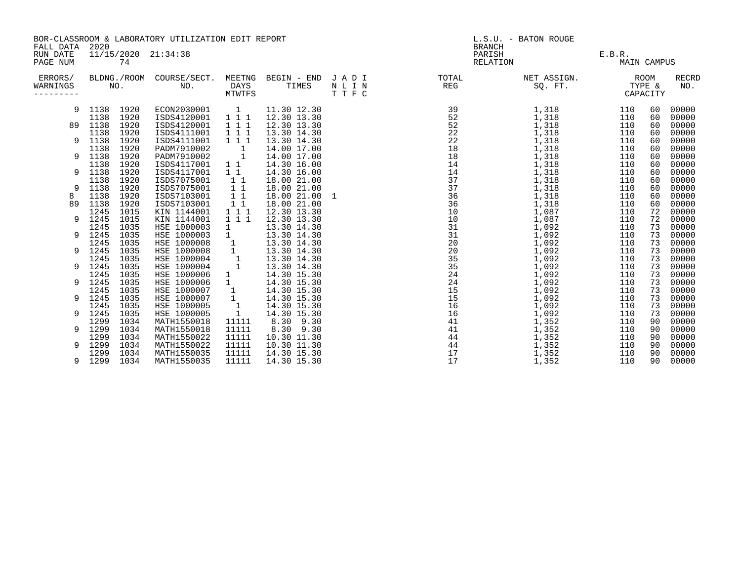BOR-CLASSROOM & LABORATORY UTILIZATION EDIT REPORT
FALL DATA 2020
RUN DATE 11/15/2020 21:34:38
PAGE NUM 74

L.S.U. - BATON ROUGE
BRANCH
PARISH E.B.R.
RELATION MAIN CAMPUS

| ERRORS/ WARNINGS | BLDG. NO. | ROOM NO. | COURSE/SECT. NO. | MEETNG DAYS MTWTFS | BEGIN - END TIMES | J A D I N L I N T T F C | TOTAL REG | NET ASSIGN. SQ. FT. | ROOM TYPE | CAPACITY | RECRD NO. |
|---|---|---|---|---|---|---|---|---|---|---|---|
| 9 | 1138 | 1920 | ECON2030001 | 1 | 11.30 12.30 | | 39 | 1,318 | 110 | 60 | 00000 |
| | 1138 | 1920 | ISDS4120001 | 1 1 1 | 12.30 13.30 | | 52 | 1,318 | 110 | 60 | 00000 |
| 89 | 1138 | 1920 | ISDS4120001 | 1 1 1 | 12.30 13.30 | | 52 | 1,318 | 110 | 60 | 00000 |
| | 1138 | 1920 | ISDS4111001 | 1 1 1 | 13.30 14.30 | | 22 | 1,318 | 110 | 60 | 00000 |
| 9 | 1138 | 1920 | ISDS4111001 | 1 1 1 | 13.30 14.30 | | 22 | 1,318 | 110 | 60 | 00000 |
| | 1138 | 1920 | PADM7910002 | 1 | 14.00 17.00 | | 18 | 1,318 | 110 | 60 | 00000 |
| 9 | 1138 | 1920 | PADM7910002 | 1 | 14.00 17.00 | | 18 | 1,318 | 110 | 60 | 00000 |
| | 1138 | 1920 | ISDS4117001 | 1 1 | 14.30 16.00 | | 14 | 1,318 | 110 | 60 | 00000 |
| 9 | 1138 | 1920 | ISDS4117001 | 1 1 | 14.30 16.00 | | 14 | 1,318 | 110 | 60 | 00000 |
| | 1138 | 1920 | ISDS7075001 | 1 1 | 18.00 21.00 | | 37 | 1,318 | 110 | 60 | 00000 |
| 9 | 1138 | 1920 | ISDS7075001 | 1 1 | 18.00 21.00 | | 37 | 1,318 | 110 | 60 | 00000 |
| 8 | 1138 | 1920 | ISDS7103001 | 1 1 | 18.00 21.00 | 1 | 36 | 1,318 | 110 | 60 | 00000 |
| 89 | 1138 | 1920 | ISDS7103001 | 1 1 | 18.00 21.00 | | 36 | 1,318 | 110 | 60 | 00000 |
| | 1245 | 1015 | KIN 1144001 | 1 1 1 | 12.30 13.30 | | 10 | 1,087 | 110 | 72 | 00000 |
| 9 | 1245 | 1015 | KIN 1144001 | 1 1 1 | 12.30 13.30 | | 10 | 1,087 | 110 | 72 | 00000 |
| | 1245 | 1035 | HSE 1000003 | 1 | 13.30 14.30 | | 31 | 1,092 | 110 | 73 | 00000 |
| 9 | 1245 | 1035 | HSE 1000003 | 1 | 13.30 14.30 | | 31 | 1,092 | 110 | 73 | 00000 |
| | 1245 | 1035 | HSE 1000008 | 1 | 13.30 14.30 | | 20 | 1,092 | 110 | 73 | 00000 |
| 9 | 1245 | 1035 | HSE 1000008 | 1 | 13.30 14.30 | | 20 | 1,092 | 110 | 73 | 00000 |
| | 1245 | 1035 | HSE 1000004 | 1 | 13.30 14.30 | | 35 | 1,092 | 110 | 73 | 00000 |
| 9 | 1245 | 1035 | HSE 1000004 | 1 | 13.30 14.30 | | 35 | 1,092 | 110 | 73 | 00000 |
| | 1245 | 1035 | HSE 1000006 | 1 | 14.30 15.30 | | 24 | 1,092 | 110 | 73 | 00000 |
| 9 | 1245 | 1035 | HSE 1000006 | 1 | 14.30 15.30 | | 24 | 1,092 | 110 | 73 | 00000 |
| | 1245 | 1035 | HSE 1000007 | 1 | 14.30 15.30 | | 15 | 1,092 | 110 | 73 | 00000 |
| 9 | 1245 | 1035 | HSE 1000007 | 1 | 14.30 15.30 | | 15 | 1,092 | 110 | 73 | 00000 |
| | 1245 | 1035 | HSE 1000005 | 1 | 14.30 15.30 | | 16 | 1,092 | 110 | 73 | 00000 |
| 9 | 1245 | 1035 | HSE 1000005 | 1 | 14.30 15.30 | | 16 | 1,092 | 110 | 73 | 00000 |
| | 1299 | 1034 | MATH1550018 | 11111 | 8.30 9.30 | | 41 | 1,352 | 110 | 90 | 00000 |
| 9 | 1299 | 1034 | MATH1550018 | 11111 | 8.30 9.30 | | 41 | 1,352 | 110 | 90 | 00000 |
| | 1299 | 1034 | MATH1550022 | 11111 | 10.30 11.30 | | 44 | 1,352 | 110 | 90 | 00000 |
| 9 | 1299 | 1034 | MATH1550022 | 11111 | 10.30 11.30 | | 44 | 1,352 | 110 | 90 | 00000 |
| | 1299 | 1034 | MATH1550035 | 11111 | 14.30 15.30 | | 17 | 1,352 | 110 | 90 | 00000 |
| 9 | 1299 | 1034 | MATH1550035 | 11111 | 14.30 15.30 | | 17 | 1,352 | 110 | 90 | 00000 |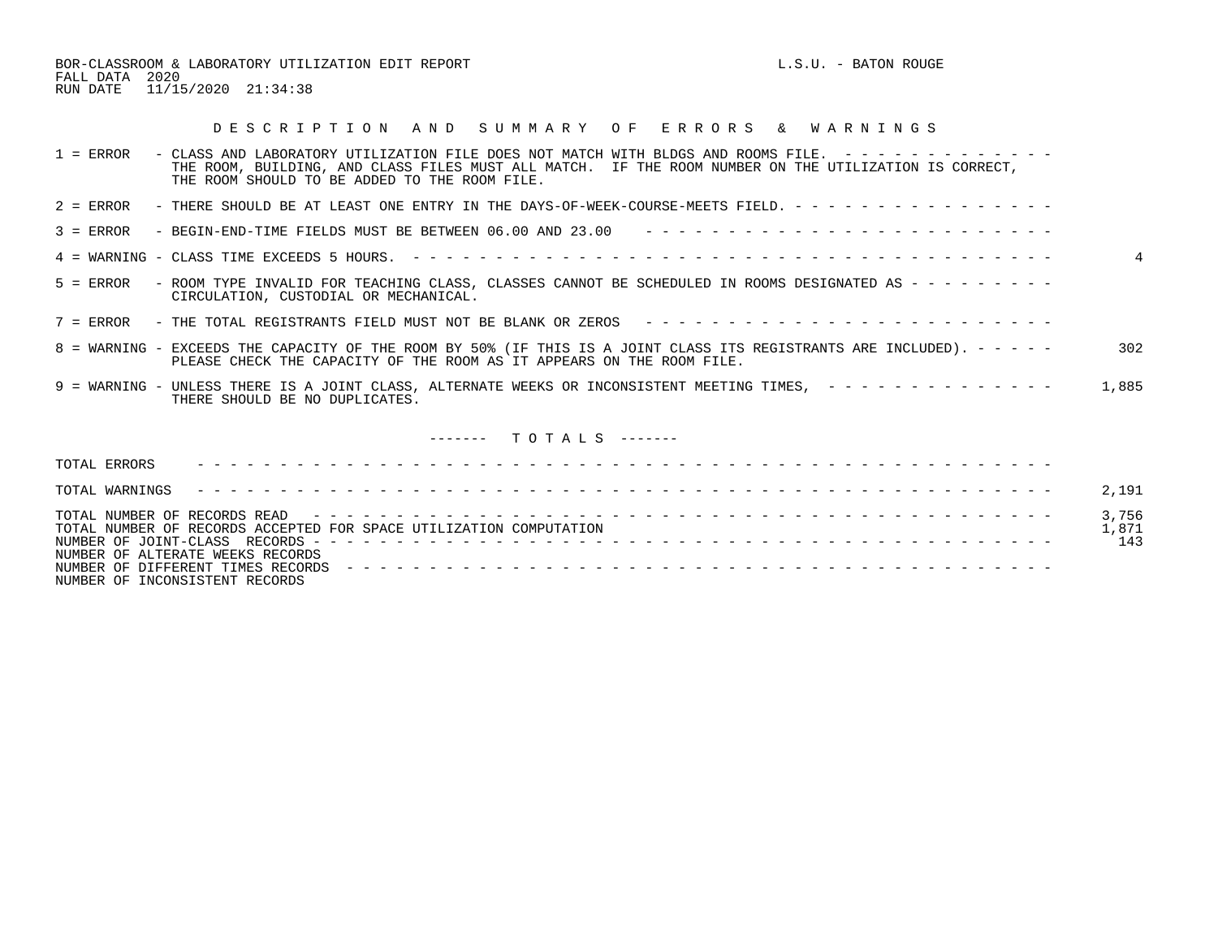BOR-CLASSROOM & LABORATORY UTILIZATION EDIT REPORT    L.S.U. - BATON ROUGE
FALL DATA 2020
RUN DATE 11/15/2020 21:34:38

## DESCRIPTION AND SUMMARY OF ERRORS & WARNINGS

| Code | Description | Count |
|---|---|---|
| 1 = ERROR | CLASS AND LABORATORY UTILIZATION FILE DOES NOT MATCH WITH BLDGS AND ROOMS FILE. THE ROOM, BUILDING, AND CLASS FILES MUST ALL MATCH. IF THE ROOM NUMBER ON THE UTILIZATION IS CORRECT, THE ROOM SHOULD TO BE ADDED TO THE ROOM FILE. | |
| 2 = ERROR | THERE SHOULD BE AT LEAST ONE ENTRY IN THE DAYS-OF-WEEK-COURSE-MEETS FIELD. | |
| 3 = ERROR | BEGIN-END-TIME FIELDS MUST BE BETWEEN 06.00 AND 23.00 | |
| 4 = WARNING | CLASS TIME EXCEEDS 5 HOURS. | 4 |
| 5 = ERROR | ROOM TYPE INVALID FOR TEACHING CLASS, CLASSES CANNOT BE SCHEDULED IN ROOMS DESIGNATED AS CIRCULATION, CUSTODIAL OR MECHANICAL. | |
| 7 = ERROR | THE TOTAL REGISTRANTS FIELD MUST NOT BE BLANK OR ZEROS | |
| 8 = WARNING | EXCEEDS THE CAPACITY OF THE ROOM BY 50% (IF THIS IS A JOINT CLASS ITS REGISTRANTS ARE INCLUDED). PLEASE CHECK THE CAPACITY OF THE ROOM AS IT APPEARS ON THE ROOM FILE. | 302 |
| 9 = WARNING | UNLESS THERE IS A JOINT CLASS, ALTERNATE WEEKS OR INCONSISTENT MEETING TIMES, THERE SHOULD BE NO DUPLICATES. | 1,885 |

## TOTALS

| Item | Count |
|---|---|
| TOTAL ERRORS | |
| TOTAL WARNINGS | 2,191 |
| TOTAL NUMBER OF RECORDS READ | 3,756 |
| TOTAL NUMBER OF RECORDS ACCEPTED FOR SPACE UTILIZATION COMPUTATION | 1,871 |
| NUMBER OF JOINT-CLASS RECORDS | 143 |
| NUMBER OF ALTERATE WEEKS RECORDS | |
| NUMBER OF DIFFERENT TIMES RECORDS | |
| NUMBER OF INCONSISTENT RECORDS | |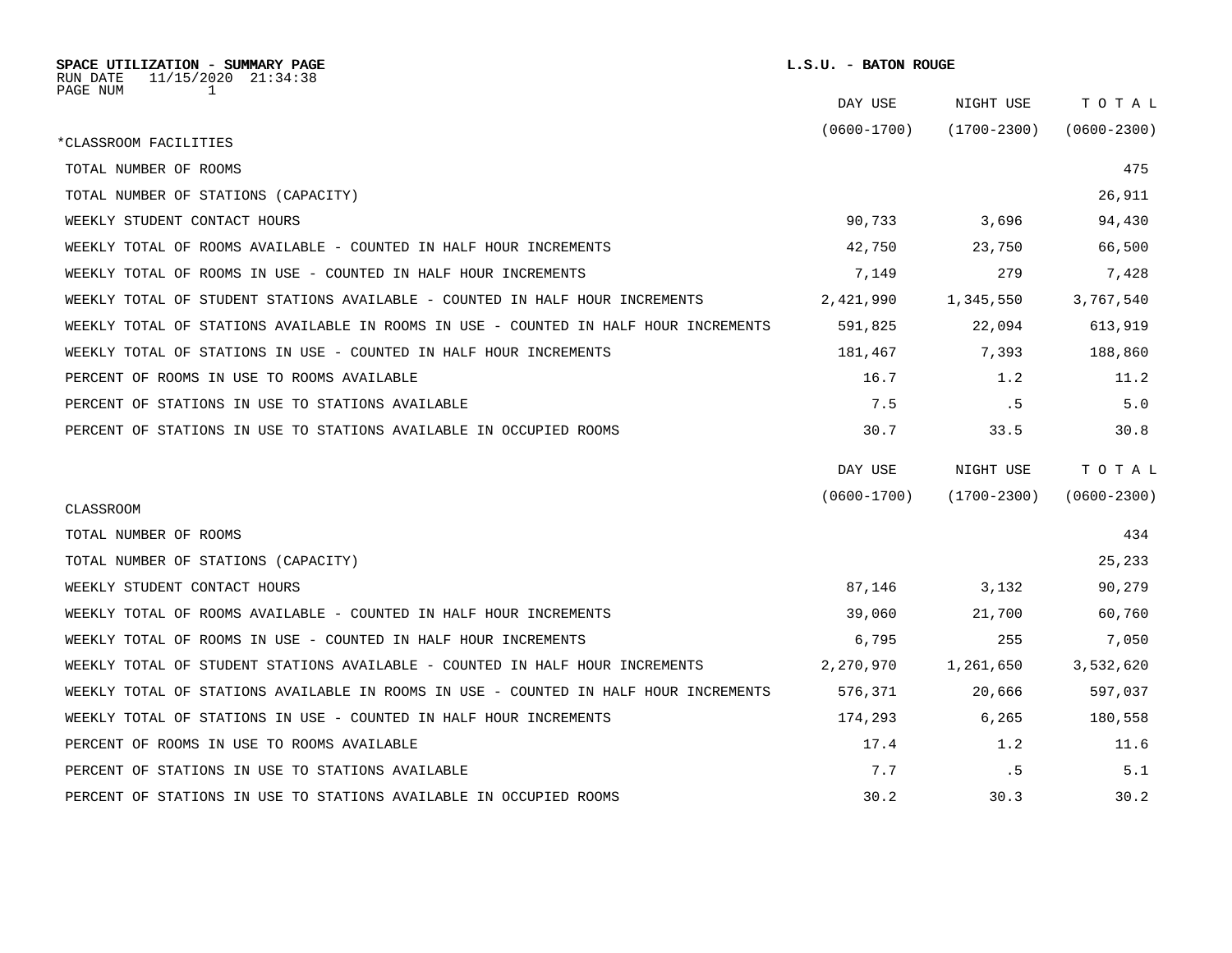**SPACE UTILIZATION - SUMMARY PAGE**
RUN DATE 11/15/2020 21:34:38
PAGE NUM 1

**L.S.U. - BATON ROUGE**

| *CLASSROOM FACILITIES | DAY USE (0600-1700) | NIGHT USE (1700-2300) | TOTAL (0600-2300) |
|---|---|---|---|
| TOTAL NUMBER OF ROOMS | | | 475 |
| TOTAL NUMBER OF STATIONS (CAPACITY) | | | 26,911 |
| WEEKLY STUDENT CONTACT HOURS | 90,733 | 3,696 | 94,430 |
| WEEKLY TOTAL OF ROOMS AVAILABLE - COUNTED IN HALF HOUR INCREMENTS | 42,750 | 23,750 | 66,500 |
| WEEKLY TOTAL OF ROOMS IN USE - COUNTED IN HALF HOUR INCREMENTS | 7,149 | 279 | 7,428 |
| WEEKLY TOTAL OF STUDENT STATIONS AVAILABLE - COUNTED IN HALF HOUR INCREMENTS | 2,421,990 | 1,345,550 | 3,767,540 |
| WEEKLY TOTAL OF STATIONS AVAILABLE IN ROOMS IN USE - COUNTED IN HALF HOUR INCREMENTS | 591,825 | 22,094 | 613,919 |
| WEEKLY TOTAL OF STATIONS IN USE - COUNTED IN HALF HOUR INCREMENTS | 181,467 | 7,393 | 188,860 |
| PERCENT OF ROOMS IN USE TO ROOMS AVAILABLE | 16.7 | 1.2 | 11.2 |
| PERCENT OF STATIONS IN USE TO STATIONS AVAILABLE | 7.5 | .5 | 5.0 |
| PERCENT OF STATIONS IN USE TO STATIONS AVAILABLE IN OCCUPIED ROOMS | 30.7 | 33.5 | 30.8 |

| CLASSROOM | DAY USE (0600-1700) | NIGHT USE (1700-2300) | TOTAL (0600-2300) |
|---|---|---|---|
| TOTAL NUMBER OF ROOMS | | | 434 |
| TOTAL NUMBER OF STATIONS (CAPACITY) | | | 25,233 |
| WEEKLY STUDENT CONTACT HOURS | 87,146 | 3,132 | 90,279 |
| WEEKLY TOTAL OF ROOMS AVAILABLE - COUNTED IN HALF HOUR INCREMENTS | 39,060 | 21,700 | 60,760 |
| WEEKLY TOTAL OF ROOMS IN USE - COUNTED IN HALF HOUR INCREMENTS | 6,795 | 255 | 7,050 |
| WEEKLY TOTAL OF STUDENT STATIONS AVAILABLE - COUNTED IN HALF HOUR INCREMENTS | 2,270,970 | 1,261,650 | 3,532,620 |
| WEEKLY TOTAL OF STATIONS AVAILABLE IN ROOMS IN USE - COUNTED IN HALF HOUR INCREMENTS | 576,371 | 20,666 | 597,037 |
| WEEKLY TOTAL OF STATIONS IN USE - COUNTED IN HALF HOUR INCREMENTS | 174,293 | 6,265 | 180,558 |
| PERCENT OF ROOMS IN USE TO ROOMS AVAILABLE | 17.4 | 1.2 | 11.6 |
| PERCENT OF STATIONS IN USE TO STATIONS AVAILABLE | 7.7 | .5 | 5.1 |
| PERCENT OF STATIONS IN USE TO STATIONS AVAILABLE IN OCCUPIED ROOMS | 30.2 | 30.3 | 30.2 |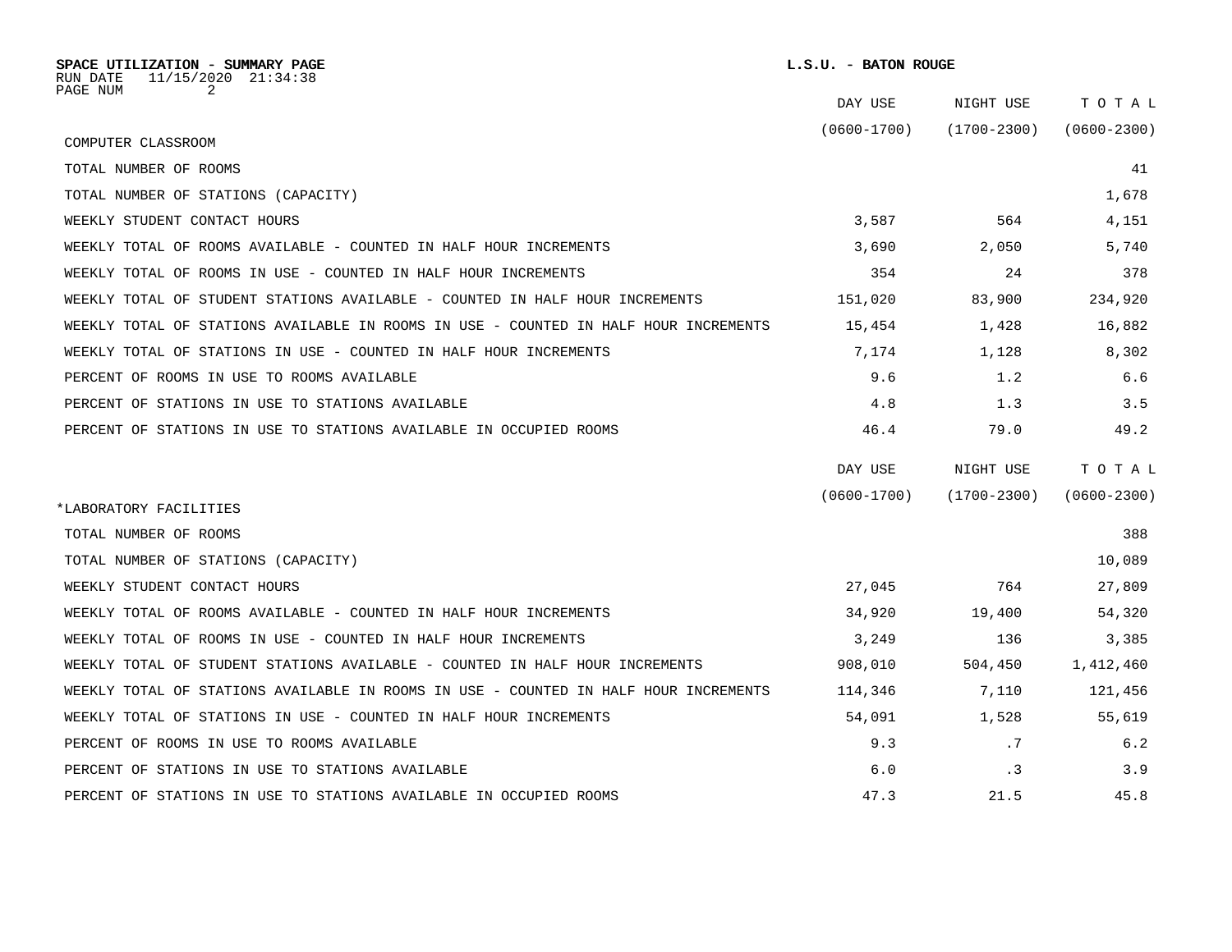**SPACE UTILIZATION - SUMMARY PAGE** **L.S.U. - BATON ROUGE**

RUN DATE 11/15/2020 21:34:38
PAGE NUM 2

| COMPUTER CLASSROOM | DAY USE (0600-1700) | NIGHT USE (1700-2300) | T O T A L (0600-2300) |
|---|---|---|---|
| TOTAL NUMBER OF ROOMS | | | 41 |
| TOTAL NUMBER OF STATIONS (CAPACITY) | | | 1,678 |
| WEEKLY STUDENT CONTACT HOURS | 3,587 | 564 | 4,151 |
| WEEKLY TOTAL OF ROOMS AVAILABLE - COUNTED IN HALF HOUR INCREMENTS | 3,690 | 2,050 | 5,740 |
| WEEKLY TOTAL OF ROOMS IN USE - COUNTED IN HALF HOUR INCREMENTS | 354 | 24 | 378 |
| WEEKLY TOTAL OF STUDENT STATIONS AVAILABLE - COUNTED IN HALF HOUR INCREMENTS | 151,020 | 83,900 | 234,920 |
| WEEKLY TOTAL OF STATIONS AVAILABLE IN ROOMS IN USE - COUNTED IN HALF HOUR INCREMENTS | 15,454 | 1,428 | 16,882 |
| WEEKLY TOTAL OF STATIONS IN USE - COUNTED IN HALF HOUR INCREMENTS | 7,174 | 1,128 | 8,302 |
| PERCENT OF ROOMS IN USE TO ROOMS AVAILABLE | 9.6 | 1.2 | 6.6 |
| PERCENT OF STATIONS IN USE TO STATIONS AVAILABLE | 4.8 | 1.3 | 3.5 |
| PERCENT OF STATIONS IN USE TO STATIONS AVAILABLE IN OCCUPIED ROOMS | 46.4 | 79.0 | 49.2 |

| *LABORATORY FACILITIES | DAY USE (0600-1700) | NIGHT USE (1700-2300) | T O T A L (0600-2300) |
|---|---|---|---|
| TOTAL NUMBER OF ROOMS | | | 388 |
| TOTAL NUMBER OF STATIONS (CAPACITY) | | | 10,089 |
| WEEKLY STUDENT CONTACT HOURS | 27,045 | 764 | 27,809 |
| WEEKLY TOTAL OF ROOMS AVAILABLE - COUNTED IN HALF HOUR INCREMENTS | 34,920 | 19,400 | 54,320 |
| WEEKLY TOTAL OF ROOMS IN USE - COUNTED IN HALF HOUR INCREMENTS | 3,249 | 136 | 3,385 |
| WEEKLY TOTAL OF STUDENT STATIONS AVAILABLE - COUNTED IN HALF HOUR INCREMENTS | 908,010 | 504,450 | 1,412,460 |
| WEEKLY TOTAL OF STATIONS AVAILABLE IN ROOMS IN USE - COUNTED IN HALF HOUR INCREMENTS | 114,346 | 7,110 | 121,456 |
| WEEKLY TOTAL OF STATIONS IN USE - COUNTED IN HALF HOUR INCREMENTS | 54,091 | 1,528 | 55,619 |
| PERCENT OF ROOMS IN USE TO ROOMS AVAILABLE | 9.3 | .7 | 6.2 |
| PERCENT OF STATIONS IN USE TO STATIONS AVAILABLE | 6.0 | .3 | 3.9 |
| PERCENT OF STATIONS IN USE TO STATIONS AVAILABLE IN OCCUPIED ROOMS | 47.3 | 21.5 | 45.8 |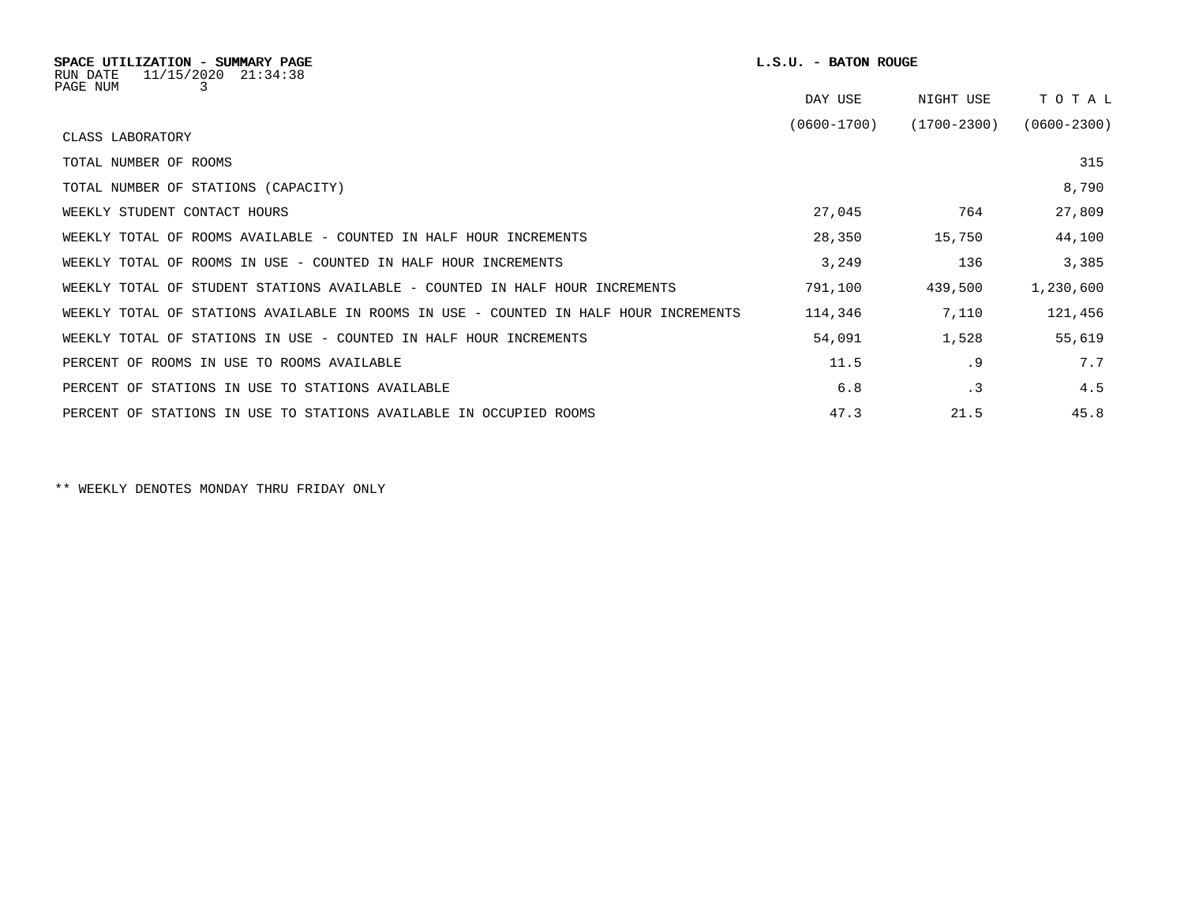**SPACE UTILIZATION - SUMMARY PAGE**
RUN DATE 11/15/2020 21:34:38
PAGE NUM 3

**L.S.U. - BATON ROUGE**

| CLASS LABORATORY | DAY USE (0600-1700) | NIGHT USE (1700-2300) | T O T A L (0600-2300) |
|---|---|---|---|
| TOTAL NUMBER OF ROOMS | | | 315 |
| TOTAL NUMBER OF STATIONS (CAPACITY) | | | 8,790 |
| WEEKLY STUDENT CONTACT HOURS | 27,045 | 764 | 27,809 |
| WEEKLY TOTAL OF ROOMS AVAILABLE - COUNTED IN HALF HOUR INCREMENTS | 28,350 | 15,750 | 44,100 |
| WEEKLY TOTAL OF ROOMS IN USE - COUNTED IN HALF HOUR INCREMENTS | 3,249 | 136 | 3,385 |
| WEEKLY TOTAL OF STUDENT STATIONS AVAILABLE - COUNTED IN HALF HOUR INCREMENTS | 791,100 | 439,500 | 1,230,600 |
| WEEKLY TOTAL OF STATIONS AVAILABLE IN ROOMS IN USE - COUNTED IN HALF HOUR INCREMENTS | 114,346 | 7,110 | 121,456 |
| WEEKLY TOTAL OF STATIONS IN USE - COUNTED IN HALF HOUR INCREMENTS | 54,091 | 1,528 | 55,619 |
| PERCENT OF ROOMS IN USE TO ROOMS AVAILABLE | 11.5 | .9 | 7.7 |
| PERCENT OF STATIONS IN USE TO STATIONS AVAILABLE | 6.8 | .3 | 4.5 |
| PERCENT OF STATIONS IN USE TO STATIONS AVAILABLE IN OCCUPIED ROOMS | 47.3 | 21.5 | 45.8 |

** WEEKLY DENOTES MONDAY THRU FRIDAY ONLY